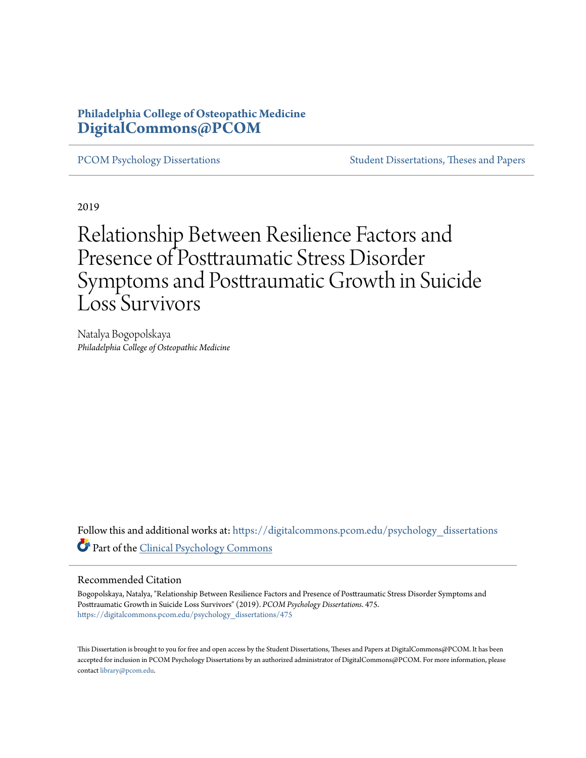Philadelphia College of Osteopathic Medicine
**DigitalCommons@PCOM**

PCOM Psychology Dissertations

Student Dissertations, Theses and Papers

2019

# Relationship Between Resilience Factors and Presence of Posttraumatic Stress Disorder Symptoms and Posttraumatic Growth in Suicide Loss Survivors

Natalya Bogopolskaya
*Philadelphia College of Osteopathic Medicine*

Follow this and additional works at: https://digitalcommons.pcom.edu/psychology_dissertations

Part of the Clinical Psychology Commons

## Recommended Citation

Bogopolskaya, Natalya, "Relationship Between Resilience Factors and Presence of Posttraumatic Stress Disorder Symptoms and Posttraumatic Growth in Suicide Loss Survivors" (2019). *PCOM Psychology Dissertations*. 475.
https://digitalcommons.pcom.edu/psychology_dissertations/475

This Dissertation is brought to you for free and open access by the Student Dissertations, Theses and Papers at DigitalCommons@PCOM. It has been accepted for inclusion in PCOM Psychology Dissertations by an authorized administrator of DigitalCommons@PCOM. For more information, please contact library@pcom.edu.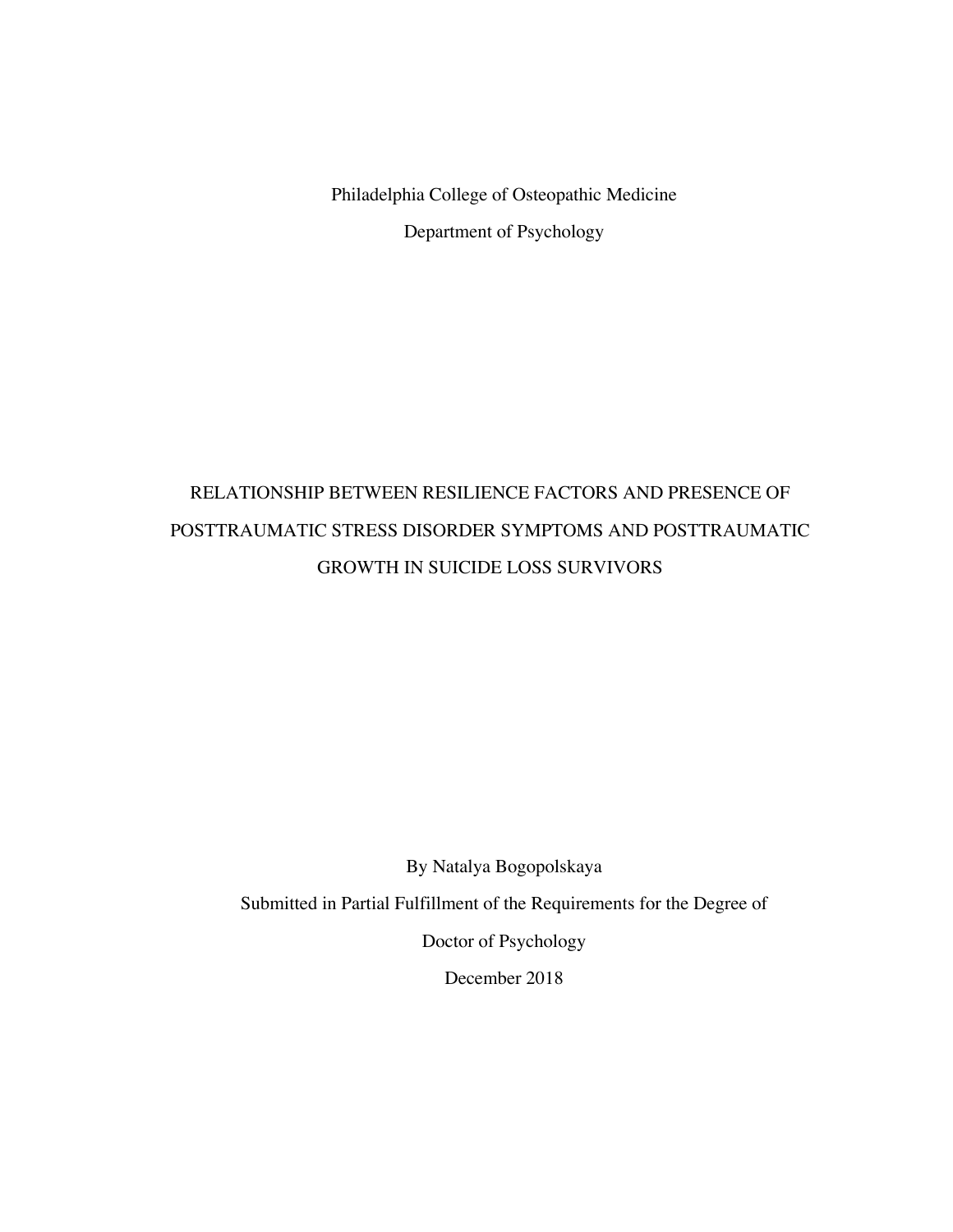Philadelphia College of Osteopathic Medicine

Department of Psychology

# RELATIONSHIP BETWEEN RESILIENCE FACTORS AND PRESENCE OF POSTTRAUMATIC STRESS DISORDER SYMPTOMS AND POSTTRAUMATIC GROWTH IN SUICIDE LOSS SURVIVORS

By Natalya Bogopolskaya

Submitted in Partial Fulfillment of the Requirements for the Degree of

Doctor of Psychology

December 2018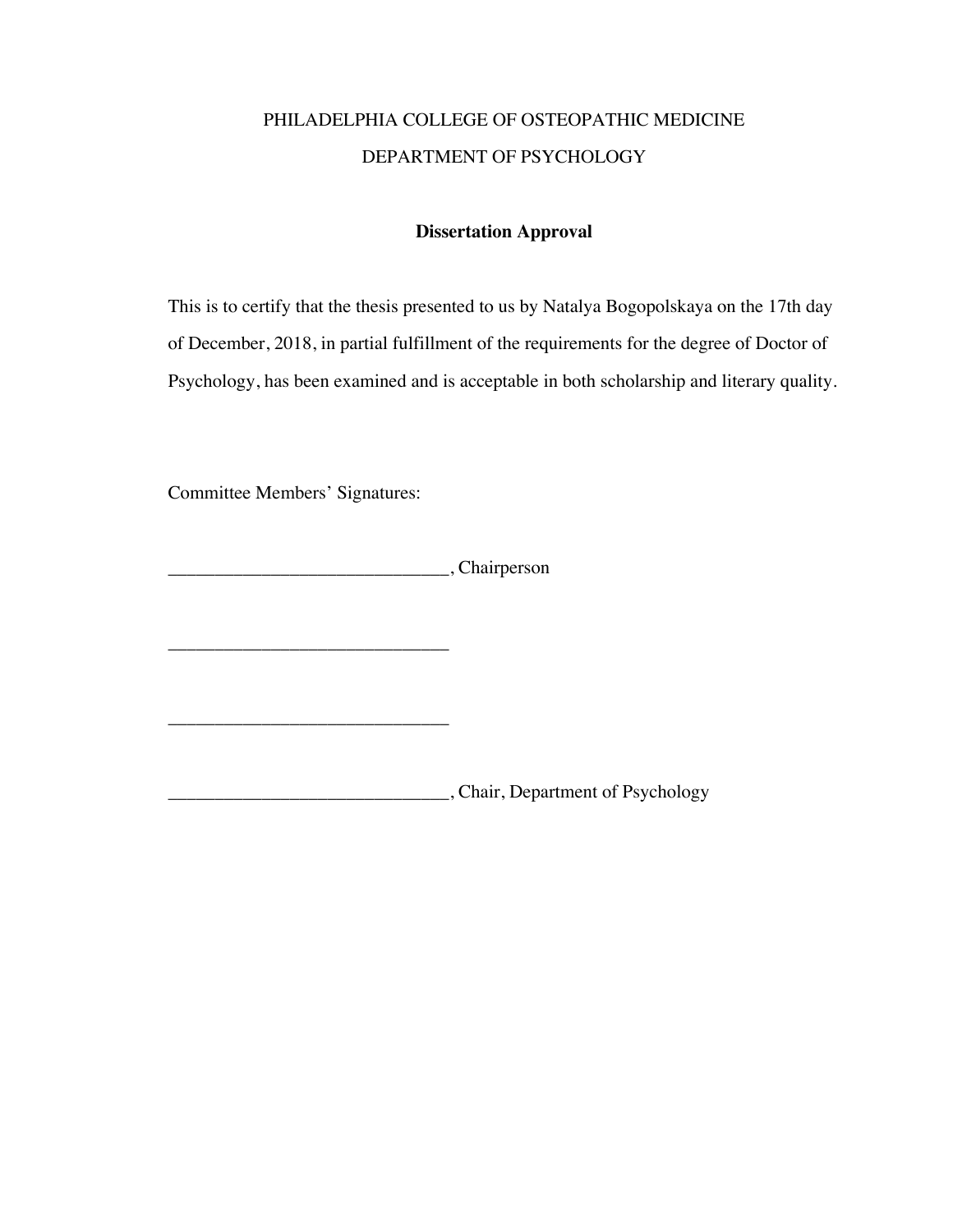PHILADELPHIA COLLEGE OF OSTEOPATHIC MEDICINE

DEPARTMENT OF PSYCHOLOGY

**Dissertation Approval**

This is to certify that the thesis presented to us by Natalya Bogopolskaya on the 17th day of December, 2018, in partial fulfillment of the requirements for the degree of Doctor of Psychology, has been examined and is acceptable in both scholarship and literary quality.

Committee Members' Signatures:

______________________________, Chairperson

______________________________

______________________________

______________________________, Chair, Department of Psychology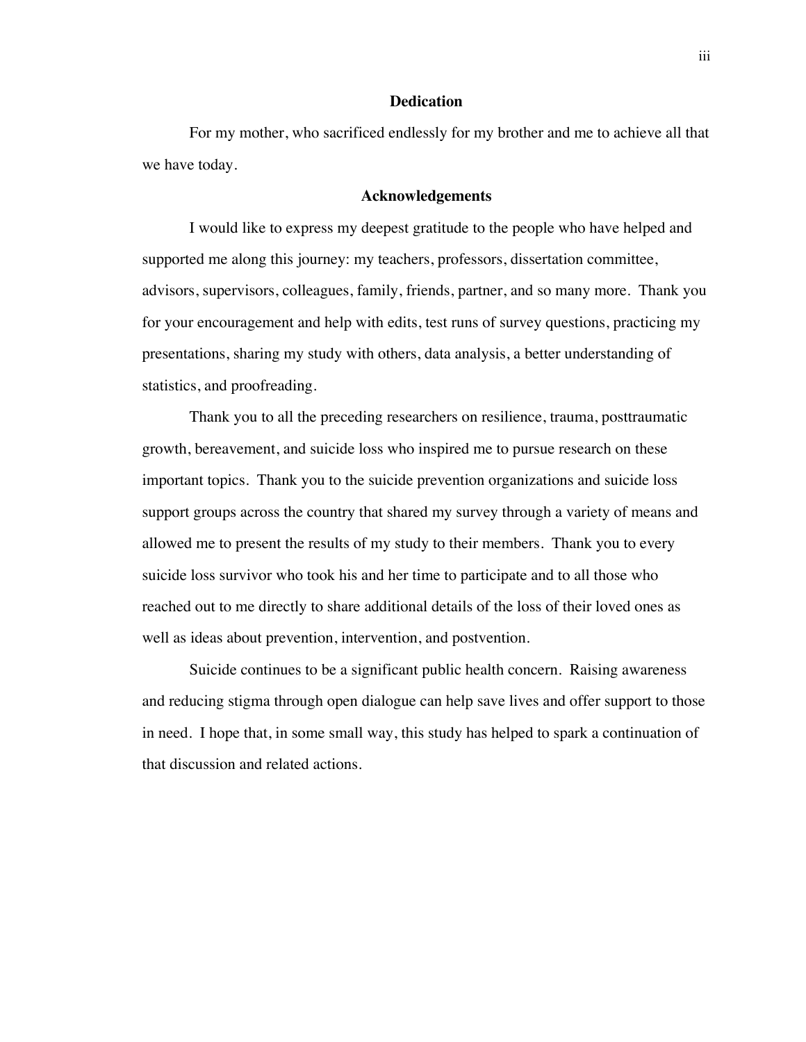## Dedication

For my mother, who sacrificed endlessly for my brother and me to achieve all that we have today.

## Acknowledgements

I would like to express my deepest gratitude to the people who have helped and supported me along this journey: my teachers, professors, dissertation committee, advisors, supervisors, colleagues, family, friends, partner, and so many more. Thank you for your encouragement and help with edits, test runs of survey questions, practicing my presentations, sharing my study with others, data analysis, a better understanding of statistics, and proofreading.

Thank you to all the preceding researchers on resilience, trauma, posttraumatic growth, bereavement, and suicide loss who inspired me to pursue research on these important topics. Thank you to the suicide prevention organizations and suicide loss support groups across the country that shared my survey through a variety of means and allowed me to present the results of my study to their members. Thank you to every suicide loss survivor who took his and her time to participate and to all those who reached out to me directly to share additional details of the loss of their loved ones as well as ideas about prevention, intervention, and postvention.

Suicide continues to be a significant public health concern. Raising awareness and reducing stigma through open dialogue can help save lives and offer support to those in need. I hope that, in some small way, this study has helped to spark a continuation of that discussion and related actions.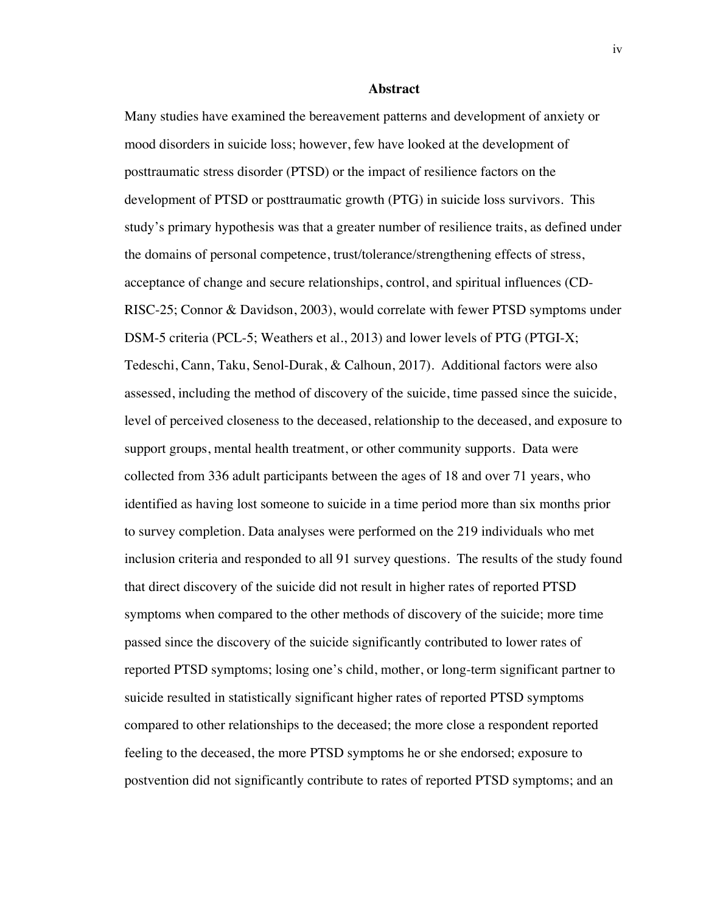## Abstract

Many studies have examined the bereavement patterns and development of anxiety or mood disorders in suicide loss; however, few have looked at the development of posttraumatic stress disorder (PTSD) or the impact of resilience factors on the development of PTSD or posttraumatic growth (PTG) in suicide loss survivors. This study's primary hypothesis was that a greater number of resilience traits, as defined under the domains of personal competence, trust/tolerance/strengthening effects of stress, acceptance of change and secure relationships, control, and spiritual influences (CD-RISC-25; Connor & Davidson, 2003), would correlate with fewer PTSD symptoms under DSM-5 criteria (PCL-5; Weathers et al., 2013) and lower levels of PTG (PTGI-X; Tedeschi, Cann, Taku, Senol-Durak, & Calhoun, 2017). Additional factors were also assessed, including the method of discovery of the suicide, time passed since the suicide, level of perceived closeness to the deceased, relationship to the deceased, and exposure to support groups, mental health treatment, or other community supports. Data were collected from 336 adult participants between the ages of 18 and over 71 years, who identified as having lost someone to suicide in a time period more than six months prior to survey completion. Data analyses were performed on the 219 individuals who met inclusion criteria and responded to all 91 survey questions. The results of the study found that direct discovery of the suicide did not result in higher rates of reported PTSD symptoms when compared to the other methods of discovery of the suicide; more time passed since the discovery of the suicide significantly contributed to lower rates of reported PTSD symptoms; losing one's child, mother, or long-term significant partner to suicide resulted in statistically significant higher rates of reported PTSD symptoms compared to other relationships to the deceased; the more close a respondent reported feeling to the deceased, the more PTSD symptoms he or she endorsed; exposure to postvention did not significantly contribute to rates of reported PTSD symptoms; and an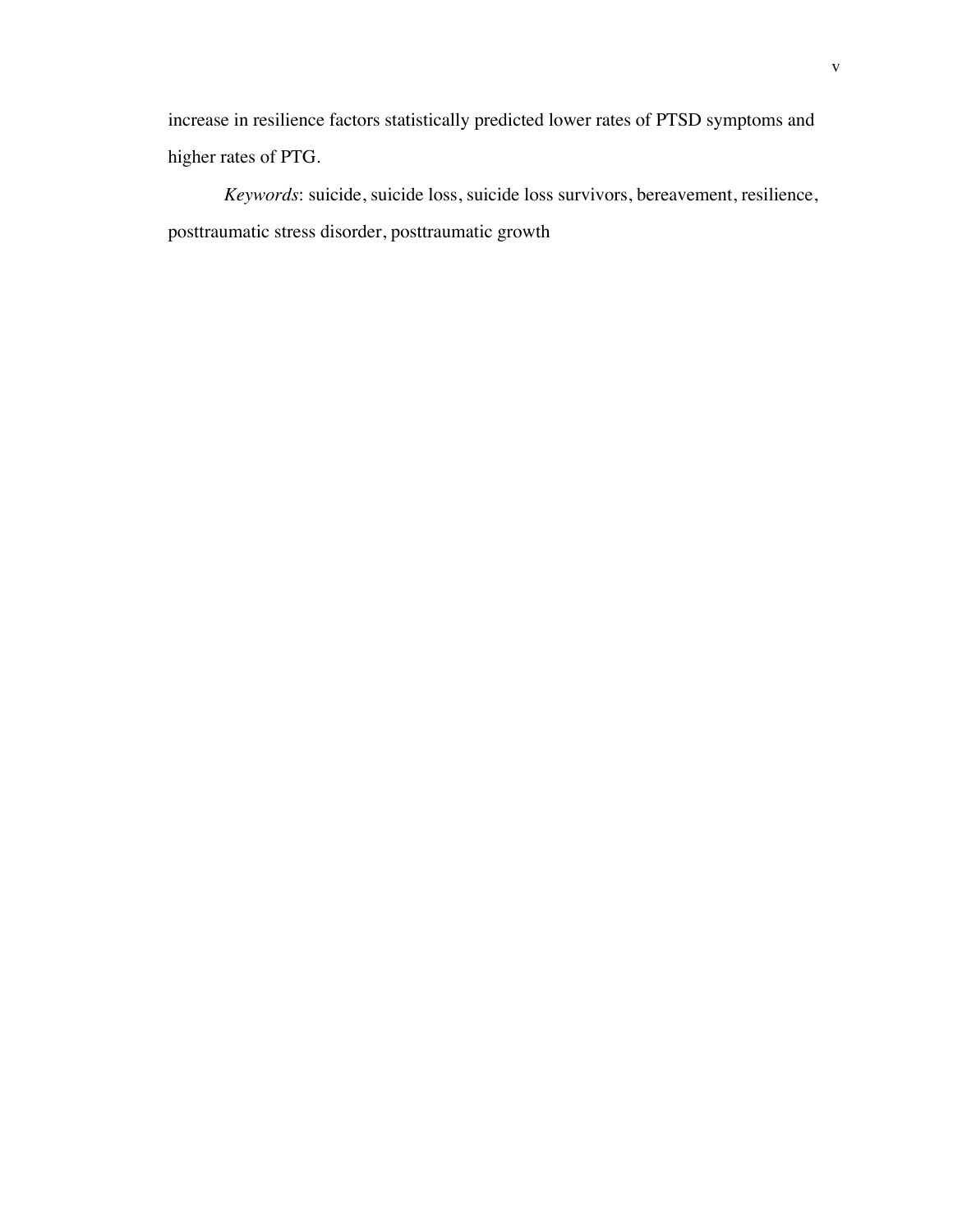increase in resilience factors statistically predicted lower rates of PTSD symptoms and higher rates of PTG.

*Keywords*: suicide, suicide loss, suicide loss survivors, bereavement, resilience, posttraumatic stress disorder, posttraumatic growth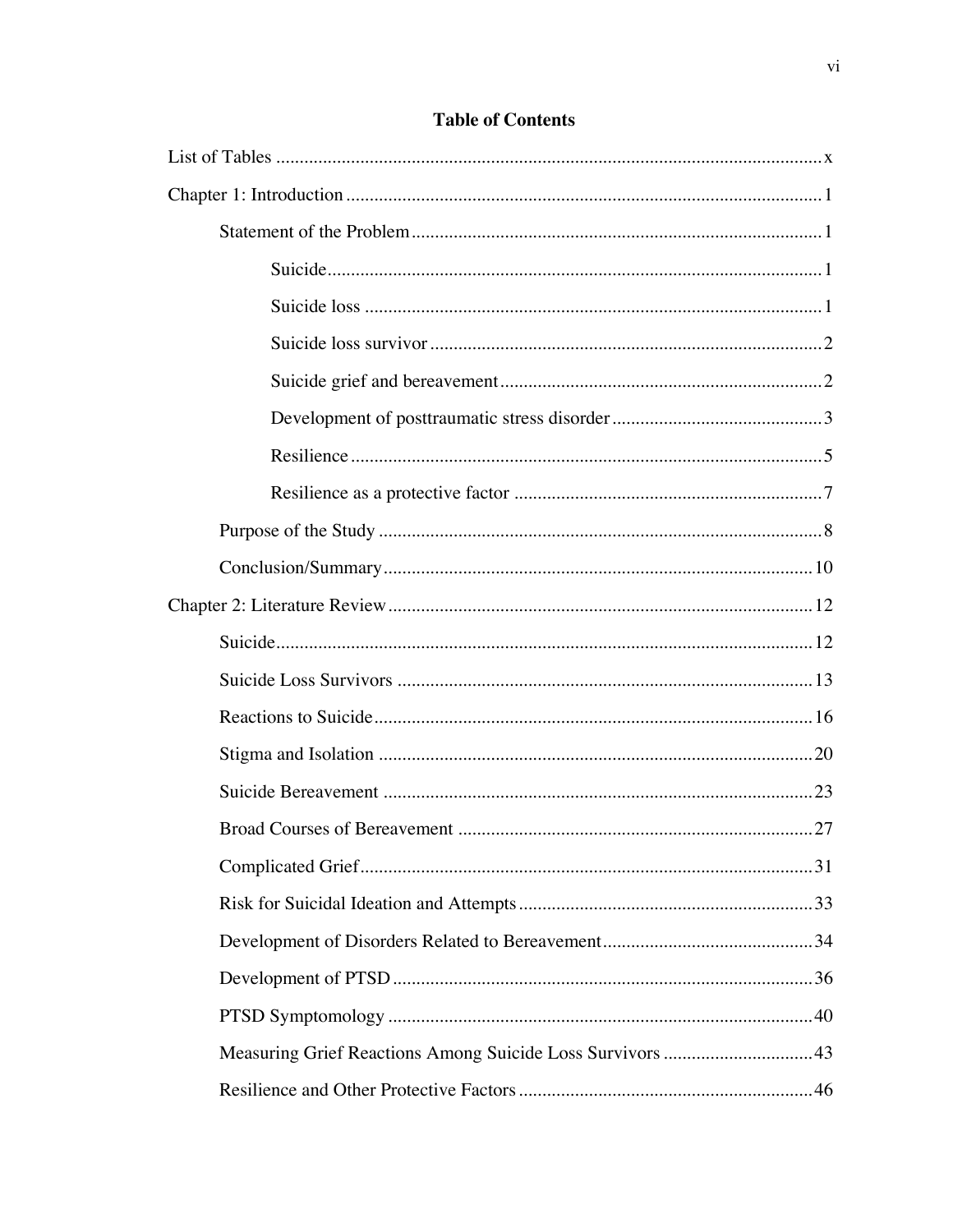# Table of Contents

List of Tables ........................................................................................................ x

Chapter 1: Introduction ........................................................................................ 1

- Statement of the Problem ................................................................................ 1
  - Suicide .......................................................................................................... 1
  - Suicide loss ................................................................................................... 1
  - Suicide loss survivor ..................................................................................... 2
  - Suicide grief and bereavement ...................................................................... 2
  - Development of posttraumatic stress disorder .............................................. 3
  - Resilience ...................................................................................................... 5
  - Resilience as a protective factor ................................................................... 7
- Purpose of the Study ........................................................................................ 8
- Conclusion/Summary ..................................................................................... 10

Chapter 2: Literature Review ............................................................................. 12

- Suicide ............................................................................................................ 12
- Suicide Loss Survivors ................................................................................... 13
- Reactions to Suicide ....................................................................................... 16
- Stigma and Isolation ....................................................................................... 20
- Suicide Bereavement ...................................................................................... 23
- Broad Courses of Bereavement ...................................................................... 27
- Complicated Grief .......................................................................................... 31
- Risk for Suicidal Ideation and Attempts ........................................................ 33
- Development of Disorders Related to Bereavement ...................................... 34
- Development of PTSD ................................................................................... 36
- PTSD Symptomology ..................................................................................... 40
- Measuring Grief Reactions Among Suicide Loss Survivors .......................... 43
- Resilience and Other Protective Factors ......................................................... 46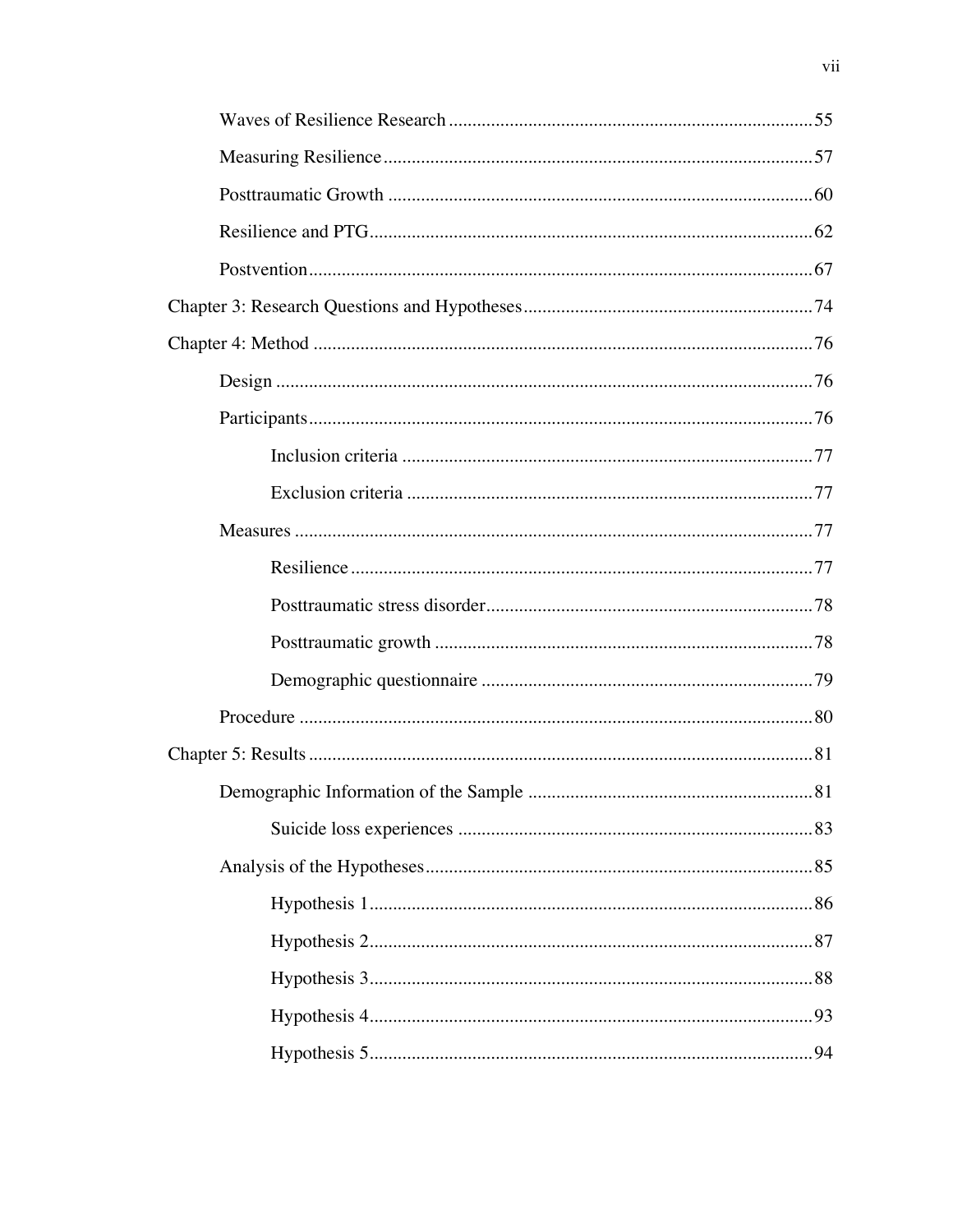Waves of Resilience Research ........................................................................... 55

Measuring Resilience ......................................................................................... 57

Posttraumatic Growth ........................................................................................ 60

Resilience and PTG ............................................................................................ 62

Postvention ......................................................................................................... 67

Chapter 3: Research Questions and Hypotheses ........................................................... 74

Chapter 4: Method ........................................................................................................ 76

Design ................................................................................................................ 76

Participants ......................................................................................................... 76

Inclusion criteria ..................................................................................... 77

Exclusion criteria .................................................................................... 77

Measures ............................................................................................................ 77

Resilience ................................................................................................ 77

Posttraumatic stress disorder .................................................................... 78

Posttraumatic growth ............................................................................... 78

Demographic questionnaire ..................................................................... 79

Procedure ........................................................................................................... 80

Chapter 5: Results .......................................................................................................... 81

Demographic Information of the Sample ........................................................... 81

Suicide loss experiences .......................................................................... 83

Analysis of the Hypotheses ................................................................................. 85

Hypothesis 1 ............................................................................................. 86

Hypothesis 2 ............................................................................................. 87

Hypothesis 3 ............................................................................................. 88

Hypothesis 4 ............................................................................................. 93

Hypothesis 5 ............................................................................................. 94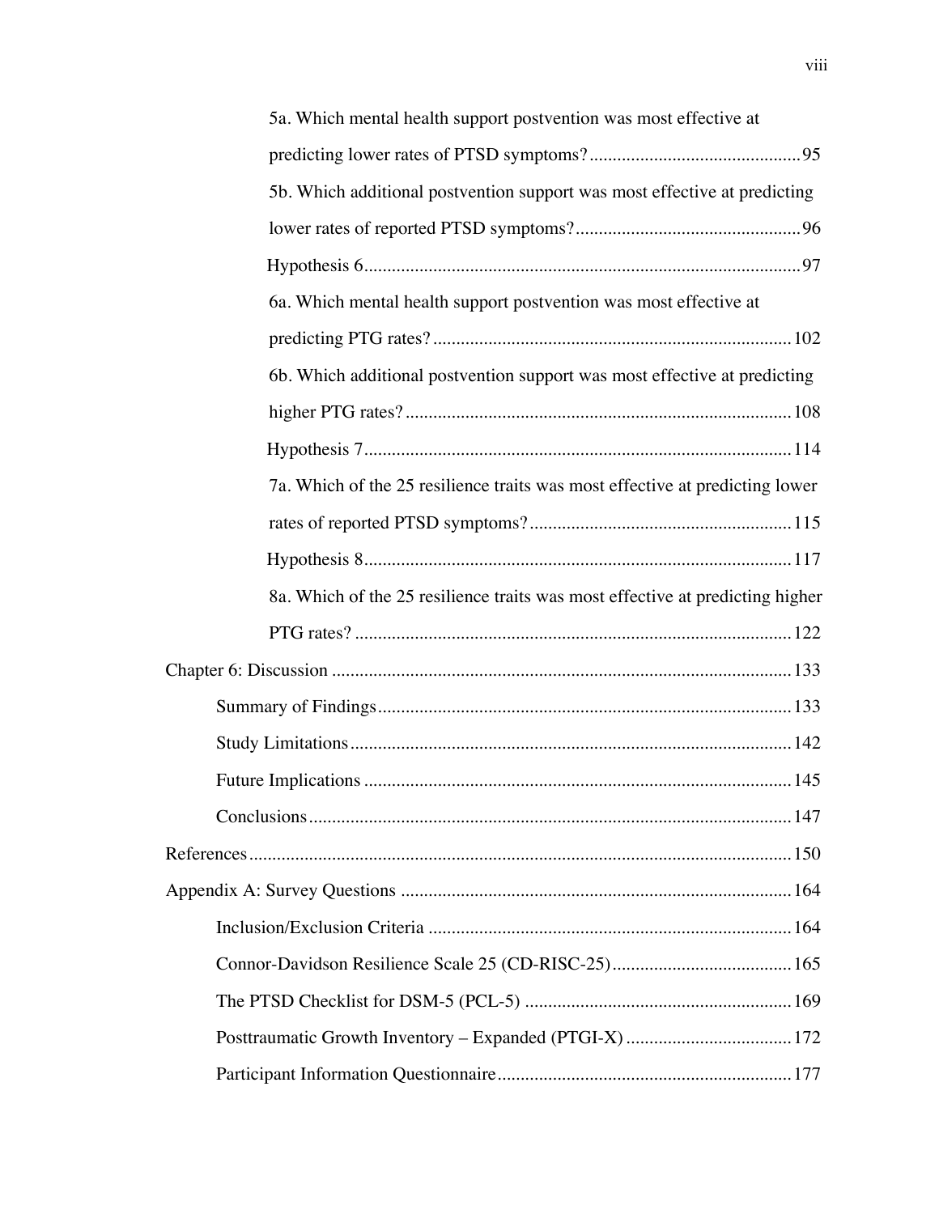5a. Which mental health support postvention was most effective at predicting lower rates of PTSD symptoms? ..... 95

5b. Which additional postvention support was most effective at predicting lower rates of reported PTSD symptoms? ..... 96

Hypothesis 6 ..... 97

6a. Which mental health support postvention was most effective at predicting PTG rates? ..... 102

6b. Which additional postvention support was most effective at predicting higher PTG rates? ..... 108

Hypothesis 7 ..... 114

7a. Which of the 25 resilience traits was most effective at predicting lower rates of reported PTSD symptoms? ..... 115

Hypothesis 8 ..... 117

8a. Which of the 25 resilience traits was most effective at predicting higher PTG rates? ..... 122

Chapter 6: Discussion ..... 133

Summary of Findings ..... 133

Study Limitations ..... 142

Future Implications ..... 145

Conclusions ..... 147

References ..... 150

Appendix A: Survey Questions ..... 164

Inclusion/Exclusion Criteria ..... 164

Connor-Davidson Resilience Scale 25 (CD-RISC-25) ..... 165

The PTSD Checklist for DSM-5 (PCL-5) ..... 169

Posttraumatic Growth Inventory – Expanded (PTGI-X) ..... 172

Participant Information Questionnaire ..... 177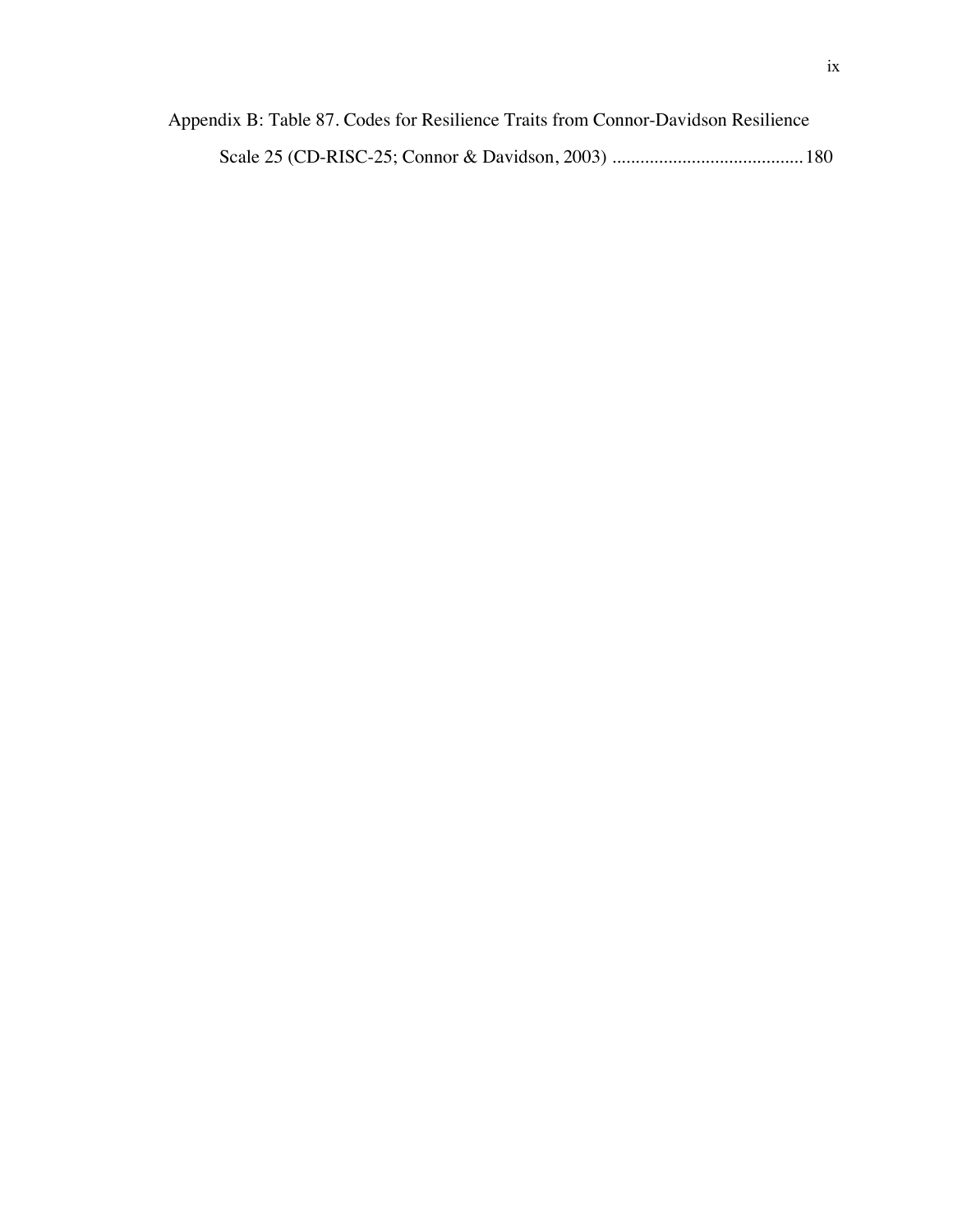Appendix B: Table 87. Codes for Resilience Traits from Connor-Davidson Resilience Scale 25 (CD-RISC-25; Connor & Davidson, 2003) ......................................... 180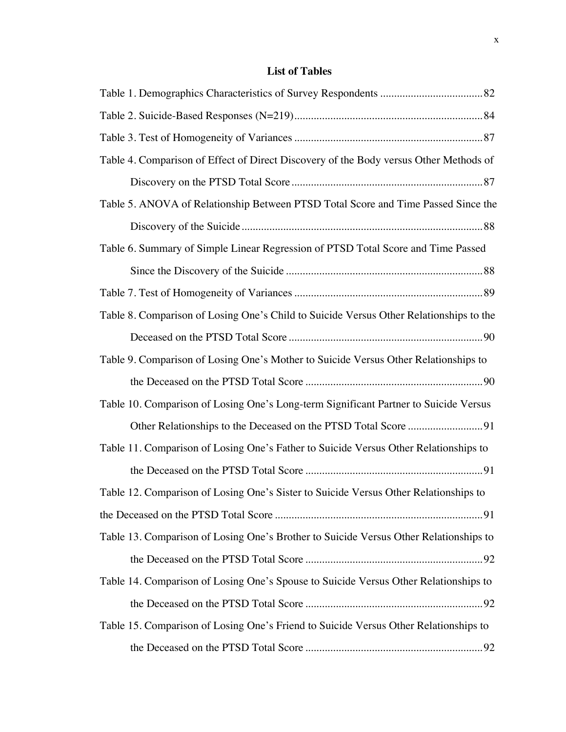# List of Tables

Table 1. Demographics Characteristics of Survey Respondents .................................... 82

Table 2. Suicide-Based Responses (N=219) .................................................................. 84

Table 3. Test of Homogeneity of Variances .................................................................. 87

Table 4. Comparison of Effect of Direct Discovery of the Body versus Other Methods of Discovery on the PTSD Total Score .................................................................... 87

Table 5. ANOVA of Relationship Between PTSD Total Score and Time Passed Since the Discovery of the Suicide ...................................................................................... 88

Table 6. Summary of Simple Linear Regression of PTSD Total Score and Time Passed Since the Discovery of the Suicide ...................................................................... 88

Table 7. Test of Homogeneity of Variances .................................................................. 89

Table 8. Comparison of Losing One's Child to Suicide Versus Other Relationships to the Deceased on the PTSD Total Score ..................................................................... 90

Table 9. Comparison of Losing One's Mother to Suicide Versus Other Relationships to the Deceased on the PTSD Total Score ............................................................... 90

Table 10. Comparison of Losing One's Long-term Significant Partner to Suicide Versus Other Relationships to the Deceased on the PTSD Total Score .......................... 91

Table 11. Comparison of Losing One's Father to Suicide Versus Other Relationships to the Deceased on the PTSD Total Score ............................................................... 91

Table 12. Comparison of Losing One's Sister to Suicide Versus Other Relationships to the Deceased on the PTSD Total Score .......................................................................... 91

Table 13. Comparison of Losing One's Brother to Suicide Versus Other Relationships to the Deceased on the PTSD Total Score ............................................................... 92

Table 14. Comparison of Losing One's Spouse to Suicide Versus Other Relationships to the Deceased on the PTSD Total Score ............................................................... 92

Table 15. Comparison of Losing One's Friend to Suicide Versus Other Relationships to the Deceased on the PTSD Total Score ............................................................... 92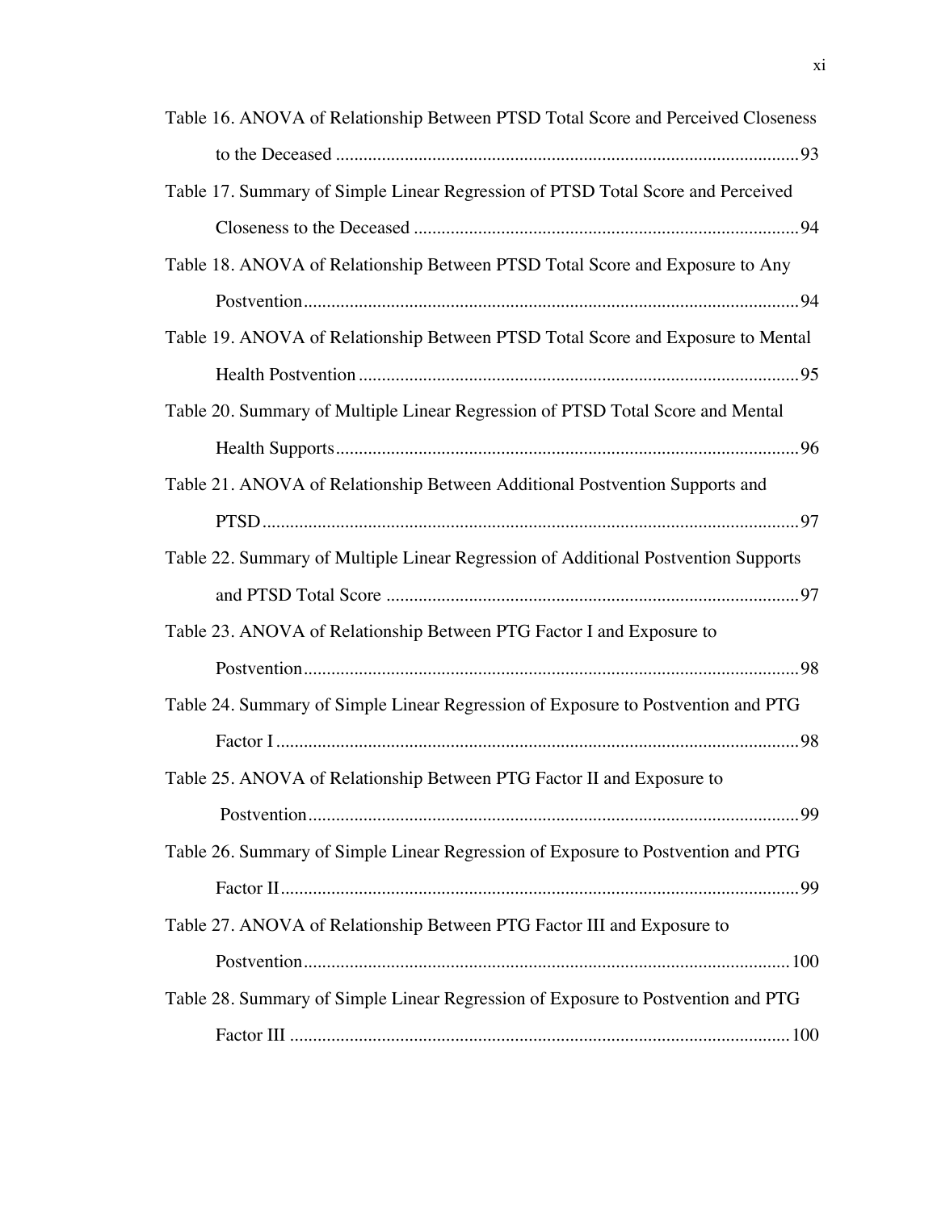Table 16. ANOVA of Relationship Between PTSD Total Score and Perceived Closeness to the Deceased .......................................................................................................93

Table 17. Summary of Simple Linear Regression of PTSD Total Score and Perceived Closeness to the Deceased ..................................................................................94

Table 18. ANOVA of Relationship Between PTSD Total Score and Exposure to Any Postvention..........................................................................................................94

Table 19. ANOVA of Relationship Between PTSD Total Score and Exposure to Mental Health Postvention ...............................................................................................95

Table 20. Summary of Multiple Linear Regression of PTSD Total Score and Mental Health Supports....................................................................................................96

Table 21. ANOVA of Relationship Between Additional Postvention Supports and PTSD....................................................................................................................97

Table 22. Summary of Multiple Linear Regression of Additional Postvention Supports and PTSD Total Score .........................................................................................97

Table 23. ANOVA of Relationship Between PTG Factor I and Exposure to Postvention..........................................................................................................98

Table 24. Summary of Simple Linear Regression of Exposure to Postvention and PTG Factor I .................................................................................................................98

Table 25. ANOVA of Relationship Between PTG Factor II and Exposure to Postvention..........................................................................................................99

Table 26. Summary of Simple Linear Regression of Exposure to Postvention and PTG Factor II................................................................................................................99

Table 27. ANOVA of Relationship Between PTG Factor III and Exposure to Postvention........................................................................................................100

Table 28. Summary of Simple Linear Regression of Exposure to Postvention and PTG Factor III ............................................................................................................100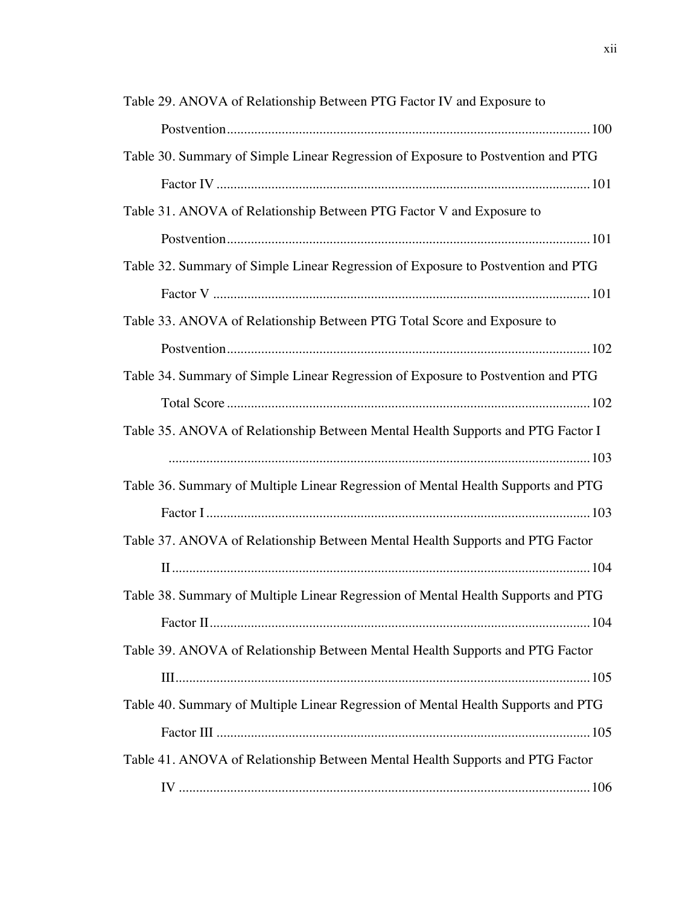Table 29. ANOVA of Relationship Between PTG Factor IV and Exposure to Postvention ........ 100

Table 30. Summary of Simple Linear Regression of Exposure to Postvention and PTG Factor IV ........ 101

Table 31. ANOVA of Relationship Between PTG Factor V and Exposure to Postvention ........ 101

Table 32. Summary of Simple Linear Regression of Exposure to Postvention and PTG Factor V ........ 101

Table 33. ANOVA of Relationship Between PTG Total Score and Exposure to Postvention ........ 102

Table 34. Summary of Simple Linear Regression of Exposure to Postvention and PTG Total Score ........ 102

Table 35. ANOVA of Relationship Between Mental Health Supports and PTG Factor I ........ 103

Table 36. Summary of Multiple Linear Regression of Mental Health Supports and PTG Factor I ........ 103

Table 37. ANOVA of Relationship Between Mental Health Supports and PTG Factor II ........ 104

Table 38. Summary of Multiple Linear Regression of Mental Health Supports and PTG Factor II ........ 104

Table 39. ANOVA of Relationship Between Mental Health Supports and PTG Factor III ........ 105

Table 40. Summary of Multiple Linear Regression of Mental Health Supports and PTG Factor III ........ 105

Table 41. ANOVA of Relationship Between Mental Health Supports and PTG Factor IV ........ 106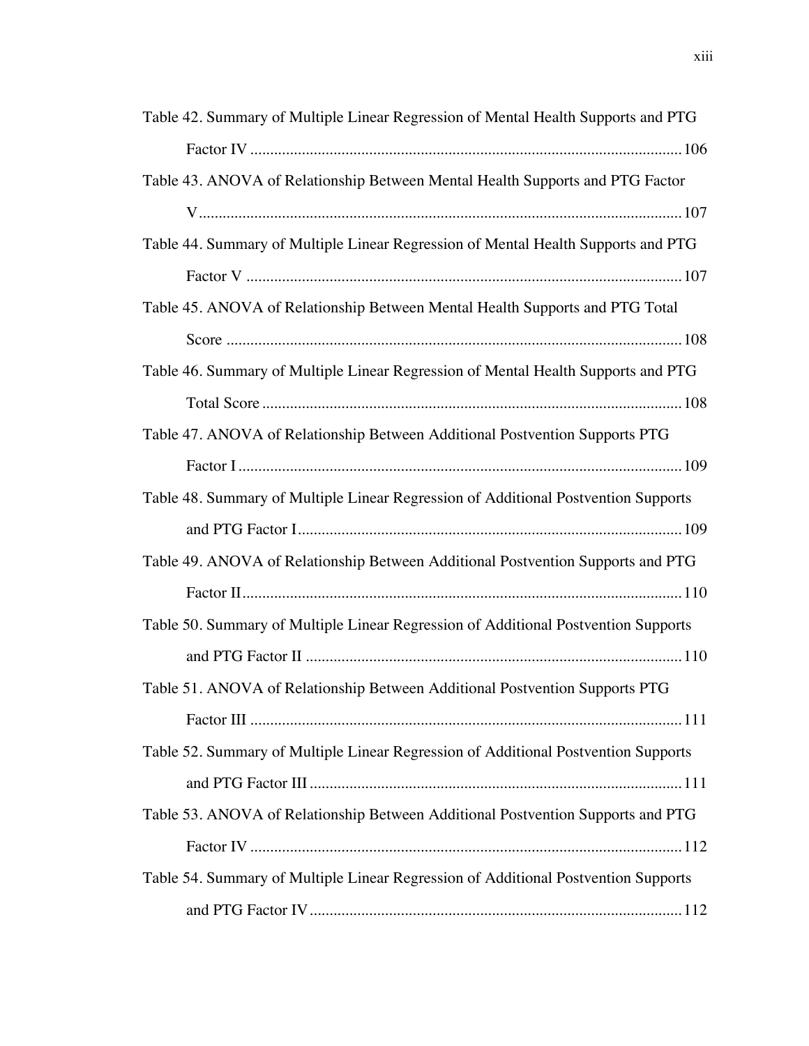Table 42. Summary of Multiple Linear Regression of Mental Health Supports and PTG Factor IV ........................................................................................................ 106

Table 43. ANOVA of Relationship Between Mental Health Supports and PTG Factor V........................................................................................................................ 107

Table 44. Summary of Multiple Linear Regression of Mental Health Supports and PTG Factor V ......................................................................................................... 107

Table 45. ANOVA of Relationship Between Mental Health Supports and PTG Total Score ............................................................................................................... 108

Table 46. Summary of Multiple Linear Regression of Mental Health Supports and PTG Total Score ..................................................................................................... 108

Table 47. ANOVA of Relationship Between Additional Postvention Supports PTG Factor I ........................................................................................................... 109

Table 48. Summary of Multiple Linear Regression of Additional Postvention Supports and PTG Factor I............................................................................................ 109

Table 49. ANOVA of Relationship Between Additional Postvention Supports and PTG Factor II.......................................................................................................... 110

Table 50. Summary of Multiple Linear Regression of Additional Postvention Supports and PTG Factor II .......................................................................................... 110

Table 51. ANOVA of Relationship Between Additional Postvention Supports PTG Factor III ........................................................................................................ 111

Table 52. Summary of Multiple Linear Regression of Additional Postvention Supports and PTG Factor III......................................................................................... 111

Table 53. ANOVA of Relationship Between Additional Postvention Supports and PTG Factor IV ........................................................................................................ 112

Table 54. Summary of Multiple Linear Regression of Additional Postvention Supports and PTG Factor IV......................................................................................... 112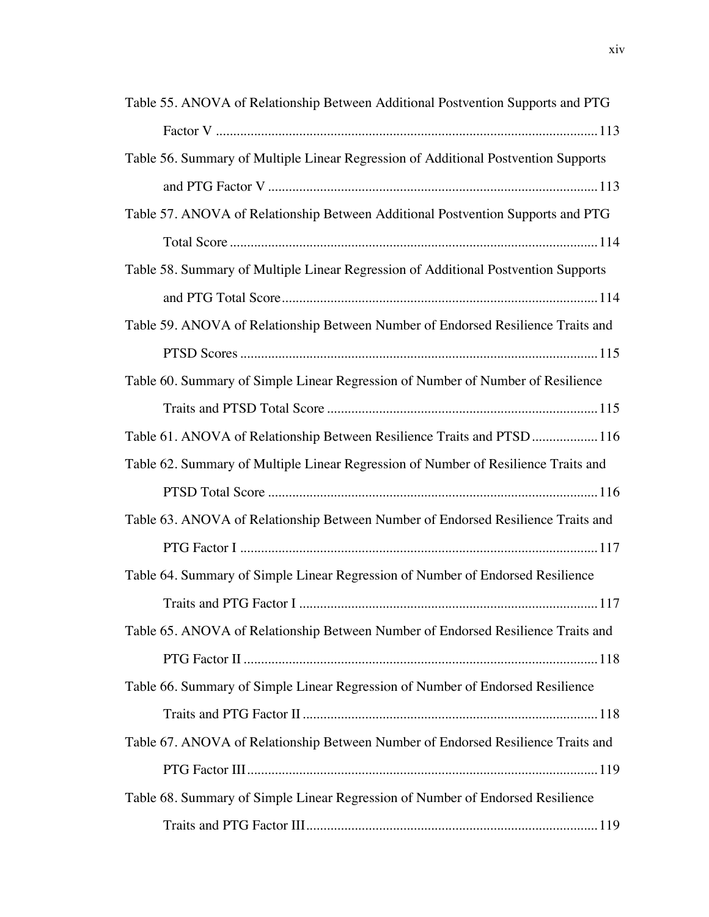Table 55. ANOVA of Relationship Between Additional Postvention Supports and PTG Factor V ........................................................................................................ 113

Table 56. Summary of Multiple Linear Regression of Additional Postvention Supports and PTG Factor V ........................................................................................ 113

Table 57. ANOVA of Relationship Between Additional Postvention Supports and PTG Total Score ................................................................................................... 114

Table 58. Summary of Multiple Linear Regression of Additional Postvention Supports and PTG Total Score .................................................................................... 114

Table 59. ANOVA of Relationship Between Number of Endorsed Resilience Traits and PTSD Scores ................................................................................................. 115

Table 60. Summary of Simple Linear Regression of Number of Number of Resilience Traits and PTSD Total Score ....................................................................... 115

Table 61. ANOVA of Relationship Between Resilience Traits and PTSD .................. 116

Table 62. Summary of Multiple Linear Regression of Number of Resilience Traits and PTSD Total Score ........................................................................................ 116

Table 63. ANOVA of Relationship Between Number of Endorsed Resilience Traits and PTG Factor I ................................................................................................. 117

Table 64. Summary of Simple Linear Regression of Number of Endorsed Resilience Traits and PTG Factor I ............................................................................... 117

Table 65. ANOVA of Relationship Between Number of Endorsed Resilience Traits and PTG Factor II ................................................................................................ 118

Table 66. Summary of Simple Linear Regression of Number of Endorsed Resilience Traits and PTG Factor II .............................................................................. 118

Table 67. ANOVA of Relationship Between Number of Endorsed Resilience Traits and PTG Factor III ............................................................................................... 119

Table 68. Summary of Simple Linear Regression of Number of Endorsed Resilience Traits and PTG Factor III ............................................................................. 119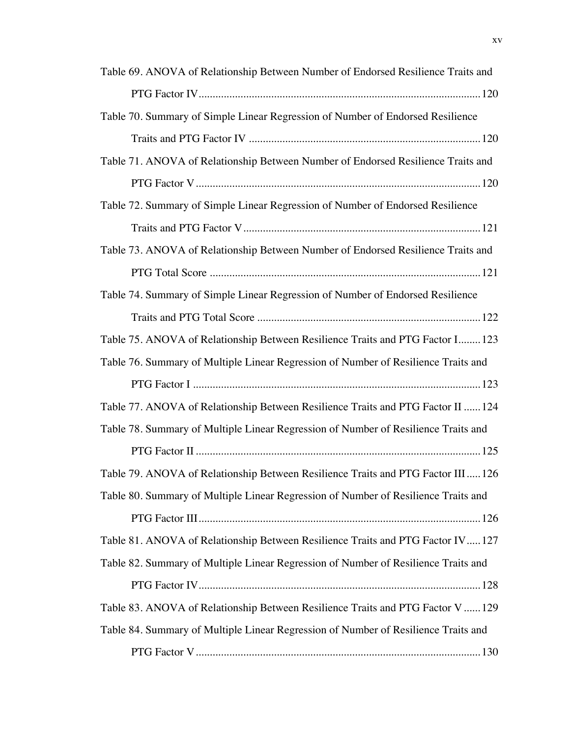Table 69. ANOVA of Relationship Between Number of Endorsed Resilience Traits and PTG Factor IV .................................................................................................... 120

Table 70. Summary of Simple Linear Regression of Number of Endorsed Resilience Traits and PTG Factor IV .................................................................................. 120

Table 71. ANOVA of Relationship Between Number of Endorsed Resilience Traits and PTG Factor V ..................................................................................................... 120

Table 72. Summary of Simple Linear Regression of Number of Endorsed Resilience Traits and PTG Factor V .................................................................................... 121

Table 73. ANOVA of Relationship Between Number of Endorsed Resilience Traits and PTG Total Score ................................................................................................ 121

Table 74. Summary of Simple Linear Regression of Number of Endorsed Resilience Traits and PTG Total Score ............................................................................... 122

Table 75. ANOVA of Relationship Between Resilience Traits and PTG Factor I........ 123

Table 76. Summary of Multiple Linear Regression of Number of Resilience Traits and PTG Factor I ...................................................................................................... 123

Table 77. ANOVA of Relationship Between Resilience Traits and PTG Factor II ...... 124

Table 78. Summary of Multiple Linear Regression of Number of Resilience Traits and PTG Factor II ..................................................................................................... 125

Table 79. ANOVA of Relationship Between Resilience Traits and PTG Factor III ..... 126

Table 80. Summary of Multiple Linear Regression of Number of Resilience Traits and PTG Factor III .................................................................................................... 126

Table 81. ANOVA of Relationship Between Resilience Traits and PTG Factor IV ..... 127

Table 82. Summary of Multiple Linear Regression of Number of Resilience Traits and PTG Factor IV .................................................................................................... 128

Table 83. ANOVA of Relationship Between Resilience Traits and PTG Factor V ...... 129

Table 84. Summary of Multiple Linear Regression of Number of Resilience Traits and PTG Factor V ..................................................................................................... 130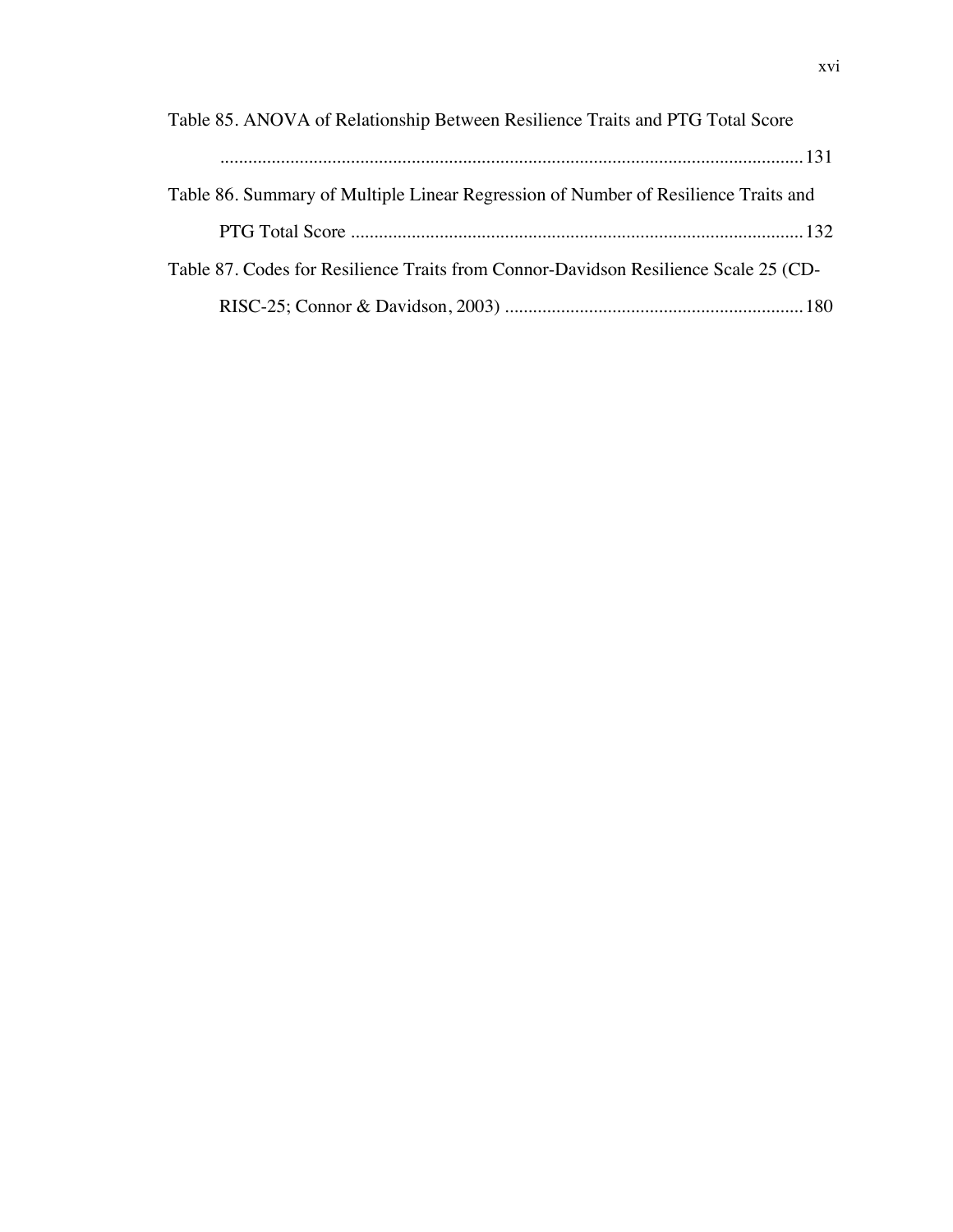Table 85. ANOVA of Relationship Between Resilience Traits and PTG Total Score ............................................................................................................................131

Table 86. Summary of Multiple Linear Regression of Number of Resilience Traits and PTG Total Score ................................................................................................132

Table 87. Codes for Resilience Traits from Connor-Davidson Resilience Scale 25 (CD-RISC-25; Connor & Davidson, 2003) ...............................................................180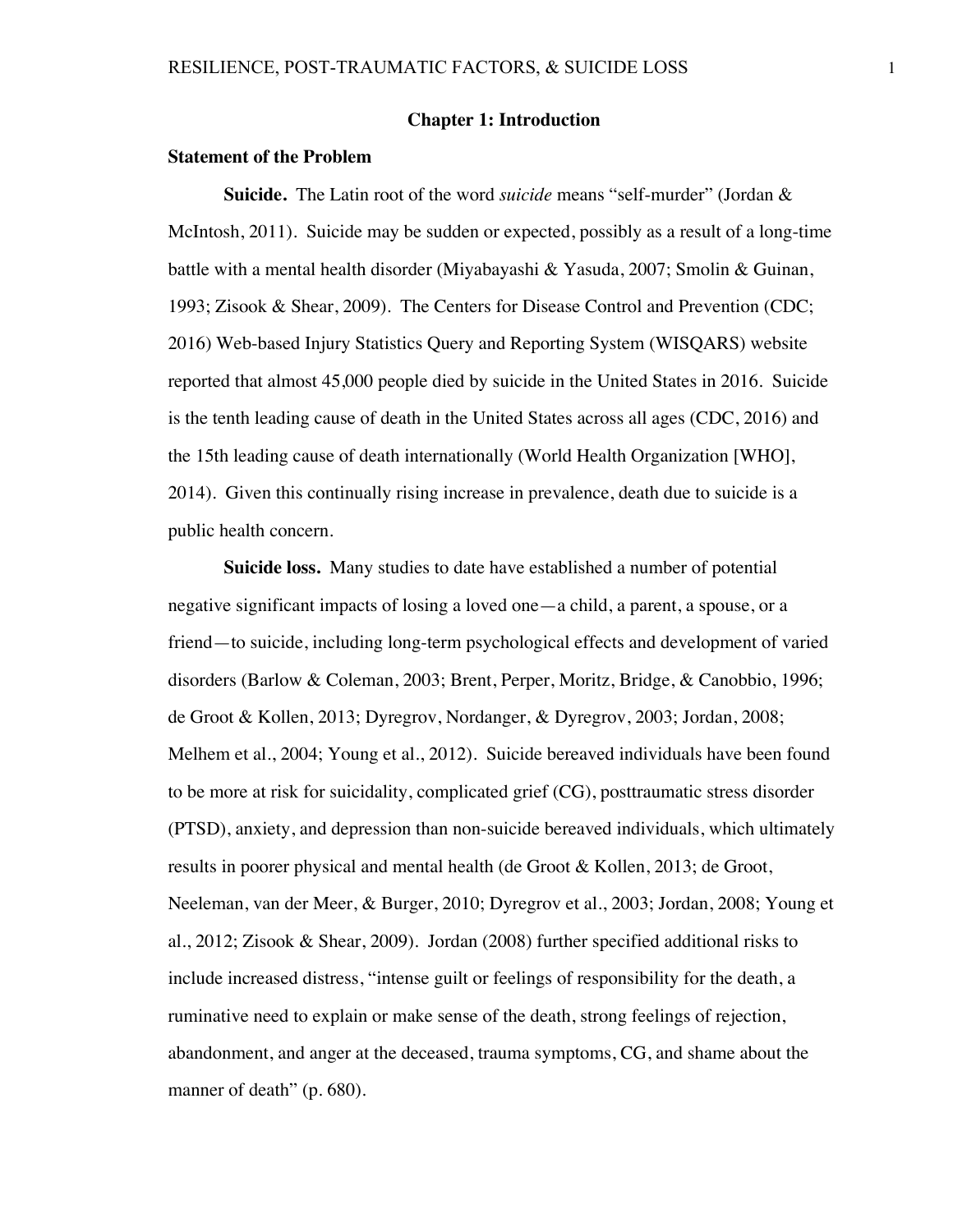# Chapter 1: Introduction

## Statement of the Problem

**Suicide.** The Latin root of the word *suicide* means "self-murder" (Jordan & McIntosh, 2011). Suicide may be sudden or expected, possibly as a result of a long-time battle with a mental health disorder (Miyabayashi & Yasuda, 2007; Smolin & Guinan, 1993; Zisook & Shear, 2009). The Centers for Disease Control and Prevention (CDC; 2016) Web-based Injury Statistics Query and Reporting System (WISQARS) website reported that almost 45,000 people died by suicide in the United States in 2016. Suicide is the tenth leading cause of death in the United States across all ages (CDC, 2016) and the 15th leading cause of death internationally (World Health Organization [WHO], 2014). Given this continually rising increase in prevalence, death due to suicide is a public health concern.

**Suicide loss.** Many studies to date have established a number of potential negative significant impacts of losing a loved one—a child, a parent, a spouse, or a friend—to suicide, including long-term psychological effects and development of varied disorders (Barlow & Coleman, 2003; Brent, Perper, Moritz, Bridge, & Canobbio, 1996; de Groot & Kollen, 2013; Dyregrov, Nordanger, & Dyregrov, 2003; Jordan, 2008; Melhem et al., 2004; Young et al., 2012). Suicide bereaved individuals have been found to be more at risk for suicidality, complicated grief (CG), posttraumatic stress disorder (PTSD), anxiety, and depression than non-suicide bereaved individuals, which ultimately results in poorer physical and mental health (de Groot & Kollen, 2013; de Groot, Neeleman, van der Meer, & Burger, 2010; Dyregrov et al., 2003; Jordan, 2008; Young et al., 2012; Zisook & Shear, 2009). Jordan (2008) further specified additional risks to include increased distress, "intense guilt or feelings of responsibility for the death, a ruminative need to explain or make sense of the death, strong feelings of rejection, abandonment, and anger at the deceased, trauma symptoms, CG, and shame about the manner of death" (p. 680).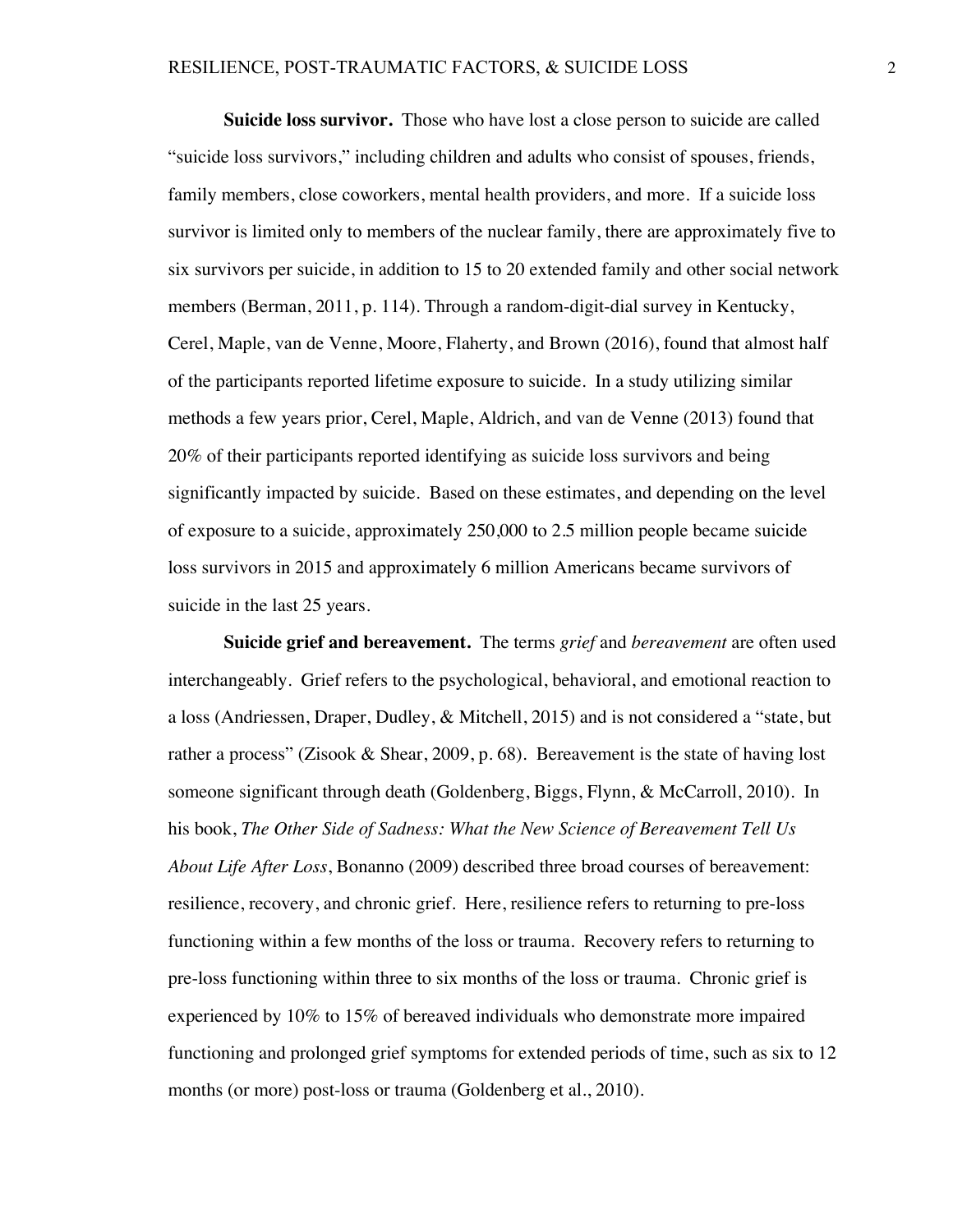**Suicide loss survivor.** Those who have lost a close person to suicide are called "suicide loss survivors," including children and adults who consist of spouses, friends, family members, close coworkers, mental health providers, and more. If a suicide loss survivor is limited only to members of the nuclear family, there are approximately five to six survivors per suicide, in addition to 15 to 20 extended family and other social network members (Berman, 2011, p. 114). Through a random-digit-dial survey in Kentucky, Cerel, Maple, van de Venne, Moore, Flaherty, and Brown (2016), found that almost half of the participants reported lifetime exposure to suicide. In a study utilizing similar methods a few years prior, Cerel, Maple, Aldrich, and van de Venne (2013) found that 20% of their participants reported identifying as suicide loss survivors and being significantly impacted by suicide. Based on these estimates, and depending on the level of exposure to a suicide, approximately 250,000 to 2.5 million people became suicide loss survivors in 2015 and approximately 6 million Americans became survivors of suicide in the last 25 years.

**Suicide grief and bereavement.** The terms *grief* and *bereavement* are often used interchangeably. Grief refers to the psychological, behavioral, and emotional reaction to a loss (Andriessen, Draper, Dudley, & Mitchell, 2015) and is not considered a "state, but rather a process" (Zisook & Shear, 2009, p. 68). Bereavement is the state of having lost someone significant through death (Goldenberg, Biggs, Flynn, & McCarroll, 2010). In his book, *The Other Side of Sadness: What the New Science of Bereavement Tell Us About Life After Loss*, Bonanno (2009) described three broad courses of bereavement: resilience, recovery, and chronic grief. Here, resilience refers to returning to pre-loss functioning within a few months of the loss or trauma. Recovery refers to returning to pre-loss functioning within three to six months of the loss or trauma. Chronic grief is experienced by 10% to 15% of bereaved individuals who demonstrate more impaired functioning and prolonged grief symptoms for extended periods of time, such as six to 12 months (or more) post-loss or trauma (Goldenberg et al., 2010).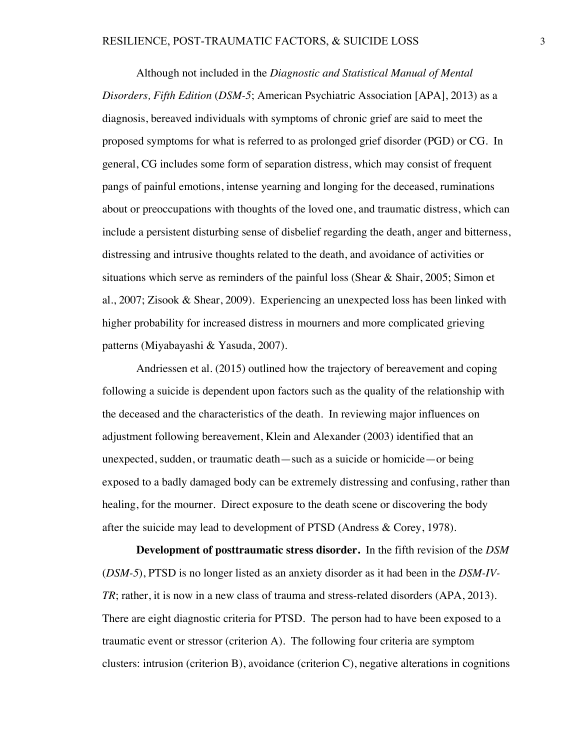Although not included in the *Diagnostic and Statistical Manual of Mental Disorders, Fifth Edition* (*DSM-5*; American Psychiatric Association [APA], 2013) as a diagnosis, bereaved individuals with symptoms of chronic grief are said to meet the proposed symptoms for what is referred to as prolonged grief disorder (PGD) or CG. In general, CG includes some form of separation distress, which may consist of frequent pangs of painful emotions, intense yearning and longing for the deceased, ruminations about or preoccupations with thoughts of the loved one, and traumatic distress, which can include a persistent disturbing sense of disbelief regarding the death, anger and bitterness, distressing and intrusive thoughts related to the death, and avoidance of activities or situations which serve as reminders of the painful loss (Shear & Shair, 2005; Simon et al., 2007; Zisook & Shear, 2009). Experiencing an unexpected loss has been linked with higher probability for increased distress in mourners and more complicated grieving patterns (Miyabayashi & Yasuda, 2007).

Andriessen et al. (2015) outlined how the trajectory of bereavement and coping following a suicide is dependent upon factors such as the quality of the relationship with the deceased and the characteristics of the death. In reviewing major influences on adjustment following bereavement, Klein and Alexander (2003) identified that an unexpected, sudden, or traumatic death—such as a suicide or homicide—or being exposed to a badly damaged body can be extremely distressing and confusing, rather than healing, for the mourner. Direct exposure to the death scene or discovering the body after the suicide may lead to development of PTSD (Andress & Corey, 1978).

**Development of posttraumatic stress disorder.** In the fifth revision of the *DSM* (*DSM-5*), PTSD is no longer listed as an anxiety disorder as it had been in the *DSM-IV-TR*; rather, it is now in a new class of trauma and stress-related disorders (APA, 2013). There are eight diagnostic criteria for PTSD. The person had to have been exposed to a traumatic event or stressor (criterion A). The following four criteria are symptom clusters: intrusion (criterion B), avoidance (criterion C), negative alterations in cognitions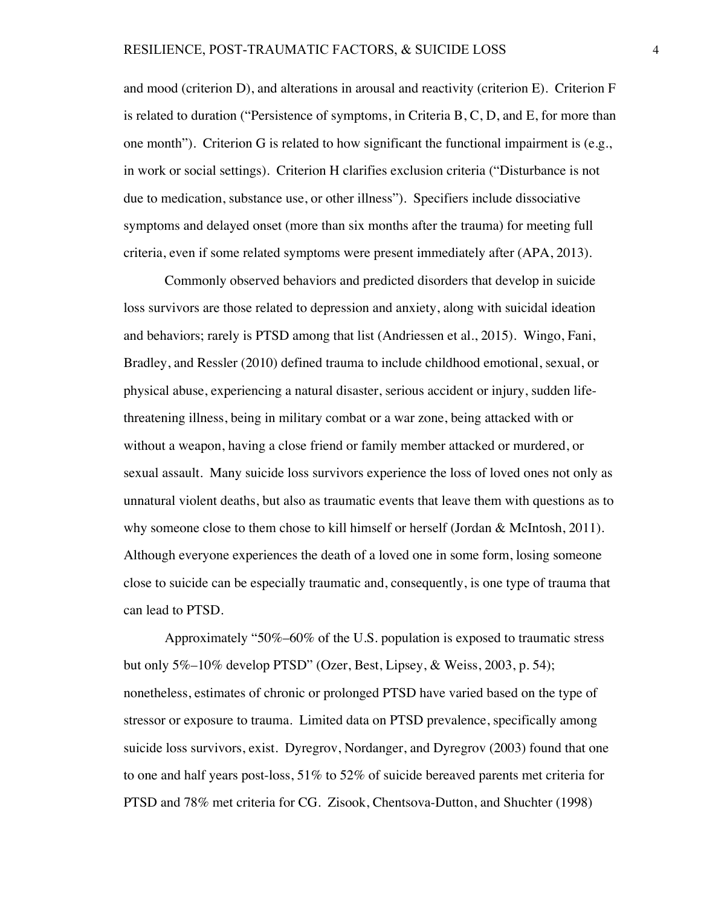and mood (criterion D), and alterations in arousal and reactivity (criterion E). Criterion F is related to duration ("Persistence of symptoms, in Criteria B, C, D, and E, for more than one month"). Criterion G is related to how significant the functional impairment is (e.g., in work or social settings). Criterion H clarifies exclusion criteria ("Disturbance is not due to medication, substance use, or other illness"). Specifiers include dissociative symptoms and delayed onset (more than six months after the trauma) for meeting full criteria, even if some related symptoms were present immediately after (APA, 2013).

Commonly observed behaviors and predicted disorders that develop in suicide loss survivors are those related to depression and anxiety, along with suicidal ideation and behaviors; rarely is PTSD among that list (Andriessen et al., 2015). Wingo, Fani, Bradley, and Ressler (2010) defined trauma to include childhood emotional, sexual, or physical abuse, experiencing a natural disaster, serious accident or injury, sudden life-threatening illness, being in military combat or a war zone, being attacked with or without a weapon, having a close friend or family member attacked or murdered, or sexual assault. Many suicide loss survivors experience the loss of loved ones not only as unnatural violent deaths, but also as traumatic events that leave them with questions as to why someone close to them chose to kill himself or herself (Jordan & McIntosh, 2011). Although everyone experiences the death of a loved one in some form, losing someone close to suicide can be especially traumatic and, consequently, is one type of trauma that can lead to PTSD.

Approximately "50%–60% of the U.S. population is exposed to traumatic stress but only 5%–10% develop PTSD" (Ozer, Best, Lipsey, & Weiss, 2003, p. 54); nonetheless, estimates of chronic or prolonged PTSD have varied based on the type of stressor or exposure to trauma. Limited data on PTSD prevalence, specifically among suicide loss survivors, exist. Dyregrov, Nordanger, and Dyregrov (2003) found that one to one and half years post-loss, 51% to 52% of suicide bereaved parents met criteria for PTSD and 78% met criteria for CG. Zisook, Chentsova-Dutton, and Shuchter (1998)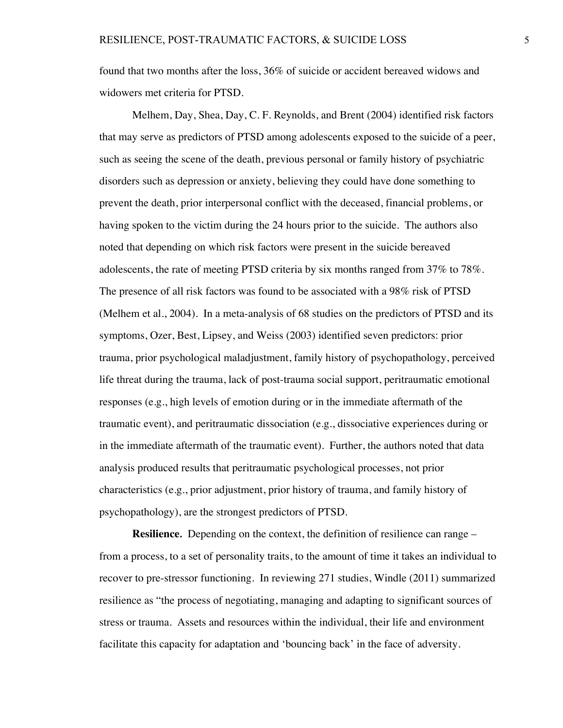found that two months after the loss, 36% of suicide or accident bereaved widows and widowers met criteria for PTSD.

Melhem, Day, Shea, Day, C. F. Reynolds, and Brent (2004) identified risk factors that may serve as predictors of PTSD among adolescents exposed to the suicide of a peer, such as seeing the scene of the death, previous personal or family history of psychiatric disorders such as depression or anxiety, believing they could have done something to prevent the death, prior interpersonal conflict with the deceased, financial problems, or having spoken to the victim during the 24 hours prior to the suicide. The authors also noted that depending on which risk factors were present in the suicide bereaved adolescents, the rate of meeting PTSD criteria by six months ranged from 37% to 78%. The presence of all risk factors was found to be associated with a 98% risk of PTSD (Melhem et al., 2004). In a meta-analysis of 68 studies on the predictors of PTSD and its symptoms, Ozer, Best, Lipsey, and Weiss (2003) identified seven predictors: prior trauma, prior psychological maladjustment, family history of psychopathology, perceived life threat during the trauma, lack of post-trauma social support, peritraumatic emotional responses (e.g., high levels of emotion during or in the immediate aftermath of the traumatic event), and peritraumatic dissociation (e.g., dissociative experiences during or in the immediate aftermath of the traumatic event). Further, the authors noted that data analysis produced results that peritraumatic psychological processes, not prior characteristics (e.g., prior adjustment, prior history of trauma, and family history of psychopathology), are the strongest predictors of PTSD.

**Resilience.** Depending on the context, the definition of resilience can range – from a process, to a set of personality traits, to the amount of time it takes an individual to recover to pre-stressor functioning. In reviewing 271 studies, Windle (2011) summarized resilience as "the process of negotiating, managing and adapting to significant sources of stress or trauma. Assets and resources within the individual, their life and environment facilitate this capacity for adaptation and 'bouncing back' in the face of adversity.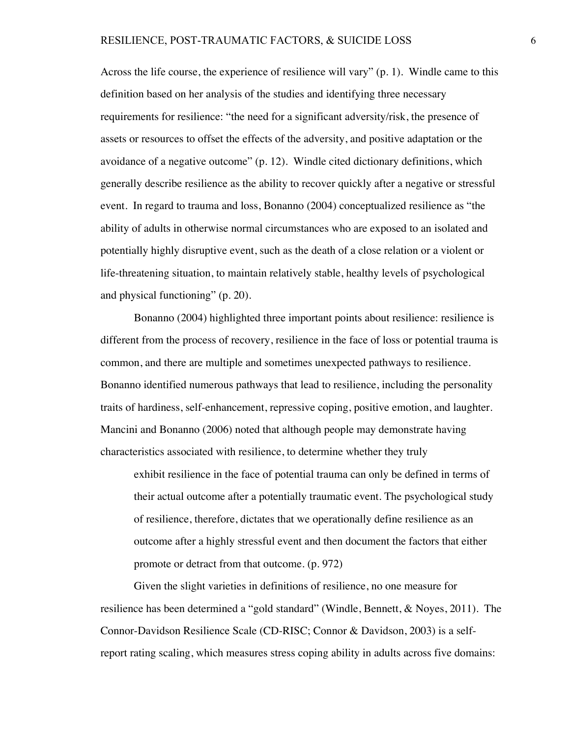Across the life course, the experience of resilience will vary" (p. 1). Windle came to this definition based on her analysis of the studies and identifying three necessary requirements for resilience: "the need for a significant adversity/risk, the presence of assets or resources to offset the effects of the adversity, and positive adaptation or the avoidance of a negative outcome" (p. 12). Windle cited dictionary definitions, which generally describe resilience as the ability to recover quickly after a negative or stressful event. In regard to trauma and loss, Bonanno (2004) conceptualized resilience as "the ability of adults in otherwise normal circumstances who are exposed to an isolated and potentially highly disruptive event, such as the death of a close relation or a violent or life-threatening situation, to maintain relatively stable, healthy levels of psychological and physical functioning" (p. 20).

Bonanno (2004) highlighted three important points about resilience: resilience is different from the process of recovery, resilience in the face of loss or potential trauma is common, and there are multiple and sometimes unexpected pathways to resilience. Bonanno identified numerous pathways that lead to resilience, including the personality traits of hardiness, self-enhancement, repressive coping, positive emotion, and laughter. Mancini and Bonanno (2006) noted that although people may demonstrate having characteristics associated with resilience, to determine whether they truly

> exhibit resilience in the face of potential trauma can only be defined in terms of their actual outcome after a potentially traumatic event. The psychological study of resilience, therefore, dictates that we operationally define resilience as an outcome after a highly stressful event and then document the factors that either promote or detract from that outcome. (p. 972)

Given the slight varieties in definitions of resilience, no one measure for resilience has been determined a "gold standard" (Windle, Bennett, & Noyes, 2011). The Connor-Davidson Resilience Scale (CD-RISC; Connor & Davidson, 2003) is a self-report rating scaling, which measures stress coping ability in adults across five domains: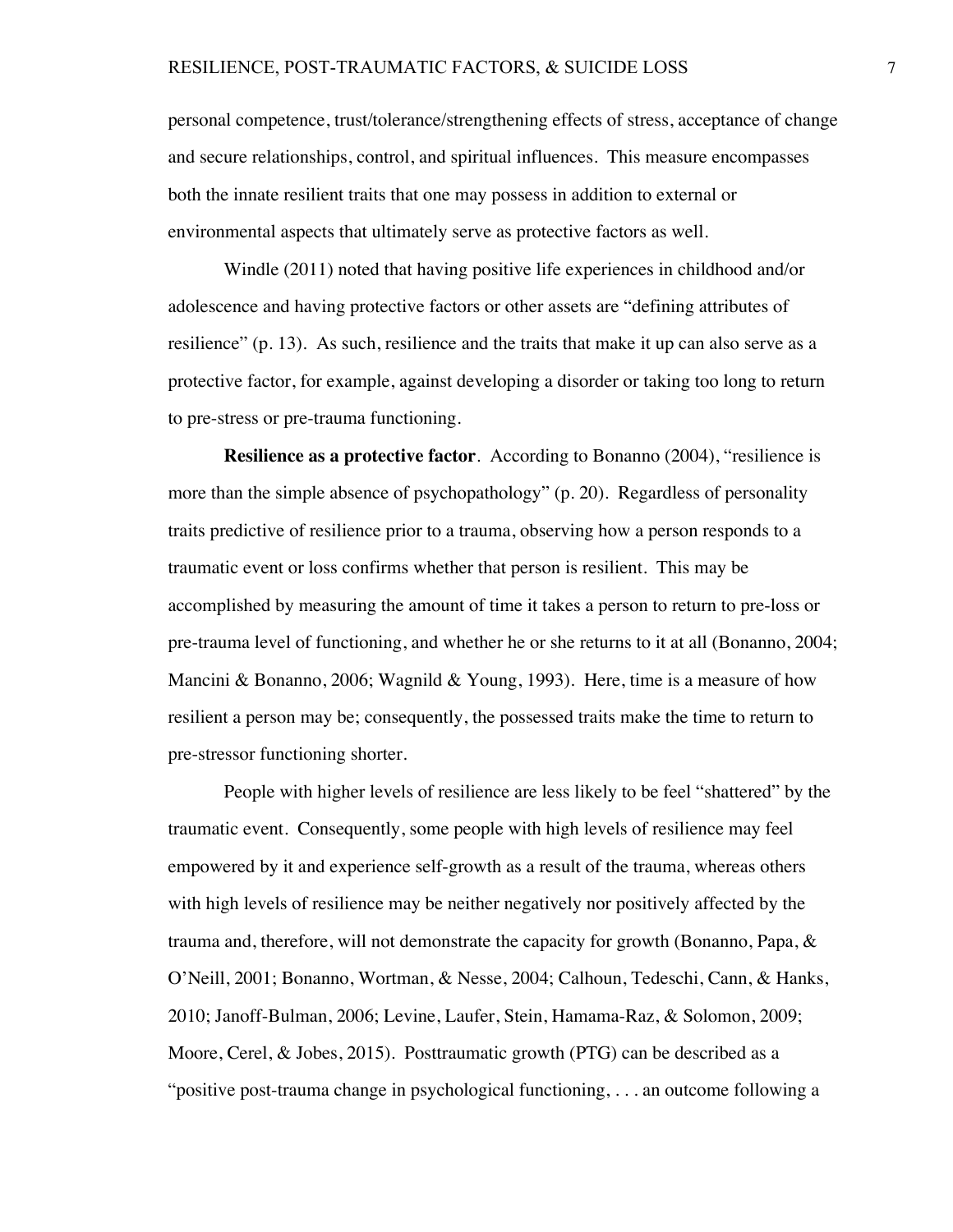personal competence, trust/tolerance/strengthening effects of stress, acceptance of change and secure relationships, control, and spiritual influences. This measure encompasses both the innate resilient traits that one may possess in addition to external or environmental aspects that ultimately serve as protective factors as well.

Windle (2011) noted that having positive life experiences in childhood and/or adolescence and having protective factors or other assets are "defining attributes of resilience" (p. 13). As such, resilience and the traits that make it up can also serve as a protective factor, for example, against developing a disorder or taking too long to return to pre-stress or pre-trauma functioning.

**Resilience as a protective factor**. According to Bonanno (2004), "resilience is more than the simple absence of psychopathology" (p. 20). Regardless of personality traits predictive of resilience prior to a trauma, observing how a person responds to a traumatic event or loss confirms whether that person is resilient. This may be accomplished by measuring the amount of time it takes a person to return to pre-loss or pre-trauma level of functioning, and whether he or she returns to it at all (Bonanno, 2004; Mancini & Bonanno, 2006; Wagnild & Young, 1993). Here, time is a measure of how resilient a person may be; consequently, the possessed traits make the time to return to pre-stressor functioning shorter.

People with higher levels of resilience are less likely to be feel "shattered" by the traumatic event. Consequently, some people with high levels of resilience may feel empowered by it and experience self-growth as a result of the trauma, whereas others with high levels of resilience may be neither negatively nor positively affected by the trauma and, therefore, will not demonstrate the capacity for growth (Bonanno, Papa, & O'Neill, 2001; Bonanno, Wortman, & Nesse, 2004; Calhoun, Tedeschi, Cann, & Hanks, 2010; Janoff-Bulman, 2006; Levine, Laufer, Stein, Hamama-Raz, & Solomon, 2009; Moore, Cerel, & Jobes, 2015). Posttraumatic growth (PTG) can be described as a "positive post-trauma change in psychological functioning, . . . an outcome following a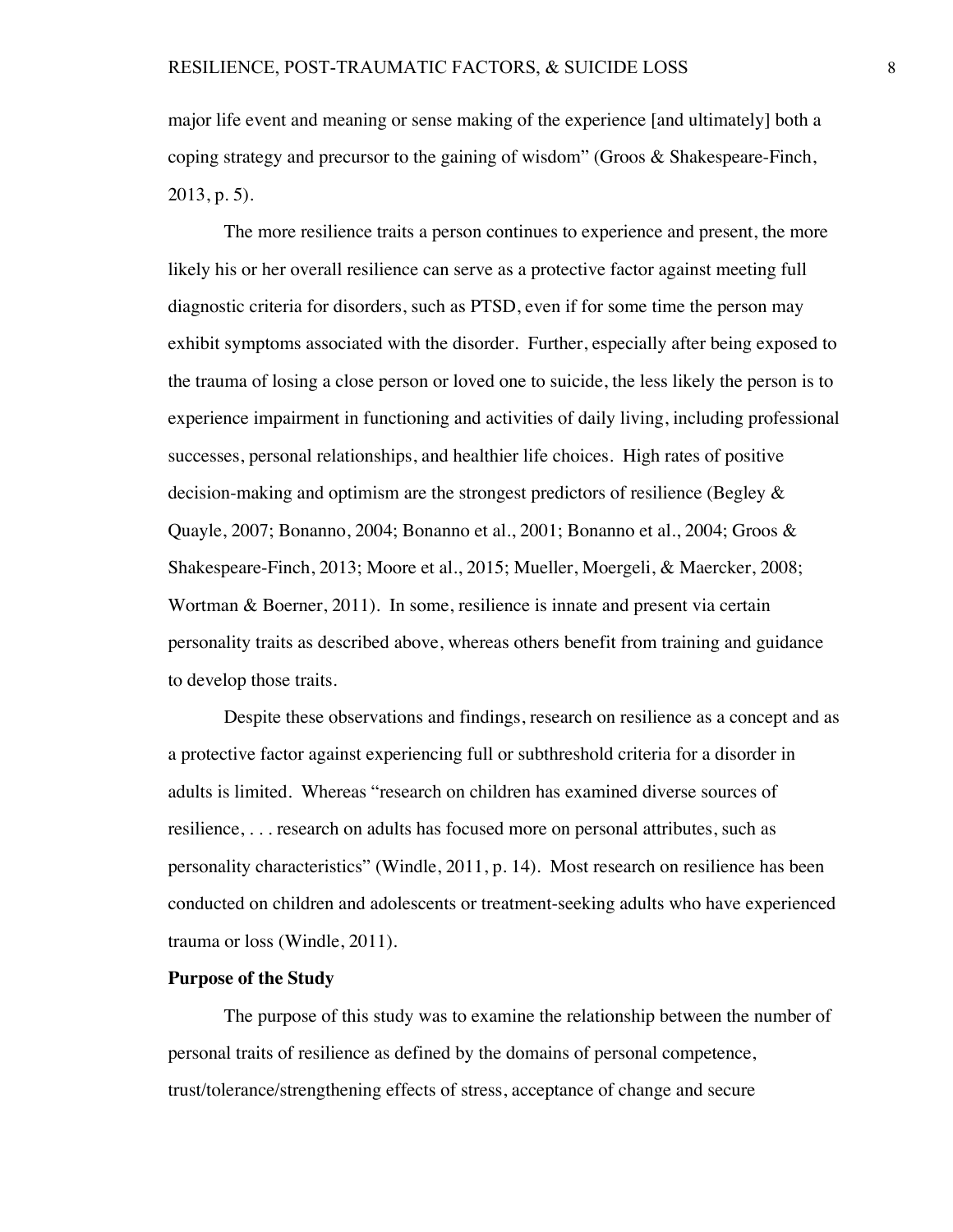major life event and meaning or sense making of the experience [and ultimately] both a coping strategy and precursor to the gaining of wisdom" (Groos & Shakespeare-Finch, 2013, p. 5).

The more resilience traits a person continues to experience and present, the more likely his or her overall resilience can serve as a protective factor against meeting full diagnostic criteria for disorders, such as PTSD, even if for some time the person may exhibit symptoms associated with the disorder. Further, especially after being exposed to the trauma of losing a close person or loved one to suicide, the less likely the person is to experience impairment in functioning and activities of daily living, including professional successes, personal relationships, and healthier life choices. High rates of positive decision-making and optimism are the strongest predictors of resilience (Begley & Quayle, 2007; Bonanno, 2004; Bonanno et al., 2001; Bonanno et al., 2004; Groos & Shakespeare-Finch, 2013; Moore et al., 2015; Mueller, Moergeli, & Maercker, 2008; Wortman & Boerner, 2011). In some, resilience is innate and present via certain personality traits as described above, whereas others benefit from training and guidance to develop those traits.

Despite these observations and findings, research on resilience as a concept and as a protective factor against experiencing full or subthreshold criteria for a disorder in adults is limited. Whereas "research on children has examined diverse sources of resilience, . . . research on adults has focused more on personal attributes, such as personality characteristics" (Windle, 2011, p. 14). Most research on resilience has been conducted on children and adolescents or treatment-seeking adults who have experienced trauma or loss (Windle, 2011).

**Purpose of the Study**

The purpose of this study was to examine the relationship between the number of personal traits of resilience as defined by the domains of personal competence, trust/tolerance/strengthening effects of stress, acceptance of change and secure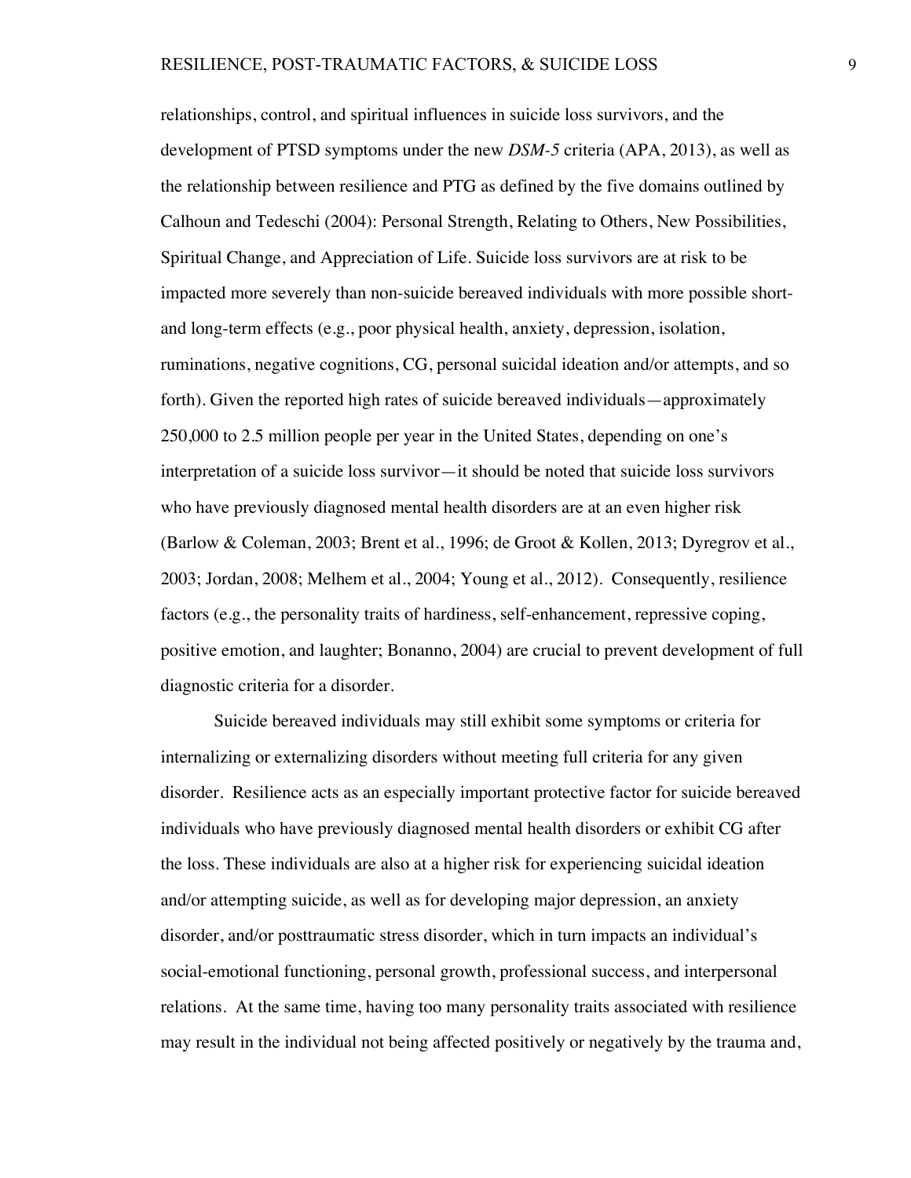relationships, control, and spiritual influences in suicide loss survivors, and the development of PTSD symptoms under the new *DSM-5* criteria (APA, 2013), as well as the relationship between resilience and PTG as defined by the five domains outlined by Calhoun and Tedeschi (2004): Personal Strength, Relating to Others, New Possibilities, Spiritual Change, and Appreciation of Life. Suicide loss survivors are at risk to be impacted more severely than non-suicide bereaved individuals with more possible short- and long-term effects (e.g., poor physical health, anxiety, depression, isolation, ruminations, negative cognitions, CG, personal suicidal ideation and/or attempts, and so forth). Given the reported high rates of suicide bereaved individuals—approximately 250,000 to 2.5 million people per year in the United States, depending on one's interpretation of a suicide loss survivor—it should be noted that suicide loss survivors who have previously diagnosed mental health disorders are at an even higher risk (Barlow & Coleman, 2003; Brent et al., 1996; de Groot & Kollen, 2013; Dyregrov et al., 2003; Jordan, 2008; Melhem et al., 2004; Young et al., 2012). Consequently, resilience factors (e.g., the personality traits of hardiness, self-enhancement, repressive coping, positive emotion, and laughter; Bonanno, 2004) are crucial to prevent development of full diagnostic criteria for a disorder.

Suicide bereaved individuals may still exhibit some symptoms or criteria for internalizing or externalizing disorders without meeting full criteria for any given disorder. Resilience acts as an especially important protective factor for suicide bereaved individuals who have previously diagnosed mental health disorders or exhibit CG after the loss. These individuals are also at a higher risk for experiencing suicidal ideation and/or attempting suicide, as well as for developing major depression, an anxiety disorder, and/or posttraumatic stress disorder, which in turn impacts an individual's social-emotional functioning, personal growth, professional success, and interpersonal relations. At the same time, having too many personality traits associated with resilience may result in the individual not being affected positively or negatively by the trauma and,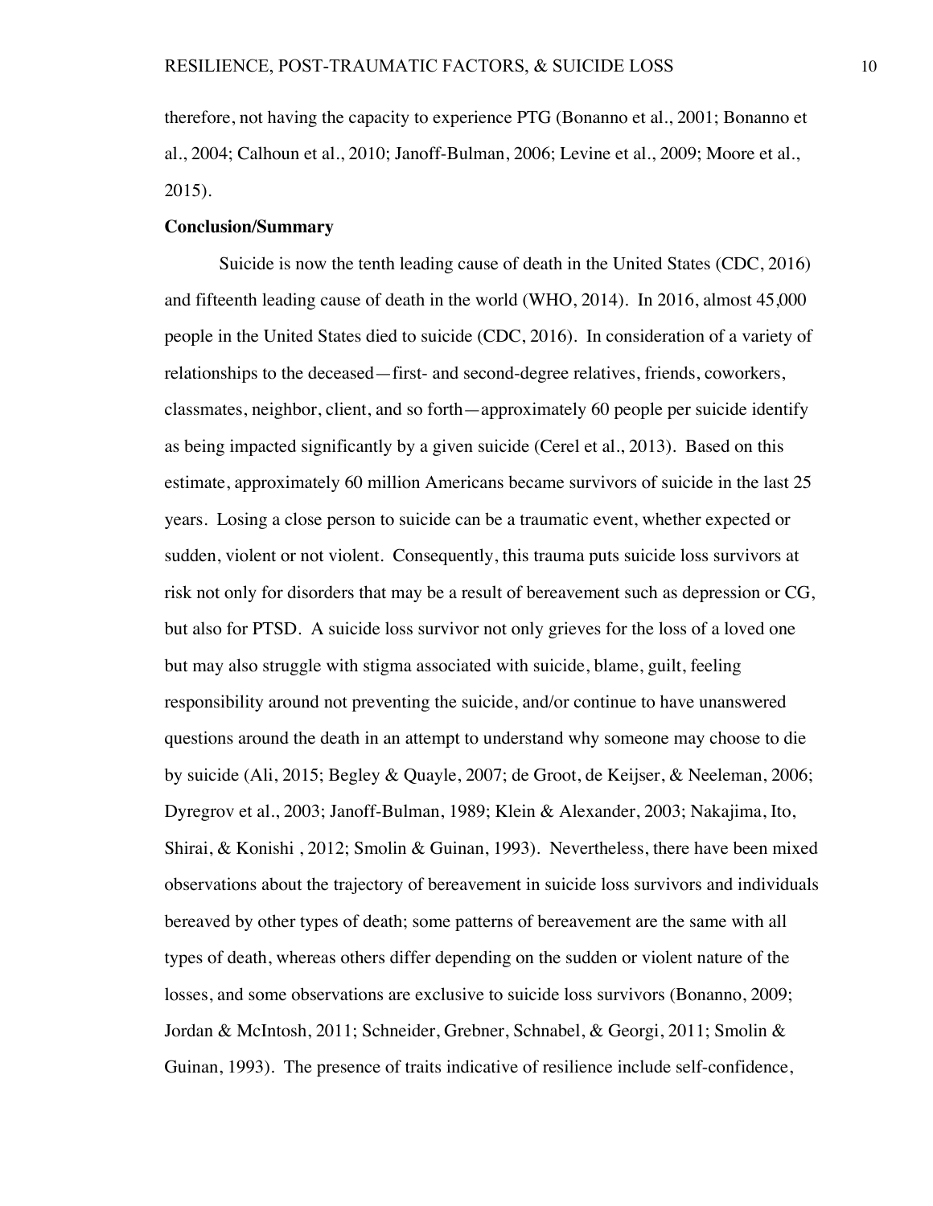therefore, not having the capacity to experience PTG (Bonanno et al., 2001; Bonanno et al., 2004; Calhoun et al., 2010; Janoff-Bulman, 2006; Levine et al., 2009; Moore et al., 2015).

**Conclusion/Summary**

Suicide is now the tenth leading cause of death in the United States (CDC, 2016) and fifteenth leading cause of death in the world (WHO, 2014). In 2016, almost 45,000 people in the United States died to suicide (CDC, 2016). In consideration of a variety of relationships to the deceased—first- and second-degree relatives, friends, coworkers, classmates, neighbor, client, and so forth—approximately 60 people per suicide identify as being impacted significantly by a given suicide (Cerel et al., 2013). Based on this estimate, approximately 60 million Americans became survivors of suicide in the last 25 years. Losing a close person to suicide can be a traumatic event, whether expected or sudden, violent or not violent. Consequently, this trauma puts suicide loss survivors at risk not only for disorders that may be a result of bereavement such as depression or CG, but also for PTSD. A suicide loss survivor not only grieves for the loss of a loved one but may also struggle with stigma associated with suicide, blame, guilt, feeling responsibility around not preventing the suicide, and/or continue to have unanswered questions around the death in an attempt to understand why someone may choose to die by suicide (Ali, 2015; Begley & Quayle, 2007; de Groot, de Keijser, & Neeleman, 2006; Dyregrov et al., 2003; Janoff-Bulman, 1989; Klein & Alexander, 2003; Nakajima, Ito, Shirai, & Konishi , 2012; Smolin & Guinan, 1993). Nevertheless, there have been mixed observations about the trajectory of bereavement in suicide loss survivors and individuals bereaved by other types of death; some patterns of bereavement are the same with all types of death, whereas others differ depending on the sudden or violent nature of the losses, and some observations are exclusive to suicide loss survivors (Bonanno, 2009; Jordan & McIntosh, 2011; Schneider, Grebner, Schnabel, & Georgi, 2011; Smolin & Guinan, 1993). The presence of traits indicative of resilience include self-confidence,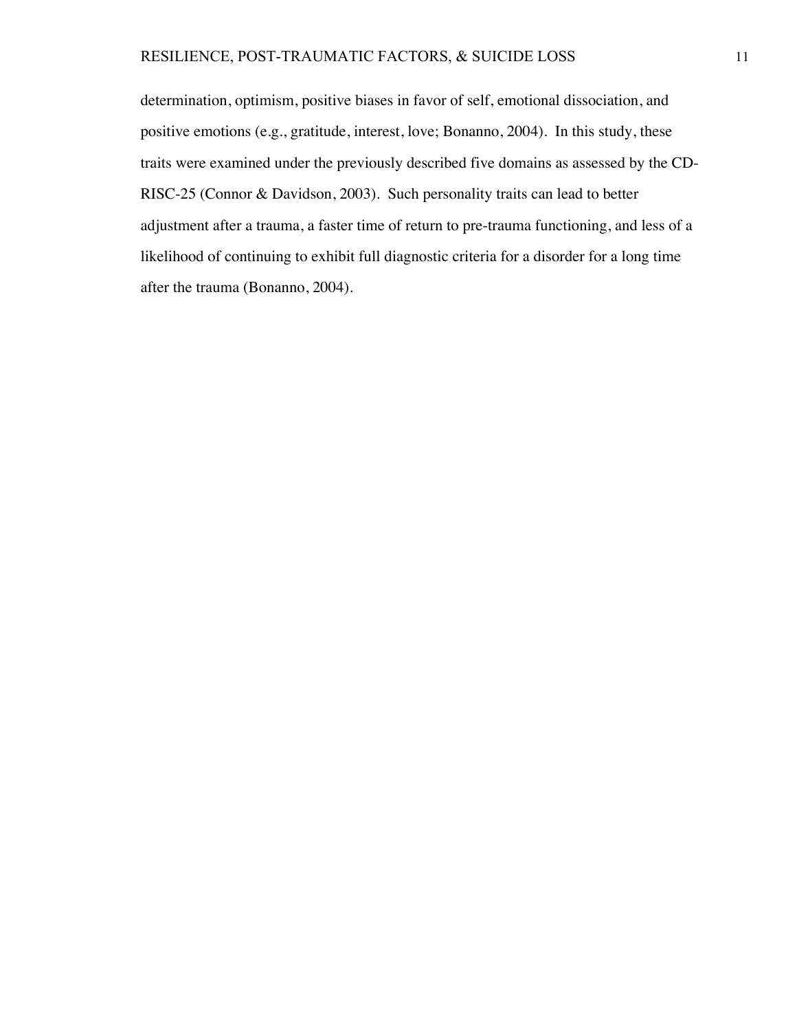determination, optimism, positive biases in favor of self, emotional dissociation, and positive emotions (e.g., gratitude, interest, love; Bonanno, 2004). In this study, these traits were examined under the previously described five domains as assessed by the CD-RISC-25 (Connor & Davidson, 2003). Such personality traits can lead to better adjustment after a trauma, a faster time of return to pre-trauma functioning, and less of a likelihood of continuing to exhibit full diagnostic criteria for a disorder for a long time after the trauma (Bonanno, 2004).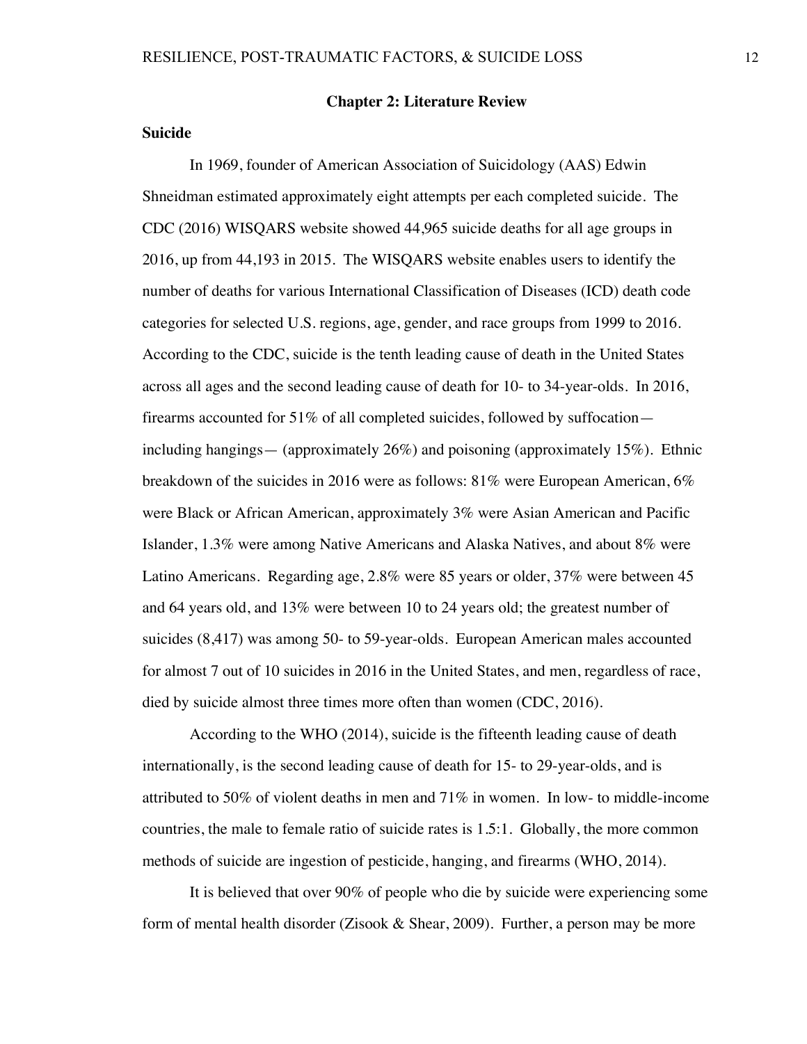# Chapter 2: Literature Review

## Suicide

In 1969, founder of American Association of Suicidology (AAS) Edwin Shneidman estimated approximately eight attempts per each completed suicide. The CDC (2016) WISQARS website showed 44,965 suicide deaths for all age groups in 2016, up from 44,193 in 2015. The WISQARS website enables users to identify the number of deaths for various International Classification of Diseases (ICD) death code categories for selected U.S. regions, age, gender, and race groups from 1999 to 2016. According to the CDC, suicide is the tenth leading cause of death in the United States across all ages and the second leading cause of death for 10- to 34-year-olds. In 2016, firearms accounted for 51% of all completed suicides, followed by suffocation—including hangings— (approximately 26%) and poisoning (approximately 15%). Ethnic breakdown of the suicides in 2016 were as follows: 81% were European American, 6% were Black or African American, approximately 3% were Asian American and Pacific Islander, 1.3% were among Native Americans and Alaska Natives, and about 8% were Latino Americans. Regarding age, 2.8% were 85 years or older, 37% were between 45 and 64 years old, and 13% were between 10 to 24 years old; the greatest number of suicides (8,417) was among 50- to 59-year-olds. European American males accounted for almost 7 out of 10 suicides in 2016 in the United States, and men, regardless of race, died by suicide almost three times more often than women (CDC, 2016).

According to the WHO (2014), suicide is the fifteenth leading cause of death internationally, is the second leading cause of death for 15- to 29-year-olds, and is attributed to 50% of violent deaths in men and 71% in women. In low- to middle-income countries, the male to female ratio of suicide rates is 1.5:1. Globally, the more common methods of suicide are ingestion of pesticide, hanging, and firearms (WHO, 2014).

It is believed that over 90% of people who die by suicide were experiencing some form of mental health disorder (Zisook & Shear, 2009). Further, a person may be more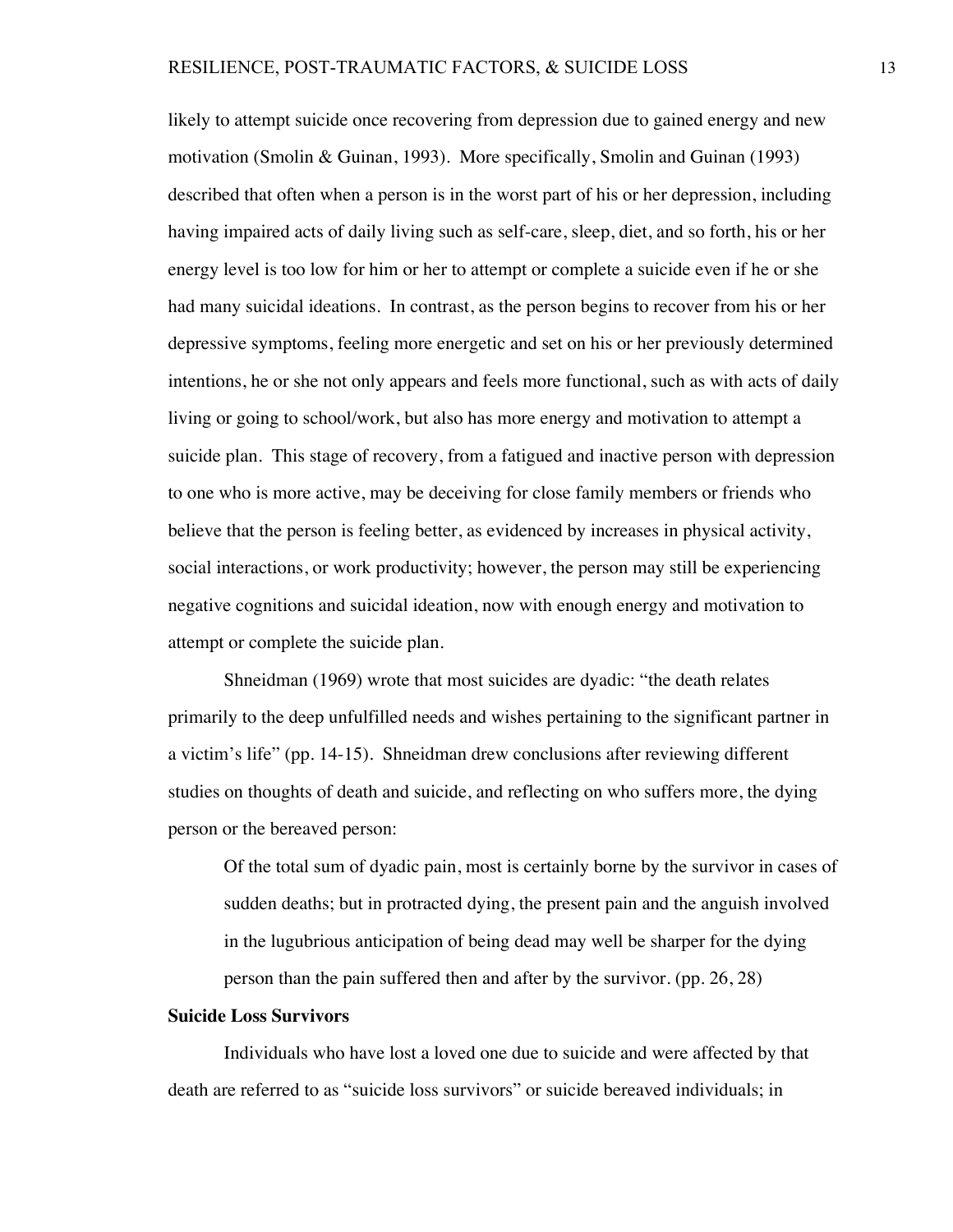likely to attempt suicide once recovering from depression due to gained energy and new motivation (Smolin & Guinan, 1993). More specifically, Smolin and Guinan (1993) described that often when a person is in the worst part of his or her depression, including having impaired acts of daily living such as self-care, sleep, diet, and so forth, his or her energy level is too low for him or her to attempt or complete a suicide even if he or she had many suicidal ideations. In contrast, as the person begins to recover from his or her depressive symptoms, feeling more energetic and set on his or her previously determined intentions, he or she not only appears and feels more functional, such as with acts of daily living or going to school/work, but also has more energy and motivation to attempt a suicide plan. This stage of recovery, from a fatigued and inactive person with depression to one who is more active, may be deceiving for close family members or friends who believe that the person is feeling better, as evidenced by increases in physical activity, social interactions, or work productivity; however, the person may still be experiencing negative cognitions and suicidal ideation, now with enough energy and motivation to attempt or complete the suicide plan.

Shneidman (1969) wrote that most suicides are dyadic: "the death relates primarily to the deep unfulfilled needs and wishes pertaining to the significant partner in a victim's life" (pp. 14-15). Shneidman drew conclusions after reviewing different studies on thoughts of death and suicide, and reflecting on who suffers more, the dying person or the bereaved person:

> Of the total sum of dyadic pain, most is certainly borne by the survivor in cases of sudden deaths; but in protracted dying, the present pain and the anguish involved in the lugubrious anticipation of being dead may well be sharper for the dying person than the pain suffered then and after by the survivor. (pp. 26, 28)

**Suicide Loss Survivors**

Individuals who have lost a loved one due to suicide and were affected by that death are referred to as "suicide loss survivors" or suicide bereaved individuals; in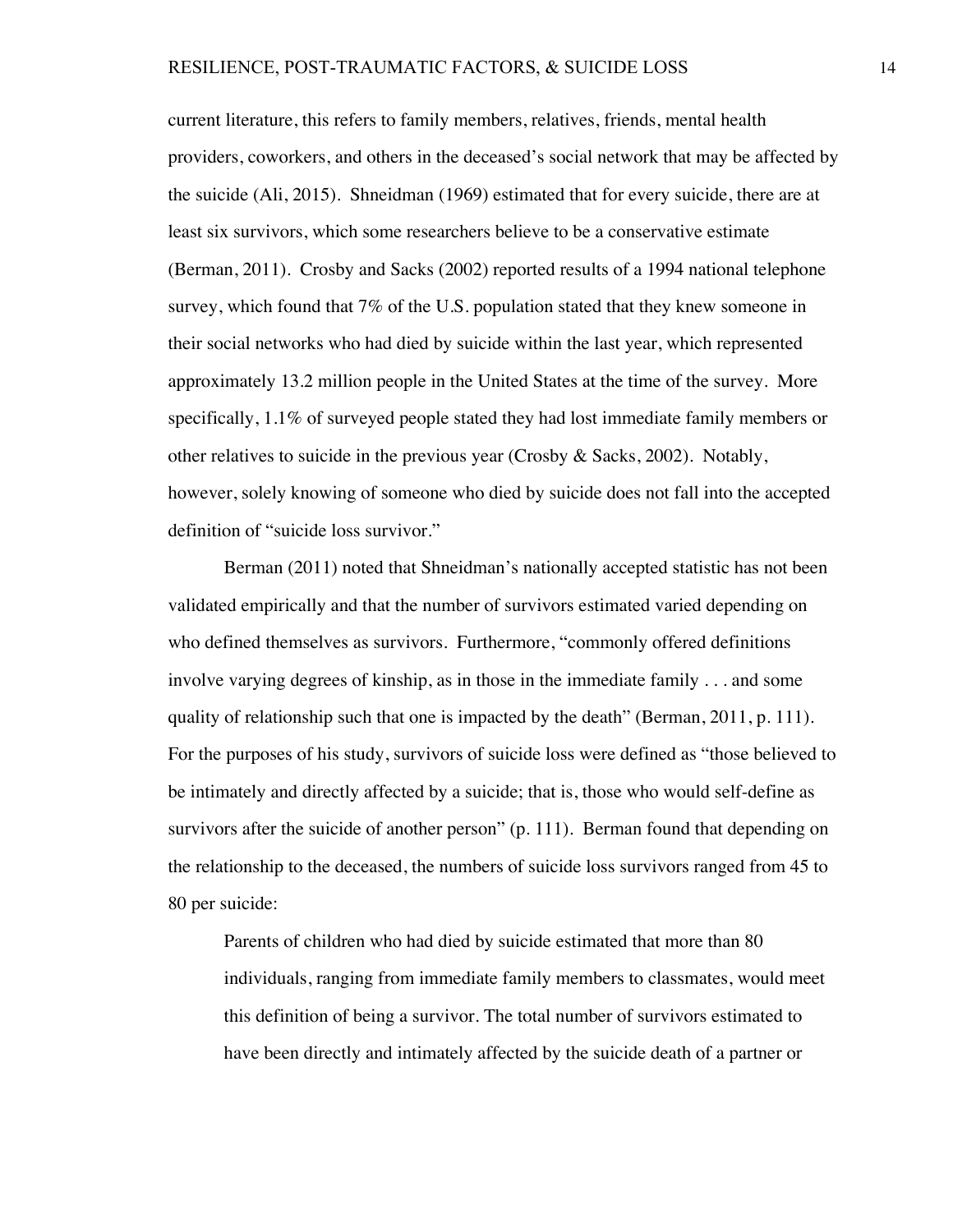current literature, this refers to family members, relatives, friends, mental health providers, coworkers, and others in the deceased's social network that may be affected by the suicide (Ali, 2015). Shneidman (1969) estimated that for every suicide, there are at least six survivors, which some researchers believe to be a conservative estimate (Berman, 2011). Crosby and Sacks (2002) reported results of a 1994 national telephone survey, which found that 7% of the U.S. population stated that they knew someone in their social networks who had died by suicide within the last year, which represented approximately 13.2 million people in the United States at the time of the survey. More specifically, 1.1% of surveyed people stated they had lost immediate family members or other relatives to suicide in the previous year (Crosby & Sacks, 2002). Notably, however, solely knowing of someone who died by suicide does not fall into the accepted definition of "suicide loss survivor."

Berman (2011) noted that Shneidman's nationally accepted statistic has not been validated empirically and that the number of survivors estimated varied depending on who defined themselves as survivors. Furthermore, "commonly offered definitions involve varying degrees of kinship, as in those in the immediate family . . . and some quality of relationship such that one is impacted by the death" (Berman, 2011, p. 111). For the purposes of his study, survivors of suicide loss were defined as "those believed to be intimately and directly affected by a suicide; that is, those who would self-define as survivors after the suicide of another person" (p. 111). Berman found that depending on the relationship to the deceased, the numbers of suicide loss survivors ranged from 45 to 80 per suicide:

> Parents of children who had died by suicide estimated that more than 80 individuals, ranging from immediate family members to classmates, would meet this definition of being a survivor. The total number of survivors estimated to have been directly and intimately affected by the suicide death of a partner or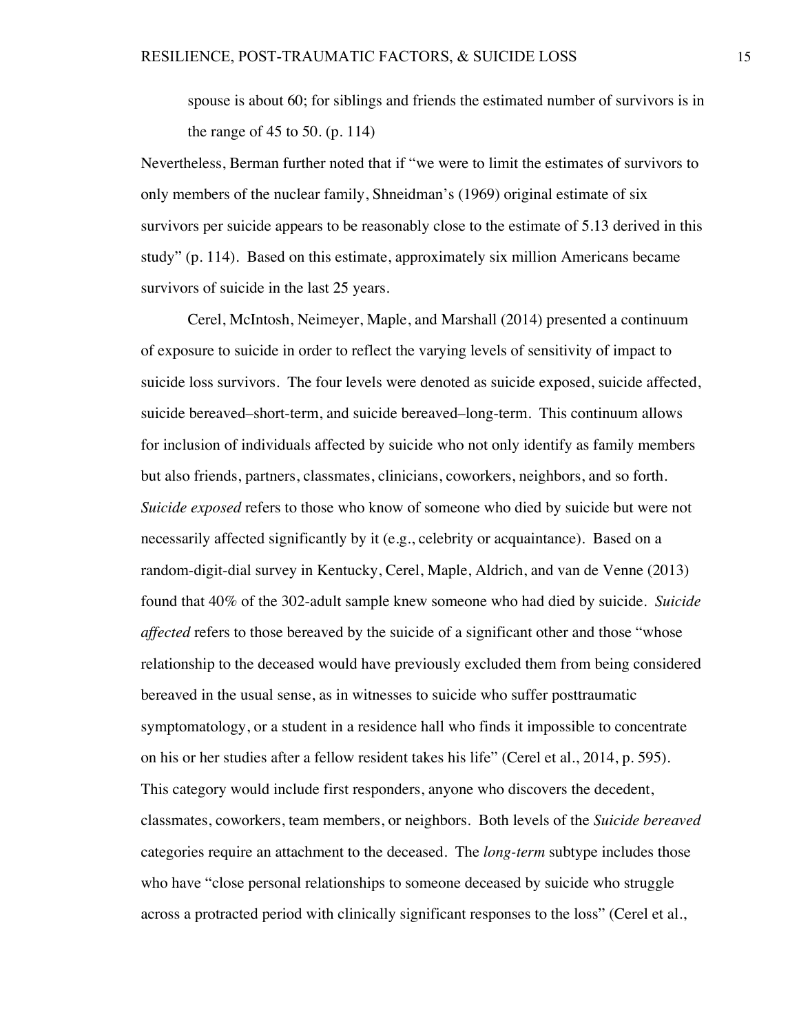> spouse is about 60; for siblings and friends the estimated number of survivors is in the range of 45 to 50. (p. 114)

Nevertheless, Berman further noted that if "we were to limit the estimates of survivors to only members of the nuclear family, Shneidman's (1969) original estimate of six survivors per suicide appears to be reasonably close to the estimate of 5.13 derived in this study" (p. 114). Based on this estimate, approximately six million Americans became survivors of suicide in the last 25 years.

Cerel, McIntosh, Neimeyer, Maple, and Marshall (2014) presented a continuum of exposure to suicide in order to reflect the varying levels of sensitivity of impact to suicide loss survivors. The four levels were denoted as suicide exposed, suicide affected, suicide bereaved–short-term, and suicide bereaved–long-term. This continuum allows for inclusion of individuals affected by suicide who not only identify as family members but also friends, partners, classmates, clinicians, coworkers, neighbors, and so forth. *Suicide exposed* refers to those who know of someone who died by suicide but were not necessarily affected significantly by it (e.g., celebrity or acquaintance). Based on a random-digit-dial survey in Kentucky, Cerel, Maple, Aldrich, and van de Venne (2013) found that 40% of the 302-adult sample knew someone who had died by suicide. *Suicide affected* refers to those bereaved by the suicide of a significant other and those "whose relationship to the deceased would have previously excluded them from being considered bereaved in the usual sense, as in witnesses to suicide who suffer posttraumatic symptomatology, or a student in a residence hall who finds it impossible to concentrate on his or her studies after a fellow resident takes his life" (Cerel et al., 2014, p. 595). This category would include first responders, anyone who discovers the decedent, classmates, coworkers, team members, or neighbors. Both levels of the *Suicide bereaved* categories require an attachment to the deceased. The *long-term* subtype includes those who have "close personal relationships to someone deceased by suicide who struggle across a protracted period with clinically significant responses to the loss" (Cerel et al.,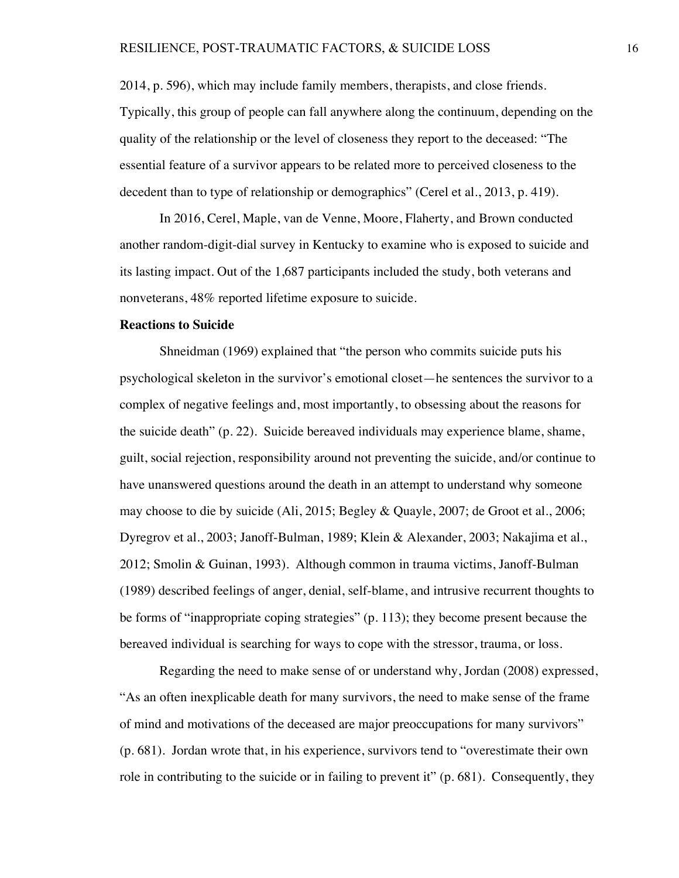2014, p. 596), which may include family members, therapists, and close friends. Typically, this group of people can fall anywhere along the continuum, depending on the quality of the relationship or the level of closeness they report to the deceased: "The essential feature of a survivor appears to be related more to perceived closeness to the decedent than to type of relationship or demographics" (Cerel et al., 2013, p. 419).

In 2016, Cerel, Maple, van de Venne, Moore, Flaherty, and Brown conducted another random-digit-dial survey in Kentucky to examine who is exposed to suicide and its lasting impact. Out of the 1,687 participants included the study, both veterans and nonveterans, 48% reported lifetime exposure to suicide.

**Reactions to Suicide**

Shneidman (1969) explained that "the person who commits suicide puts his psychological skeleton in the survivor's emotional closet—he sentences the survivor to a complex of negative feelings and, most importantly, to obsessing about the reasons for the suicide death" (p. 22). Suicide bereaved individuals may experience blame, shame, guilt, social rejection, responsibility around not preventing the suicide, and/or continue to have unanswered questions around the death in an attempt to understand why someone may choose to die by suicide (Ali, 2015; Begley & Quayle, 2007; de Groot et al., 2006; Dyregrov et al., 2003; Janoff-Bulman, 1989; Klein & Alexander, 2003; Nakajima et al., 2012; Smolin & Guinan, 1993). Although common in trauma victims, Janoff-Bulman (1989) described feelings of anger, denial, self-blame, and intrusive recurrent thoughts to be forms of "inappropriate coping strategies" (p. 113); they become present because the bereaved individual is searching for ways to cope with the stressor, trauma, or loss.

Regarding the need to make sense of or understand why, Jordan (2008) expressed, "As an often inexplicable death for many survivors, the need to make sense of the frame of mind and motivations of the deceased are major preoccupations for many survivors" (p. 681). Jordan wrote that, in his experience, survivors tend to "overestimate their own role in contributing to the suicide or in failing to prevent it" (p. 681). Consequently, they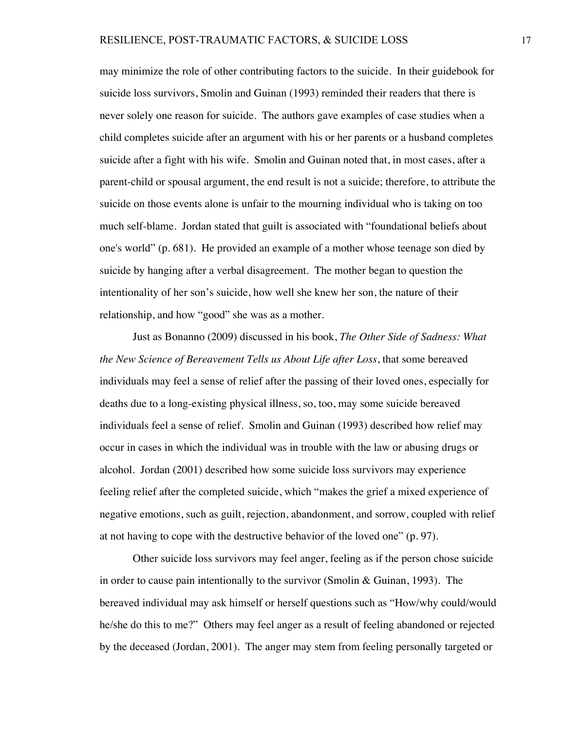may minimize the role of other contributing factors to the suicide. In their guidebook for suicide loss survivors, Smolin and Guinan (1993) reminded their readers that there is never solely one reason for suicide. The authors gave examples of case studies when a child completes suicide after an argument with his or her parents or a husband completes suicide after a fight with his wife. Smolin and Guinan noted that, in most cases, after a parent-child or spousal argument, the end result is not a suicide; therefore, to attribute the suicide on those events alone is unfair to the mourning individual who is taking on too much self-blame. Jordan stated that guilt is associated with "foundational beliefs about one's world" (p. 681). He provided an example of a mother whose teenage son died by suicide by hanging after a verbal disagreement. The mother began to question the intentionality of her son's suicide, how well she knew her son, the nature of their relationship, and how "good" she was as a mother.

Just as Bonanno (2009) discussed in his book, *The Other Side of Sadness: What the New Science of Bereavement Tells us About Life after Loss*, that some bereaved individuals may feel a sense of relief after the passing of their loved ones, especially for deaths due to a long-existing physical illness, so, too, may some suicide bereaved individuals feel a sense of relief. Smolin and Guinan (1993) described how relief may occur in cases in which the individual was in trouble with the law or abusing drugs or alcohol. Jordan (2001) described how some suicide loss survivors may experience feeling relief after the completed suicide, which "makes the grief a mixed experience of negative emotions, such as guilt, rejection, abandonment, and sorrow, coupled with relief at not having to cope with the destructive behavior of the loved one" (p. 97).

Other suicide loss survivors may feel anger, feeling as if the person chose suicide in order to cause pain intentionally to the survivor (Smolin & Guinan, 1993). The bereaved individual may ask himself or herself questions such as "How/why could/would he/she do this to me?" Others may feel anger as a result of feeling abandoned or rejected by the deceased (Jordan, 2001). The anger may stem from feeling personally targeted or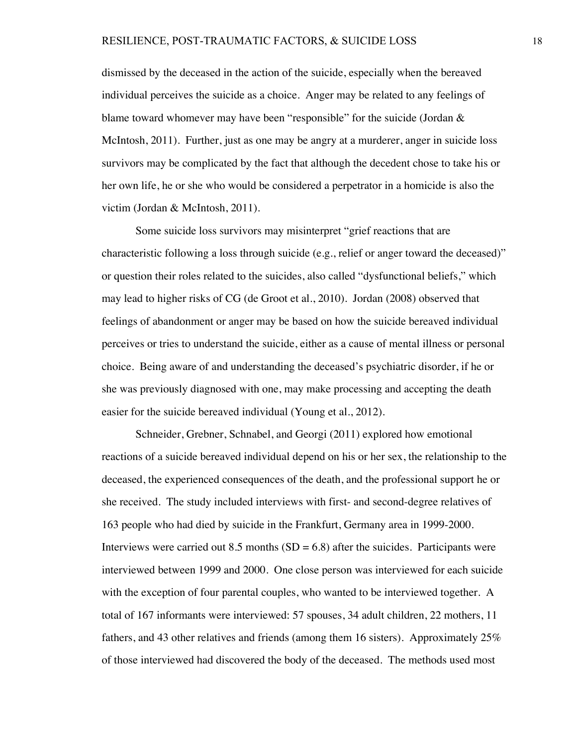dismissed by the deceased in the action of the suicide, especially when the bereaved individual perceives the suicide as a choice. Anger may be related to any feelings of blame toward whomever may have been "responsible" for the suicide (Jordan & McIntosh, 2011). Further, just as one may be angry at a murderer, anger in suicide loss survivors may be complicated by the fact that although the decedent chose to take his or her own life, he or she who would be considered a perpetrator in a homicide is also the victim (Jordan & McIntosh, 2011).

Some suicide loss survivors may misinterpret "grief reactions that are characteristic following a loss through suicide (e.g., relief or anger toward the deceased)" or question their roles related to the suicides, also called "dysfunctional beliefs," which may lead to higher risks of CG (de Groot et al., 2010). Jordan (2008) observed that feelings of abandonment or anger may be based on how the suicide bereaved individual perceives or tries to understand the suicide, either as a cause of mental illness or personal choice. Being aware of and understanding the deceased's psychiatric disorder, if he or she was previously diagnosed with one, may make processing and accepting the death easier for the suicide bereaved individual (Young et al., 2012).

Schneider, Grebner, Schnabel, and Georgi (2011) explored how emotional reactions of a suicide bereaved individual depend on his or her sex, the relationship to the deceased, the experienced consequences of the death, and the professional support he or she received. The study included interviews with first- and second-degree relatives of 163 people who had died by suicide in the Frankfurt, Germany area in 1999-2000. Interviews were carried out 8.5 months (SD = 6.8) after the suicides. Participants were interviewed between 1999 and 2000. One close person was interviewed for each suicide with the exception of four parental couples, who wanted to be interviewed together. A total of 167 informants were interviewed: 57 spouses, 34 adult children, 22 mothers, 11 fathers, and 43 other relatives and friends (among them 16 sisters). Approximately 25% of those interviewed had discovered the body of the deceased. The methods used most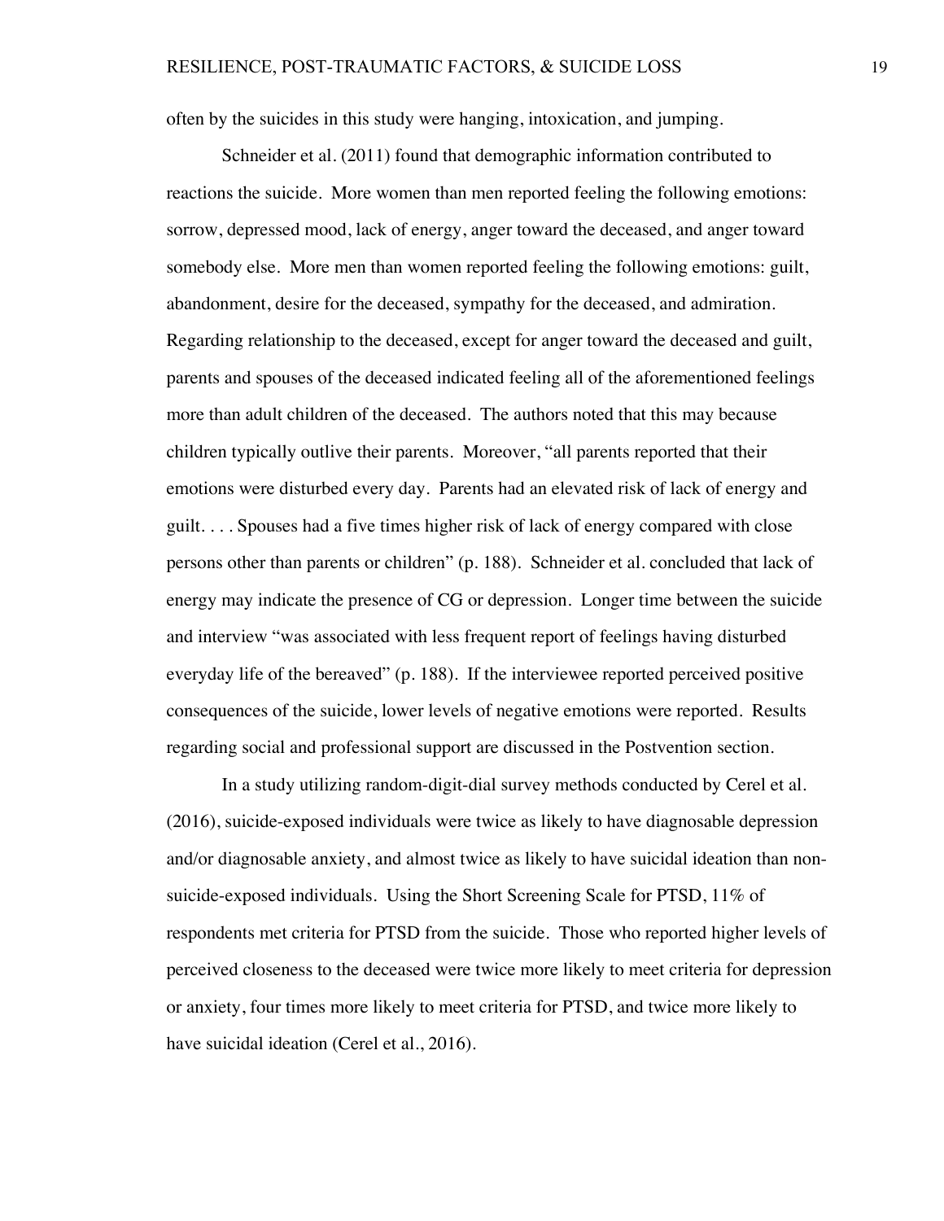often by the suicides in this study were hanging, intoxication, and jumping.

Schneider et al. (2011) found that demographic information contributed to reactions the suicide. More women than men reported feeling the following emotions: sorrow, depressed mood, lack of energy, anger toward the deceased, and anger toward somebody else. More men than women reported feeling the following emotions: guilt, abandonment, desire for the deceased, sympathy for the deceased, and admiration. Regarding relationship to the deceased, except for anger toward the deceased and guilt, parents and spouses of the deceased indicated feeling all of the aforementioned feelings more than adult children of the deceased. The authors noted that this may because children typically outlive their parents. Moreover, "all parents reported that their emotions were disturbed every day. Parents had an elevated risk of lack of energy and guilt. . . . Spouses had a five times higher risk of lack of energy compared with close persons other than parents or children" (p. 188). Schneider et al. concluded that lack of energy may indicate the presence of CG or depression. Longer time between the suicide and interview "was associated with less frequent report of feelings having disturbed everyday life of the bereaved" (p. 188). If the interviewee reported perceived positive consequences of the suicide, lower levels of negative emotions were reported. Results regarding social and professional support are discussed in the Postvention section.

In a study utilizing random-digit-dial survey methods conducted by Cerel et al. (2016), suicide-exposed individuals were twice as likely to have diagnosable depression and/or diagnosable anxiety, and almost twice as likely to have suicidal ideation than non-suicide-exposed individuals. Using the Short Screening Scale for PTSD, 11% of respondents met criteria for PTSD from the suicide. Those who reported higher levels of perceived closeness to the deceased were twice more likely to meet criteria for depression or anxiety, four times more likely to meet criteria for PTSD, and twice more likely to have suicidal ideation (Cerel et al., 2016).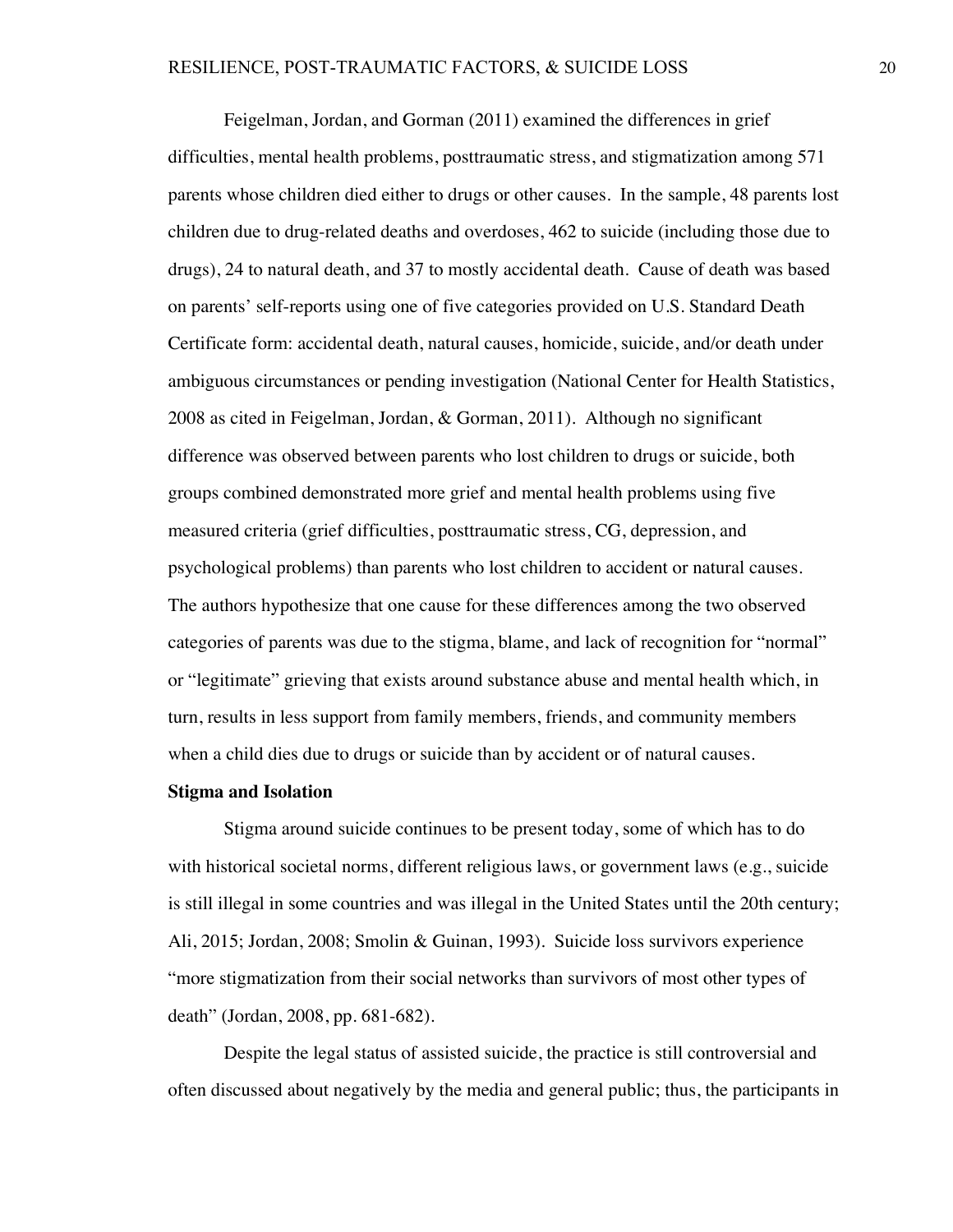Feigelman, Jordan, and Gorman (2011) examined the differences in grief difficulties, mental health problems, posttraumatic stress, and stigmatization among 571 parents whose children died either to drugs or other causes. In the sample, 48 parents lost children due to drug-related deaths and overdoses, 462 to suicide (including those due to drugs), 24 to natural death, and 37 to mostly accidental death. Cause of death was based on parents' self-reports using one of five categories provided on U.S. Standard Death Certificate form: accidental death, natural causes, homicide, suicide, and/or death under ambiguous circumstances or pending investigation (National Center for Health Statistics, 2008 as cited in Feigelman, Jordan, & Gorman, 2011). Although no significant difference was observed between parents who lost children to drugs or suicide, both groups combined demonstrated more grief and mental health problems using five measured criteria (grief difficulties, posttraumatic stress, CG, depression, and psychological problems) than parents who lost children to accident or natural causes. The authors hypothesize that one cause for these differences among the two observed categories of parents was due to the stigma, blame, and lack of recognition for "normal" or "legitimate" grieving that exists around substance abuse and mental health which, in turn, results in less support from family members, friends, and community members when a child dies due to drugs or suicide than by accident or of natural causes.

**Stigma and Isolation**

Stigma around suicide continues to be present today, some of which has to do with historical societal norms, different religious laws, or government laws (e.g., suicide is still illegal in some countries and was illegal in the United States until the 20th century; Ali, 2015; Jordan, 2008; Smolin & Guinan, 1993). Suicide loss survivors experience "more stigmatization from their social networks than survivors of most other types of death" (Jordan, 2008, pp. 681-682).

Despite the legal status of assisted suicide, the practice is still controversial and often discussed about negatively by the media and general public; thus, the participants in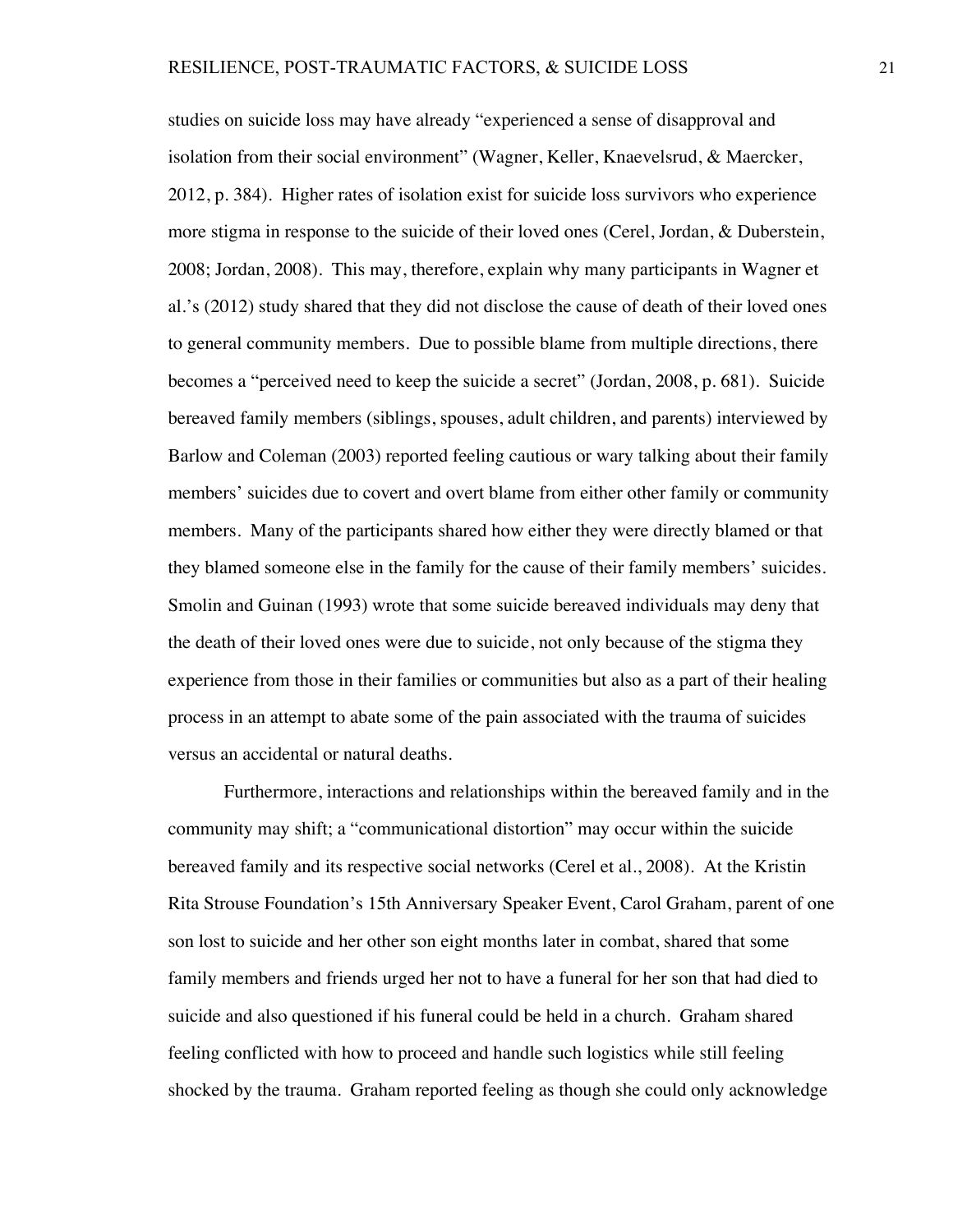studies on suicide loss may have already "experienced a sense of disapproval and isolation from their social environment" (Wagner, Keller, Knaevelsrud, & Maercker, 2012, p. 384). Higher rates of isolation exist for suicide loss survivors who experience more stigma in response to the suicide of their loved ones (Cerel, Jordan, & Duberstein, 2008; Jordan, 2008). This may, therefore, explain why many participants in Wagner et al.'s (2012) study shared that they did not disclose the cause of death of their loved ones to general community members. Due to possible blame from multiple directions, there becomes a "perceived need to keep the suicide a secret" (Jordan, 2008, p. 681). Suicide bereaved family members (siblings, spouses, adult children, and parents) interviewed by Barlow and Coleman (2003) reported feeling cautious or wary talking about their family members' suicides due to covert and overt blame from either other family or community members. Many of the participants shared how either they were directly blamed or that they blamed someone else in the family for the cause of their family members' suicides. Smolin and Guinan (1993) wrote that some suicide bereaved individuals may deny that the death of their loved ones were due to suicide, not only because of the stigma they experience from those in their families or communities but also as a part of their healing process in an attempt to abate some of the pain associated with the trauma of suicides versus an accidental or natural deaths.

Furthermore, interactions and relationships within the bereaved family and in the community may shift; a "communicational distortion" may occur within the suicide bereaved family and its respective social networks (Cerel et al., 2008). At the Kristin Rita Strouse Foundation's 15th Anniversary Speaker Event, Carol Graham, parent of one son lost to suicide and her other son eight months later in combat, shared that some family members and friends urged her not to have a funeral for her son that had died to suicide and also questioned if his funeral could be held in a church. Graham shared feeling conflicted with how to proceed and handle such logistics while still feeling shocked by the trauma. Graham reported feeling as though she could only acknowledge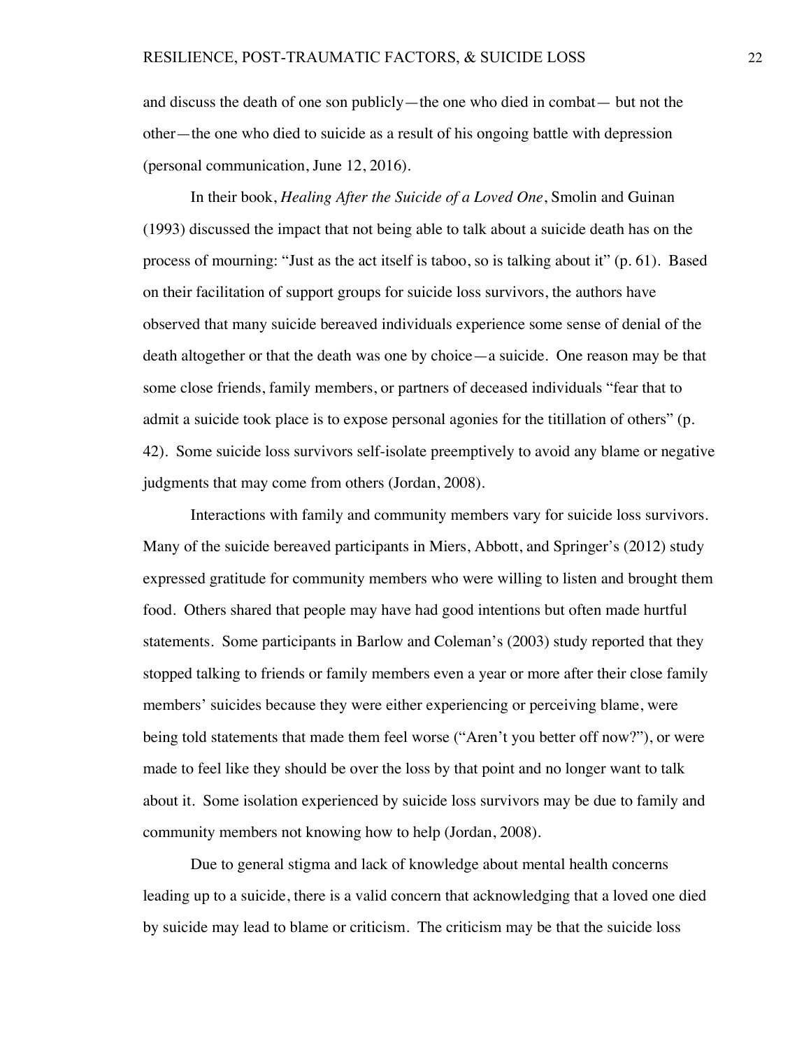and discuss the death of one son publicly—the one who died in combat— but not the other—the one who died to suicide as a result of his ongoing battle with depression (personal communication, June 12, 2016).

In their book, *Healing After the Suicide of a Loved One*, Smolin and Guinan (1993) discussed the impact that not being able to talk about a suicide death has on the process of mourning: "Just as the act itself is taboo, so is talking about it" (p. 61). Based on their facilitation of support groups for suicide loss survivors, the authors have observed that many suicide bereaved individuals experience some sense of denial of the death altogether or that the death was one by choice—a suicide. One reason may be that some close friends, family members, or partners of deceased individuals "fear that to admit a suicide took place is to expose personal agonies for the titillation of others" (p. 42). Some suicide loss survivors self-isolate preemptively to avoid any blame or negative judgments that may come from others (Jordan, 2008).

Interactions with family and community members vary for suicide loss survivors. Many of the suicide bereaved participants in Miers, Abbott, and Springer's (2012) study expressed gratitude for community members who were willing to listen and brought them food. Others shared that people may have had good intentions but often made hurtful statements. Some participants in Barlow and Coleman's (2003) study reported that they stopped talking to friends or family members even a year or more after their close family members' suicides because they were either experiencing or perceiving blame, were being told statements that made them feel worse ("Aren't you better off now?"), or were made to feel like they should be over the loss by that point and no longer want to talk about it. Some isolation experienced by suicide loss survivors may be due to family and community members not knowing how to help (Jordan, 2008).

Due to general stigma and lack of knowledge about mental health concerns leading up to a suicide, there is a valid concern that acknowledging that a loved one died by suicide may lead to blame or criticism. The criticism may be that the suicide loss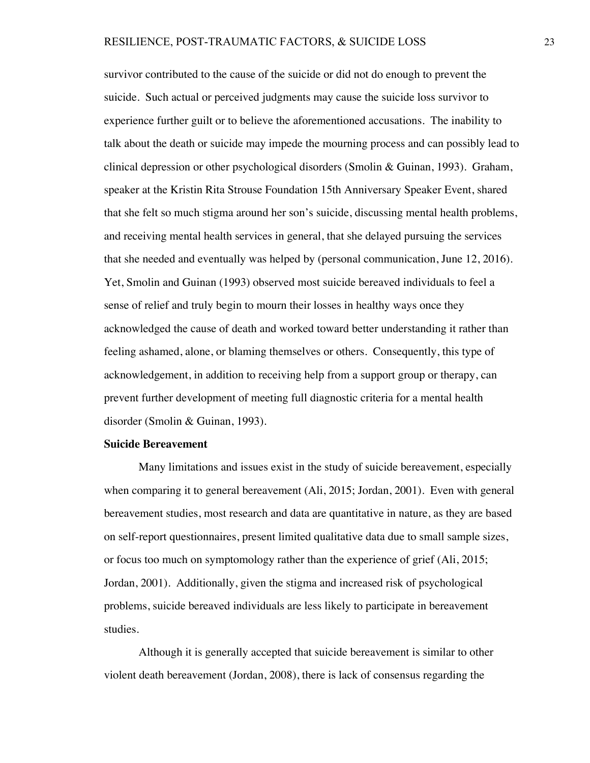survivor contributed to the cause of the suicide or did not do enough to prevent the suicide. Such actual or perceived judgments may cause the suicide loss survivor to experience further guilt or to believe the aforementioned accusations. The inability to talk about the death or suicide may impede the mourning process and can possibly lead to clinical depression or other psychological disorders (Smolin & Guinan, 1993). Graham, speaker at the Kristin Rita Strouse Foundation 15th Anniversary Speaker Event, shared that she felt so much stigma around her son's suicide, discussing mental health problems, and receiving mental health services in general, that she delayed pursuing the services that she needed and eventually was helped by (personal communication, June 12, 2016). Yet, Smolin and Guinan (1993) observed most suicide bereaved individuals to feel a sense of relief and truly begin to mourn their losses in healthy ways once they acknowledged the cause of death and worked toward better understanding it rather than feeling ashamed, alone, or blaming themselves or others. Consequently, this type of acknowledgement, in addition to receiving help from a support group or therapy, can prevent further development of meeting full diagnostic criteria for a mental health disorder (Smolin & Guinan, 1993).

**Suicide Bereavement**

Many limitations and issues exist in the study of suicide bereavement, especially when comparing it to general bereavement (Ali, 2015; Jordan, 2001). Even with general bereavement studies, most research and data are quantitative in nature, as they are based on self-report questionnaires, present limited qualitative data due to small sample sizes, or focus too much on symptomology rather than the experience of grief (Ali, 2015; Jordan, 2001). Additionally, given the stigma and increased risk of psychological problems, suicide bereaved individuals are less likely to participate in bereavement studies.

Although it is generally accepted that suicide bereavement is similar to other violent death bereavement (Jordan, 2008), there is lack of consensus regarding the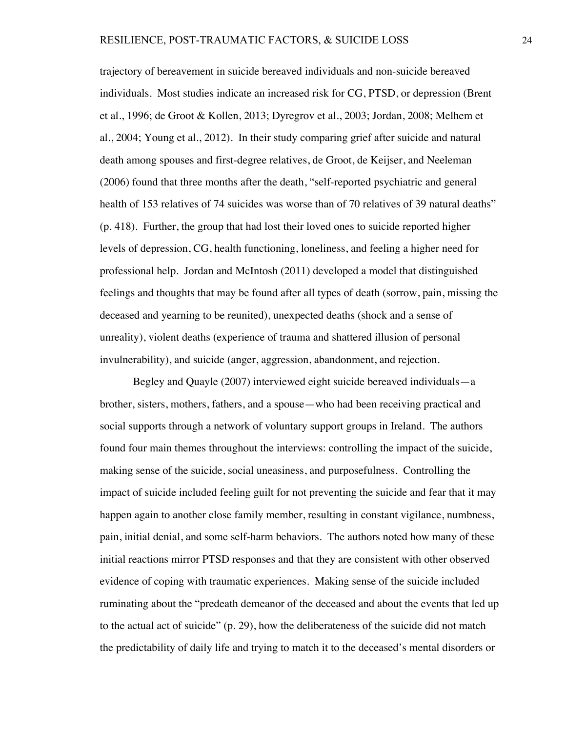trajectory of bereavement in suicide bereaved individuals and non-suicide bereaved individuals. Most studies indicate an increased risk for CG, PTSD, or depression (Brent et al., 1996; de Groot & Kollen, 2013; Dyregrov et al., 2003; Jordan, 2008; Melhem et al., 2004; Young et al., 2012). In their study comparing grief after suicide and natural death among spouses and first-degree relatives, de Groot, de Keijser, and Neeleman (2006) found that three months after the death, "self-reported psychiatric and general health of 153 relatives of 74 suicides was worse than of 70 relatives of 39 natural deaths" (p. 418). Further, the group that had lost their loved ones to suicide reported higher levels of depression, CG, health functioning, loneliness, and feeling a higher need for professional help. Jordan and McIntosh (2011) developed a model that distinguished feelings and thoughts that may be found after all types of death (sorrow, pain, missing the deceased and yearning to be reunited), unexpected deaths (shock and a sense of unreality), violent deaths (experience of trauma and shattered illusion of personal invulnerability), and suicide (anger, aggression, abandonment, and rejection.

Begley and Quayle (2007) interviewed eight suicide bereaved individuals—a brother, sisters, mothers, fathers, and a spouse—who had been receiving practical and social supports through a network of voluntary support groups in Ireland. The authors found four main themes throughout the interviews: controlling the impact of the suicide, making sense of the suicide, social uneasiness, and purposefulness. Controlling the impact of suicide included feeling guilt for not preventing the suicide and fear that it may happen again to another close family member, resulting in constant vigilance, numbness, pain, initial denial, and some self-harm behaviors. The authors noted how many of these initial reactions mirror PTSD responses and that they are consistent with other observed evidence of coping with traumatic experiences. Making sense of the suicide included ruminating about the "predeath demeanor of the deceased and about the events that led up to the actual act of suicide" (p. 29), how the deliberateness of the suicide did not match the predictability of daily life and trying to match it to the deceased's mental disorders or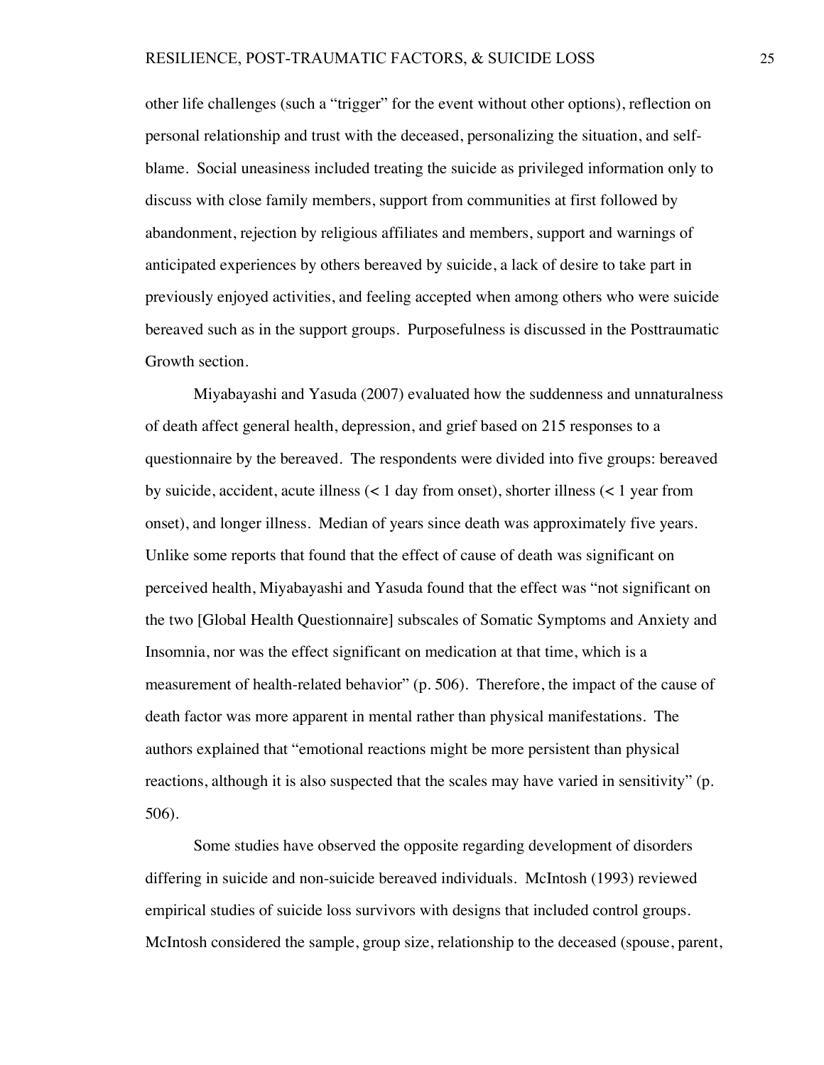other life challenges (such a "trigger" for the event without other options), reflection on personal relationship and trust with the deceased, personalizing the situation, and self-blame. Social uneasiness included treating the suicide as privileged information only to discuss with close family members, support from communities at first followed by abandonment, rejection by religious affiliates and members, support and warnings of anticipated experiences by others bereaved by suicide, a lack of desire to take part in previously enjoyed activities, and feeling accepted when among others who were suicide bereaved such as in the support groups. Purposefulness is discussed in the Posttraumatic Growth section.

Miyabayashi and Yasuda (2007) evaluated how the suddenness and unnaturalness of death affect general health, depression, and grief based on 215 responses to a questionnaire by the bereaved. The respondents were divided into five groups: bereaved by suicide, accident, acute illness (< 1 day from onset), shorter illness (< 1 year from onset), and longer illness. Median of years since death was approximately five years. Unlike some reports that found that the effect of cause of death was significant on perceived health, Miyabayashi and Yasuda found that the effect was "not significant on the two [Global Health Questionnaire] subscales of Somatic Symptoms and Anxiety and Insomnia, nor was the effect significant on medication at that time, which is a measurement of health-related behavior" (p. 506). Therefore, the impact of the cause of death factor was more apparent in mental rather than physical manifestations. The authors explained that "emotional reactions might be more persistent than physical reactions, although it is also suspected that the scales may have varied in sensitivity" (p. 506).

Some studies have observed the opposite regarding development of disorders differing in suicide and non-suicide bereaved individuals. McIntosh (1993) reviewed empirical studies of suicide loss survivors with designs that included control groups. McIntosh considered the sample, group size, relationship to the deceased (spouse, parent,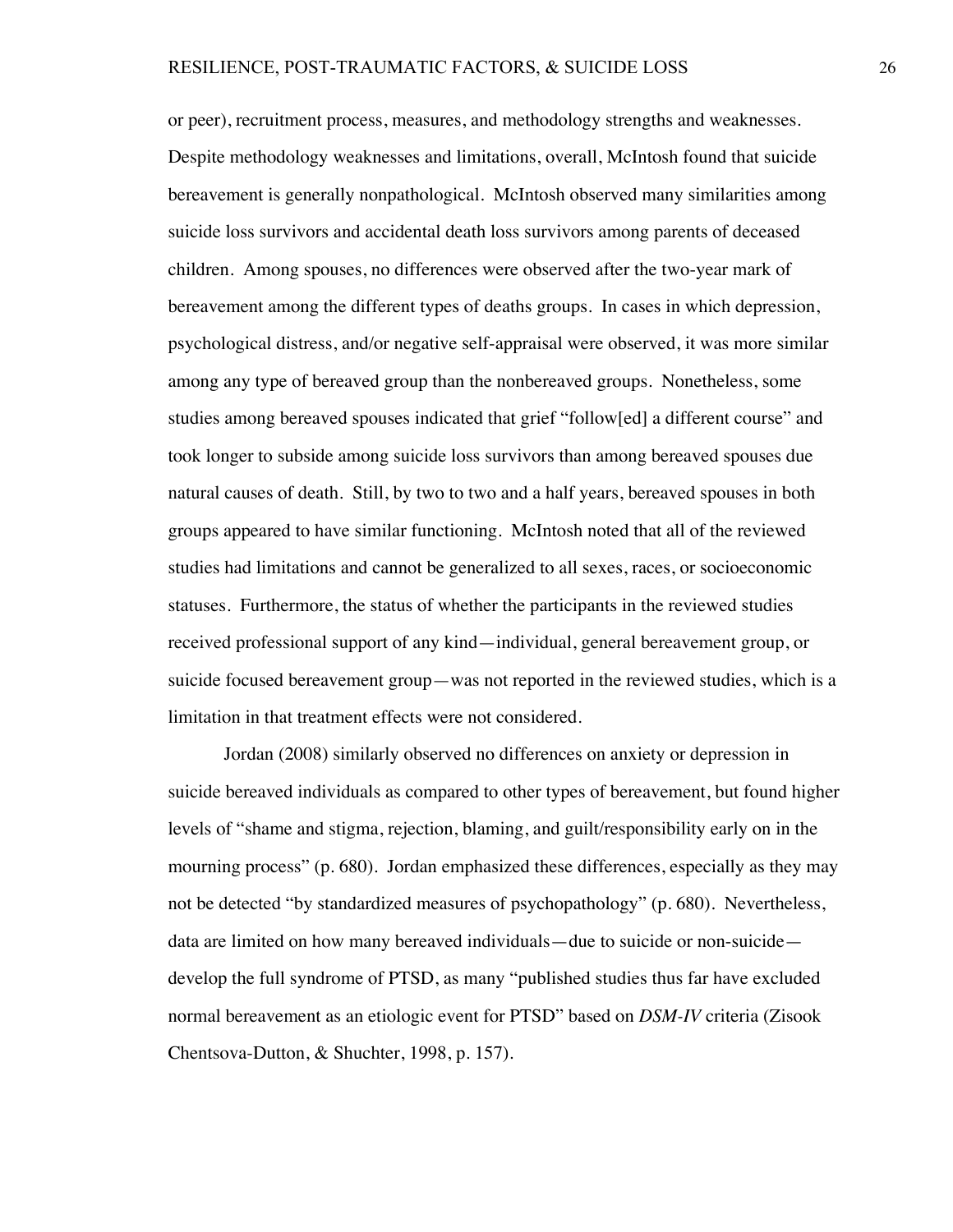or peer), recruitment process, measures, and methodology strengths and weaknesses. Despite methodology weaknesses and limitations, overall, McIntosh found that suicide bereavement is generally nonpathological. McIntosh observed many similarities among suicide loss survivors and accidental death loss survivors among parents of deceased children. Among spouses, no differences were observed after the two-year mark of bereavement among the different types of deaths groups. In cases in which depression, psychological distress, and/or negative self-appraisal were observed, it was more similar among any type of bereaved group than the nonbereaved groups. Nonetheless, some studies among bereaved spouses indicated that grief "follow[ed] a different course" and took longer to subside among suicide loss survivors than among bereaved spouses due natural causes of death. Still, by two to two and a half years, bereaved spouses in both groups appeared to have similar functioning. McIntosh noted that all of the reviewed studies had limitations and cannot be generalized to all sexes, races, or socioeconomic statuses. Furthermore, the status of whether the participants in the reviewed studies received professional support of any kind—individual, general bereavement group, or suicide focused bereavement group—was not reported in the reviewed studies, which is a limitation in that treatment effects were not considered.

Jordan (2008) similarly observed no differences on anxiety or depression in suicide bereaved individuals as compared to other types of bereavement, but found higher levels of "shame and stigma, rejection, blaming, and guilt/responsibility early on in the mourning process" (p. 680). Jordan emphasized these differences, especially as they may not be detected "by standardized measures of psychopathology" (p. 680). Nevertheless, data are limited on how many bereaved individuals—due to suicide or non-suicide—develop the full syndrome of PTSD, as many "published studies thus far have excluded normal bereavement as an etiologic event for PTSD" based on *DSM-IV* criteria (Zisook Chentsova-Dutton, & Shuchter, 1998, p. 157).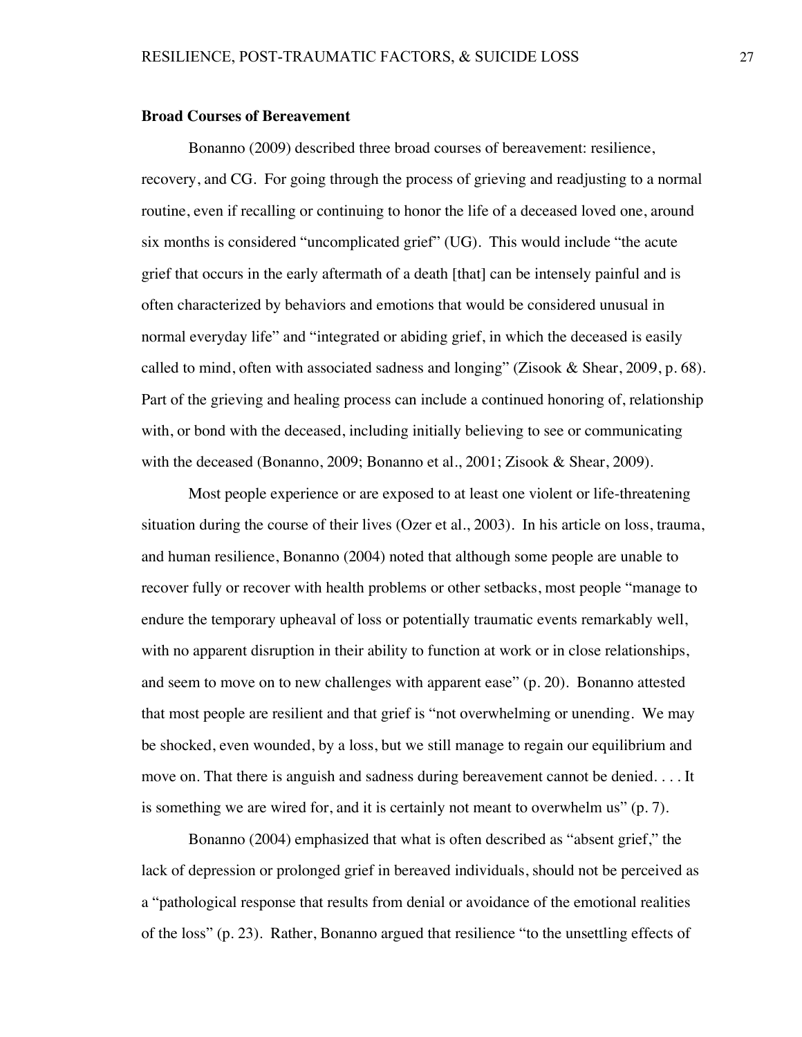**Broad Courses of Bereavement**

Bonanno (2009) described three broad courses of bereavement: resilience, recovery, and CG. For going through the process of grieving and readjusting to a normal routine, even if recalling or continuing to honor the life of a deceased loved one, around six months is considered "uncomplicated grief" (UG). This would include "the acute grief that occurs in the early aftermath of a death [that] can be intensely painful and is often characterized by behaviors and emotions that would be considered unusual in normal everyday life" and "integrated or abiding grief, in which the deceased is easily called to mind, often with associated sadness and longing" (Zisook & Shear, 2009, p. 68). Part of the grieving and healing process can include a continued honoring of, relationship with, or bond with the deceased, including initially believing to see or communicating with the deceased (Bonanno, 2009; Bonanno et al., 2001; Zisook & Shear, 2009).

Most people experience or are exposed to at least one violent or life-threatening situation during the course of their lives (Ozer et al., 2003). In his article on loss, trauma, and human resilience, Bonanno (2004) noted that although some people are unable to recover fully or recover with health problems or other setbacks, most people "manage to endure the temporary upheaval of loss or potentially traumatic events remarkably well, with no apparent disruption in their ability to function at work or in close relationships, and seem to move on to new challenges with apparent ease" (p. 20). Bonanno attested that most people are resilient and that grief is "not overwhelming or unending. We may be shocked, even wounded, by a loss, but we still manage to regain our equilibrium and move on. That there is anguish and sadness during bereavement cannot be denied. . . . It is something we are wired for, and it is certainly not meant to overwhelm us" (p. 7).

Bonanno (2004) emphasized that what is often described as "absent grief," the lack of depression or prolonged grief in bereaved individuals, should not be perceived as a "pathological response that results from denial or avoidance of the emotional realities of the loss" (p. 23). Rather, Bonanno argued that resilience "to the unsettling effects of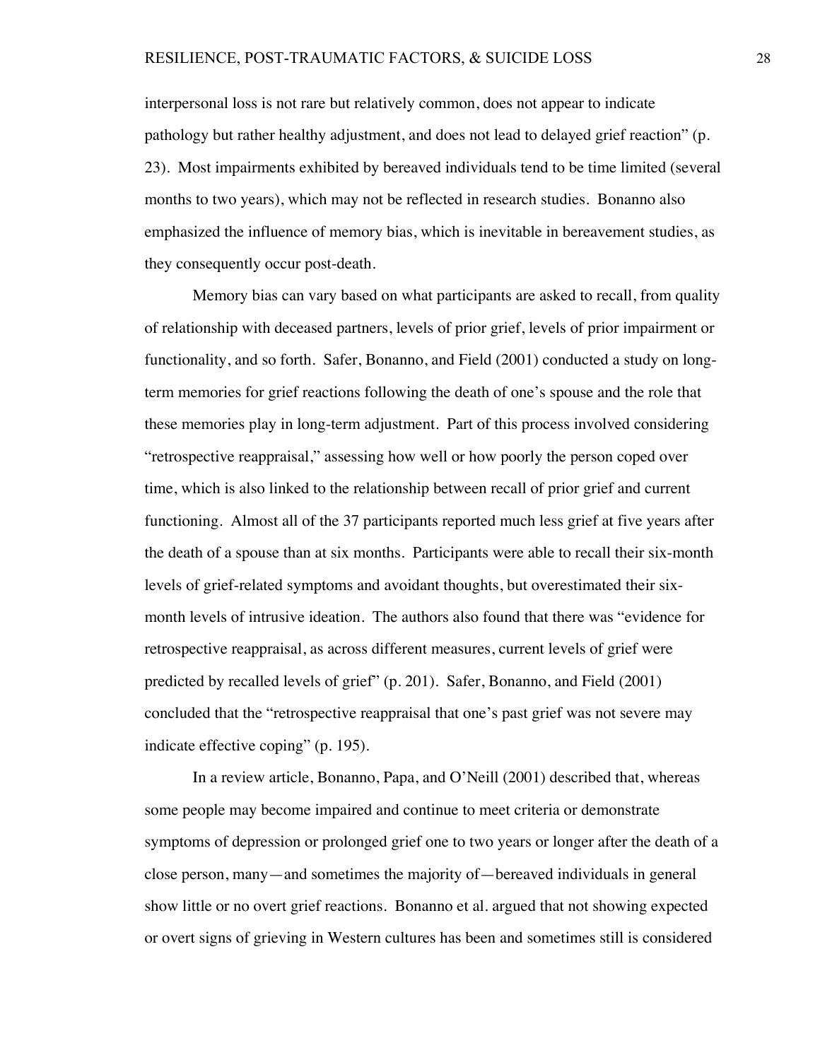interpersonal loss is not rare but relatively common, does not appear to indicate pathology but rather healthy adjustment, and does not lead to delayed grief reaction" (p. 23). Most impairments exhibited by bereaved individuals tend to be time limited (several months to two years), which may not be reflected in research studies. Bonanno also emphasized the influence of memory bias, which is inevitable in bereavement studies, as they consequently occur post-death.

Memory bias can vary based on what participants are asked to recall, from quality of relationship with deceased partners, levels of prior grief, levels of prior impairment or functionality, and so forth. Safer, Bonanno, and Field (2001) conducted a study on long-term memories for grief reactions following the death of one's spouse and the role that these memories play in long-term adjustment. Part of this process involved considering "retrospective reappraisal," assessing how well or how poorly the person coped over time, which is also linked to the relationship between recall of prior grief and current functioning. Almost all of the 37 participants reported much less grief at five years after the death of a spouse than at six months. Participants were able to recall their six-month levels of grief-related symptoms and avoidant thoughts, but overestimated their six-month levels of intrusive ideation. The authors also found that there was "evidence for retrospective reappraisal, as across different measures, current levels of grief were predicted by recalled levels of grief" (p. 201). Safer, Bonanno, and Field (2001) concluded that the "retrospective reappraisal that one's past grief was not severe may indicate effective coping" (p. 195).

In a review article, Bonanno, Papa, and O'Neill (2001) described that, whereas some people may become impaired and continue to meet criteria or demonstrate symptoms of depression or prolonged grief one to two years or longer after the death of a close person, many—and sometimes the majority of—bereaved individuals in general show little or no overt grief reactions. Bonanno et al. argued that not showing expected or overt signs of grieving in Western cultures has been and sometimes still is considered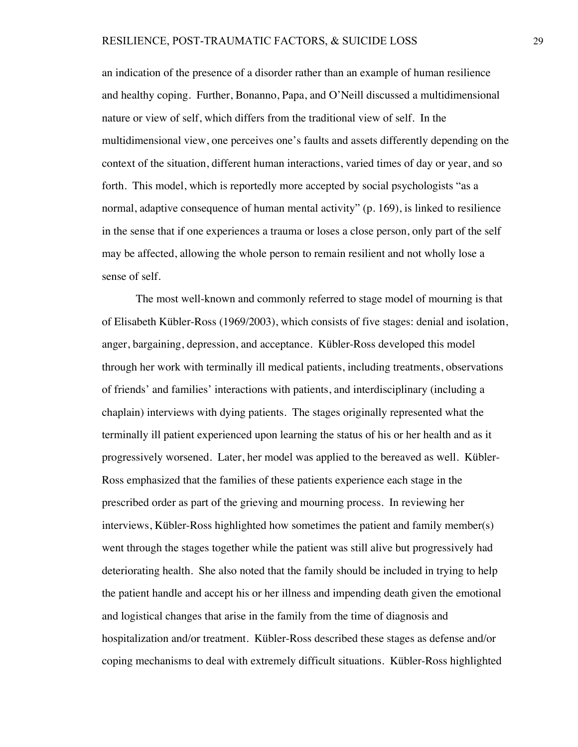an indication of the presence of a disorder rather than an example of human resilience and healthy coping. Further, Bonanno, Papa, and O'Neill discussed a multidimensional nature or view of self, which differs from the traditional view of self. In the multidimensional view, one perceives one's faults and assets differently depending on the context of the situation, different human interactions, varied times of day or year, and so forth. This model, which is reportedly more accepted by social psychologists "as a normal, adaptive consequence of human mental activity" (p. 169), is linked to resilience in the sense that if one experiences a trauma or loses a close person, only part of the self may be affected, allowing the whole person to remain resilient and not wholly lose a sense of self.

The most well-known and commonly referred to stage model of mourning is that of Elisabeth Kübler-Ross (1969/2003), which consists of five stages: denial and isolation, anger, bargaining, depression, and acceptance. Kübler-Ross developed this model through her work with terminally ill medical patients, including treatments, observations of friends' and families' interactions with patients, and interdisciplinary (including a chaplain) interviews with dying patients. The stages originally represented what the terminally ill patient experienced upon learning the status of his or her health and as it progressively worsened. Later, her model was applied to the bereaved as well. Kübler-Ross emphasized that the families of these patients experience each stage in the prescribed order as part of the grieving and mourning process. In reviewing her interviews, Kübler-Ross highlighted how sometimes the patient and family member(s) went through the stages together while the patient was still alive but progressively had deteriorating health. She also noted that the family should be included in trying to help the patient handle and accept his or her illness and impending death given the emotional and logistical changes that arise in the family from the time of diagnosis and hospitalization and/or treatment. Kübler-Ross described these stages as defense and/or coping mechanisms to deal with extremely difficult situations. Kübler-Ross highlighted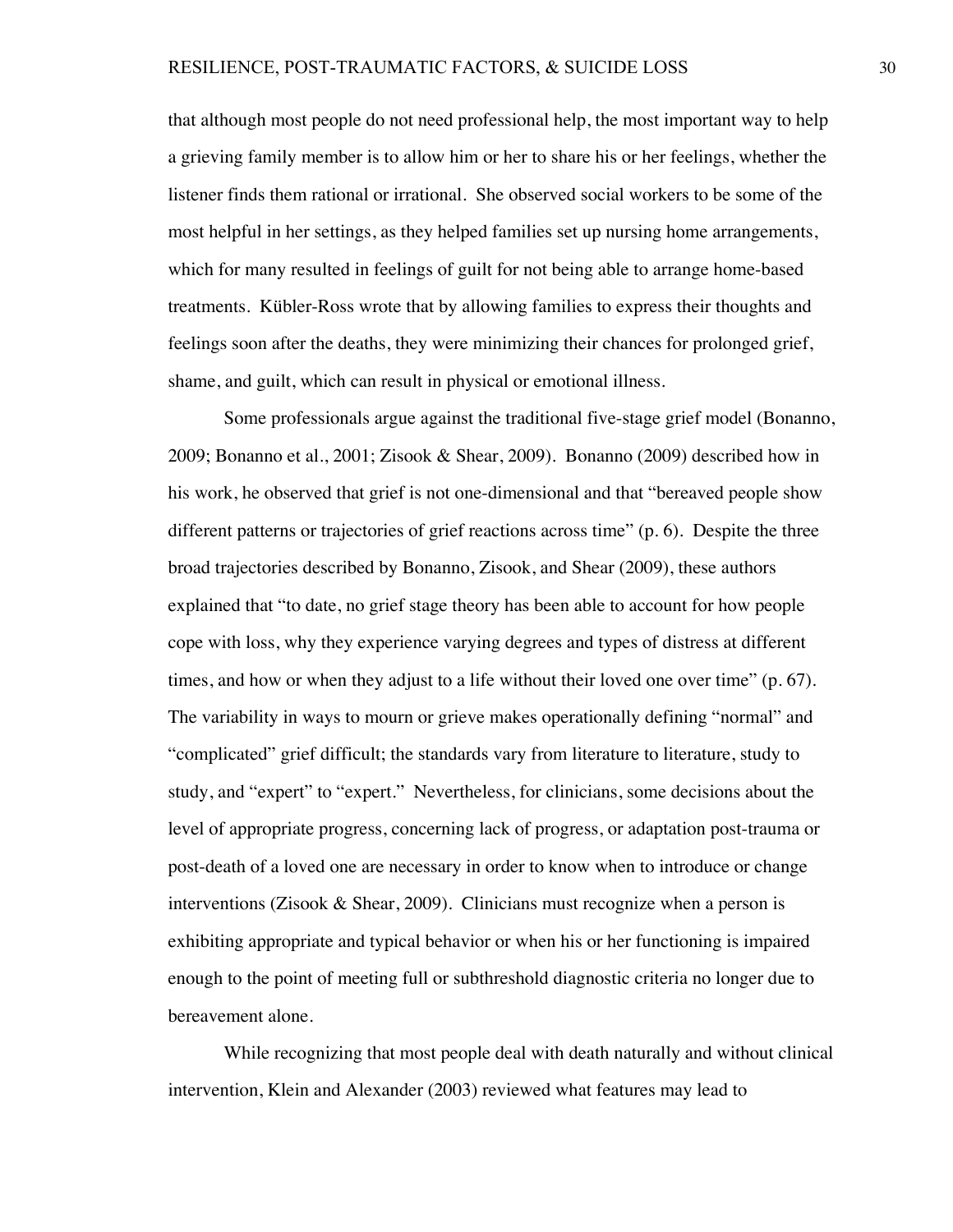that although most people do not need professional help, the most important way to help a grieving family member is to allow him or her to share his or her feelings, whether the listener finds them rational or irrational. She observed social workers to be some of the most helpful in her settings, as they helped families set up nursing home arrangements, which for many resulted in feelings of guilt for not being able to arrange home-based treatments. Kübler-Ross wrote that by allowing families to express their thoughts and feelings soon after the deaths, they were minimizing their chances for prolonged grief, shame, and guilt, which can result in physical or emotional illness.

Some professionals argue against the traditional five-stage grief model (Bonanno, 2009; Bonanno et al., 2001; Zisook & Shear, 2009). Bonanno (2009) described how in his work, he observed that grief is not one-dimensional and that "bereaved people show different patterns or trajectories of grief reactions across time" (p. 6). Despite the three broad trajectories described by Bonanno, Zisook, and Shear (2009), these authors explained that "to date, no grief stage theory has been able to account for how people cope with loss, why they experience varying degrees and types of distress at different times, and how or when they adjust to a life without their loved one over time" (p. 67). The variability in ways to mourn or grieve makes operationally defining "normal" and "complicated" grief difficult; the standards vary from literature to literature, study to study, and "expert" to "expert." Nevertheless, for clinicians, some decisions about the level of appropriate progress, concerning lack of progress, or adaptation post-trauma or post-death of a loved one are necessary in order to know when to introduce or change interventions (Zisook & Shear, 2009). Clinicians must recognize when a person is exhibiting appropriate and typical behavior or when his or her functioning is impaired enough to the point of meeting full or subthreshold diagnostic criteria no longer due to bereavement alone.

While recognizing that most people deal with death naturally and without clinical intervention, Klein and Alexander (2003) reviewed what features may lead to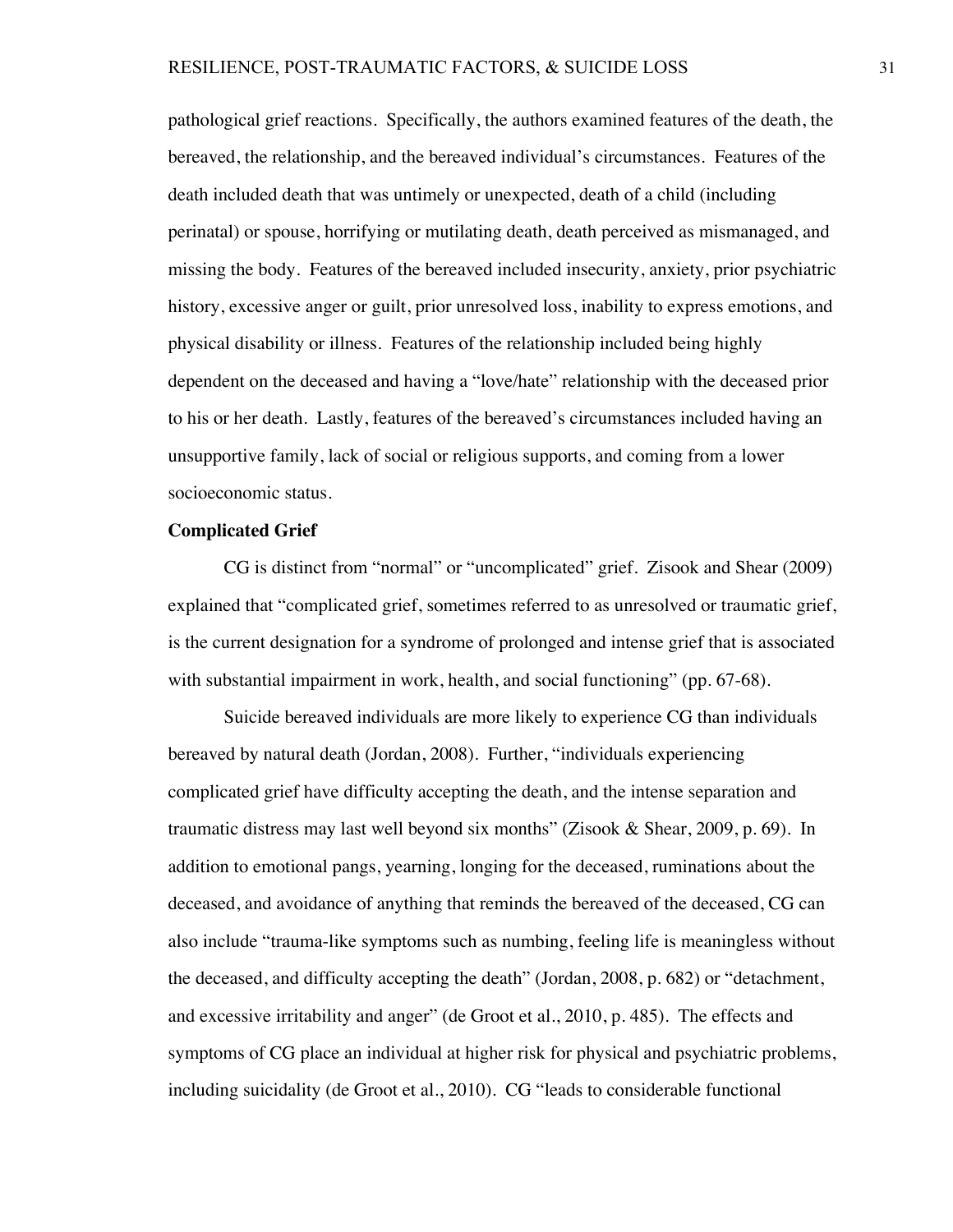pathological grief reactions. Specifically, the authors examined features of the death, the bereaved, the relationship, and the bereaved individual's circumstances. Features of the death included death that was untimely or unexpected, death of a child (including perinatal) or spouse, horrifying or mutilating death, death perceived as mismanaged, and missing the body. Features of the bereaved included insecurity, anxiety, prior psychiatric history, excessive anger or guilt, prior unresolved loss, inability to express emotions, and physical disability or illness. Features of the relationship included being highly dependent on the deceased and having a "love/hate" relationship with the deceased prior to his or her death. Lastly, features of the bereaved's circumstances included having an unsupportive family, lack of social or religious supports, and coming from a lower socioeconomic status.

**Complicated Grief**

CG is distinct from "normal" or "uncomplicated" grief. Zisook and Shear (2009) explained that "complicated grief, sometimes referred to as unresolved or traumatic grief, is the current designation for a syndrome of prolonged and intense grief that is associated with substantial impairment in work, health, and social functioning" (pp. 67-68).

Suicide bereaved individuals are more likely to experience CG than individuals bereaved by natural death (Jordan, 2008). Further, "individuals experiencing complicated grief have difficulty accepting the death, and the intense separation and traumatic distress may last well beyond six months" (Zisook & Shear, 2009, p. 69). In addition to emotional pangs, yearning, longing for the deceased, ruminations about the deceased, and avoidance of anything that reminds the bereaved of the deceased, CG can also include "trauma-like symptoms such as numbing, feeling life is meaningless without the deceased, and difficulty accepting the death" (Jordan, 2008, p. 682) or "detachment, and excessive irritability and anger" (de Groot et al., 2010, p. 485). The effects and symptoms of CG place an individual at higher risk for physical and psychiatric problems, including suicidality (de Groot et al., 2010). CG "leads to considerable functional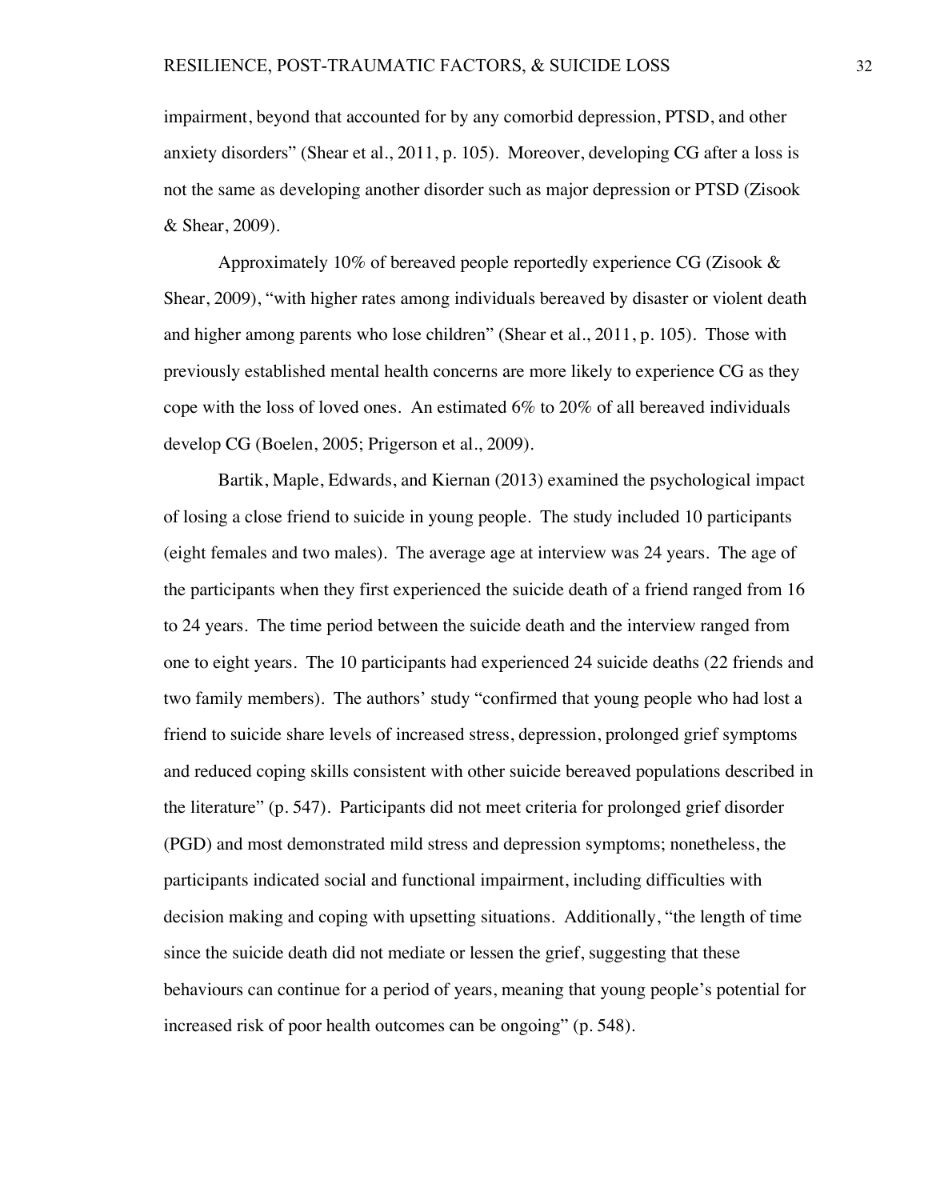impairment, beyond that accounted for by any comorbid depression, PTSD, and other anxiety disorders" (Shear et al., 2011, p. 105). Moreover, developing CG after a loss is not the same as developing another disorder such as major depression or PTSD (Zisook & Shear, 2009).

Approximately 10% of bereaved people reportedly experience CG (Zisook & Shear, 2009), "with higher rates among individuals bereaved by disaster or violent death and higher among parents who lose children" (Shear et al., 2011, p. 105). Those with previously established mental health concerns are more likely to experience CG as they cope with the loss of loved ones. An estimated 6% to 20% of all bereaved individuals develop CG (Boelen, 2005; Prigerson et al., 2009).

Bartik, Maple, Edwards, and Kiernan (2013) examined the psychological impact of losing a close friend to suicide in young people. The study included 10 participants (eight females and two males). The average age at interview was 24 years. The age of the participants when they first experienced the suicide death of a friend ranged from 16 to 24 years. The time period between the suicide death and the interview ranged from one to eight years. The 10 participants had experienced 24 suicide deaths (22 friends and two family members). The authors' study "confirmed that young people who had lost a friend to suicide share levels of increased stress, depression, prolonged grief symptoms and reduced coping skills consistent with other suicide bereaved populations described in the literature" (p. 547). Participants did not meet criteria for prolonged grief disorder (PGD) and most demonstrated mild stress and depression symptoms; nonetheless, the participants indicated social and functional impairment, including difficulties with decision making and coping with upsetting situations. Additionally, "the length of time since the suicide death did not mediate or lessen the grief, suggesting that these behaviours can continue for a period of years, meaning that young people's potential for increased risk of poor health outcomes can be ongoing" (p. 548).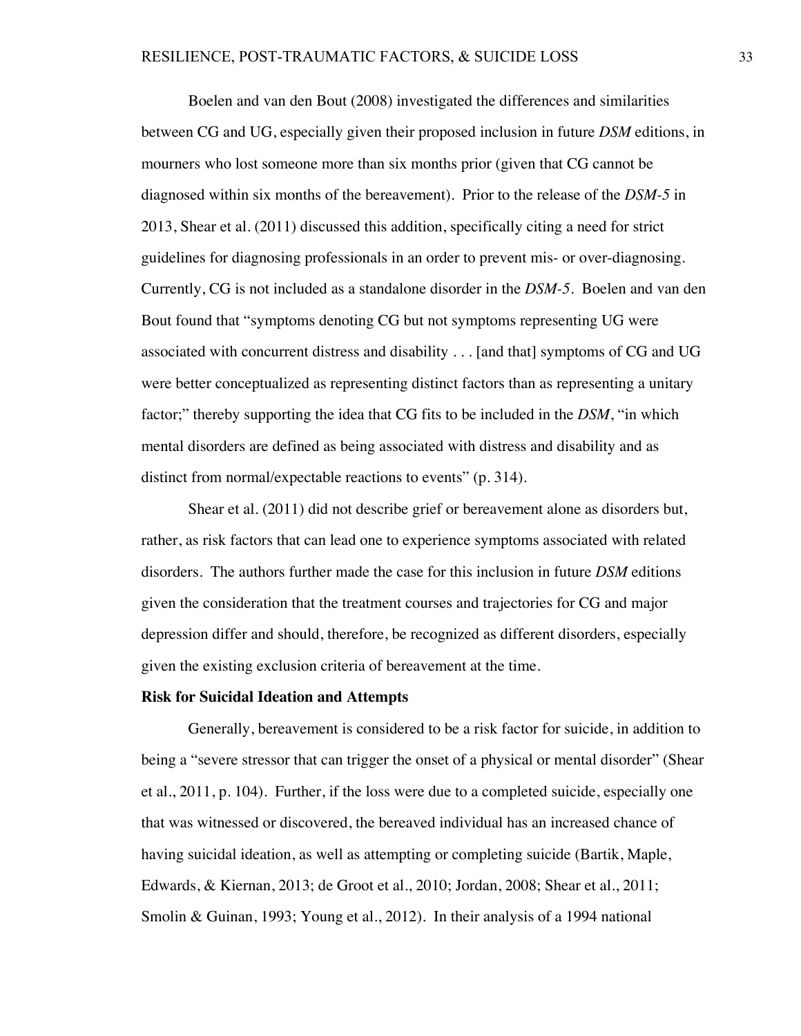Boelen and van den Bout (2008) investigated the differences and similarities between CG and UG, especially given their proposed inclusion in future *DSM* editions, in mourners who lost someone more than six months prior (given that CG cannot be diagnosed within six months of the bereavement). Prior to the release of the *DSM-5* in 2013, Shear et al. (2011) discussed this addition, specifically citing a need for strict guidelines for diagnosing professionals in an order to prevent mis- or over-diagnosing. Currently, CG is not included as a standalone disorder in the *DSM-5*. Boelen and van den Bout found that "symptoms denoting CG but not symptoms representing UG were associated with concurrent distress and disability . . . [and that] symptoms of CG and UG were better conceptualized as representing distinct factors than as representing a unitary factor;" thereby supporting the idea that CG fits to be included in the *DSM*, "in which mental disorders are defined as being associated with distress and disability and as distinct from normal/expectable reactions to events" (p. 314).

Shear et al. (2011) did not describe grief or bereavement alone as disorders but, rather, as risk factors that can lead one to experience symptoms associated with related disorders. The authors further made the case for this inclusion in future *DSM* editions given the consideration that the treatment courses and trajectories for CG and major depression differ and should, therefore, be recognized as different disorders, especially given the existing exclusion criteria of bereavement at the time.

**Risk for Suicidal Ideation and Attempts**

Generally, bereavement is considered to be a risk factor for suicide, in addition to being a "severe stressor that can trigger the onset of a physical or mental disorder" (Shear et al., 2011, p. 104). Further, if the loss were due to a completed suicide, especially one that was witnessed or discovered, the bereaved individual has an increased chance of having suicidal ideation, as well as attempting or completing suicide (Bartik, Maple, Edwards, & Kiernan, 2013; de Groot et al., 2010; Jordan, 2008; Shear et al., 2011; Smolin & Guinan, 1993; Young et al., 2012). In their analysis of a 1994 national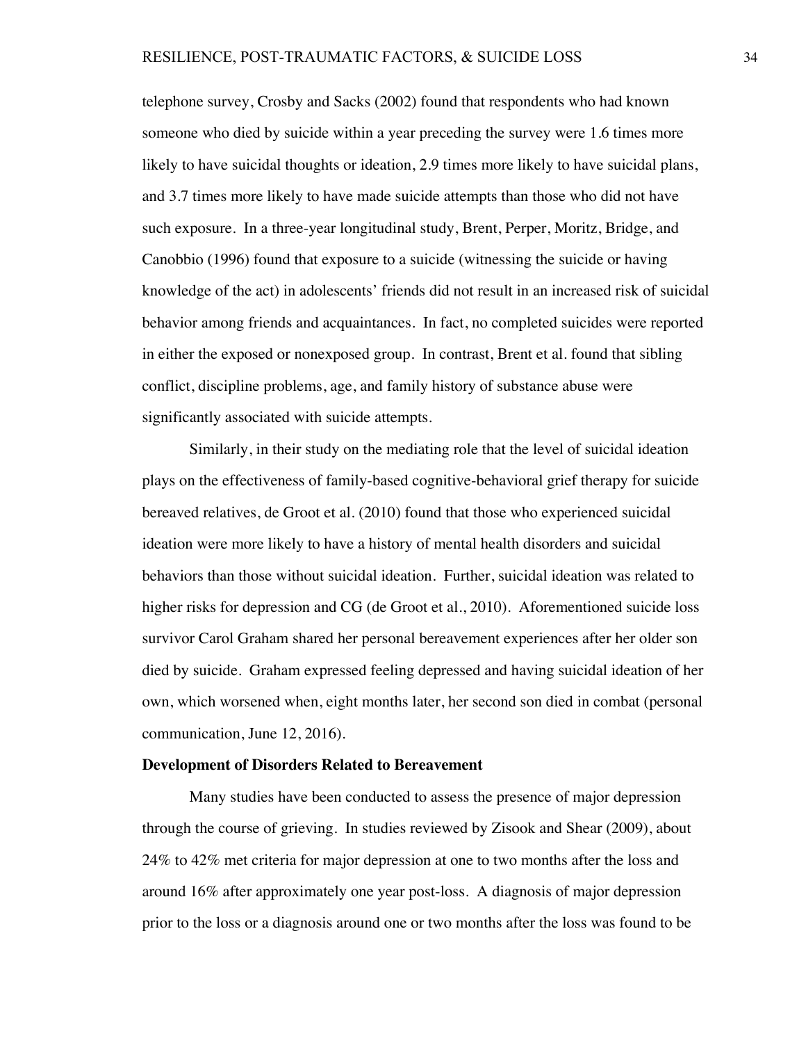telephone survey, Crosby and Sacks (2002) found that respondents who had known someone who died by suicide within a year preceding the survey were 1.6 times more likely to have suicidal thoughts or ideation, 2.9 times more likely to have suicidal plans, and 3.7 times more likely to have made suicide attempts than those who did not have such exposure. In a three-year longitudinal study, Brent, Perper, Moritz, Bridge, and Canobbio (1996) found that exposure to a suicide (witnessing the suicide or having knowledge of the act) in adolescents' friends did not result in an increased risk of suicidal behavior among friends and acquaintances. In fact, no completed suicides were reported in either the exposed or nonexposed group. In contrast, Brent et al. found that sibling conflict, discipline problems, age, and family history of substance abuse were significantly associated with suicide attempts.

Similarly, in their study on the mediating role that the level of suicidal ideation plays on the effectiveness of family-based cognitive-behavioral grief therapy for suicide bereaved relatives, de Groot et al. (2010) found that those who experienced suicidal ideation were more likely to have a history of mental health disorders and suicidal behaviors than those without suicidal ideation. Further, suicidal ideation was related to higher risks for depression and CG (de Groot et al., 2010). Aforementioned suicide loss survivor Carol Graham shared her personal bereavement experiences after her older son died by suicide. Graham expressed feeling depressed and having suicidal ideation of her own, which worsened when, eight months later, her second son died in combat (personal communication, June 12, 2016).

**Development of Disorders Related to Bereavement**

Many studies have been conducted to assess the presence of major depression through the course of grieving. In studies reviewed by Zisook and Shear (2009), about 24% to 42% met criteria for major depression at one to two months after the loss and around 16% after approximately one year post-loss. A diagnosis of major depression prior to the loss or a diagnosis around one or two months after the loss was found to be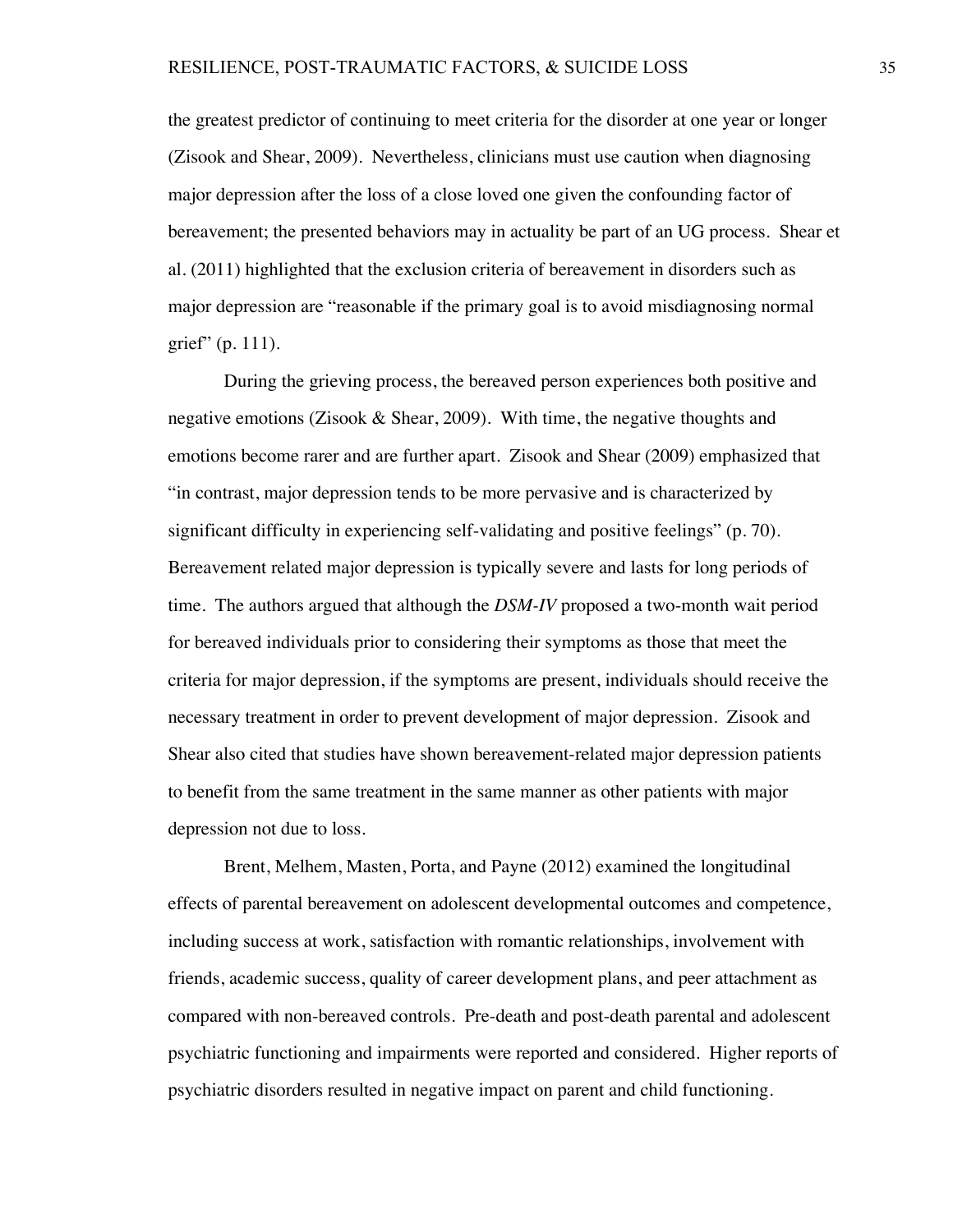the greatest predictor of continuing to meet criteria for the disorder at one year or longer (Zisook and Shear, 2009). Nevertheless, clinicians must use caution when diagnosing major depression after the loss of a close loved one given the confounding factor of bereavement; the presented behaviors may in actuality be part of an UG process. Shear et al. (2011) highlighted that the exclusion criteria of bereavement in disorders such as major depression are "reasonable if the primary goal is to avoid misdiagnosing normal grief" (p. 111).

During the grieving process, the bereaved person experiences both positive and negative emotions (Zisook & Shear, 2009). With time, the negative thoughts and emotions become rarer and are further apart. Zisook and Shear (2009) emphasized that "in contrast, major depression tends to be more pervasive and is characterized by significant difficulty in experiencing self-validating and positive feelings" (p. 70). Bereavement related major depression is typically severe and lasts for long periods of time. The authors argued that although the *DSM-IV* proposed a two-month wait period for bereaved individuals prior to considering their symptoms as those that meet the criteria for major depression, if the symptoms are present, individuals should receive the necessary treatment in order to prevent development of major depression. Zisook and Shear also cited that studies have shown bereavement-related major depression patients to benefit from the same treatment in the same manner as other patients with major depression not due to loss.

Brent, Melhem, Masten, Porta, and Payne (2012) examined the longitudinal effects of parental bereavement on adolescent developmental outcomes and competence, including success at work, satisfaction with romantic relationships, involvement with friends, academic success, quality of career development plans, and peer attachment as compared with non-bereaved controls. Pre-death and post-death parental and adolescent psychiatric functioning and impairments were reported and considered. Higher reports of psychiatric disorders resulted in negative impact on parent and child functioning.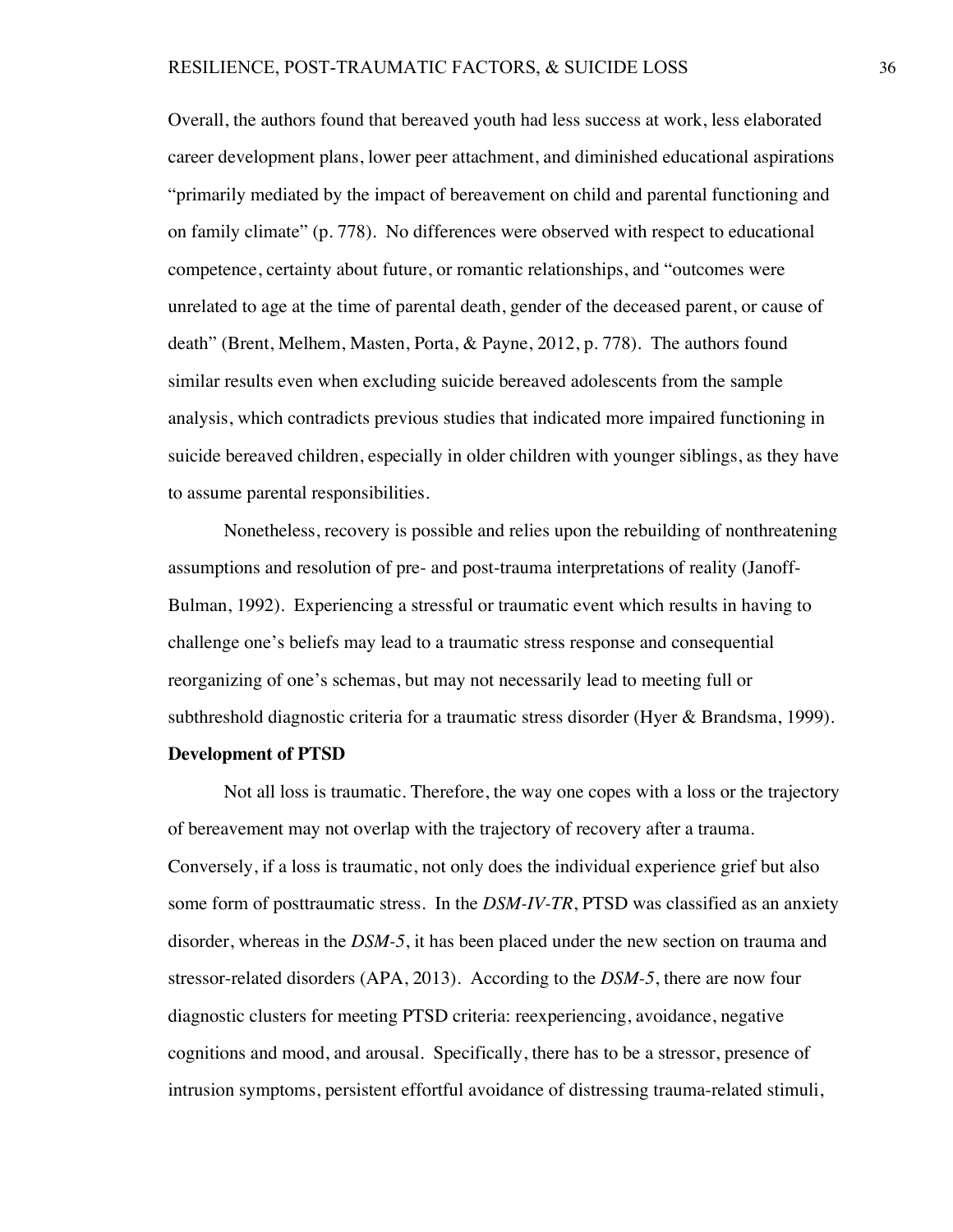Overall, the authors found that bereaved youth had less success at work, less elaborated career development plans, lower peer attachment, and diminished educational aspirations "primarily mediated by the impact of bereavement on child and parental functioning and on family climate" (p. 778). No differences were observed with respect to educational competence, certainty about future, or romantic relationships, and "outcomes were unrelated to age at the time of parental death, gender of the deceased parent, or cause of death" (Brent, Melhem, Masten, Porta, & Payne, 2012, p. 778). The authors found similar results even when excluding suicide bereaved adolescents from the sample analysis, which contradicts previous studies that indicated more impaired functioning in suicide bereaved children, especially in older children with younger siblings, as they have to assume parental responsibilities.

Nonetheless, recovery is possible and relies upon the rebuilding of nonthreatening assumptions and resolution of pre- and post-trauma interpretations of reality (Janoff-Bulman, 1992). Experiencing a stressful or traumatic event which results in having to challenge one's beliefs may lead to a traumatic stress response and consequential reorganizing of one's schemas, but may not necessarily lead to meeting full or subthreshold diagnostic criteria for a traumatic stress disorder (Hyer & Brandsma, 1999).

**Development of PTSD**

Not all loss is traumatic. Therefore, the way one copes with a loss or the trajectory of bereavement may not overlap with the trajectory of recovery after a trauma. Conversely, if a loss is traumatic, not only does the individual experience grief but also some form of posttraumatic stress. In the *DSM-IV-TR*, PTSD was classified as an anxiety disorder, whereas in the *DSM-5*, it has been placed under the new section on trauma and stressor-related disorders (APA, 2013). According to the *DSM-5*, there are now four diagnostic clusters for meeting PTSD criteria: reexperiencing, avoidance, negative cognitions and mood, and arousal. Specifically, there has to be a stressor, presence of intrusion symptoms, persistent effortful avoidance of distressing trauma-related stimuli,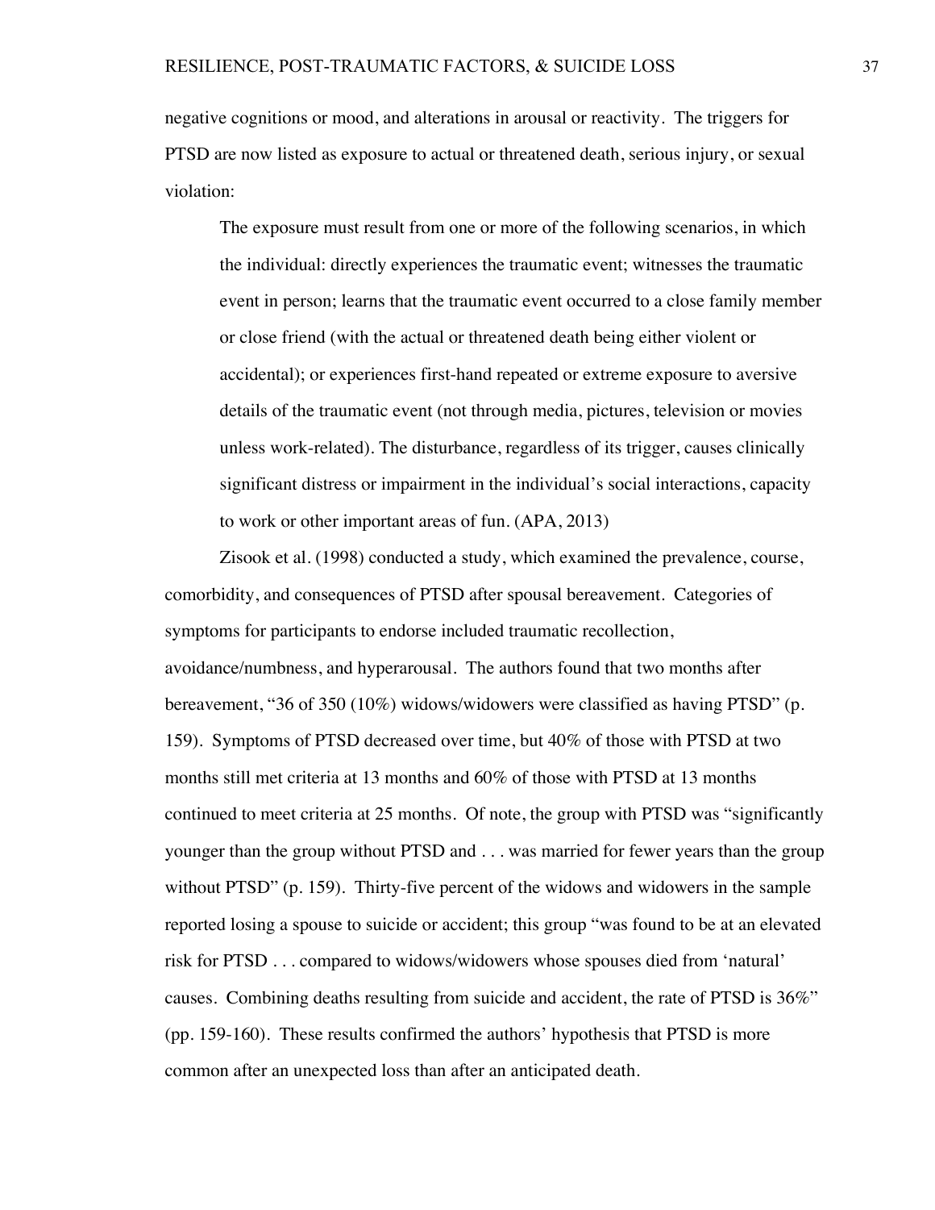negative cognitions or mood, and alterations in arousal or reactivity. The triggers for PTSD are now listed as exposure to actual or threatened death, serious injury, or sexual violation:

> The exposure must result from one or more of the following scenarios, in which the individual: directly experiences the traumatic event; witnesses the traumatic event in person; learns that the traumatic event occurred to a close family member or close friend (with the actual or threatened death being either violent or accidental); or experiences first-hand repeated or extreme exposure to aversive details of the traumatic event (not through media, pictures, television or movies unless work-related). The disturbance, regardless of its trigger, causes clinically significant distress or impairment in the individual's social interactions, capacity to work or other important areas of fun. (APA, 2013)

Zisook et al. (1998) conducted a study, which examined the prevalence, course, comorbidity, and consequences of PTSD after spousal bereavement. Categories of symptoms for participants to endorse included traumatic recollection, avoidance/numbness, and hyperarousal. The authors found that two months after bereavement, "36 of 350 (10%) widows/widowers were classified as having PTSD" (p. 159). Symptoms of PTSD decreased over time, but 40% of those with PTSD at two months still met criteria at 13 months and 60% of those with PTSD at 13 months continued to meet criteria at 25 months. Of note, the group with PTSD was "significantly younger than the group without PTSD and . . . was married for fewer years than the group without PTSD" (p. 159). Thirty-five percent of the widows and widowers in the sample reported losing a spouse to suicide or accident; this group "was found to be at an elevated risk for PTSD . . . compared to widows/widowers whose spouses died from 'natural' causes. Combining deaths resulting from suicide and accident, the rate of PTSD is 36%" (pp. 159-160). These results confirmed the authors' hypothesis that PTSD is more common after an unexpected loss than after an anticipated death.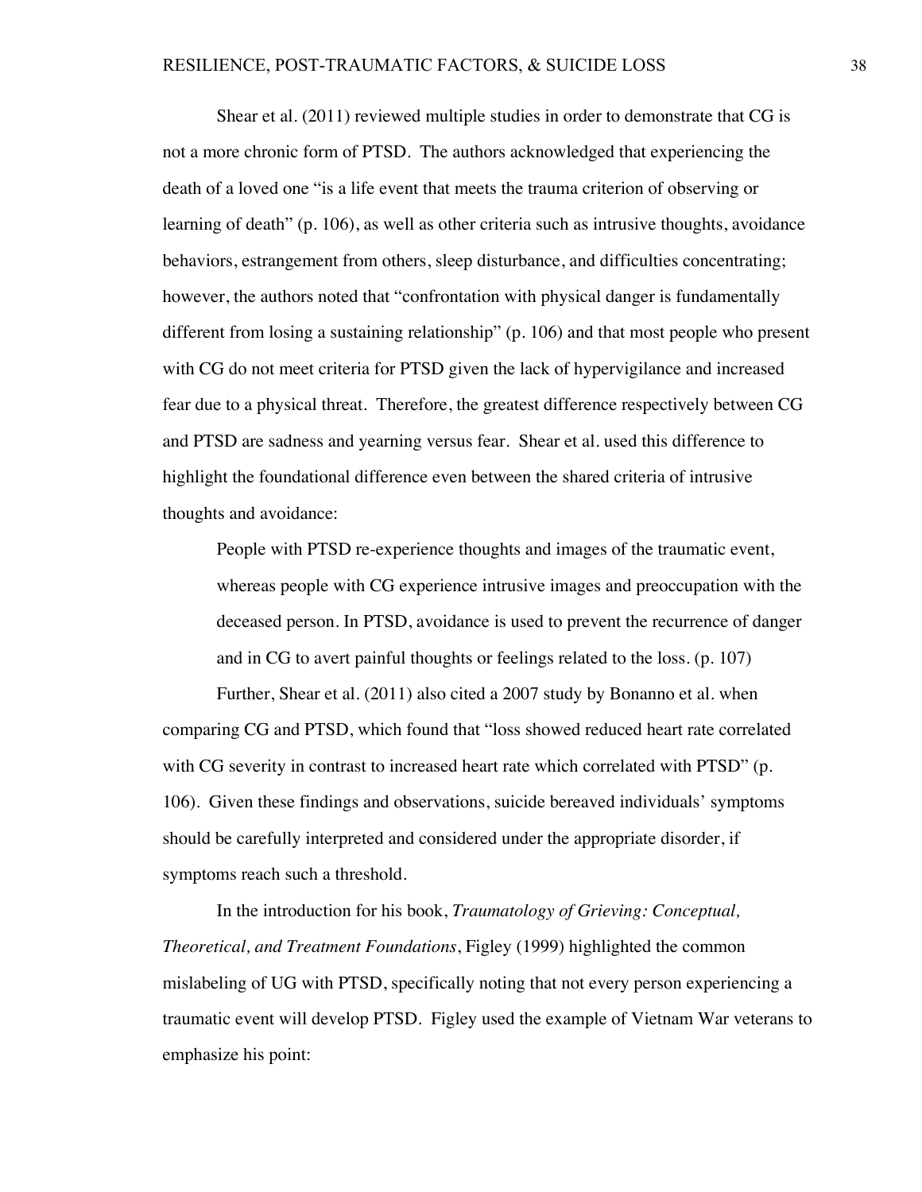Shear et al. (2011) reviewed multiple studies in order to demonstrate that CG is not a more chronic form of PTSD. The authors acknowledged that experiencing the death of a loved one "is a life event that meets the trauma criterion of observing or learning of death" (p. 106), as well as other criteria such as intrusive thoughts, avoidance behaviors, estrangement from others, sleep disturbance, and difficulties concentrating; however, the authors noted that "confrontation with physical danger is fundamentally different from losing a sustaining relationship" (p. 106) and that most people who present with CG do not meet criteria for PTSD given the lack of hypervigilance and increased fear due to a physical threat. Therefore, the greatest difference respectively between CG and PTSD are sadness and yearning versus fear. Shear et al. used this difference to highlight the foundational difference even between the shared criteria of intrusive thoughts and avoidance:

> People with PTSD re-experience thoughts and images of the traumatic event, whereas people with CG experience intrusive images and preoccupation with the deceased person. In PTSD, avoidance is used to prevent the recurrence of danger and in CG to avert painful thoughts or feelings related to the loss. (p. 107)

Further, Shear et al. (2011) also cited a 2007 study by Bonanno et al. when comparing CG and PTSD, which found that "loss showed reduced heart rate correlated with CG severity in contrast to increased heart rate which correlated with PTSD" (p. 106). Given these findings and observations, suicide bereaved individuals' symptoms should be carefully interpreted and considered under the appropriate disorder, if symptoms reach such a threshold.

In the introduction for his book, *Traumatology of Grieving: Conceptual, Theoretical, and Treatment Foundations*, Figley (1999) highlighted the common mislabeling of UG with PTSD, specifically noting that not every person experiencing a traumatic event will develop PTSD. Figley used the example of Vietnam War veterans to emphasize his point: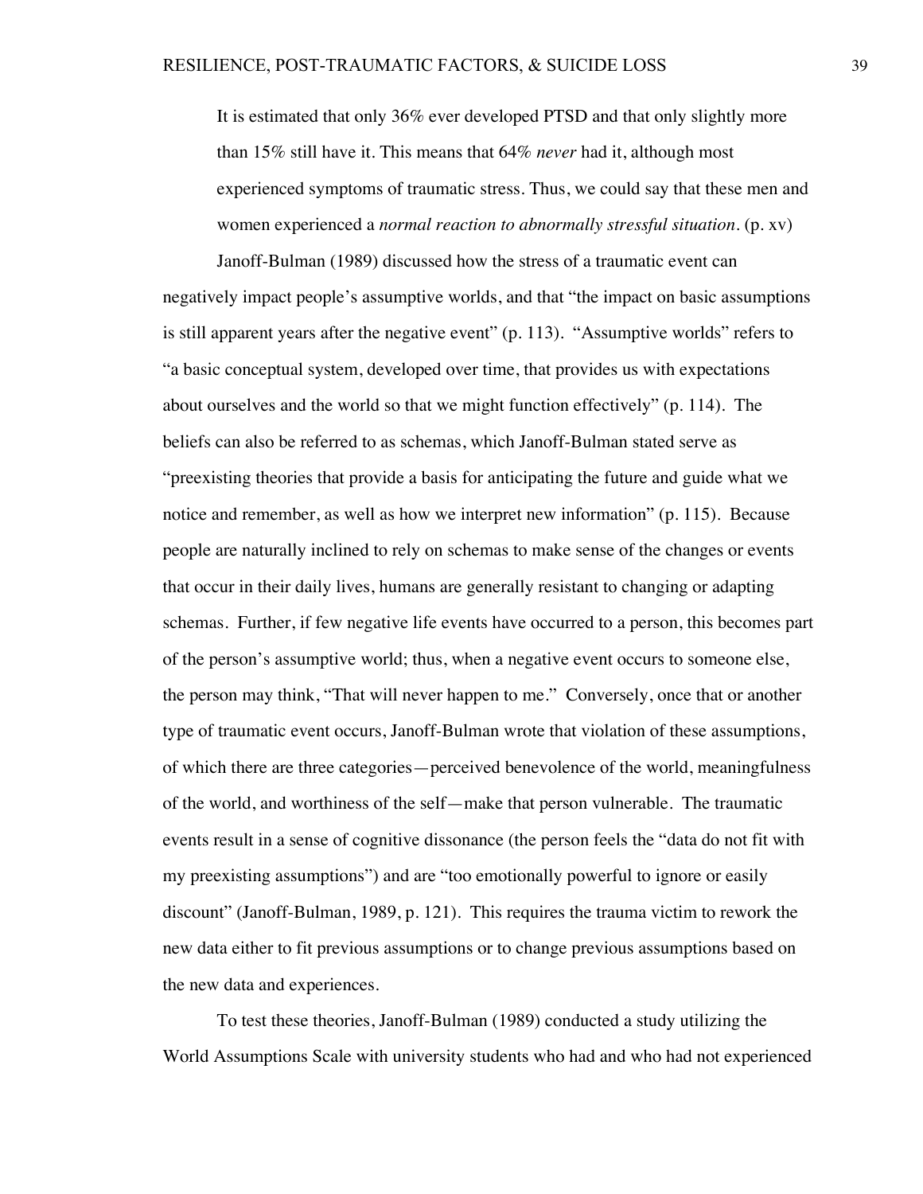> It is estimated that only 36% ever developed PTSD and that only slightly more than 15% still have it. This means that 64% *never* had it, although most experienced symptoms of traumatic stress. Thus, we could say that these men and women experienced a *normal reaction to abnormally stressful situation*. (p. xv)

Janoff-Bulman (1989) discussed how the stress of a traumatic event can negatively impact people's assumptive worlds, and that "the impact on basic assumptions is still apparent years after the negative event" (p. 113). "Assumptive worlds" refers to "a basic conceptual system, developed over time, that provides us with expectations about ourselves and the world so that we might function effectively" (p. 114). The beliefs can also be referred to as schemas, which Janoff-Bulman stated serve as "preexisting theories that provide a basis for anticipating the future and guide what we notice and remember, as well as how we interpret new information" (p. 115). Because people are naturally inclined to rely on schemas to make sense of the changes or events that occur in their daily lives, humans are generally resistant to changing or adapting schemas. Further, if few negative life events have occurred to a person, this becomes part of the person's assumptive world; thus, when a negative event occurs to someone else, the person may think, "That will never happen to me." Conversely, once that or another type of traumatic event occurs, Janoff-Bulman wrote that violation of these assumptions, of which there are three categories—perceived benevolence of the world, meaningfulness of the world, and worthiness of the self—make that person vulnerable. The traumatic events result in a sense of cognitive dissonance (the person feels the "data do not fit with my preexisting assumptions") and are "too emotionally powerful to ignore or easily discount" (Janoff-Bulman, 1989, p. 121). This requires the trauma victim to rework the new data either to fit previous assumptions or to change previous assumptions based on the new data and experiences.

To test these theories, Janoff-Bulman (1989) conducted a study utilizing the World Assumptions Scale with university students who had and who had not experienced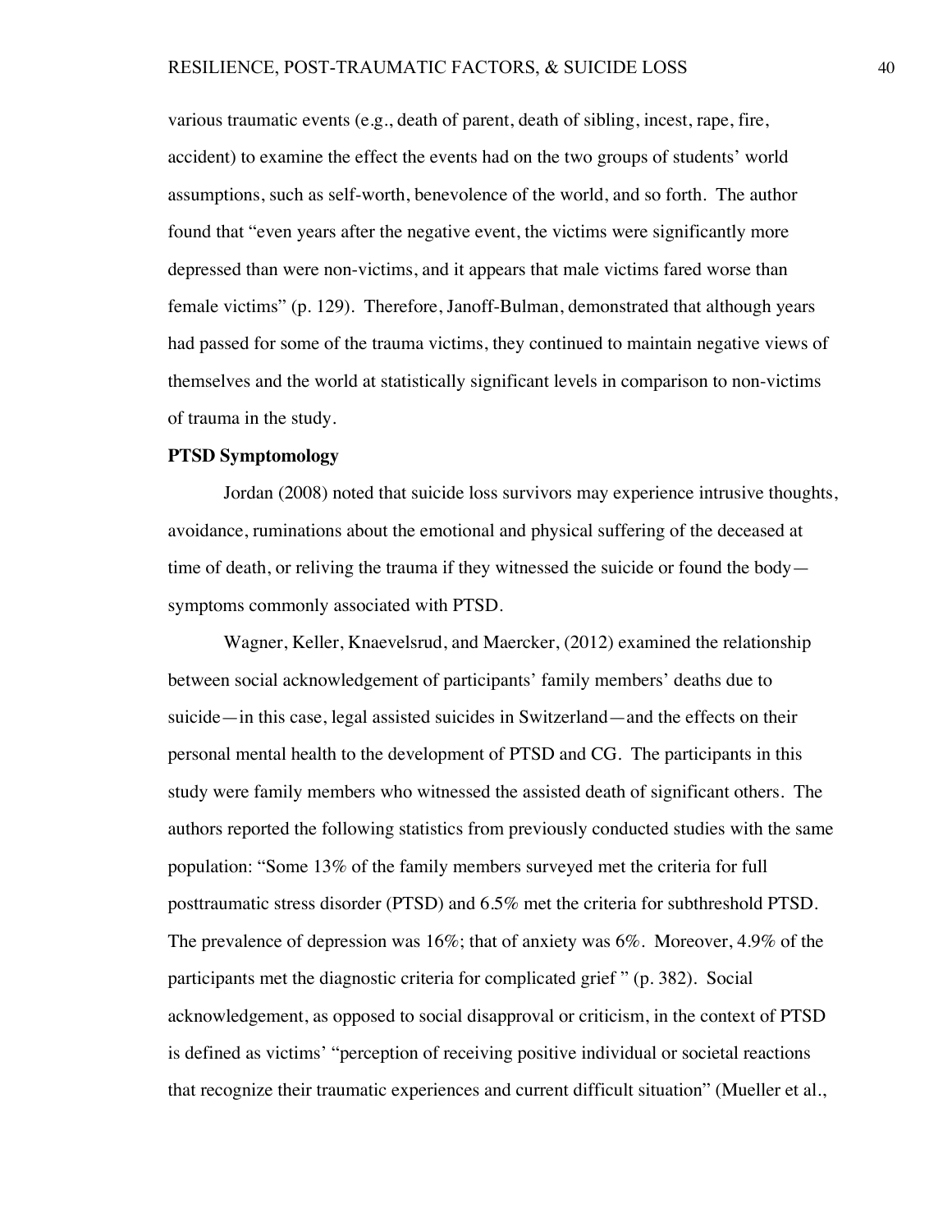various traumatic events (e.g., death of parent, death of sibling, incest, rape, fire, accident) to examine the effect the events had on the two groups of students' world assumptions, such as self-worth, benevolence of the world, and so forth. The author found that "even years after the negative event, the victims were significantly more depressed than were non-victims, and it appears that male victims fared worse than female victims" (p. 129). Therefore, Janoff-Bulman, demonstrated that although years had passed for some of the trauma victims, they continued to maintain negative views of themselves and the world at statistically significant levels in comparison to non-victims of trauma in the study.

**PTSD Symptomology**

Jordan (2008) noted that suicide loss survivors may experience intrusive thoughts, avoidance, ruminations about the emotional and physical suffering of the deceased at time of death, or reliving the trauma if they witnessed the suicide or found the body—symptoms commonly associated with PTSD.

Wagner, Keller, Knaevelsrud, and Maercker, (2012) examined the relationship between social acknowledgement of participants' family members' deaths due to suicide—in this case, legal assisted suicides in Switzerland—and the effects on their personal mental health to the development of PTSD and CG. The participants in this study were family members who witnessed the assisted death of significant others. The authors reported the following statistics from previously conducted studies with the same population: "Some 13% of the family members surveyed met the criteria for full posttraumatic stress disorder (PTSD) and 6.5% met the criteria for subthreshold PTSD. The prevalence of depression was 16%; that of anxiety was 6%. Moreover, 4.9% of the participants met the diagnostic criteria for complicated grief " (p. 382). Social acknowledgement, as opposed to social disapproval or criticism, in the context of PTSD is defined as victims' "perception of receiving positive individual or societal reactions that recognize their traumatic experiences and current difficult situation" (Mueller et al.,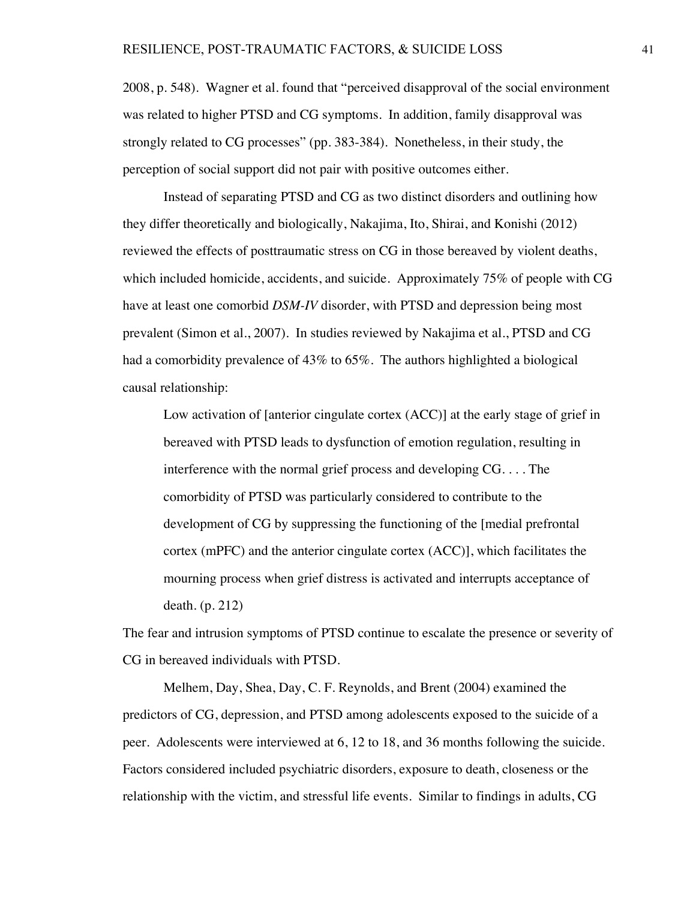2008, p. 548). Wagner et al. found that "perceived disapproval of the social environment was related to higher PTSD and CG symptoms. In addition, family disapproval was strongly related to CG processes" (pp. 383-384). Nonetheless, in their study, the perception of social support did not pair with positive outcomes either.

Instead of separating PTSD and CG as two distinct disorders and outlining how they differ theoretically and biologically, Nakajima, Ito, Shirai, and Konishi (2012) reviewed the effects of posttraumatic stress on CG in those bereaved by violent deaths, which included homicide, accidents, and suicide. Approximately 75% of people with CG have at least one comorbid *DSM-IV* disorder, with PTSD and depression being most prevalent (Simon et al., 2007). In studies reviewed by Nakajima et al., PTSD and CG had a comorbidity prevalence of 43% to 65%. The authors highlighted a biological causal relationship:

> Low activation of [anterior cingulate cortex (ACC)] at the early stage of grief in bereaved with PTSD leads to dysfunction of emotion regulation, resulting in interference with the normal grief process and developing CG. . . . The comorbidity of PTSD was particularly considered to contribute to the development of CG by suppressing the functioning of the [medial prefrontal cortex (mPFC) and the anterior cingulate cortex (ACC)], which facilitates the mourning process when grief distress is activated and interrupts acceptance of death. (p. 212)

The fear and intrusion symptoms of PTSD continue to escalate the presence or severity of CG in bereaved individuals with PTSD.

Melhem, Day, Shea, Day, C. F. Reynolds, and Brent (2004) examined the predictors of CG, depression, and PTSD among adolescents exposed to the suicide of a peer. Adolescents were interviewed at 6, 12 to 18, and 36 months following the suicide. Factors considered included psychiatric disorders, exposure to death, closeness or the relationship with the victim, and stressful life events. Similar to findings in adults, CG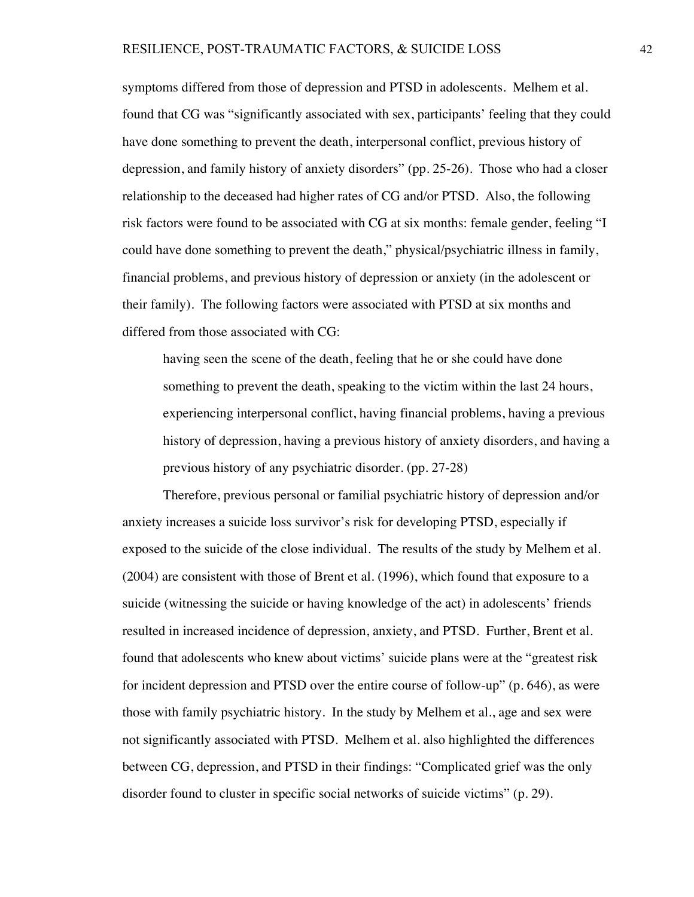symptoms differed from those of depression and PTSD in adolescents. Melhem et al. found that CG was "significantly associated with sex, participants' feeling that they could have done something to prevent the death, interpersonal conflict, previous history of depression, and family history of anxiety disorders" (pp. 25-26). Those who had a closer relationship to the deceased had higher rates of CG and/or PTSD. Also, the following risk factors were found to be associated with CG at six months: female gender, feeling "I could have done something to prevent the death," physical/psychiatric illness in family, financial problems, and previous history of depression or anxiety (in the adolescent or their family). The following factors were associated with PTSD at six months and differed from those associated with CG:

> having seen the scene of the death, feeling that he or she could have done something to prevent the death, speaking to the victim within the last 24 hours, experiencing interpersonal conflict, having financial problems, having a previous history of depression, having a previous history of anxiety disorders, and having a previous history of any psychiatric disorder. (pp. 27-28)

Therefore, previous personal or familial psychiatric history of depression and/or anxiety increases a suicide loss survivor's risk for developing PTSD, especially if exposed to the suicide of the close individual. The results of the study by Melhem et al. (2004) are consistent with those of Brent et al. (1996), which found that exposure to a suicide (witnessing the suicide or having knowledge of the act) in adolescents' friends resulted in increased incidence of depression, anxiety, and PTSD. Further, Brent et al. found that adolescents who knew about victims' suicide plans were at the "greatest risk for incident depression and PTSD over the entire course of follow-up" (p. 646), as were those with family psychiatric history. In the study by Melhem et al., age and sex were not significantly associated with PTSD. Melhem et al. also highlighted the differences between CG, depression, and PTSD in their findings: "Complicated grief was the only disorder found to cluster in specific social networks of suicide victims" (p. 29).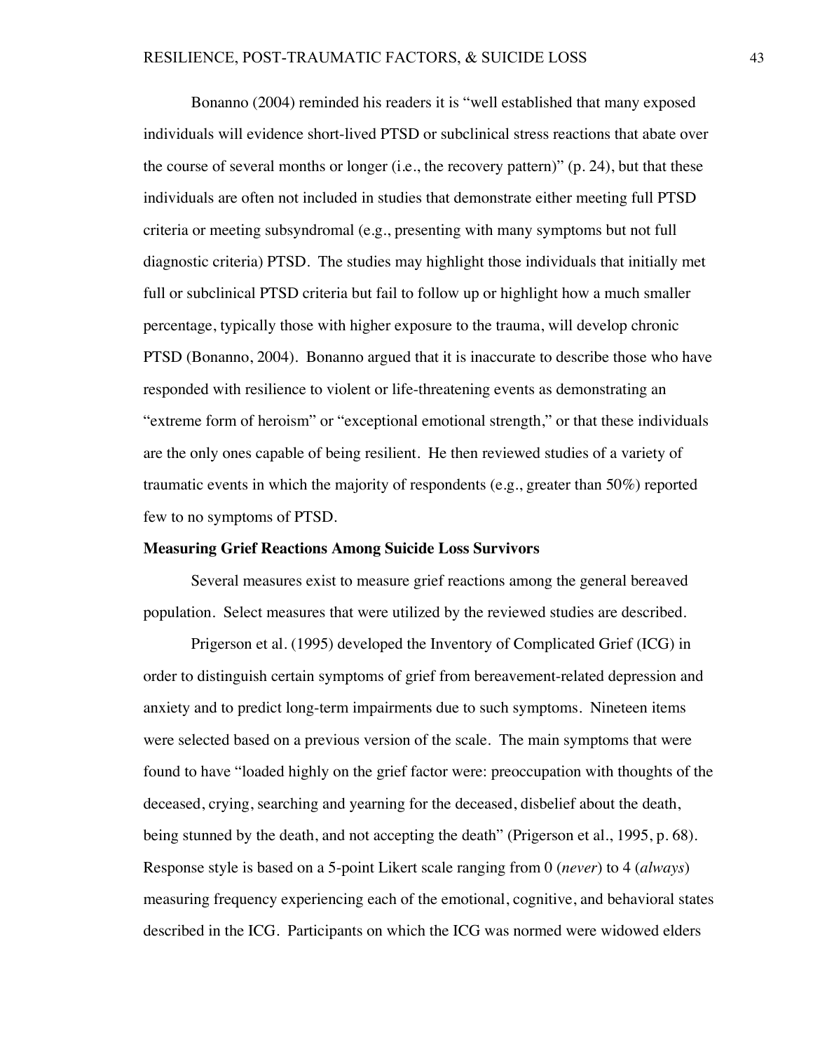Bonanno (2004) reminded his readers it is "well established that many exposed individuals will evidence short-lived PTSD or subclinical stress reactions that abate over the course of several months or longer (i.e., the recovery pattern)" (p. 24), but that these individuals are often not included in studies that demonstrate either meeting full PTSD criteria or meeting subsyndromal (e.g., presenting with many symptoms but not full diagnostic criteria) PTSD. The studies may highlight those individuals that initially met full or subclinical PTSD criteria but fail to follow up or highlight how a much smaller percentage, typically those with higher exposure to the trauma, will develop chronic PTSD (Bonanno, 2004). Bonanno argued that it is inaccurate to describe those who have responded with resilience to violent or life-threatening events as demonstrating an "extreme form of heroism" or "exceptional emotional strength," or that these individuals are the only ones capable of being resilient. He then reviewed studies of a variety of traumatic events in which the majority of respondents (e.g., greater than 50%) reported few to no symptoms of PTSD.

**Measuring Grief Reactions Among Suicide Loss Survivors**

Several measures exist to measure grief reactions among the general bereaved population. Select measures that were utilized by the reviewed studies are described.

Prigerson et al. (1995) developed the Inventory of Complicated Grief (ICG) in order to distinguish certain symptoms of grief from bereavement-related depression and anxiety and to predict long-term impairments due to such symptoms. Nineteen items were selected based on a previous version of the scale. The main symptoms that were found to have "loaded highly on the grief factor were: preoccupation with thoughts of the deceased, crying, searching and yearning for the deceased, disbelief about the death, being stunned by the death, and not accepting the death" (Prigerson et al., 1995, p. 68). Response style is based on a 5-point Likert scale ranging from 0 (*never*) to 4 (*always*) measuring frequency experiencing each of the emotional, cognitive, and behavioral states described in the ICG. Participants on which the ICG was normed were widowed elders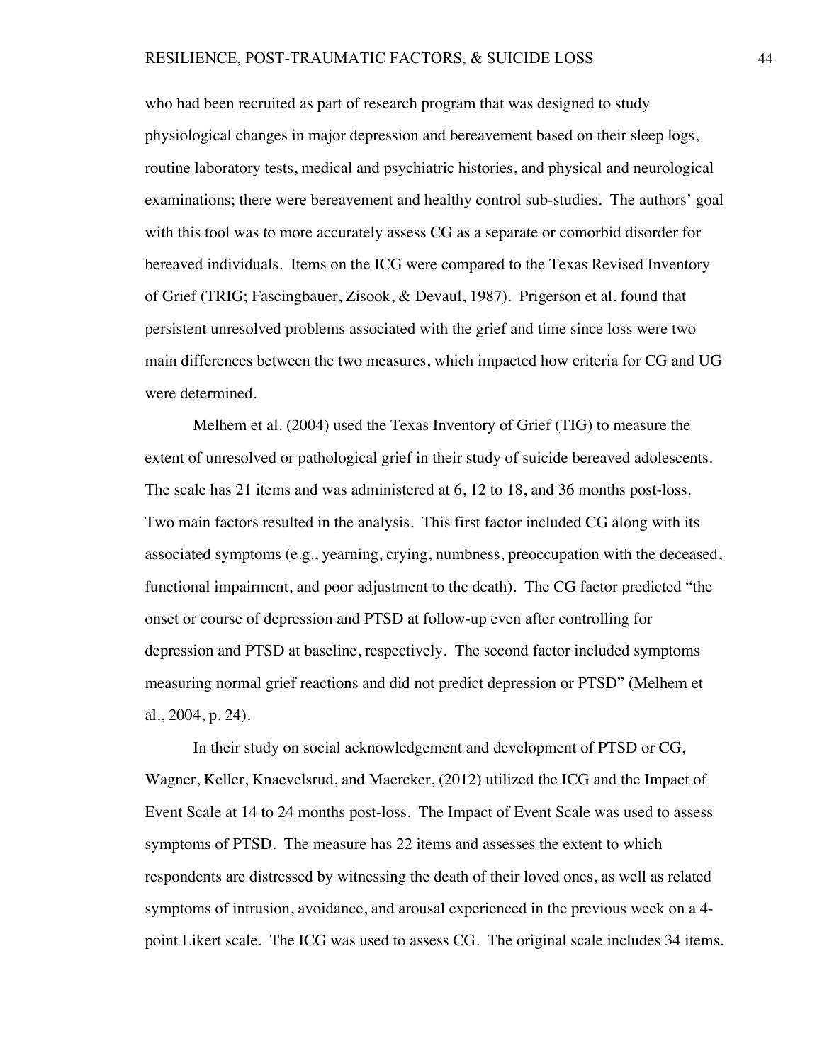who had been recruited as part of research program that was designed to study physiological changes in major depression and bereavement based on their sleep logs, routine laboratory tests, medical and psychiatric histories, and physical and neurological examinations; there were bereavement and healthy control sub-studies. The authors' goal with this tool was to more accurately assess CG as a separate or comorbid disorder for bereaved individuals. Items on the ICG were compared to the Texas Revised Inventory of Grief (TRIG; Fascingbauer, Zisook, & Devaul, 1987). Prigerson et al. found that persistent unresolved problems associated with the grief and time since loss were two main differences between the two measures, which impacted how criteria for CG and UG were determined.

Melhem et al. (2004) used the Texas Inventory of Grief (TIG) to measure the extent of unresolved or pathological grief in their study of suicide bereaved adolescents. The scale has 21 items and was administered at 6, 12 to 18, and 36 months post-loss. Two main factors resulted in the analysis. This first factor included CG along with its associated symptoms (e.g., yearning, crying, numbness, preoccupation with the deceased, functional impairment, and poor adjustment to the death). The CG factor predicted "the onset or course of depression and PTSD at follow-up even after controlling for depression and PTSD at baseline, respectively. The second factor included symptoms measuring normal grief reactions and did not predict depression or PTSD" (Melhem et al., 2004, p. 24).

In their study on social acknowledgement and development of PTSD or CG, Wagner, Keller, Knaevelsrud, and Maercker, (2012) utilized the ICG and the Impact of Event Scale at 14 to 24 months post-loss. The Impact of Event Scale was used to assess symptoms of PTSD. The measure has 22 items and assesses the extent to which respondents are distressed by witnessing the death of their loved ones, as well as related symptoms of intrusion, avoidance, and arousal experienced in the previous week on a 4-point Likert scale. The ICG was used to assess CG. The original scale includes 34 items.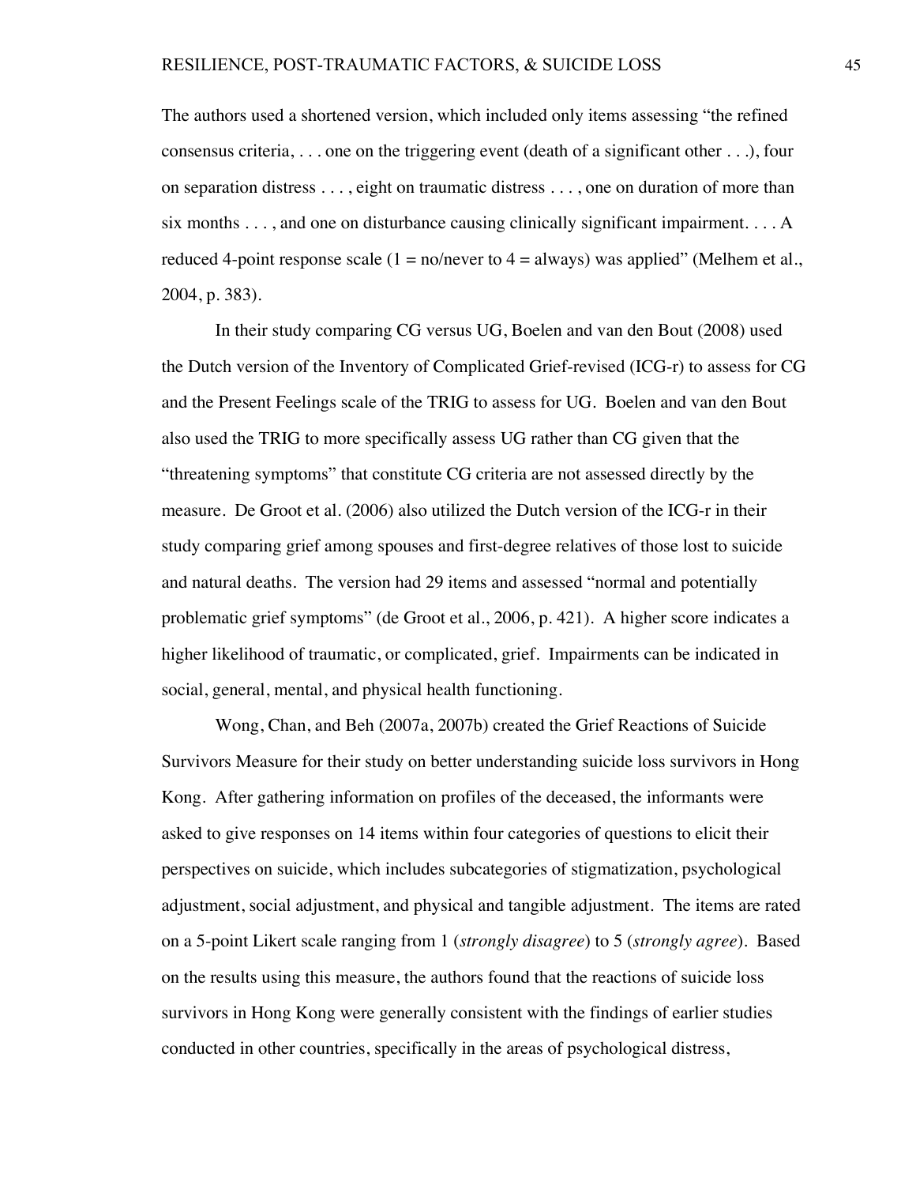The authors used a shortened version, which included only items assessing "the refined consensus criteria, . . . one on the triggering event (death of a significant other . . .), four on separation distress . . . , eight on traumatic distress . . . , one on duration of more than six months . . . , and one on disturbance causing clinically significant impairment. . . . A reduced 4-point response scale (1 = no/never to 4 = always) was applied" (Melhem et al., 2004, p. 383).

In their study comparing CG versus UG, Boelen and van den Bout (2008) used the Dutch version of the Inventory of Complicated Grief-revised (ICG-r) to assess for CG and the Present Feelings scale of the TRIG to assess for UG. Boelen and van den Bout also used the TRIG to more specifically assess UG rather than CG given that the "threatening symptoms" that constitute CG criteria are not assessed directly by the measure. De Groot et al. (2006) also utilized the Dutch version of the ICG-r in their study comparing grief among spouses and first-degree relatives of those lost to suicide and natural deaths. The version had 29 items and assessed "normal and potentially problematic grief symptoms" (de Groot et al., 2006, p. 421). A higher score indicates a higher likelihood of traumatic, or complicated, grief. Impairments can be indicated in social, general, mental, and physical health functioning.

Wong, Chan, and Beh (2007a, 2007b) created the Grief Reactions of Suicide Survivors Measure for their study on better understanding suicide loss survivors in Hong Kong. After gathering information on profiles of the deceased, the informants were asked to give responses on 14 items within four categories of questions to elicit their perspectives on suicide, which includes subcategories of stigmatization, psychological adjustment, social adjustment, and physical and tangible adjustment. The items are rated on a 5-point Likert scale ranging from 1 (*strongly disagree*) to 5 (*strongly agree*). Based on the results using this measure, the authors found that the reactions of suicide loss survivors in Hong Kong were generally consistent with the findings of earlier studies conducted in other countries, specifically in the areas of psychological distress,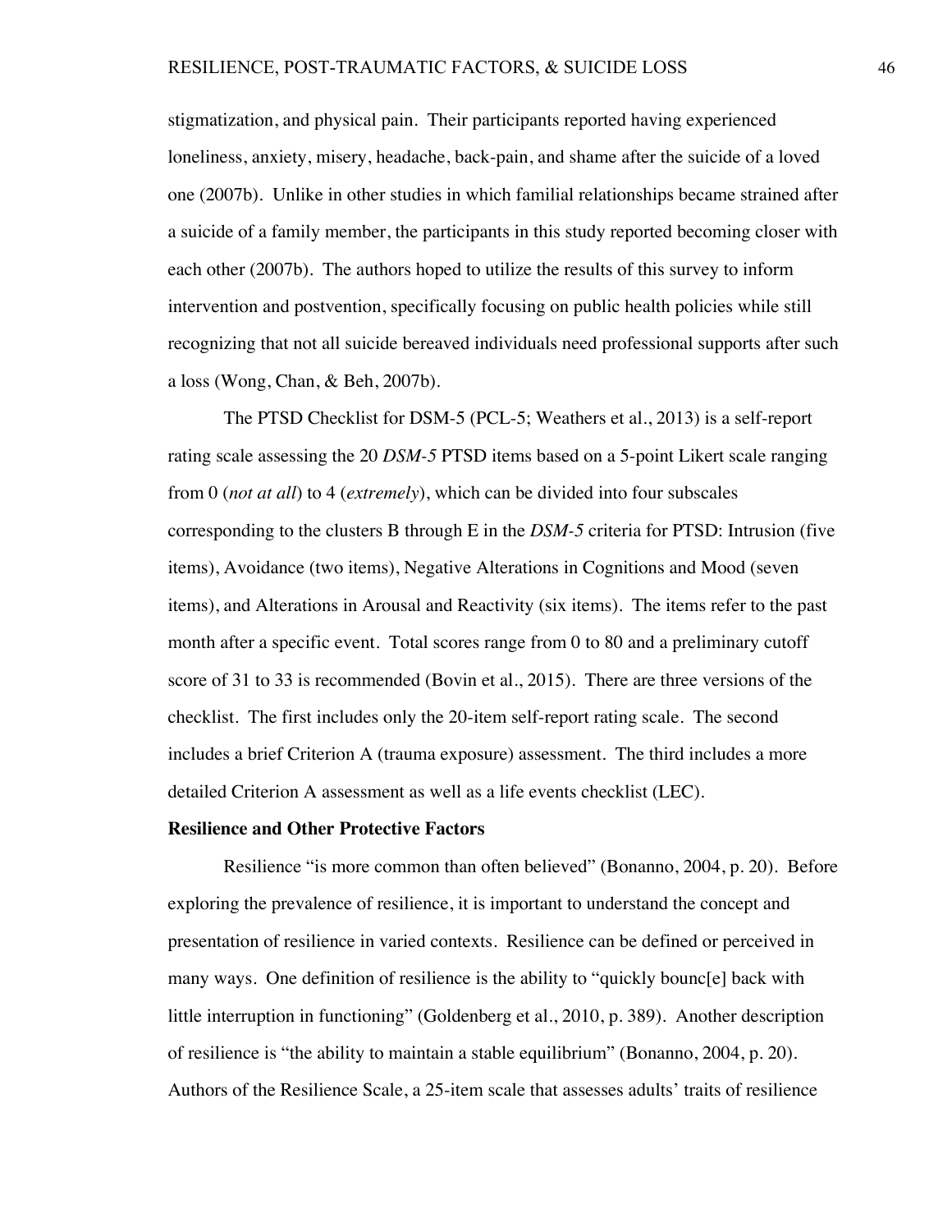stigmatization, and physical pain. Their participants reported having experienced loneliness, anxiety, misery, headache, back-pain, and shame after the suicide of a loved one (2007b). Unlike in other studies in which familial relationships became strained after a suicide of a family member, the participants in this study reported becoming closer with each other (2007b). The authors hoped to utilize the results of this survey to inform intervention and postvention, specifically focusing on public health policies while still recognizing that not all suicide bereaved individuals need professional supports after such a loss (Wong, Chan, & Beh, 2007b).

The PTSD Checklist for DSM-5 (PCL-5; Weathers et al., 2013) is a self-report rating scale assessing the 20 *DSM-5* PTSD items based on a 5-point Likert scale ranging from 0 (*not at all*) to 4 (*extremely*), which can be divided into four subscales corresponding to the clusters B through E in the *DSM-5* criteria for PTSD: Intrusion (five items), Avoidance (two items), Negative Alterations in Cognitions and Mood (seven items), and Alterations in Arousal and Reactivity (six items). The items refer to the past month after a specific event. Total scores range from 0 to 80 and a preliminary cutoff score of 31 to 33 is recommended (Bovin et al., 2015). There are three versions of the checklist. The first includes only the 20-item self-report rating scale. The second includes a brief Criterion A (trauma exposure) assessment. The third includes a more detailed Criterion A assessment as well as a life events checklist (LEC).

**Resilience and Other Protective Factors**

Resilience "is more common than often believed" (Bonanno, 2004, p. 20). Before exploring the prevalence of resilience, it is important to understand the concept and presentation of resilience in varied contexts. Resilience can be defined or perceived in many ways. One definition of resilience is the ability to "quickly bounc[e] back with little interruption in functioning" (Goldenberg et al., 2010, p. 389). Another description of resilience is "the ability to maintain a stable equilibrium" (Bonanno, 2004, p. 20). Authors of the Resilience Scale, a 25-item scale that assesses adults' traits of resilience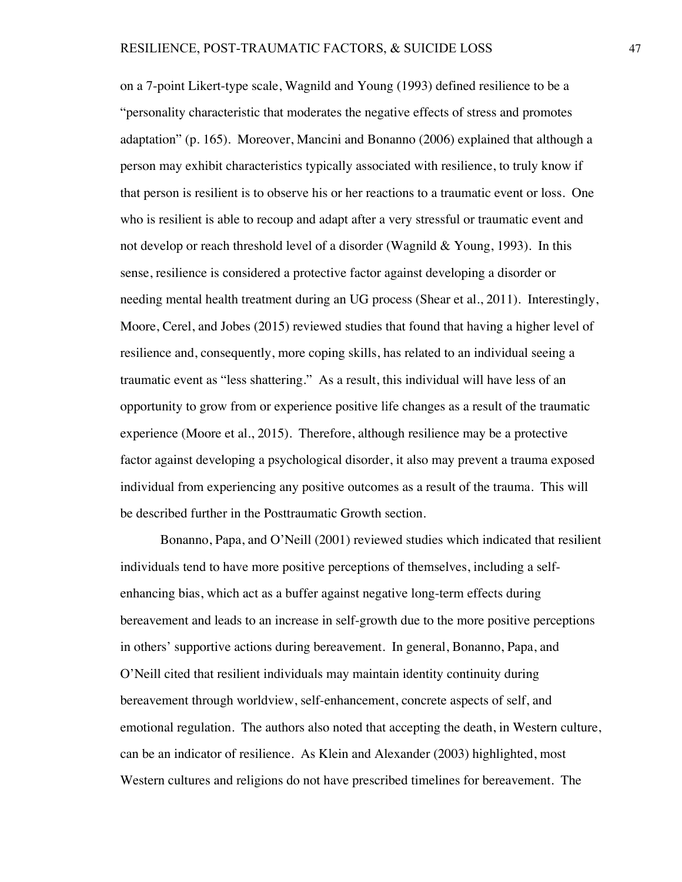on a 7-point Likert-type scale, Wagnild and Young (1993) defined resilience to be a "personality characteristic that moderates the negative effects of stress and promotes adaptation" (p. 165). Moreover, Mancini and Bonanno (2006) explained that although a person may exhibit characteristics typically associated with resilience, to truly know if that person is resilient is to observe his or her reactions to a traumatic event or loss. One who is resilient is able to recoup and adapt after a very stressful or traumatic event and not develop or reach threshold level of a disorder (Wagnild & Young, 1993). In this sense, resilience is considered a protective factor against developing a disorder or needing mental health treatment during an UG process (Shear et al., 2011). Interestingly, Moore, Cerel, and Jobes (2015) reviewed studies that found that having a higher level of resilience and, consequently, more coping skills, has related to an individual seeing a traumatic event as "less shattering." As a result, this individual will have less of an opportunity to grow from or experience positive life changes as a result of the traumatic experience (Moore et al., 2015). Therefore, although resilience may be a protective factor against developing a psychological disorder, it also may prevent a trauma exposed individual from experiencing any positive outcomes as a result of the trauma. This will be described further in the Posttraumatic Growth section.

Bonanno, Papa, and O'Neill (2001) reviewed studies which indicated that resilient individuals tend to have more positive perceptions of themselves, including a self-enhancing bias, which act as a buffer against negative long-term effects during bereavement and leads to an increase in self-growth due to the more positive perceptions in others' supportive actions during bereavement. In general, Bonanno, Papa, and O'Neill cited that resilient individuals may maintain identity continuity during bereavement through worldview, self-enhancement, concrete aspects of self, and emotional regulation. The authors also noted that accepting the death, in Western culture, can be an indicator of resilience. As Klein and Alexander (2003) highlighted, most Western cultures and religions do not have prescribed timelines for bereavement. The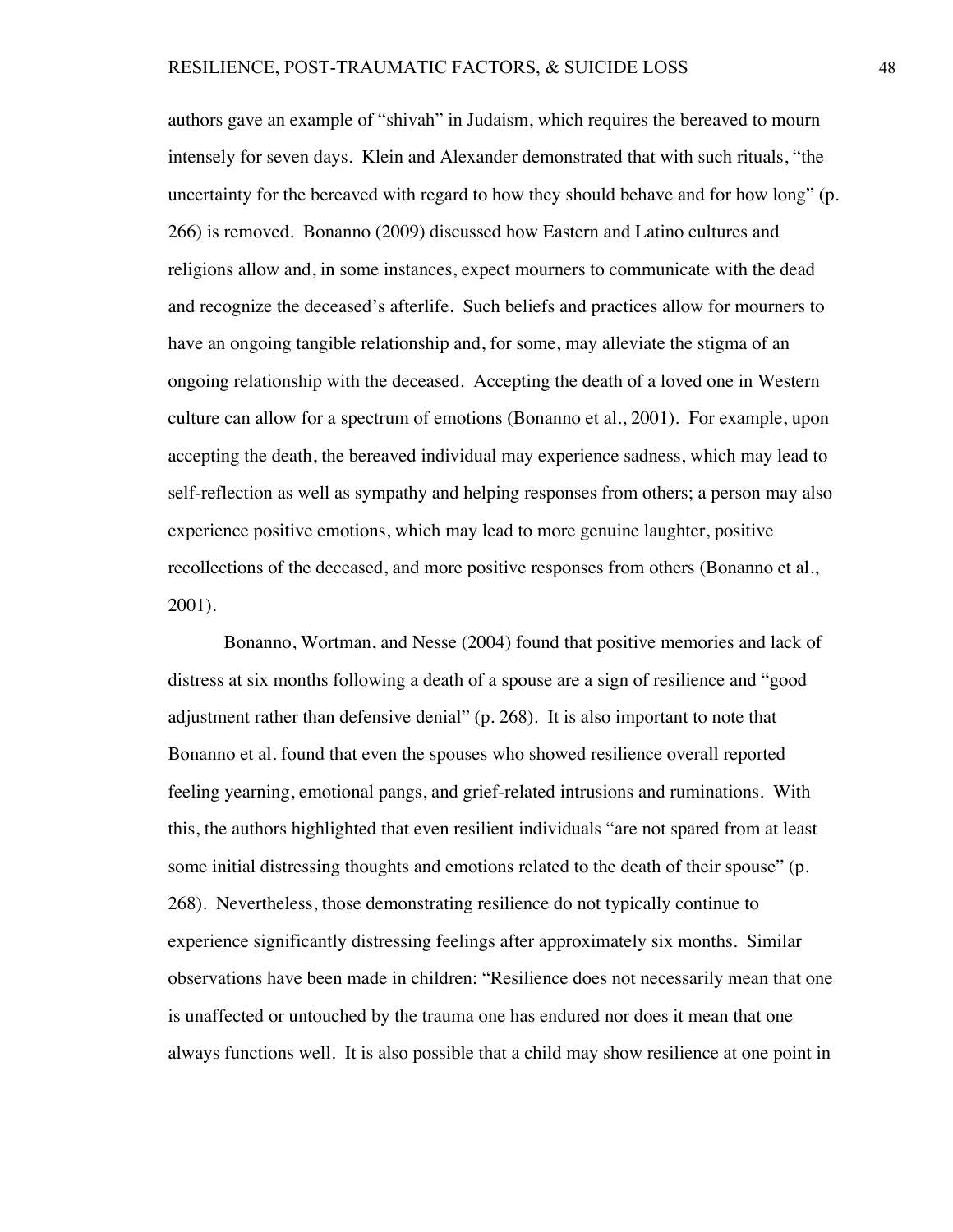authors gave an example of "shivah" in Judaism, which requires the bereaved to mourn intensely for seven days. Klein and Alexander demonstrated that with such rituals, "the uncertainty for the bereaved with regard to how they should behave and for how long" (p. 266) is removed. Bonanno (2009) discussed how Eastern and Latino cultures and religions allow and, in some instances, expect mourners to communicate with the dead and recognize the deceased's afterlife. Such beliefs and practices allow for mourners to have an ongoing tangible relationship and, for some, may alleviate the stigma of an ongoing relationship with the deceased. Accepting the death of a loved one in Western culture can allow for a spectrum of emotions (Bonanno et al., 2001). For example, upon accepting the death, the bereaved individual may experience sadness, which may lead to self-reflection as well as sympathy and helping responses from others; a person may also experience positive emotions, which may lead to more genuine laughter, positive recollections of the deceased, and more positive responses from others (Bonanno et al., 2001).

Bonanno, Wortman, and Nesse (2004) found that positive memories and lack of distress at six months following a death of a spouse are a sign of resilience and "good adjustment rather than defensive denial" (p. 268). It is also important to note that Bonanno et al. found that even the spouses who showed resilience overall reported feeling yearning, emotional pangs, and grief-related intrusions and ruminations. With this, the authors highlighted that even resilient individuals "are not spared from at least some initial distressing thoughts and emotions related to the death of their spouse" (p. 268). Nevertheless, those demonstrating resilience do not typically continue to experience significantly distressing feelings after approximately six months. Similar observations have been made in children: "Resilience does not necessarily mean that one is unaffected or untouched by the trauma one has endured nor does it mean that one always functions well. It is also possible that a child may show resilience at one point in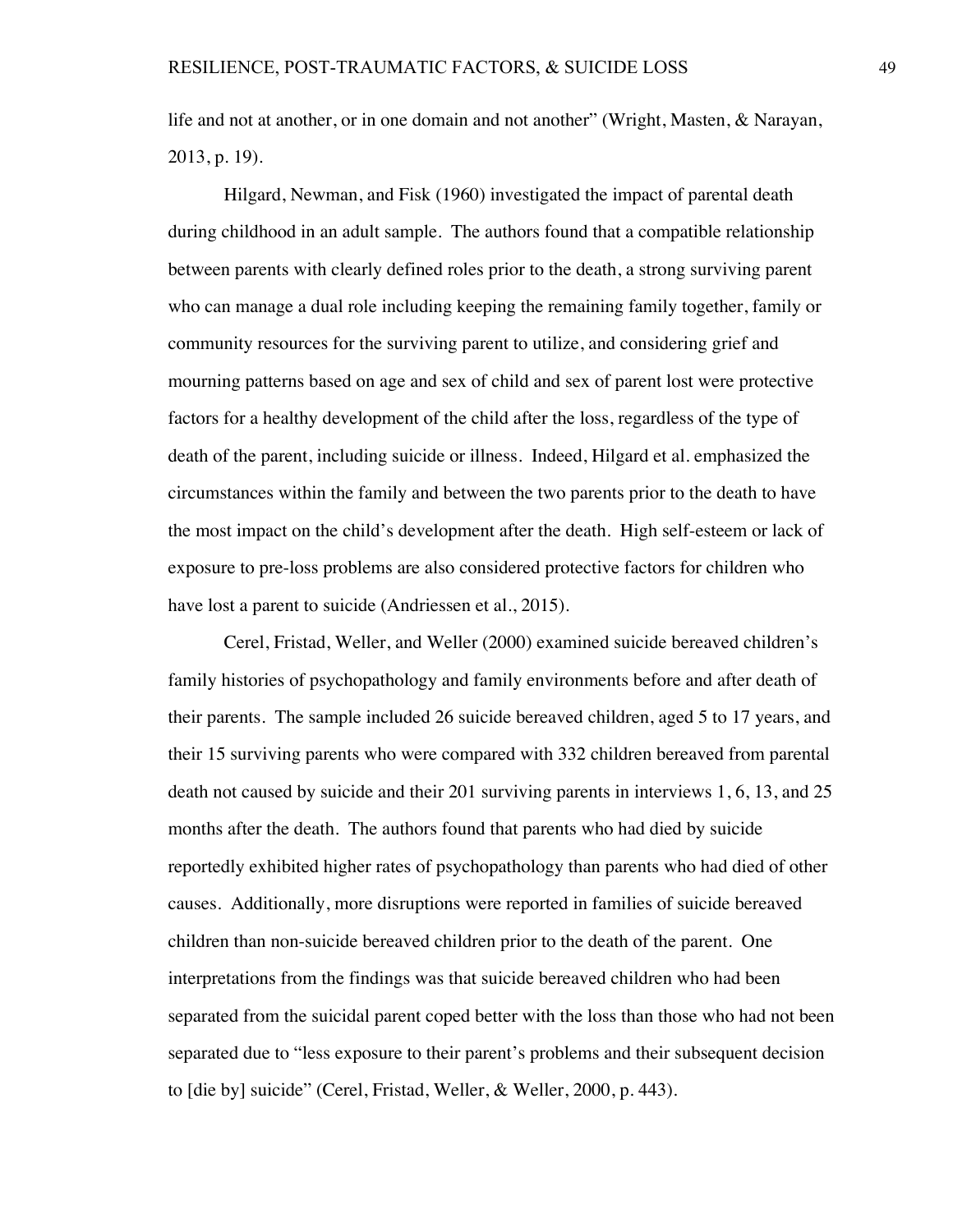life and not at another, or in one domain and not another" (Wright, Masten, & Narayan, 2013, p. 19).

Hilgard, Newman, and Fisk (1960) investigated the impact of parental death during childhood in an adult sample. The authors found that a compatible relationship between parents with clearly defined roles prior to the death, a strong surviving parent who can manage a dual role including keeping the remaining family together, family or community resources for the surviving parent to utilize, and considering grief and mourning patterns based on age and sex of child and sex of parent lost were protective factors for a healthy development of the child after the loss, regardless of the type of death of the parent, including suicide or illness. Indeed, Hilgard et al. emphasized the circumstances within the family and between the two parents prior to the death to have the most impact on the child's development after the death. High self-esteem or lack of exposure to pre-loss problems are also considered protective factors for children who have lost a parent to suicide (Andriessen et al., 2015).

Cerel, Fristad, Weller, and Weller (2000) examined suicide bereaved children's family histories of psychopathology and family environments before and after death of their parents. The sample included 26 suicide bereaved children, aged 5 to 17 years, and their 15 surviving parents who were compared with 332 children bereaved from parental death not caused by suicide and their 201 surviving parents in interviews 1, 6, 13, and 25 months after the death. The authors found that parents who had died by suicide reportedly exhibited higher rates of psychopathology than parents who had died of other causes. Additionally, more disruptions were reported in families of suicide bereaved children than non-suicide bereaved children prior to the death of the parent. One interpretations from the findings was that suicide bereaved children who had been separated from the suicidal parent coped better with the loss than those who had not been separated due to "less exposure to their parent's problems and their subsequent decision to [die by] suicide" (Cerel, Fristad, Weller, & Weller, 2000, p. 443).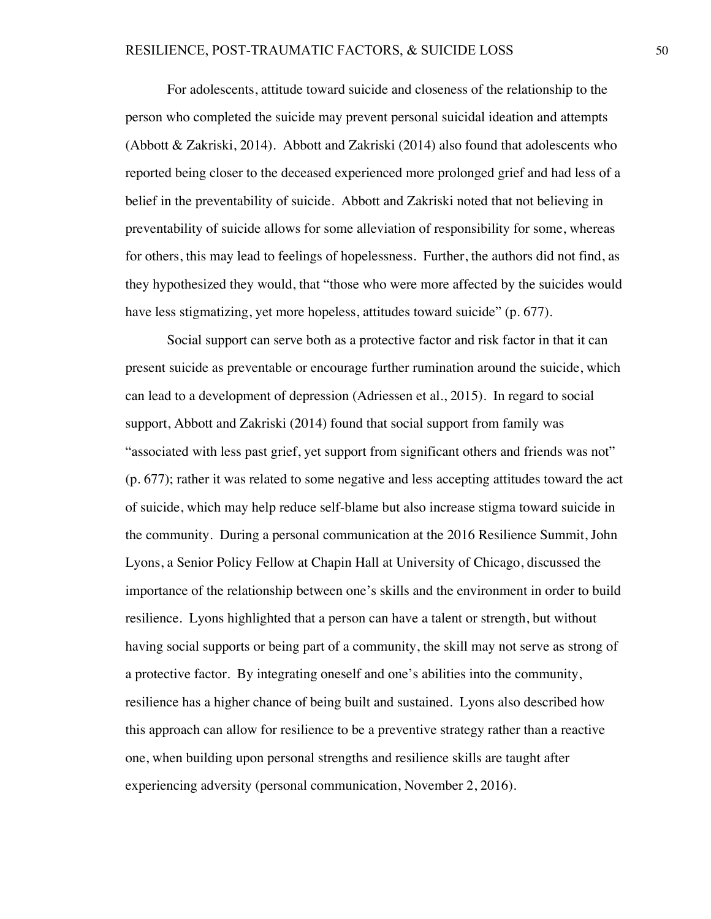For adolescents, attitude toward suicide and closeness of the relationship to the person who completed the suicide may prevent personal suicidal ideation and attempts (Abbott & Zakriski, 2014). Abbott and Zakriski (2014) also found that adolescents who reported being closer to the deceased experienced more prolonged grief and had less of a belief in the preventability of suicide. Abbott and Zakriski noted that not believing in preventability of suicide allows for some alleviation of responsibility for some, whereas for others, this may lead to feelings of hopelessness. Further, the authors did not find, as they hypothesized they would, that "those who were more affected by the suicides would have less stigmatizing, yet more hopeless, attitudes toward suicide" (p. 677).

Social support can serve both as a protective factor and risk factor in that it can present suicide as preventable or encourage further rumination around the suicide, which can lead to a development of depression (Adriessen et al., 2015). In regard to social support, Abbott and Zakriski (2014) found that social support from family was "associated with less past grief, yet support from significant others and friends was not" (p. 677); rather it was related to some negative and less accepting attitudes toward the act of suicide, which may help reduce self-blame but also increase stigma toward suicide in the community. During a personal communication at the 2016 Resilience Summit, John Lyons, a Senior Policy Fellow at Chapin Hall at University of Chicago, discussed the importance of the relationship between one's skills and the environment in order to build resilience. Lyons highlighted that a person can have a talent or strength, but without having social supports or being part of a community, the skill may not serve as strong of a protective factor. By integrating oneself and one's abilities into the community, resilience has a higher chance of being built and sustained. Lyons also described how this approach can allow for resilience to be a preventive strategy rather than a reactive one, when building upon personal strengths and resilience skills are taught after experiencing adversity (personal communication, November 2, 2016).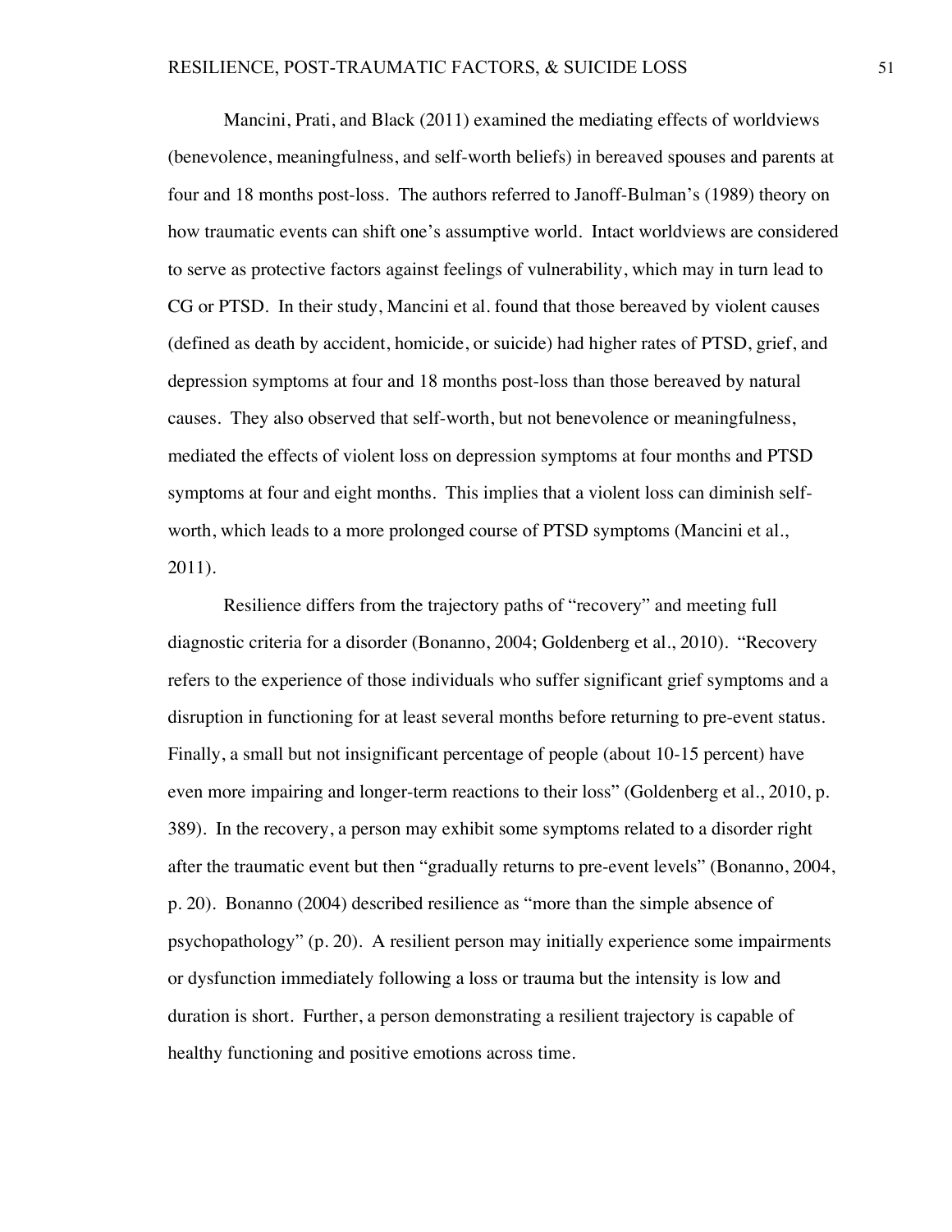Mancini, Prati, and Black (2011) examined the mediating effects of worldviews (benevolence, meaningfulness, and self-worth beliefs) in bereaved spouses and parents at four and 18 months post-loss. The authors referred to Janoff-Bulman's (1989) theory on how traumatic events can shift one's assumptive world. Intact worldviews are considered to serve as protective factors against feelings of vulnerability, which may in turn lead to CG or PTSD. In their study, Mancini et al. found that those bereaved by violent causes (defined as death by accident, homicide, or suicide) had higher rates of PTSD, grief, and depression symptoms at four and 18 months post-loss than those bereaved by natural causes. They also observed that self-worth, but not benevolence or meaningfulness, mediated the effects of violent loss on depression symptoms at four months and PTSD symptoms at four and eight months. This implies that a violent loss can diminish self-worth, which leads to a more prolonged course of PTSD symptoms (Mancini et al., 2011).

Resilience differs from the trajectory paths of "recovery" and meeting full diagnostic criteria for a disorder (Bonanno, 2004; Goldenberg et al., 2010). "Recovery refers to the experience of those individuals who suffer significant grief symptoms and a disruption in functioning for at least several months before returning to pre-event status. Finally, a small but not insignificant percentage of people (about 10-15 percent) have even more impairing and longer-term reactions to their loss" (Goldenberg et al., 2010, p. 389). In the recovery, a person may exhibit some symptoms related to a disorder right after the traumatic event but then "gradually returns to pre-event levels" (Bonanno, 2004, p. 20). Bonanno (2004) described resilience as "more than the simple absence of psychopathology" (p. 20). A resilient person may initially experience some impairments or dysfunction immediately following a loss or trauma but the intensity is low and duration is short. Further, a person demonstrating a resilient trajectory is capable of healthy functioning and positive emotions across time.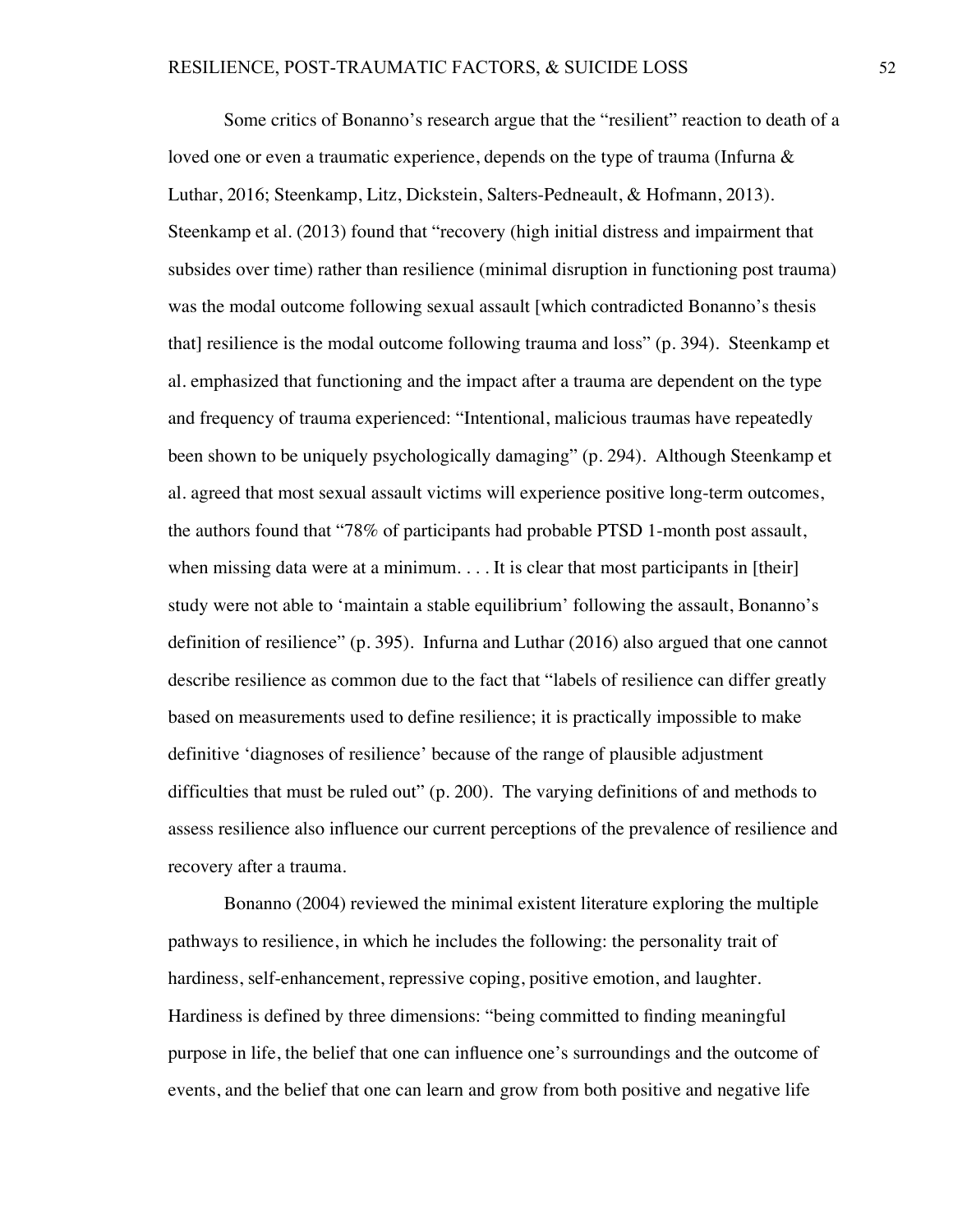Some critics of Bonanno's research argue that the "resilient" reaction to death of a loved one or even a traumatic experience, depends on the type of trauma (Infurna & Luthar, 2016; Steenkamp, Litz, Dickstein, Salters-Pedneault, & Hofmann, 2013). Steenkamp et al. (2013) found that "recovery (high initial distress and impairment that subsides over time) rather than resilience (minimal disruption in functioning post trauma) was the modal outcome following sexual assault [which contradicted Bonanno's thesis that] resilience is the modal outcome following trauma and loss" (p. 394). Steenkamp et al. emphasized that functioning and the impact after a trauma are dependent on the type and frequency of trauma experienced: "Intentional, malicious traumas have repeatedly been shown to be uniquely psychologically damaging" (p. 294). Although Steenkamp et al. agreed that most sexual assault victims will experience positive long-term outcomes, the authors found that "78% of participants had probable PTSD 1-month post assault, when missing data were at a minimum. . . . It is clear that most participants in [their] study were not able to 'maintain a stable equilibrium' following the assault, Bonanno's definition of resilience" (p. 395). Infurna and Luthar (2016) also argued that one cannot describe resilience as common due to the fact that "labels of resilience can differ greatly based on measurements used to define resilience; it is practically impossible to make definitive 'diagnoses of resilience' because of the range of plausible adjustment difficulties that must be ruled out" (p. 200). The varying definitions of and methods to assess resilience also influence our current perceptions of the prevalence of resilience and recovery after a trauma.

Bonanno (2004) reviewed the minimal existent literature exploring the multiple pathways to resilience, in which he includes the following: the personality trait of hardiness, self-enhancement, repressive coping, positive emotion, and laughter. Hardiness is defined by three dimensions: "being committed to finding meaningful purpose in life, the belief that one can influence one's surroundings and the outcome of events, and the belief that one can learn and grow from both positive and negative life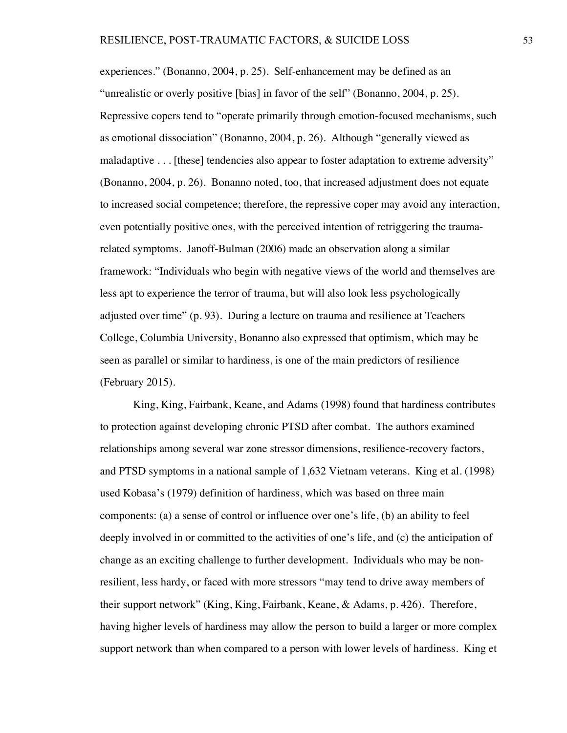experiences." (Bonanno, 2004, p. 25). Self-enhancement may be defined as an "unrealistic or overly positive [bias] in favor of the self" (Bonanno, 2004, p. 25). Repressive copers tend to "operate primarily through emotion-focused mechanisms, such as emotional dissociation" (Bonanno, 2004, p. 26). Although "generally viewed as maladaptive . . . [these] tendencies also appear to foster adaptation to extreme adversity" (Bonanno, 2004, p. 26). Bonanno noted, too, that increased adjustment does not equate to increased social competence; therefore, the repressive coper may avoid any interaction, even potentially positive ones, with the perceived intention of retriggering the trauma-related symptoms. Janoff-Bulman (2006) made an observation along a similar framework: "Individuals who begin with negative views of the world and themselves are less apt to experience the terror of trauma, but will also look less psychologically adjusted over time" (p. 93). During a lecture on trauma and resilience at Teachers College, Columbia University, Bonanno also expressed that optimism, which may be seen as parallel or similar to hardiness, is one of the main predictors of resilience (February 2015).

King, King, Fairbank, Keane, and Adams (1998) found that hardiness contributes to protection against developing chronic PTSD after combat. The authors examined relationships among several war zone stressor dimensions, resilience-recovery factors, and PTSD symptoms in a national sample of 1,632 Vietnam veterans. King et al. (1998) used Kobasa's (1979) definition of hardiness, which was based on three main components: (a) a sense of control or influence over one's life, (b) an ability to feel deeply involved in or committed to the activities of one's life, and (c) the anticipation of change as an exciting challenge to further development. Individuals who may be non-resilient, less hardy, or faced with more stressors "may tend to drive away members of their support network" (King, King, Fairbank, Keane, & Adams, p. 426). Therefore, having higher levels of hardiness may allow the person to build a larger or more complex support network than when compared to a person with lower levels of hardiness. King et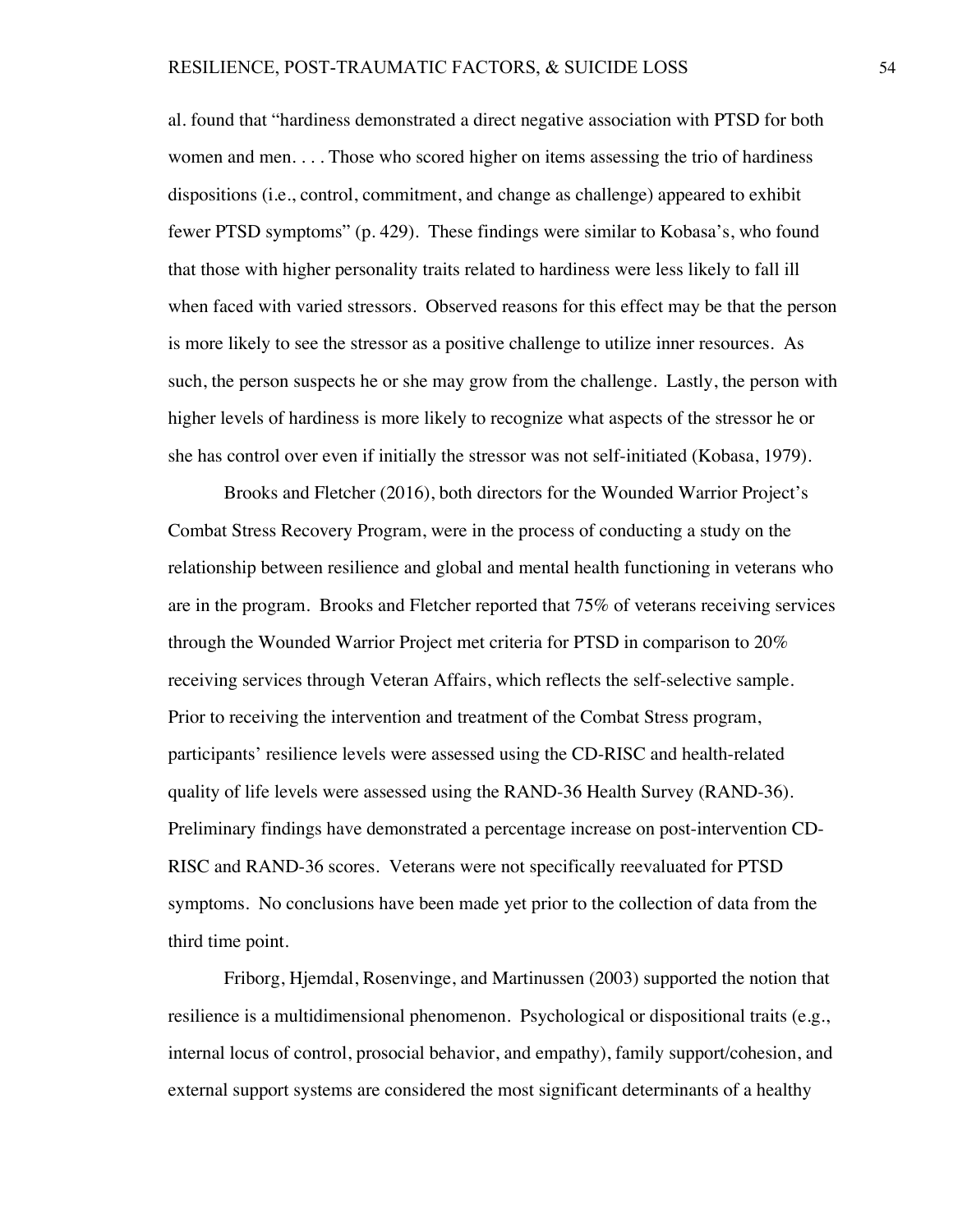al. found that “hardiness demonstrated a direct negative association with PTSD for both women and men. . . . Those who scored higher on items assessing the trio of hardiness dispositions (i.e., control, commitment, and change as challenge) appeared to exhibit fewer PTSD symptoms” (p. 429). These findings were similar to Kobasa’s, who found that those with higher personality traits related to hardiness were less likely to fall ill when faced with varied stressors. Observed reasons for this effect may be that the person is more likely to see the stressor as a positive challenge to utilize inner resources. As such, the person suspects he or she may grow from the challenge. Lastly, the person with higher levels of hardiness is more likely to recognize what aspects of the stressor he or she has control over even if initially the stressor was not self-initiated (Kobasa, 1979).

Brooks and Fletcher (2016), both directors for the Wounded Warrior Project’s Combat Stress Recovery Program, were in the process of conducting a study on the relationship between resilience and global and mental health functioning in veterans who are in the program. Brooks and Fletcher reported that 75% of veterans receiving services through the Wounded Warrior Project met criteria for PTSD in comparison to 20% receiving services through Veteran Affairs, which reflects the self-selective sample. Prior to receiving the intervention and treatment of the Combat Stress program, participants’ resilience levels were assessed using the CD-RISC and health-related quality of life levels were assessed using the RAND-36 Health Survey (RAND-36). Preliminary findings have demonstrated a percentage increase on post-intervention CD-RISC and RAND-36 scores. Veterans were not specifically reevaluated for PTSD symptoms. No conclusions have been made yet prior to the collection of data from the third time point.

Friborg, Hjemdal, Rosenvinge, and Martinussen (2003) supported the notion that resilience is a multidimensional phenomenon. Psychological or dispositional traits (e.g., internal locus of control, prosocial behavior, and empathy), family support/cohesion, and external support systems are considered the most significant determinants of a healthy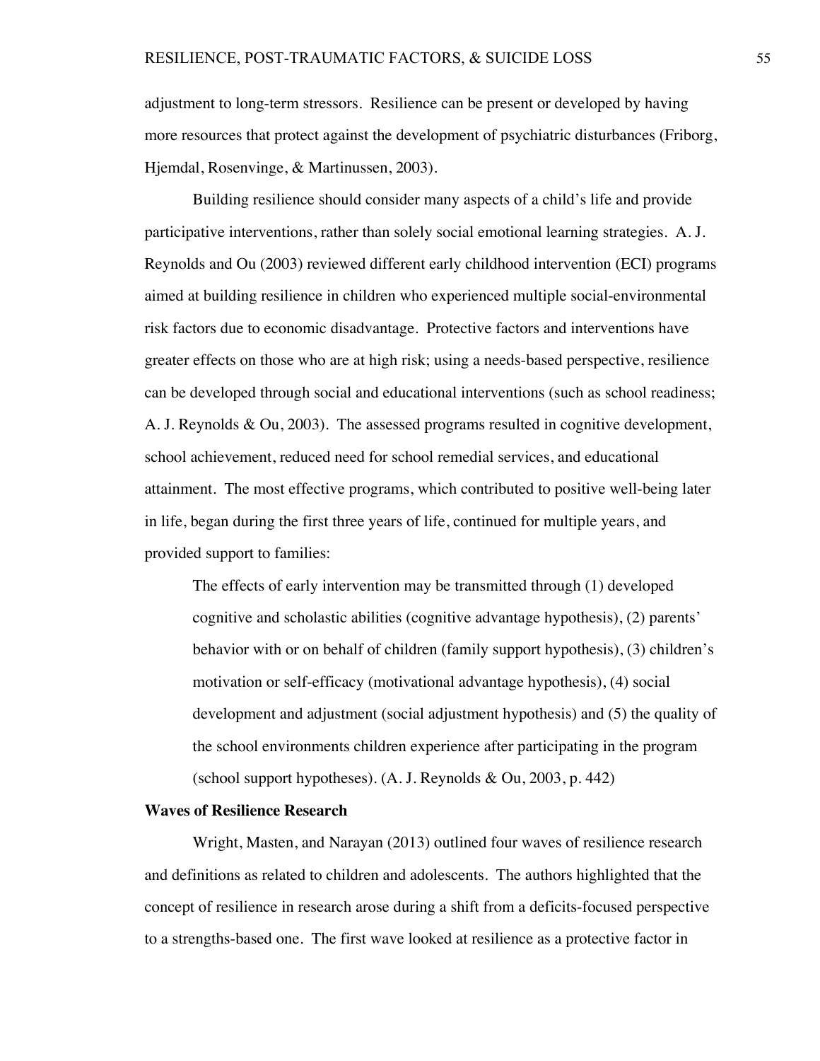adjustment to long-term stressors. Resilience can be present or developed by having more resources that protect against the development of psychiatric disturbances (Friborg, Hjemdal, Rosenvinge, & Martinussen, 2003).

Building resilience should consider many aspects of a child's life and provide participative interventions, rather than solely social emotional learning strategies. A. J. Reynolds and Ou (2003) reviewed different early childhood intervention (ECI) programs aimed at building resilience in children who experienced multiple social-environmental risk factors due to economic disadvantage. Protective factors and interventions have greater effects on those who are at high risk; using a needs-based perspective, resilience can be developed through social and educational interventions (such as school readiness; A. J. Reynolds & Ou, 2003). The assessed programs resulted in cognitive development, school achievement, reduced need for school remedial services, and educational attainment. The most effective programs, which contributed to positive well-being later in life, began during the first three years of life, continued for multiple years, and provided support to families:

> The effects of early intervention may be transmitted through (1) developed cognitive and scholastic abilities (cognitive advantage hypothesis), (2) parents' behavior with or on behalf of children (family support hypothesis), (3) children's motivation or self-efficacy (motivational advantage hypothesis), (4) social development and adjustment (social adjustment hypothesis) and (5) the quality of the school environments children experience after participating in the program (school support hypotheses). (A. J. Reynolds & Ou, 2003, p. 442)

## Waves of Resilience Research

Wright, Masten, and Narayan (2013) outlined four waves of resilience research and definitions as related to children and adolescents. The authors highlighted that the concept of resilience in research arose during a shift from a deficits-focused perspective to a strengths-based one. The first wave looked at resilience as a protective factor in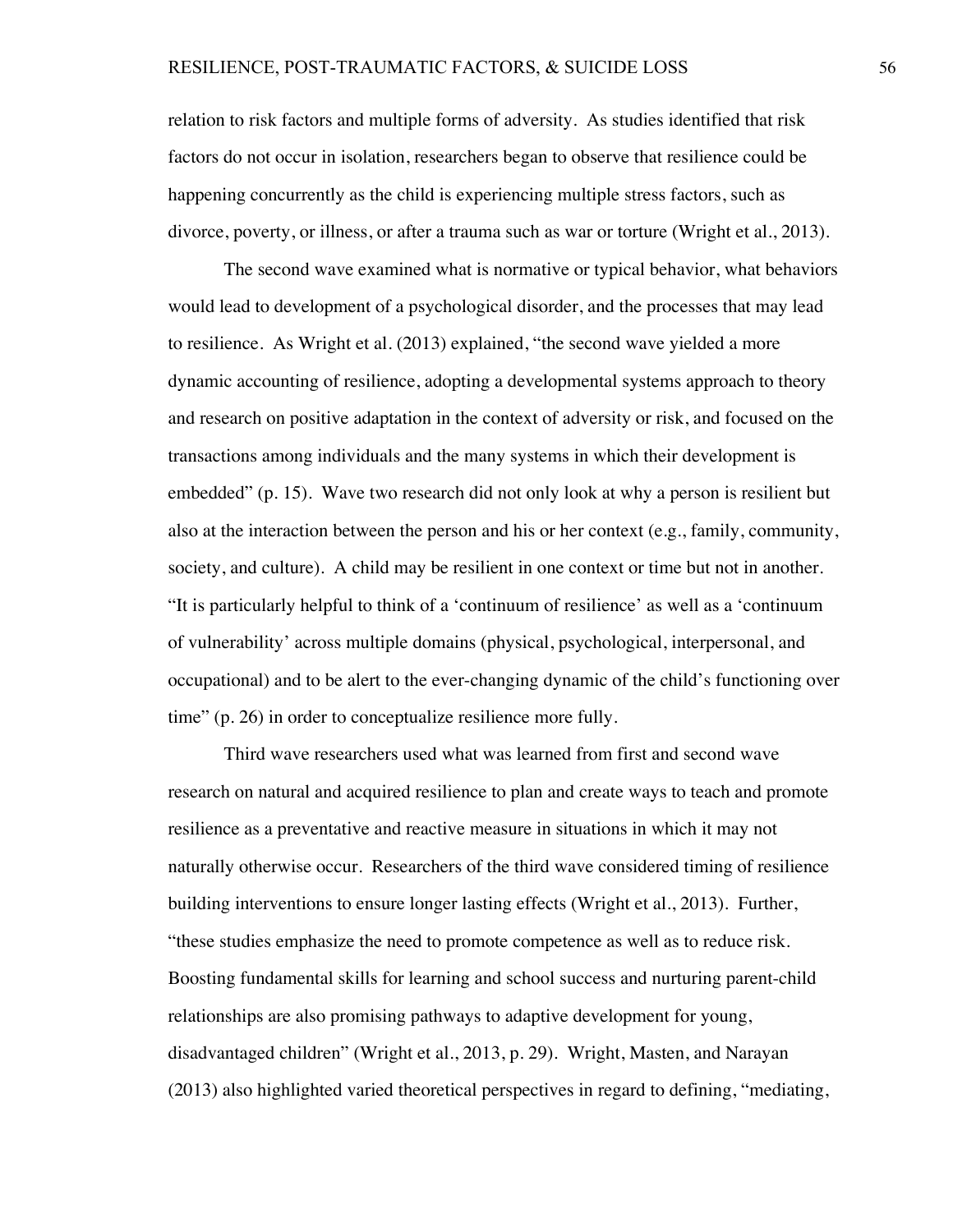relation to risk factors and multiple forms of adversity. As studies identified that risk factors do not occur in isolation, researchers began to observe that resilience could be happening concurrently as the child is experiencing multiple stress factors, such as divorce, poverty, or illness, or after a trauma such as war or torture (Wright et al., 2013).

The second wave examined what is normative or typical behavior, what behaviors would lead to development of a psychological disorder, and the processes that may lead to resilience. As Wright et al. (2013) explained, "the second wave yielded a more dynamic accounting of resilience, adopting a developmental systems approach to theory and research on positive adaptation in the context of adversity or risk, and focused on the transactions among individuals and the many systems in which their development is embedded" (p. 15). Wave two research did not only look at why a person is resilient but also at the interaction between the person and his or her context (e.g., family, community, society, and culture). A child may be resilient in one context or time but not in another. "It is particularly helpful to think of a 'continuum of resilience' as well as a 'continuum of vulnerability' across multiple domains (physical, psychological, interpersonal, and occupational) and to be alert to the ever-changing dynamic of the child's functioning over time" (p. 26) in order to conceptualize resilience more fully.

Third wave researchers used what was learned from first and second wave research on natural and acquired resilience to plan and create ways to teach and promote resilience as a preventative and reactive measure in situations in which it may not naturally otherwise occur. Researchers of the third wave considered timing of resilience building interventions to ensure longer lasting effects (Wright et al., 2013). Further, "these studies emphasize the need to promote competence as well as to reduce risk. Boosting fundamental skills for learning and school success and nurturing parent-child relationships are also promising pathways to adaptive development for young, disadvantaged children" (Wright et al., 2013, p. 29). Wright, Masten, and Narayan (2013) also highlighted varied theoretical perspectives in regard to defining, "mediating,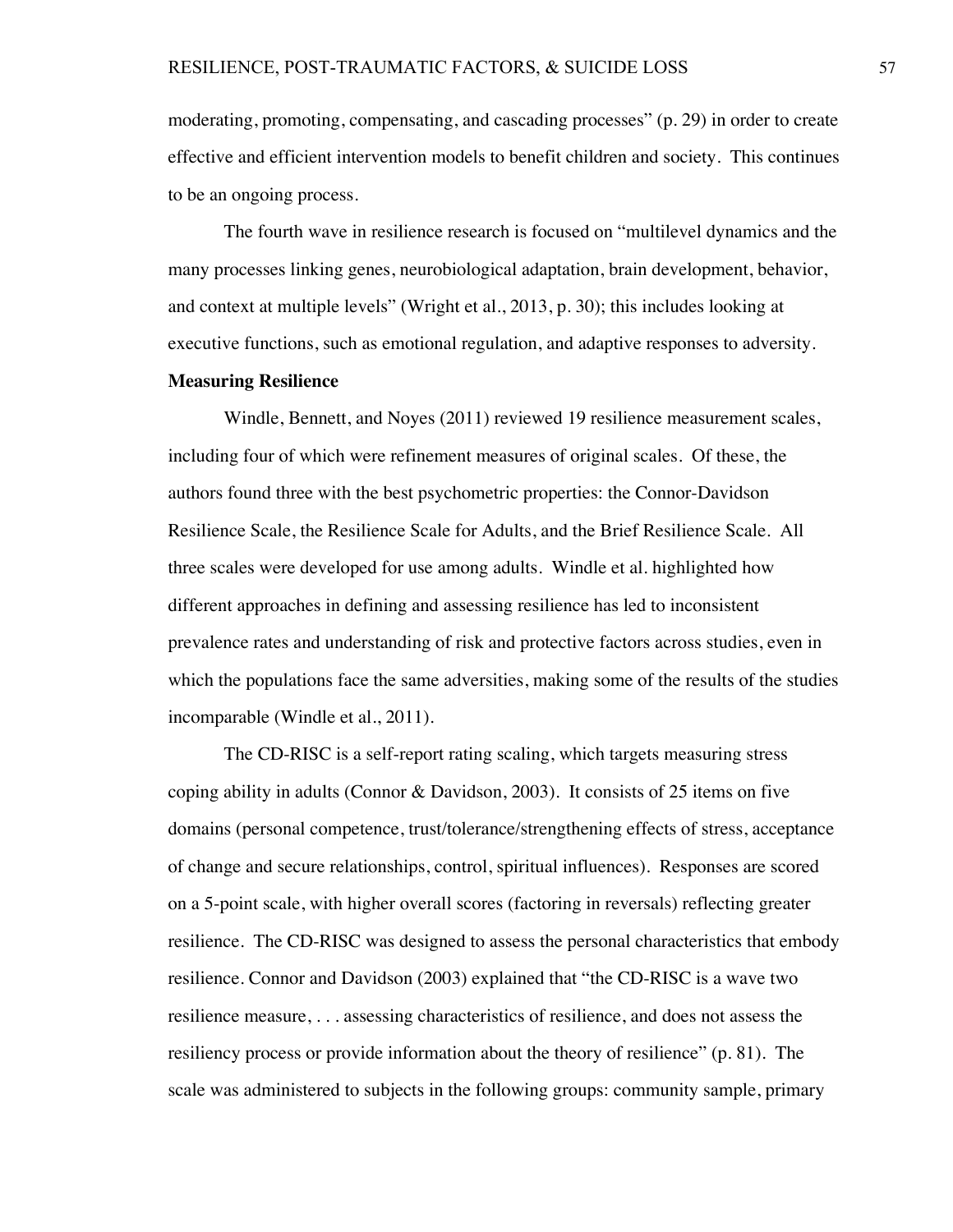moderating, promoting, compensating, and cascading processes" (p. 29) in order to create effective and efficient intervention models to benefit children and society. This continues to be an ongoing process.

The fourth wave in resilience research is focused on "multilevel dynamics and the many processes linking genes, neurobiological adaptation, brain development, behavior, and context at multiple levels" (Wright et al., 2013, p. 30); this includes looking at executive functions, such as emotional regulation, and adaptive responses to adversity.

**Measuring Resilience**

Windle, Bennett, and Noyes (2011) reviewed 19 resilience measurement scales, including four of which were refinement measures of original scales. Of these, the authors found three with the best psychometric properties: the Connor-Davidson Resilience Scale, the Resilience Scale for Adults, and the Brief Resilience Scale. All three scales were developed for use among adults. Windle et al. highlighted how different approaches in defining and assessing resilience has led to inconsistent prevalence rates and understanding of risk and protective factors across studies, even in which the populations face the same adversities, making some of the results of the studies incomparable (Windle et al., 2011).

The CD-RISC is a self-report rating scaling, which targets measuring stress coping ability in adults (Connor & Davidson, 2003). It consists of 25 items on five domains (personal competence, trust/tolerance/strengthening effects of stress, acceptance of change and secure relationships, control, spiritual influences). Responses are scored on a 5-point scale, with higher overall scores (factoring in reversals) reflecting greater resilience. The CD-RISC was designed to assess the personal characteristics that embody resilience. Connor and Davidson (2003) explained that "the CD-RISC is a wave two resilience measure, . . . assessing characteristics of resilience, and does not assess the resiliency process or provide information about the theory of resilience" (p. 81). The scale was administered to subjects in the following groups: community sample, primary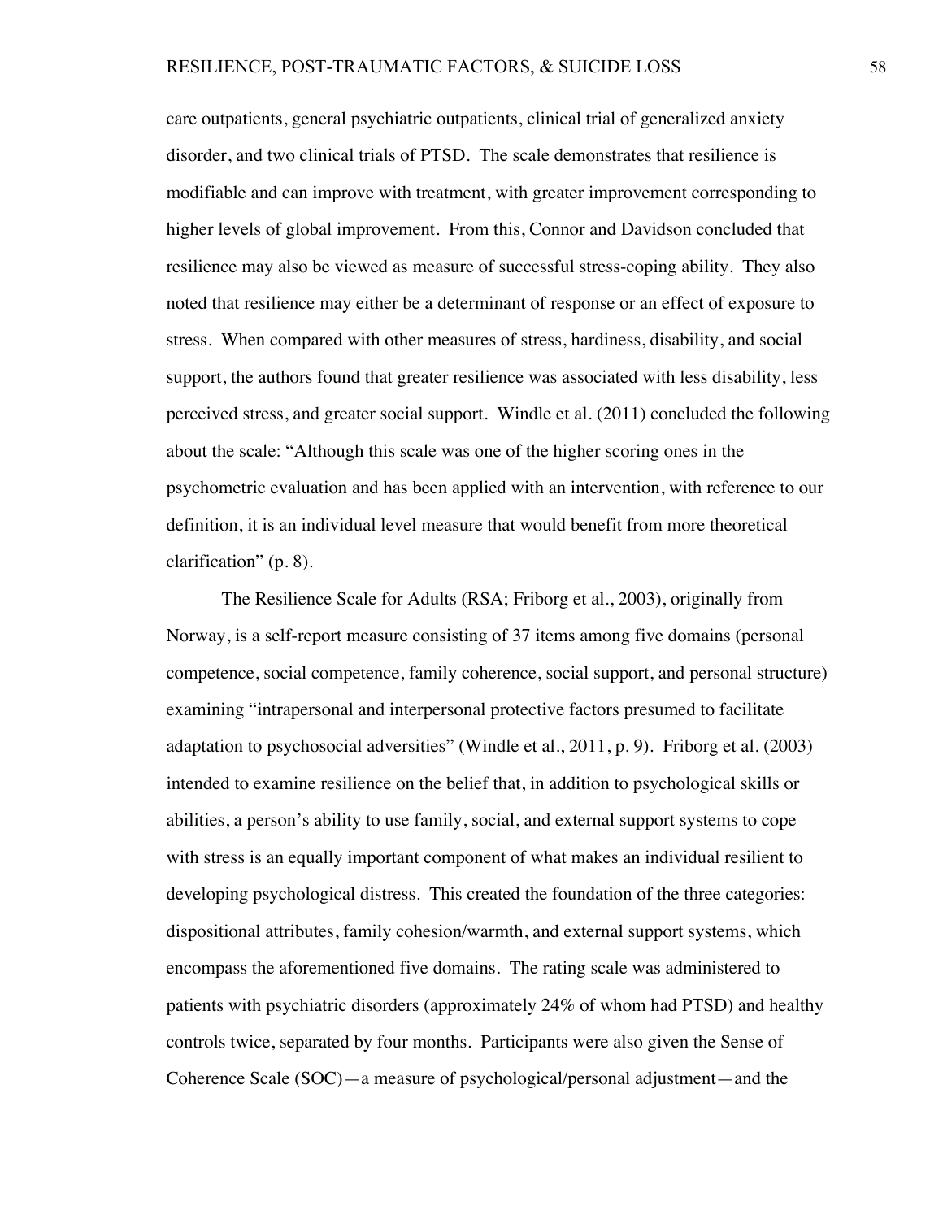care outpatients, general psychiatric outpatients, clinical trial of generalized anxiety disorder, and two clinical trials of PTSD. The scale demonstrates that resilience is modifiable and can improve with treatment, with greater improvement corresponding to higher levels of global improvement. From this, Connor and Davidson concluded that resilience may also be viewed as measure of successful stress-coping ability. They also noted that resilience may either be a determinant of response or an effect of exposure to stress. When compared with other measures of stress, hardiness, disability, and social support, the authors found that greater resilience was associated with less disability, less perceived stress, and greater social support. Windle et al. (2011) concluded the following about the scale: "Although this scale was one of the higher scoring ones in the psychometric evaluation and has been applied with an intervention, with reference to our definition, it is an individual level measure that would benefit from more theoretical clarification" (p. 8).

The Resilience Scale for Adults (RSA; Friborg et al., 2003), originally from Norway, is a self-report measure consisting of 37 items among five domains (personal competence, social competence, family coherence, social support, and personal structure) examining "intrapersonal and interpersonal protective factors presumed to facilitate adaptation to psychosocial adversities" (Windle et al., 2011, p. 9). Friborg et al. (2003) intended to examine resilience on the belief that, in addition to psychological skills or abilities, a person's ability to use family, social, and external support systems to cope with stress is an equally important component of what makes an individual resilient to developing psychological distress. This created the foundation of the three categories: dispositional attributes, family cohesion/warmth, and external support systems, which encompass the aforementioned five domains. The rating scale was administered to patients with psychiatric disorders (approximately 24% of whom had PTSD) and healthy controls twice, separated by four months. Participants were also given the Sense of Coherence Scale (SOC)—a measure of psychological/personal adjustment—and the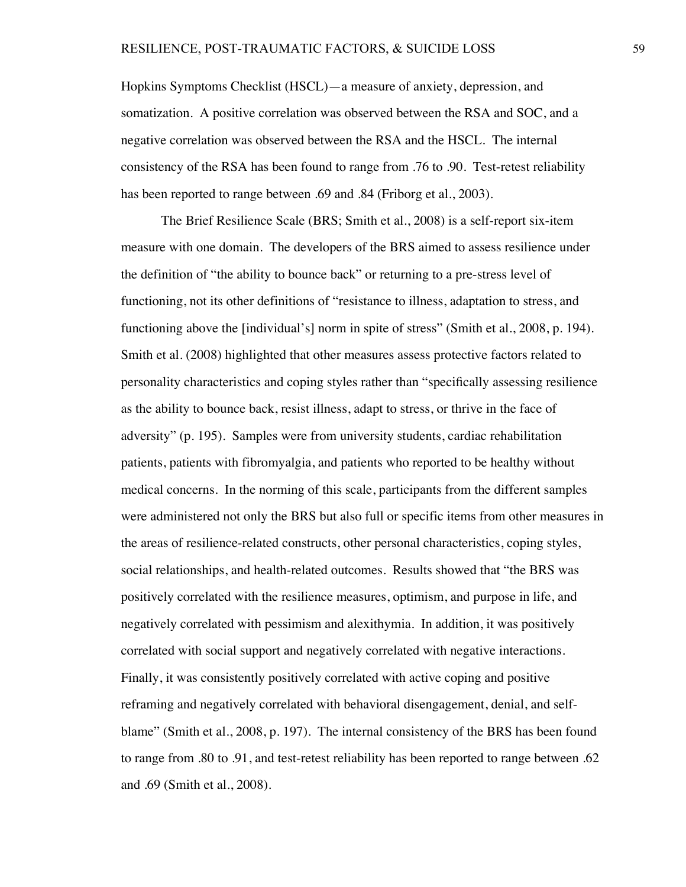Hopkins Symptoms Checklist (HSCL)—a measure of anxiety, depression, and somatization. A positive correlation was observed between the RSA and SOC, and a negative correlation was observed between the RSA and the HSCL. The internal consistency of the RSA has been found to range from .76 to .90. Test-retest reliability has been reported to range between .69 and .84 (Friborg et al., 2003).

The Brief Resilience Scale (BRS; Smith et al., 2008) is a self-report six-item measure with one domain. The developers of the BRS aimed to assess resilience under the definition of "the ability to bounce back" or returning to a pre-stress level of functioning, not its other definitions of "resistance to illness, adaptation to stress, and functioning above the [individual's] norm in spite of stress" (Smith et al., 2008, p. 194). Smith et al. (2008) highlighted that other measures assess protective factors related to personality characteristics and coping styles rather than "specifically assessing resilience as the ability to bounce back, resist illness, adapt to stress, or thrive in the face of adversity" (p. 195). Samples were from university students, cardiac rehabilitation patients, patients with fibromyalgia, and patients who reported to be healthy without medical concerns. In the norming of this scale, participants from the different samples were administered not only the BRS but also full or specific items from other measures in the areas of resilience-related constructs, other personal characteristics, coping styles, social relationships, and health-related outcomes. Results showed that "the BRS was positively correlated with the resilience measures, optimism, and purpose in life, and negatively correlated with pessimism and alexithymia. In addition, it was positively correlated with social support and negatively correlated with negative interactions. Finally, it was consistently positively correlated with active coping and positive reframing and negatively correlated with behavioral disengagement, denial, and self-blame" (Smith et al., 2008, p. 197). The internal consistency of the BRS has been found to range from .80 to .91, and test-retest reliability has been reported to range between .62 and .69 (Smith et al., 2008).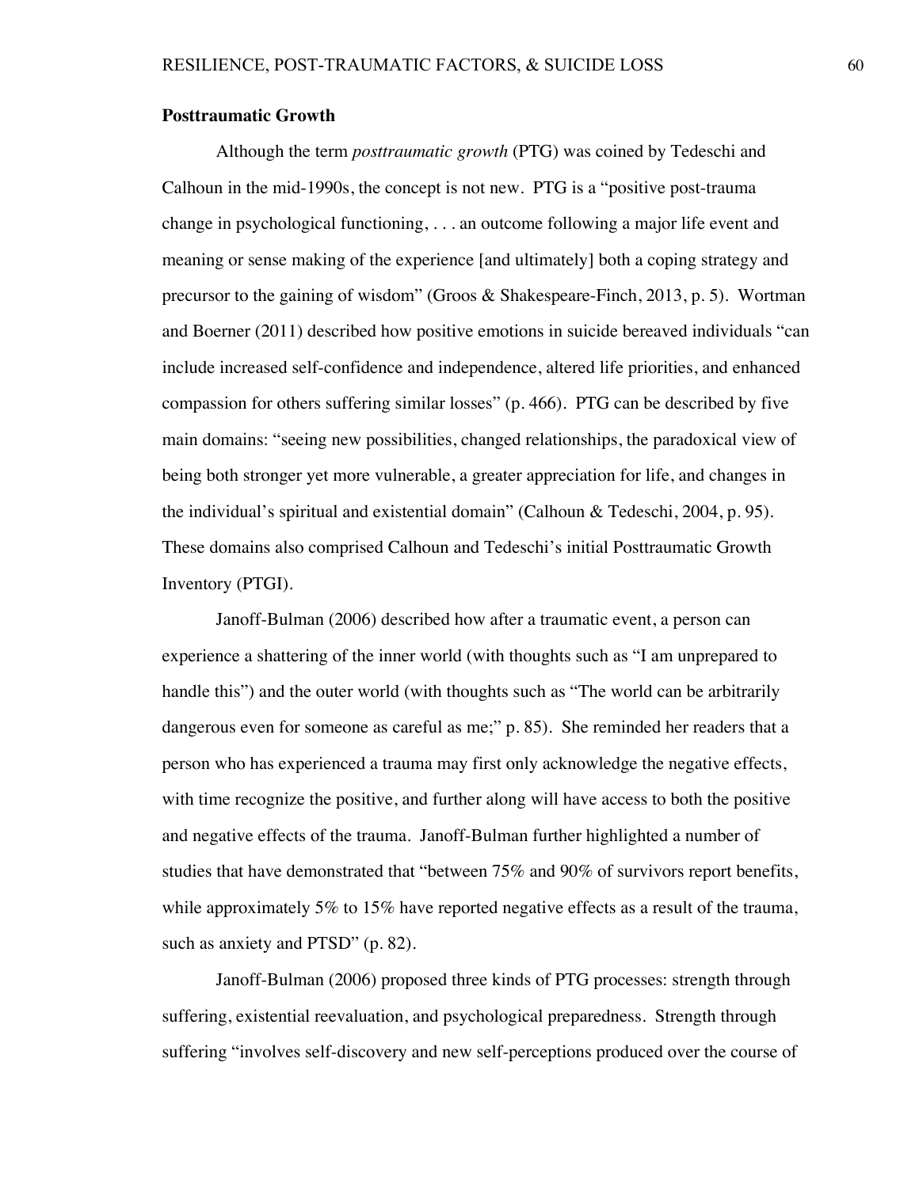**Posttraumatic Growth**

Although the term *posttraumatic growth* (PTG) was coined by Tedeschi and Calhoun in the mid-1990s, the concept is not new. PTG is a "positive post-trauma change in psychological functioning, . . . an outcome following a major life event and meaning or sense making of the experience [and ultimately] both a coping strategy and precursor to the gaining of wisdom" (Groos & Shakespeare-Finch, 2013, p. 5). Wortman and Boerner (2011) described how positive emotions in suicide bereaved individuals "can include increased self-confidence and independence, altered life priorities, and enhanced compassion for others suffering similar losses" (p. 466). PTG can be described by five main domains: "seeing new possibilities, changed relationships, the paradoxical view of being both stronger yet more vulnerable, a greater appreciation for life, and changes in the individual's spiritual and existential domain" (Calhoun & Tedeschi, 2004, p. 95). These domains also comprised Calhoun and Tedeschi's initial Posttraumatic Growth Inventory (PTGI).

Janoff-Bulman (2006) described how after a traumatic event, a person can experience a shattering of the inner world (with thoughts such as "I am unprepared to handle this") and the outer world (with thoughts such as "The world can be arbitrarily dangerous even for someone as careful as me;" p. 85). She reminded her readers that a person who has experienced a trauma may first only acknowledge the negative effects, with time recognize the positive, and further along will have access to both the positive and negative effects of the trauma. Janoff-Bulman further highlighted a number of studies that have demonstrated that "between 75% and 90% of survivors report benefits, while approximately 5% to 15% have reported negative effects as a result of the trauma, such as anxiety and PTSD" (p. 82).

Janoff-Bulman (2006) proposed three kinds of PTG processes: strength through suffering, existential reevaluation, and psychological preparedness. Strength through suffering "involves self-discovery and new self-perceptions produced over the course of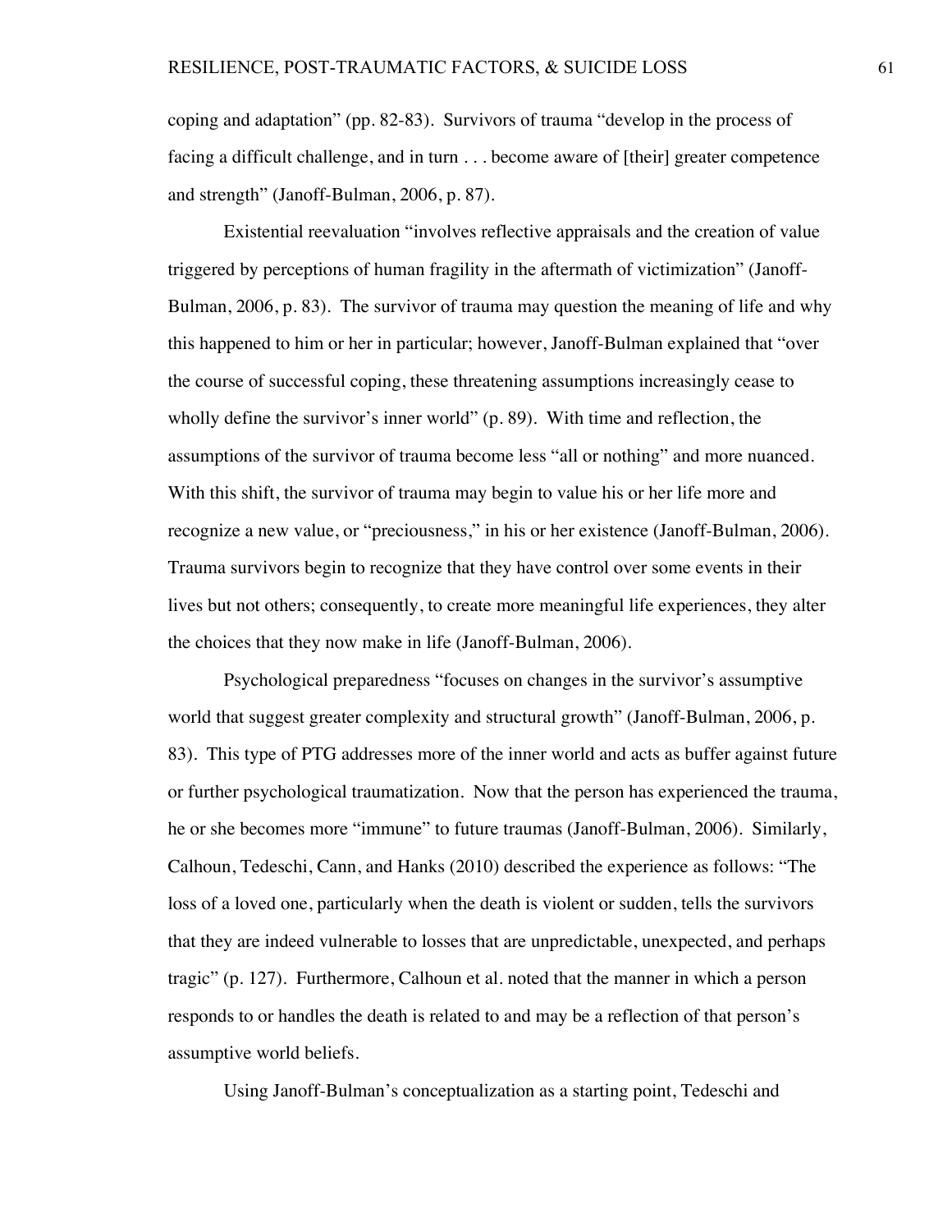coping and adaptation" (pp. 82-83). Survivors of trauma "develop in the process of facing a difficult challenge, and in turn . . . become aware of [their] greater competence and strength" (Janoff-Bulman, 2006, p. 87).

Existential reevaluation "involves reflective appraisals and the creation of value triggered by perceptions of human fragility in the aftermath of victimization" (Janoff-Bulman, 2006, p. 83). The survivor of trauma may question the meaning of life and why this happened to him or her in particular; however, Janoff-Bulman explained that "over the course of successful coping, these threatening assumptions increasingly cease to wholly define the survivor's inner world" (p. 89). With time and reflection, the assumptions of the survivor of trauma become less "all or nothing" and more nuanced. With this shift, the survivor of trauma may begin to value his or her life more and recognize a new value, or "preciousness," in his or her existence (Janoff-Bulman, 2006). Trauma survivors begin to recognize that they have control over some events in their lives but not others; consequently, to create more meaningful life experiences, they alter the choices that they now make in life (Janoff-Bulman, 2006).

Psychological preparedness "focuses on changes in the survivor's assumptive world that suggest greater complexity and structural growth" (Janoff-Bulman, 2006, p. 83). This type of PTG addresses more of the inner world and acts as buffer against future or further psychological traumatization. Now that the person has experienced the trauma, he or she becomes more "immune" to future traumas (Janoff-Bulman, 2006). Similarly, Calhoun, Tedeschi, Cann, and Hanks (2010) described the experience as follows: "The loss of a loved one, particularly when the death is violent or sudden, tells the survivors that they are indeed vulnerable to losses that are unpredictable, unexpected, and perhaps tragic" (p. 127). Furthermore, Calhoun et al. noted that the manner in which a person responds to or handles the death is related to and may be a reflection of that person's assumptive world beliefs.

Using Janoff-Bulman's conceptualization as a starting point, Tedeschi and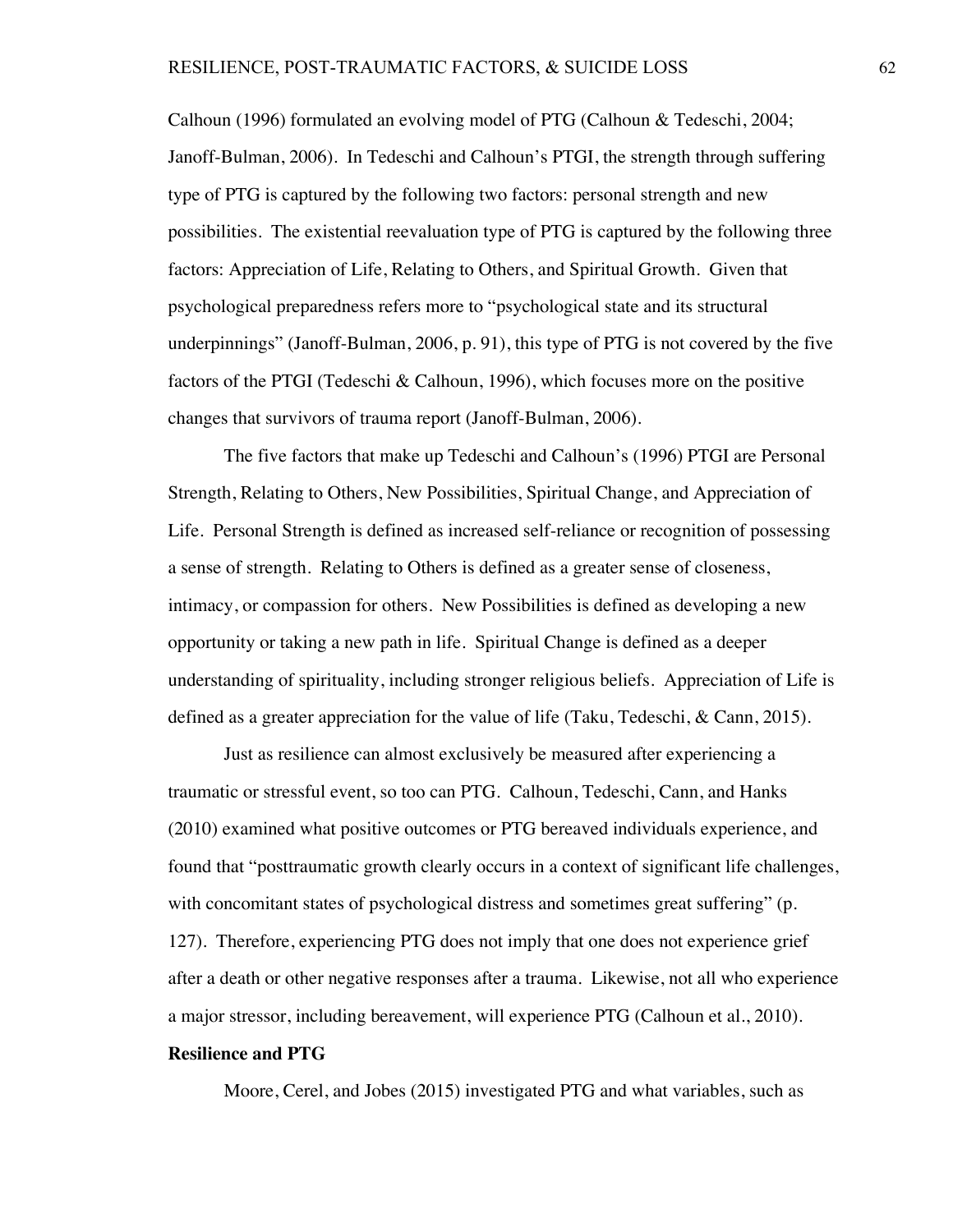Calhoun (1996) formulated an evolving model of PTG (Calhoun & Tedeschi, 2004; Janoff-Bulman, 2006). In Tedeschi and Calhoun's PTGI, the strength through suffering type of PTG is captured by the following two factors: personal strength and new possibilities. The existential reevaluation type of PTG is captured by the following three factors: Appreciation of Life, Relating to Others, and Spiritual Growth. Given that psychological preparedness refers more to "psychological state and its structural underpinnings" (Janoff-Bulman, 2006, p. 91), this type of PTG is not covered by the five factors of the PTGI (Tedeschi & Calhoun, 1996), which focuses more on the positive changes that survivors of trauma report (Janoff-Bulman, 2006).

The five factors that make up Tedeschi and Calhoun's (1996) PTGI are Personal Strength, Relating to Others, New Possibilities, Spiritual Change, and Appreciation of Life. Personal Strength is defined as increased self-reliance or recognition of possessing a sense of strength. Relating to Others is defined as a greater sense of closeness, intimacy, or compassion for others. New Possibilities is defined as developing a new opportunity or taking a new path in life. Spiritual Change is defined as a deeper understanding of spirituality, including stronger religious beliefs. Appreciation of Life is defined as a greater appreciation for the value of life (Taku, Tedeschi, & Cann, 2015).

Just as resilience can almost exclusively be measured after experiencing a traumatic or stressful event, so too can PTG. Calhoun, Tedeschi, Cann, and Hanks (2010) examined what positive outcomes or PTG bereaved individuals experience, and found that "posttraumatic growth clearly occurs in a context of significant life challenges, with concomitant states of psychological distress and sometimes great suffering" (p. 127). Therefore, experiencing PTG does not imply that one does not experience grief after a death or other negative responses after a trauma. Likewise, not all who experience a major stressor, including bereavement, will experience PTG (Calhoun et al., 2010).

**Resilience and PTG**

Moore, Cerel, and Jobes (2015) investigated PTG and what variables, such as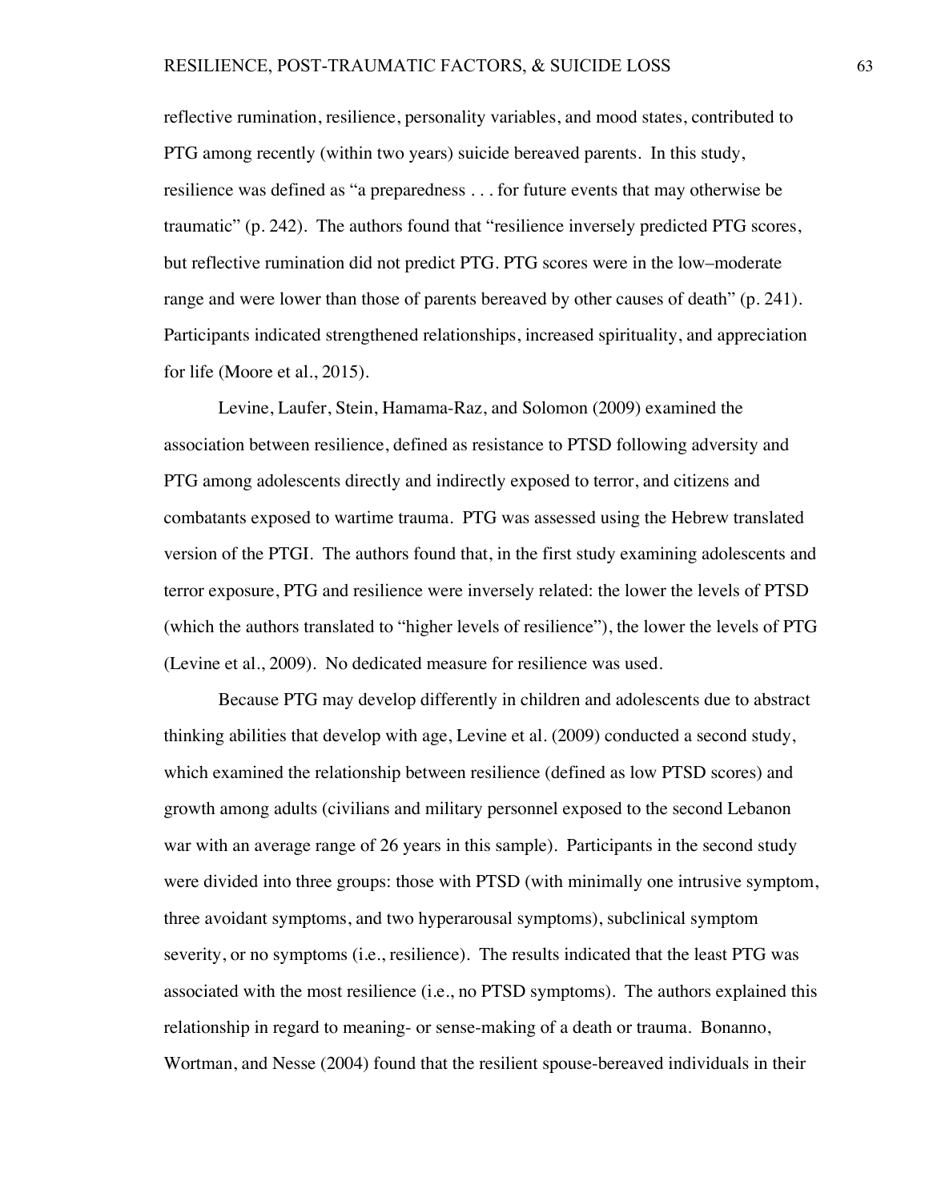reflective rumination, resilience, personality variables, and mood states, contributed to PTG among recently (within two years) suicide bereaved parents. In this study, resilience was defined as "a preparedness . . . for future events that may otherwise be traumatic" (p. 242). The authors found that "resilience inversely predicted PTG scores, but reflective rumination did not predict PTG. PTG scores were in the low–moderate range and were lower than those of parents bereaved by other causes of death" (p. 241). Participants indicated strengthened relationships, increased spirituality, and appreciation for life (Moore et al., 2015).

Levine, Laufer, Stein, Hamama-Raz, and Solomon (2009) examined the association between resilience, defined as resistance to PTSD following adversity and PTG among adolescents directly and indirectly exposed to terror, and citizens and combatants exposed to wartime trauma. PTG was assessed using the Hebrew translated version of the PTGI. The authors found that, in the first study examining adolescents and terror exposure, PTG and resilience were inversely related: the lower the levels of PTSD (which the authors translated to "higher levels of resilience"), the lower the levels of PTG (Levine et al., 2009). No dedicated measure for resilience was used.

Because PTG may develop differently in children and adolescents due to abstract thinking abilities that develop with age, Levine et al. (2009) conducted a second study, which examined the relationship between resilience (defined as low PTSD scores) and growth among adults (civilians and military personnel exposed to the second Lebanon war with an average range of 26 years in this sample). Participants in the second study were divided into three groups: those with PTSD (with minimally one intrusive symptom, three avoidant symptoms, and two hyperarousal symptoms), subclinical symptom severity, or no symptoms (i.e., resilience). The results indicated that the least PTG was associated with the most resilience (i.e., no PTSD symptoms). The authors explained this relationship in regard to meaning- or sense-making of a death or trauma. Bonanno, Wortman, and Nesse (2004) found that the resilient spouse-bereaved individuals in their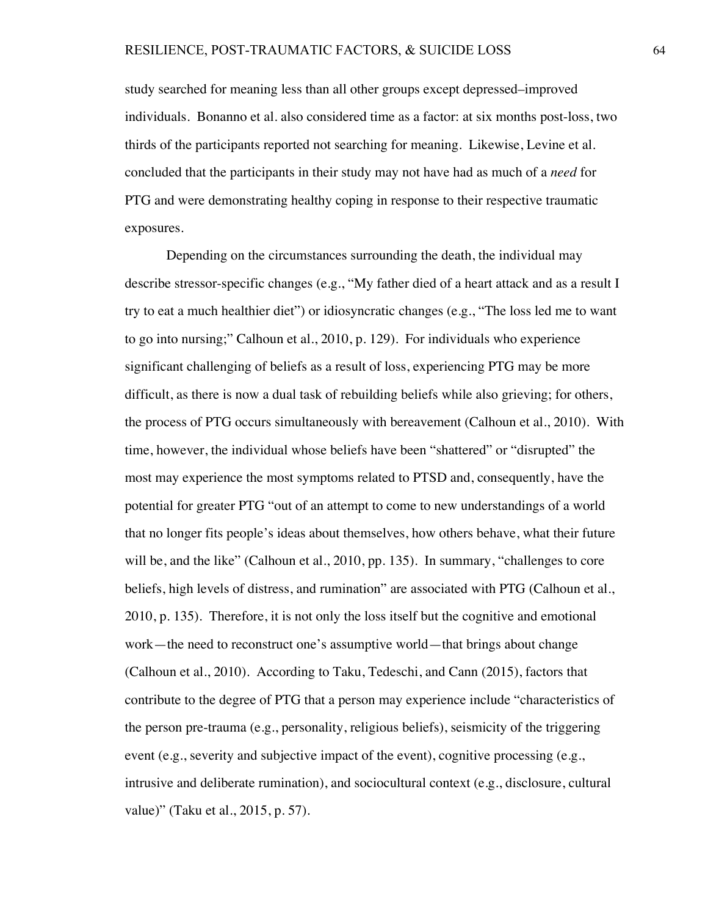study searched for meaning less than all other groups except depressed–improved individuals. Bonanno et al. also considered time as a factor: at six months post-loss, two thirds of the participants reported not searching for meaning. Likewise, Levine et al. concluded that the participants in their study may not have had as much of a *need* for PTG and were demonstrating healthy coping in response to their respective traumatic exposures.

Depending on the circumstances surrounding the death, the individual may describe stressor-specific changes (e.g., "My father died of a heart attack and as a result I try to eat a much healthier diet") or idiosyncratic changes (e.g., "The loss led me to want to go into nursing;" Calhoun et al., 2010, p. 129). For individuals who experience significant challenging of beliefs as a result of loss, experiencing PTG may be more difficult, as there is now a dual task of rebuilding beliefs while also grieving; for others, the process of PTG occurs simultaneously with bereavement (Calhoun et al., 2010). With time, however, the individual whose beliefs have been "shattered" or "disrupted" the most may experience the most symptoms related to PTSD and, consequently, have the potential for greater PTG "out of an attempt to come to new understandings of a world that no longer fits people's ideas about themselves, how others behave, what their future will be, and the like" (Calhoun et al., 2010, pp. 135). In summary, "challenges to core beliefs, high levels of distress, and rumination" are associated with PTG (Calhoun et al., 2010, p. 135). Therefore, it is not only the loss itself but the cognitive and emotional work—the need to reconstruct one's assumptive world—that brings about change (Calhoun et al., 2010). According to Taku, Tedeschi, and Cann (2015), factors that contribute to the degree of PTG that a person may experience include "characteristics of the person pre-trauma (e.g., personality, religious beliefs), seismicity of the triggering event (e.g., severity and subjective impact of the event), cognitive processing (e.g., intrusive and deliberate rumination), and sociocultural context (e.g., disclosure, cultural value)" (Taku et al., 2015, p. 57).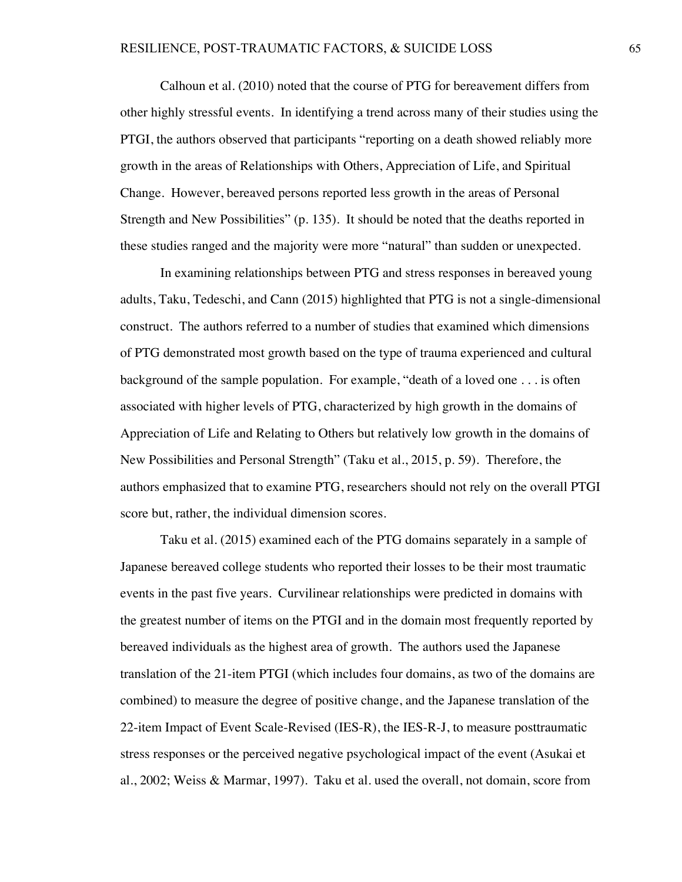Calhoun et al. (2010) noted that the course of PTG for bereavement differs from other highly stressful events. In identifying a trend across many of their studies using the PTGI, the authors observed that participants "reporting on a death showed reliably more growth in the areas of Relationships with Others, Appreciation of Life, and Spiritual Change. However, bereaved persons reported less growth in the areas of Personal Strength and New Possibilities" (p. 135). It should be noted that the deaths reported in these studies ranged and the majority were more "natural" than sudden or unexpected.

In examining relationships between PTG and stress responses in bereaved young adults, Taku, Tedeschi, and Cann (2015) highlighted that PTG is not a single-dimensional construct. The authors referred to a number of studies that examined which dimensions of PTG demonstrated most growth based on the type of trauma experienced and cultural background of the sample population. For example, "death of a loved one . . . is often associated with higher levels of PTG, characterized by high growth in the domains of Appreciation of Life and Relating to Others but relatively low growth in the domains of New Possibilities and Personal Strength" (Taku et al., 2015, p. 59). Therefore, the authors emphasized that to examine PTG, researchers should not rely on the overall PTGI score but, rather, the individual dimension scores.

Taku et al. (2015) examined each of the PTG domains separately in a sample of Japanese bereaved college students who reported their losses to be their most traumatic events in the past five years. Curvilinear relationships were predicted in domains with the greatest number of items on the PTGI and in the domain most frequently reported by bereaved individuals as the highest area of growth. The authors used the Japanese translation of the 21-item PTGI (which includes four domains, as two of the domains are combined) to measure the degree of positive change, and the Japanese translation of the 22-item Impact of Event Scale-Revised (IES-R), the IES-R-J, to measure posttraumatic stress responses or the perceived negative psychological impact of the event (Asukai et al., 2002; Weiss & Marmar, 1997). Taku et al. used the overall, not domain, score from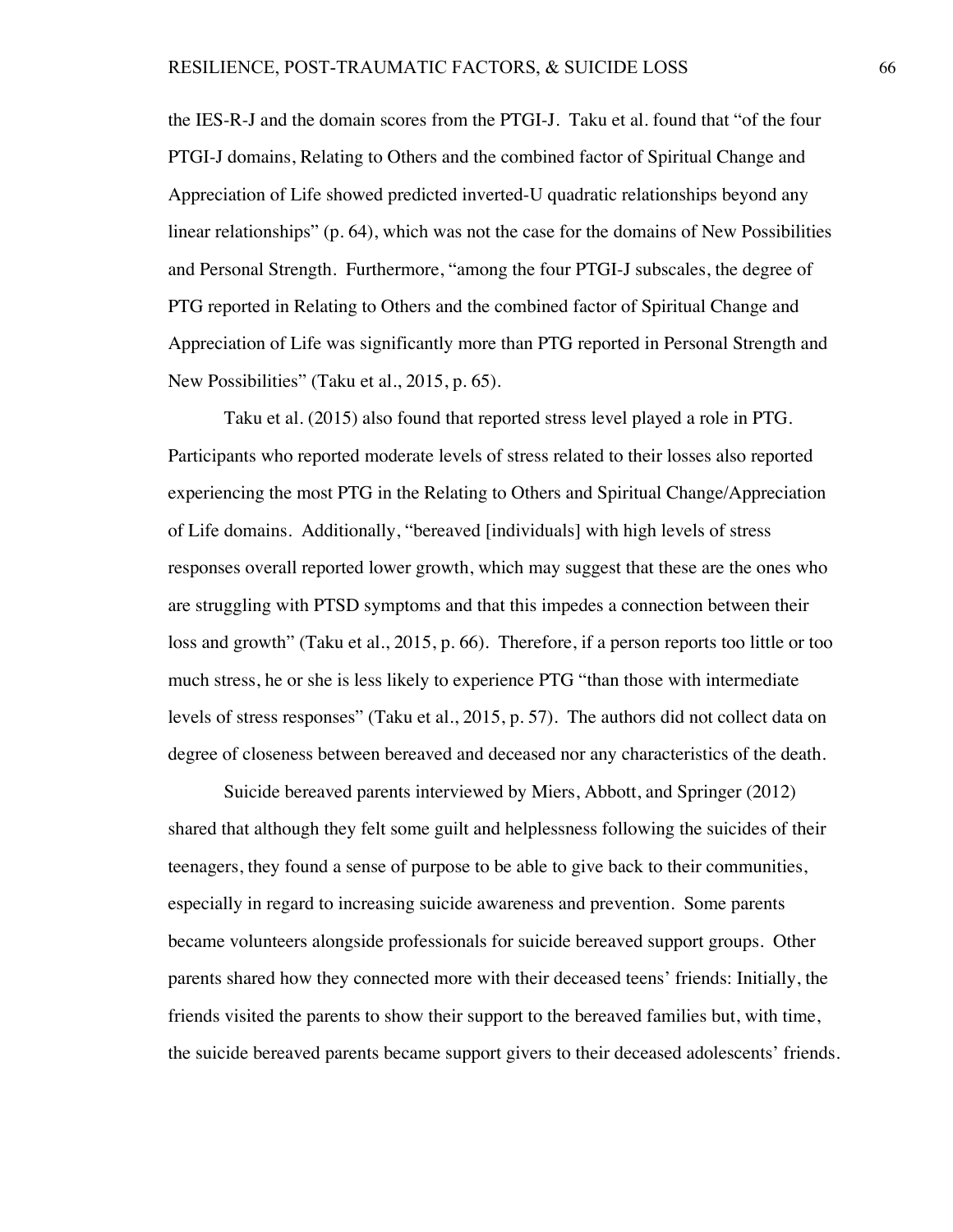the IES-R-J and the domain scores from the PTGI-J. Taku et al. found that "of the four PTGI-J domains, Relating to Others and the combined factor of Spiritual Change and Appreciation of Life showed predicted inverted-U quadratic relationships beyond any linear relationships" (p. 64), which was not the case for the domains of New Possibilities and Personal Strength. Furthermore, "among the four PTGI-J subscales, the degree of PTG reported in Relating to Others and the combined factor of Spiritual Change and Appreciation of Life was significantly more than PTG reported in Personal Strength and New Possibilities" (Taku et al., 2015, p. 65).

Taku et al. (2015) also found that reported stress level played a role in PTG. Participants who reported moderate levels of stress related to their losses also reported experiencing the most PTG in the Relating to Others and Spiritual Change/Appreciation of Life domains. Additionally, "bereaved [individuals] with high levels of stress responses overall reported lower growth, which may suggest that these are the ones who are struggling with PTSD symptoms and that this impedes a connection between their loss and growth" (Taku et al., 2015, p. 66). Therefore, if a person reports too little or too much stress, he or she is less likely to experience PTG "than those with intermediate levels of stress responses" (Taku et al., 2015, p. 57). The authors did not collect data on degree of closeness between bereaved and deceased nor any characteristics of the death.

Suicide bereaved parents interviewed by Miers, Abbott, and Springer (2012) shared that although they felt some guilt and helplessness following the suicides of their teenagers, they found a sense of purpose to be able to give back to their communities, especially in regard to increasing suicide awareness and prevention. Some parents became volunteers alongside professionals for suicide bereaved support groups. Other parents shared how they connected more with their deceased teens' friends: Initially, the friends visited the parents to show their support to the bereaved families but, with time, the suicide bereaved parents became support givers to their deceased adolescents' friends.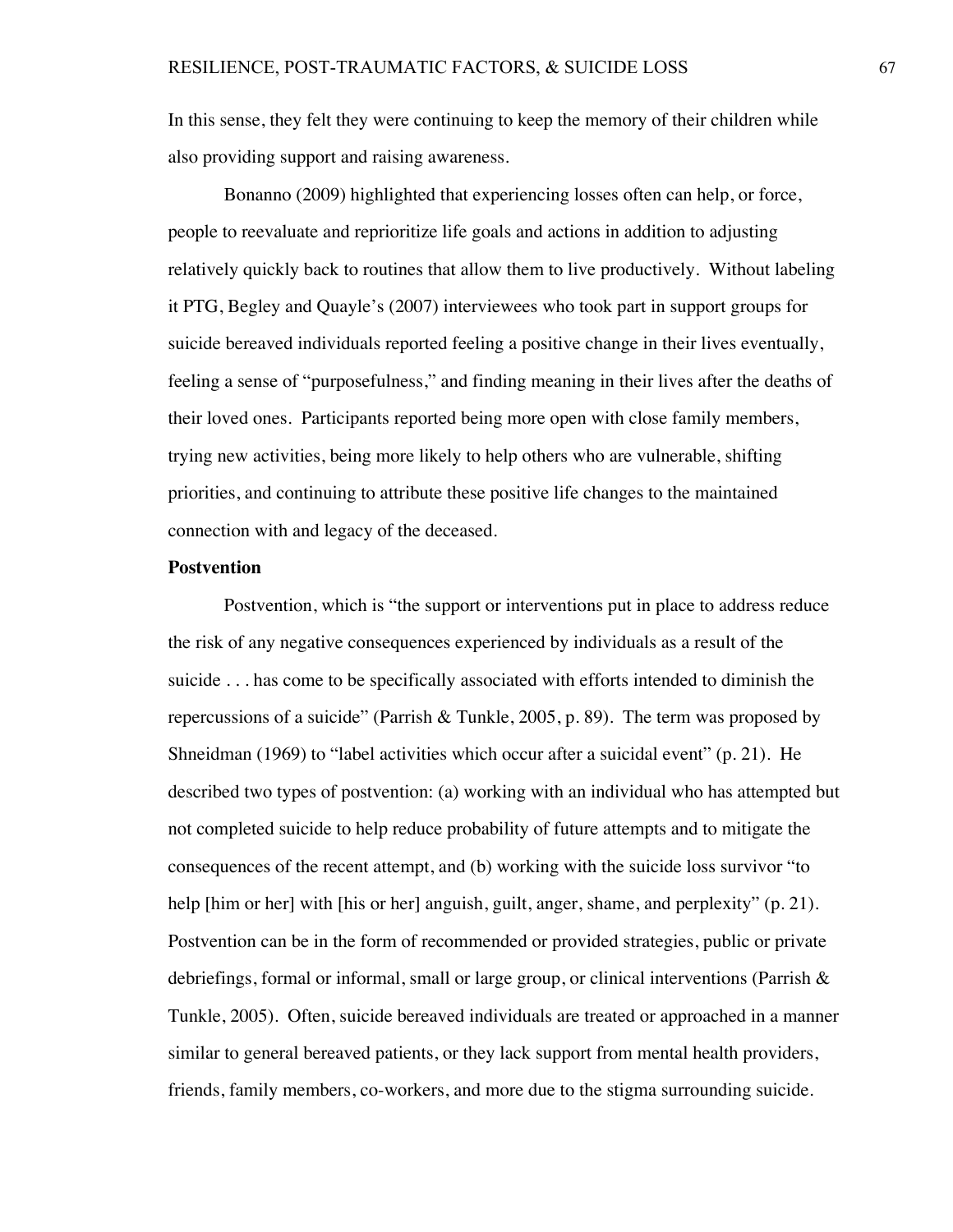In this sense, they felt they were continuing to keep the memory of their children while also providing support and raising awareness.

Bonanno (2009) highlighted that experiencing losses often can help, or force, people to reevaluate and reprioritize life goals and actions in addition to adjusting relatively quickly back to routines that allow them to live productively. Without labeling it PTG, Begley and Quayle's (2007) interviewees who took part in support groups for suicide bereaved individuals reported feeling a positive change in their lives eventually, feeling a sense of "purposefulness," and finding meaning in their lives after the deaths of their loved ones. Participants reported being more open with close family members, trying new activities, being more likely to help others who are vulnerable, shifting priorities, and continuing to attribute these positive life changes to the maintained connection with and legacy of the deceased.

**Postvention**

Postvention, which is "the support or interventions put in place to address reduce the risk of any negative consequences experienced by individuals as a result of the suicide . . . has come to be specifically associated with efforts intended to diminish the repercussions of a suicide" (Parrish & Tunkle, 2005, p. 89). The term was proposed by Shneidman (1969) to "label activities which occur after a suicidal event" (p. 21). He described two types of postvention: (a) working with an individual who has attempted but not completed suicide to help reduce probability of future attempts and to mitigate the consequences of the recent attempt, and (b) working with the suicide loss survivor "to help [him or her] with [his or her] anguish, guilt, anger, shame, and perplexity" (p. 21). Postvention can be in the form of recommended or provided strategies, public or private debriefings, formal or informal, small or large group, or clinical interventions (Parrish & Tunkle, 2005). Often, suicide bereaved individuals are treated or approached in a manner similar to general bereaved patients, or they lack support from mental health providers, friends, family members, co-workers, and more due to the stigma surrounding suicide.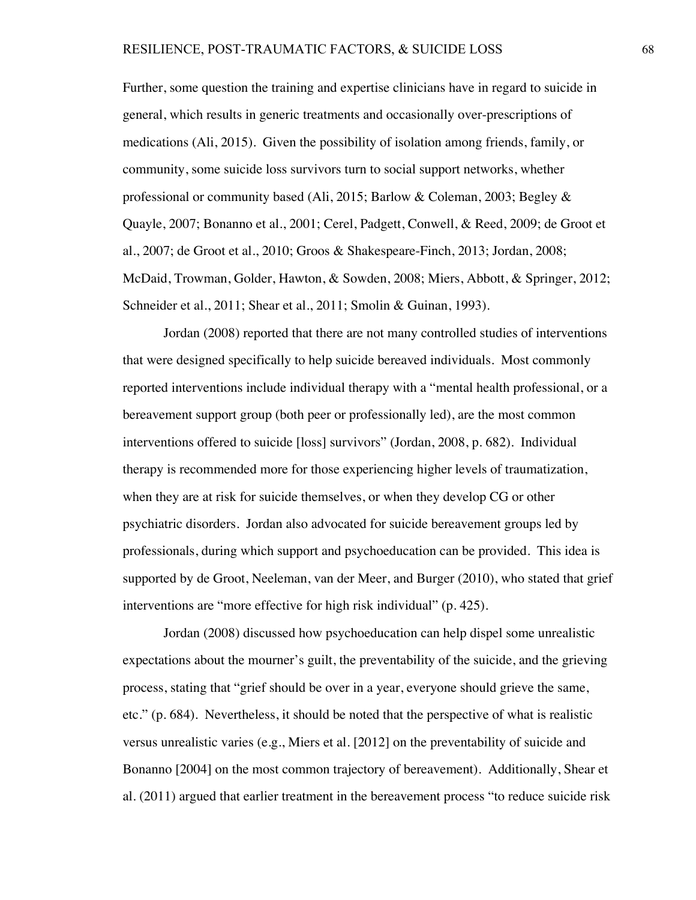Further, some question the training and expertise clinicians have in regard to suicide in general, which results in generic treatments and occasionally over-prescriptions of medications (Ali, 2015). Given the possibility of isolation among friends, family, or community, some suicide loss survivors turn to social support networks, whether professional or community based (Ali, 2015; Barlow & Coleman, 2003; Begley & Quayle, 2007; Bonanno et al., 2001; Cerel, Padgett, Conwell, & Reed, 2009; de Groot et al., 2007; de Groot et al., 2010; Groos & Shakespeare-Finch, 2013; Jordan, 2008; McDaid, Trowman, Golder, Hawton, & Sowden, 2008; Miers, Abbott, & Springer, 2012; Schneider et al., 2011; Shear et al., 2011; Smolin & Guinan, 1993).

Jordan (2008) reported that there are not many controlled studies of interventions that were designed specifically to help suicide bereaved individuals. Most commonly reported interventions include individual therapy with a "mental health professional, or a bereavement support group (both peer or professionally led), are the most common interventions offered to suicide [loss] survivors" (Jordan, 2008, p. 682). Individual therapy is recommended more for those experiencing higher levels of traumatization, when they are at risk for suicide themselves, or when they develop CG or other psychiatric disorders. Jordan also advocated for suicide bereavement groups led by professionals, during which support and psychoeducation can be provided. This idea is supported by de Groot, Neeleman, van der Meer, and Burger (2010), who stated that grief interventions are "more effective for high risk individual" (p. 425).

Jordan (2008) discussed how psychoeducation can help dispel some unrealistic expectations about the mourner's guilt, the preventability of the suicide, and the grieving process, stating that "grief should be over in a year, everyone should grieve the same, etc." (p. 684). Nevertheless, it should be noted that the perspective of what is realistic versus unrealistic varies (e.g., Miers et al. [2012] on the preventability of suicide and Bonanno [2004] on the most common trajectory of bereavement). Additionally, Shear et al. (2011) argued that earlier treatment in the bereavement process "to reduce suicide risk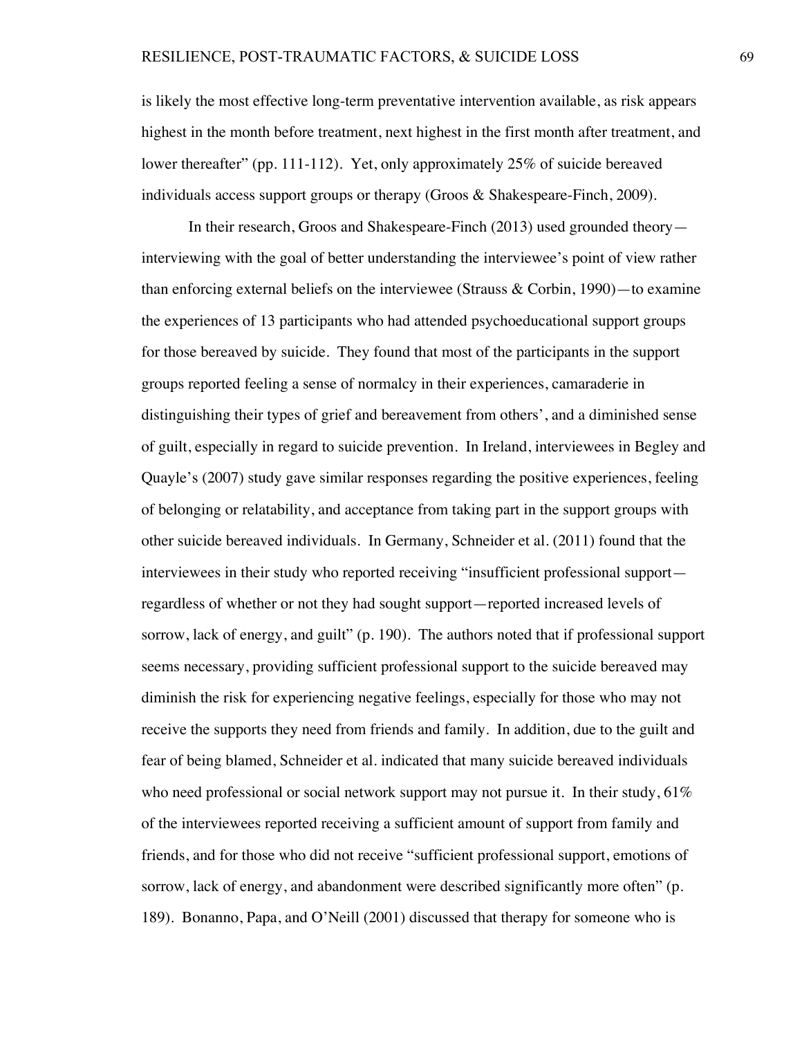is likely the most effective long-term preventative intervention available, as risk appears highest in the month before treatment, next highest in the first month after treatment, and lower thereafter" (pp. 111-112). Yet, only approximately 25% of suicide bereaved individuals access support groups or therapy (Groos & Shakespeare-Finch, 2009).

In their research, Groos and Shakespeare-Finch (2013) used grounded theory—interviewing with the goal of better understanding the interviewee's point of view rather than enforcing external beliefs on the interviewee (Strauss & Corbin, 1990)—to examine the experiences of 13 participants who had attended psychoeducational support groups for those bereaved by suicide. They found that most of the participants in the support groups reported feeling a sense of normalcy in their experiences, camaraderie in distinguishing their types of grief and bereavement from others', and a diminished sense of guilt, especially in regard to suicide prevention. In Ireland, interviewees in Begley and Quayle's (2007) study gave similar responses regarding the positive experiences, feeling of belonging or relatability, and acceptance from taking part in the support groups with other suicide bereaved individuals. In Germany, Schneider et al. (2011) found that the interviewees in their study who reported receiving "insufficient professional support—regardless of whether or not they had sought support—reported increased levels of sorrow, lack of energy, and guilt" (p. 190). The authors noted that if professional support seems necessary, providing sufficient professional support to the suicide bereaved may diminish the risk for experiencing negative feelings, especially for those who may not receive the supports they need from friends and family. In addition, due to the guilt and fear of being blamed, Schneider et al. indicated that many suicide bereaved individuals who need professional or social network support may not pursue it. In their study, 61% of the interviewees reported receiving a sufficient amount of support from family and friends, and for those who did not receive "sufficient professional support, emotions of sorrow, lack of energy, and abandonment were described significantly more often" (p. 189). Bonanno, Papa, and O'Neill (2001) discussed that therapy for someone who is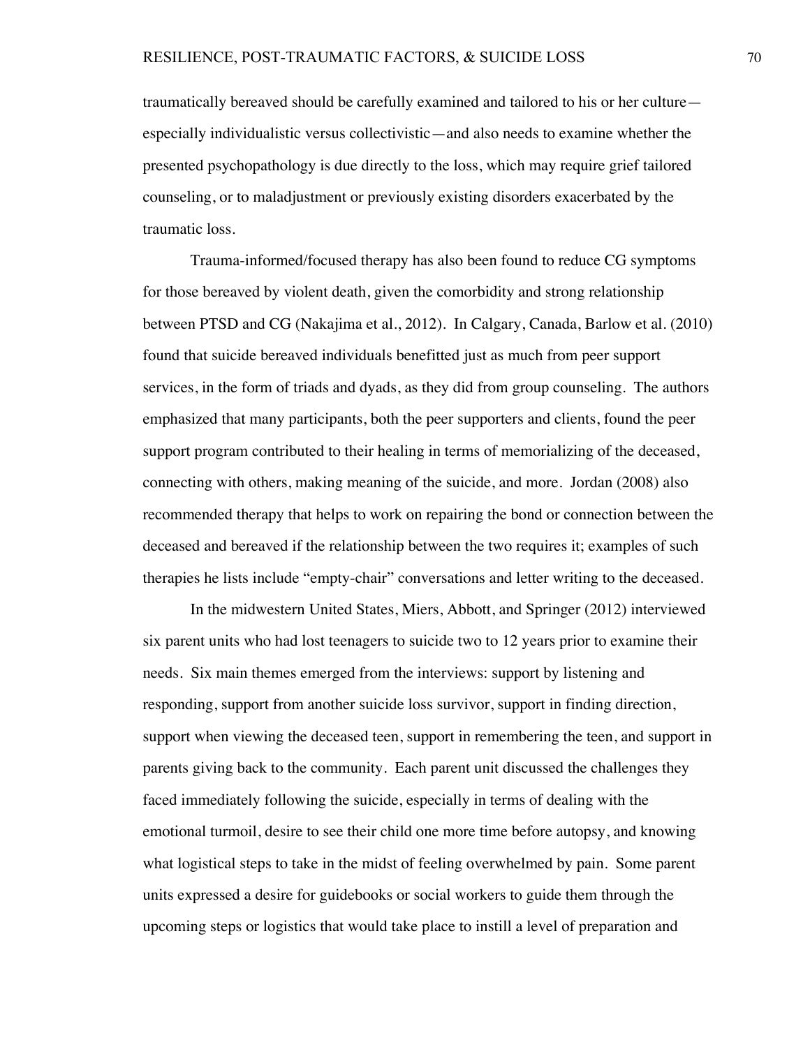traumatically bereaved should be carefully examined and tailored to his or her culture—especially individualistic versus collectivistic—and also needs to examine whether the presented psychopathology is due directly to the loss, which may require grief tailored counseling, or to maladjustment or previously existing disorders exacerbated by the traumatic loss.

Trauma-informed/focused therapy has also been found to reduce CG symptoms for those bereaved by violent death, given the comorbidity and strong relationship between PTSD and CG (Nakajima et al., 2012). In Calgary, Canada, Barlow et al. (2010) found that suicide bereaved individuals benefitted just as much from peer support services, in the form of triads and dyads, as they did from group counseling. The authors emphasized that many participants, both the peer supporters and clients, found the peer support program contributed to their healing in terms of memorializing of the deceased, connecting with others, making meaning of the suicide, and more. Jordan (2008) also recommended therapy that helps to work on repairing the bond or connection between the deceased and bereaved if the relationship between the two requires it; examples of such therapies he lists include "empty-chair" conversations and letter writing to the deceased.

In the midwestern United States, Miers, Abbott, and Springer (2012) interviewed six parent units who had lost teenagers to suicide two to 12 years prior to examine their needs. Six main themes emerged from the interviews: support by listening and responding, support from another suicide loss survivor, support in finding direction, support when viewing the deceased teen, support in remembering the teen, and support in parents giving back to the community. Each parent unit discussed the challenges they faced immediately following the suicide, especially in terms of dealing with the emotional turmoil, desire to see their child one more time before autopsy, and knowing what logistical steps to take in the midst of feeling overwhelmed by pain. Some parent units expressed a desire for guidebooks or social workers to guide them through the upcoming steps or logistics that would take place to instill a level of preparation and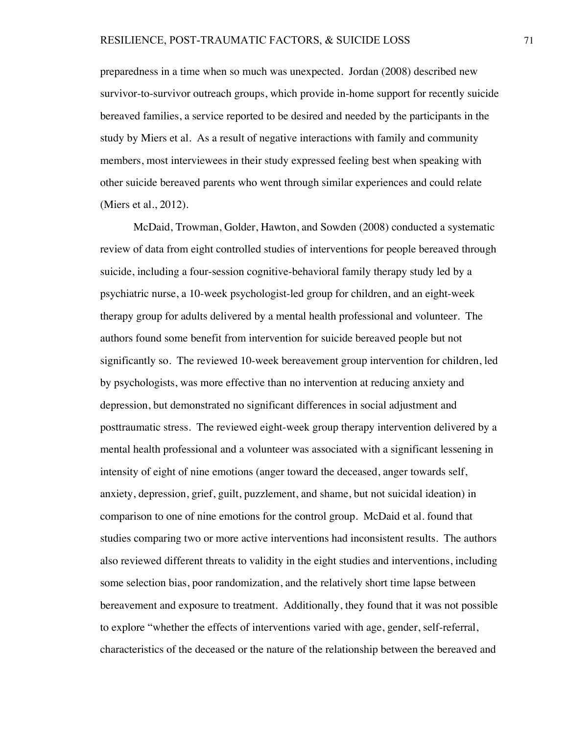preparedness in a time when so much was unexpected. Jordan (2008) described new survivor-to-survivor outreach groups, which provide in-home support for recently suicide bereaved families, a service reported to be desired and needed by the participants in the study by Miers et al. As a result of negative interactions with family and community members, most interviewees in their study expressed feeling best when speaking with other suicide bereaved parents who went through similar experiences and could relate (Miers et al., 2012).

McDaid, Trowman, Golder, Hawton, and Sowden (2008) conducted a systematic review of data from eight controlled studies of interventions for people bereaved through suicide, including a four-session cognitive-behavioral family therapy study led by a psychiatric nurse, a 10-week psychologist-led group for children, and an eight-week therapy group for adults delivered by a mental health professional and volunteer. The authors found some benefit from intervention for suicide bereaved people but not significantly so. The reviewed 10-week bereavement group intervention for children, led by psychologists, was more effective than no intervention at reducing anxiety and depression, but demonstrated no significant differences in social adjustment and posttraumatic stress. The reviewed eight-week group therapy intervention delivered by a mental health professional and a volunteer was associated with a significant lessening in intensity of eight of nine emotions (anger toward the deceased, anger towards self, anxiety, depression, grief, guilt, puzzlement, and shame, but not suicidal ideation) in comparison to one of nine emotions for the control group. McDaid et al. found that studies comparing two or more active interventions had inconsistent results. The authors also reviewed different threats to validity in the eight studies and interventions, including some selection bias, poor randomization, and the relatively short time lapse between bereavement and exposure to treatment. Additionally, they found that it was not possible to explore "whether the effects of interventions varied with age, gender, self-referral, characteristics of the deceased or the nature of the relationship between the bereaved and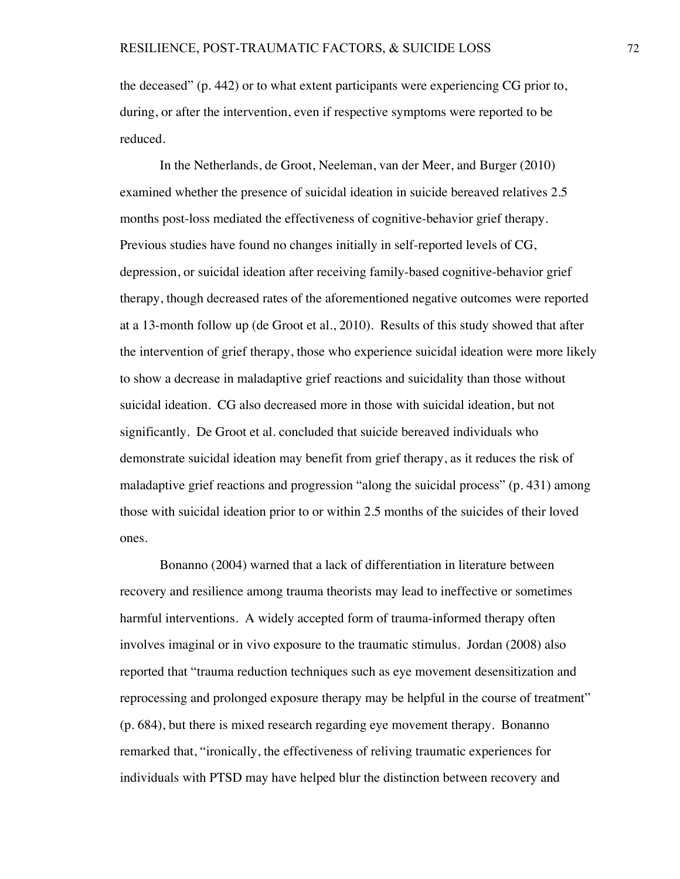the deceased" (p. 442) or to what extent participants were experiencing CG prior to, during, or after the intervention, even if respective symptoms were reported to be reduced.

In the Netherlands, de Groot, Neeleman, van der Meer, and Burger (2010) examined whether the presence of suicidal ideation in suicide bereaved relatives 2.5 months post-loss mediated the effectiveness of cognitive-behavior grief therapy. Previous studies have found no changes initially in self-reported levels of CG, depression, or suicidal ideation after receiving family-based cognitive-behavior grief therapy, though decreased rates of the aforementioned negative outcomes were reported at a 13-month follow up (de Groot et al., 2010). Results of this study showed that after the intervention of grief therapy, those who experience suicidal ideation were more likely to show a decrease in maladaptive grief reactions and suicidality than those without suicidal ideation. CG also decreased more in those with suicidal ideation, but not significantly. De Groot et al. concluded that suicide bereaved individuals who demonstrate suicidal ideation may benefit from grief therapy, as it reduces the risk of maladaptive grief reactions and progression "along the suicidal process" (p. 431) among those with suicidal ideation prior to or within 2.5 months of the suicides of their loved ones.

Bonanno (2004) warned that a lack of differentiation in literature between recovery and resilience among trauma theorists may lead to ineffective or sometimes harmful interventions. A widely accepted form of trauma-informed therapy often involves imaginal or in vivo exposure to the traumatic stimulus. Jordan (2008) also reported that "trauma reduction techniques such as eye movement desensitization and reprocessing and prolonged exposure therapy may be helpful in the course of treatment" (p. 684), but there is mixed research regarding eye movement therapy. Bonanno remarked that, "ironically, the effectiveness of reliving traumatic experiences for individuals with PTSD may have helped blur the distinction between recovery and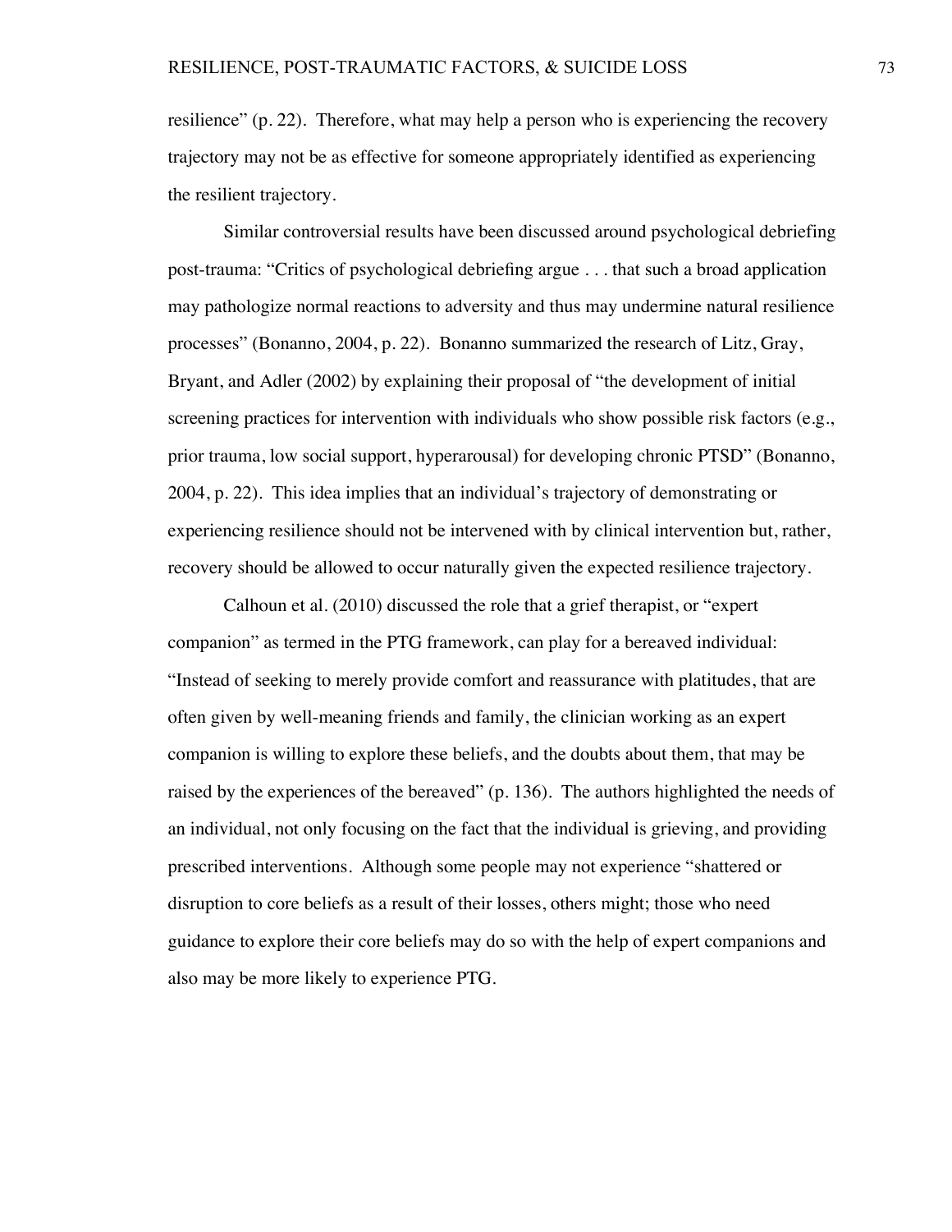resilience" (p. 22). Therefore, what may help a person who is experiencing the recovery trajectory may not be as effective for someone appropriately identified as experiencing the resilient trajectory.

Similar controversial results have been discussed around psychological debriefing post-trauma: "Critics of psychological debriefing argue . . . that such a broad application may pathologize normal reactions to adversity and thus may undermine natural resilience processes" (Bonanno, 2004, p. 22). Bonanno summarized the research of Litz, Gray, Bryant, and Adler (2002) by explaining their proposal of "the development of initial screening practices for intervention with individuals who show possible risk factors (e.g., prior trauma, low social support, hyperarousal) for developing chronic PTSD" (Bonanno, 2004, p. 22). This idea implies that an individual's trajectory of demonstrating or experiencing resilience should not be intervened with by clinical intervention but, rather, recovery should be allowed to occur naturally given the expected resilience trajectory.

Calhoun et al. (2010) discussed the role that a grief therapist, or "expert companion" as termed in the PTG framework, can play for a bereaved individual: "Instead of seeking to merely provide comfort and reassurance with platitudes, that are often given by well-meaning friends and family, the clinician working as an expert companion is willing to explore these beliefs, and the doubts about them, that may be raised by the experiences of the bereaved" (p. 136). The authors highlighted the needs of an individual, not only focusing on the fact that the individual is grieving, and providing prescribed interventions. Although some people may not experience "shattered or disruption to core beliefs as a result of their losses, others might; those who need guidance to explore their core beliefs may do so with the help of expert companions and also may be more likely to experience PTG.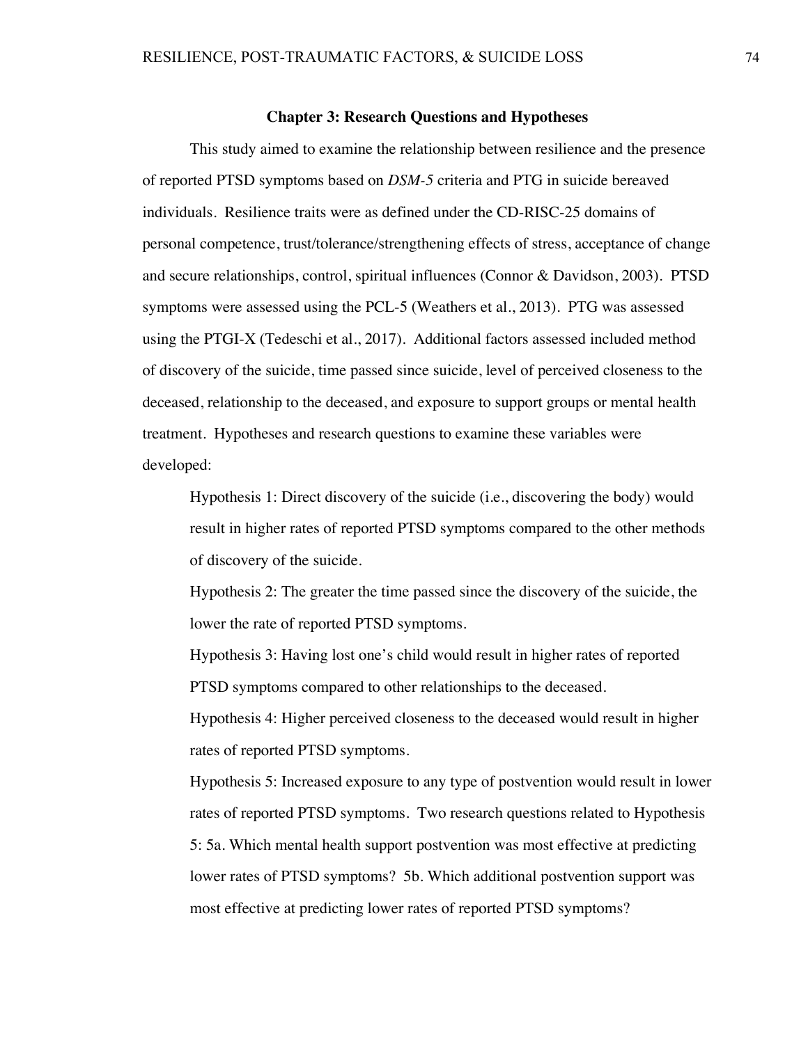## Chapter 3: Research Questions and Hypotheses

This study aimed to examine the relationship between resilience and the presence of reported PTSD symptoms based on *DSM-5* criteria and PTG in suicide bereaved individuals. Resilience traits were as defined under the CD-RISC-25 domains of personal competence, trust/tolerance/strengthening effects of stress, acceptance of change and secure relationships, control, spiritual influences (Connor & Davidson, 2003). PTSD symptoms were assessed using the PCL-5 (Weathers et al., 2013). PTG was assessed using the PTGI-X (Tedeschi et al., 2017). Additional factors assessed included method of discovery of the suicide, time passed since suicide, level of perceived closeness to the deceased, relationship to the deceased, and exposure to support groups or mental health treatment. Hypotheses and research questions to examine these variables were developed:

Hypothesis 1: Direct discovery of the suicide (i.e., discovering the body) would result in higher rates of reported PTSD symptoms compared to the other methods of discovery of the suicide.

Hypothesis 2: The greater the time passed since the discovery of the suicide, the lower the rate of reported PTSD symptoms.

Hypothesis 3: Having lost one's child would result in higher rates of reported PTSD symptoms compared to other relationships to the deceased.

Hypothesis 4: Higher perceived closeness to the deceased would result in higher rates of reported PTSD symptoms.

Hypothesis 5: Increased exposure to any type of postvention would result in lower rates of reported PTSD symptoms. Two research questions related to Hypothesis 5: 5a. Which mental health support postvention was most effective at predicting lower rates of PTSD symptoms? 5b. Which additional postvention support was most effective at predicting lower rates of reported PTSD symptoms?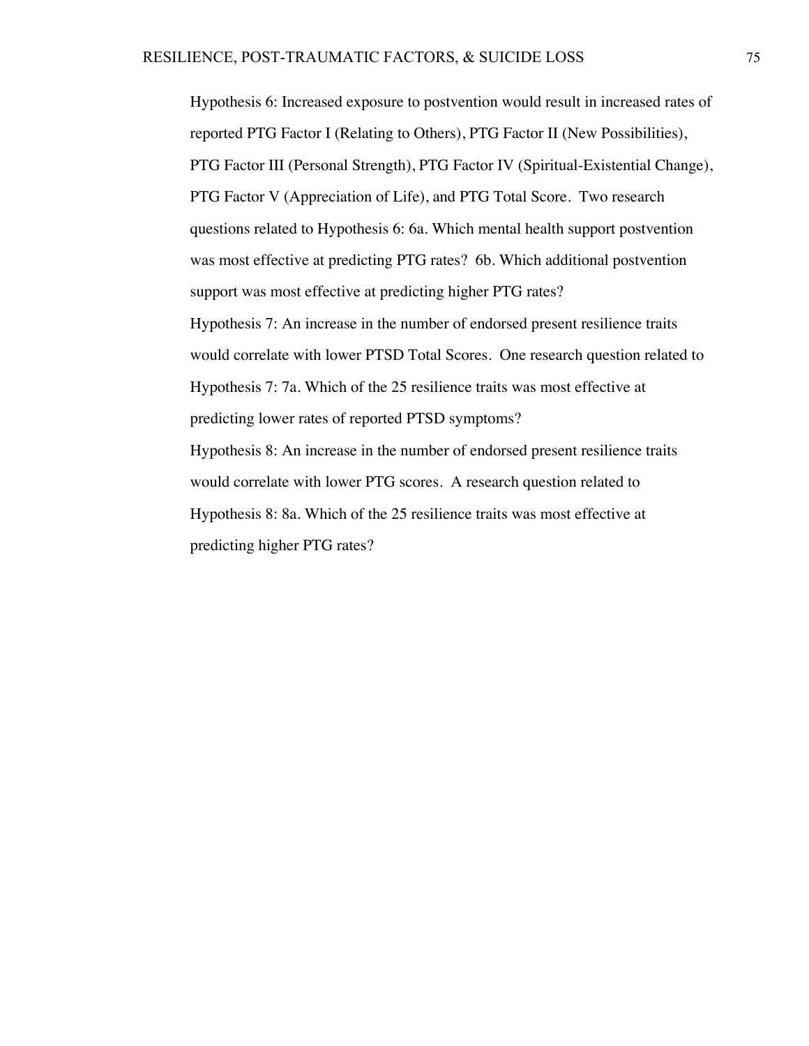Hypothesis 6: Increased exposure to postvention would result in increased rates of reported PTG Factor I (Relating to Others), PTG Factor II (New Possibilities), PTG Factor III (Personal Strength), PTG Factor IV (Spiritual-Existential Change), PTG Factor V (Appreciation of Life), and PTG Total Score. Two research questions related to Hypothesis 6: 6a. Which mental health support postvention was most effective at predicting PTG rates? 6b. Which additional postvention support was most effective at predicting higher PTG rates?

Hypothesis 7: An increase in the number of endorsed present resilience traits would correlate with lower PTSD Total Scores. One research question related to Hypothesis 7: 7a. Which of the 25 resilience traits was most effective at predicting lower rates of reported PTSD symptoms?

Hypothesis 8: An increase in the number of endorsed present resilience traits would correlate with lower PTG scores. A research question related to Hypothesis 8: 8a. Which of the 25 resilience traits was most effective at predicting higher PTG rates?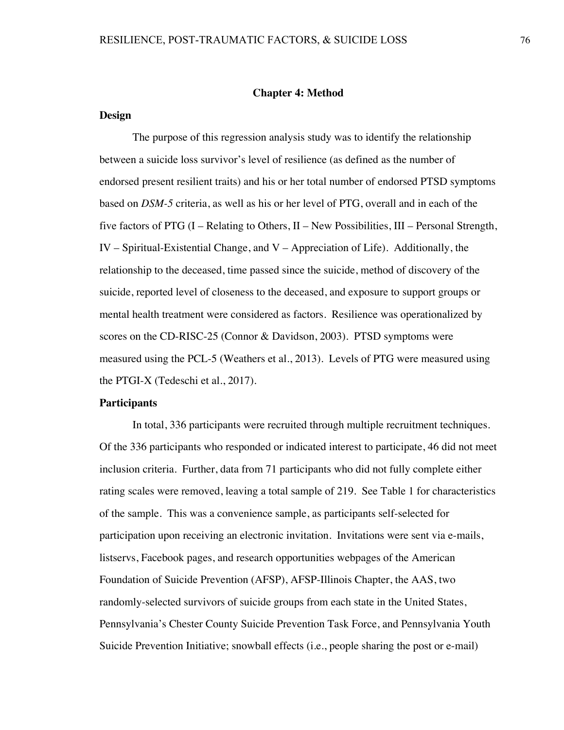# Chapter 4: Method

## Design

The purpose of this regression analysis study was to identify the relationship between a suicide loss survivor's level of resilience (as defined as the number of endorsed present resilient traits) and his or her total number of endorsed PTSD symptoms based on *DSM-5* criteria, as well as his or her level of PTG, overall and in each of the five factors of PTG (I – Relating to Others, II – New Possibilities, III – Personal Strength, IV – Spiritual-Existential Change, and V – Appreciation of Life). Additionally, the relationship to the deceased, time passed since the suicide, method of discovery of the suicide, reported level of closeness to the deceased, and exposure to support groups or mental health treatment were considered as factors. Resilience was operationalized by scores on the CD-RISC-25 (Connor & Davidson, 2003). PTSD symptoms were measured using the PCL-5 (Weathers et al., 2013). Levels of PTG were measured using the PTGI-X (Tedeschi et al., 2017).

## Participants

In total, 336 participants were recruited through multiple recruitment techniques. Of the 336 participants who responded or indicated interest to participate, 46 did not meet inclusion criteria. Further, data from 71 participants who did not fully complete either rating scales were removed, leaving a total sample of 219. See Table 1 for characteristics of the sample. This was a convenience sample, as participants self-selected for participation upon receiving an electronic invitation. Invitations were sent via e-mails, listservs, Facebook pages, and research opportunities webpages of the American Foundation of Suicide Prevention (AFSP), AFSP-Illinois Chapter, the AAS, two randomly-selected survivors of suicide groups from each state in the United States, Pennsylvania's Chester County Suicide Prevention Task Force, and Pennsylvania Youth Suicide Prevention Initiative; snowball effects (i.e., people sharing the post or e-mail)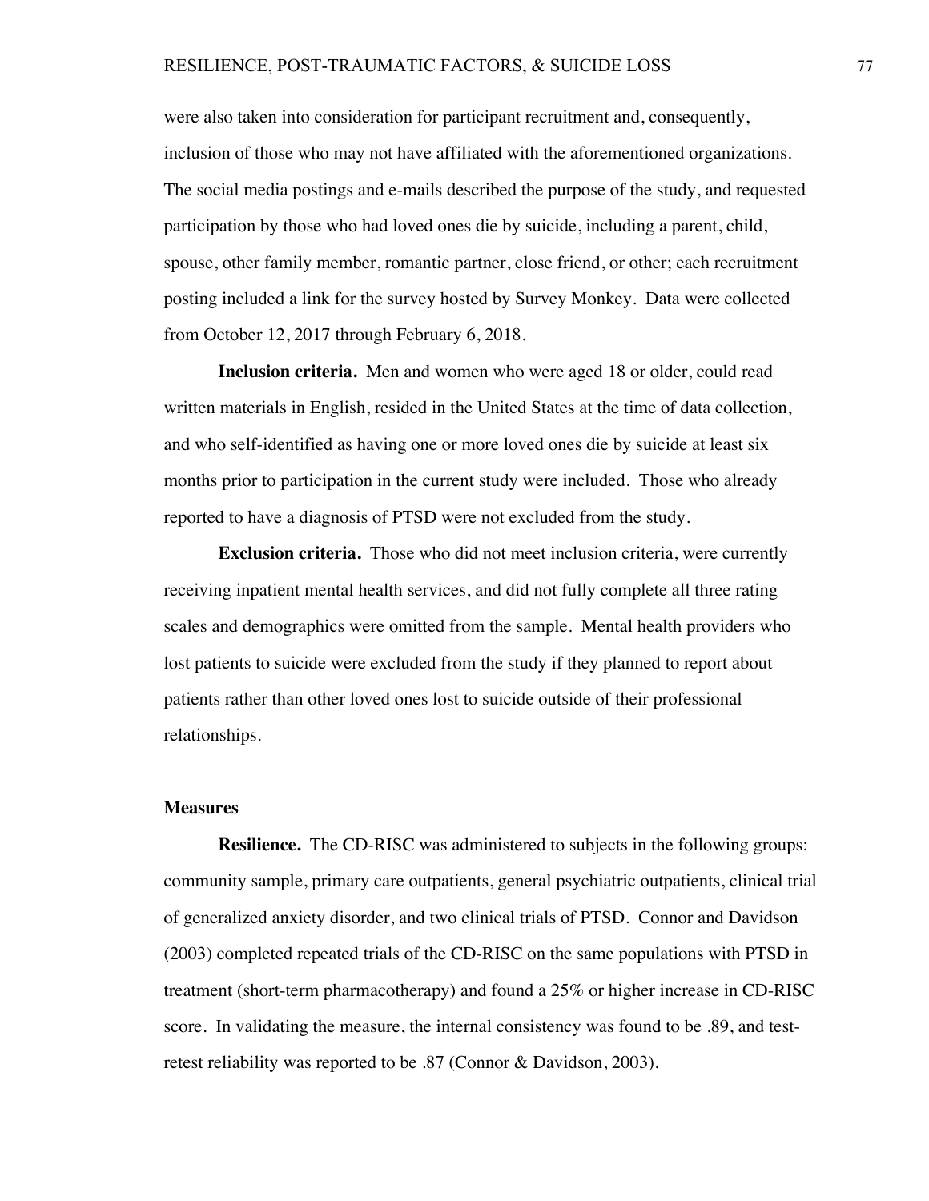were also taken into consideration for participant recruitment and, consequently, inclusion of those who may not have affiliated with the aforementioned organizations. The social media postings and e-mails described the purpose of the study, and requested participation by those who had loved ones die by suicide, including a parent, child, spouse, other family member, romantic partner, close friend, or other; each recruitment posting included a link for the survey hosted by Survey Monkey. Data were collected from October 12, 2017 through February 6, 2018.

**Inclusion criteria.** Men and women who were aged 18 or older, could read written materials in English, resided in the United States at the time of data collection, and who self-identified as having one or more loved ones die by suicide at least six months prior to participation in the current study were included. Those who already reported to have a diagnosis of PTSD were not excluded from the study.

**Exclusion criteria.** Those who did not meet inclusion criteria, were currently receiving inpatient mental health services, and did not fully complete all three rating scales and demographics were omitted from the sample. Mental health providers who lost patients to suicide were excluded from the study if they planned to report about patients rather than other loved ones lost to suicide outside of their professional relationships.

## Measures

**Resilience.** The CD-RISC was administered to subjects in the following groups: community sample, primary care outpatients, general psychiatric outpatients, clinical trial of generalized anxiety disorder, and two clinical trials of PTSD. Connor and Davidson (2003) completed repeated trials of the CD-RISC on the same populations with PTSD in treatment (short-term pharmacotherapy) and found a 25% or higher increase in CD-RISC score. In validating the measure, the internal consistency was found to be .89, and test-retest reliability was reported to be .87 (Connor & Davidson, 2003).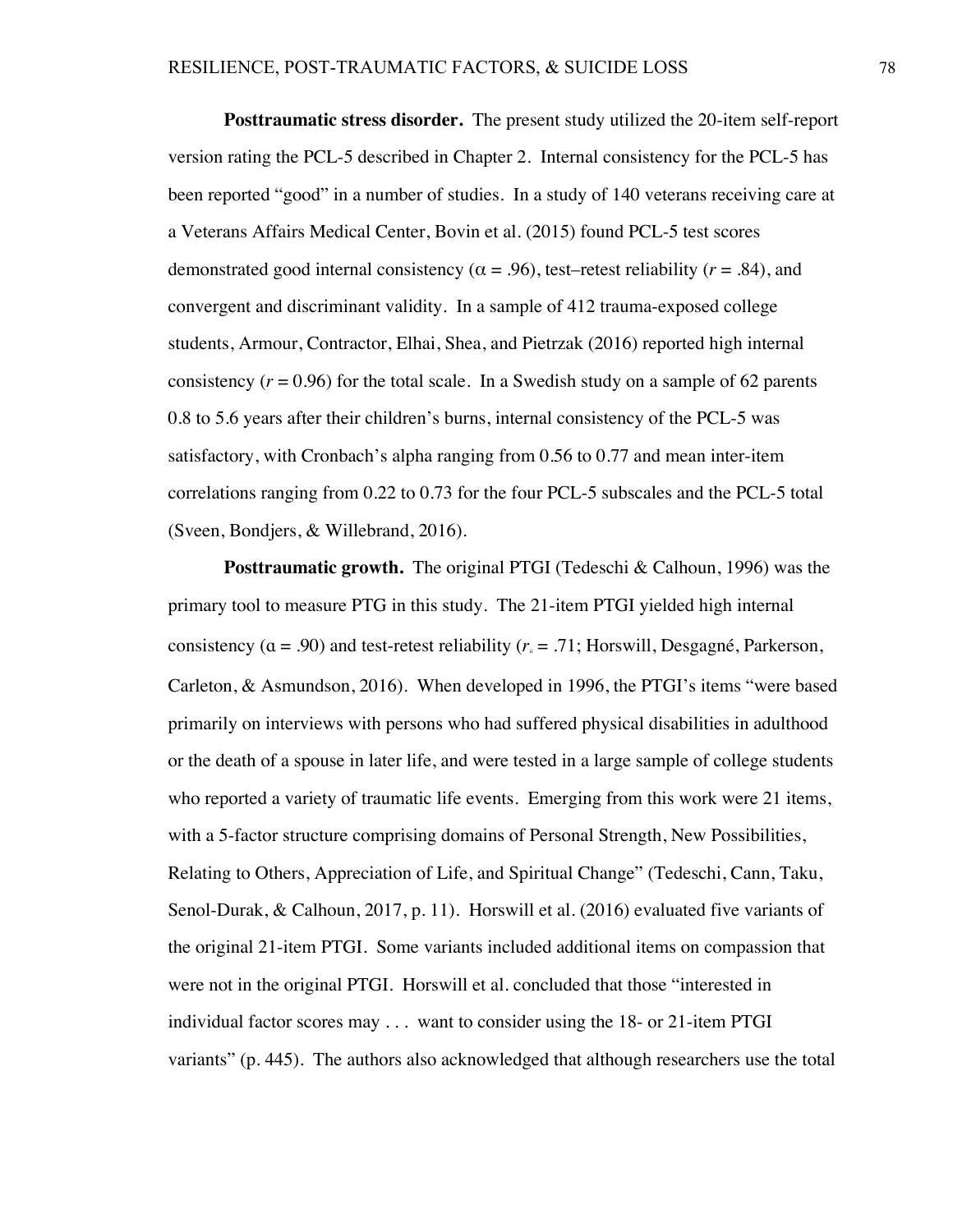**Posttraumatic stress disorder.** The present study utilized the 20-item self-report version rating the PCL-5 described in Chapter 2. Internal consistency for the PCL-5 has been reported "good" in a number of studies. In a study of 140 veterans receiving care at a Veterans Affairs Medical Center, Bovin et al. (2015) found PCL-5 test scores demonstrated good internal consistency ($\alpha = .96$), test–retest reliability ($r = .84$), and convergent and discriminant validity. In a sample of 412 trauma-exposed college students, Armour, Contractor, Elhai, Shea, and Pietrzak (2016) reported high internal consistency ($r = 0.96$) for the total scale. In a Swedish study on a sample of 62 parents 0.8 to 5.6 years after their children's burns, internal consistency of the PCL-5 was satisfactory, with Cronbach's alpha ranging from 0.56 to 0.77 and mean inter-item correlations ranging from 0.22 to 0.73 for the four PCL-5 subscales and the PCL-5 total (Sveen, Bondjers, & Willebrand, 2016).

**Posttraumatic growth.** The original PTGI (Tedeschi & Calhoun, 1996) was the primary tool to measure PTG in this study. The 21-item PTGI yielded high internal consistency ($\alpha = .90$) and test-retest reliability ($r_{tt} = .71$; Horswill, Desgagné, Parkerson, Carleton, & Asmundson, 2016). When developed in 1996, the PTGI's items "were based primarily on interviews with persons who had suffered physical disabilities in adulthood or the death of a spouse in later life, and were tested in a large sample of college students who reported a variety of traumatic life events. Emerging from this work were 21 items, with a 5-factor structure comprising domains of Personal Strength, New Possibilities, Relating to Others, Appreciation of Life, and Spiritual Change" (Tedeschi, Cann, Taku, Senol-Durak, & Calhoun, 2017, p. 11). Horswill et al. (2016) evaluated five variants of the original 21-item PTGI. Some variants included additional items on compassion that were not in the original PTGI. Horswill et al. concluded that those "interested in individual factor scores may . . . want to consider using the 18- or 21-item PTGI variants" (p. 445). The authors also acknowledged that although researchers use the total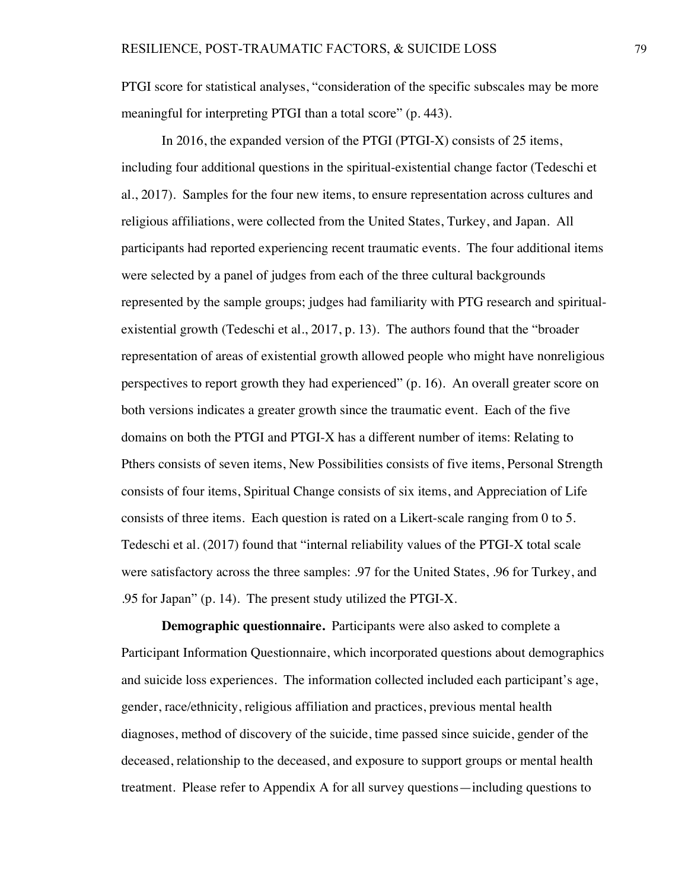PTGI score for statistical analyses, "consideration of the specific subscales may be more meaningful for interpreting PTGI than a total score" (p. 443).

In 2016, the expanded version of the PTGI (PTGI-X) consists of 25 items, including four additional questions in the spiritual-existential change factor (Tedeschi et al., 2017). Samples for the four new items, to ensure representation across cultures and religious affiliations, were collected from the United States, Turkey, and Japan. All participants had reported experiencing recent traumatic events. The four additional items were selected by a panel of judges from each of the three cultural backgrounds represented by the sample groups; judges had familiarity with PTG research and spiritual-existential growth (Tedeschi et al., 2017, p. 13). The authors found that the "broader representation of areas of existential growth allowed people who might have nonreligious perspectives to report growth they had experienced" (p. 16). An overall greater score on both versions indicates a greater growth since the traumatic event. Each of the five domains on both the PTGI and PTGI-X has a different number of items: Relating to Pthers consists of seven items, New Possibilities consists of five items, Personal Strength consists of four items, Spiritual Change consists of six items, and Appreciation of Life consists of three items. Each question is rated on a Likert-scale ranging from 0 to 5. Tedeschi et al. (2017) found that "internal reliability values of the PTGI-X total scale were satisfactory across the three samples: .97 for the United States, .96 for Turkey, and .95 for Japan" (p. 14). The present study utilized the PTGI-X.

**Demographic questionnaire.** Participants were also asked to complete a Participant Information Questionnaire, which incorporated questions about demographics and suicide loss experiences. The information collected included each participant's age, gender, race/ethnicity, religious affiliation and practices, previous mental health diagnoses, method of discovery of the suicide, time passed since suicide, gender of the deceased, relationship to the deceased, and exposure to support groups or mental health treatment. Please refer to Appendix A for all survey questions—including questions to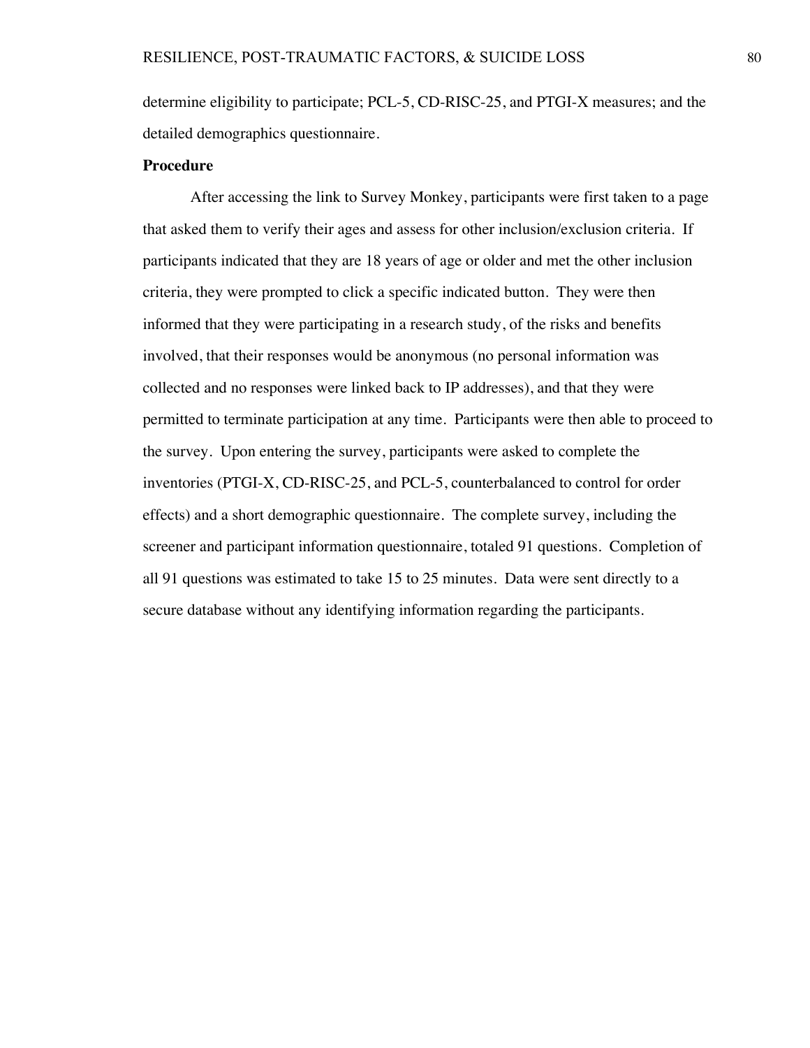determine eligibility to participate; PCL-5, CD-RISC-25, and PTGI-X measures; and the detailed demographics questionnaire.

**Procedure**

After accessing the link to Survey Monkey, participants were first taken to a page that asked them to verify their ages and assess for other inclusion/exclusion criteria. If participants indicated that they are 18 years of age or older and met the other inclusion criteria, they were prompted to click a specific indicated button. They were then informed that they were participating in a research study, of the risks and benefits involved, that their responses would be anonymous (no personal information was collected and no responses were linked back to IP addresses), and that they were permitted to terminate participation at any time. Participants were then able to proceed to the survey. Upon entering the survey, participants were asked to complete the inventories (PTGI-X, CD-RISC-25, and PCL-5, counterbalanced to control for order effects) and a short demographic questionnaire. The complete survey, including the screener and participant information questionnaire, totaled 91 questions. Completion of all 91 questions was estimated to take 15 to 25 minutes. Data were sent directly to a secure database without any identifying information regarding the participants.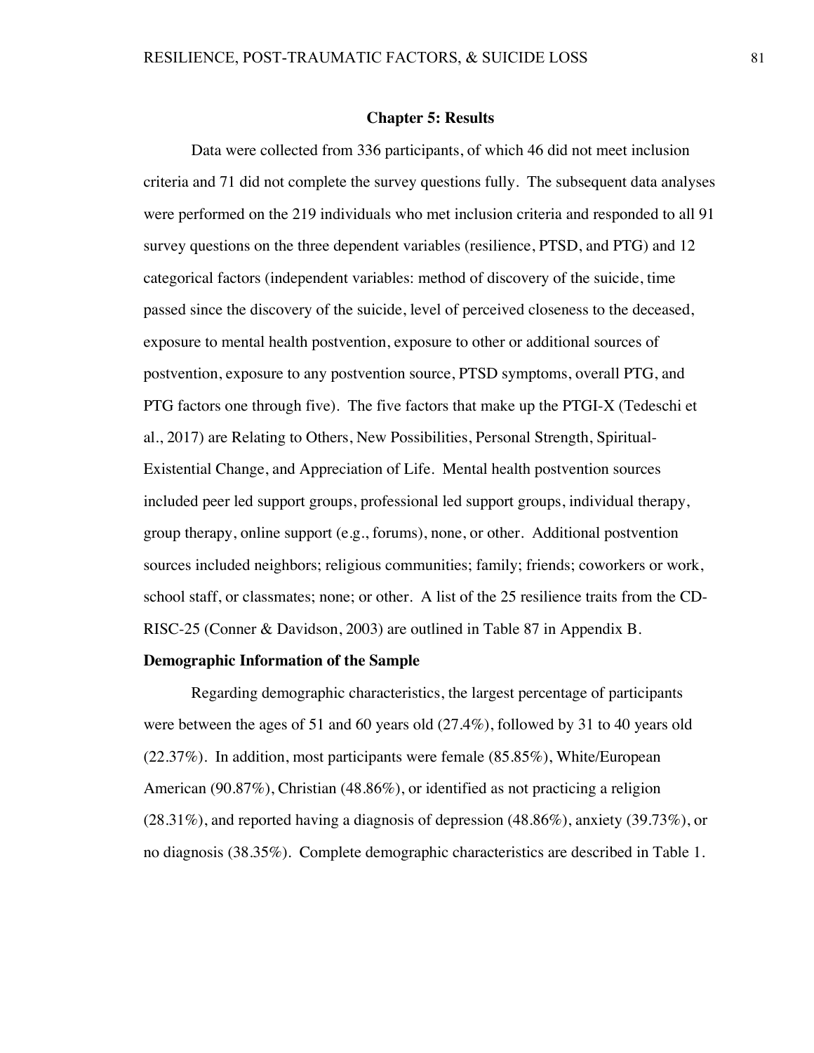## Chapter 5: Results

Data were collected from 336 participants, of which 46 did not meet inclusion criteria and 71 did not complete the survey questions fully. The subsequent data analyses were performed on the 219 individuals who met inclusion criteria and responded to all 91 survey questions on the three dependent variables (resilience, PTSD, and PTG) and 12 categorical factors (independent variables: method of discovery of the suicide, time passed since the discovery of the suicide, level of perceived closeness to the deceased, exposure to mental health postvention, exposure to other or additional sources of postvention, exposure to any postvention source, PTSD symptoms, overall PTG, and PTG factors one through five). The five factors that make up the PTGI-X (Tedeschi et al., 2017) are Relating to Others, New Possibilities, Personal Strength, Spiritual-Existential Change, and Appreciation of Life. Mental health postvention sources included peer led support groups, professional led support groups, individual therapy, group therapy, online support (e.g., forums), none, or other. Additional postvention sources included neighbors; religious communities; family; friends; coworkers or work, school staff, or classmates; none; or other. A list of the 25 resilience traits from the CD-RISC-25 (Conner & Davidson, 2003) are outlined in Table 87 in Appendix B.

### Demographic Information of the Sample

Regarding demographic characteristics, the largest percentage of participants were between the ages of 51 and 60 years old (27.4%), followed by 31 to 40 years old (22.37%). In addition, most participants were female (85.85%), White/European American (90.87%), Christian (48.86%), or identified as not practicing a religion (28.31%), and reported having a diagnosis of depression (48.86%), anxiety (39.73%), or no diagnosis (38.35%). Complete demographic characteristics are described in Table 1.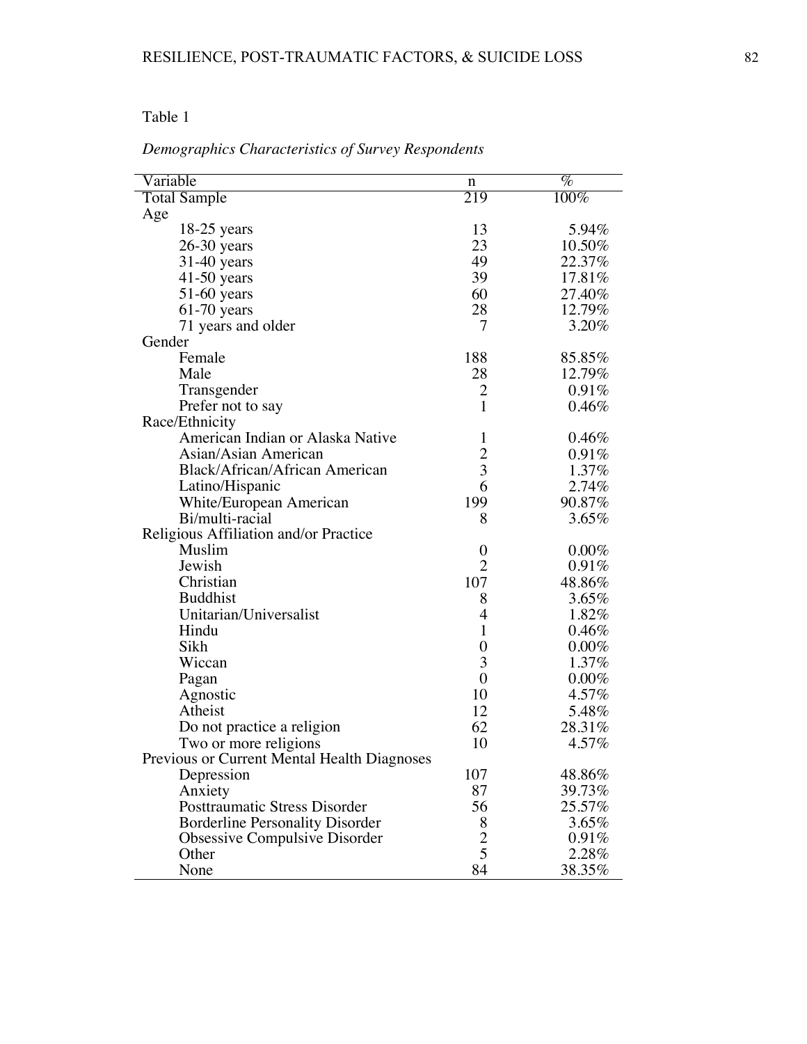Table 1

*Demographics Characteristics of Survey Respondents*

| Variable | n | % |
|---|---|---|
| Total Sample | 219 | 100% |
| Age | | |
| 18-25 years | 13 | 5.94% |
| 26-30 years | 23 | 10.50% |
| 31-40 years | 49 | 22.37% |
| 41-50 years | 39 | 17.81% |
| 51-60 years | 60 | 27.40% |
| 61-70 years | 28 | 12.79% |
| 71 years and older | 7 | 3.20% |
| Gender | | |
| Female | 188 | 85.85% |
| Male | 28 | 12.79% |
| Transgender | 2 | 0.91% |
| Prefer not to say | 1 | 0.46% |
| Race/Ethnicity | | |
| American Indian or Alaska Native | 1 | 0.46% |
| Asian/Asian American | 2 | 0.91% |
| Black/African/African American | 3 | 1.37% |
| Latino/Hispanic | 6 | 2.74% |
| White/European American | 199 | 90.87% |
| Bi/multi-racial | 8 | 3.65% |
| Religious Affiliation and/or Practice | | |
| Muslim | 0 | 0.00% |
| Jewish | 2 | 0.91% |
| Christian | 107 | 48.86% |
| Buddhist | 8 | 3.65% |
| Unitarian/Universalist | 4 | 1.82% |
| Hindu | 1 | 0.46% |
| Sikh | 0 | 0.00% |
| Wiccan | 3 | 1.37% |
| Pagan | 0 | 0.00% |
| Agnostic | 10 | 4.57% |
| Atheist | 12 | 5.48% |
| Do not practice a religion | 62 | 28.31% |
| Two or more religions | 10 | 4.57% |
| Previous or Current Mental Health Diagnoses | | |
| Depression | 107 | 48.86% |
| Anxiety | 87 | 39.73% |
| Posttraumatic Stress Disorder | 56 | 25.57% |
| Borderline Personality Disorder | 8 | 3.65% |
| Obsessive Compulsive Disorder | 2 | 0.91% |
| Other | 5 | 2.28% |
| None | 84 | 38.35% |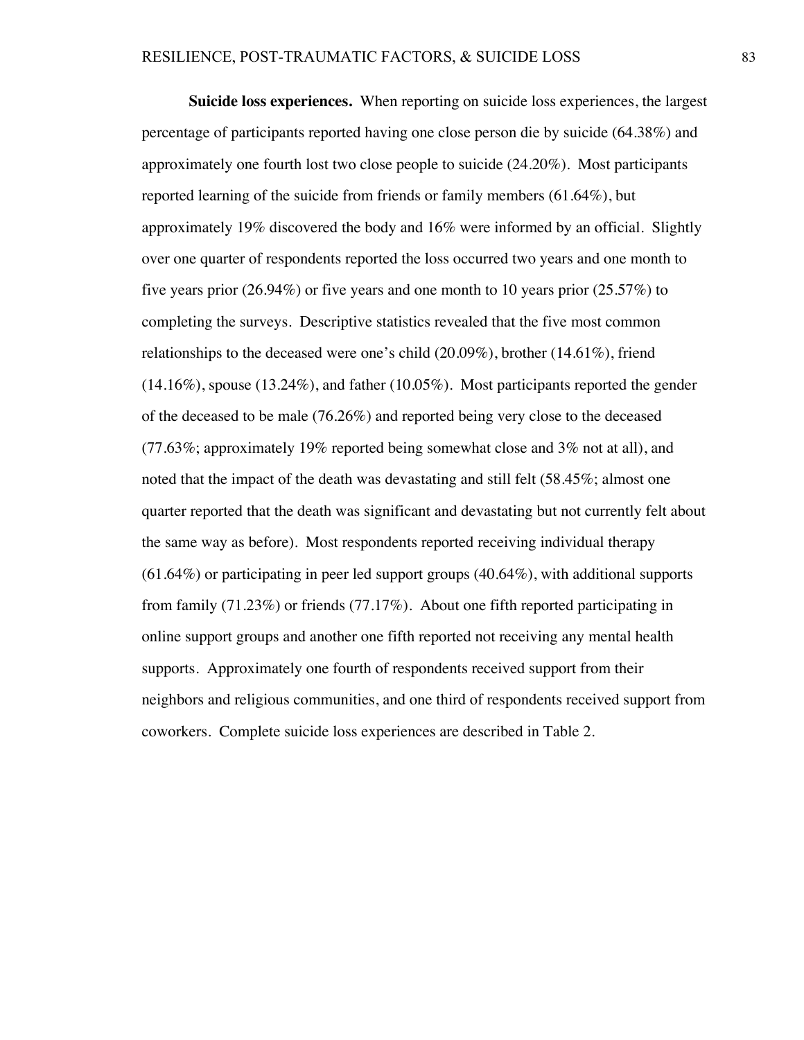**Suicide loss experiences.** When reporting on suicide loss experiences, the largest percentage of participants reported having one close person die by suicide (64.38%) and approximately one fourth lost two close people to suicide (24.20%). Most participants reported learning of the suicide from friends or family members (61.64%), but approximately 19% discovered the body and 16% were informed by an official. Slightly over one quarter of respondents reported the loss occurred two years and one month to five years prior (26.94%) or five years and one month to 10 years prior (25.57%) to completing the surveys. Descriptive statistics revealed that the five most common relationships to the deceased were one's child (20.09%), brother (14.61%), friend (14.16%), spouse (13.24%), and father (10.05%). Most participants reported the gender of the deceased to be male (76.26%) and reported being very close to the deceased (77.63%; approximately 19% reported being somewhat close and 3% not at all), and noted that the impact of the death was devastating and still felt (58.45%; almost one quarter reported that the death was significant and devastating but not currently felt about the same way as before). Most respondents reported receiving individual therapy (61.64%) or participating in peer led support groups (40.64%), with additional supports from family (71.23%) or friends (77.17%). About one fifth reported participating in online support groups and another one fifth reported not receiving any mental health supports. Approximately one fourth of respondents received support from their neighbors and religious communities, and one third of respondents received support from coworkers. Complete suicide loss experiences are described in Table 2.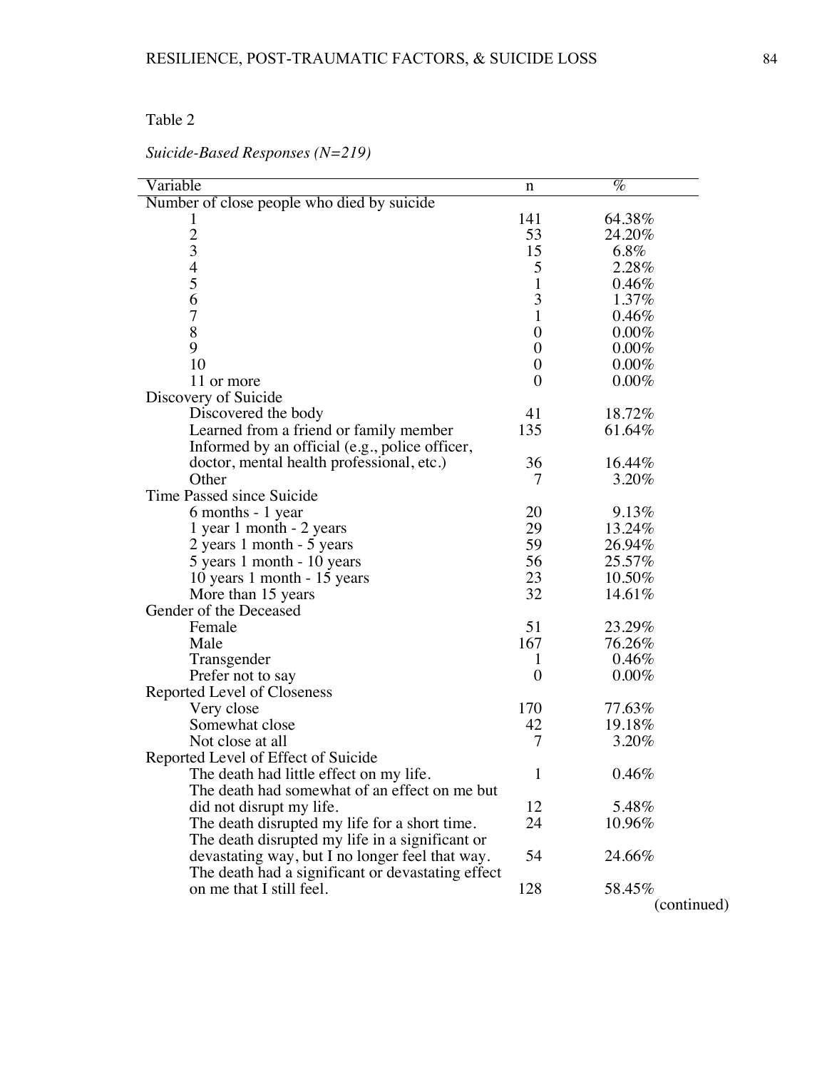Table 2

*Suicide-Based Responses (N=219)*

| Variable | n | % |
|---|---|---|
| Number of close people who died by suicide | | |
| 1 | 141 | 64.38% |
| 2 | 53 | 24.20% |
| 3 | 15 | 6.8% |
| 4 | 5 | 2.28% |
| 5 | 1 | 0.46% |
| 6 | 3 | 1.37% |
| 7 | 1 | 0.46% |
| 8 | 0 | 0.00% |
| 9 | 0 | 0.00% |
| 10 | 0 | 0.00% |
| 11 or more | 0 | 0.00% |
| Discovery of Suicide | | |
| Discovered the body | 41 | 18.72% |
| Learned from a friend or family member | 135 | 61.64% |
| Informed by an official (e.g., police officer, doctor, mental health professional, etc.) | 36 | 16.44% |
| Other | 7 | 3.20% |
| Time Passed since Suicide | | |
| 6 months - 1 year | 20 | 9.13% |
| 1 year 1 month - 2 years | 29 | 13.24% |
| 2 years 1 month - 5 years | 59 | 26.94% |
| 5 years 1 month - 10 years | 56 | 25.57% |
| 10 years 1 month - 15 years | 23 | 10.50% |
| More than 15 years | 32 | 14.61% |
| Gender of the Deceased | | |
| Female | 51 | 23.29% |
| Male | 167 | 76.26% |
| Transgender | 1 | 0.46% |
| Prefer not to say | 0 | 0.00% |
| Reported Level of Closeness | | |
| Very close | 170 | 77.63% |
| Somewhat close | 42 | 19.18% |
| Not close at all | 7 | 3.20% |
| Reported Level of Effect of Suicide | | |
| The death had little effect on my life. | 1 | 0.46% |
| The death had somewhat of an effect on me but did not disrupt my life. | 12 | 5.48% |
| The death disrupted my life for a short time. | 24 | 10.96% |
| The death disrupted my life in a significant or devastating way, but I no longer feel that way. | 54 | 24.66% |
| The death had a significant or devastating effect on me that I still feel. | 128 | 58.45% |

(continued)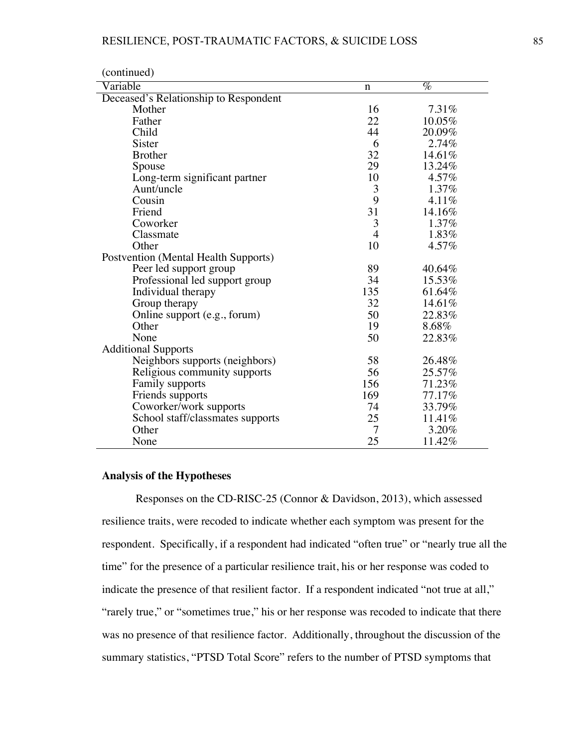(continued)

| Variable | n | % |
|---|---|---|
| Deceased's Relationship to Respondent | | |
| Mother | 16 | 7.31% |
| Father | 22 | 10.05% |
| Child | 44 | 20.09% |
| Sister | 6 | 2.74% |
| Brother | 32 | 14.61% |
| Spouse | 29 | 13.24% |
| Long-term significant partner | 10 | 4.57% |
| Aunt/uncle | 3 | 1.37% |
| Cousin | 9 | 4.11% |
| Friend | 31 | 14.16% |
| Coworker | 3 | 1.37% |
| Classmate | 4 | 1.83% |
| Other | 10 | 4.57% |
| Postvention (Mental Health Supports) | | |
| Peer led support group | 89 | 40.64% |
| Professional led support group | 34 | 15.53% |
| Individual therapy | 135 | 61.64% |
| Group therapy | 32 | 14.61% |
| Online support (e.g., forum) | 50 | 22.83% |
| Other | 19 | 8.68% |
| None | 50 | 22.83% |
| Additional Supports | | |
| Neighbors supports (neighbors) | 58 | 26.48% |
| Religious community supports | 56 | 25.57% |
| Family supports | 156 | 71.23% |
| Friends supports | 169 | 77.17% |
| Coworker/work supports | 74 | 33.79% |
| School staff/classmates supports | 25 | 11.41% |
| Other | 7 | 3.20% |
| None | 25 | 11.42% |

**Analysis of the Hypotheses**

Responses on the CD-RISC-25 (Connor & Davidson, 2013), which assessed resilience traits, were recoded to indicate whether each symptom was present for the respondent. Specifically, if a respondent had indicated "often true" or "nearly true all the time" for the presence of a particular resilience trait, his or her response was coded to indicate the presence of that resilient factor. If a respondent indicated "not true at all," "rarely true," or "sometimes true," his or her response was recoded to indicate that there was no presence of that resilience factor. Additionally, throughout the discussion of the summary statistics, "PTSD Total Score" refers to the number of PTSD symptoms that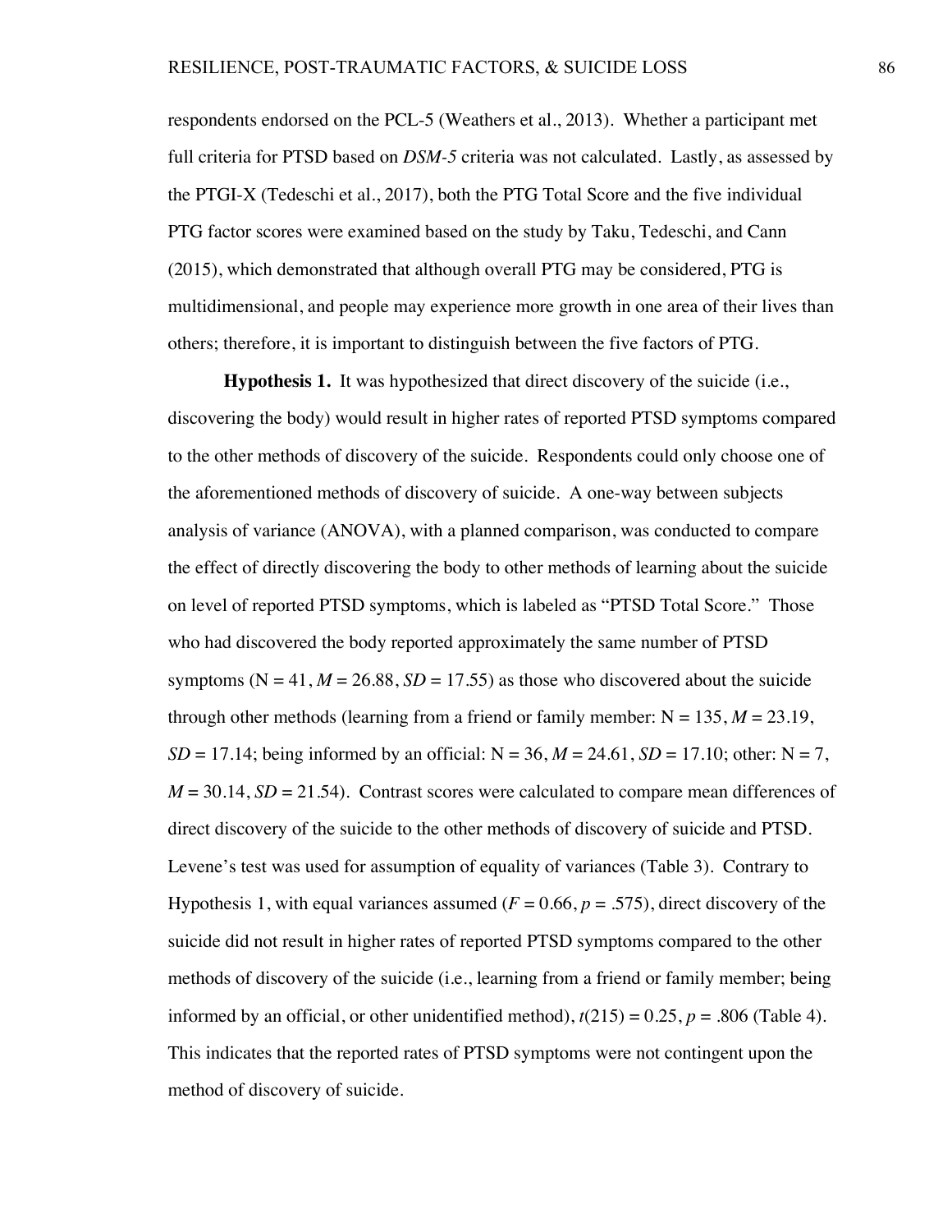respondents endorsed on the PCL-5 (Weathers et al., 2013). Whether a participant met full criteria for PTSD based on *DSM-5* criteria was not calculated. Lastly, as assessed by the PTGI-X (Tedeschi et al., 2017), both the PTG Total Score and the five individual PTG factor scores were examined based on the study by Taku, Tedeschi, and Cann (2015), which demonstrated that although overall PTG may be considered, PTG is multidimensional, and people may experience more growth in one area of their lives than others; therefore, it is important to distinguish between the five factors of PTG.

**Hypothesis 1.** It was hypothesized that direct discovery of the suicide (i.e., discovering the body) would result in higher rates of reported PTSD symptoms compared to the other methods of discovery of the suicide. Respondents could only choose one of the aforementioned methods of discovery of suicide. A one-way between subjects analysis of variance (ANOVA), with a planned comparison, was conducted to compare the effect of directly discovering the body to other methods of learning about the suicide on level of reported PTSD symptoms, which is labeled as "PTSD Total Score." Those who had discovered the body reported approximately the same number of PTSD symptoms (N = 41, $M = 26.88$, $SD = 17.55$) as those who discovered about the suicide through other methods (learning from a friend or family member: N = 135, $M = 23.19$, $SD = 17.14$; being informed by an official: N = 36, $M = 24.61$, $SD = 17.10$; other: N = 7, $M = 30.14$, $SD = 21.54$). Contrast scores were calculated to compare mean differences of direct discovery of the suicide to the other methods of discovery of suicide and PTSD. Levene's test was used for assumption of equality of variances (Table 3). Contrary to Hypothesis 1, with equal variances assumed ($F = 0.66$, $p = .575$), direct discovery of the suicide did not result in higher rates of reported PTSD symptoms compared to the other methods of discovery of the suicide (i.e., learning from a friend or family member; being informed by an official, or other unidentified method), $t(215) = 0.25$, $p = .806$ (Table 4). This indicates that the reported rates of PTSD symptoms were not contingent upon the method of discovery of suicide.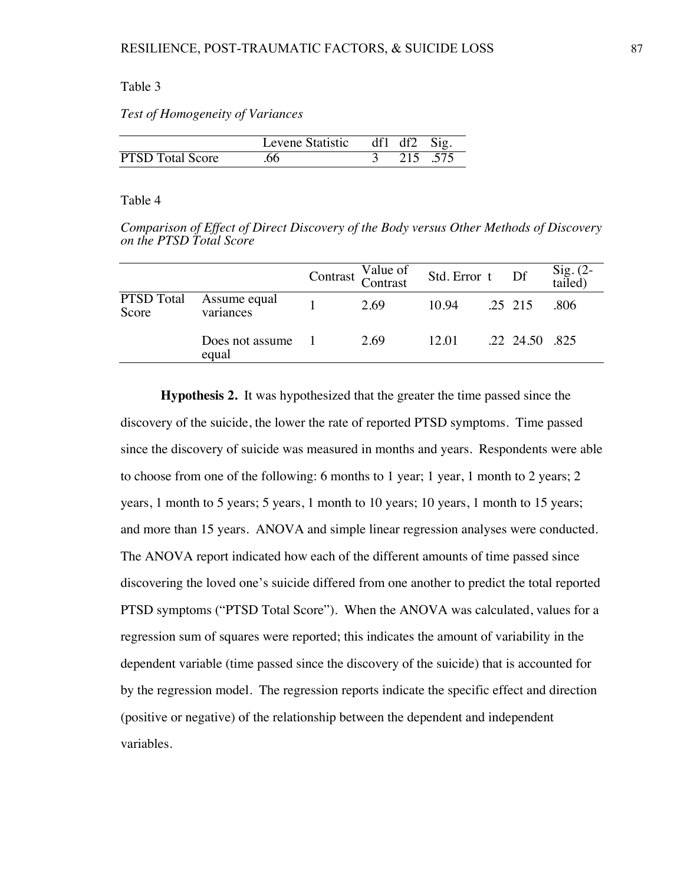Table 3

*Test of Homogeneity of Variances*

| | Levene Statistic | df1 | df2 | Sig. |
|---|---|---|---|---|
| PTSD Total Score | .66 | 3 | 215 | .575 |

Table 4

*Comparison of Effect of Direct Discovery of the Body versus Other Methods of Discovery on the PTSD Total Score*

| | | Contrast | Value of Contrast | Std. Error | t | Df | Sig. (2-tailed) |
|---|---|---|---|---|---|---|---|
| PTSD Total Score | Assume equal variances | 1 | 2.69 | 10.94 | .25 | 215 | .806 |
| | Does not assume equal | 1 | 2.69 | 12.01 | .22 | 24.50 | .825 |

**Hypothesis 2.** It was hypothesized that the greater the time passed since the discovery of the suicide, the lower the rate of reported PTSD symptoms. Time passed since the discovery of suicide was measured in months and years. Respondents were able to choose from one of the following: 6 months to 1 year; 1 year, 1 month to 2 years; 2 years, 1 month to 5 years; 5 years, 1 month to 10 years; 10 years, 1 month to 15 years; and more than 15 years. ANOVA and simple linear regression analyses were conducted. The ANOVA report indicated how each of the different amounts of time passed since discovering the loved one's suicide differed from one another to predict the total reported PTSD symptoms ("PTSD Total Score"). When the ANOVA was calculated, values for a regression sum of squares were reported; this indicates the amount of variability in the dependent variable (time passed since the discovery of the suicide) that is accounted for by the regression model. The regression reports indicate the specific effect and direction (positive or negative) of the relationship between the dependent and independent variables.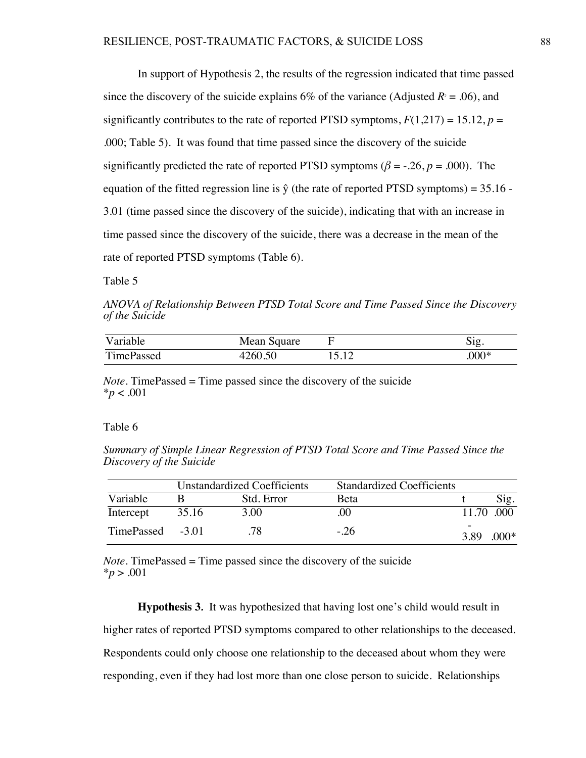In support of Hypothesis 2, the results of the regression indicated that time passed since the discovery of the suicide explains 6% of the variance (Adjusted $R^2$ = .06), and significantly contributes to the rate of reported PTSD symptoms, $F(1,217) = 15.12$, $p$ = .000; Table 5). It was found that time passed since the discovery of the suicide significantly predicted the rate of reported PTSD symptoms ($\beta = -.26$, $p$ = .000). The equation of the fitted regression line is ŷ (the rate of reported PTSD symptoms) = 35.16 - 3.01 (time passed since the discovery of the suicide), indicating that with an increase in time passed since the discovery of the suicide, there was a decrease in the mean of the rate of reported PTSD symptoms (Table 6).

Table 5

*ANOVA of Relationship Between PTSD Total Score and Time Passed Since the Discovery of the Suicide*

| Variable | Mean Square | F | Sig. |
|---|---|---|---|
| TimePassed | 4260.50 | 15.12 | .000* |

*Note*. TimePassed = Time passed since the discovery of the suicide
*$p$ < .001

Table 6

*Summary of Simple Linear Regression of PTSD Total Score and Time Passed Since the Discovery of the Suicide*

| | Unstandardized Coefficients | | Standardized Coefficients | | |
|---|---|---|---|---|---|
| Variable | B | Std. Error | Beta | t | Sig. |
| Intercept | 35.16 | 3.00 | .00 | 11.70 | .000 |
| TimePassed | -3.01 | .78 | -.26 | -3.89 | .000* |

*Note*. TimePassed = Time passed since the discovery of the suicide
*$p$ > .001

**Hypothesis 3.** It was hypothesized that having lost one's child would result in higher rates of reported PTSD symptoms compared to other relationships to the deceased. Respondents could only choose one relationship to the deceased about whom they were responding, even if they had lost more than one close person to suicide. Relationships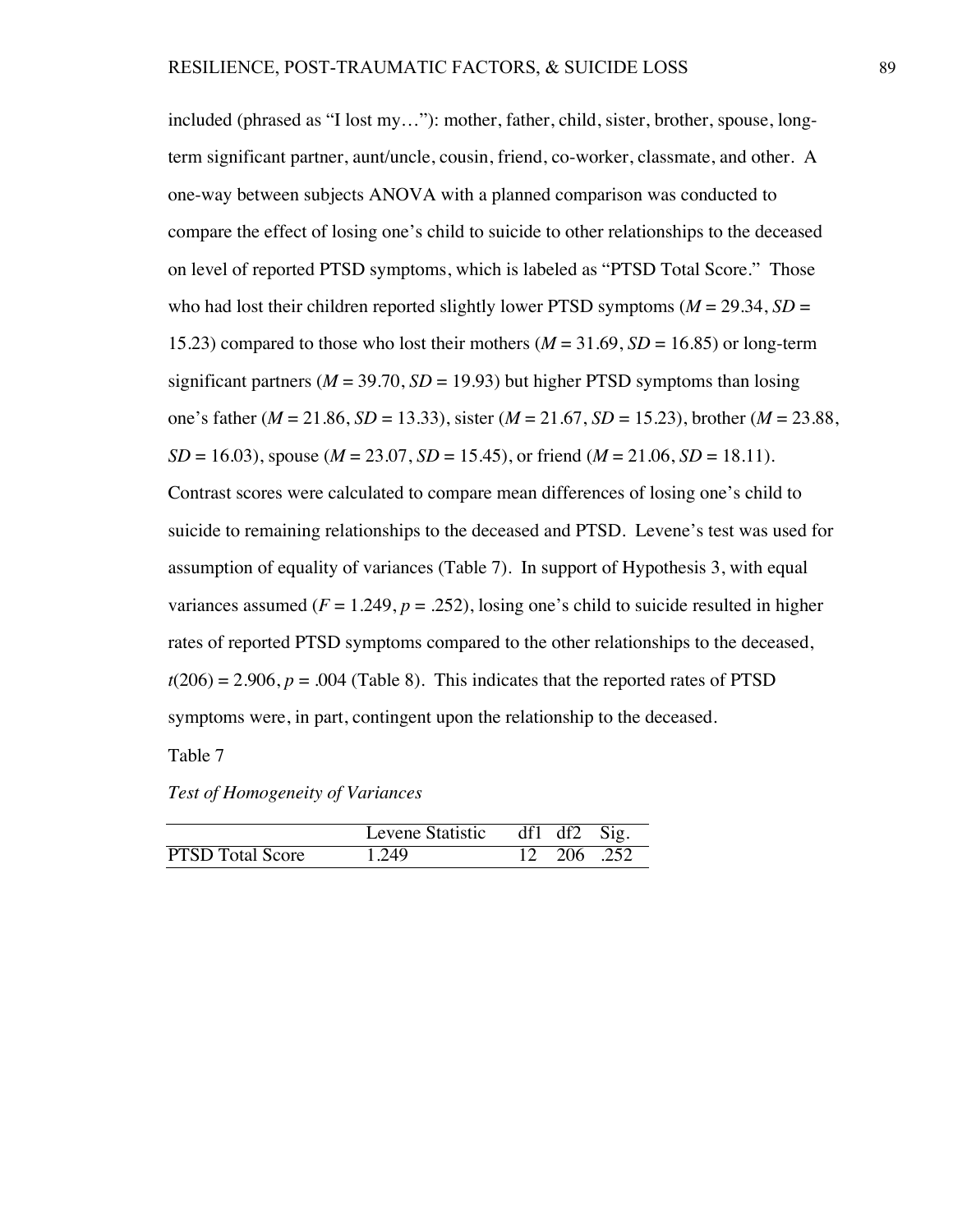included (phrased as "I lost my…"): mother, father, child, sister, brother, spouse, long-term significant partner, aunt/uncle, cousin, friend, co-worker, classmate, and other. A one-way between subjects ANOVA with a planned comparison was conducted to compare the effect of losing one's child to suicide to other relationships to the deceased on level of reported PTSD symptoms, which is labeled as "PTSD Total Score." Those who had lost their children reported slightly lower PTSD symptoms ($M$ = 29.34, $SD$ = 15.23) compared to those who lost their mothers ($M$ = 31.69, $SD$ = 16.85) or long-term significant partners ($M$ = 39.70, $SD$ = 19.93) but higher PTSD symptoms than losing one's father ($M$ = 21.86, $SD$ = 13.33), sister ($M$ = 21.67, $SD$ = 15.23), brother ($M$ = 23.88, $SD$ = 16.03), spouse ($M$ = 23.07, $SD$ = 15.45), or friend ($M$ = 21.06, $SD$ = 18.11). Contrast scores were calculated to compare mean differences of losing one's child to suicide to remaining relationships to the deceased and PTSD. Levene's test was used for assumption of equality of variances (Table 7). In support of Hypothesis 3, with equal variances assumed ($F$ = 1.249, $p$ = .252), losing one's child to suicide resulted in higher rates of reported PTSD symptoms compared to the other relationships to the deceased, $t(206)$ = 2.906, $p$ = .004 (Table 8). This indicates that the reported rates of PTSD symptoms were, in part, contingent upon the relationship to the deceased.

Table 7

*Test of Homogeneity of Variances*

| | Levene Statistic | df1 | df2 | Sig. |
|---|---|---|---|---|
| PTSD Total Score | 1.249 | 12 | 206 | .252 |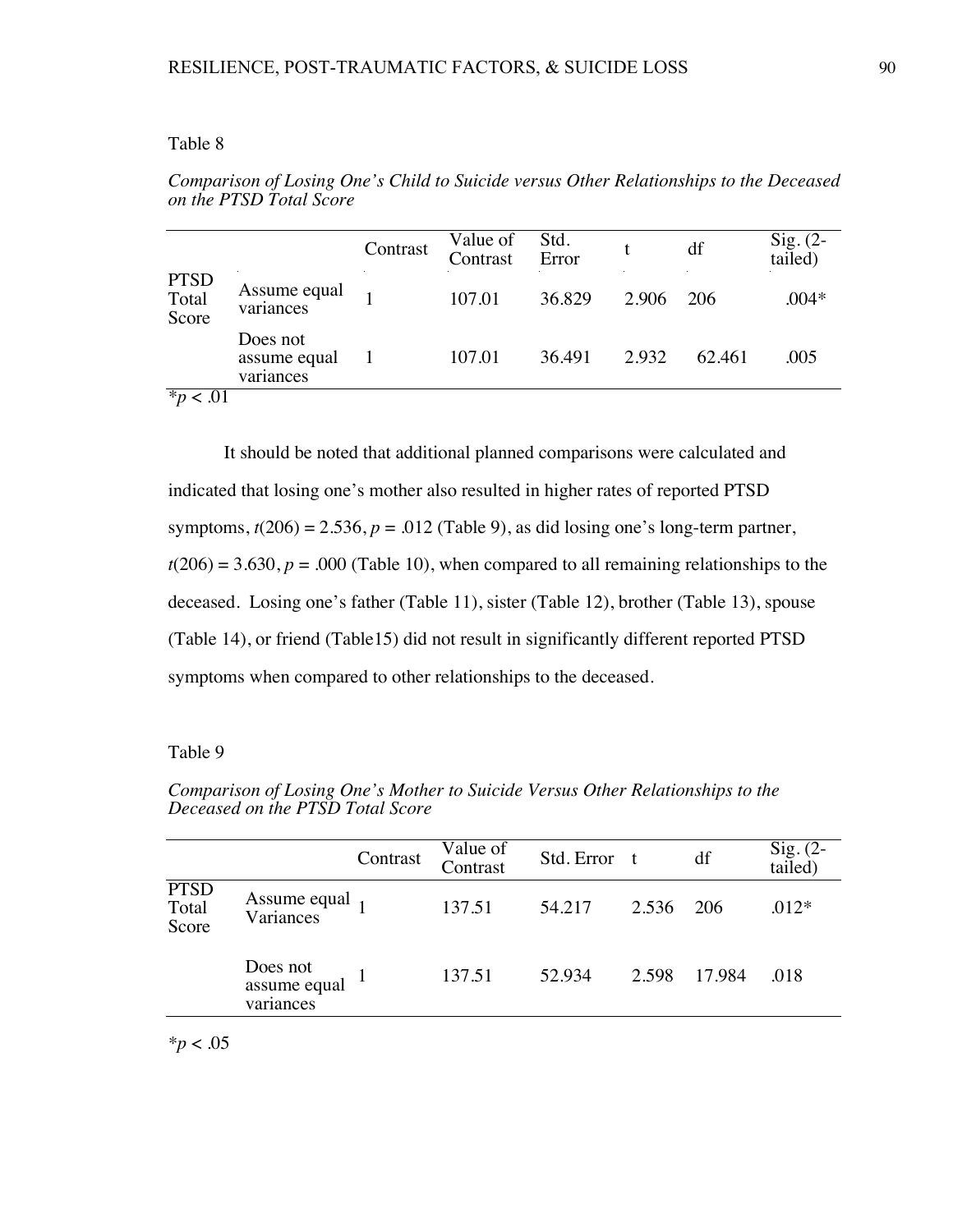Table 8

*Comparison of Losing One's Child to Suicide versus Other Relationships to the Deceased on the PTSD Total Score*

| | | Contrast | Value of Contrast | Std. Error | t | df | Sig. (2-tailed) |
|---|---|---|---|---|---|---|---|
| PTSD Total Score | Assume equal variances | 1 | 107.01 | 36.829 | 2.906 | 206 | .004* |
| | Does not assume equal variances | 1 | 107.01 | 36.491 | 2.932 | 62.461 | .005 |

*$p < .01$

It should be noted that additional planned comparisons were calculated and indicated that losing one's mother also resulted in higher rates of reported PTSD symptoms, $t(206) = 2.536$, $p = .012$ (Table 9), as did losing one's long-term partner, $t(206) = 3.630$, $p = .000$ (Table 10), when compared to all remaining relationships to the deceased. Losing one's father (Table 11), sister (Table 12), brother (Table 13), spouse (Table 14), or friend (Table15) did not result in significantly different reported PTSD symptoms when compared to other relationships to the deceased.

Table 9

*Comparison of Losing One's Mother to Suicide Versus Other Relationships to the Deceased on the PTSD Total Score*

| | | Contrast | Value of Contrast | Std. Error | t | df | Sig. (2-tailed) |
|---|---|---|---|---|---|---|---|
| PTSD Total Score | Assume equal Variances | 1 | 137.51 | 54.217 | 2.536 | 206 | .012* |
| | Does not assume equal variances | 1 | 137.51 | 52.934 | 2.598 | 17.984 | .018 |

*$p < .05$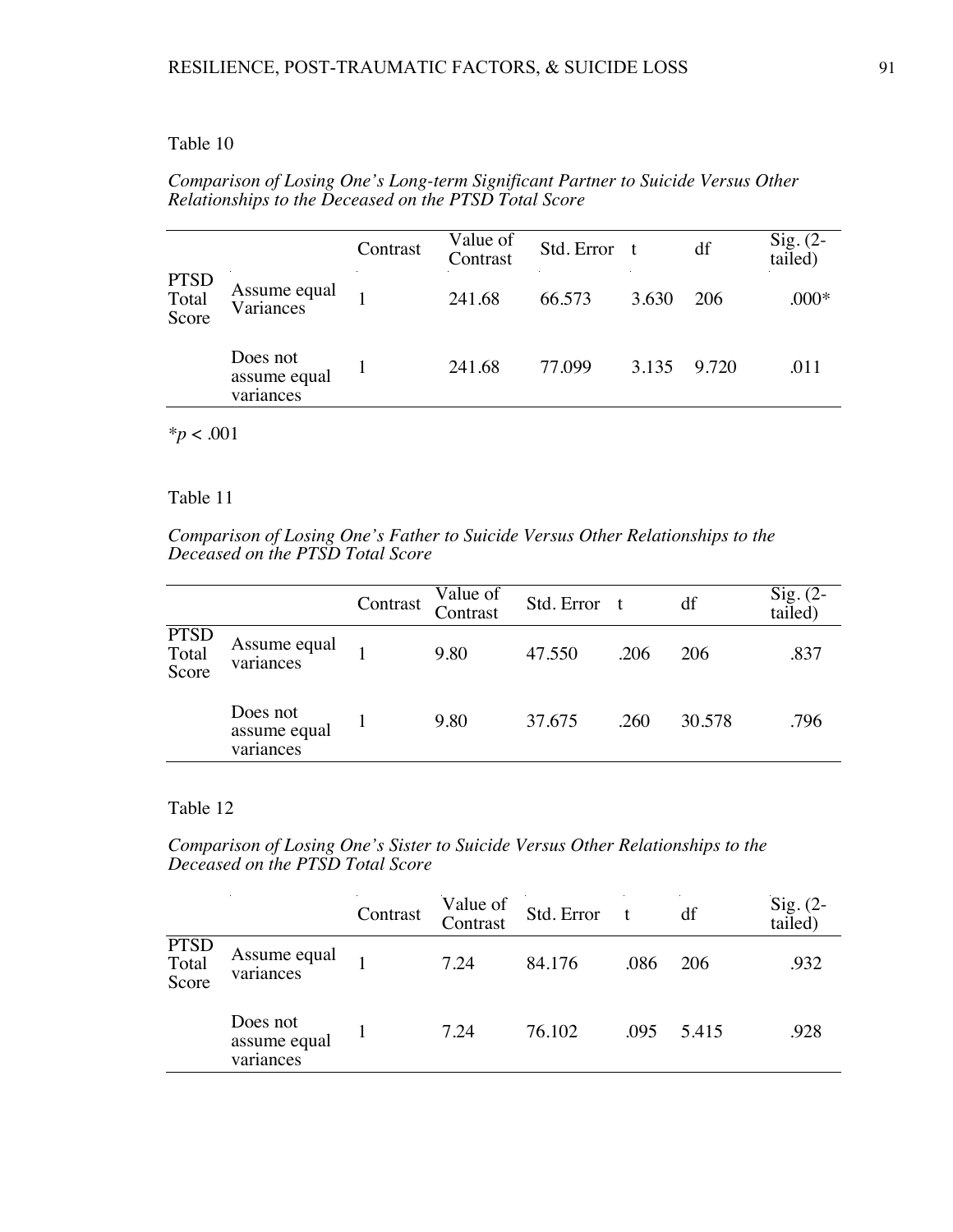Table 10

*Comparison of Losing One's Long-term Significant Partner to Suicide Versus Other Relationships to the Deceased on the PTSD Total Score*

| | | Contrast | Value of Contrast | Std. Error | t | df | Sig. (2-tailed) |
|---|---|---|---|---|---|---|---|
| PTSD Total Score | Assume equal Variances | 1 | 241.68 | 66.573 | 3.630 | 206 | .000* |
| | Does not assume equal variances | 1 | 241.68 | 77.099 | 3.135 | 9.720 | .011 |

*$p < .001$

Table 11

*Comparison of Losing One's Father to Suicide Versus Other Relationships to the Deceased on the PTSD Total Score*

| | | Contrast | Value of Contrast | Std. Error | t | df | Sig. (2-tailed) |
|---|---|---|---|---|---|---|---|
| PTSD Total Score | Assume equal variances | 1 | 9.80 | 47.550 | .206 | 206 | .837 |
| | Does not assume equal variances | 1 | 9.80 | 37.675 | .260 | 30.578 | .796 |

Table 12

*Comparison of Losing One's Sister to Suicide Versus Other Relationships to the Deceased on the PTSD Total Score*

| | | Contrast | Value of Contrast | Std. Error | t | df | Sig. (2-tailed) |
|---|---|---|---|---|---|---|---|
| PTSD Total Score | Assume equal variances | 1 | 7.24 | 84.176 | .086 | 206 | .932 |
| | Does not assume equal variances | 1 | 7.24 | 76.102 | .095 | 5.415 | .928 |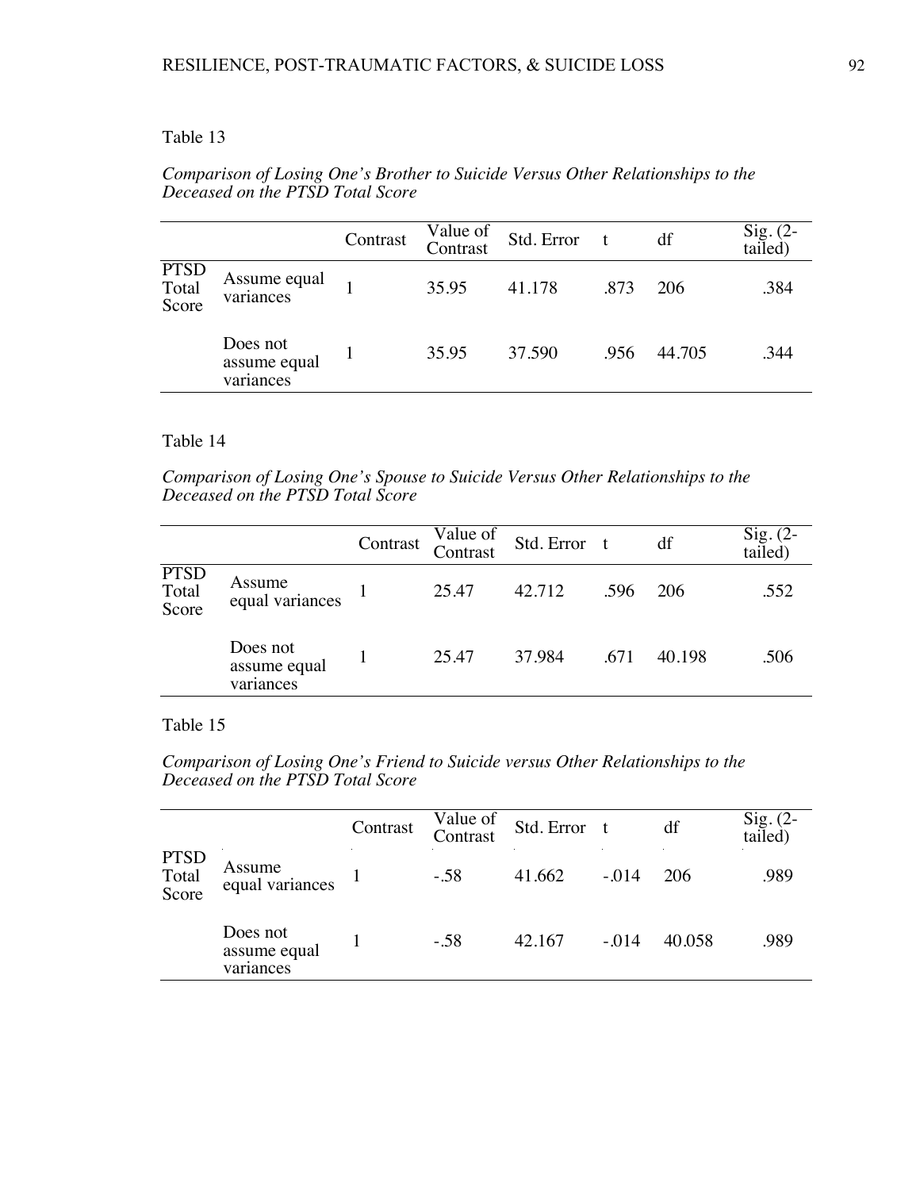Table 13

*Comparison of Losing One's Brother to Suicide Versus Other Relationships to the Deceased on the PTSD Total Score*

| | | Contrast | Value of Contrast | Std. Error | t | df | Sig. (2-tailed) |
|---|---|---|---|---|---|---|---|
| PTSD Total Score | Assume equal variances | 1 | 35.95 | 41.178 | .873 | 206 | .384 |
| | Does not assume equal variances | 1 | 35.95 | 37.590 | .956 | 44.705 | .344 |

Table 14

*Comparison of Losing One's Spouse to Suicide Versus Other Relationships to the Deceased on the PTSD Total Score*

| | | Contrast | Value of Contrast | Std. Error | t | df | Sig. (2-tailed) |
|---|---|---|---|---|---|---|---|
| PTSD Total Score | Assume equal variances | 1 | 25.47 | 42.712 | .596 | 206 | .552 |
| | Does not assume equal variances | 1 | 25.47 | 37.984 | .671 | 40.198 | .506 |

Table 15

*Comparison of Losing One's Friend to Suicide versus Other Relationships to the Deceased on the PTSD Total Score*

| | | Contrast | Value of Contrast | Std. Error | t | df | Sig. (2-tailed) |
|---|---|---|---|---|---|---|---|
| PTSD Total Score | Assume equal variances | 1 | -.58 | 41.662 | -.014 | 206 | .989 |
| | Does not assume equal variances | 1 | -.58 | 42.167 | -.014 | 40.058 | .989 |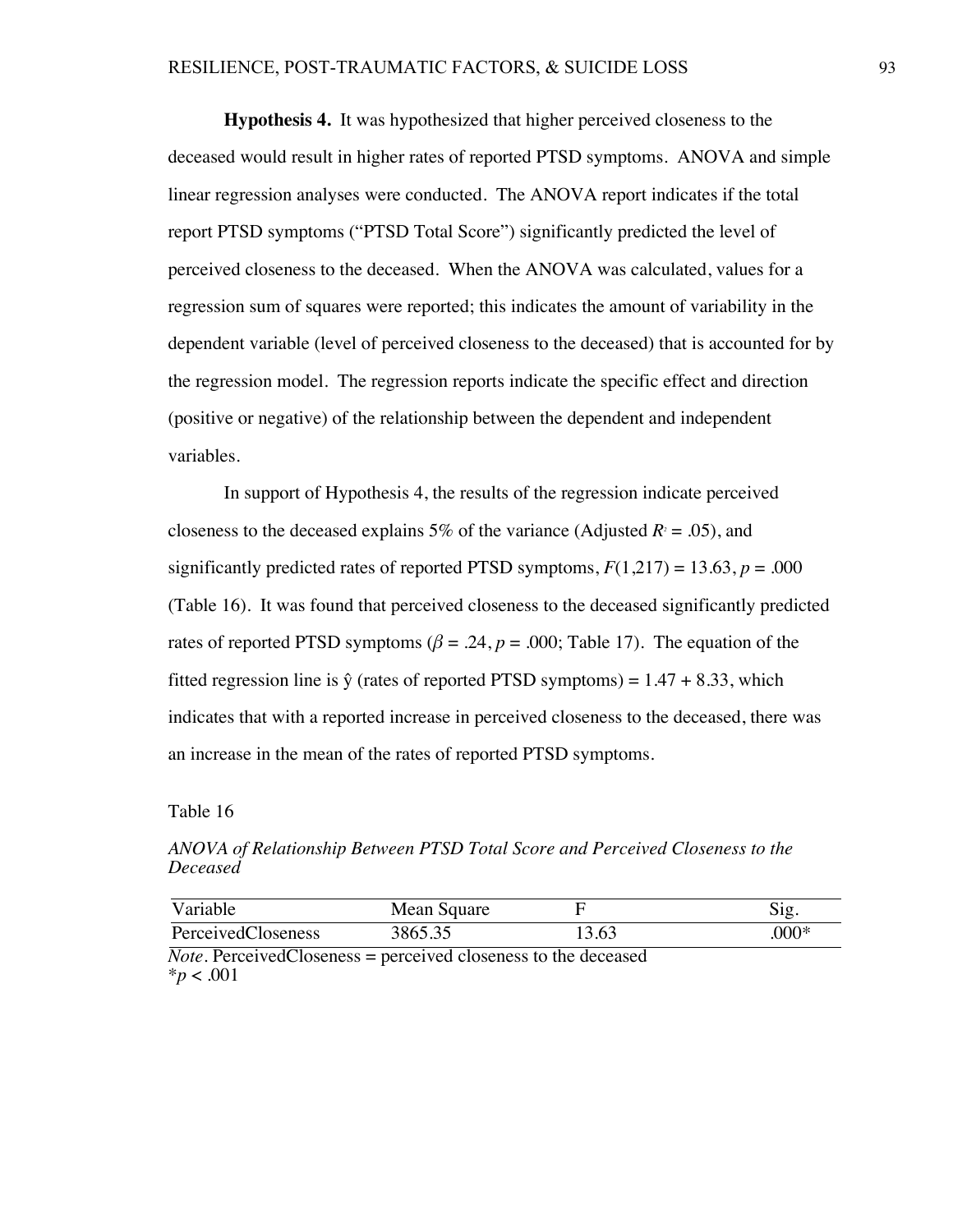**Hypothesis 4.** It was hypothesized that higher perceived closeness to the deceased would result in higher rates of reported PTSD symptoms. ANOVA and simple linear regression analyses were conducted. The ANOVA report indicates if the total report PTSD symptoms ("PTSD Total Score") significantly predicted the level of perceived closeness to the deceased. When the ANOVA was calculated, values for a regression sum of squares were reported; this indicates the amount of variability in the dependent variable (level of perceived closeness to the deceased) that is accounted for by the regression model. The regression reports indicate the specific effect and direction (positive or negative) of the relationship between the dependent and independent variables.

In support of Hypothesis 4, the results of the regression indicate perceived closeness to the deceased explains 5% of the variance (Adjusted $R^2 = .05$), and significantly predicted rates of reported PTSD symptoms, $F(1,217) = 13.63$, $p = .000$ (Table 16). It was found that perceived closeness to the deceased significantly predicted rates of reported PTSD symptoms ($\beta = .24$, $p = .000$; Table 17). The equation of the fitted regression line is ŷ (rates of reported PTSD symptoms) = 1.47 + 8.33, which indicates that with a reported increase in perceived closeness to the deceased, there was an increase in the mean of the rates of reported PTSD symptoms.

Table 16

*ANOVA of Relationship Between PTSD Total Score and Perceived Closeness to the Deceased*

| Variable | Mean Square | F | Sig. |
|---|---|---|---|
| PerceivedCloseness | 3865.35 | 13.63 | .000* |

*Note*. PerceivedCloseness = perceived closeness to the deceased
$^*p < .001$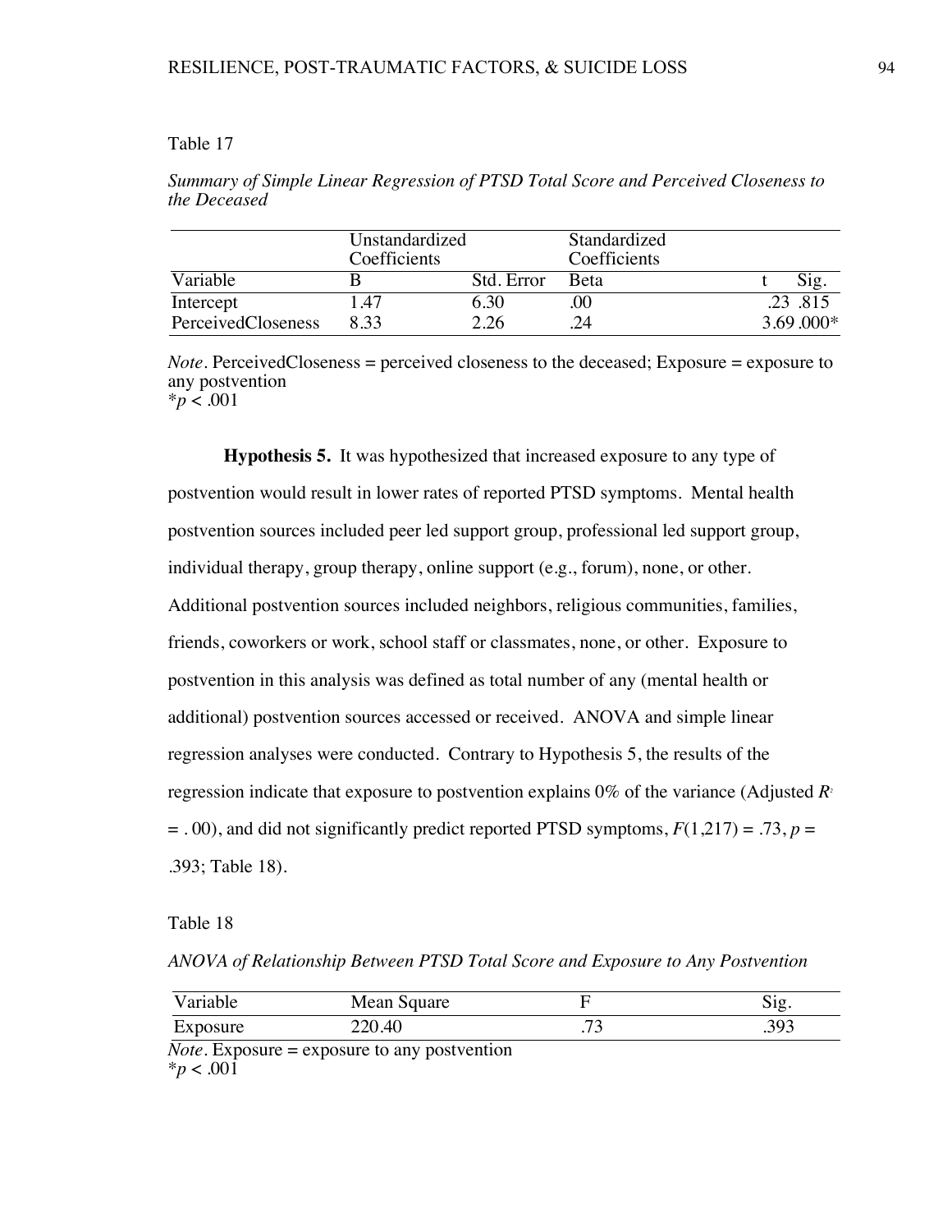Table 17

*Summary of Simple Linear Regression of PTSD Total Score and Perceived Closeness to the Deceased*

| | Unstandardized Coefficients | | Standardized Coefficients | | |
|---|---|---|---|---|---|
| Variable | B | Std. Error | Beta | t | Sig. |
| Intercept | 1.47 | 6.30 | .00 | .23 | .815 |
| PerceivedCloseness | 8.33 | 2.26 | .24 | 3.69 | .000* |

*Note*. PerceivedCloseness = perceived closeness to the deceased; Exposure = exposure to any postvention
$*p < .001$

**Hypothesis 5.** It was hypothesized that increased exposure to any type of postvention would result in lower rates of reported PTSD symptoms. Mental health postvention sources included peer led support group, professional led support group, individual therapy, group therapy, online support (e.g., forum), none, or other. Additional postvention sources included neighbors, religious communities, families, friends, coworkers or work, school staff or classmates, none, or other. Exposure to postvention in this analysis was defined as total number of any (mental health or additional) postvention sources accessed or received. ANOVA and simple linear regression analyses were conducted. Contrary to Hypothesis 5, the results of the regression indicate that exposure to postvention explains 0% of the variance (Adjusted $R^2$ = . 00), and did not significantly predict reported PTSD symptoms, $F(1,217) = .73$, $p = .393$; Table 18).

Table 18

*ANOVA of Relationship Between PTSD Total Score and Exposure to Any Postvention*

| Variable | Mean Square | F | Sig. |
|---|---|---|---|
| Exposure | 220.40 | .73 | .393 |

*Note*. Exposure = exposure to any postvention
$*p < .001$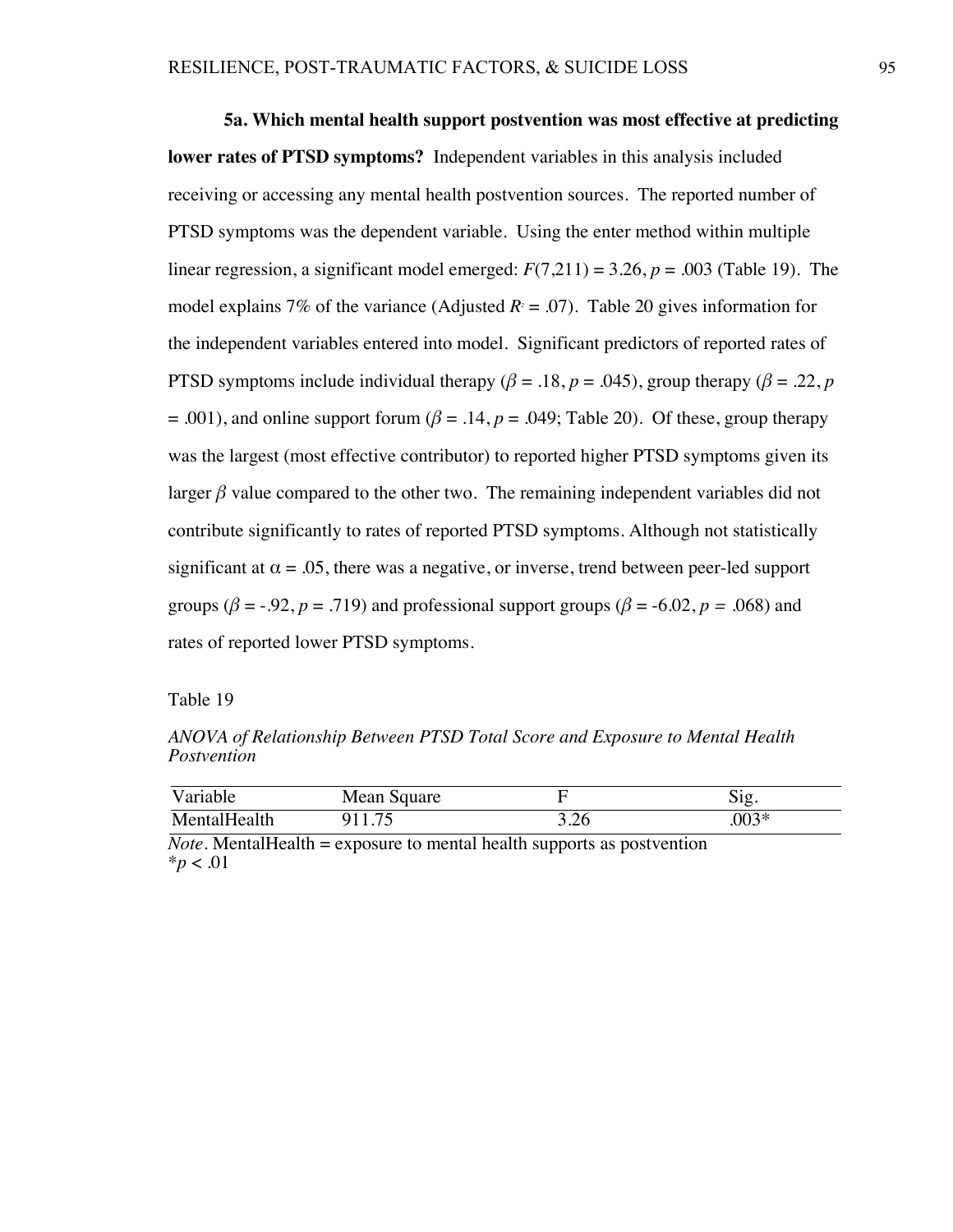**5a. Which mental health support postvention was most effective at predicting lower rates of PTSD symptoms?** Independent variables in this analysis included receiving or accessing any mental health postvention sources. The reported number of PTSD symptoms was the dependent variable. Using the enter method within multiple linear regression, a significant model emerged: $F(7,211) = 3.26$, $p = .003$ (Table 19). The model explains 7% of the variance (Adjusted $R^2 = .07$). Table 20 gives information for the independent variables entered into model. Significant predictors of reported rates of PTSD symptoms include individual therapy ($\beta = .18$, $p = .045$), group therapy ($\beta = .22$, $p = .001$), and online support forum ($\beta = .14$, $p = .049$; Table 20). Of these, group therapy was the largest (most effective contributor) to reported higher PTSD symptoms given its larger $\beta$ value compared to the other two. The remaining independent variables did not contribute significantly to rates of reported PTSD symptoms. Although not statistically significant at $\alpha = .05$, there was a negative, or inverse, trend between peer-led support groups ($\beta = -.92$, $p = .719$) and professional support groups ($\beta = -6.02$, $p = .068$) and rates of reported lower PTSD symptoms.

Table 19

*ANOVA of Relationship Between PTSD Total Score and Exposure to Mental Health Postvention*

| Variable | Mean Square | F | Sig. |
|---|---|---|---|
| MentalHealth | 911.75 | 3.26 | .003* |

*Note*. MentalHealth = exposure to mental health supports as postvention
*$p < .01$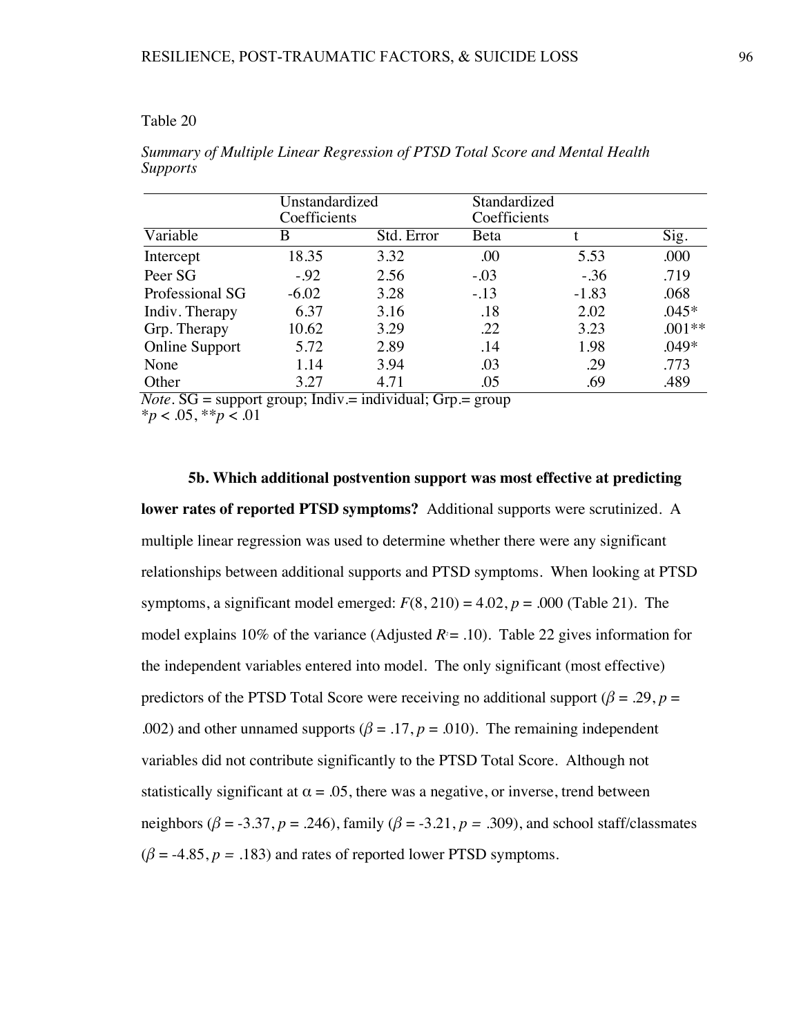Table 20

*Summary of Multiple Linear Regression of PTSD Total Score and Mental Health Supports*

| | Unstandardized Coefficients | | Standardized Coefficients | | |
|---|---|---|---|---|---|
| Variable | B | Std. Error | Beta | t | Sig. |
| Intercept | 18.35 | 3.32 | .00 | 5.53 | .000 |
| Peer SG | -.92 | 2.56 | -.03 | -.36 | .719 |
| Professional SG | -6.02 | 3.28 | -.13 | -1.83 | .068 |
| Indiv. Therapy | 6.37 | 3.16 | .18 | 2.02 | .045* |
| Grp. Therapy | 10.62 | 3.29 | .22 | 3.23 | .001** |
| Online Support | 5.72 | 2.89 | .14 | 1.98 | .049* |
| None | 1.14 | 3.94 | .03 | .29 | .773 |
| Other | 3.27 | 4.71 | .05 | .69 | .489 |

*Note*. SG = support group; Indiv.= individual; Grp.= group
*$p < .05$, **$p < .01$

**5b. Which additional postvention support was most effective at predicting lower rates of reported PTSD symptoms?** Additional supports were scrutinized. A multiple linear regression was used to determine whether there were any significant relationships between additional supports and PTSD symptoms. When looking at PTSD symptoms, a significant model emerged: $F(8, 210) = 4.02$, $p = .000$ (Table 21). The model explains 10% of the variance (Adjusted $R^2 = .10$). Table 22 gives information for the independent variables entered into model. The only significant (most effective) predictors of the PTSD Total Score were receiving no additional support ($\beta = .29$, $p = .002$) and other unnamed supports ($\beta = .17$, $p = .010$). The remaining independent variables did not contribute significantly to the PTSD Total Score. Although not statistically significant at $\alpha = .05$, there was a negative, or inverse, trend between neighbors ($\beta = -3.37$, $p = .246$), family ($\beta = -3.21$, $p = .309$), and school staff/classmates ($\beta = -4.85$, $p = .183$) and rates of reported lower PTSD symptoms.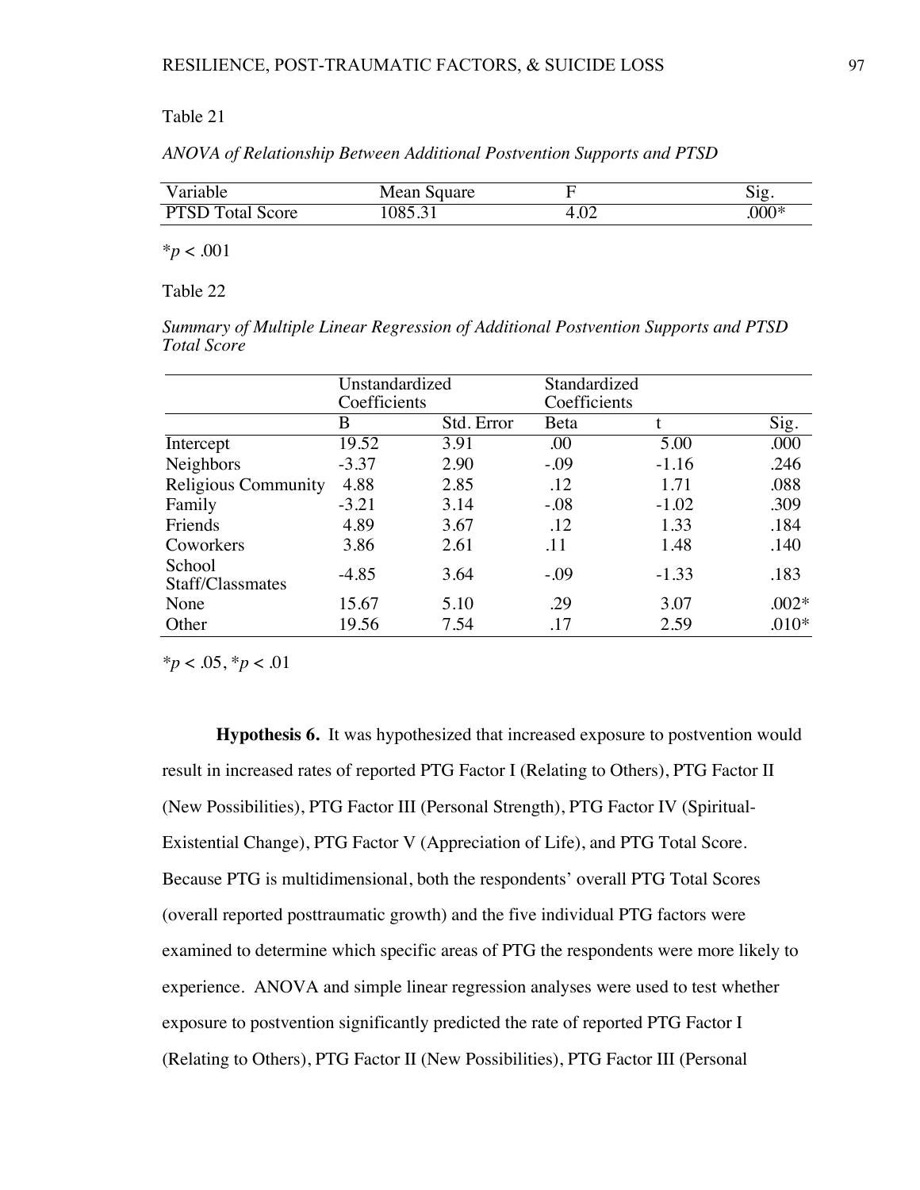Table 21

*ANOVA of Relationship Between Additional Postvention Supports and PTSD*

| Variable | Mean Square | F | Sig. |
|---|---|---|---|
| PTSD Total Score | 1085.31 | 4.02 | .000* |

$*p < .001$

Table 22

*Summary of Multiple Linear Regression of Additional Postvention Supports and PTSD Total Score*

| | Unstandardized Coefficients | | Standardized Coefficients | | |
|---|---|---|---|---|---|
| | B | Std. Error | Beta | t | Sig. |
| Intercept | 19.52 | 3.91 | .00 | 5.00 | .000 |
| Neighbors | -3.37 | 2.90 | -.09 | -1.16 | .246 |
| Religious Community | 4.88 | 2.85 | .12 | 1.71 | .088 |
| Family | -3.21 | 3.14 | -.08 | -1.02 | .309 |
| Friends | 4.89 | 3.67 | .12 | 1.33 | .184 |
| Coworkers | 3.86 | 2.61 | .11 | 1.48 | .140 |
| School Staff/Classmates | -4.85 | 3.64 | -.09 | -1.33 | .183 |
| None | 15.67 | 5.10 | .29 | 3.07 | .002* |
| Other | 19.56 | 7.54 | .17 | 2.59 | .010* |

$*p < .05$, $*p < .01$

**Hypothesis 6.** It was hypothesized that increased exposure to postvention would result in increased rates of reported PTG Factor I (Relating to Others), PTG Factor II (New Possibilities), PTG Factor III (Personal Strength), PTG Factor IV (Spiritual-Existential Change), PTG Factor V (Appreciation of Life), and PTG Total Score. Because PTG is multidimensional, both the respondents' overall PTG Total Scores (overall reported posttraumatic growth) and the five individual PTG factors were examined to determine which specific areas of PTG the respondents were more likely to experience. ANOVA and simple linear regression analyses were used to test whether exposure to postvention significantly predicted the rate of reported PTG Factor I (Relating to Others), PTG Factor II (New Possibilities), PTG Factor III (Personal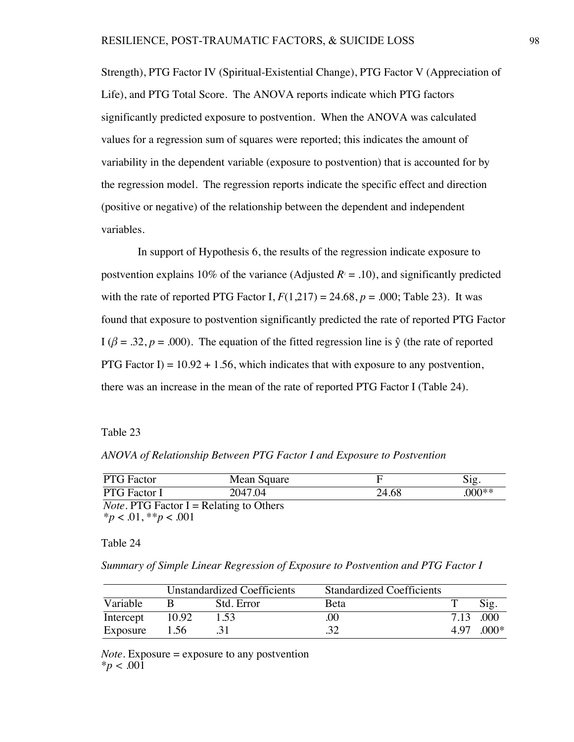Strength), PTG Factor IV (Spiritual-Existential Change), PTG Factor V (Appreciation of Life), and PTG Total Score. The ANOVA reports indicate which PTG factors significantly predicted exposure to postvention. When the ANOVA was calculated values for a regression sum of squares were reported; this indicates the amount of variability in the dependent variable (exposure to postvention) that is accounted for by the regression model. The regression reports indicate the specific effect and direction (positive or negative) of the relationship between the dependent and independent variables.

In support of Hypothesis 6, the results of the regression indicate exposure to postvention explains 10% of the variance (Adjusted $R^2 = .10$), and significantly predicted with the rate of reported PTG Factor I, $F(1,217) = 24.68$, $p = .000$; Table 23). It was found that exposure to postvention significantly predicted the rate of reported PTG Factor I ($\beta = .32$, $p = .000$). The equation of the fitted regression line is ŷ (the rate of reported PTG Factor I) = 10.92 + 1.56, which indicates that with exposure to any postvention, there was an increase in the mean of the rate of reported PTG Factor I (Table 24).

Table 23

*ANOVA of Relationship Between PTG Factor I and Exposure to Postvention*

| PTG Factor | Mean Square | F | Sig. |
|---|---|---|---|
| PTG Factor I | 2047.04 | 24.68 | .000** |

*Note*. PTG Factor I = Relating to Others
\**p* < .01, \*\**p* < .001

Table 24

*Summary of Simple Linear Regression of Exposure to Postvention and PTG Factor I*

| | Unstandardized Coefficients | | Standardized Coefficients | | |
|---|---|---|---|---|---|
| Variable | B | Std. Error | Beta | T | Sig. |
| Intercept | 10.92 | 1.53 | .00 | 7.13 | .000 |
| Exposure | 1.56 | .31 | .32 | 4.97 | .000* |

*Note*. Exposure = exposure to any postvention
\**p* < .001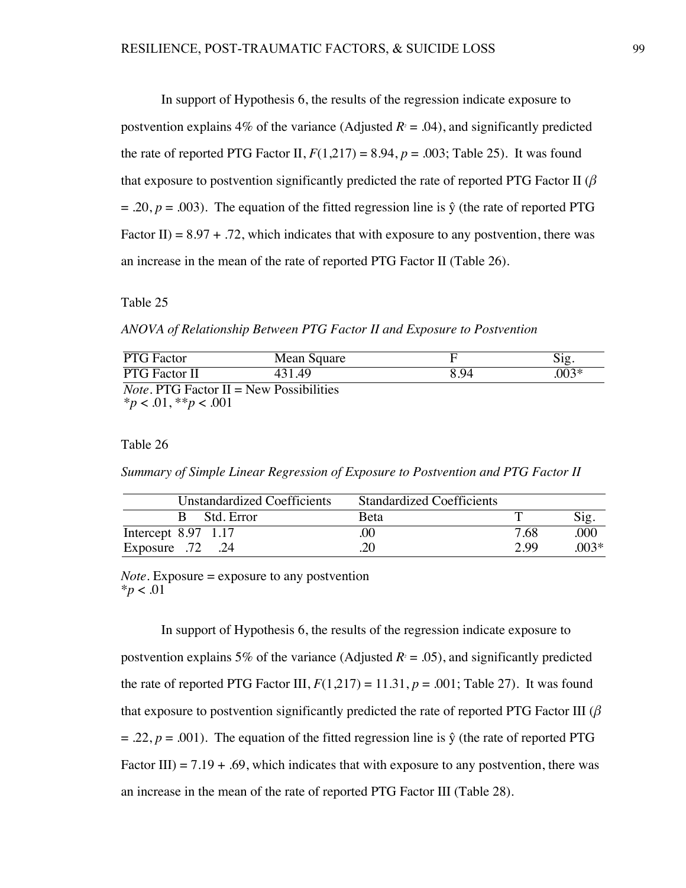In support of Hypothesis 6, the results of the regression indicate exposure to postvention explains 4% of the variance (Adjusted $R^2$ = .04), and significantly predicted the rate of reported PTG Factor II, $F(1,217) = 8.94$, $p = .003$; Table 25). It was found that exposure to postvention significantly predicted the rate of reported PTG Factor II ($\beta$ = .20, $p = .003$). The equation of the fitted regression line is ŷ (the rate of reported PTG Factor II) = 8.97 + .72, which indicates that with exposure to any postvention, there was an increase in the mean of the rate of reported PTG Factor II (Table 26).

Table 25

*ANOVA of Relationship Between PTG Factor II and Exposure to Postvention*

| PTG Factor | Mean Square | F | Sig. |
|---|---|---|---|
| PTG Factor II | 431.49 | 8.94 | .003* |

*Note*. PTG Factor II = New Possibilities
*$p < .01$, **$p < .001$

Table 26

*Summary of Simple Linear Regression of Exposure to Postvention and PTG Factor II*

| | Unstandardized Coefficients | | Standardized Coefficients | | |
|---|---|---|---|---|---|
| | B | Std. Error | Beta | T | Sig. |
| Intercept | 8.97 | 1.17 | .00 | 7.68 | .000 |
| Exposure | .72 | .24 | .20 | 2.99 | .003* |

*Note*. Exposure = exposure to any postvention
*$p < .01$

In support of Hypothesis 6, the results of the regression indicate exposure to postvention explains 5% of the variance (Adjusted $R^2$ = .05), and significantly predicted the rate of reported PTG Factor III, $F(1,217) = 11.31$, $p = .001$; Table 27). It was found that exposure to postvention significantly predicted the rate of reported PTG Factor III ($\beta$ = .22, $p = .001$). The equation of the fitted regression line is ŷ (the rate of reported PTG Factor III) = 7.19 + .69, which indicates that with exposure to any postvention, there was an increase in the mean of the rate of reported PTG Factor III (Table 28).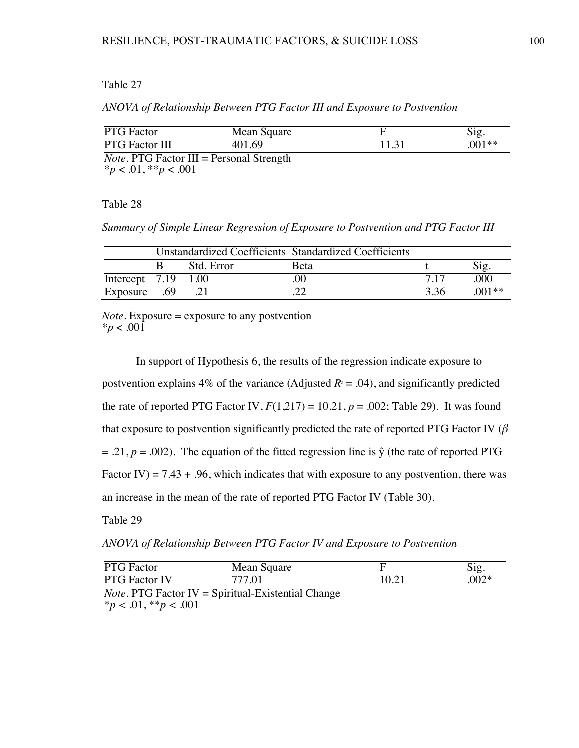Table 27

*ANOVA of Relationship Between PTG Factor III and Exposure to Postvention*

| PTG Factor | Mean Square | F | Sig. |
|---|---|---|---|
| PTG Factor III | 401.69 | 11.31 | .001** |

*Note*. PTG Factor III = Personal Strength
*$p$ < .01, **$p$ < .001

Table 28

*Summary of Simple Linear Regression of Exposure to Postvention and PTG Factor III*

| | Unstandardized Coefficients | | Standardized Coefficients | | |
|---|---|---|---|---|---|
| | B | Std. Error | Beta | t | Sig. |
| Intercept | 7.19 | 1.00 | .00 | 7.17 | .000 |
| Exposure | .69 | .21 | .22 | 3.36 | .001** |

*Note*. Exposure = exposure to any postvention
*$p$ < .001

In support of Hypothesis 6, the results of the regression indicate exposure to postvention explains 4% of the variance (Adjusted $R^2$ = .04), and significantly predicted the rate of reported PTG Factor IV, $F(1,217) = 10.21$, $p = .002$; Table 29). It was found that exposure to postvention significantly predicted the rate of reported PTG Factor IV ($\beta$ = .21, $p$ = .002). The equation of the fitted regression line is ŷ (the rate of reported PTG Factor IV) = 7.43 + .96, which indicates that with exposure to any postvention, there was an increase in the mean of the rate of reported PTG Factor IV (Table 30).

Table 29

*ANOVA of Relationship Between PTG Factor IV and Exposure to Postvention*

| PTG Factor | Mean Square | F | Sig. |
|---|---|---|---|
| PTG Factor IV | 777.01 | 10.21 | .002* |

*Note*. PTG Factor IV = Spiritual-Existential Change
*$p$ < .01, **$p$ < .001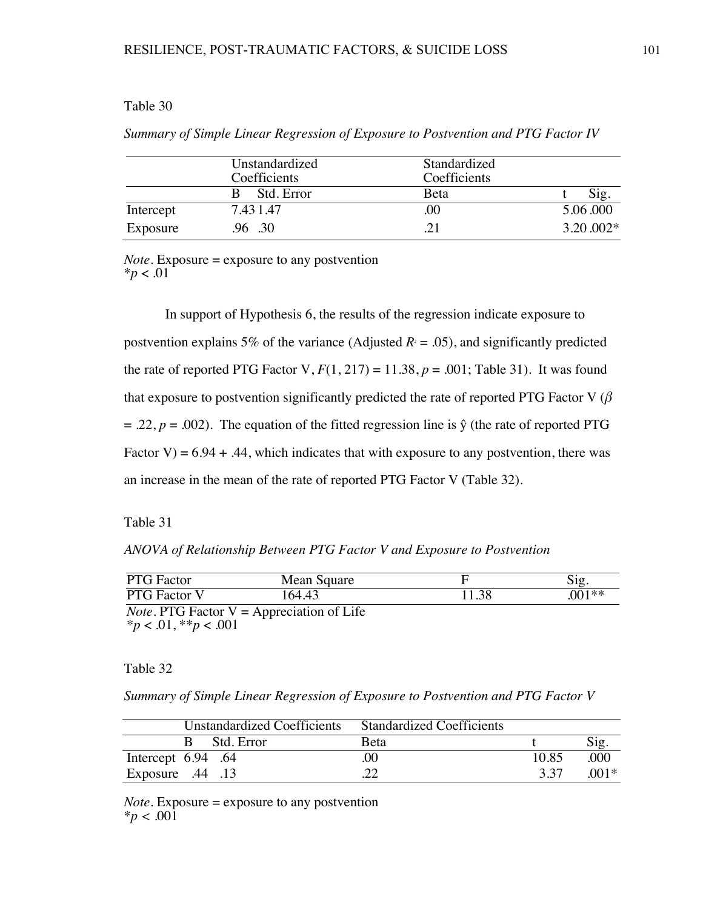Table 30

*Summary of Simple Linear Regression of Exposure to Postvention and PTG Factor IV*

| | Unstandardized Coefficients | | Standardized Coefficients | | |
|---|---|---|---|---|---|
| | B | Std. Error | Beta | t | Sig. |
| Intercept | 7.43 | 1.47 | .00 | 5.06 | .000 |
| Exposure | .96 | .30 | .21 | 3.20 | .002* |

*Note*. Exposure = exposure to any postvention
$^*p < .01$

In support of Hypothesis 6, the results of the regression indicate exposure to postvention explains 5% of the variance (Adjusted $R^2 = .05$), and significantly predicted the rate of reported PTG Factor V, $F(1, 217) = 11.38$, $p = .001$; Table 31). It was found that exposure to postvention significantly predicted the rate of reported PTG Factor V ($\beta = .22$, $p = .002$). The equation of the fitted regression line is ŷ (the rate of reported PTG Factor V) = 6.94 + .44, which indicates that with exposure to any postvention, there was an increase in the mean of the rate of reported PTG Factor V (Table 32).

Table 31

*ANOVA of Relationship Between PTG Factor V and Exposure to Postvention*

| PTG Factor | Mean Square | F | Sig. |
|---|---|---|---|
| PTG Factor V | 164.43 | 11.38 | .001** |

*Note*. PTG Factor V = Appreciation of Life
$^*p < .01$, $^{**}p < .001$

Table 32

*Summary of Simple Linear Regression of Exposure to Postvention and PTG Factor V*

| | Unstandardized Coefficients | | Standardized Coefficients | | |
|---|---|---|---|---|---|
| | B | Std. Error | Beta | t | Sig. |
| Intercept | 6.94 | .64 | .00 | 10.85 | .000 |
| Exposure | .44 | .13 | .22 | 3.37 | .001* |

*Note*. Exposure = exposure to any postvention
$^*p < .001$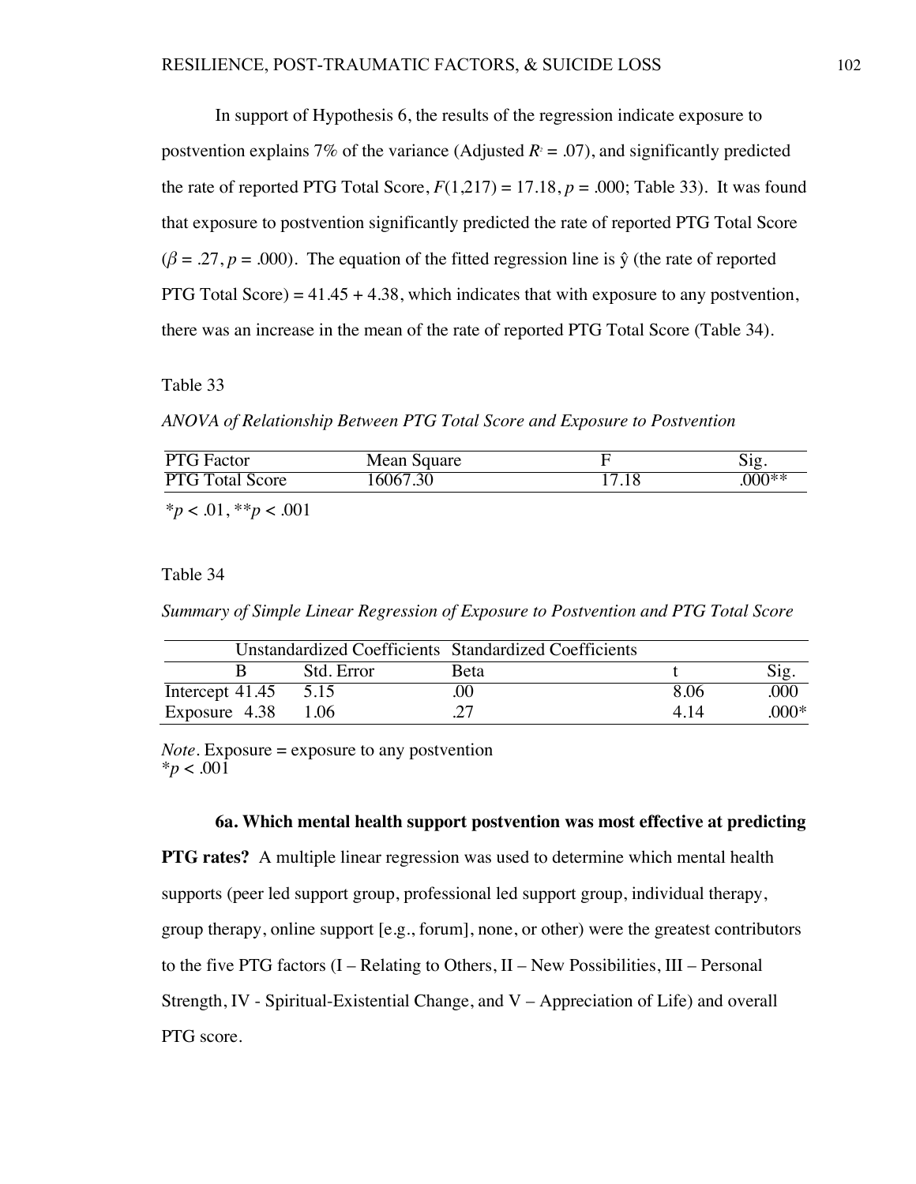In support of Hypothesis 6, the results of the regression indicate exposure to postvention explains 7% of the variance (Adjusted $R^2 = .07$), and significantly predicted the rate of reported PTG Total Score, $F(1,217) = 17.18$, $p = .000$; Table 33). It was found that exposure to postvention significantly predicted the rate of reported PTG Total Score ($\beta = .27$, $p = .000$). The equation of the fitted regression line is ŷ (the rate of reported PTG Total Score) = 41.45 + 4.38, which indicates that with exposure to any postvention, there was an increase in the mean of the rate of reported PTG Total Score (Table 34).

Table 33

*ANOVA of Relationship Between PTG Total Score and Exposure to Postvention*

| PTG Factor | Mean Square | F | Sig. |
|---|---|---|---|
| PTG Total Score | 16067.30 | 17.18 | .000** |

$^*p < .01$, $^{**}p < .001$

Table 34

*Summary of Simple Linear Regression of Exposure to Postvention and PTG Total Score*

| | Unstandardized Coefficients | | Standardized Coefficients | | |
|---|---|---|---|---|---|
| | B | Std. Error | Beta | t | Sig. |
| Intercept | 41.45 | 5.15 | .00 | 8.06 | .000 |
| Exposure | 4.38 | 1.06 | .27 | 4.14 | .000* |

*Note*. Exposure = exposure to any postvention
$^*p < .001$

**6a. Which mental health support postvention was most effective at predicting PTG rates?** A multiple linear regression was used to determine which mental health supports (peer led support group, professional led support group, individual therapy, group therapy, online support [e.g., forum], none, or other) were the greatest contributors to the five PTG factors (I – Relating to Others, II – New Possibilities, III – Personal Strength, IV - Spiritual-Existential Change, and V – Appreciation of Life) and overall PTG score.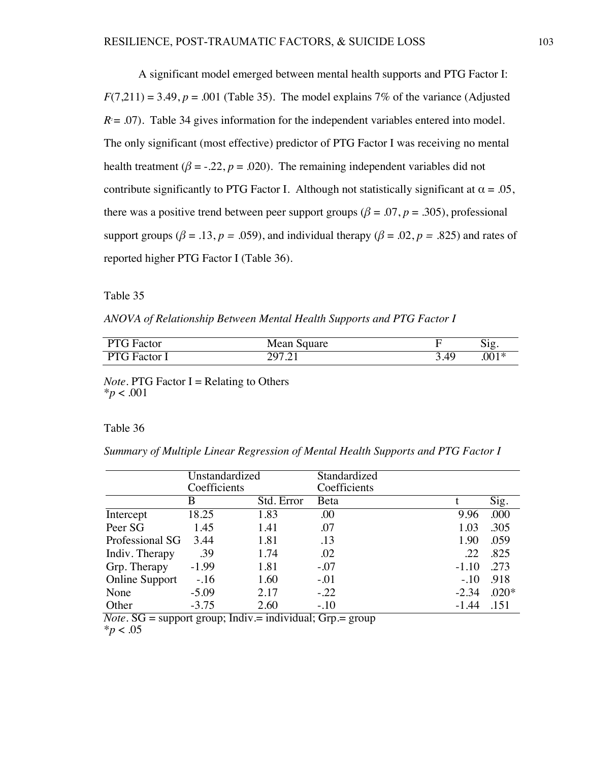A significant model emerged between mental health supports and PTG Factor I: $F(7,211) = 3.49$, $p = .001$ (Table 35). The model explains 7% of the variance (Adjusted $R^2 = .07$). Table 34 gives information for the independent variables entered into model. The only significant (most effective) predictor of PTG Factor I was receiving no mental health treatment ($\beta = -.22$, $p = .020$). The remaining independent variables did not contribute significantly to PTG Factor I. Although not statistically significant at $\alpha = .05$, there was a positive trend between peer support groups ($\beta = .07$, $p = .305$), professional support groups ($\beta = .13$, $p = .059$), and individual therapy ($\beta = .02$, $p = .825$) and rates of reported higher PTG Factor I (Table 36).

Table 35

*ANOVA of Relationship Between Mental Health Supports and PTG Factor I*

| PTG Factor | Mean Square | F | Sig. |
|---|---|---|---|
| PTG Factor I | 297.21 | 3.49 | .001* |

*Note*. PTG Factor I = Relating to Others
*$p < .001$

Table 36

*Summary of Multiple Linear Regression of Mental Health Supports and PTG Factor I*

| | Unstandardized Coefficients | | Standardized Coefficients | | |
|---|---|---|---|---|---|
| | B | Std. Error | Beta | t | Sig. |
| Intercept | 18.25 | 1.83 | .00 | 9.96 | .000 |
| Peer SG | 1.45 | 1.41 | .07 | 1.03 | .305 |
| Professional SG | 3.44 | 1.81 | .13 | 1.90 | .059 |
| Indiv. Therapy | .39 | 1.74 | .02 | .22 | .825 |
| Grp. Therapy | -1.99 | 1.81 | -.07 | -1.10 | .273 |
| Online Support | -.16 | 1.60 | -.01 | -.10 | .918 |
| None | -5.09 | 2.17 | -.22 | -2.34 | .020* |
| Other | -3.75 | 2.60 | -.10 | -1.44 | .151 |

*Note*. SG = support group; Indiv.= individual; Grp.= group
*$p < .05$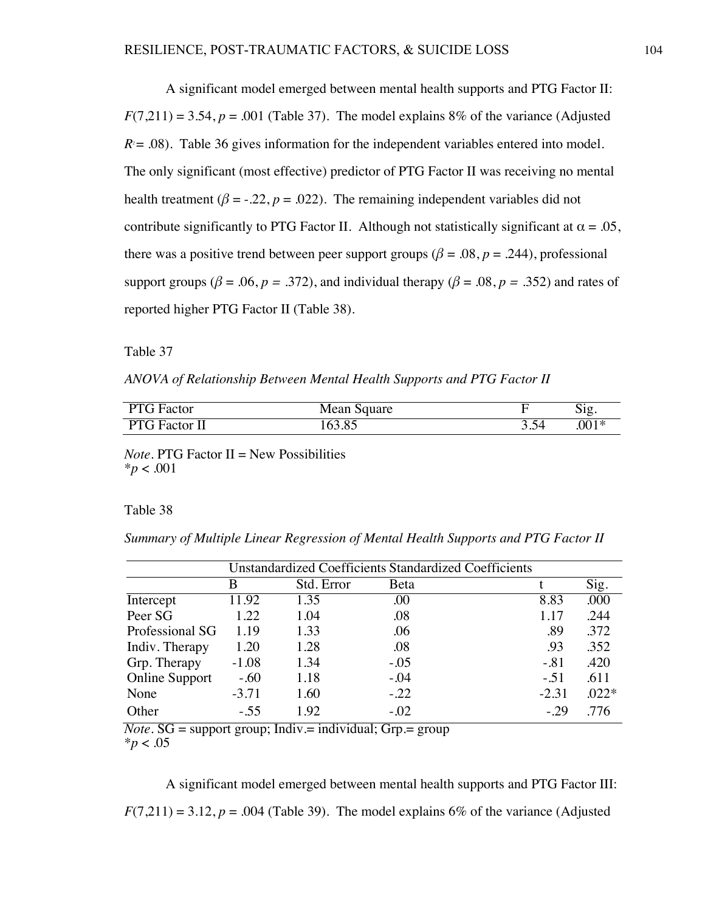A significant model emerged between mental health supports and PTG Factor II: $F(7,211) = 3.54$, $p = .001$ (Table 37). The model explains 8% of the variance (Adjusted $R^2 = .08$). Table 36 gives information for the independent variables entered into model. The only significant (most effective) predictor of PTG Factor II was receiving no mental health treatment ($\beta = -.22$, $p = .022$). The remaining independent variables did not contribute significantly to PTG Factor II. Although not statistically significant at $\alpha = .05$, there was a positive trend between peer support groups ($\beta = .08$, $p = .244$), professional support groups ($\beta = .06$, $p = .372$), and individual therapy ($\beta = .08$, $p = .352$) and rates of reported higher PTG Factor II (Table 38).

Table 37

*ANOVA of Relationship Between Mental Health Supports and PTG Factor II*

| PTG Factor | Mean Square | F | Sig. |
|---|---|---|---|
| PTG Factor II | 163.85 | 3.54 | .001* |

*Note*. PTG Factor II = New Possibilities
*$p < .001$

Table 38

*Summary of Multiple Linear Regression of Mental Health Supports and PTG Factor II*

| | Unstandardized Coefficients | | Standardized Coefficients | | |
|---|---|---|---|---|---|
| | B | Std. Error | Beta | t | Sig. |
| Intercept | 11.92 | 1.35 | .00 | 8.83 | .000 |
| Peer SG | 1.22 | 1.04 | .08 | 1.17 | .244 |
| Professional SG | 1.19 | 1.33 | .06 | .89 | .372 |
| Indiv. Therapy | 1.20 | 1.28 | .08 | .93 | .352 |
| Grp. Therapy | -1.08 | 1.34 | -.05 | -.81 | .420 |
| Online Support | -.60 | 1.18 | -.04 | -.51 | .611 |
| None | -3.71 | 1.60 | -.22 | -2.31 | .022* |
| Other | -.55 | 1.92 | -.02 | -.29 | .776 |

*Note*. SG = support group; Indiv.= individual; Grp.= group
*$p < .05$

A significant model emerged between mental health supports and PTG Factor III: $F(7,211) = 3.12$, $p = .004$ (Table 39). The model explains 6% of the variance (Adjusted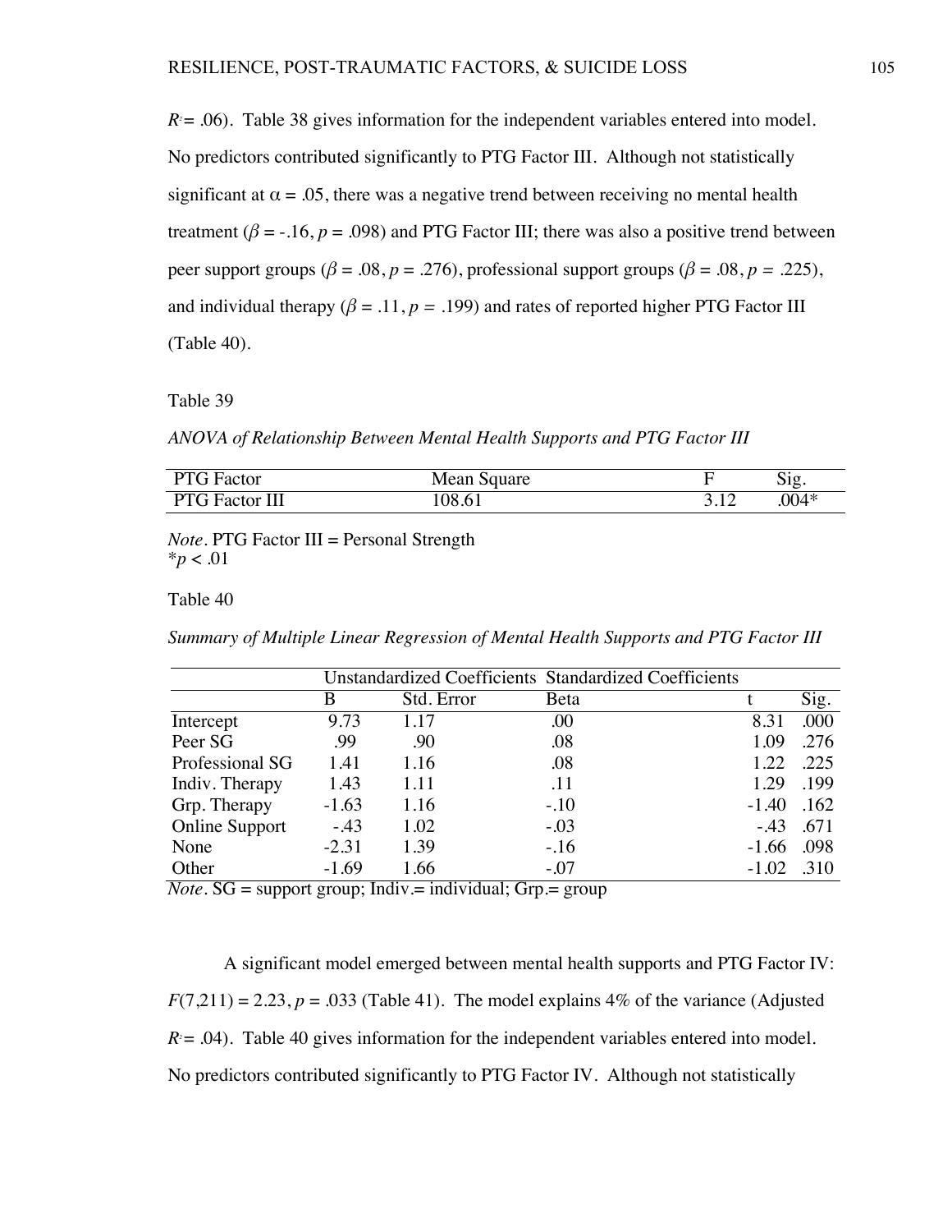$R^2 = .06$). Table 38 gives information for the independent variables entered into model. No predictors contributed significantly to PTG Factor III. Although not statistically significant at $\alpha = .05$, there was a negative trend between receiving no mental health treatment ($\beta = -.16$, $p = .098$) and PTG Factor III; there was also a positive trend between peer support groups ($\beta = .08$, $p = .276$), professional support groups ($\beta = .08$, $p = .225$), and individual therapy ($\beta = .11$, $p = .199$) and rates of reported higher PTG Factor III (Table 40).

Table 39

*ANOVA of Relationship Between Mental Health Supports and PTG Factor III*

| PTG Factor | Mean Square | F | Sig. |
|---|---|---|---|
| PTG Factor III | 108.61 | 3.12 | .004* |

*Note*. PTG Factor III = Personal Strength
*$p < .01$

Table 40

*Summary of Multiple Linear Regression of Mental Health Supports and PTG Factor III*

| | Unstandardized Coefficients | | Standardized Coefficients | | |
|---|---|---|---|---|---|
| | B | Std. Error | Beta | t | Sig. |
| Intercept | 9.73 | 1.17 | .00 | 8.31 | .000 |
| Peer SG | .99 | .90 | .08 | 1.09 | .276 |
| Professional SG | 1.41 | 1.16 | .08 | 1.22 | .225 |
| Indiv. Therapy | 1.43 | 1.11 | .11 | 1.29 | .199 |
| Grp. Therapy | -1.63 | 1.16 | -.10 | -1.40 | .162 |
| Online Support | -.43 | 1.02 | -.03 | -.43 | .671 |
| None | -2.31 | 1.39 | -.16 | -1.66 | .098 |
| Other | -1.69 | 1.66 | -.07 | -1.02 | .310 |

*Note*. SG = support group; Indiv.= individual; Grp.= group

A significant model emerged between mental health supports and PTG Factor IV: $F(7,211) = 2.23$, $p = .033$ (Table 41). The model explains 4% of the variance (Adjusted $R^2 = .04$). Table 40 gives information for the independent variables entered into model. No predictors contributed significantly to PTG Factor IV. Although not statistically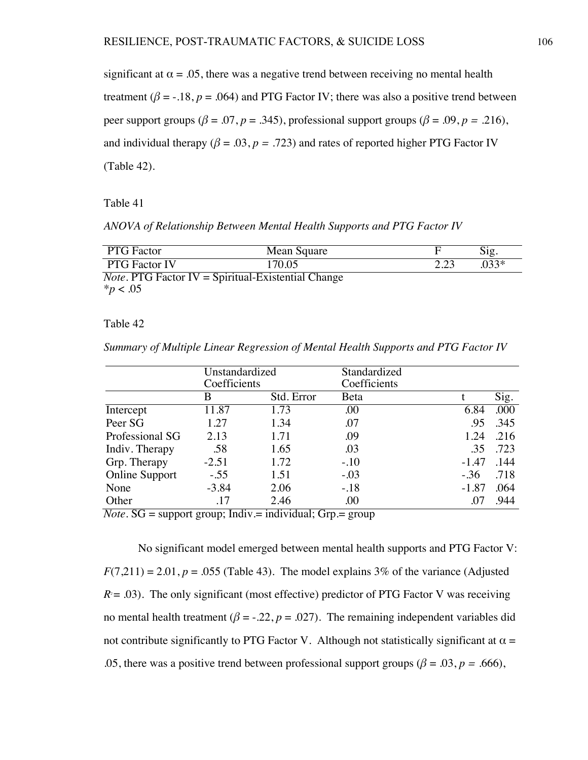significant at $\alpha = .05$, there was a negative trend between receiving no mental health treatment ($\beta = -.18$, $p = .064$) and PTG Factor IV; there was also a positive trend between peer support groups ($\beta = .07$, $p = .345$), professional support groups ($\beta = .09$, $p = .216$), and individual therapy ($\beta = .03$, $p = .723$) and rates of reported higher PTG Factor IV (Table 42).

Table 41

*ANOVA of Relationship Between Mental Health Supports and PTG Factor IV*

| PTG Factor | Mean Square | F | Sig. |
|---|---|---|---|
| PTG Factor IV | 170.05 | 2.23 | .033* |

*Note*. PTG Factor IV = Spiritual-Existential Change
*$p < .05$

Table 42

*Summary of Multiple Linear Regression of Mental Health Supports and PTG Factor IV*

| | Unstandardized Coefficients | | Standardized Coefficients | | |
|---|---|---|---|---|---|
| | B | Std. Error | Beta | t | Sig. |
| Intercept | 11.87 | 1.73 | .00 | 6.84 | .000 |
| Peer SG | 1.27 | 1.34 | .07 | .95 | .345 |
| Professional SG | 2.13 | 1.71 | .09 | 1.24 | .216 |
| Indiv. Therapy | .58 | 1.65 | .03 | .35 | .723 |
| Grp. Therapy | -2.51 | 1.72 | -.10 | -1.47 | .144 |
| Online Support | -.55 | 1.51 | -.03 | -.36 | .718 |
| None | -3.84 | 2.06 | -.18 | -1.87 | .064 |
| Other | .17 | 2.46 | .00 | .07 | .944 |

*Note*. SG = support group; Indiv.= individual; Grp.= group

No significant model emerged between mental health supports and PTG Factor V: $F(7,211) = 2.01$, $p = .055$ (Table 43). The model explains 3% of the variance (Adjusted $R^2 = .03$). The only significant (most effective) predictor of PTG Factor V was receiving no mental health treatment ($\beta = -.22$, $p = .027$). The remaining independent variables did not contribute significantly to PTG Factor V. Although not statistically significant at $\alpha = .05$, there was a positive trend between professional support groups ($\beta = .03$, $p = .666$),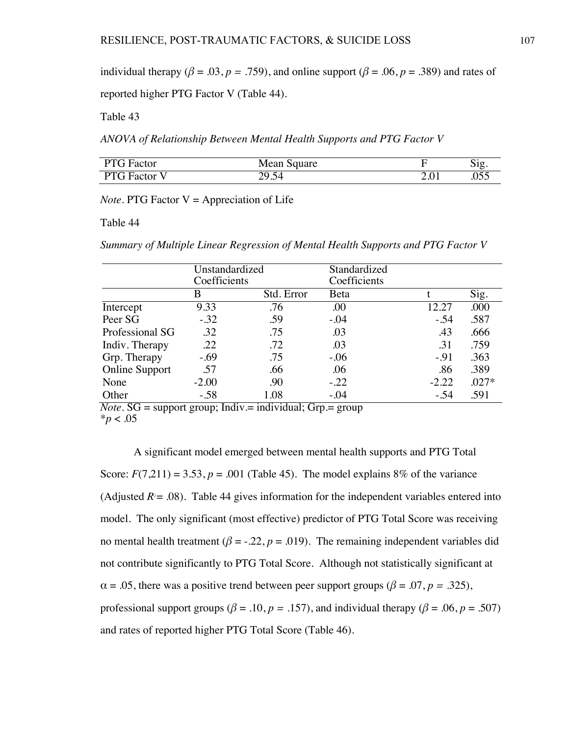individual therapy ($\beta$ = .03, $p$ = .759), and online support ($\beta$ = .06, $p$ = .389) and rates of reported higher PTG Factor V (Table 44).

Table 43

*ANOVA of Relationship Between Mental Health Supports and PTG Factor V*

| PTG Factor | Mean Square | F | Sig. |
|---|---|---|---|
| PTG Factor V | 29.54 | 2.01 | .055 |

*Note*. PTG Factor V = Appreciation of Life

Table 44

*Summary of Multiple Linear Regression of Mental Health Supports and PTG Factor V*

| | Unstandardized Coefficients | | Standardized Coefficients | | |
|---|---|---|---|---|---|
| | B | Std. Error | Beta | t | Sig. |
| Intercept | 9.33 | .76 | .00 | 12.27 | .000 |
| Peer SG | -.32 | .59 | -.04 | -.54 | .587 |
| Professional SG | .32 | .75 | .03 | .43 | .666 |
| Indiv. Therapy | .22 | .72 | .03 | .31 | .759 |
| Grp. Therapy | -.69 | .75 | -.06 | -.91 | .363 |
| Online Support | .57 | .66 | .06 | .86 | .389 |
| None | -2.00 | .90 | -.22 | -2.22 | .027* |
| Other | -.58 | 1.08 | -.04 | -.54 | .591 |

*Note*. SG = support group; Indiv.= individual; Grp.= group
*$p$ < .05

A significant model emerged between mental health supports and PTG Total Score: $F(7,211) = 3.53$, $p$ = .001 (Table 45). The model explains 8% of the variance (Adjusted $R^2$ = .08). Table 44 gives information for the independent variables entered into model. The only significant (most effective) predictor of PTG Total Score was receiving no mental health treatment ($\beta$ = -.22, $p$ = .019). The remaining independent variables did not contribute significantly to PTG Total Score. Although not statistically significant at $\alpha$ = .05, there was a positive trend between peer support groups ($\beta$ = .07, $p$ = .325), professional support groups ($\beta$ = .10, $p$ = .157), and individual therapy ($\beta$ = .06, $p$ = .507) and rates of reported higher PTG Total Score (Table 46).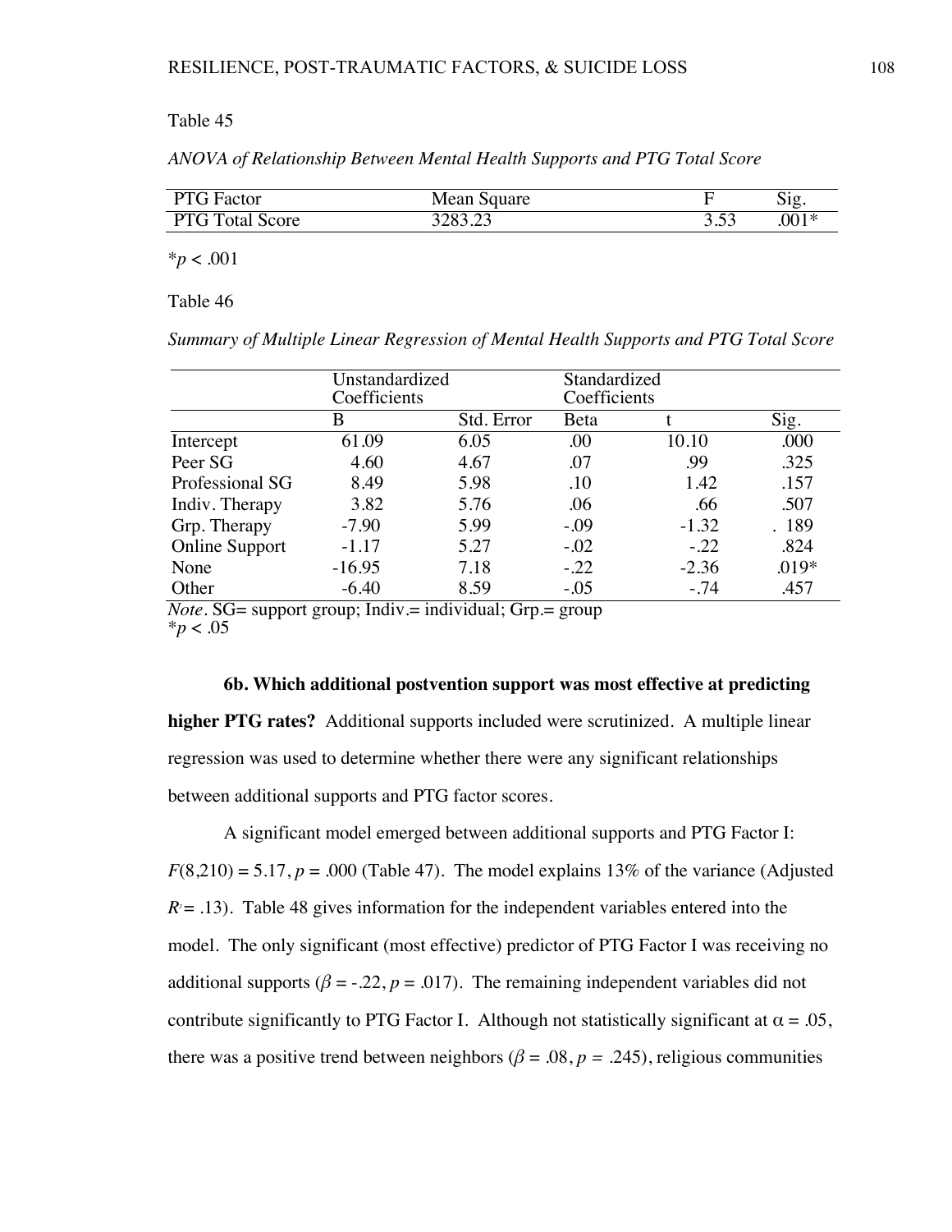Table 45

*ANOVA of Relationship Between Mental Health Supports and PTG Total Score*

| PTG Factor | Mean Square | F | Sig. |
|---|---|---|---|
| PTG Total Score | 3283.23 | 3.53 | .001* |

*$p < .001$

Table 46

*Summary of Multiple Linear Regression of Mental Health Supports and PTG Total Score*

| | Unstandardized Coefficients | | Standardized Coefficients | | |
|---|---|---|---|---|---|
| | B | Std. Error | Beta | t | Sig. |
| Intercept | 61.09 | 6.05 | .00 | 10.10 | .000 |
| Peer SG | 4.60 | 4.67 | .07 | .99 | .325 |
| Professional SG | 8.49 | 5.98 | .10 | 1.42 | .157 |
| Indiv. Therapy | 3.82 | 5.76 | .06 | .66 | .507 |
| Grp. Therapy | -7.90 | 5.99 | -.09 | -1.32 | . 189 |
| Online Support | -1.17 | 5.27 | -.02 | -.22 | .824 |
| None | -16.95 | 7.18 | -.22 | -2.36 | .019* |
| Other | -6.40 | 8.59 | -.05 | -.74 | .457 |

*Note*. SG= support group; Indiv.= individual; Grp.= group
*$p < .05$

**6b. Which additional postvention support was most effective at predicting higher PTG rates?** Additional supports included were scrutinized. A multiple linear regression was used to determine whether there were any significant relationships between additional supports and PTG factor scores.

A significant model emerged between additional supports and PTG Factor I: $F(8,210) = 5.17$, $p = .000$ (Table 47). The model explains 13% of the variance (Adjusted $R^2 = .13$). Table 48 gives information for the independent variables entered into the model. The only significant (most effective) predictor of PTG Factor I was receiving no additional supports ($\beta = -.22$, $p = .017$). The remaining independent variables did not contribute significantly to PTG Factor I. Although not statistically significant at $\alpha = .05$, there was a positive trend between neighbors ($\beta = .08$, $p = .245$), religious communities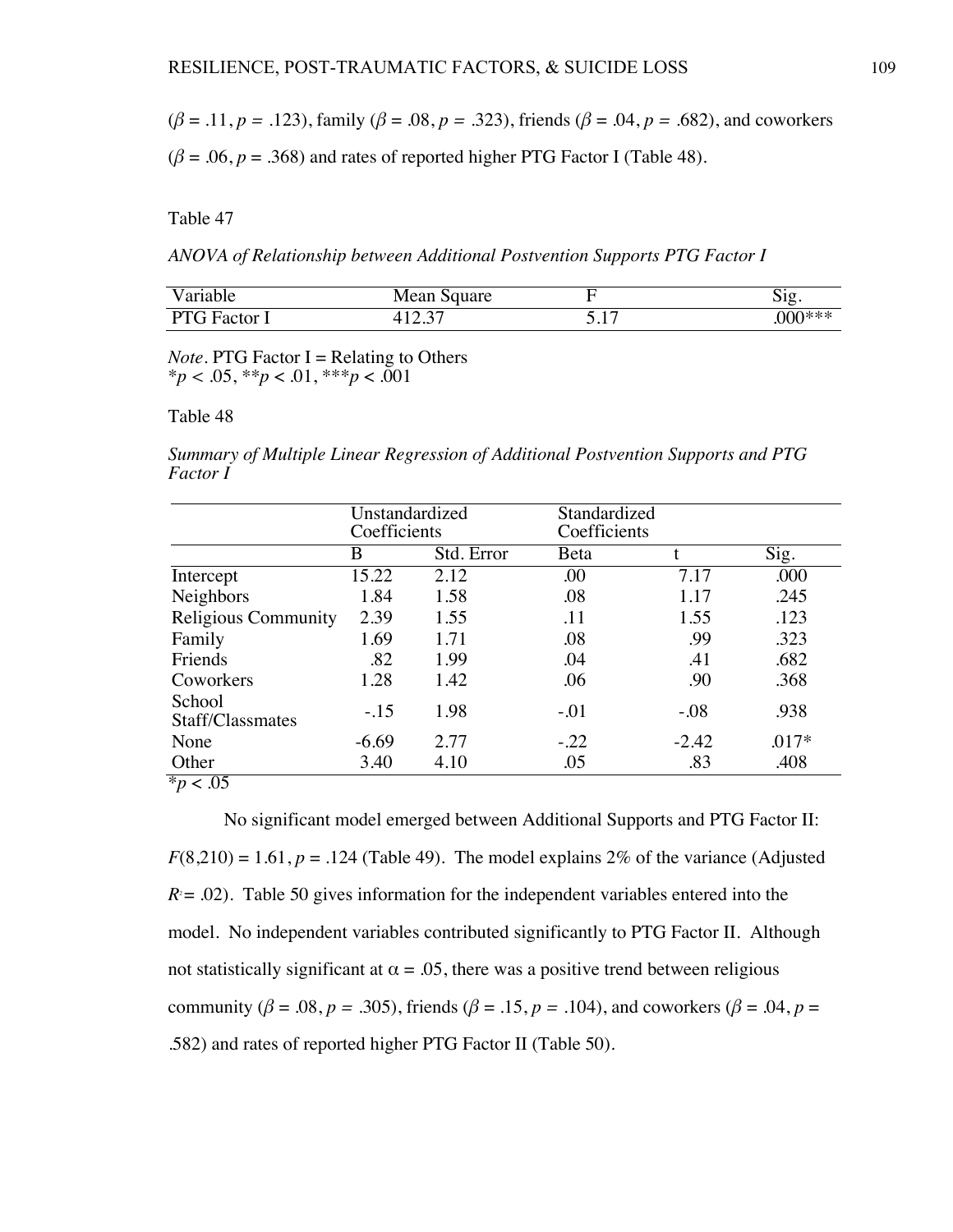($\beta$ = .11, $p$ = .123), family ($\beta$ = .08, $p$ = .323), friends ($\beta$ = .04, $p$ = .682), and coworkers ($\beta$ = .06, $p$ = .368) and rates of reported higher PTG Factor I (Table 48).

Table 47

*ANOVA of Relationship between Additional Postvention Supports PTG Factor I*

| Variable | Mean Square | F | Sig. |
|---|---|---|---|
| PTG Factor I | 412.37 | 5.17 | .000*** |

*Note*. PTG Factor I = Relating to Others
*$p$ < .05, **$p$ < .01, ***$p$ < .001

Table 48

*Summary of Multiple Linear Regression of Additional Postvention Supports and PTG Factor I*

| | Unstandardized Coefficients | | Standardized Coefficients | | |
|---|---|---|---|---|---|
| | B | Std. Error | Beta | t | Sig. |
| Intercept | 15.22 | 2.12 | .00 | 7.17 | .000 |
| Neighbors | 1.84 | 1.58 | .08 | 1.17 | .245 |
| Religious Community | 2.39 | 1.55 | .11 | 1.55 | .123 |
| Family | 1.69 | 1.71 | .08 | .99 | .323 |
| Friends | .82 | 1.99 | .04 | .41 | .682 |
| Coworkers | 1.28 | 1.42 | .06 | .90 | .368 |
| School Staff/Classmates | -.15 | 1.98 | -.01 | -.08 | .938 |
| None | -6.69 | 2.77 | -.22 | -2.42 | .017* |
| Other | 3.40 | 4.10 | .05 | .83 | .408 |

*$p$ < .05

No significant model emerged between Additional Supports and PTG Factor II: $F(8,210)$ = 1.61, $p$ = .124 (Table 49). The model explains 2% of the variance (Adjusted $R^2$ = .02). Table 50 gives information for the independent variables entered into the model. No independent variables contributed significantly to PTG Factor II. Although not statistically significant at $\alpha$ = .05, there was a positive trend between religious community ($\beta$ = .08, $p$ = .305), friends ($\beta$ = .15, $p$ = .104), and coworkers ($\beta$ = .04, $p$ = .582) and rates of reported higher PTG Factor II (Table 50).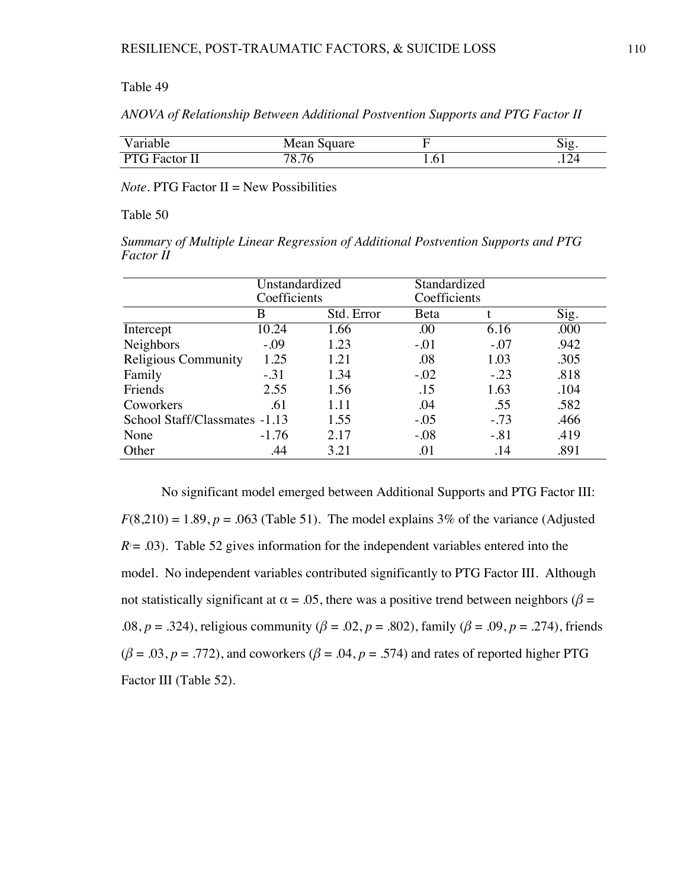Table 49

*ANOVA of Relationship Between Additional Postvention Supports and PTG Factor II*

| Variable | Mean Square | F | Sig. |
|---|---|---|---|
| PTG Factor II | 78.76 | 1.61 | .124 |

*Note*. PTG Factor II = New Possibilities

Table 50

*Summary of Multiple Linear Regression of Additional Postvention Supports and PTG Factor II*

| | Unstandardized Coefficients | | Standardized Coefficients | | |
|---|---|---|---|---|---|
| | B | Std. Error | Beta | t | Sig. |
| Intercept | 10.24 | 1.66 | .00 | 6.16 | .000 |
| Neighbors | -.09 | 1.23 | -.01 | -.07 | .942 |
| Religious Community | 1.25 | 1.21 | .08 | 1.03 | .305 |
| Family | -.31 | 1.34 | -.02 | -.23 | .818 |
| Friends | 2.55 | 1.56 | .15 | 1.63 | .104 |
| Coworkers | .61 | 1.11 | .04 | .55 | .582 |
| School Staff/Classmates | -1.13 | 1.55 | -.05 | -.73 | .466 |
| None | -1.76 | 2.17 | -.08 | -.81 | .419 |
| Other | .44 | 3.21 | .01 | .14 | .891 |

No significant model emerged between Additional Supports and PTG Factor III: $F(8,210) = 1.89$, $p = .063$ (Table 51). The model explains 3% of the variance (Adjusted $R^2 = .03$). Table 52 gives information for the independent variables entered into the model. No independent variables contributed significantly to PTG Factor III. Although not statistically significant at $\alpha = .05$, there was a positive trend between neighbors ($\beta = .08$, $p = .324$), religious community ($\beta = .02$, $p = .802$), family ($\beta = .09$, $p = .274$), friends ($\beta = .03$, $p = .772$), and coworkers ($\beta = .04$, $p = .574$) and rates of reported higher PTG Factor III (Table 52).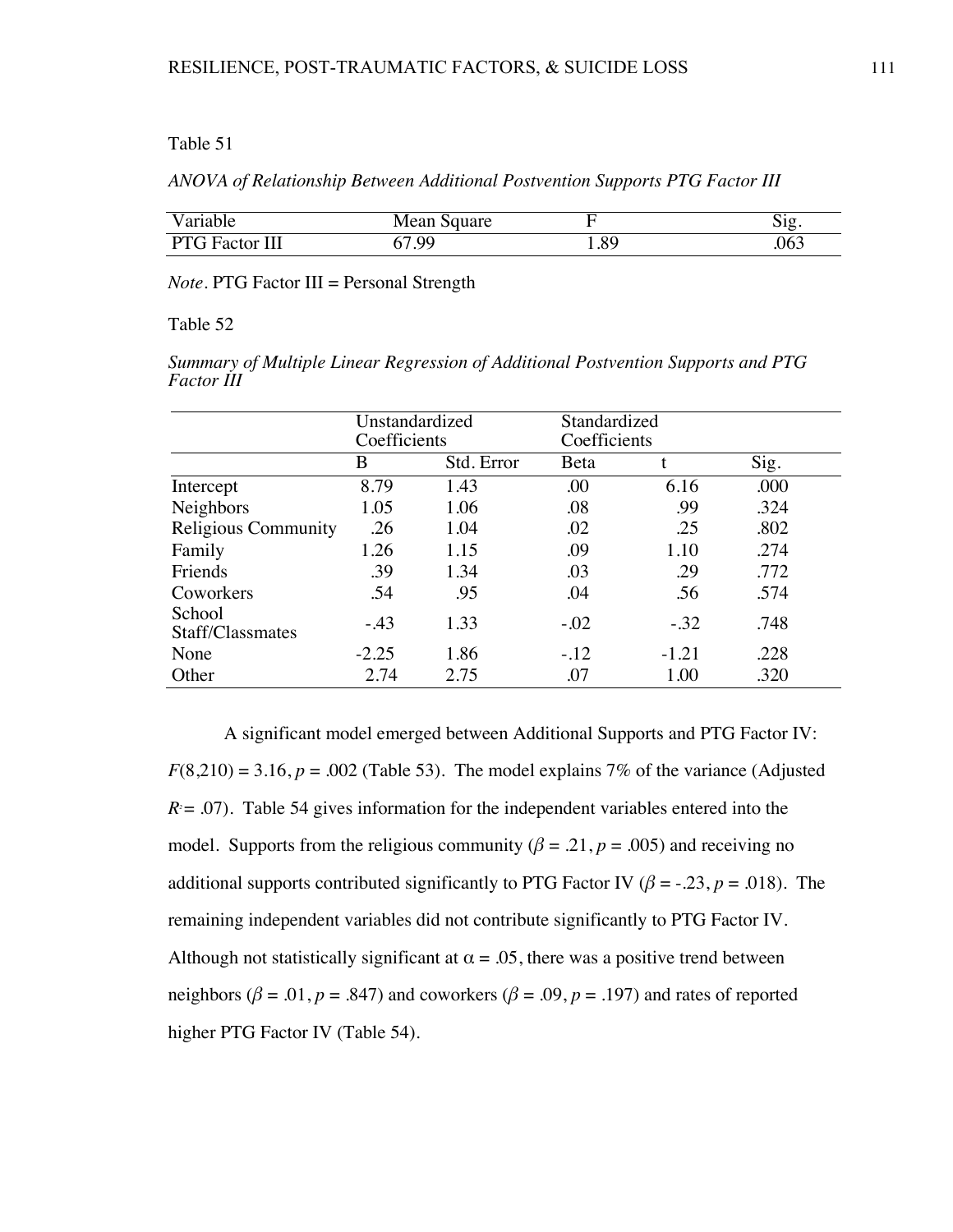Table 51

*ANOVA of Relationship Between Additional Postvention Supports PTG Factor III*

| Variable | Mean Square | F | Sig. |
|---|---|---|---|
| PTG Factor III | 67.99 | 1.89 | .063 |

*Note*. PTG Factor III = Personal Strength

Table 52

*Summary of Multiple Linear Regression of Additional Postvention Supports and PTG Factor III*

| | Unstandardized Coefficients | | Standardized Coefficients | | |
|---|---|---|---|---|---|
| | B | Std. Error | Beta | t | Sig. |
| Intercept | 8.79 | 1.43 | .00 | 6.16 | .000 |
| Neighbors | 1.05 | 1.06 | .08 | .99 | .324 |
| Religious Community | .26 | 1.04 | .02 | .25 | .802 |
| Family | 1.26 | 1.15 | .09 | 1.10 | .274 |
| Friends | .39 | 1.34 | .03 | .29 | .772 |
| Coworkers | .54 | .95 | .04 | .56 | .574 |
| School Staff/Classmates | -.43 | 1.33 | -.02 | -.32 | .748 |
| None | -2.25 | 1.86 | -.12 | -1.21 | .228 |
| Other | 2.74 | 2.75 | .07 | 1.00 | .320 |

A significant model emerged between Additional Supports and PTG Factor IV: $F(8,210) = 3.16$, $p = .002$ (Table 53). The model explains 7% of the variance (Adjusted $R^2 = .07$). Table 54 gives information for the independent variables entered into the model. Supports from the religious community ($\beta = .21$, $p = .005$) and receiving no additional supports contributed significantly to PTG Factor IV ($\beta = -.23$, $p = .018$). The remaining independent variables did not contribute significantly to PTG Factor IV. Although not statistically significant at $\alpha = .05$, there was a positive trend between neighbors ($\beta = .01$, $p = .847$) and coworkers ($\beta = .09$, $p = .197$) and rates of reported higher PTG Factor IV (Table 54).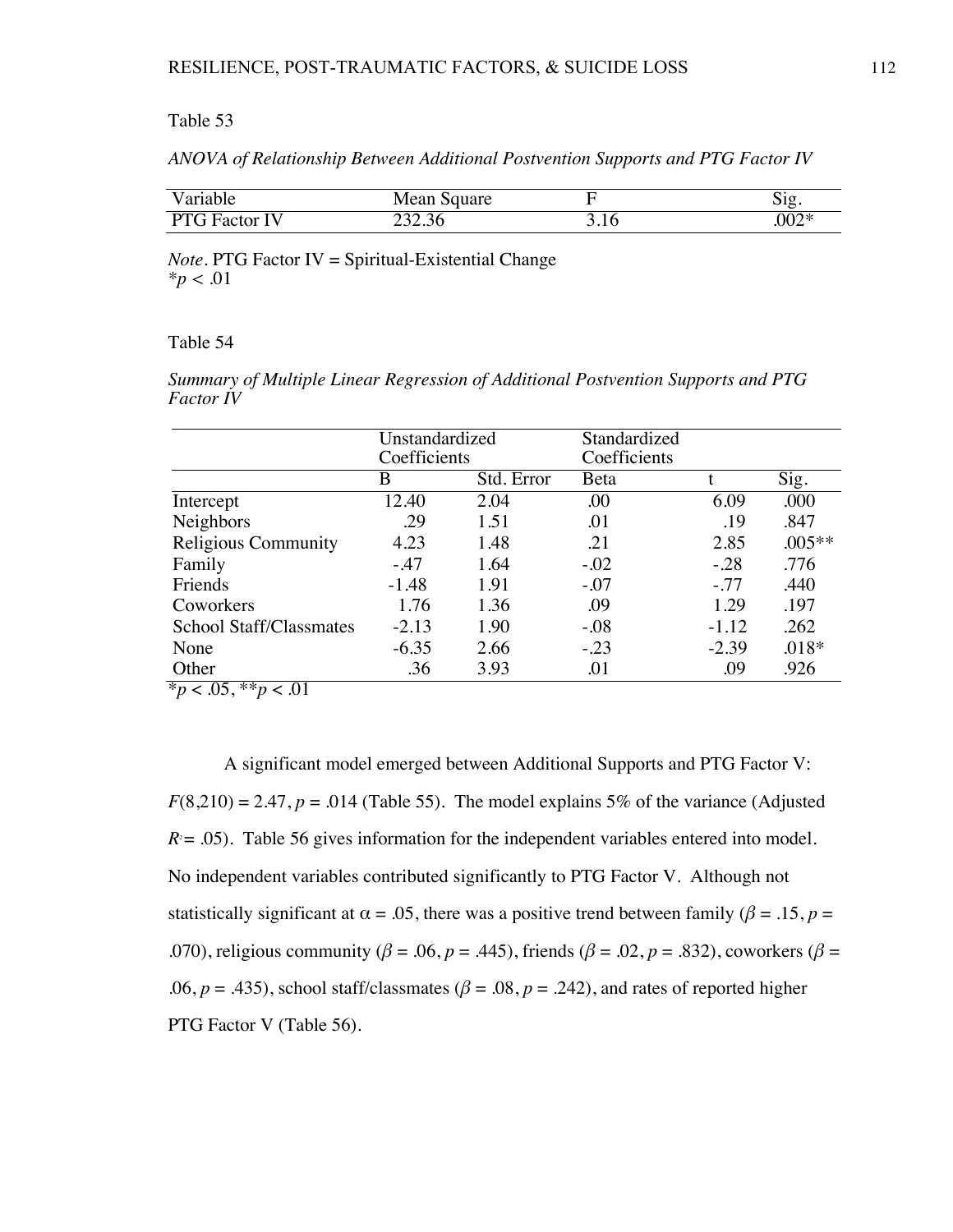Table 53

*ANOVA of Relationship Between Additional Postvention Supports and PTG Factor IV*

| Variable | Mean Square | F | Sig. |
|---|---|---|---|
| PTG Factor IV | 232.36 | 3.16 | .002* |

*Note*. PTG Factor IV = Spiritual-Existential Change
*$p < .01$

Table 54

*Summary of Multiple Linear Regression of Additional Postvention Supports and PTG Factor IV*

| | Unstandardized Coefficients | | Standardized Coefficients | | |
|---|---|---|---|---|---|
| | B | Std. Error | Beta | t | Sig. |
| Intercept | 12.40 | 2.04 | .00 | 6.09 | .000 |
| Neighbors | .29 | 1.51 | .01 | .19 | .847 |
| Religious Community | 4.23 | 1.48 | .21 | 2.85 | .005** |
| Family | -.47 | 1.64 | -.02 | -.28 | .776 |
| Friends | -1.48 | 1.91 | -.07 | -.77 | .440 |
| Coworkers | 1.76 | 1.36 | .09 | 1.29 | .197 |
| School Staff/Classmates | -2.13 | 1.90 | -.08 | -1.12 | .262 |
| None | -6.35 | 2.66 | -.23 | -2.39 | .018* |
| Other | .36 | 3.93 | .01 | .09 | .926 |

*$p < .05$, **$p < .01$

A significant model emerged between Additional Supports and PTG Factor V: $F(8,210) = 2.47$, $p = .014$ (Table 55). The model explains 5% of the variance (Adjusted $R^2 = .05$). Table 56 gives information for the independent variables entered into model. No independent variables contributed significantly to PTG Factor V. Although not statistically significant at $\alpha = .05$, there was a positive trend between family ($\beta = .15$, $p = .070$), religious community ($\beta = .06$, $p = .445$), friends ($\beta = .02$, $p = .832$), coworkers ($\beta = .06$, $p = .435$), school staff/classmates ($\beta = .08$, $p = .242$), and rates of reported higher PTG Factor V (Table 56).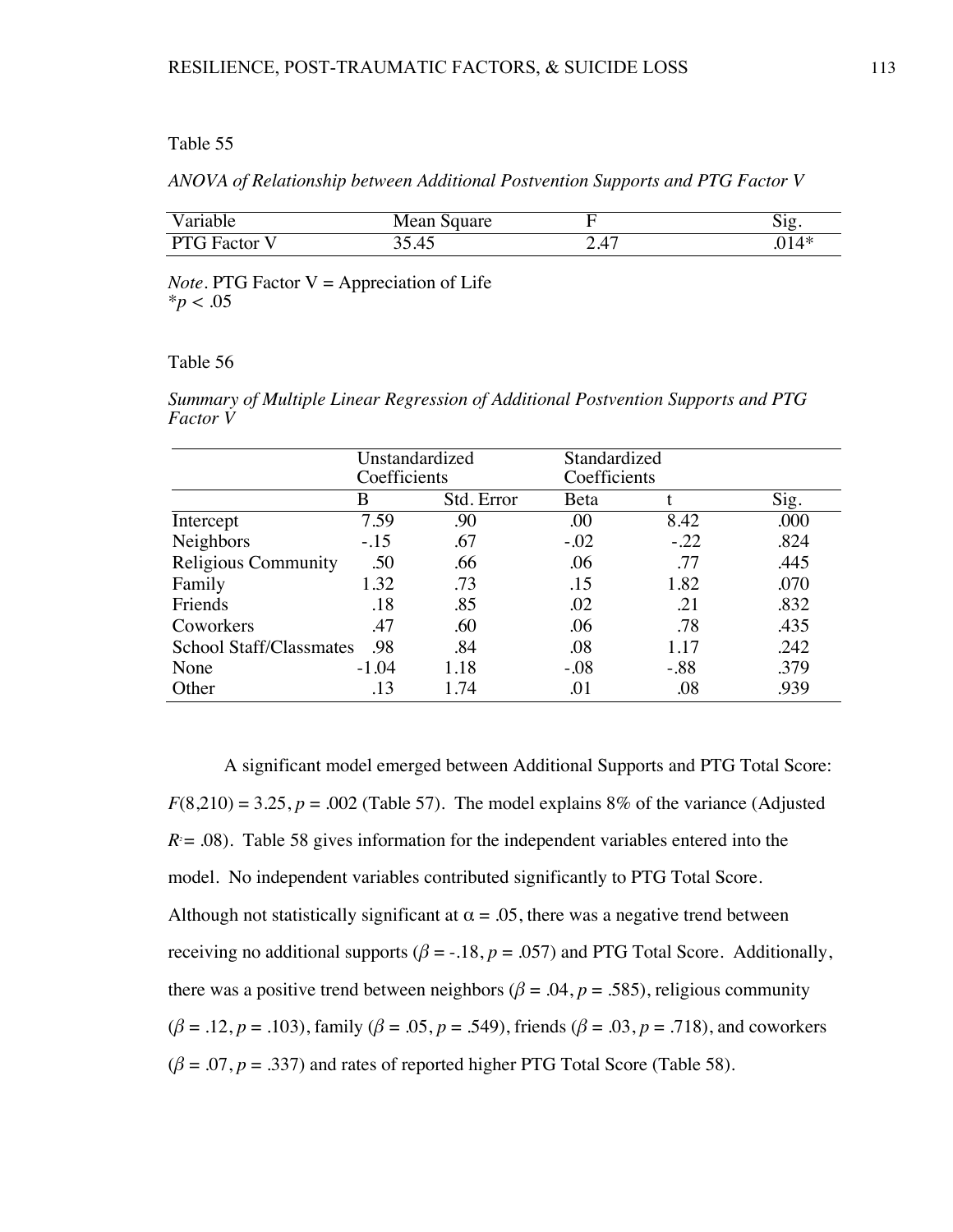Table 55

*ANOVA of Relationship between Additional Postvention Supports and PTG Factor V*

| Variable | Mean Square | F | Sig. |
|---|---|---|---|
| PTG Factor V | 35.45 | 2.47 | .014* |

*Note*. PTG Factor V = Appreciation of Life
$^*p < .05$

Table 56

*Summary of Multiple Linear Regression of Additional Postvention Supports and PTG Factor V*

| | Unstandardized Coefficients | | Standardized Coefficients | | |
|---|---|---|---|---|---|
| | B | Std. Error | Beta | t | Sig. |
| Intercept | 7.59 | .90 | .00 | 8.42 | .000 |
| Neighbors | -.15 | .67 | -.02 | -.22 | .824 |
| Religious Community | .50 | .66 | .06 | .77 | .445 |
| Family | 1.32 | .73 | .15 | 1.82 | .070 |
| Friends | .18 | .85 | .02 | .21 | .832 |
| Coworkers | .47 | .60 | .06 | .78 | .435 |
| School Staff/Classmates | .98 | .84 | .08 | 1.17 | .242 |
| None | -1.04 | 1.18 | -.08 | -.88 | .379 |
| Other | .13 | 1.74 | .01 | .08 | .939 |

A significant model emerged between Additional Supports and PTG Total Score: $F(8,210) = 3.25$, $p = .002$ (Table 57). The model explains 8% of the variance (Adjusted $R^2 = .08$). Table 58 gives information for the independent variables entered into the model. No independent variables contributed significantly to PTG Total Score. Although not statistically significant at $\alpha = .05$, there was a negative trend between receiving no additional supports ($\beta = -.18$, $p = .057$) and PTG Total Score. Additionally, there was a positive trend between neighbors ($\beta = .04$, $p = .585$), religious community ($\beta = .12$, $p = .103$), family ($\beta = .05$, $p = .549$), friends ($\beta = .03$, $p = .718$), and coworkers ($\beta = .07$, $p = .337$) and rates of reported higher PTG Total Score (Table 58).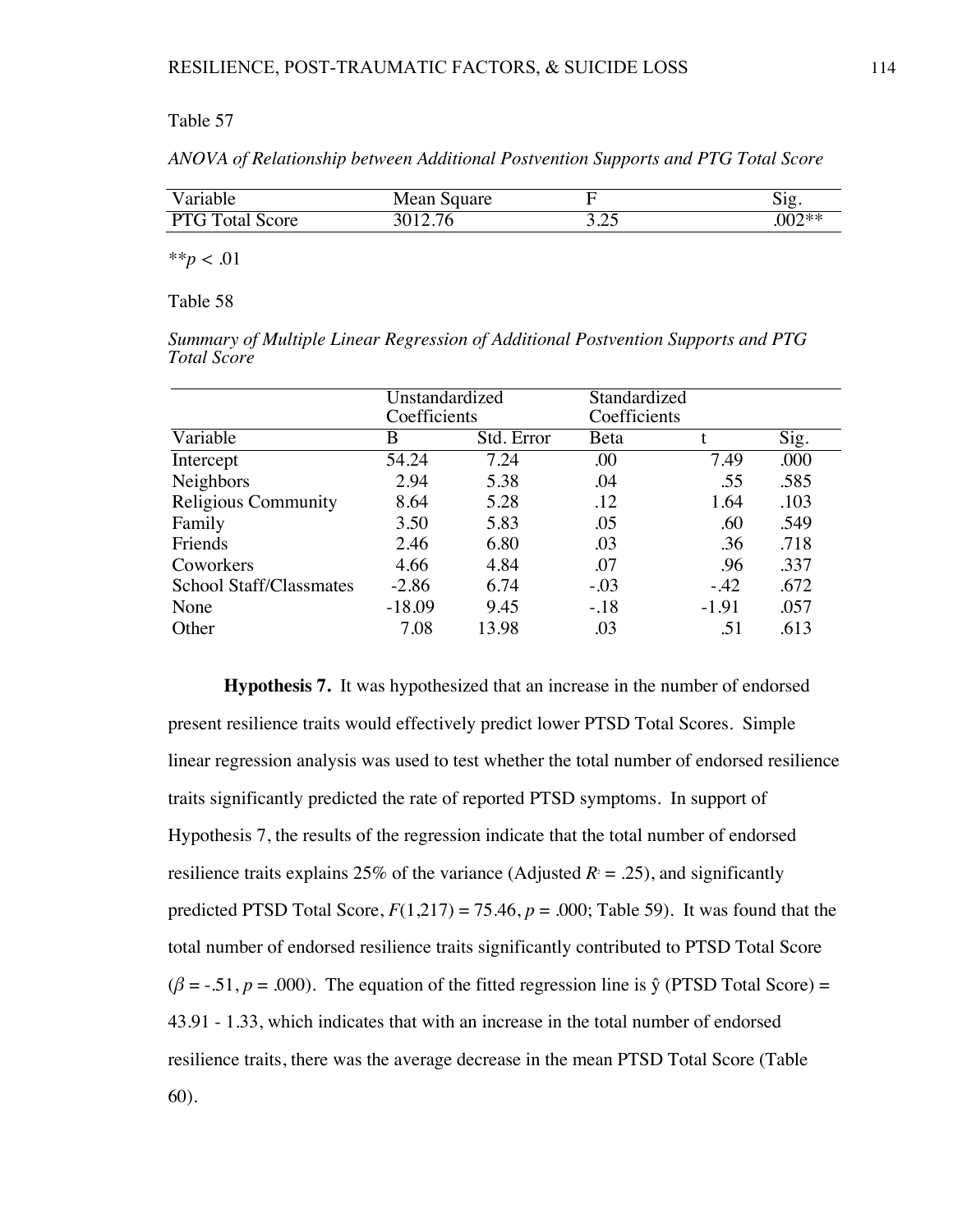Table 57

*ANOVA of Relationship between Additional Postvention Supports and PTG Total Score*

| Variable | Mean Square | F | Sig. |
|---|---|---|---|
| PTG Total Score | 3012.76 | 3.25 | .002** |

$^{**}p < .01$

Table 58

*Summary of Multiple Linear Regression of Additional Postvention Supports and PTG Total Score*

| | Unstandardized Coefficients | | Standardized Coefficients | | |
|---|---|---|---|---|---|
| Variable | B | Std. Error | Beta | t | Sig. |
| Intercept | 54.24 | 7.24 | .00 | 7.49 | .000 |
| Neighbors | 2.94 | 5.38 | .04 | .55 | .585 |
| Religious Community | 8.64 | 5.28 | .12 | 1.64 | .103 |
| Family | 3.50 | 5.83 | .05 | .60 | .549 |
| Friends | 2.46 | 6.80 | .03 | .36 | .718 |
| Coworkers | 4.66 | 4.84 | .07 | .96 | .337 |
| School Staff/Classmates | -2.86 | 6.74 | -.03 | -.42 | .672 |
| None | -18.09 | 9.45 | -.18 | -1.91 | .057 |
| Other | 7.08 | 13.98 | .03 | .51 | .613 |

**Hypothesis 7.** It was hypothesized that an increase in the number of endorsed present resilience traits would effectively predict lower PTSD Total Scores. Simple linear regression analysis was used to test whether the total number of endorsed resilience traits significantly predicted the rate of reported PTSD symptoms. In support of Hypothesis 7, the results of the regression indicate that the total number of endorsed resilience traits explains 25% of the variance (Adjusted $R^2 = .25$), and significantly predicted PTSD Total Score, $F(1,217) = 75.46$, $p = .000$; Table 59). It was found that the total number of endorsed resilience traits significantly contributed to PTSD Total Score ($\beta = -.51$, $p = .000$). The equation of the fitted regression line is ŷ (PTSD Total Score) = 43.91 - 1.33, which indicates that with an increase in the total number of endorsed resilience traits, there was the average decrease in the mean PTSD Total Score (Table 60).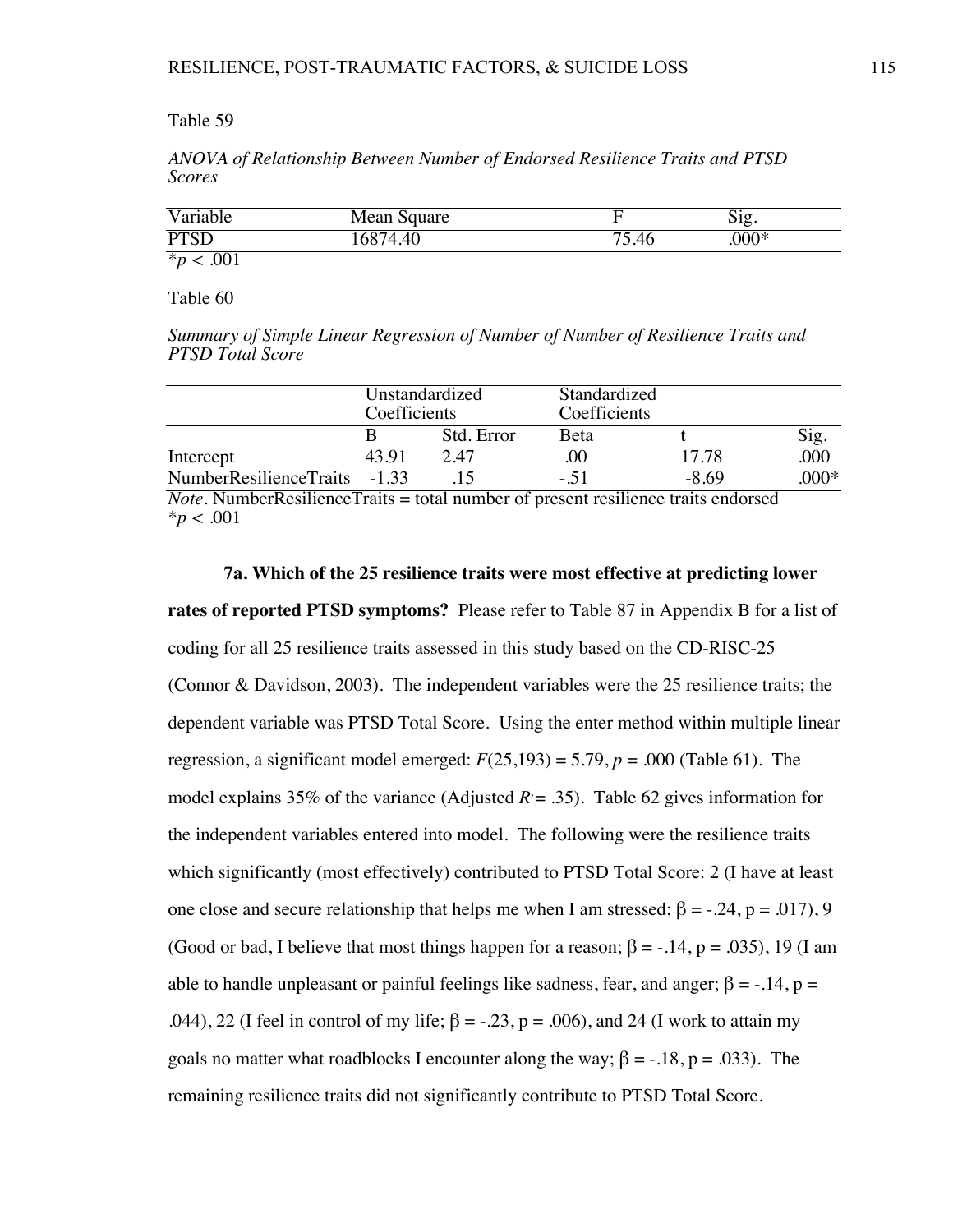Table 59

*ANOVA of Relationship Between Number of Endorsed Resilience Traits and PTSD Scores*

| Variable | Mean Square | F | Sig. |
|---|---|---|---|
| PTSD | 16874.40 | 75.46 | .000* |

*$p < .001$

Table 60

*Summary of Simple Linear Regression of Number of Number of Resilience Traits and PTSD Total Score*

| | Unstandardized Coefficients | | Standardized Coefficients | | |
|---|---|---|---|---|---|
| | B | Std. Error | Beta | t | Sig. |
| Intercept | 43.91 | 2.47 | .00 | 17.78 | .000 |
| NumberResilienceTraits | -1.33 | .15 | -.51 | -8.69 | .000* |

*Note*. NumberResilienceTraits = total number of present resilience traits endorsed
*$p < .001$

**7a. Which of the 25 resilience traits were most effective at predicting lower rates of reported PTSD symptoms?** Please refer to Table 87 in Appendix B for a list of coding for all 25 resilience traits assessed in this study based on the CD-RISC-25 (Connor & Davidson, 2003). The independent variables were the 25 resilience traits; the dependent variable was PTSD Total Score. Using the enter method within multiple linear regression, a significant model emerged: $F(25,193) = 5.79$, $p = .000$ (Table 61). The model explains 35% of the variance (Adjusted $R^2 = .35$). Table 62 gives information for the independent variables entered into model. The following were the resilience traits which significantly (most effectively) contributed to PTSD Total Score: 2 (I have at least one close and secure relationship that helps me when I am stressed; $\beta = -.24$, $p = .017$), 9 (Good or bad, I believe that most things happen for a reason; $\beta = -.14$, $p = .035$), 19 (I am able to handle unpleasant or painful feelings like sadness, fear, and anger; $\beta = -.14$, $p = .044$), 22 (I feel in control of my life; $\beta = -.23$, $p = .006$), and 24 (I work to attain my goals no matter what roadblocks I encounter along the way; $\beta = -.18$, $p = .033$). The remaining resilience traits did not significantly contribute to PTSD Total Score.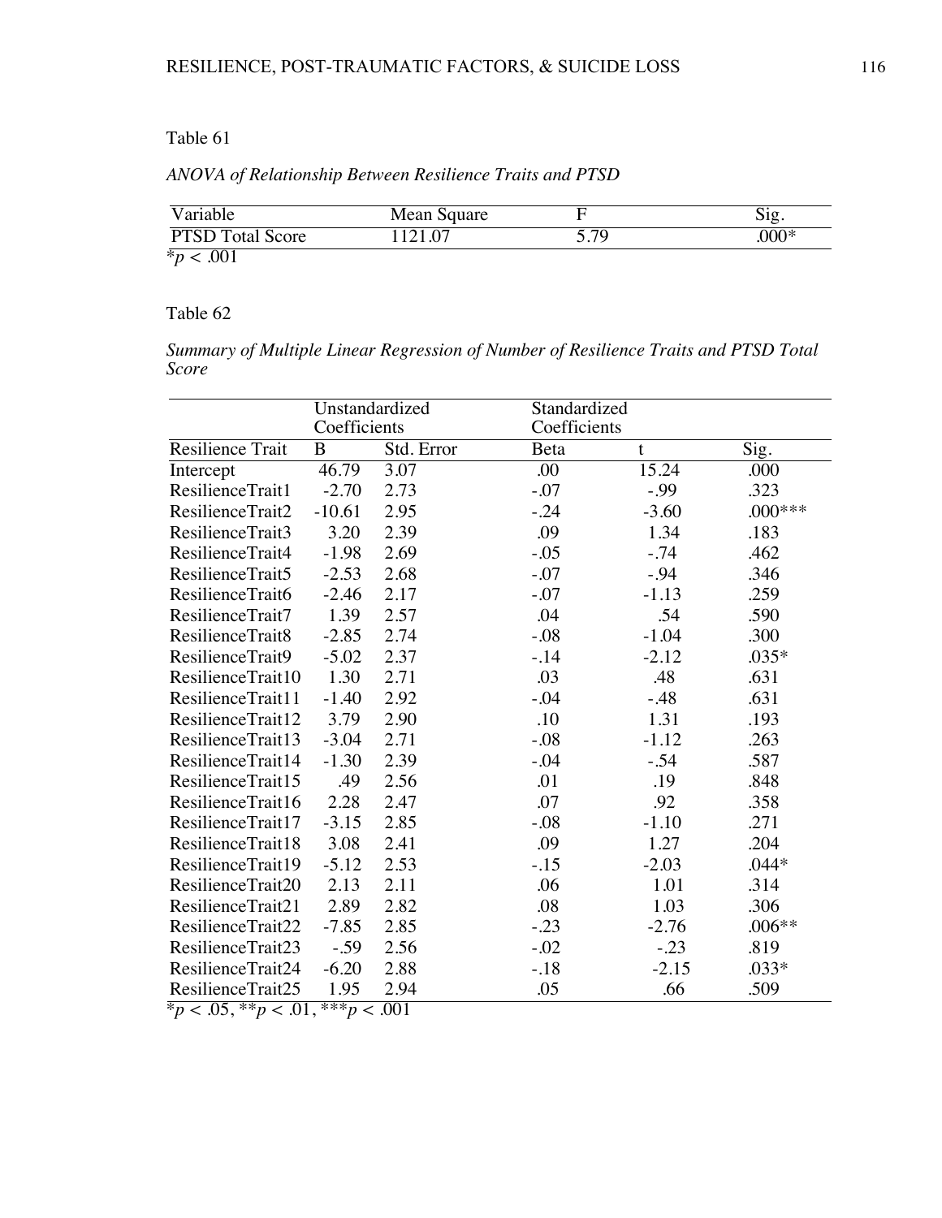Table 61

*ANOVA of Relationship Between Resilience Traits and PTSD*

| Variable | Mean Square | F | Sig. |
|---|---|---|---|
| PTSD Total Score | 1121.07 | 5.79 | .000* |

*$p < .001$

Table 62

*Summary of Multiple Linear Regression of Number of Resilience Traits and PTSD Total Score*

| | Unstandardized Coefficients | | Standardized Coefficients | | |
|---|---|---|---|---|---|
| Resilience Trait | B | Std. Error | Beta | t | Sig. |
| Intercept | 46.79 | 3.07 | .00 | 15.24 | .000 |
| ResilienceTrait1 | -2.70 | 2.73 | -.07 | -.99 | .323 |
| ResilienceTrait2 | -10.61 | 2.95 | -.24 | -3.60 | .000*** |
| ResilienceTrait3 | 3.20 | 2.39 | .09 | 1.34 | .183 |
| ResilienceTrait4 | -1.98 | 2.69 | -.05 | -.74 | .462 |
| ResilienceTrait5 | -2.53 | 2.68 | -.07 | -.94 | .346 |
| ResilienceTrait6 | -2.46 | 2.17 | -.07 | -1.13 | .259 |
| ResilienceTrait7 | 1.39 | 2.57 | .04 | .54 | .590 |
| ResilienceTrait8 | -2.85 | 2.74 | -.08 | -1.04 | .300 |
| ResilienceTrait9 | -5.02 | 2.37 | -.14 | -2.12 | .035* |
| ResilienceTrait10 | 1.30 | 2.71 | .03 | .48 | .631 |
| ResilienceTrait11 | -1.40 | 2.92 | -.04 | -.48 | .631 |
| ResilienceTrait12 | 3.79 | 2.90 | .10 | 1.31 | .193 |
| ResilienceTrait13 | -3.04 | 2.71 | -.08 | -1.12 | .263 |
| ResilienceTrait14 | -1.30 | 2.39 | -.04 | -.54 | .587 |
| ResilienceTrait15 | .49 | 2.56 | .01 | .19 | .848 |
| ResilienceTrait16 | 2.28 | 2.47 | .07 | .92 | .358 |
| ResilienceTrait17 | -3.15 | 2.85 | -.08 | -1.10 | .271 |
| ResilienceTrait18 | 3.08 | 2.41 | .09 | 1.27 | .204 |
| ResilienceTrait19 | -5.12 | 2.53 | -.15 | -2.03 | .044* |
| ResilienceTrait20 | 2.13 | 2.11 | .06 | 1.01 | .314 |
| ResilienceTrait21 | 2.89 | 2.82 | .08 | 1.03 | .306 |
| ResilienceTrait22 | -7.85 | 2.85 | -.23 | -2.76 | .006** |
| ResilienceTrait23 | -.59 | 2.56 | -.02 | -.23 | .819 |
| ResilienceTrait24 | -6.20 | 2.88 | -.18 | -2.15 | .033* |
| ResilienceTrait25 | 1.95 | 2.94 | .05 | .66 | .509 |

*$p < .05$, **$p < .01$, ***$p < .001$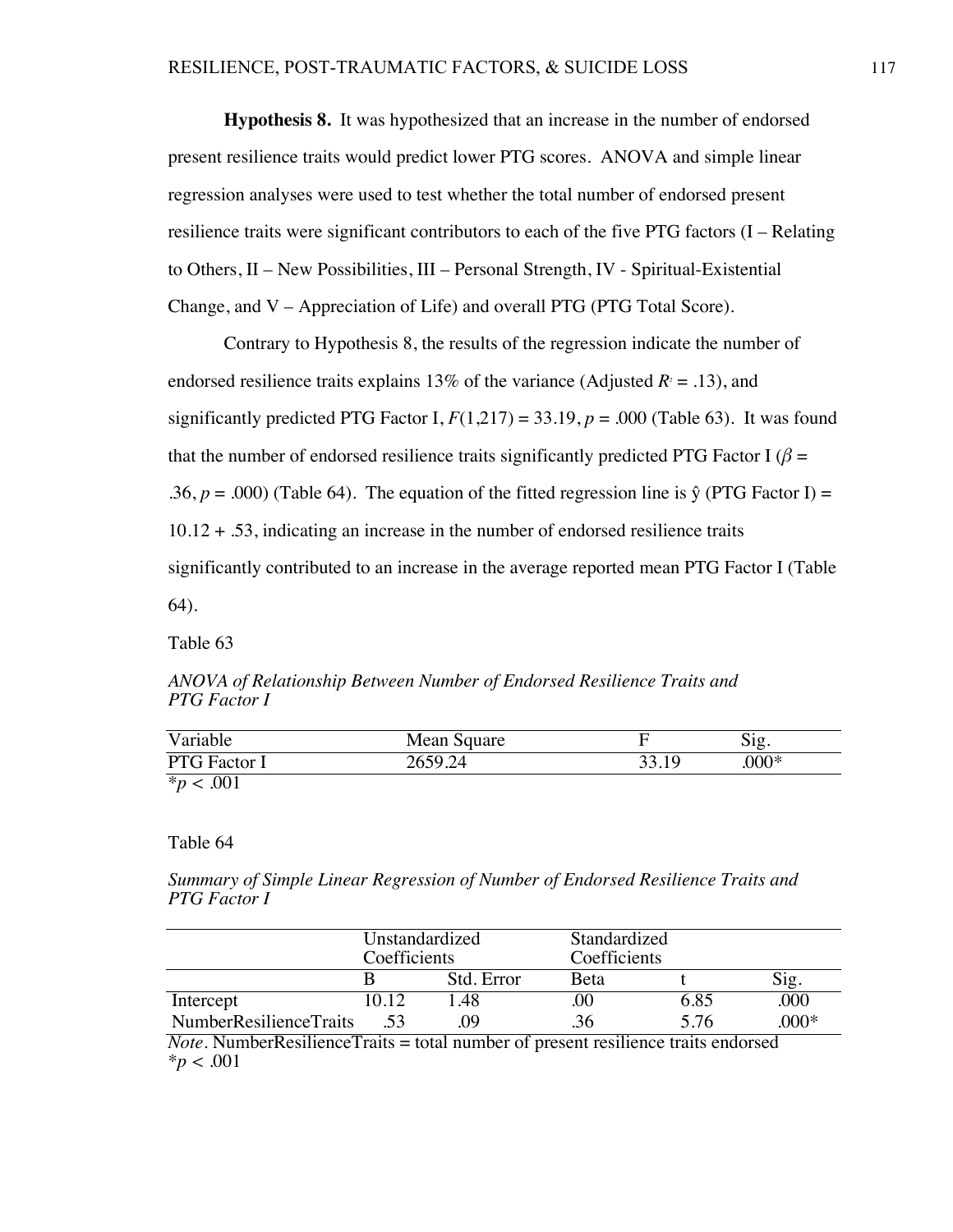**Hypothesis 8.** It was hypothesized that an increase in the number of endorsed present resilience traits would predict lower PTG scores. ANOVA and simple linear regression analyses were used to test whether the total number of endorsed present resilience traits were significant contributors to each of the five PTG factors (I – Relating to Others, II – New Possibilities, III – Personal Strength, IV - Spiritual-Existential Change, and V – Appreciation of Life) and overall PTG (PTG Total Score).

Contrary to Hypothesis 8, the results of the regression indicate the number of endorsed resilience traits explains 13% of the variance (Adjusted $R^2 = .13$), and significantly predicted PTG Factor I, $F(1,217) = 33.19$, $p = .000$ (Table 63). It was found that the number of endorsed resilience traits significantly predicted PTG Factor I ($\beta = .36$, $p = .000$) (Table 64). The equation of the fitted regression line is $\hat{y}$ (PTG Factor I) = 10.12 + .53, indicating an increase in the number of endorsed resilience traits significantly contributed to an increase in the average reported mean PTG Factor I (Table 64).

Table 63

*ANOVA of Relationship Between Number of Endorsed Resilience Traits and PTG Factor I*

| Variable | Mean Square | F | Sig. |
|---|---|---|---|
| PTG Factor I | 2659.24 | 33.19 | .000* |

*$p < .001$

Table 64

*Summary of Simple Linear Regression of Number of Endorsed Resilience Traits and PTG Factor I*

| | Unstandardized Coefficients | | Standardized Coefficients | | |
|---|---|---|---|---|---|
| | B | Std. Error | Beta | t | Sig. |
| Intercept | 10.12 | 1.48 | .00 | 6.85 | .000 |
| NumberResilienceTraits | .53 | .09 | .36 | 5.76 | .000* |

*Note*. NumberResilienceTraits = total number of present resilience traits endorsed
*$p < .001$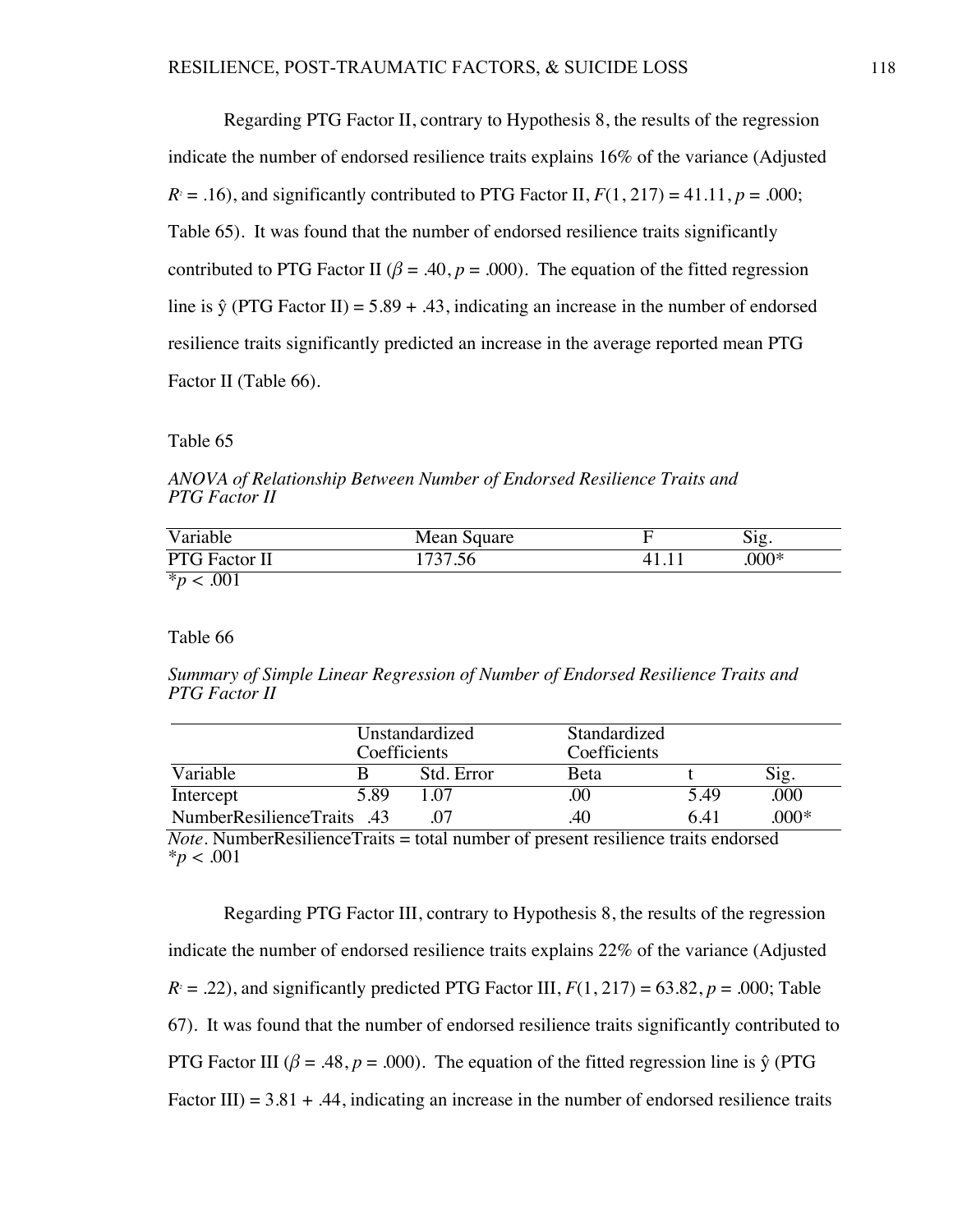Regarding PTG Factor II, contrary to Hypothesis 8, the results of the regression indicate the number of endorsed resilience traits explains 16% of the variance (Adjusted $R^2 = .16$), and significantly contributed to PTG Factor II, $F(1, 217) = 41.11$, $p = .000$; Table 65). It was found that the number of endorsed resilience traits significantly contributed to PTG Factor II ($\beta = .40$, $p = .000$). The equation of the fitted regression line is ŷ (PTG Factor II) = 5.89 + .43, indicating an increase in the number of endorsed resilience traits significantly predicted an increase in the average reported mean PTG Factor II (Table 66).

Table 65

*ANOVA of Relationship Between Number of Endorsed Resilience Traits and PTG Factor II*

| Variable | Mean Square | F | Sig. |
|---|---|---|---|
| PTG Factor II | 1737.56 | 41.11 | .000* |

*$p < .001$

Table 66

*Summary of Simple Linear Regression of Number of Endorsed Resilience Traits and PTG Factor II*

| | Unstandardized Coefficients | | Standardized Coefficients | | |
|---|---|---|---|---|---|
| Variable | B | Std. Error | Beta | t | Sig. |
| Intercept | 5.89 | 1.07 | .00 | 5.49 | .000 |
| NumberResilienceTraits | .43 | .07 | .40 | 6.41 | .000* |

*Note*. NumberResilienceTraits = total number of present resilience traits endorsed
*$p < .001$

Regarding PTG Factor III, contrary to Hypothesis 8, the results of the regression indicate the number of endorsed resilience traits explains 22% of the variance (Adjusted $R^2 = .22$), and significantly predicted PTG Factor III, $F(1, 217) = 63.82$, $p = .000$; Table 67). It was found that the number of endorsed resilience traits significantly contributed to PTG Factor III ($\beta = .48$, $p = .000$). The equation of the fitted regression line is ŷ (PTG Factor III) = 3.81 + .44, indicating an increase in the number of endorsed resilience traits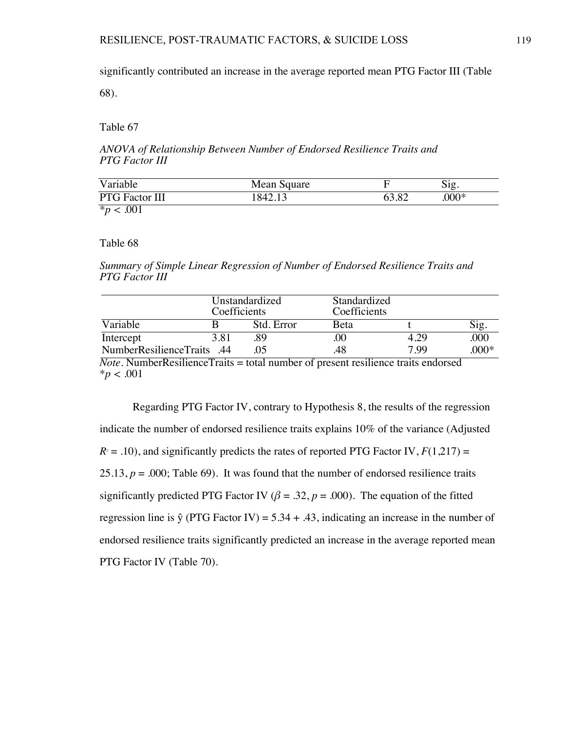significantly contributed an increase in the average reported mean PTG Factor III (Table 68).

Table 67

*ANOVA of Relationship Between Number of Endorsed Resilience Traits and PTG Factor III*

| Variable | Mean Square | F | Sig. |
|---|---|---|---|
| PTG Factor III | 1842.13 | 63.82 | .000* |

*$p < .001$

Table 68

*Summary of Simple Linear Regression of Number of Endorsed Resilience Traits and PTG Factor III*

| | Unstandardized Coefficients | | Standardized Coefficients | | |
|---|---|---|---|---|---|
| Variable | B | Std. Error | Beta | t | Sig. |
| Intercept | 3.81 | .89 | .00 | 4.29 | .000 |
| NumberResilienceTraits | .44 | .05 | .48 | 7.99 | .000* |

*Note*. NumberResilienceTraits = total number of present resilience traits endorsed
*$p < .001$

Regarding PTG Factor IV, contrary to Hypothesis 8, the results of the regression indicate the number of endorsed resilience traits explains 10% of the variance (Adjusted $R^2 = .10$), and significantly predicts the rates of reported PTG Factor IV, $F(1,217) = 25.13$, $p = .000$; Table 69). It was found that the number of endorsed resilience traits significantly predicted PTG Factor IV ($\beta = .32$, $p = .000$). The equation of the fitted regression line is ŷ (PTG Factor IV) = 5.34 + .43, indicating an increase in the number of endorsed resilience traits significantly predicted an increase in the average reported mean PTG Factor IV (Table 70).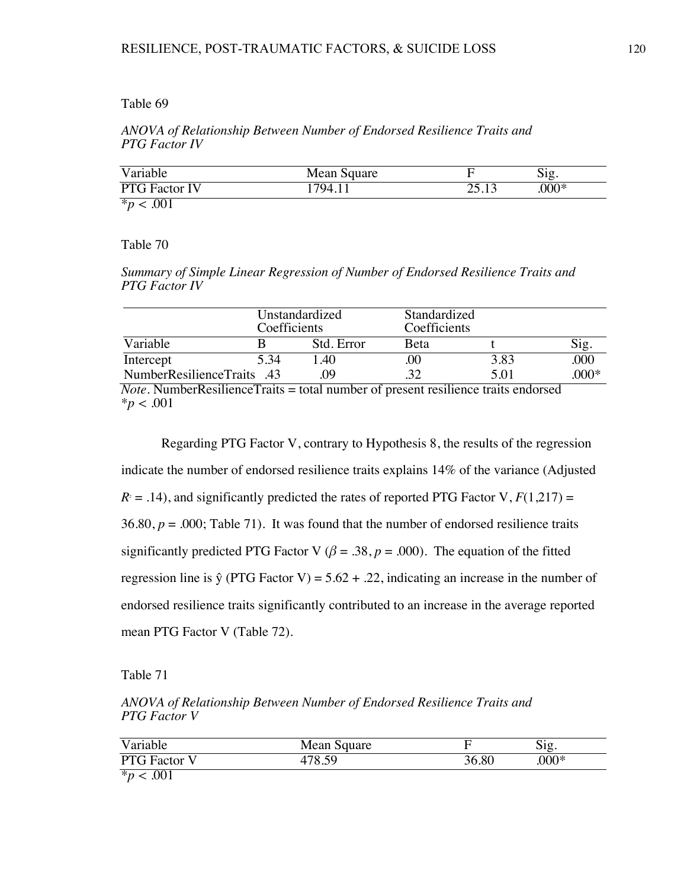Table 69

*ANOVA of Relationship Between Number of Endorsed Resilience Traits and PTG Factor IV*

| Variable | Mean Square | F | Sig. |
|---|---|---|---|
| PTG Factor IV | 1794.11 | 25.13 | .000* |

*$p < .001$

Table 70

*Summary of Simple Linear Regression of Number of Endorsed Resilience Traits and PTG Factor IV*

| | Unstandardized Coefficients | | Standardized Coefficients | | |
|---|---|---|---|---|---|
| Variable | B | Std. Error | Beta | t | Sig. |
| Intercept | 5.34 | 1.40 | .00 | 3.83 | .000 |
| NumberResilienceTraits | .43 | .09 | .32 | 5.01 | .000* |

*Note*. NumberResilienceTraits = total number of present resilience traits endorsed
*$p < .001$

Regarding PTG Factor V, contrary to Hypothesis 8, the results of the regression indicate the number of endorsed resilience traits explains 14% of the variance (Adjusted $R^2 = .14$), and significantly predicted the rates of reported PTG Factor V, $F(1,217) = 36.80$, $p = .000$; Table 71). It was found that the number of endorsed resilience traits significantly predicted PTG Factor V ($\beta = .38$, $p = .000$). The equation of the fitted regression line is $\hat{y}$ (PTG Factor V) = 5.62 + .22, indicating an increase in the number of endorsed resilience traits significantly contributed to an increase in the average reported mean PTG Factor V (Table 72).

Table 71

*ANOVA of Relationship Between Number of Endorsed Resilience Traits and PTG Factor V*

| Variable | Mean Square | F | Sig. |
|---|---|---|---|
| PTG Factor V | 478.59 | 36.80 | .000* |

*$p < .001$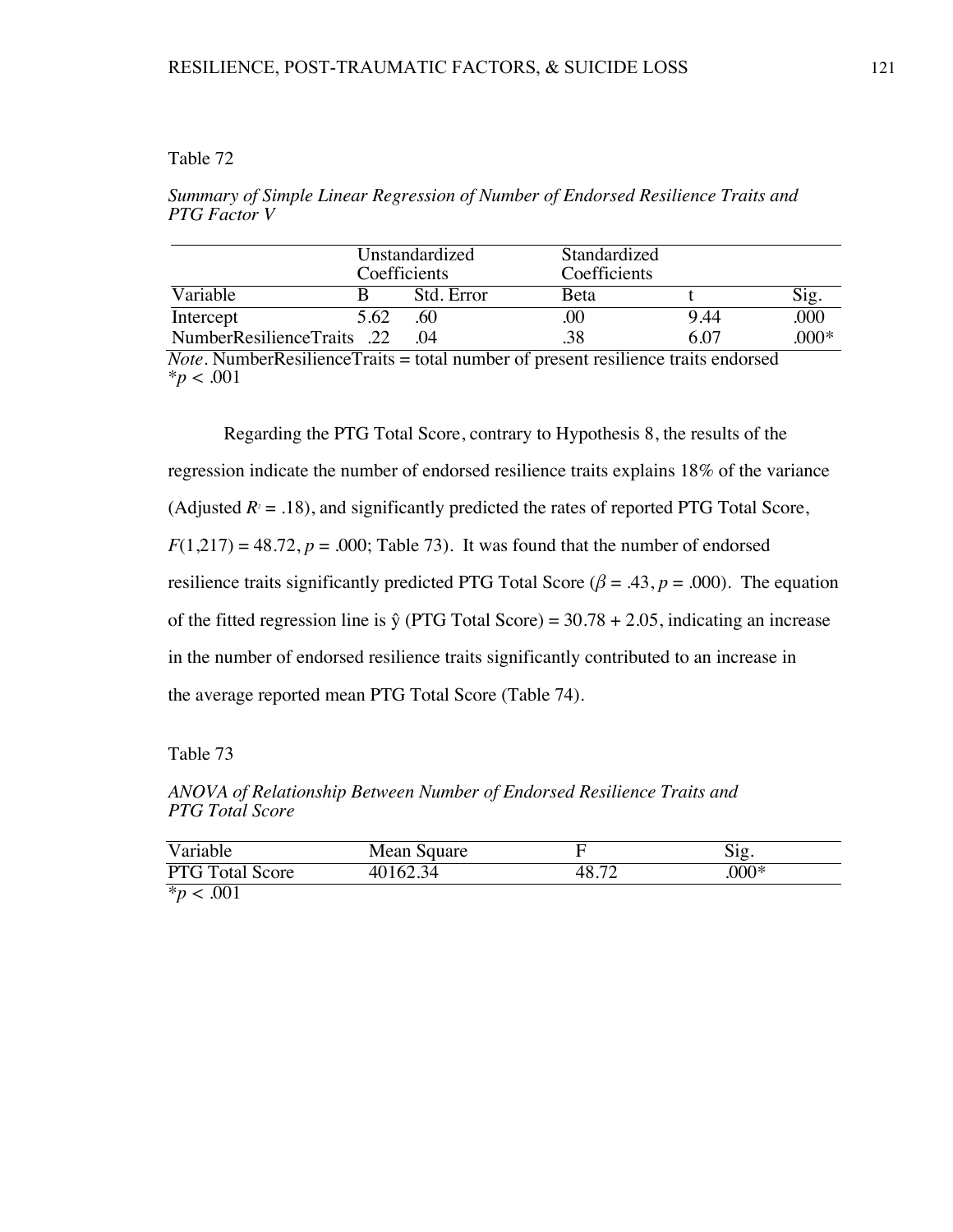Table 72

*Summary of Simple Linear Regression of Number of Endorsed Resilience Traits and PTG Factor V*

| | Unstandardized Coefficients | | Standardized Coefficients | | |
|---|---|---|---|---|---|
| Variable | B | Std. Error | Beta | t | Sig. |
| Intercept | 5.62 | .60 | .00 | 9.44 | .000 |
| NumberResilienceTraits | .22 | .04 | .38 | 6.07 | .000* |

*Note*. NumberResilienceTraits = total number of present resilience traits endorsed
$^{*}p < .001$

Regarding the PTG Total Score, contrary to Hypothesis 8, the results of the regression indicate the number of endorsed resilience traits explains 18% of the variance (Adjusted $R^2 = .18$), and significantly predicted the rates of reported PTG Total Score, $F(1,217) = 48.72$, $p = .000$; Table 73). It was found that the number of endorsed resilience traits significantly predicted PTG Total Score ($\beta = .43$, $p = .000$). The equation of the fitted regression line is ŷ (PTG Total Score) = 30.78 + 2.05, indicating an increase in the number of endorsed resilience traits significantly contributed to an increase in the average reported mean PTG Total Score (Table 74).

Table 73

*ANOVA of Relationship Between Number of Endorsed Resilience Traits and PTG Total Score*

| Variable | Mean Square | F | Sig. |
|---|---|---|---|
| PTG Total Score | 40162.34 | 48.72 | .000* |

$^{*}p < .001$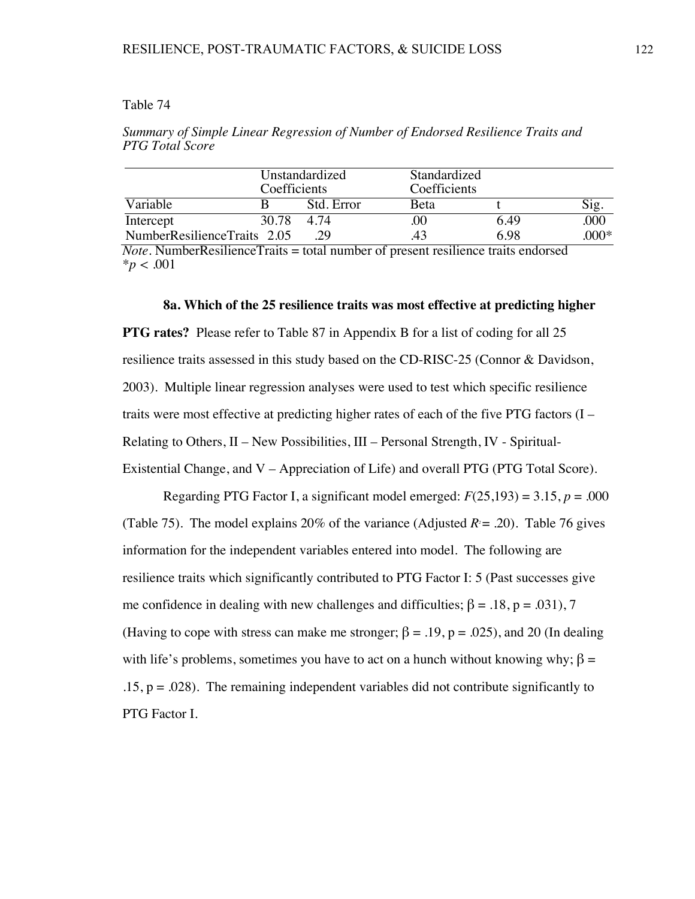Table 74

*Summary of Simple Linear Regression of Number of Endorsed Resilience Traits and PTG Total Score*

| | Unstandardized Coefficients | | Standardized Coefficients | | |
|---|---|---|---|---|---|
| Variable | B | Std. Error | Beta | t | Sig. |
| Intercept | 30.78 | 4.74 | .00 | 6.49 | .000 |
| NumberResilienceTraits | 2.05 | .29 | .43 | 6.98 | .000* |

*Note*. NumberResilienceTraits = total number of present resilience traits endorsed
\**p* < .001

**8a. Which of the 25 resilience traits was most effective at predicting higher PTG rates?** Please refer to Table 87 in Appendix B for a list of coding for all 25 resilience traits assessed in this study based on the CD-RISC-25 (Connor & Davidson, 2003). Multiple linear regression analyses were used to test which specific resilience traits were most effective at predicting higher rates of each of the five PTG factors (I – Relating to Others, II – New Possibilities, III – Personal Strength, IV - Spiritual-Existential Change, and V – Appreciation of Life) and overall PTG (PTG Total Score).

Regarding PTG Factor I, a significant model emerged: $F(25,193) = 3.15$, $p = .000$ (Table 75). The model explains 20% of the variance (Adjusted $R^2 = .20$). Table 76 gives information for the independent variables entered into model. The following are resilience traits which significantly contributed to PTG Factor I: 5 (Past successes give me confidence in dealing with new challenges and difficulties; $\beta = .18$, p = .031), 7 (Having to cope with stress can make me stronger; $\beta = .19$, p = .025), and 20 (In dealing with life's problems, sometimes you have to act on a hunch without knowing why; $\beta = .15$, p = .028). The remaining independent variables did not contribute significantly to PTG Factor I.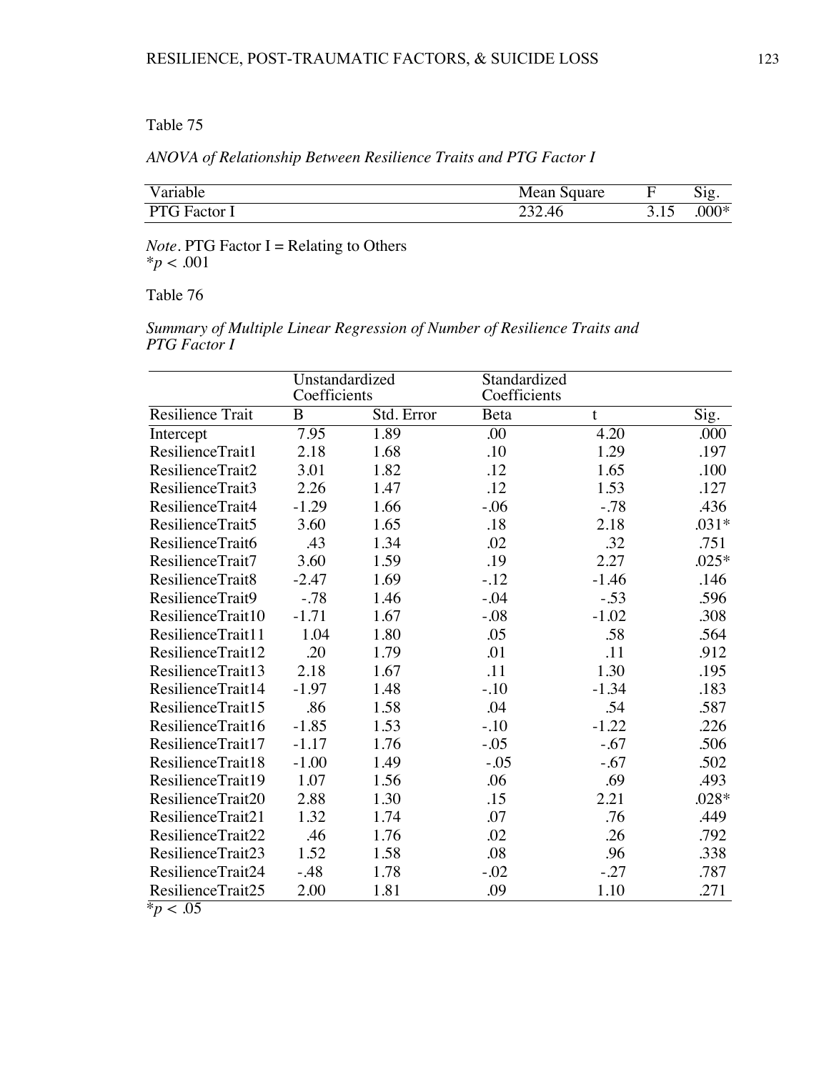Table 75

*ANOVA of Relationship Between Resilience Traits and PTG Factor I*

| Variable | Mean Square | F | Sig. |
|---|---|---|---|
| PTG Factor I | 232.46 | 3.15 | .000* |

*Note*. PTG Factor I = Relating to Others
*$p < .001$

Table 76

*Summary of Multiple Linear Regression of Number of Resilience Traits and PTG Factor I*

| | Unstandardized Coefficients | | Standardized Coefficients | | |
|---|---|---|---|---|---|
| Resilience Trait | B | Std. Error | Beta | t | Sig. |
| Intercept | 7.95 | 1.89 | .00 | 4.20 | .000 |
| ResilienceTrait1 | 2.18 | 1.68 | .10 | 1.29 | .197 |
| ResilienceTrait2 | 3.01 | 1.82 | .12 | 1.65 | .100 |
| ResilienceTrait3 | 2.26 | 1.47 | .12 | 1.53 | .127 |
| ResilienceTrait4 | -1.29 | 1.66 | -.06 | -.78 | .436 |
| ResilienceTrait5 | 3.60 | 1.65 | .18 | 2.18 | .031* |
| ResilienceTrait6 | .43 | 1.34 | .02 | .32 | .751 |
| ResilienceTrait7 | 3.60 | 1.59 | .19 | 2.27 | .025* |
| ResilienceTrait8 | -2.47 | 1.69 | -.12 | -1.46 | .146 |
| ResilienceTrait9 | -.78 | 1.46 | -.04 | -.53 | .596 |
| ResilienceTrait10 | -1.71 | 1.67 | -.08 | -1.02 | .308 |
| ResilienceTrait11 | 1.04 | 1.80 | .05 | .58 | .564 |
| ResilienceTrait12 | .20 | 1.79 | .01 | .11 | .912 |
| ResilienceTrait13 | 2.18 | 1.67 | .11 | 1.30 | .195 |
| ResilienceTrait14 | -1.97 | 1.48 | -.10 | -1.34 | .183 |
| ResilienceTrait15 | .86 | 1.58 | .04 | .54 | .587 |
| ResilienceTrait16 | -1.85 | 1.53 | -.10 | -1.22 | .226 |
| ResilienceTrait17 | -1.17 | 1.76 | -.05 | -.67 | .506 |
| ResilienceTrait18 | -1.00 | 1.49 | -.05 | -.67 | .502 |
| ResilienceTrait19 | 1.07 | 1.56 | .06 | .69 | .493 |
| ResilienceTrait20 | 2.88 | 1.30 | .15 | 2.21 | .028* |
| ResilienceTrait21 | 1.32 | 1.74 | .07 | .76 | .449 |
| ResilienceTrait22 | .46 | 1.76 | .02 | .26 | .792 |
| ResilienceTrait23 | 1.52 | 1.58 | .08 | .96 | .338 |
| ResilienceTrait24 | -.48 | 1.78 | -.02 | -.27 | .787 |
| ResilienceTrait25 | 2.00 | 1.81 | .09 | 1.10 | .271 |

*$p < .05$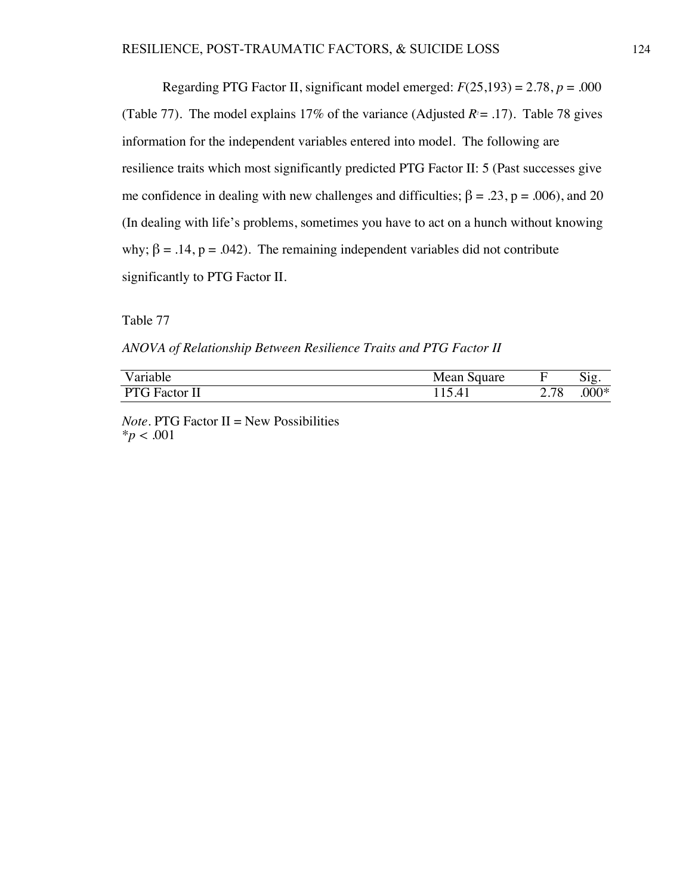Regarding PTG Factor II, significant model emerged: $F(25,193) = 2.78$, $p = .000$ (Table 77). The model explains 17% of the variance (Adjusted $R^2 = .17$). Table 78 gives information for the independent variables entered into model. The following are resilience traits which most significantly predicted PTG Factor II: 5 (Past successes give me confidence in dealing with new challenges and difficulties; $\beta = .23$, $p = .006$), and 20 (In dealing with life's problems, sometimes you have to act on a hunch without knowing why; $\beta = .14$, $p = .042$). The remaining independent variables did not contribute significantly to PTG Factor II.

Table 77

*ANOVA of Relationship Between Resilience Traits and PTG Factor II*

| Variable | Mean Square | F | Sig. |
|---|---|---|---|
| PTG Factor II | 115.41 | 2.78 | .000* |

*Note*. PTG Factor II = New Possibilities
$^*p < .001$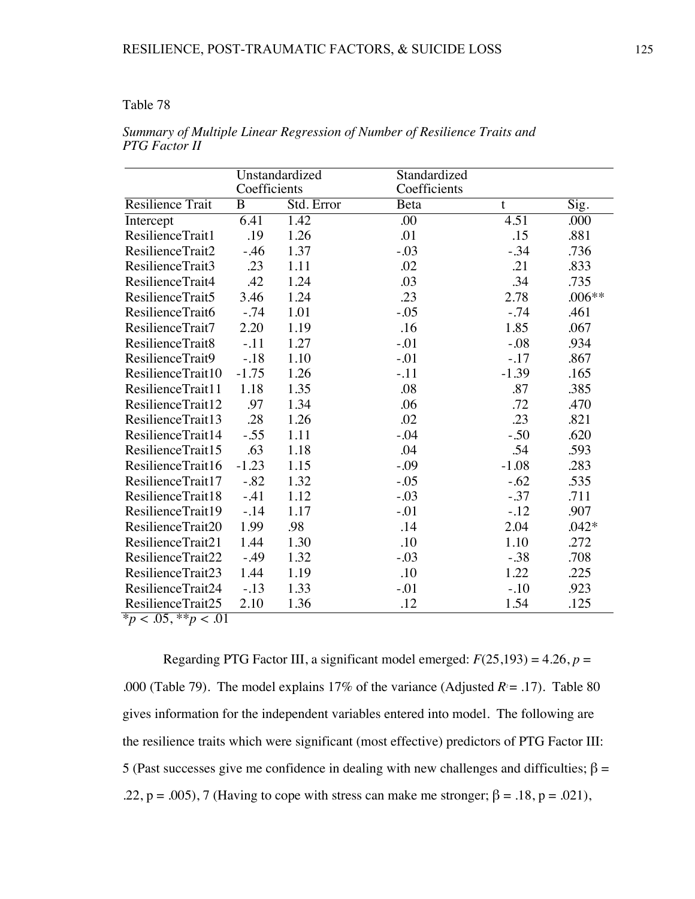Table 78

*Summary of Multiple Linear Regression of Number of Resilience Traits and PTG Factor II*

| | Unstandardized Coefficients | | Standardized Coefficients | | |
|---|---|---|---|---|---|
| Resilience Trait | B | Std. Error | Beta | t | Sig. |
| Intercept | 6.41 | 1.42 | .00 | 4.51 | .000 |
| ResilienceTrait1 | .19 | 1.26 | .01 | .15 | .881 |
| ResilienceTrait2 | -.46 | 1.37 | -.03 | -.34 | .736 |
| ResilienceTrait3 | .23 | 1.11 | .02 | .21 | .833 |
| ResilienceTrait4 | .42 | 1.24 | .03 | .34 | .735 |
| ResilienceTrait5 | 3.46 | 1.24 | .23 | 2.78 | .006** |
| ResilienceTrait6 | -.74 | 1.01 | -.05 | -.74 | .461 |
| ResilienceTrait7 | 2.20 | 1.19 | .16 | 1.85 | .067 |
| ResilienceTrait8 | -.11 | 1.27 | -.01 | -.08 | .934 |
| ResilienceTrait9 | -.18 | 1.10 | -.01 | -.17 | .867 |
| ResilienceTrait10 | -1.75 | 1.26 | -.11 | -1.39 | .165 |
| ResilienceTrait11 | 1.18 | 1.35 | .08 | .87 | .385 |
| ResilienceTrait12 | .97 | 1.34 | .06 | .72 | .470 |
| ResilienceTrait13 | .28 | 1.26 | .02 | .23 | .821 |
| ResilienceTrait14 | -.55 | 1.11 | -.04 | -.50 | .620 |
| ResilienceTrait15 | .63 | 1.18 | .04 | .54 | .593 |
| ResilienceTrait16 | -1.23 | 1.15 | -.09 | -1.08 | .283 |
| ResilienceTrait17 | -.82 | 1.32 | -.05 | -.62 | .535 |
| ResilienceTrait18 | -.41 | 1.12 | -.03 | -.37 | .711 |
| ResilienceTrait19 | -.14 | 1.17 | -.01 | -.12 | .907 |
| ResilienceTrait20 | 1.99 | .98 | .14 | 2.04 | .042* |
| ResilienceTrait21 | 1.44 | 1.30 | .10 | 1.10 | .272 |
| ResilienceTrait22 | -.49 | 1.32 | -.03 | -.38 | .708 |
| ResilienceTrait23 | 1.44 | 1.19 | .10 | 1.22 | .225 |
| ResilienceTrait24 | -.13 | 1.33 | -.01 | -.10 | .923 |
| ResilienceTrait25 | 2.10 | 1.36 | .12 | 1.54 | .125 |

$^{*}p < .05$, $^{**}p < .01$

Regarding PTG Factor III, a significant model emerged: $F(25,193) = 4.26$, $p = .000$ (Table 79). The model explains 17% of the variance (Adjusted $R^2 = .17$). Table 80 gives information for the independent variables entered into model. The following are the resilience traits which were significant (most effective) predictors of PTG Factor III: 5 (Past successes give me confidence in dealing with new challenges and difficulties; $\beta = .22$, p = .005), 7 (Having to cope with stress can make me stronger; $\beta = .18$, p = .021),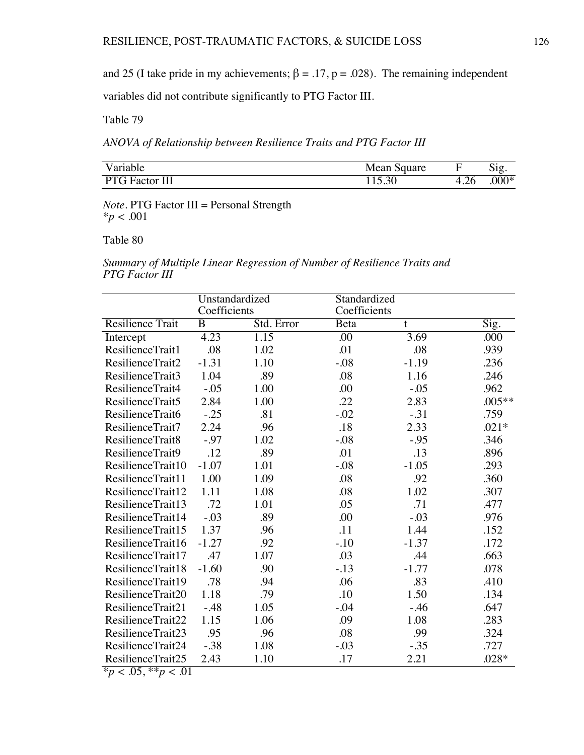and 25 (I take pride in my achievements; $\beta = .17$, $p = .028$). The remaining independent variables did not contribute significantly to PTG Factor III.

Table 79

*ANOVA of Relationship between Resilience Traits and PTG Factor III*

| Variable | Mean Square | F | Sig. |
|---|---|---|---|
| PTG Factor III | 115.30 | 4.26 | .000* |

*Note*. PTG Factor III = Personal Strength
$*p < .001$

Table 80

*Summary of Multiple Linear Regression of Number of Resilience Traits and PTG Factor III*

| | Unstandardized Coefficients | | Standardized Coefficients | | |
|---|---|---|---|---|---|
| Resilience Trait | B | Std. Error | Beta | t | Sig. |
| Intercept | 4.23 | 1.15 | .00 | 3.69 | .000 |
| ResilienceTrait1 | .08 | 1.02 | .01 | .08 | .939 |
| ResilienceTrait2 | -1.31 | 1.10 | -.08 | -1.19 | .236 |
| ResilienceTrait3 | 1.04 | .89 | .08 | 1.16 | .246 |
| ResilienceTrait4 | -.05 | 1.00 | .00 | -.05 | .962 |
| ResilienceTrait5 | 2.84 | 1.00 | .22 | 2.83 | .005** |
| ResilienceTrait6 | -.25 | .81 | -.02 | -.31 | .759 |
| ResilienceTrait7 | 2.24 | .96 | .18 | 2.33 | .021* |
| ResilienceTrait8 | -.97 | 1.02 | -.08 | -.95 | .346 |
| ResilienceTrait9 | .12 | .89 | .01 | .13 | .896 |
| ResilienceTrait10 | -1.07 | 1.01 | -.08 | -1.05 | .293 |
| ResilienceTrait11 | 1.00 | 1.09 | .08 | .92 | .360 |
| ResilienceTrait12 | 1.11 | 1.08 | .08 | 1.02 | .307 |
| ResilienceTrait13 | .72 | 1.01 | .05 | .71 | .477 |
| ResilienceTrait14 | -.03 | .89 | .00 | -.03 | .976 |
| ResilienceTrait15 | 1.37 | .96 | .11 | 1.44 | .152 |
| ResilienceTrait16 | -1.27 | .92 | -.10 | -1.37 | .172 |
| ResilienceTrait17 | .47 | 1.07 | .03 | .44 | .663 |
| ResilienceTrait18 | -1.60 | .90 | -.13 | -1.77 | .078 |
| ResilienceTrait19 | .78 | .94 | .06 | .83 | .410 |
| ResilienceTrait20 | 1.18 | .79 | .10 | 1.50 | .134 |
| ResilienceTrait21 | -.48 | 1.05 | -.04 | -.46 | .647 |
| ResilienceTrait22 | 1.15 | 1.06 | .09 | 1.08 | .283 |
| ResilienceTrait23 | .95 | .96 | .08 | .99 | .324 |
| ResilienceTrait24 | -.38 | 1.08 | -.03 | -.35 | .727 |
| ResilienceTrait25 | 2.43 | 1.10 | .17 | 2.21 | .028* |

$*p < .05$, $**p < .01$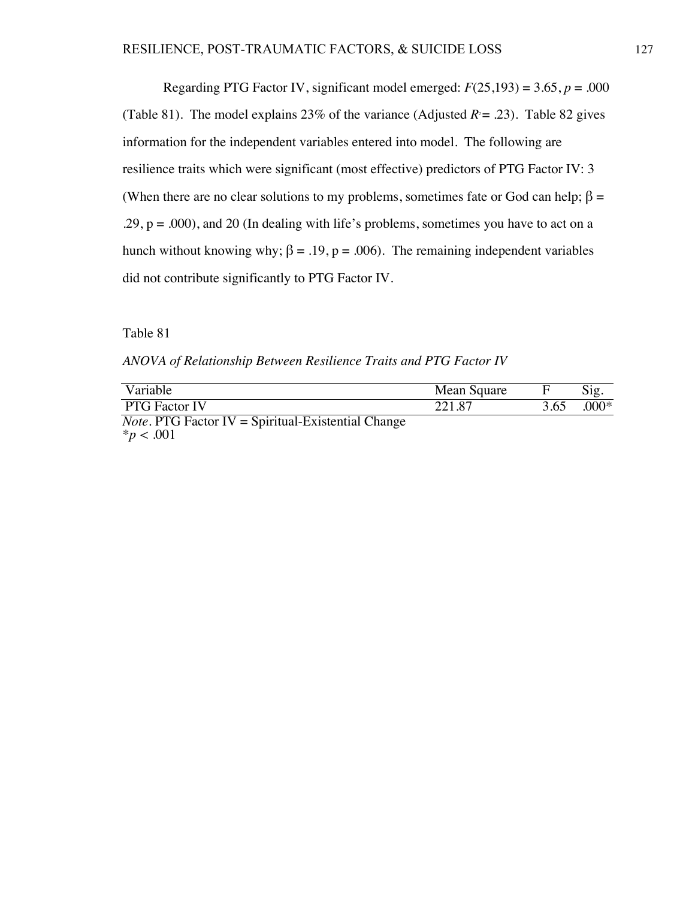Regarding PTG Factor IV, significant model emerged: $F(25,193) = 3.65$, $p = .000$ (Table 81). The model explains 23% of the variance (Adjusted $R^2 = .23$). Table 82 gives information for the independent variables entered into model. The following are resilience traits which were significant (most effective) predictors of PTG Factor IV: 3 (When there are no clear solutions to my problems, sometimes fate or God can help; $\beta = .29$, p = .000), and 20 (In dealing with life's problems, sometimes you have to act on a hunch without knowing why; $\beta = .19$, p = .006). The remaining independent variables did not contribute significantly to PTG Factor IV.

Table 81

*ANOVA of Relationship Between Resilience Traits and PTG Factor IV*

| Variable | Mean Square | F | Sig. |
|---|---|---|---|
| PTG Factor IV | 221.87 | 3.65 | .000* |

*Note*. PTG Factor IV = Spiritual-Existential Change
$*p < .001$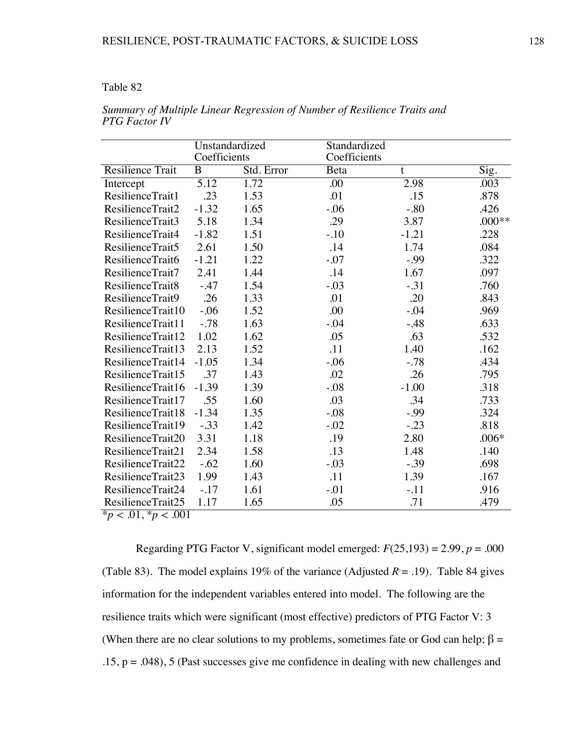Table 82

*Summary of Multiple Linear Regression of Number of Resilience Traits and PTG Factor IV*

| | Unstandardized Coefficients | | Standardized Coefficients | | |
|---|---|---|---|---|---|
| Resilience Trait | B | Std. Error | Beta | t | Sig. |
| Intercept | 5.12 | 1.72 | .00 | 2.98 | .003 |
| ResilienceTrait1 | .23 | 1.53 | .01 | .15 | .878 |
| ResilienceTrait2 | -1.32 | 1.65 | -.06 | -.80 | .426 |
| ResilienceTrait3 | 5.18 | 1.34 | .29 | 3.87 | .000** |
| ResilienceTrait4 | -1.82 | 1.51 | -.10 | -1.21 | .228 |
| ResilienceTrait5 | 2.61 | 1.50 | .14 | 1.74 | .084 |
| ResilienceTrait6 | -1.21 | 1.22 | -.07 | -.99 | .322 |
| ResilienceTrait7 | 2.41 | 1.44 | .14 | 1.67 | .097 |
| ResilienceTrait8 | -.47 | 1.54 | -.03 | -.31 | .760 |
| ResilienceTrait9 | .26 | 1.33 | .01 | .20 | .843 |
| ResilienceTrait10 | -.06 | 1.52 | .00 | -.04 | .969 |
| ResilienceTrait11 | -.78 | 1.63 | -.04 | -.48 | .633 |
| ResilienceTrait12 | 1.02 | 1.62 | .05 | .63 | .532 |
| ResilienceTrait13 | 2.13 | 1.52 | .11 | 1.40 | .162 |
| ResilienceTrait14 | -1.05 | 1.34 | -.06 | -.78 | .434 |
| ResilienceTrait15 | .37 | 1.43 | .02 | .26 | .795 |
| ResilienceTrait16 | -1.39 | 1.39 | -.08 | -1.00 | .318 |
| ResilienceTrait17 | .55 | 1.60 | .03 | .34 | .733 |
| ResilienceTrait18 | -1.34 | 1.35 | -.08 | -.99 | .324 |
| ResilienceTrait19 | -.33 | 1.42 | -.02 | -.23 | .818 |
| ResilienceTrait20 | 3.31 | 1.18 | .19 | 2.80 | .006* |
| ResilienceTrait21 | 2.34 | 1.58 | .13 | 1.48 | .140 |
| ResilienceTrait22 | -.62 | 1.60 | -.03 | -.39 | .698 |
| ResilienceTrait23 | 1.99 | 1.43 | .11 | 1.39 | .167 |
| ResilienceTrait24 | -.17 | 1.61 | -.01 | -.11 | .916 |
| ResilienceTrait25 | 1.17 | 1.65 | .05 | .71 | .479 |

*$p < .01$, *$p < .001$

Regarding PTG Factor V, significant model emerged: $F(25,193) = 2.99$, $p = .000$ (Table 83). The model explains 19% of the variance (Adjusted $R^2 = .19$). Table 84 gives information for the independent variables entered into model. The following are the resilience traits which were significant (most effective) predictors of PTG Factor V: 3 (When there are no clear solutions to my problems, sometimes fate or God can help; $\beta = .15$, $p = .048$), 5 (Past successes give me confidence in dealing with new challenges and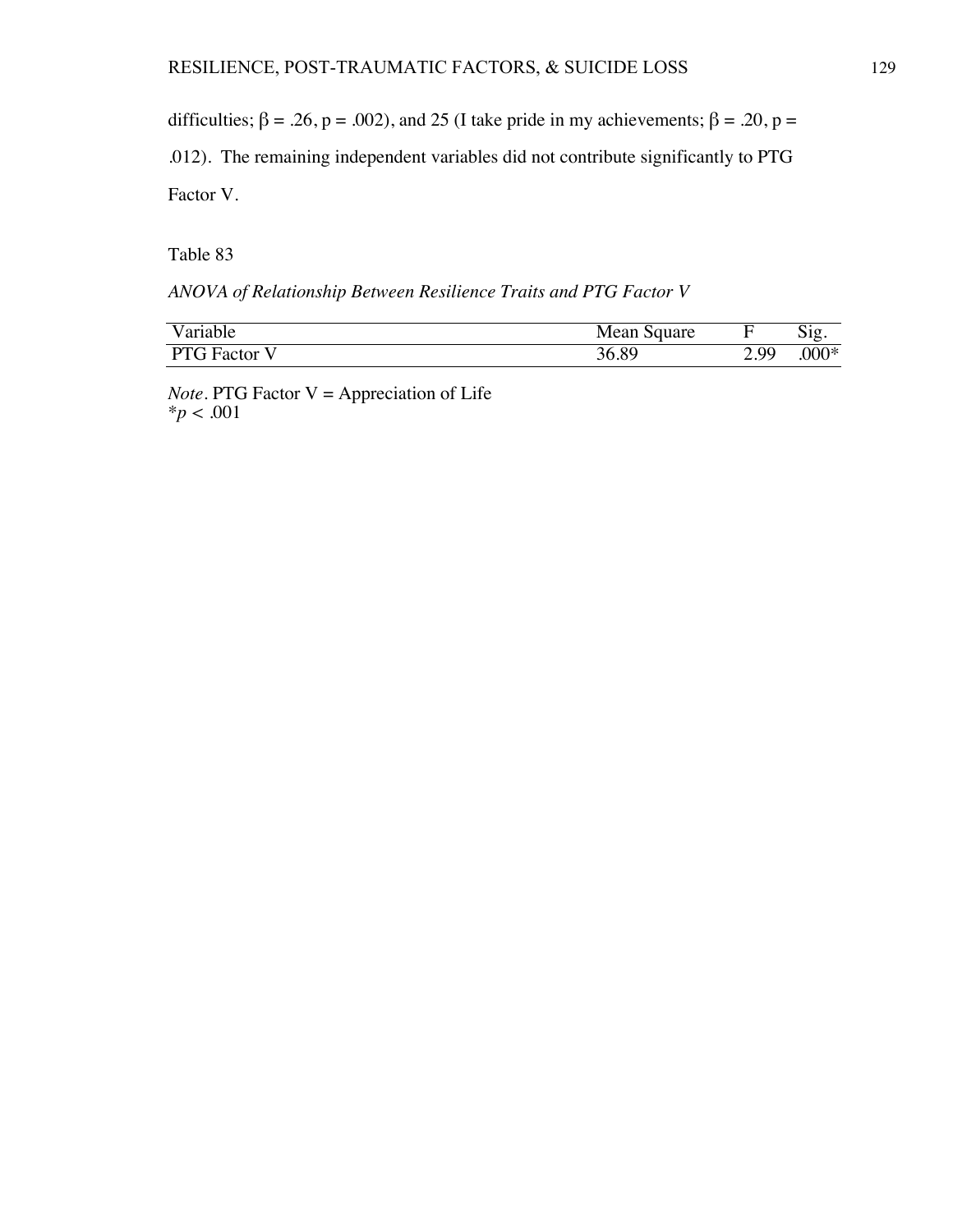difficulties; β = .26, p = .002), and 25 (I take pride in my achievements; β = .20, p = .012). The remaining independent variables did not contribute significantly to PTG Factor V.

Table 83

*ANOVA of Relationship Between Resilience Traits and PTG Factor V*

| Variable | Mean Square | F | Sig. |
|---|---|---|---|
| PTG Factor V | 36.89 | 2.99 | .000* |

*Note*. PTG Factor V = Appreciation of Life
*$p < .001$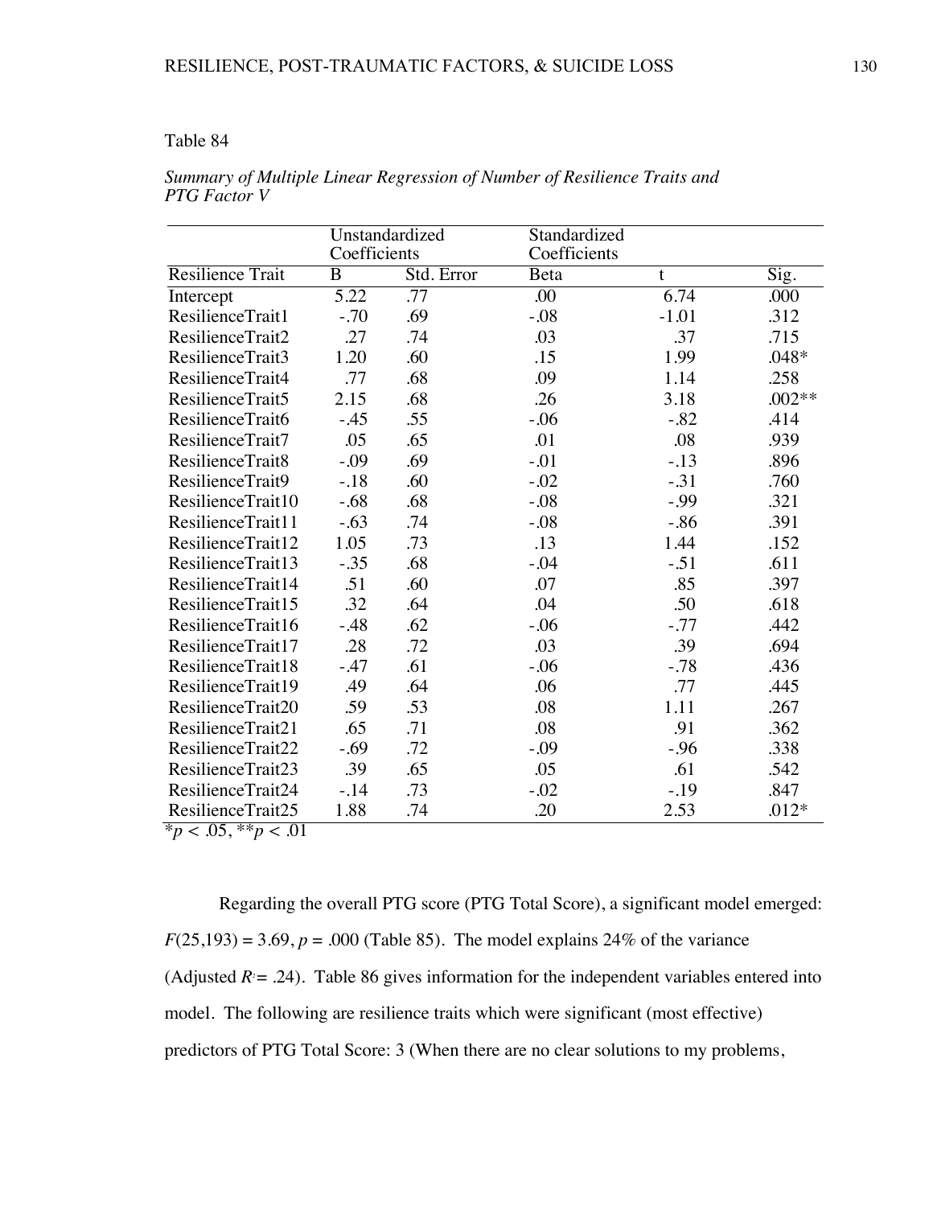Table 84

*Summary of Multiple Linear Regression of Number of Resilience Traits and PTG Factor V*

| | Unstandardized Coefficients | | Standardized Coefficients | | |
|---|---|---|---|---|---|
| Resilience Trait | B | Std. Error | Beta | t | Sig. |
| Intercept | 5.22 | .77 | .00 | 6.74 | .000 |
| ResilienceTrait1 | -.70 | .69 | -.08 | -1.01 | .312 |
| ResilienceTrait2 | .27 | .74 | .03 | .37 | .715 |
| ResilienceTrait3 | 1.20 | .60 | .15 | 1.99 | .048* |
| ResilienceTrait4 | .77 | .68 | .09 | 1.14 | .258 |
| ResilienceTrait5 | 2.15 | .68 | .26 | 3.18 | .002** |
| ResilienceTrait6 | -.45 | .55 | -.06 | -.82 | .414 |
| ResilienceTrait7 | .05 | .65 | .01 | .08 | .939 |
| ResilienceTrait8 | -.09 | .69 | -.01 | -.13 | .896 |
| ResilienceTrait9 | -.18 | .60 | -.02 | -.31 | .760 |
| ResilienceTrait10 | -.68 | .68 | -.08 | -.99 | .321 |
| ResilienceTrait11 | -.63 | .74 | -.08 | -.86 | .391 |
| ResilienceTrait12 | 1.05 | .73 | .13 | 1.44 | .152 |
| ResilienceTrait13 | -.35 | .68 | -.04 | -.51 | .611 |
| ResilienceTrait14 | .51 | .60 | .07 | .85 | .397 |
| ResilienceTrait15 | .32 | .64 | .04 | .50 | .618 |
| ResilienceTrait16 | -.48 | .62 | -.06 | -.77 | .442 |
| ResilienceTrait17 | .28 | .72 | .03 | .39 | .694 |
| ResilienceTrait18 | -.47 | .61 | -.06 | -.78 | .436 |
| ResilienceTrait19 | .49 | .64 | .06 | .77 | .445 |
| ResilienceTrait20 | .59 | .53 | .08 | 1.11 | .267 |
| ResilienceTrait21 | .65 | .71 | .08 | .91 | .362 |
| ResilienceTrait22 | -.69 | .72 | -.09 | -.96 | .338 |
| ResilienceTrait23 | .39 | .65 | .05 | .61 | .542 |
| ResilienceTrait24 | -.14 | .73 | -.02 | -.19 | .847 |
| ResilienceTrait25 | 1.88 | .74 | .20 | 2.53 | .012* |

$^{*}p < .05$, $^{**}p < .01$

Regarding the overall PTG score (PTG Total Score), a significant model emerged: $F(25,193) = 3.69$, $p = .000$ (Table 85). The model explains 24% of the variance (Adjusted $R^2 = .24$). Table 86 gives information for the independent variables entered into model. The following are resilience traits which were significant (most effective) predictors of PTG Total Score: 3 (When there are no clear solutions to my problems,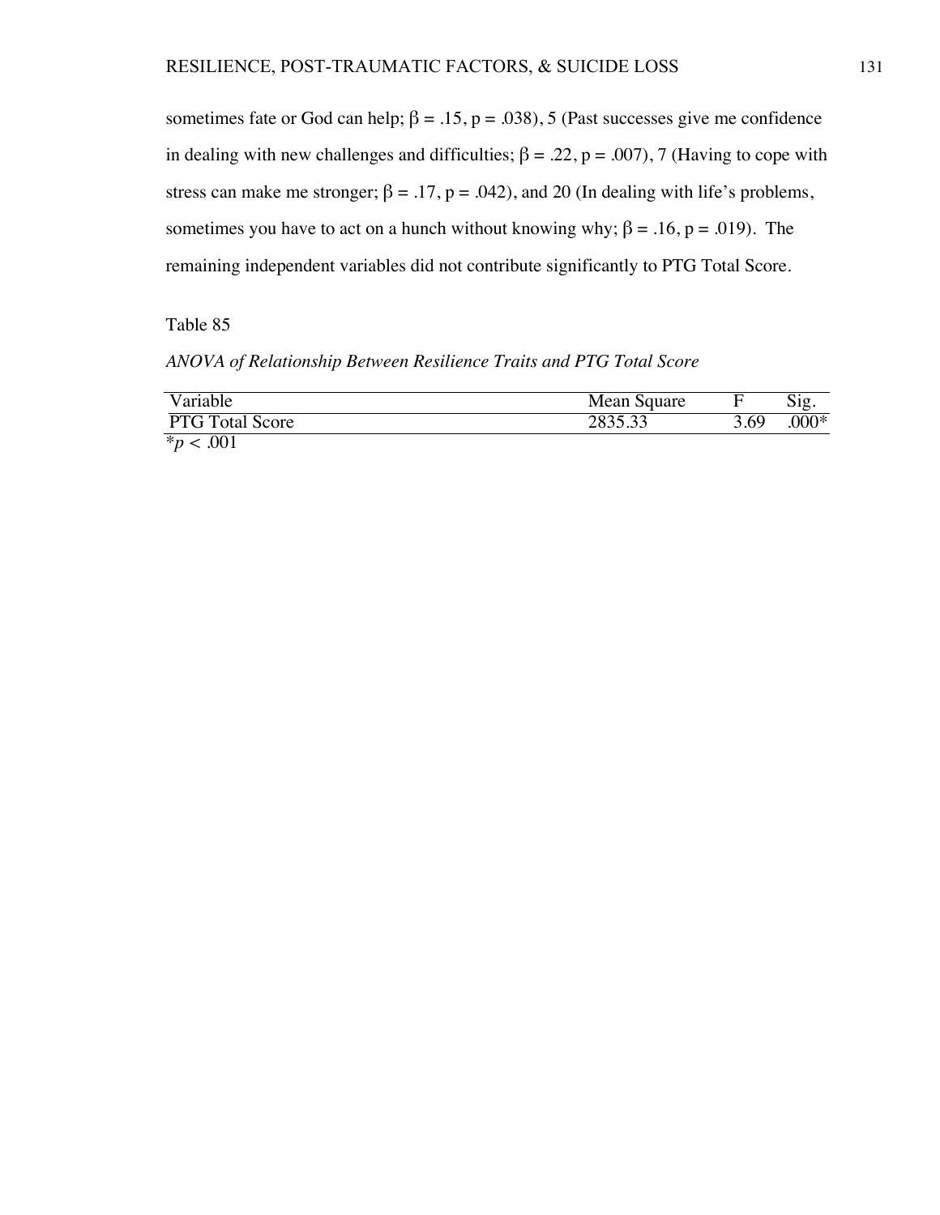sometimes fate or God can help; $\beta = .15$, $p = .038$), 5 (Past successes give me confidence in dealing with new challenges and difficulties; $\beta = .22$, $p = .007$), 7 (Having to cope with stress can make me stronger; $\beta = .17$, $p = .042$), and 20 (In dealing with life's problems, sometimes you have to act on a hunch without knowing why; $\beta = .16$, $p = .019$). The remaining independent variables did not contribute significantly to PTG Total Score.

Table 85

*ANOVA of Relationship Between Resilience Traits and PTG Total Score*

| Variable | Mean Square | F | Sig. |
|---|---|---|---|
| PTG Total Score | 2835.33 | 3.69 | .000* |

*$p < .001$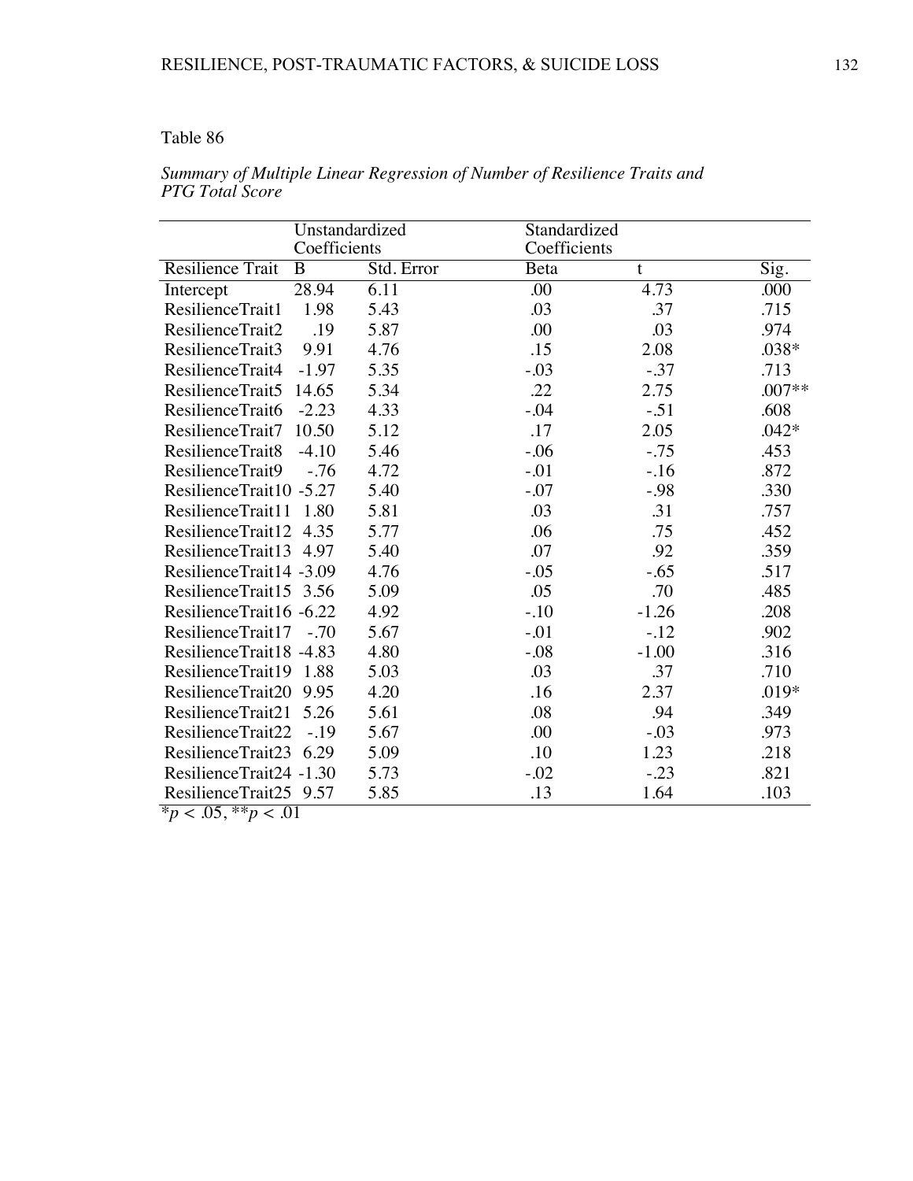Table 86

*Summary of Multiple Linear Regression of Number of Resilience Traits and PTG Total Score*

| | Unstandardized Coefficients | | Standardized Coefficients | | |
|---|---|---|---|---|---|
| Resilience Trait | B | Std. Error | Beta | t | Sig. |
| Intercept | 28.94 | 6.11 | .00 | 4.73 | .000 |
| ResilienceTrait1 | 1.98 | 5.43 | .03 | .37 | .715 |
| ResilienceTrait2 | .19 | 5.87 | .00 | .03 | .974 |
| ResilienceTrait3 | 9.91 | 4.76 | .15 | 2.08 | .038* |
| ResilienceTrait4 | -1.97 | 5.35 | -.03 | -.37 | .713 |
| ResilienceTrait5 | 14.65 | 5.34 | .22 | 2.75 | .007** |
| ResilienceTrait6 | -2.23 | 4.33 | -.04 | -.51 | .608 |
| ResilienceTrait7 | 10.50 | 5.12 | .17 | 2.05 | .042* |
| ResilienceTrait8 | -4.10 | 5.46 | -.06 | -.75 | .453 |
| ResilienceTrait9 | -.76 | 4.72 | -.01 | -.16 | .872 |
| ResilienceTrait10 | -5.27 | 5.40 | -.07 | -.98 | .330 |
| ResilienceTrait11 | 1.80 | 5.81 | .03 | .31 | .757 |
| ResilienceTrait12 | 4.35 | 5.77 | .06 | .75 | .452 |
| ResilienceTrait13 | 4.97 | 5.40 | .07 | .92 | .359 |
| ResilienceTrait14 | -3.09 | 4.76 | -.05 | -.65 | .517 |
| ResilienceTrait15 | 3.56 | 5.09 | .05 | .70 | .485 |
| ResilienceTrait16 | -6.22 | 4.92 | -.10 | -1.26 | .208 |
| ResilienceTrait17 | -.70 | 5.67 | -.01 | -.12 | .902 |
| ResilienceTrait18 | -4.83 | 4.80 | -.08 | -1.00 | .316 |
| ResilienceTrait19 | 1.88 | 5.03 | .03 | .37 | .710 |
| ResilienceTrait20 | 9.95 | 4.20 | .16 | 2.37 | .019* |
| ResilienceTrait21 | 5.26 | 5.61 | .08 | .94 | .349 |
| ResilienceTrait22 | -.19 | 5.67 | .00 | -.03 | .973 |
| ResilienceTrait23 | 6.29 | 5.09 | .10 | 1.23 | .218 |
| ResilienceTrait24 | -1.30 | 5.73 | -.02 | -.23 | .821 |
| ResilienceTrait25 | 9.57 | 5.85 | .13 | 1.64 | .103 |

*$p < .05$, **$p < .01$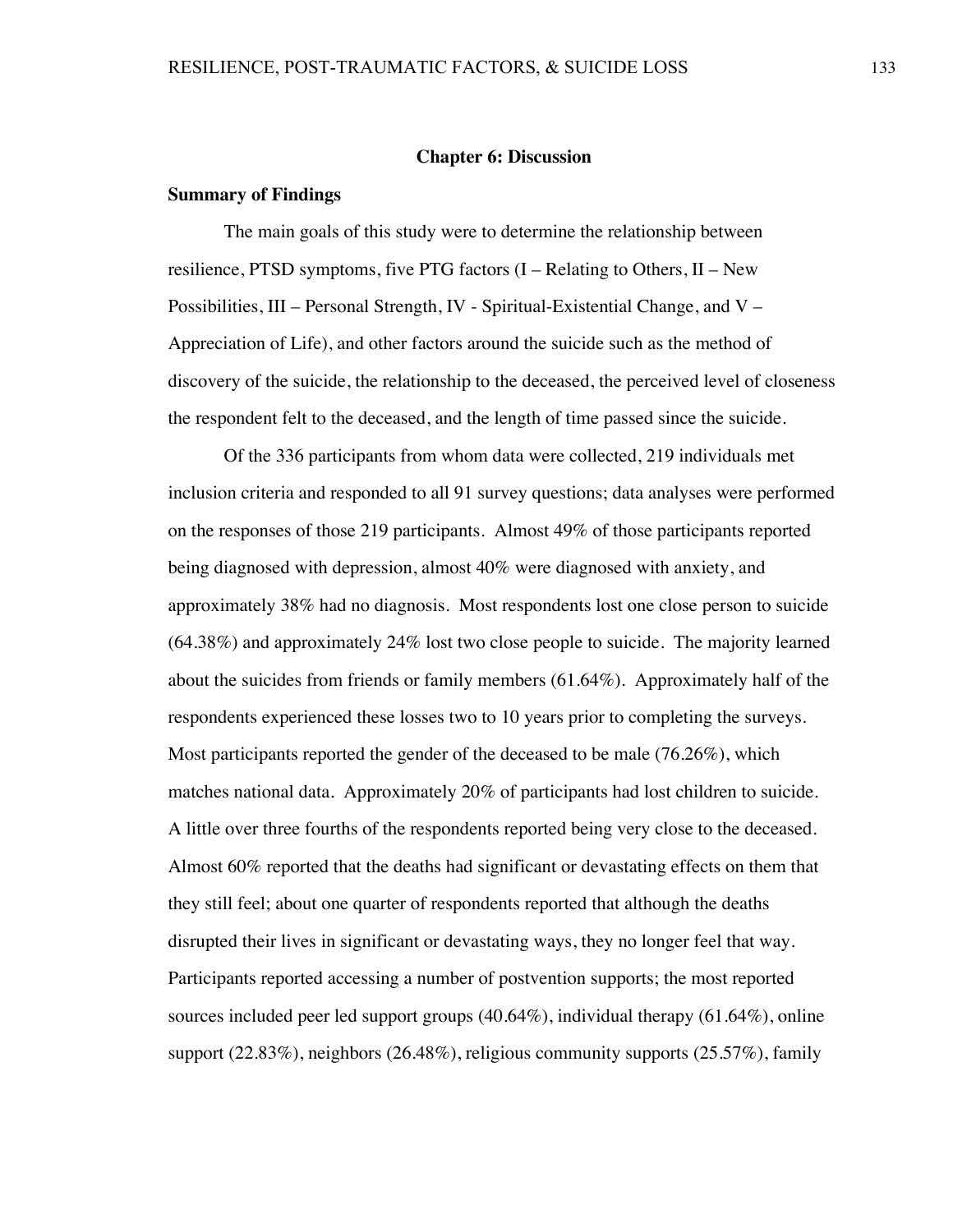# Chapter 6: Discussion

## Summary of Findings

The main goals of this study were to determine the relationship between resilience, PTSD symptoms, five PTG factors (I – Relating to Others, II – New Possibilities, III – Personal Strength, IV - Spiritual-Existential Change, and V – Appreciation of Life), and other factors around the suicide such as the method of discovery of the suicide, the relationship to the deceased, the perceived level of closeness the respondent felt to the deceased, and the length of time passed since the suicide.

Of the 336 participants from whom data were collected, 219 individuals met inclusion criteria and responded to all 91 survey questions; data analyses were performed on the responses of those 219 participants. Almost 49% of those participants reported being diagnosed with depression, almost 40% were diagnosed with anxiety, and approximately 38% had no diagnosis. Most respondents lost one close person to suicide (64.38%) and approximately 24% lost two close people to suicide. The majority learned about the suicides from friends or family members (61.64%). Approximately half of the respondents experienced these losses two to 10 years prior to completing the surveys. Most participants reported the gender of the deceased to be male (76.26%), which matches national data. Approximately 20% of participants had lost children to suicide. A little over three fourths of the respondents reported being very close to the deceased. Almost 60% reported that the deaths had significant or devastating effects on them that they still feel; about one quarter of respondents reported that although the deaths disrupted their lives in significant or devastating ways, they no longer feel that way. Participants reported accessing a number of postvention supports; the most reported sources included peer led support groups (40.64%), individual therapy (61.64%), online support (22.83%), neighbors (26.48%), religious community supports (25.57%), family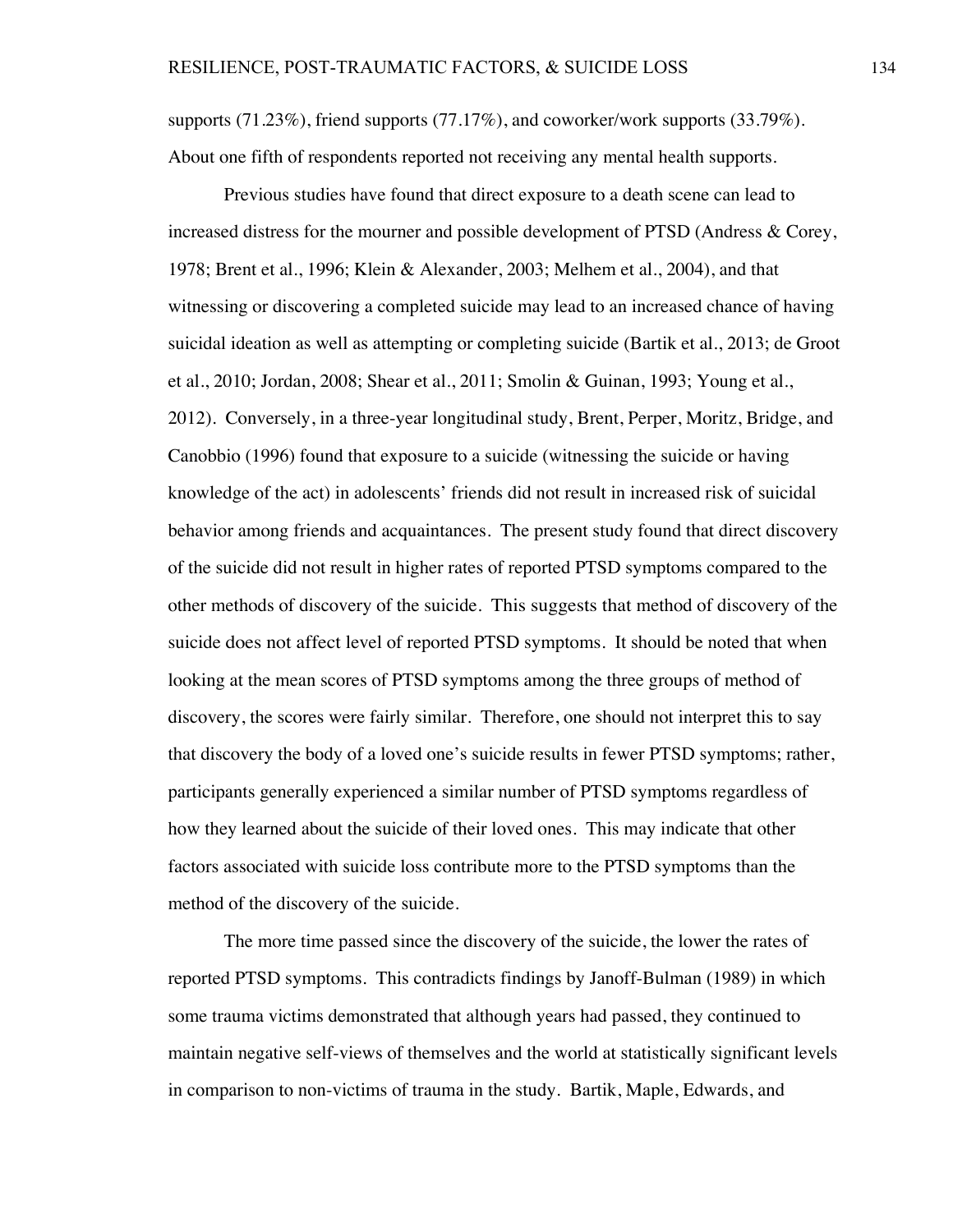supports (71.23%), friend supports (77.17%), and coworker/work supports (33.79%). About one fifth of respondents reported not receiving any mental health supports.

Previous studies have found that direct exposure to a death scene can lead to increased distress for the mourner and possible development of PTSD (Andress & Corey, 1978; Brent et al., 1996; Klein & Alexander, 2003; Melhem et al., 2004), and that witnessing or discovering a completed suicide may lead to an increased chance of having suicidal ideation as well as attempting or completing suicide (Bartik et al., 2013; de Groot et al., 2010; Jordan, 2008; Shear et al., 2011; Smolin & Guinan, 1993; Young et al., 2012). Conversely, in a three-year longitudinal study, Brent, Perper, Moritz, Bridge, and Canobbio (1996) found that exposure to a suicide (witnessing the suicide or having knowledge of the act) in adolescents' friends did not result in increased risk of suicidal behavior among friends and acquaintances. The present study found that direct discovery of the suicide did not result in higher rates of reported PTSD symptoms compared to the other methods of discovery of the suicide. This suggests that method of discovery of the suicide does not affect level of reported PTSD symptoms. It should be noted that when looking at the mean scores of PTSD symptoms among the three groups of method of discovery, the scores were fairly similar. Therefore, one should not interpret this to say that discovery the body of a loved one's suicide results in fewer PTSD symptoms; rather, participants generally experienced a similar number of PTSD symptoms regardless of how they learned about the suicide of their loved ones. This may indicate that other factors associated with suicide loss contribute more to the PTSD symptoms than the method of the discovery of the suicide.

The more time passed since the discovery of the suicide, the lower the rates of reported PTSD symptoms. This contradicts findings by Janoff-Bulman (1989) in which some trauma victims demonstrated that although years had passed, they continued to maintain negative self-views of themselves and the world at statistically significant levels in comparison to non-victims of trauma in the study. Bartik, Maple, Edwards, and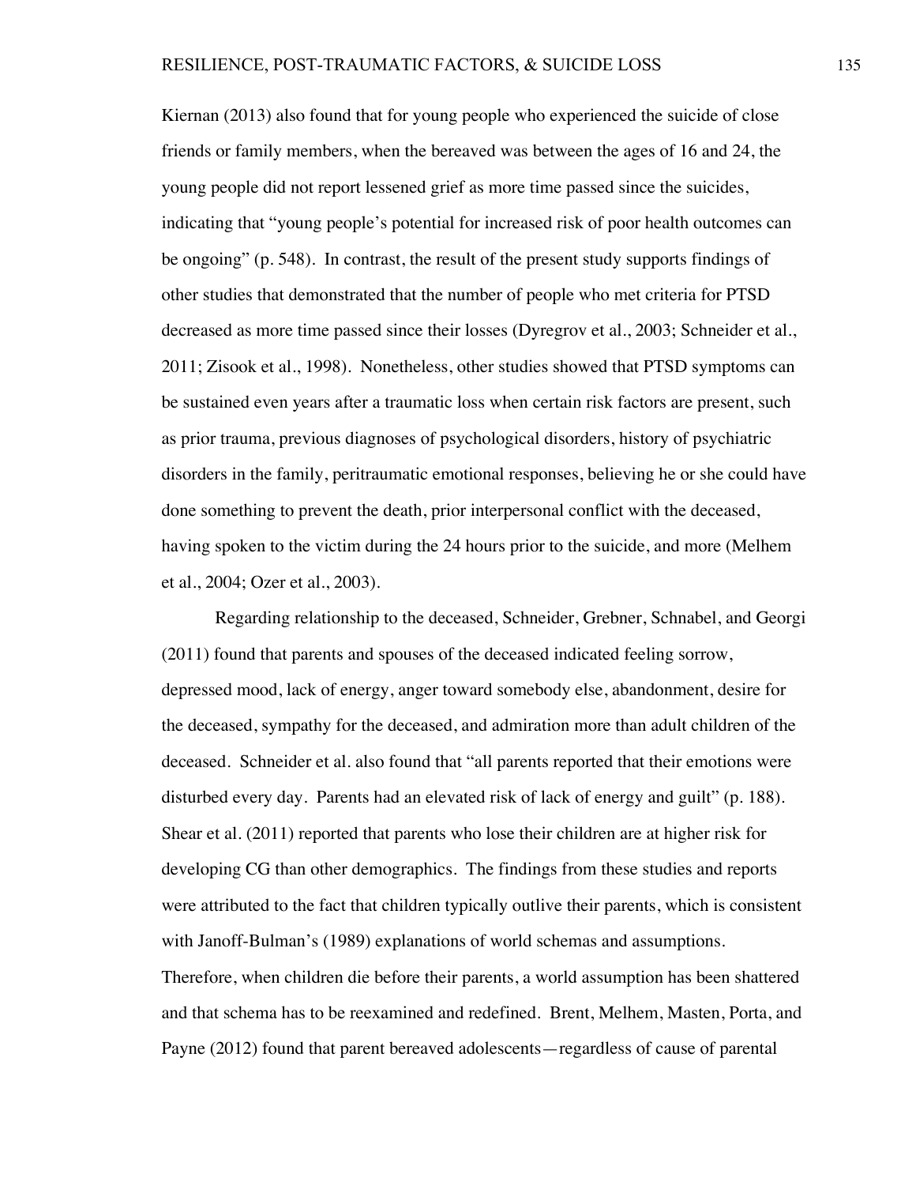Kiernan (2013) also found that for young people who experienced the suicide of close friends or family members, when the bereaved was between the ages of 16 and 24, the young people did not report lessened grief as more time passed since the suicides, indicating that "young people's potential for increased risk of poor health outcomes can be ongoing" (p. 548). In contrast, the result of the present study supports findings of other studies that demonstrated that the number of people who met criteria for PTSD decreased as more time passed since their losses (Dyregrov et al., 2003; Schneider et al., 2011; Zisook et al., 1998). Nonetheless, other studies showed that PTSD symptoms can be sustained even years after a traumatic loss when certain risk factors are present, such as prior trauma, previous diagnoses of psychological disorders, history of psychiatric disorders in the family, peritraumatic emotional responses, believing he or she could have done something to prevent the death, prior interpersonal conflict with the deceased, having spoken to the victim during the 24 hours prior to the suicide, and more (Melhem et al., 2004; Ozer et al., 2003).

Regarding relationship to the deceased, Schneider, Grebner, Schnabel, and Georgi (2011) found that parents and spouses of the deceased indicated feeling sorrow, depressed mood, lack of energy, anger toward somebody else, abandonment, desire for the deceased, sympathy for the deceased, and admiration more than adult children of the deceased. Schneider et al. also found that "all parents reported that their emotions were disturbed every day. Parents had an elevated risk of lack of energy and guilt" (p. 188). Shear et al. (2011) reported that parents who lose their children are at higher risk for developing CG than other demographics. The findings from these studies and reports were attributed to the fact that children typically outlive their parents, which is consistent with Janoff-Bulman's (1989) explanations of world schemas and assumptions. Therefore, when children die before their parents, a world assumption has been shattered and that schema has to be reexamined and redefined. Brent, Melhem, Masten, Porta, and Payne (2012) found that parent bereaved adolescents—regardless of cause of parental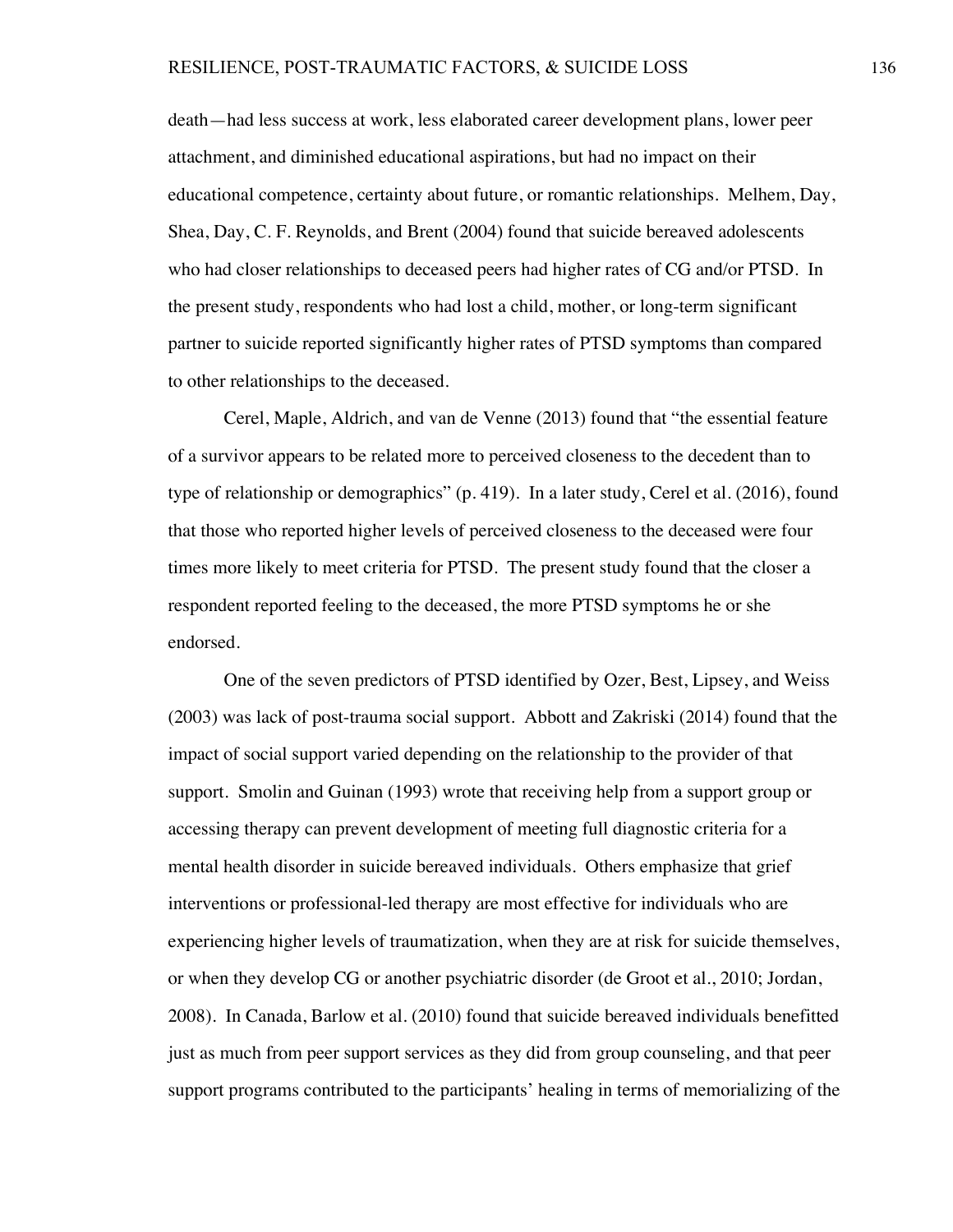death—had less success at work, less elaborated career development plans, lower peer attachment, and diminished educational aspirations, but had no impact on their educational competence, certainty about future, or romantic relationships. Melhem, Day, Shea, Day, C. F. Reynolds, and Brent (2004) found that suicide bereaved adolescents who had closer relationships to deceased peers had higher rates of CG and/or PTSD. In the present study, respondents who had lost a child, mother, or long-term significant partner to suicide reported significantly higher rates of PTSD symptoms than compared to other relationships to the deceased.

Cerel, Maple, Aldrich, and van de Venne (2013) found that "the essential feature of a survivor appears to be related more to perceived closeness to the decedent than to type of relationship or demographics" (p. 419). In a later study, Cerel et al. (2016), found that those who reported higher levels of perceived closeness to the deceased were four times more likely to meet criteria for PTSD. The present study found that the closer a respondent reported feeling to the deceased, the more PTSD symptoms he or she endorsed.

One of the seven predictors of PTSD identified by Ozer, Best, Lipsey, and Weiss (2003) was lack of post-trauma social support. Abbott and Zakriski (2014) found that the impact of social support varied depending on the relationship to the provider of that support. Smolin and Guinan (1993) wrote that receiving help from a support group or accessing therapy can prevent development of meeting full diagnostic criteria for a mental health disorder in suicide bereaved individuals. Others emphasize that grief interventions or professional-led therapy are most effective for individuals who are experiencing higher levels of traumatization, when they are at risk for suicide themselves, or when they develop CG or another psychiatric disorder (de Groot et al., 2010; Jordan, 2008). In Canada, Barlow et al. (2010) found that suicide bereaved individuals benefitted just as much from peer support services as they did from group counseling, and that peer support programs contributed to the participants' healing in terms of memorializing of the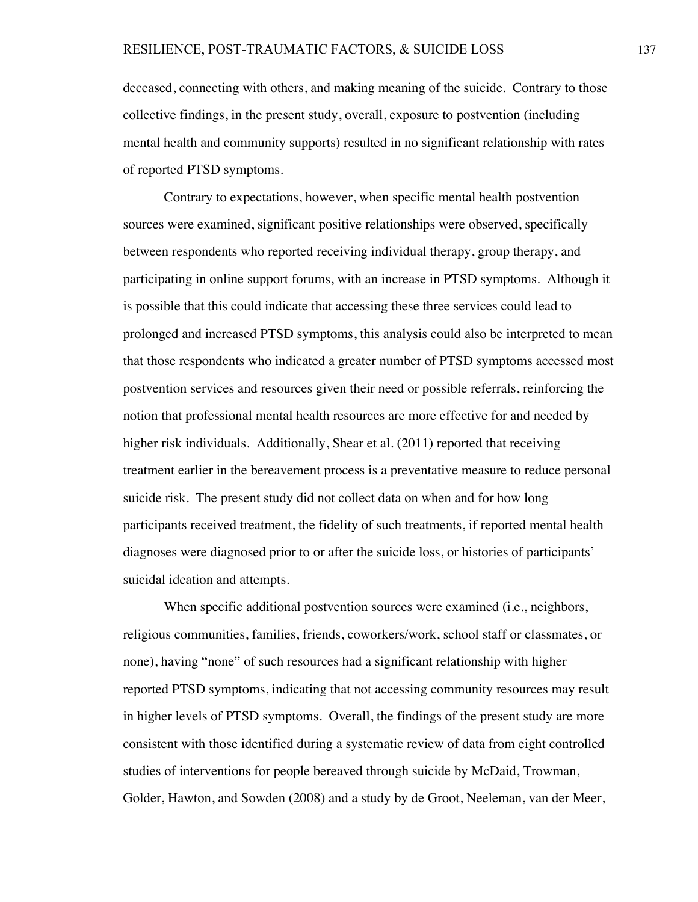deceased, connecting with others, and making meaning of the suicide. Contrary to those collective findings, in the present study, overall, exposure to postvention (including mental health and community supports) resulted in no significant relationship with rates of reported PTSD symptoms.

Contrary to expectations, however, when specific mental health postvention sources were examined, significant positive relationships were observed, specifically between respondents who reported receiving individual therapy, group therapy, and participating in online support forums, with an increase in PTSD symptoms. Although it is possible that this could indicate that accessing these three services could lead to prolonged and increased PTSD symptoms, this analysis could also be interpreted to mean that those respondents who indicated a greater number of PTSD symptoms accessed most postvention services and resources given their need or possible referrals, reinforcing the notion that professional mental health resources are more effective for and needed by higher risk individuals. Additionally, Shear et al. (2011) reported that receiving treatment earlier in the bereavement process is a preventative measure to reduce personal suicide risk. The present study did not collect data on when and for how long participants received treatment, the fidelity of such treatments, if reported mental health diagnoses were diagnosed prior to or after the suicide loss, or histories of participants' suicidal ideation and attempts.

When specific additional postvention sources were examined (i.e., neighbors, religious communities, families, friends, coworkers/work, school staff or classmates, or none), having "none" of such resources had a significant relationship with higher reported PTSD symptoms, indicating that not accessing community resources may result in higher levels of PTSD symptoms. Overall, the findings of the present study are more consistent with those identified during a systematic review of data from eight controlled studies of interventions for people bereaved through suicide by McDaid, Trowman, Golder, Hawton, and Sowden (2008) and a study by de Groot, Neeleman, van der Meer,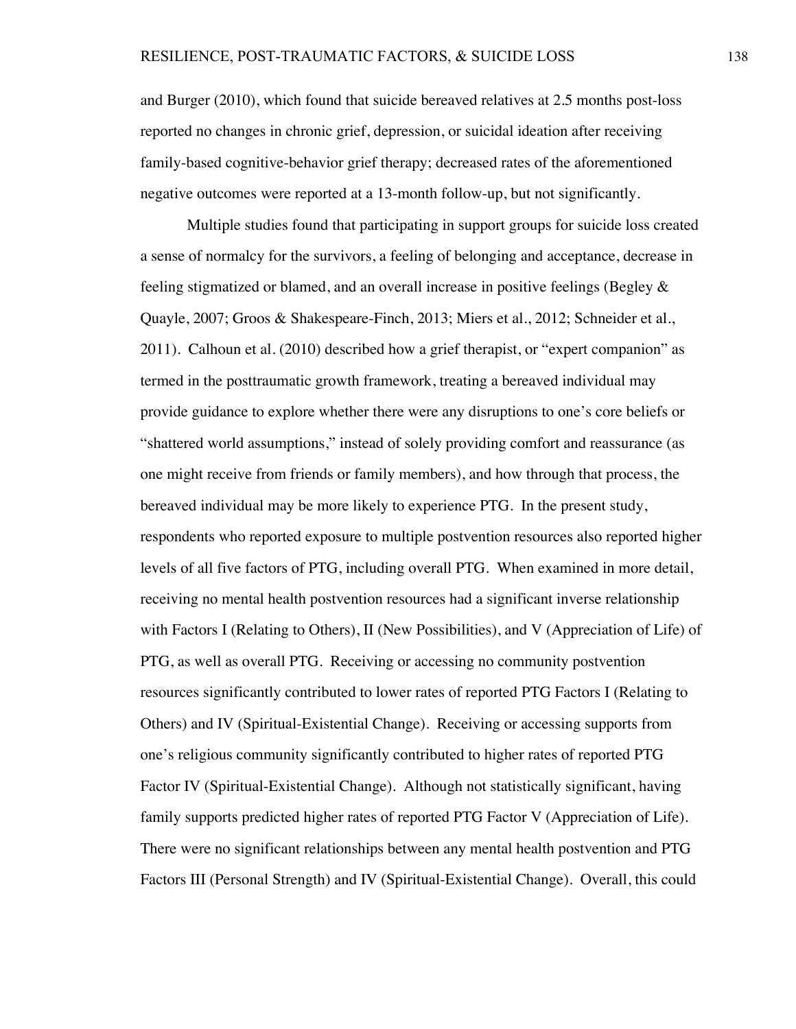and Burger (2010), which found that suicide bereaved relatives at 2.5 months post-loss reported no changes in chronic grief, depression, or suicidal ideation after receiving family-based cognitive-behavior grief therapy; decreased rates of the aforementioned negative outcomes were reported at a 13-month follow-up, but not significantly.

Multiple studies found that participating in support groups for suicide loss created a sense of normalcy for the survivors, a feeling of belonging and acceptance, decrease in feeling stigmatized or blamed, and an overall increase in positive feelings (Begley & Quayle, 2007; Groos & Shakespeare-Finch, 2013; Miers et al., 2012; Schneider et al., 2011). Calhoun et al. (2010) described how a grief therapist, or "expert companion" as termed in the posttraumatic growth framework, treating a bereaved individual may provide guidance to explore whether there were any disruptions to one's core beliefs or "shattered world assumptions," instead of solely providing comfort and reassurance (as one might receive from friends or family members), and how through that process, the bereaved individual may be more likely to experience PTG. In the present study, respondents who reported exposure to multiple postvention resources also reported higher levels of all five factors of PTG, including overall PTG. When examined in more detail, receiving no mental health postvention resources had a significant inverse relationship with Factors I (Relating to Others), II (New Possibilities), and V (Appreciation of Life) of PTG, as well as overall PTG. Receiving or accessing no community postvention resources significantly contributed to lower rates of reported PTG Factors I (Relating to Others) and IV (Spiritual-Existential Change). Receiving or accessing supports from one's religious community significantly contributed to higher rates of reported PTG Factor IV (Spiritual-Existential Change). Although not statistically significant, having family supports predicted higher rates of reported PTG Factor V (Appreciation of Life). There were no significant relationships between any mental health postvention and PTG Factors III (Personal Strength) and IV (Spiritual-Existential Change). Overall, this could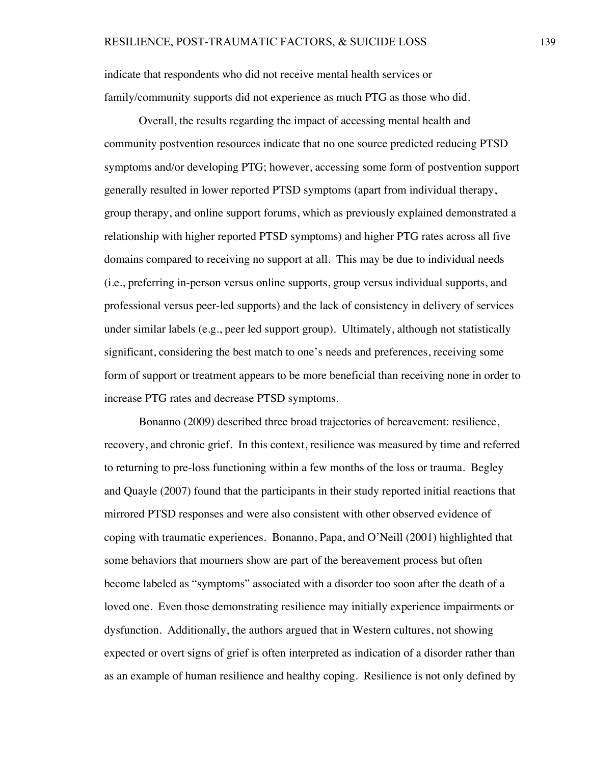indicate that respondents who did not receive mental health services or family/community supports did not experience as much PTG as those who did.

Overall, the results regarding the impact of accessing mental health and community postvention resources indicate that no one source predicted reducing PTSD symptoms and/or developing PTG; however, accessing some form of postvention support generally resulted in lower reported PTSD symptoms (apart from individual therapy, group therapy, and online support forums, which as previously explained demonstrated a relationship with higher reported PTSD symptoms) and higher PTG rates across all five domains compared to receiving no support at all. This may be due to individual needs (i.e., preferring in-person versus online supports, group versus individual supports, and professional versus peer-led supports) and the lack of consistency in delivery of services under similar labels (e.g., peer led support group). Ultimately, although not statistically significant, considering the best match to one's needs and preferences, receiving some form of support or treatment appears to be more beneficial than receiving none in order to increase PTG rates and decrease PTSD symptoms.

Bonanno (2009) described three broad trajectories of bereavement: resilience, recovery, and chronic grief. In this context, resilience was measured by time and referred to returning to pre-loss functioning within a few months of the loss or trauma. Begley and Quayle (2007) found that the participants in their study reported initial reactions that mirrored PTSD responses and were also consistent with other observed evidence of coping with traumatic experiences. Bonanno, Papa, and O'Neill (2001) highlighted that some behaviors that mourners show are part of the bereavement process but often become labeled as "symptoms" associated with a disorder too soon after the death of a loved one. Even those demonstrating resilience may initially experience impairments or dysfunction. Additionally, the authors argued that in Western cultures, not showing expected or overt signs of grief is often interpreted as indication of a disorder rather than as an example of human resilience and healthy coping. Resilience is not only defined by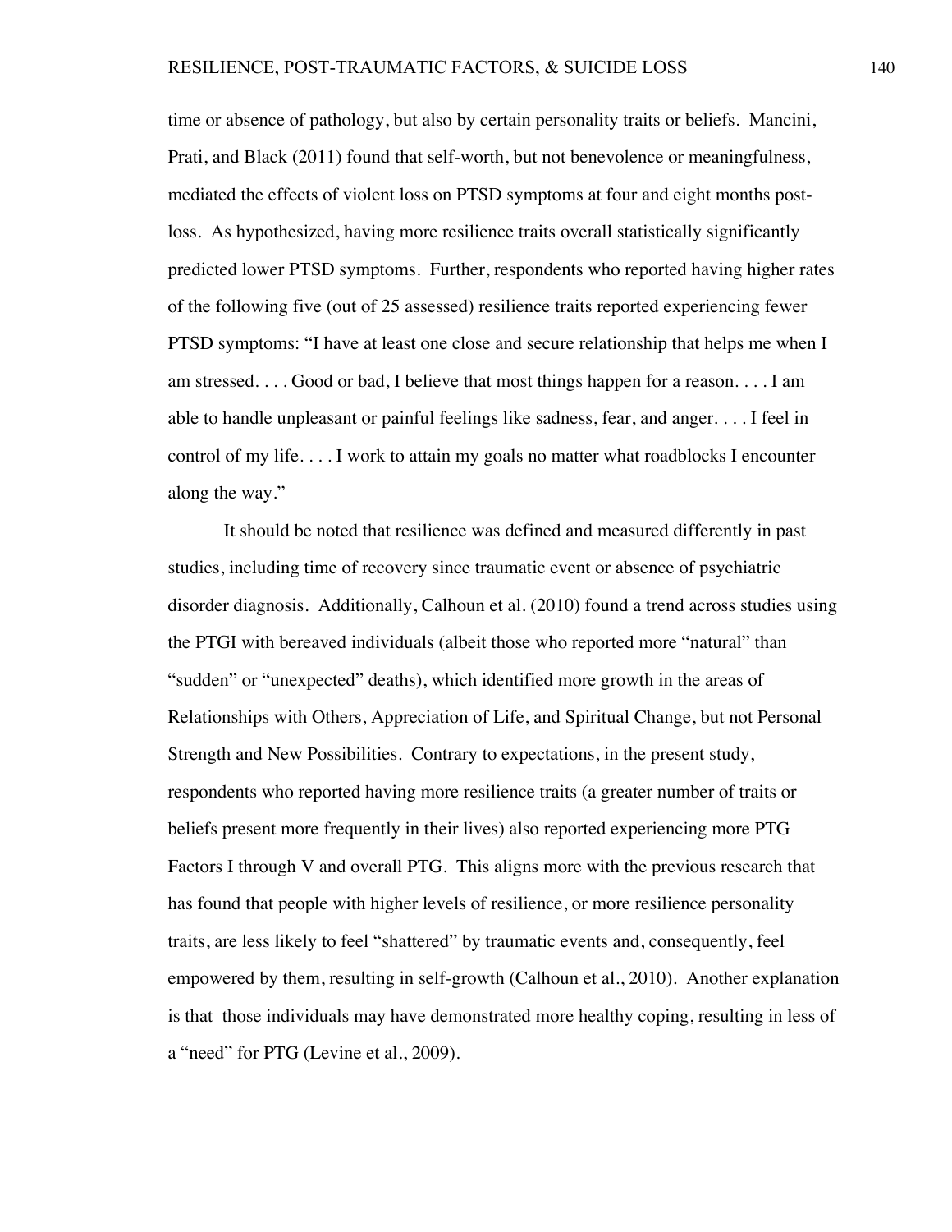time or absence of pathology, but also by certain personality traits or beliefs. Mancini, Prati, and Black (2011) found that self-worth, but not benevolence or meaningfulness, mediated the effects of violent loss on PTSD symptoms at four and eight months post-loss. As hypothesized, having more resilience traits overall statistically significantly predicted lower PTSD symptoms. Further, respondents who reported having higher rates of the following five (out of 25 assessed) resilience traits reported experiencing fewer PTSD symptoms: "I have at least one close and secure relationship that helps me when I am stressed. . . . Good or bad, I believe that most things happen for a reason. . . . I am able to handle unpleasant or painful feelings like sadness, fear, and anger. . . . I feel in control of my life. . . . I work to attain my goals no matter what roadblocks I encounter along the way."

It should be noted that resilience was defined and measured differently in past studies, including time of recovery since traumatic event or absence of psychiatric disorder diagnosis. Additionally, Calhoun et al. (2010) found a trend across studies using the PTGI with bereaved individuals (albeit those who reported more "natural" than "sudden" or "unexpected" deaths), which identified more growth in the areas of Relationships with Others, Appreciation of Life, and Spiritual Change, but not Personal Strength and New Possibilities. Contrary to expectations, in the present study, respondents who reported having more resilience traits (a greater number of traits or beliefs present more frequently in their lives) also reported experiencing more PTG Factors I through V and overall PTG. This aligns more with the previous research that has found that people with higher levels of resilience, or more resilience personality traits, are less likely to feel "shattered" by traumatic events and, consequently, feel empowered by them, resulting in self-growth (Calhoun et al., 2010). Another explanation is that those individuals may have demonstrated more healthy coping, resulting in less of a "need" for PTG (Levine et al., 2009).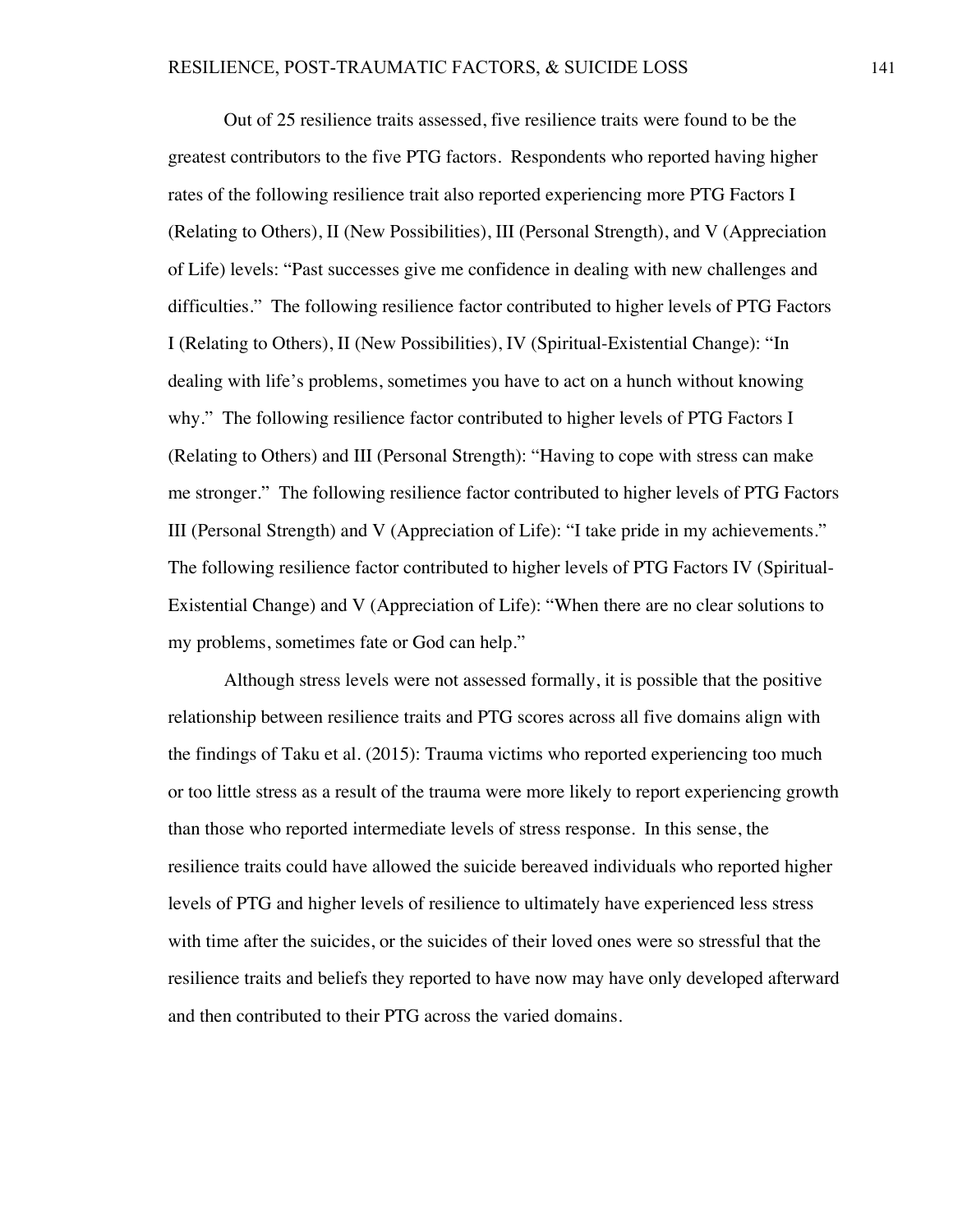Out of 25 resilience traits assessed, five resilience traits were found to be the greatest contributors to the five PTG factors. Respondents who reported having higher rates of the following resilience trait also reported experiencing more PTG Factors I (Relating to Others), II (New Possibilities), III (Personal Strength), and V (Appreciation of Life) levels: "Past successes give me confidence in dealing with new challenges and difficulties." The following resilience factor contributed to higher levels of PTG Factors I (Relating to Others), II (New Possibilities), IV (Spiritual-Existential Change): "In dealing with life's problems, sometimes you have to act on a hunch without knowing why." The following resilience factor contributed to higher levels of PTG Factors I (Relating to Others) and III (Personal Strength): "Having to cope with stress can make me stronger." The following resilience factor contributed to higher levels of PTG Factors III (Personal Strength) and V (Appreciation of Life): "I take pride in my achievements." The following resilience factor contributed to higher levels of PTG Factors IV (Spiritual-Existential Change) and V (Appreciation of Life): "When there are no clear solutions to my problems, sometimes fate or God can help."

Although stress levels were not assessed formally, it is possible that the positive relationship between resilience traits and PTG scores across all five domains align with the findings of Taku et al. (2015): Trauma victims who reported experiencing too much or too little stress as a result of the trauma were more likely to report experiencing growth than those who reported intermediate levels of stress response. In this sense, the resilience traits could have allowed the suicide bereaved individuals who reported higher levels of PTG and higher levels of resilience to ultimately have experienced less stress with time after the suicides, or the suicides of their loved ones were so stressful that the resilience traits and beliefs they reported to have now may have only developed afterward and then contributed to their PTG across the varied domains.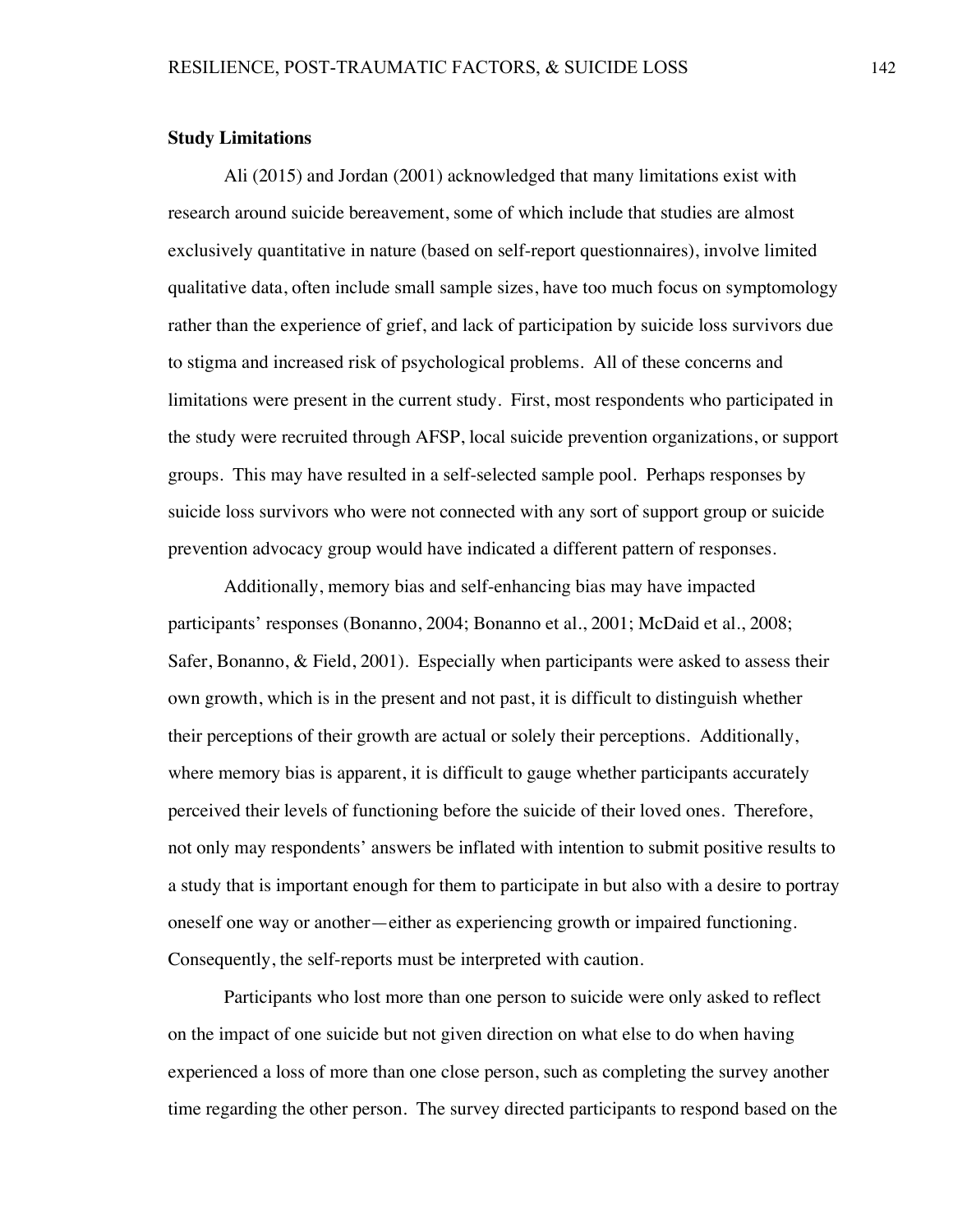**Study Limitations**

Ali (2015) and Jordan (2001) acknowledged that many limitations exist with research around suicide bereavement, some of which include that studies are almost exclusively quantitative in nature (based on self-report questionnaires), involve limited qualitative data, often include small sample sizes, have too much focus on symptomology rather than the experience of grief, and lack of participation by suicide loss survivors due to stigma and increased risk of psychological problems. All of these concerns and limitations were present in the current study. First, most respondents who participated in the study were recruited through AFSP, local suicide prevention organizations, or support groups. This may have resulted in a self-selected sample pool. Perhaps responses by suicide loss survivors who were not connected with any sort of support group or suicide prevention advocacy group would have indicated a different pattern of responses.

Additionally, memory bias and self-enhancing bias may have impacted participants' responses (Bonanno, 2004; Bonanno et al., 2001; McDaid et al., 2008; Safer, Bonanno, & Field, 2001). Especially when participants were asked to assess their own growth, which is in the present and not past, it is difficult to distinguish whether their perceptions of their growth are actual or solely their perceptions. Additionally, where memory bias is apparent, it is difficult to gauge whether participants accurately perceived their levels of functioning before the suicide of their loved ones. Therefore, not only may respondents' answers be inflated with intention to submit positive results to a study that is important enough for them to participate in but also with a desire to portray oneself one way or another—either as experiencing growth or impaired functioning. Consequently, the self-reports must be interpreted with caution.

Participants who lost more than one person to suicide were only asked to reflect on the impact of one suicide but not given direction on what else to do when having experienced a loss of more than one close person, such as completing the survey another time regarding the other person. The survey directed participants to respond based on the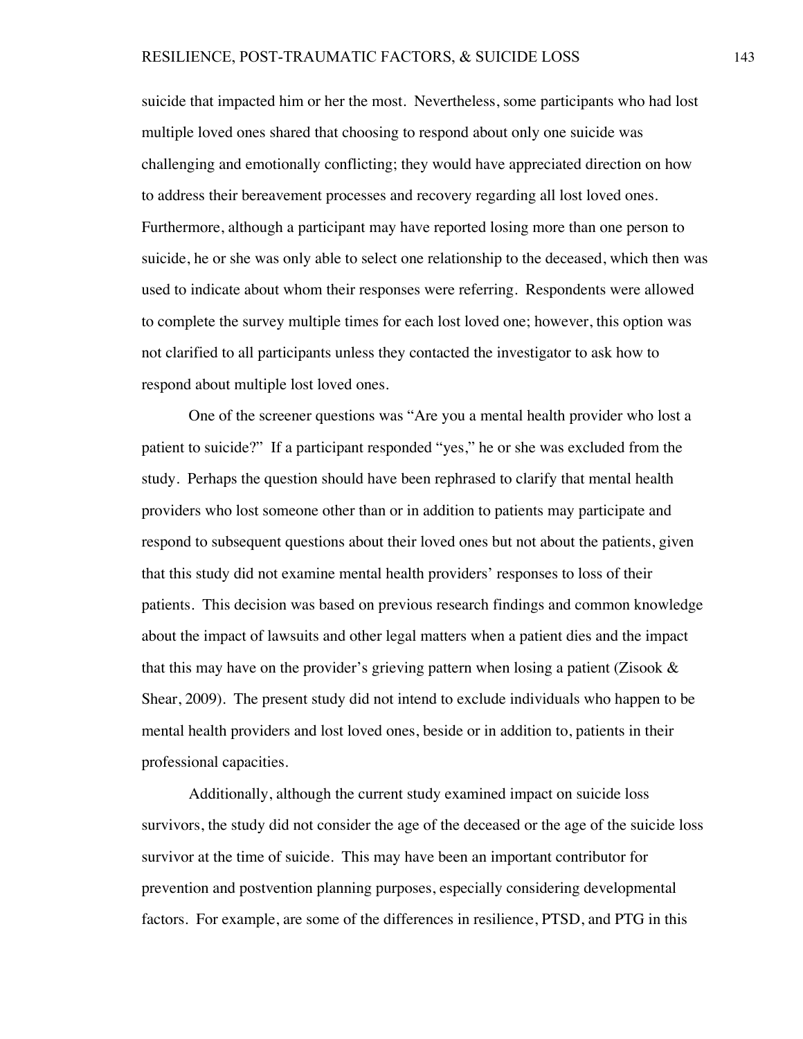suicide that impacted him or her the most. Nevertheless, some participants who had lost multiple loved ones shared that choosing to respond about only one suicide was challenging and emotionally conflicting; they would have appreciated direction on how to address their bereavement processes and recovery regarding all lost loved ones. Furthermore, although a participant may have reported losing more than one person to suicide, he or she was only able to select one relationship to the deceased, which then was used to indicate about whom their responses were referring. Respondents were allowed to complete the survey multiple times for each lost loved one; however, this option was not clarified to all participants unless they contacted the investigator to ask how to respond about multiple lost loved ones.

One of the screener questions was "Are you a mental health provider who lost a patient to suicide?" If a participant responded "yes," he or she was excluded from the study. Perhaps the question should have been rephrased to clarify that mental health providers who lost someone other than or in addition to patients may participate and respond to subsequent questions about their loved ones but not about the patients, given that this study did not examine mental health providers' responses to loss of their patients. This decision was based on previous research findings and common knowledge about the impact of lawsuits and other legal matters when a patient dies and the impact that this may have on the provider's grieving pattern when losing a patient (Zisook & Shear, 2009). The present study did not intend to exclude individuals who happen to be mental health providers and lost loved ones, beside or in addition to, patients in their professional capacities.

Additionally, although the current study examined impact on suicide loss survivors, the study did not consider the age of the deceased or the age of the suicide loss survivor at the time of suicide. This may have been an important contributor for prevention and postvention planning purposes, especially considering developmental factors. For example, are some of the differences in resilience, PTSD, and PTG in this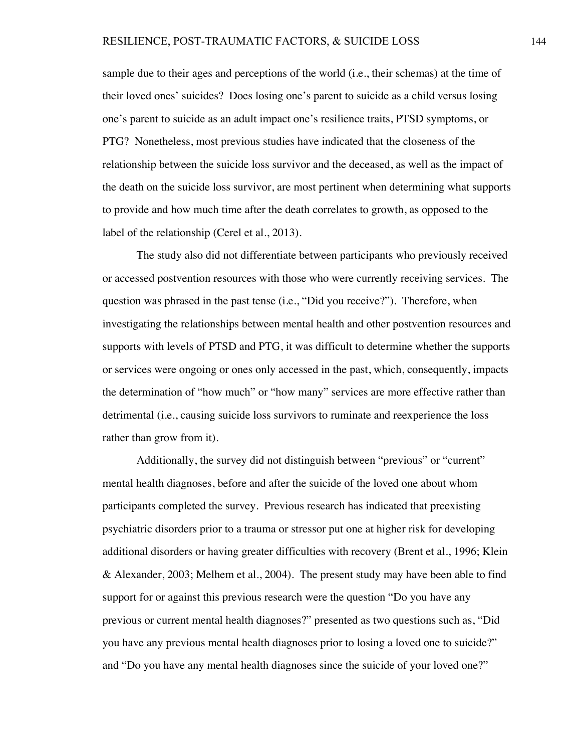sample due to their ages and perceptions of the world (i.e., their schemas) at the time of their loved ones' suicides? Does losing one's parent to suicide as a child versus losing one's parent to suicide as an adult impact one's resilience traits, PTSD symptoms, or PTG? Nonetheless, most previous studies have indicated that the closeness of the relationship between the suicide loss survivor and the deceased, as well as the impact of the death on the suicide loss survivor, are most pertinent when determining what supports to provide and how much time after the death correlates to growth, as opposed to the label of the relationship (Cerel et al., 2013).

The study also did not differentiate between participants who previously received or accessed postvention resources with those who were currently receiving services. The question was phrased in the past tense (i.e., "Did you receive?"). Therefore, when investigating the relationships between mental health and other postvention resources and supports with levels of PTSD and PTG, it was difficult to determine whether the supports or services were ongoing or ones only accessed in the past, which, consequently, impacts the determination of "how much" or "how many" services are more effective rather than detrimental (i.e., causing suicide loss survivors to ruminate and reexperience the loss rather than grow from it).

Additionally, the survey did not distinguish between "previous" or "current" mental health diagnoses, before and after the suicide of the loved one about whom participants completed the survey. Previous research has indicated that preexisting psychiatric disorders prior to a trauma or stressor put one at higher risk for developing additional disorders or having greater difficulties with recovery (Brent et al., 1996; Klein & Alexander, 2003; Melhem et al., 2004). The present study may have been able to find support for or against this previous research were the question "Do you have any previous or current mental health diagnoses?" presented as two questions such as, "Did you have any previous mental health diagnoses prior to losing a loved one to suicide?" and "Do you have any mental health diagnoses since the suicide of your loved one?"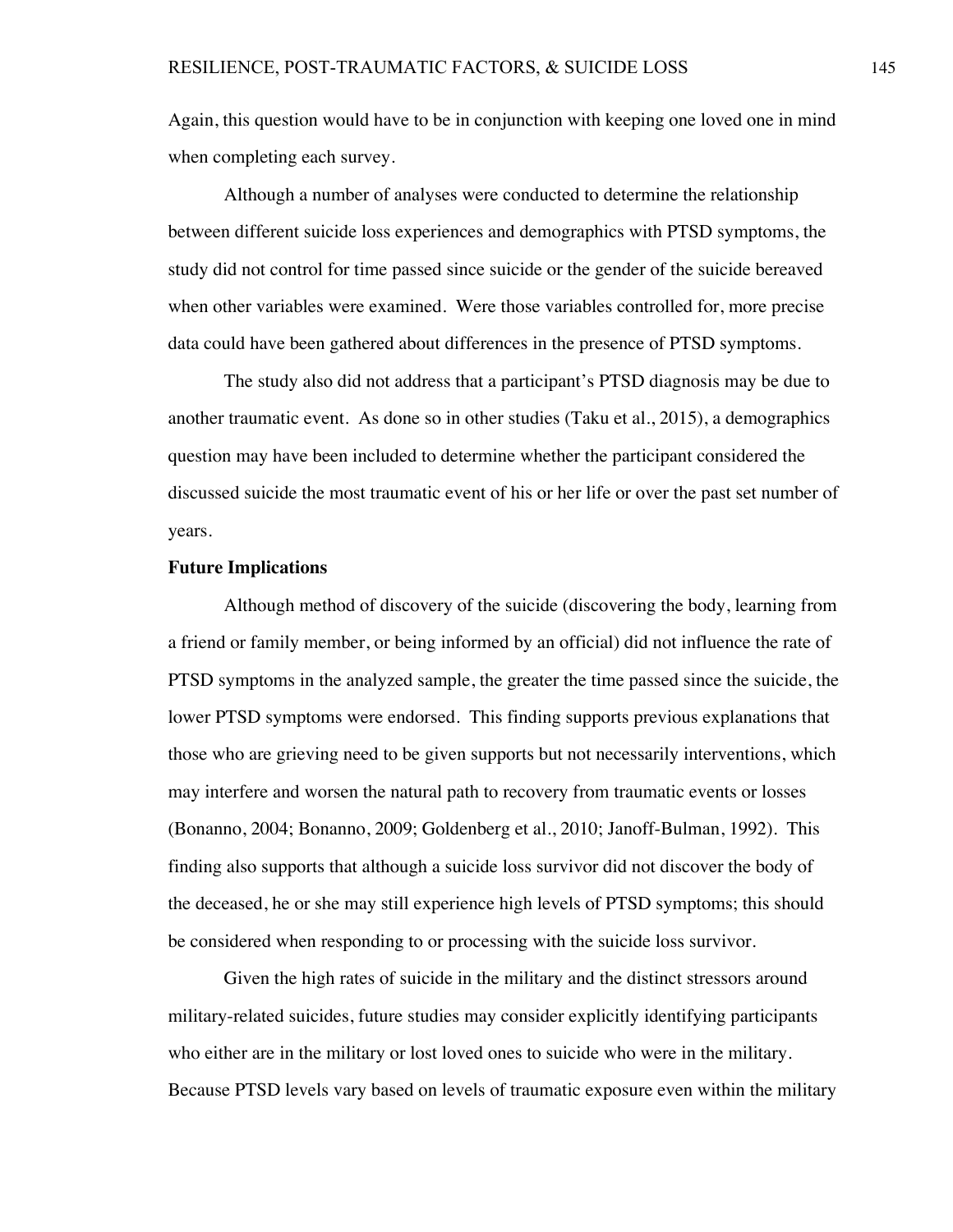Again, this question would have to be in conjunction with keeping one loved one in mind when completing each survey.

Although a number of analyses were conducted to determine the relationship between different suicide loss experiences and demographics with PTSD symptoms, the study did not control for time passed since suicide or the gender of the suicide bereaved when other variables were examined. Were those variables controlled for, more precise data could have been gathered about differences in the presence of PTSD symptoms.

The study also did not address that a participant's PTSD diagnosis may be due to another traumatic event. As done so in other studies (Taku et al., 2015), a demographics question may have been included to determine whether the participant considered the discussed suicide the most traumatic event of his or her life or over the past set number of years.

**Future Implications**

Although method of discovery of the suicide (discovering the body, learning from a friend or family member, or being informed by an official) did not influence the rate of PTSD symptoms in the analyzed sample, the greater the time passed since the suicide, the lower PTSD symptoms were endorsed. This finding supports previous explanations that those who are grieving need to be given supports but not necessarily interventions, which may interfere and worsen the natural path to recovery from traumatic events or losses (Bonanno, 2004; Bonanno, 2009; Goldenberg et al., 2010; Janoff-Bulman, 1992). This finding also supports that although a suicide loss survivor did not discover the body of the deceased, he or she may still experience high levels of PTSD symptoms; this should be considered when responding to or processing with the suicide loss survivor.

Given the high rates of suicide in the military and the distinct stressors around military-related suicides, future studies may consider explicitly identifying participants who either are in the military or lost loved ones to suicide who were in the military. Because PTSD levels vary based on levels of traumatic exposure even within the military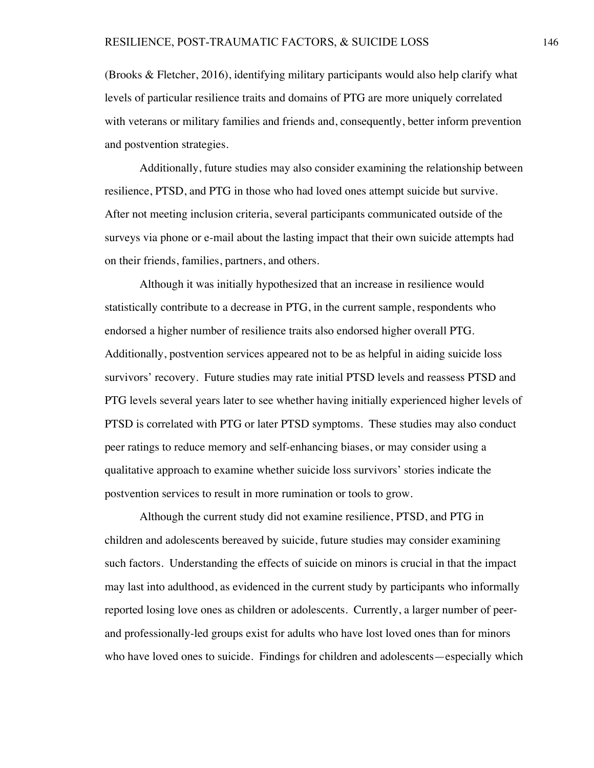(Brooks & Fletcher, 2016), identifying military participants would also help clarify what levels of particular resilience traits and domains of PTG are more uniquely correlated with veterans or military families and friends and, consequently, better inform prevention and postvention strategies.

Additionally, future studies may also consider examining the relationship between resilience, PTSD, and PTG in those who had loved ones attempt suicide but survive. After not meeting inclusion criteria, several participants communicated outside of the surveys via phone or e-mail about the lasting impact that their own suicide attempts had on their friends, families, partners, and others.

Although it was initially hypothesized that an increase in resilience would statistically contribute to a decrease in PTG, in the current sample, respondents who endorsed a higher number of resilience traits also endorsed higher overall PTG. Additionally, postvention services appeared not to be as helpful in aiding suicide loss survivors' recovery. Future studies may rate initial PTSD levels and reassess PTSD and PTG levels several years later to see whether having initially experienced higher levels of PTSD is correlated with PTG or later PTSD symptoms. These studies may also conduct peer ratings to reduce memory and self-enhancing biases, or may consider using a qualitative approach to examine whether suicide loss survivors' stories indicate the postvention services to result in more rumination or tools to grow.

Although the current study did not examine resilience, PTSD, and PTG in children and adolescents bereaved by suicide, future studies may consider examining such factors. Understanding the effects of suicide on minors is crucial in that the impact may last into adulthood, as evidenced in the current study by participants who informally reported losing love ones as children or adolescents. Currently, a larger number of peer- and professionally-led groups exist for adults who have lost loved ones than for minors who have loved ones to suicide. Findings for children and adolescents—especially which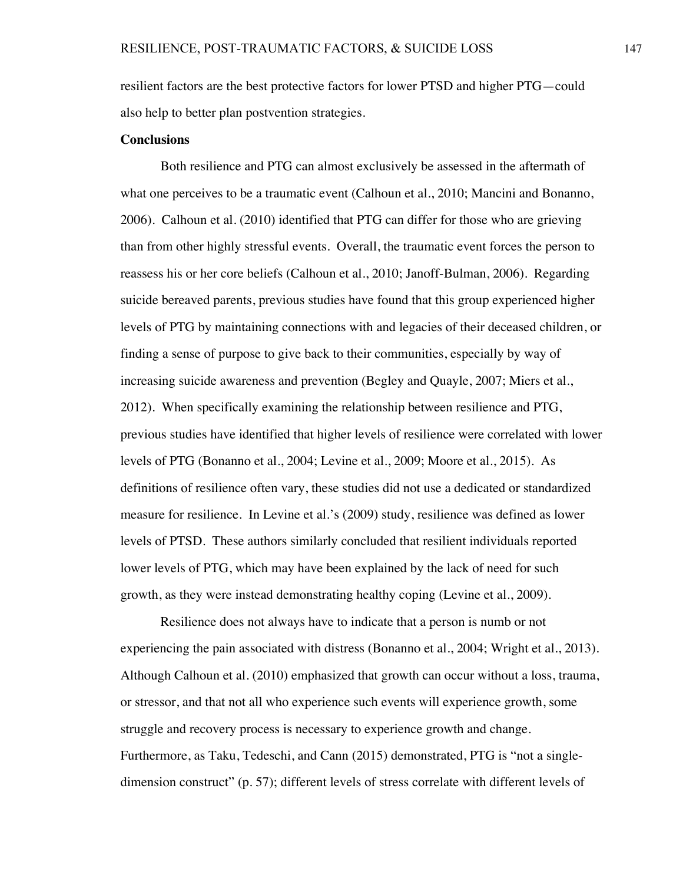resilient factors are the best protective factors for lower PTSD and higher PTG—could also help to better plan postvention strategies.

**Conclusions**

Both resilience and PTG can almost exclusively be assessed in the aftermath of what one perceives to be a traumatic event (Calhoun et al., 2010; Mancini and Bonanno, 2006). Calhoun et al. (2010) identified that PTG can differ for those who are grieving than from other highly stressful events. Overall, the traumatic event forces the person to reassess his or her core beliefs (Calhoun et al., 2010; Janoff-Bulman, 2006). Regarding suicide bereaved parents, previous studies have found that this group experienced higher levels of PTG by maintaining connections with and legacies of their deceased children, or finding a sense of purpose to give back to their communities, especially by way of increasing suicide awareness and prevention (Begley and Quayle, 2007; Miers et al., 2012). When specifically examining the relationship between resilience and PTG, previous studies have identified that higher levels of resilience were correlated with lower levels of PTG (Bonanno et al., 2004; Levine et al., 2009; Moore et al., 2015). As definitions of resilience often vary, these studies did not use a dedicated or standardized measure for resilience. In Levine et al.'s (2009) study, resilience was defined as lower levels of PTSD. These authors similarly concluded that resilient individuals reported lower levels of PTG, which may have been explained by the lack of need for such growth, as they were instead demonstrating healthy coping (Levine et al., 2009).

Resilience does not always have to indicate that a person is numb or not experiencing the pain associated with distress (Bonanno et al., 2004; Wright et al., 2013). Although Calhoun et al. (2010) emphasized that growth can occur without a loss, trauma, or stressor, and that not all who experience such events will experience growth, some struggle and recovery process is necessary to experience growth and change. Furthermore, as Taku, Tedeschi, and Cann (2015) demonstrated, PTG is "not a single-dimension construct" (p. 57); different levels of stress correlate with different levels of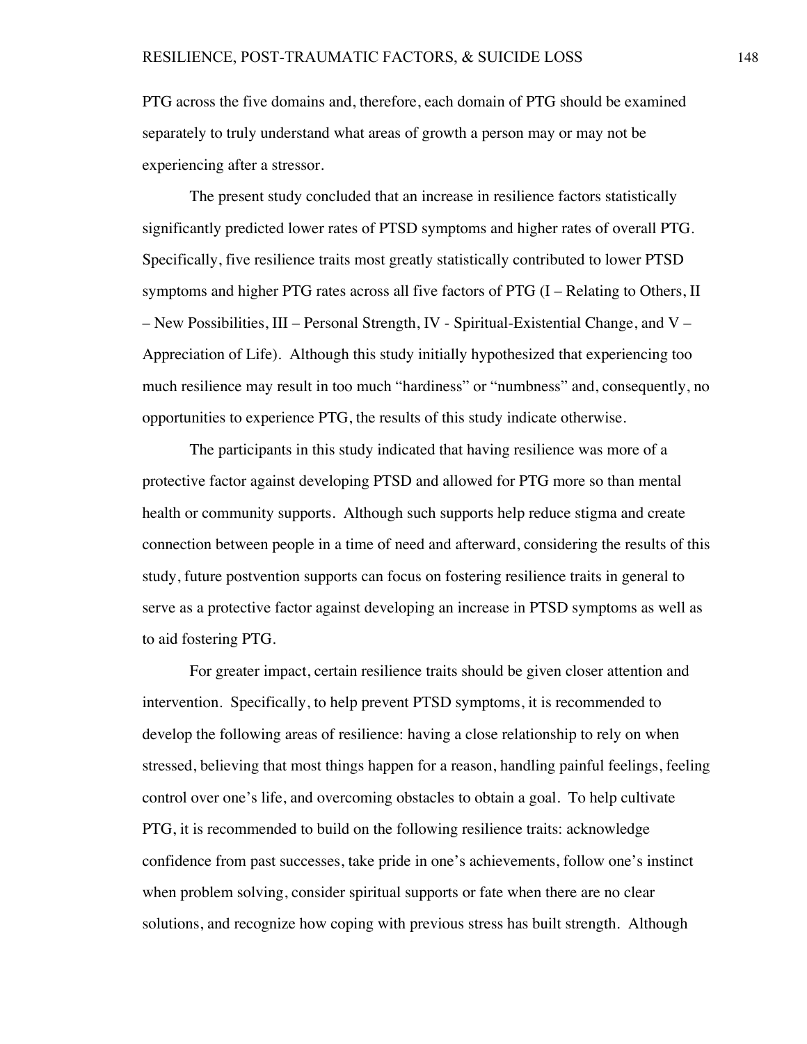PTG across the five domains and, therefore, each domain of PTG should be examined separately to truly understand what areas of growth a person may or may not be experiencing after a stressor.

The present study concluded that an increase in resilience factors statistically significantly predicted lower rates of PTSD symptoms and higher rates of overall PTG. Specifically, five resilience traits most greatly statistically contributed to lower PTSD symptoms and higher PTG rates across all five factors of PTG (I – Relating to Others, II – New Possibilities, III – Personal Strength, IV - Spiritual-Existential Change, and V – Appreciation of Life). Although this study initially hypothesized that experiencing too much resilience may result in too much "hardiness" or "numbness" and, consequently, no opportunities to experience PTG, the results of this study indicate otherwise.

The participants in this study indicated that having resilience was more of a protective factor against developing PTSD and allowed for PTG more so than mental health or community supports. Although such supports help reduce stigma and create connection between people in a time of need and afterward, considering the results of this study, future postvention supports can focus on fostering resilience traits in general to serve as a protective factor against developing an increase in PTSD symptoms as well as to aid fostering PTG.

For greater impact, certain resilience traits should be given closer attention and intervention. Specifically, to help prevent PTSD symptoms, it is recommended to develop the following areas of resilience: having a close relationship to rely on when stressed, believing that most things happen for a reason, handling painful feelings, feeling control over one's life, and overcoming obstacles to obtain a goal. To help cultivate PTG, it is recommended to build on the following resilience traits: acknowledge confidence from past successes, take pride in one's achievements, follow one's instinct when problem solving, consider spiritual supports or fate when there are no clear solutions, and recognize how coping with previous stress has built strength. Although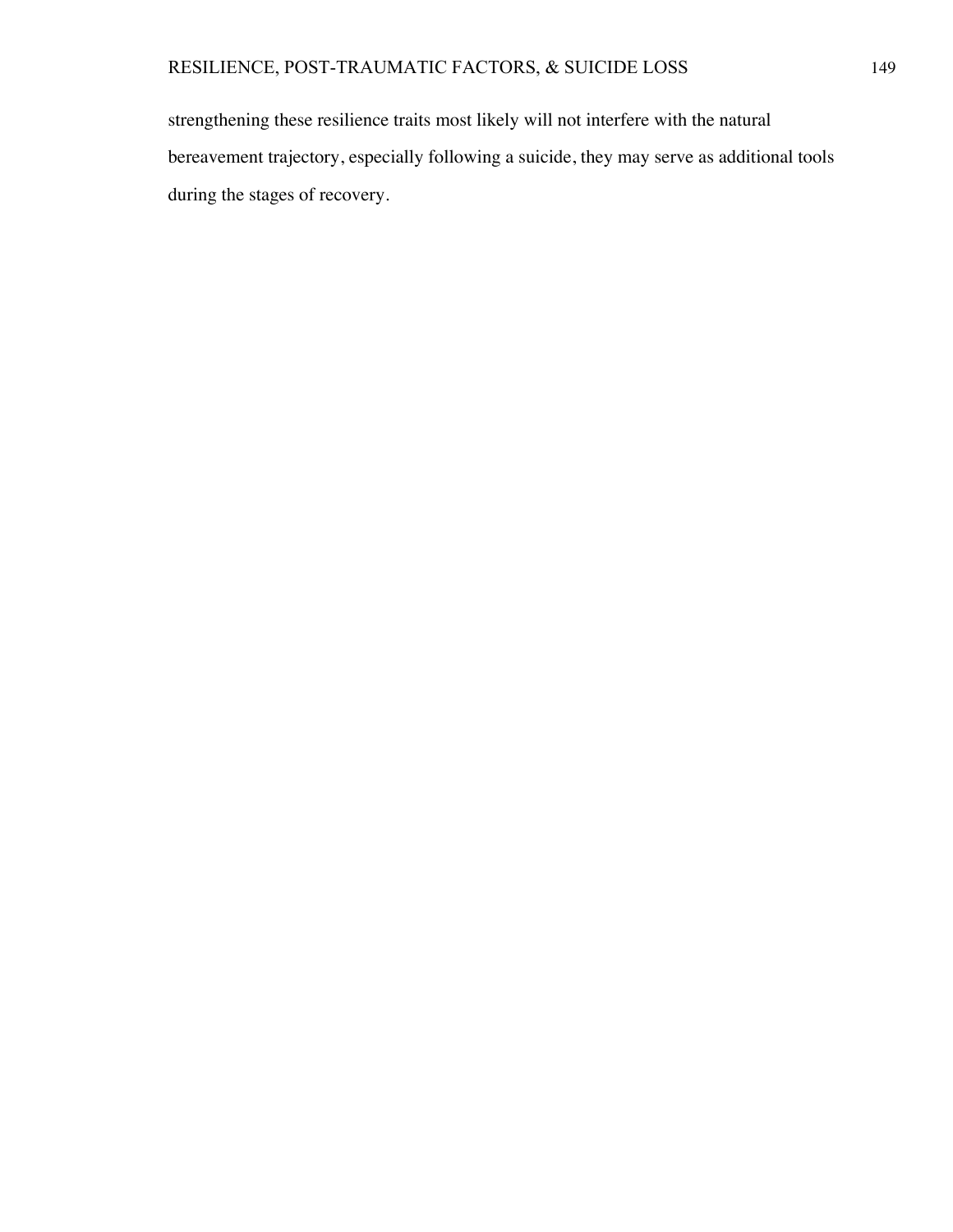strengthening these resilience traits most likely will not interfere with the natural bereavement trajectory, especially following a suicide, they may serve as additional tools during the stages of recovery.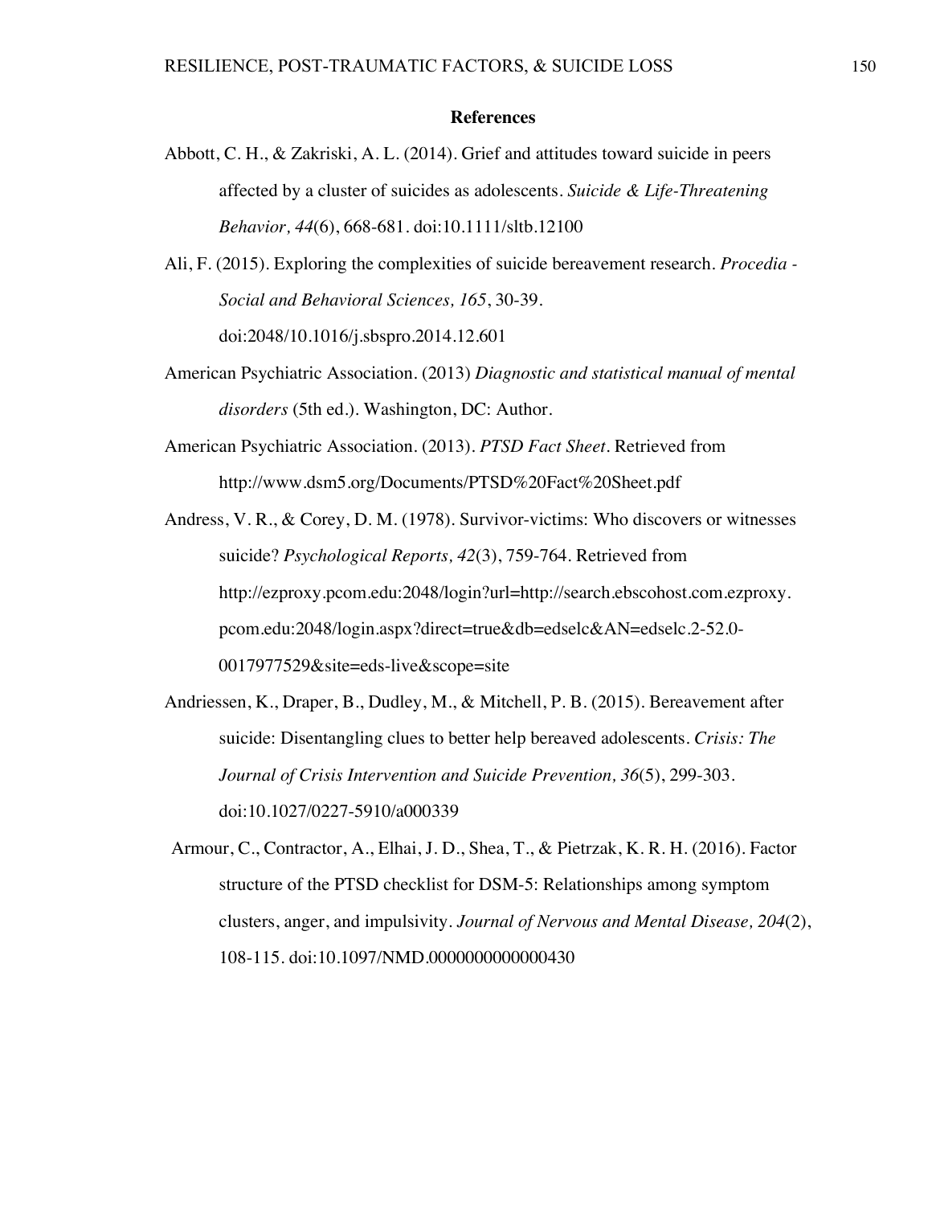# References

Abbott, C. H., & Zakriski, A. L. (2014). Grief and attitudes toward suicide in peers affected by a cluster of suicides as adolescents. *Suicide & Life-Threatening Behavior, 44*(6), 668-681. doi:10.1111/sltb.12100

Ali, F. (2015). Exploring the complexities of suicide bereavement research. *Procedia - Social and Behavioral Sciences, 165*, 30-39. doi:2048/10.1016/j.sbspro.2014.12.601

American Psychiatric Association. (2013) *Diagnostic and statistical manual of mental disorders* (5th ed.). Washington, DC: Author.

American Psychiatric Association. (2013). *PTSD Fact Sheet*. Retrieved from http://www.dsm5.org/Documents/PTSD%20Fact%20Sheet.pdf

Andress, V. R., & Corey, D. M. (1978). Survivor-victims: Who discovers or witnesses suicide? *Psychological Reports, 42*(3), 759-764. Retrieved from http://ezproxy.pcom.edu:2048/login?url=http://search.ebscohost.com.ezproxy.pcom.edu:2048/login.aspx?direct=true&db=edselc&AN=edselc.2-52.0-0017977529&site=eds-live&scope=site

Andriessen, K., Draper, B., Dudley, M., & Mitchell, P. B. (2015). Bereavement after suicide: Disentangling clues to better help bereaved adolescents. *Crisis: The Journal of Crisis Intervention and Suicide Prevention, 36*(5), 299-303. doi:10.1027/0227-5910/a000339

Armour, C., Contractor, A., Elhai, J. D., Shea, T., & Pietrzak, K. R. H. (2016). Factor structure of the PTSD checklist for DSM-5: Relationships among symptom clusters, anger, and impulsivity. *Journal of Nervous and Mental Disease, 204*(2), 108-115. doi:10.1097/NMD.0000000000000430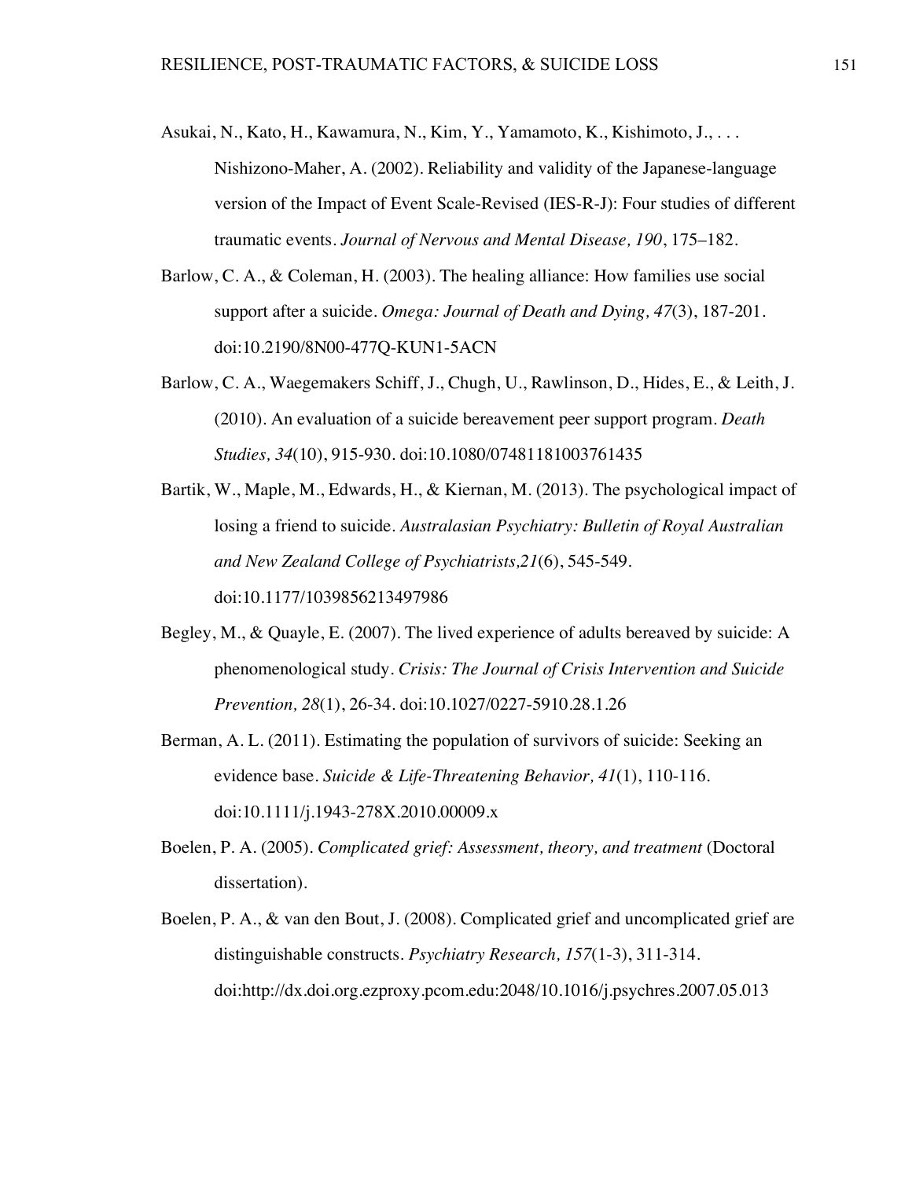Asukai, N., Kato, H., Kawamura, N., Kim, Y., Yamamoto, K., Kishimoto, J., . . . Nishizono-Maher, A. (2002). Reliability and validity of the Japanese-language version of the Impact of Event Scale-Revised (IES-R-J): Four studies of different traumatic events. *Journal of Nervous and Mental Disease, 190*, 175–182.

Barlow, C. A., & Coleman, H. (2003). The healing alliance: How families use social support after a suicide. *Omega: Journal of Death and Dying, 47*(3), 187-201. doi:10.2190/8N00-477Q-KUN1-5ACN

Barlow, C. A., Waegemakers Schiff, J., Chugh, U., Rawlinson, D., Hides, E., & Leith, J. (2010). An evaluation of a suicide bereavement peer support program. *Death Studies, 34*(10), 915-930. doi:10.1080/07481181003761435

Bartik, W., Maple, M., Edwards, H., & Kiernan, M. (2013). The psychological impact of losing a friend to suicide. *Australasian Psychiatry: Bulletin of Royal Australian and New Zealand College of Psychiatrists,21*(6), 545-549. doi:10.1177/1039856213497986

Begley, M., & Quayle, E. (2007). The lived experience of adults bereaved by suicide: A phenomenological study. *Crisis: The Journal of Crisis Intervention and Suicide Prevention, 28*(1), 26-34. doi:10.1027/0227-5910.28.1.26

Berman, A. L. (2011). Estimating the population of survivors of suicide: Seeking an evidence base. *Suicide & Life-Threatening Behavior, 41*(1), 110-116. doi:10.1111/j.1943-278X.2010.00009.x

Boelen, P. A. (2005). *Complicated grief: Assessment, theory, and treatment* (Doctoral dissertation).

Boelen, P. A., & van den Bout, J. (2008). Complicated grief and uncomplicated grief are distinguishable constructs. *Psychiatry Research, 157*(1-3), 311-314. doi:http://dx.doi.org.ezproxy.pcom.edu:2048/10.1016/j.psychres.2007.05.013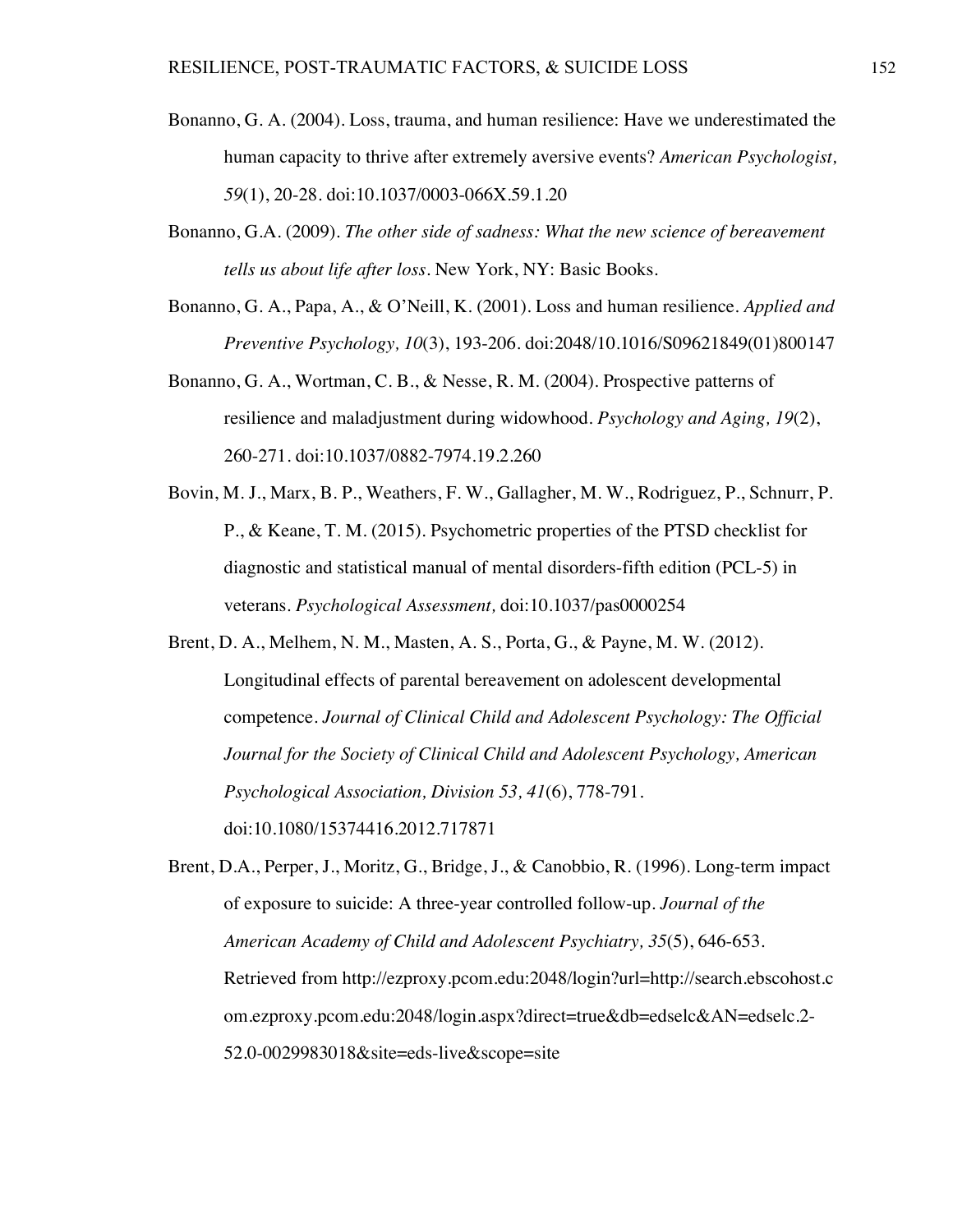Bonanno, G. A. (2004). Loss, trauma, and human resilience: Have we underestimated the human capacity to thrive after extremely aversive events? *American Psychologist, 59*(1), 20-28. doi:10.1037/0003-066X.59.1.20

Bonanno, G.A. (2009). *The other side of sadness: What the new science of bereavement tells us about life after loss*. New York, NY: Basic Books.

Bonanno, G. A., Papa, A., & O'Neill, K. (2001). Loss and human resilience. *Applied and Preventive Psychology, 10*(3), 193-206. doi:2048/10.1016/S09621849(01)800147

Bonanno, G. A., Wortman, C. B., & Nesse, R. M. (2004). Prospective patterns of resilience and maladjustment during widowhood. *Psychology and Aging, 19*(2), 260-271. doi:10.1037/0882-7974.19.2.260

Bovin, M. J., Marx, B. P., Weathers, F. W., Gallagher, M. W., Rodriguez, P., Schnurr, P. P., & Keane, T. M. (2015). Psychometric properties of the PTSD checklist for diagnostic and statistical manual of mental disorders-fifth edition (PCL-5) in veterans. *Psychological Assessment,* doi:10.1037/pas0000254

Brent, D. A., Melhem, N. M., Masten, A. S., Porta, G., & Payne, M. W. (2012). Longitudinal effects of parental bereavement on adolescent developmental competence. *Journal of Clinical Child and Adolescent Psychology: The Official Journal for the Society of Clinical Child and Adolescent Psychology, American Psychological Association, Division 53, 41*(6), 778-791. doi:10.1080/15374416.2012.717871

Brent, D.A., Perper, J., Moritz, G., Bridge, J., & Canobbio, R. (1996). Long-term impact of exposure to suicide: A three-year controlled follow-up. *Journal of the American Academy of Child and Adolescent Psychiatry, 35*(5), 646-653. Retrieved from http://ezproxy.pcom.edu:2048/login?url=http://search.ebscohost.com.ezproxy.pcom.edu:2048/login.aspx?direct=true&db=edselc&AN=edselc.2-52.0-0029983018&site=eds-live&scope=site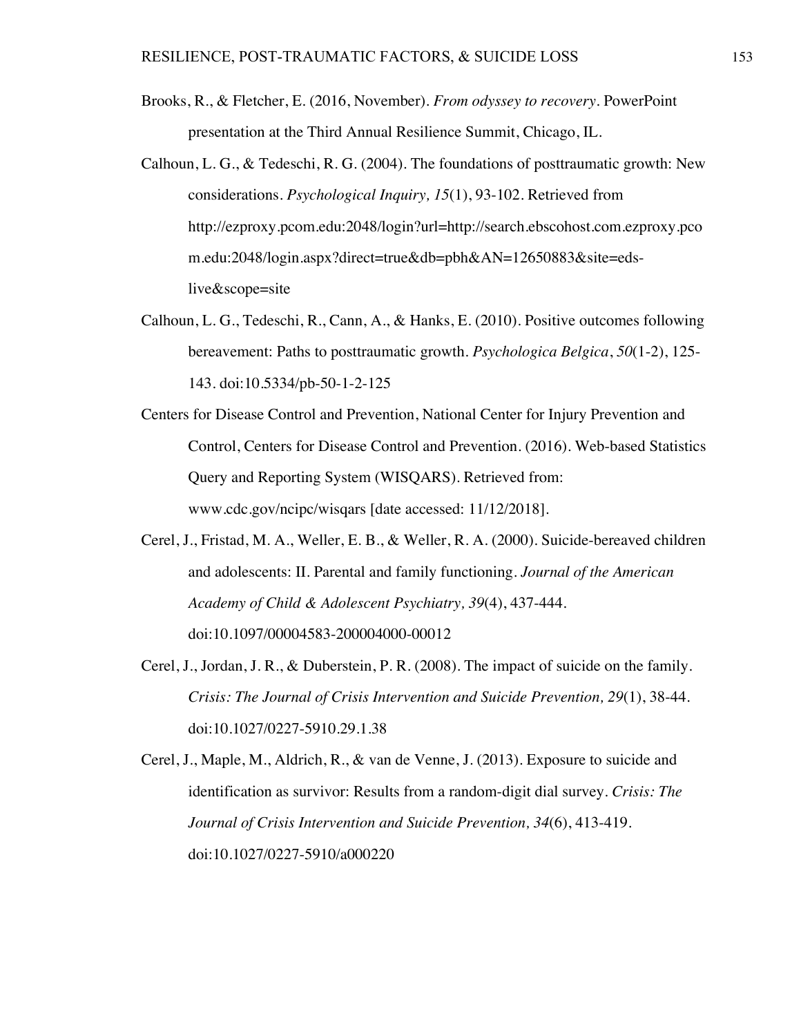Brooks, R., & Fletcher, E. (2016, November). *From odyssey to recovery*. PowerPoint presentation at the Third Annual Resilience Summit, Chicago, IL.

Calhoun, L. G., & Tedeschi, R. G. (2004). The foundations of posttraumatic growth: New considerations. *Psychological Inquiry, 15*(1), 93-102. Retrieved from http://ezproxy.pcom.edu:2048/login?url=http://search.ebscohost.com.ezproxy.pcom.edu:2048/login.aspx?direct=true&db=pbh&AN=12650883&site=eds-live&scope=site

Calhoun, L. G., Tedeschi, R., Cann, A., & Hanks, E. (2010). Positive outcomes following bereavement: Paths to posttraumatic growth. *Psychologica Belgica*, *50*(1-2), 125-143. doi:10.5334/pb-50-1-2-125

Centers for Disease Control and Prevention, National Center for Injury Prevention and Control, Centers for Disease Control and Prevention. (2016). Web-based Statistics Query and Reporting System (WISQARS). Retrieved from: www.cdc.gov/ncipc/wisqars [date accessed: 11/12/2018].

Cerel, J., Fristad, M. A., Weller, E. B., & Weller, R. A. (2000). Suicide-bereaved children and adolescents: II. Parental and family functioning. *Journal of the American Academy of Child & Adolescent Psychiatry, 39*(4), 437-444. doi:10.1097/00004583-200004000-00012

Cerel, J., Jordan, J. R., & Duberstein, P. R. (2008). The impact of suicide on the family. *Crisis: The Journal of Crisis Intervention and Suicide Prevention, 29*(1), 38-44. doi:10.1027/0227-5910.29.1.38

Cerel, J., Maple, M., Aldrich, R., & van de Venne, J. (2013). Exposure to suicide and identification as survivor: Results from a random-digit dial survey. *Crisis: The Journal of Crisis Intervention and Suicide Prevention, 34*(6), 413-419. doi:10.1027/0227-5910/a000220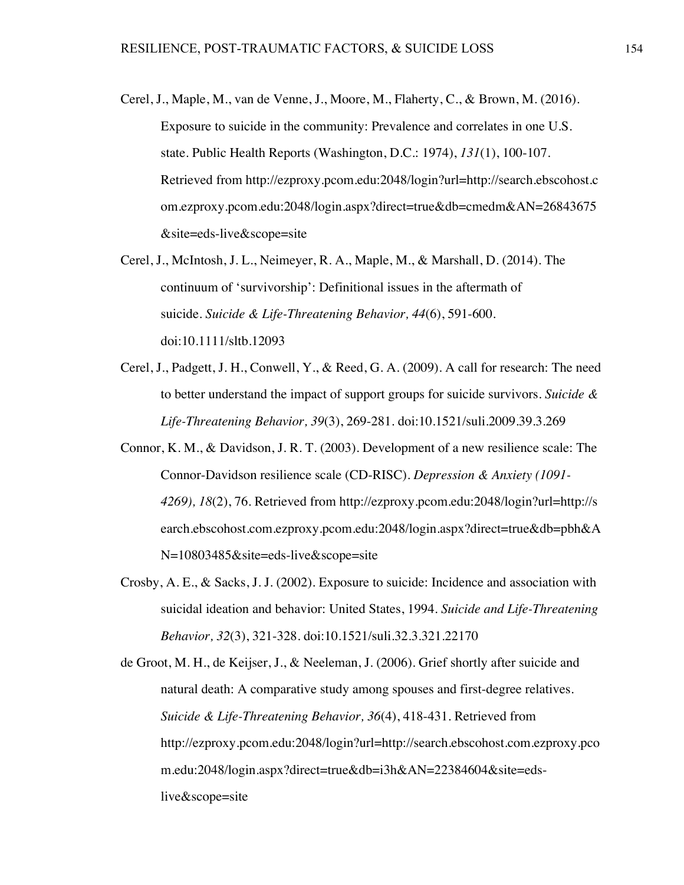Cerel, J., Maple, M., van de Venne, J., Moore, M., Flaherty, C., & Brown, M. (2016). Exposure to suicide in the community: Prevalence and correlates in one U.S. state. Public Health Reports (Washington, D.C.: 1974), *131*(1), 100-107. Retrieved from http://ezproxy.pcom.edu:2048/login?url=http://search.ebscohost.com.ezproxy.pcom.edu:2048/login.aspx?direct=true&db=cmedm&AN=26843675&site=eds-live&scope=site

Cerel, J., McIntosh, J. L., Neimeyer, R. A., Maple, M., & Marshall, D. (2014). The continuum of 'survivorship': Definitional issues in the aftermath of suicide. *Suicide & Life-Threatening Behavior, 44*(6), 591-600. doi:10.1111/sltb.12093

Cerel, J., Padgett, J. H., Conwell, Y., & Reed, G. A. (2009). A call for research: The need to better understand the impact of support groups for suicide survivors. *Suicide & Life-Threatening Behavior, 39*(3), 269-281. doi:10.1521/suli.2009.39.3.269

Connor, K. M., & Davidson, J. R. T. (2003). Development of a new resilience scale: The Connor-Davidson resilience scale (CD-RISC). *Depression & Anxiety (1091-4269), 18*(2), 76. Retrieved from http://ezproxy.pcom.edu:2048/login?url=http://search.ebscohost.com.ezproxy.pcom.edu:2048/login.aspx?direct=true&db=pbh&AN=10803485&site=eds-live&scope=site

Crosby, A. E., & Sacks, J. J. (2002). Exposure to suicide: Incidence and association with suicidal ideation and behavior: United States, 1994. *Suicide and Life-Threatening Behavior, 32*(3), 321-328. doi:10.1521/suli.32.3.321.22170

de Groot, M. H., de Keijser, J., & Neeleman, J. (2006). Grief shortly after suicide and natural death: A comparative study among spouses and first-degree relatives. *Suicide & Life-Threatening Behavior, 36*(4), 418-431. Retrieved from http://ezproxy.pcom.edu:2048/login?url=http://search.ebscohost.com.ezproxy.pcom.edu:2048/login.aspx?direct=true&db=i3h&AN=22384604&site=eds-live&scope=site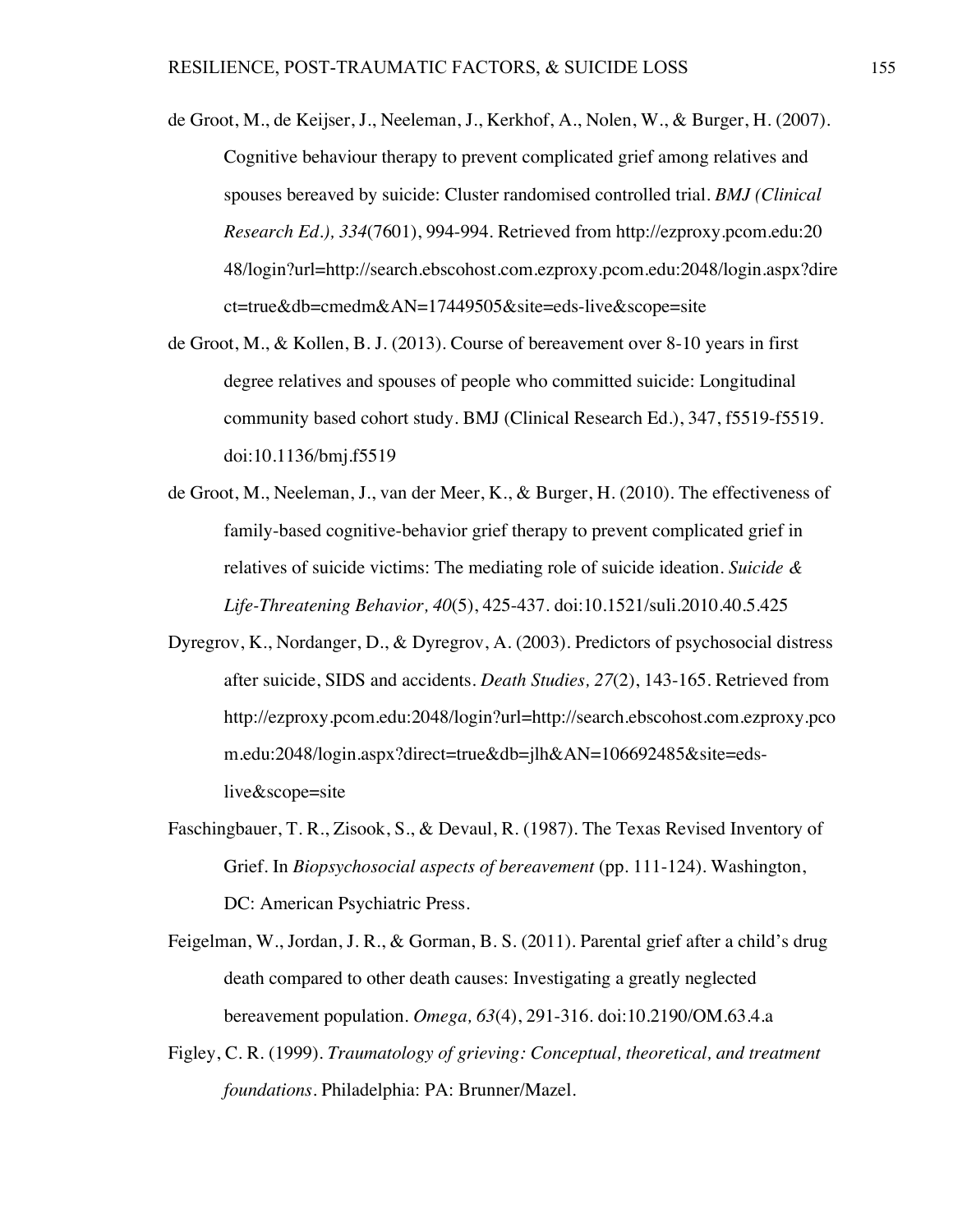de Groot, M., de Keijser, J., Neeleman, J., Kerkhof, A., Nolen, W., & Burger, H. (2007). Cognitive behaviour therapy to prevent complicated grief among relatives and spouses bereaved by suicide: Cluster randomised controlled trial. *BMJ (Clinical Research Ed.), 334*(7601), 994-994. Retrieved from http://ezproxy.pcom.edu:2048/login?url=http://search.ebscohost.com.ezproxy.pcom.edu:2048/login.aspx?direct=true&db=cmedm&AN=17449505&site=eds-live&scope=site

de Groot, M., & Kollen, B. J. (2013). Course of bereavement over 8-10 years in first degree relatives and spouses of people who committed suicide: Longitudinal community based cohort study. BMJ (Clinical Research Ed.), 347, f5519-f5519. doi:10.1136/bmj.f5519

de Groot, M., Neeleman, J., van der Meer, K., & Burger, H. (2010). The effectiveness of family-based cognitive-behavior grief therapy to prevent complicated grief in relatives of suicide victims: The mediating role of suicide ideation. *Suicide & Life-Threatening Behavior, 40*(5), 425-437. doi:10.1521/suli.2010.40.5.425

Dyregrov, K., Nordanger, D., & Dyregrov, A. (2003). Predictors of psychosocial distress after suicide, SIDS and accidents. *Death Studies, 27*(2), 143-165. Retrieved from http://ezproxy.pcom.edu:2048/login?url=http://search.ebscohost.com.ezproxy.pcom.edu:2048/login.aspx?direct=true&db=jlh&AN=106692485&site=eds-live&scope=site

Faschingbauer, T. R., Zisook, S., & Devaul, R. (1987). The Texas Revised Inventory of Grief. In *Biopsychosocial aspects of bereavement* (pp. 111-124). Washington, DC: American Psychiatric Press.

Feigelman, W., Jordan, J. R., & Gorman, B. S. (2011). Parental grief after a child's drug death compared to other death causes: Investigating a greatly neglected bereavement population. *Omega, 63*(4), 291-316. doi:10.2190/OM.63.4.a

Figley, C. R. (1999). *Traumatology of grieving: Conceptual, theoretical, and treatment foundations*. Philadelphia: PA: Brunner/Mazel.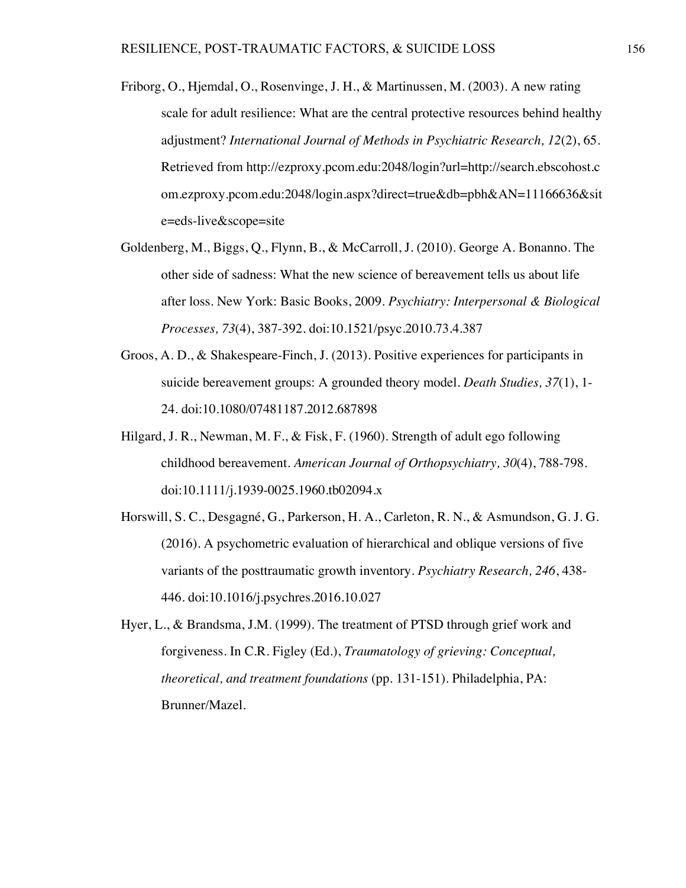Friborg, O., Hjemdal, O., Rosenvinge, J. H., & Martinussen, M. (2003). A new rating scale for adult resilience: What are the central protective resources behind healthy adjustment? *International Journal of Methods in Psychiatric Research, 12*(2), 65. Retrieved from http://ezproxy.pcom.edu:2048/login?url=http://search.ebscohost.com.ezproxy.pcom.edu:2048/login.aspx?direct=true&db=pbh&AN=11166636&site=eds-live&scope=site

Goldenberg, M., Biggs, Q., Flynn, B., & McCarroll, J. (2010). George A. Bonanno. The other side of sadness: What the new science of bereavement tells us about life after loss. New York: Basic Books, 2009. *Psychiatry: Interpersonal & Biological Processes, 73*(4), 387-392. doi:10.1521/psyc.2010.73.4.387

Groos, A. D., & Shakespeare-Finch, J. (2013). Positive experiences for participants in suicide bereavement groups: A grounded theory model. *Death Studies, 37*(1), 1-24. doi:10.1080/07481187.2012.687898

Hilgard, J. R., Newman, M. F., & Fisk, F. (1960). Strength of adult ego following childhood bereavement. *American Journal of Orthopsychiatry, 30*(4), 788-798. doi:10.1111/j.1939-0025.1960.tb02094.x

Horswill, S. C., Desgagné, G., Parkerson, H. A., Carleton, R. N., & Asmundson, G. J. G. (2016). A psychometric evaluation of hierarchical and oblique versions of five variants of the posttraumatic growth inventory. *Psychiatry Research, 246*, 438-446. doi:10.1016/j.psychres.2016.10.027

Hyer, L., & Brandsma, J.M. (1999). The treatment of PTSD through grief work and forgiveness. In C.R. Figley (Ed.), *Traumatology of grieving: Conceptual, theoretical, and treatment foundations* (pp. 131-151). Philadelphia, PA: Brunner/Mazel.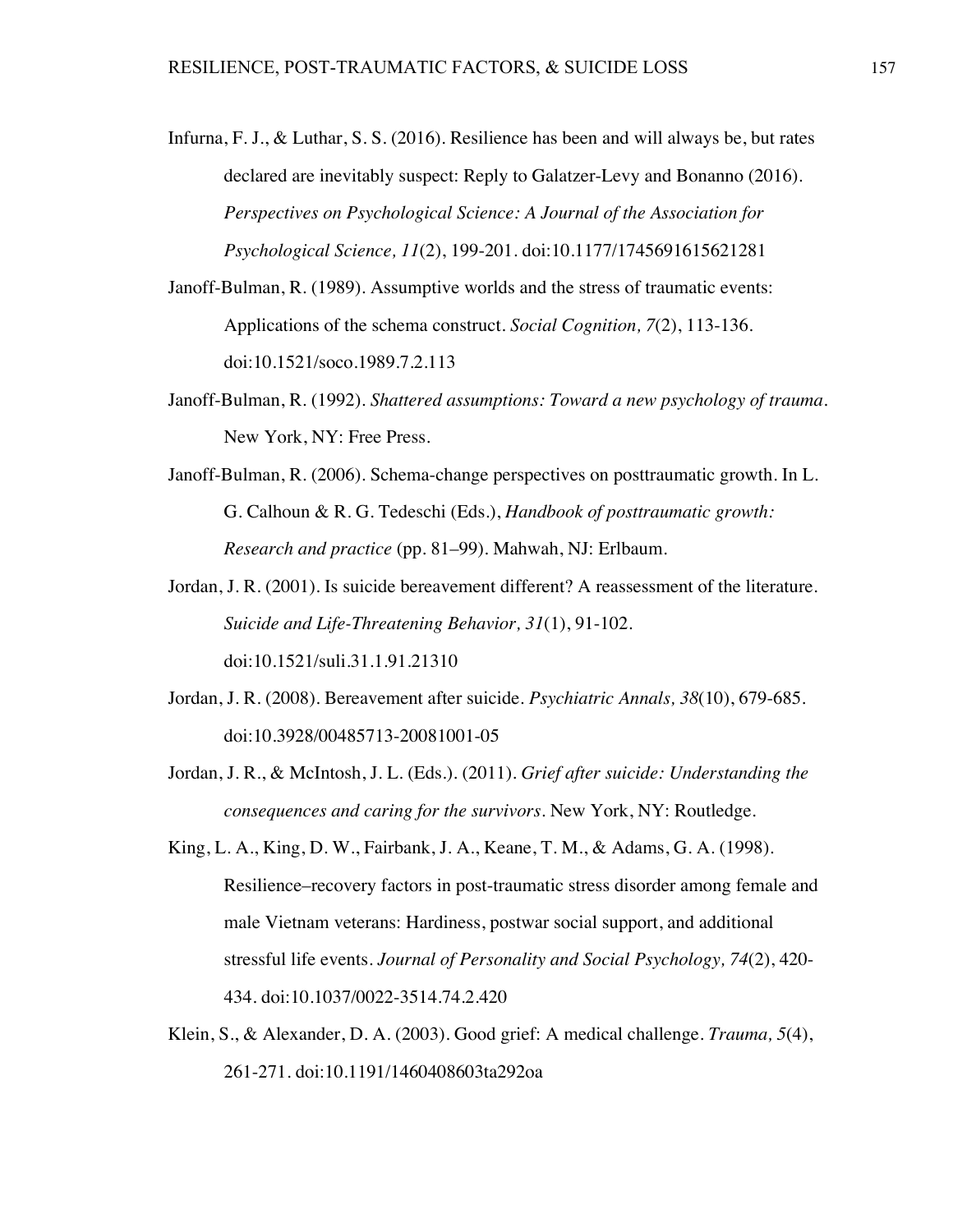Infurna, F. J., & Luthar, S. S. (2016). Resilience has been and will always be, but rates declared are inevitably suspect: Reply to Galatzer-Levy and Bonanno (2016). *Perspectives on Psychological Science: A Journal of the Association for Psychological Science, 11*(2), 199-201. doi:10.1177/1745691615621281

Janoff-Bulman, R. (1989). Assumptive worlds and the stress of traumatic events: Applications of the schema construct. *Social Cognition, 7*(2), 113-136. doi:10.1521/soco.1989.7.2.113

Janoff-Bulman, R. (1992). *Shattered assumptions: Toward a new psychology of trauma*. New York, NY: Free Press.

Janoff-Bulman, R. (2006). Schema-change perspectives on posttraumatic growth. In L. G. Calhoun & R. G. Tedeschi (Eds.), *Handbook of posttraumatic growth: Research and practice* (pp. 81–99). Mahwah, NJ: Erlbaum.

Jordan, J. R. (2001). Is suicide bereavement different? A reassessment of the literature. *Suicide and Life-Threatening Behavior, 31*(1), 91-102. doi:10.1521/suli.31.1.91.21310

Jordan, J. R. (2008). Bereavement after suicide. *Psychiatric Annals, 38*(10), 679-685. doi:10.3928/00485713-20081001-05

Jordan, J. R., & McIntosh, J. L. (Eds.). (2011). *Grief after suicide: Understanding the consequences and caring for the survivors*. New York, NY: Routledge.

King, L. A., King, D. W., Fairbank, J. A., Keane, T. M., & Adams, G. A. (1998). Resilience–recovery factors in post-traumatic stress disorder among female and male Vietnam veterans: Hardiness, postwar social support, and additional stressful life events. *Journal of Personality and Social Psychology, 74*(2), 420-434. doi:10.1037/0022-3514.74.2.420

Klein, S., & Alexander, D. A. (2003). Good grief: A medical challenge. *Trauma, 5*(4), 261-271. doi:10.1191/1460408603ta292oa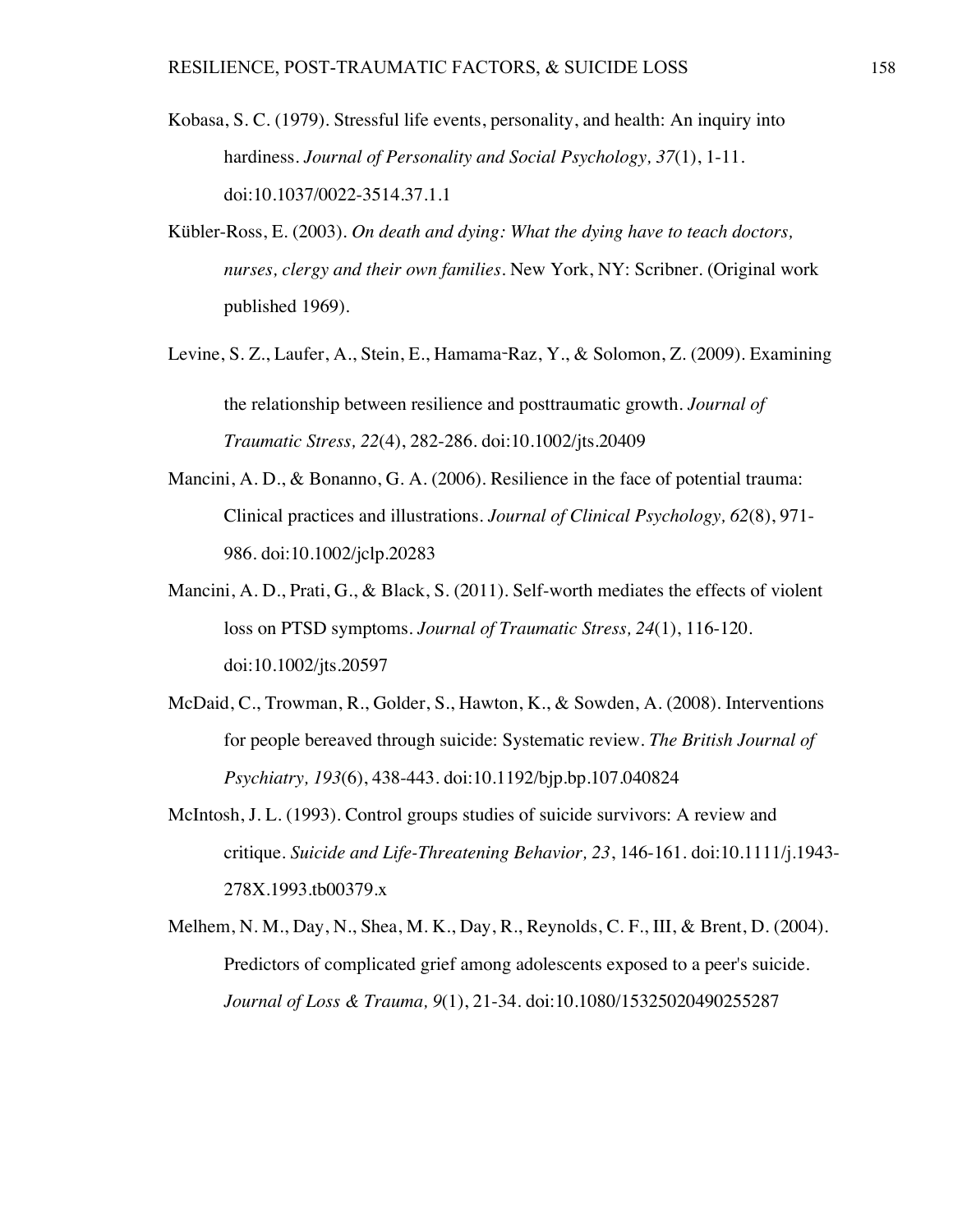Kobasa, S. C. (1979). Stressful life events, personality, and health: An inquiry into hardiness. *Journal of Personality and Social Psychology, 37*(1), 1-11. doi:10.1037/0022-3514.37.1.1

Kübler-Ross, E. (2003). *On death and dying: What the dying have to teach doctors, nurses, clergy and their own families*. New York, NY: Scribner. (Original work published 1969).

Levine, S. Z., Laufer, A., Stein, E., Hamama-Raz, Y., & Solomon, Z. (2009). Examining the relationship between resilience and posttraumatic growth. *Journal of Traumatic Stress, 22*(4), 282-286. doi:10.1002/jts.20409

Mancini, A. D., & Bonanno, G. A. (2006). Resilience in the face of potential trauma: Clinical practices and illustrations. *Journal of Clinical Psychology, 62*(8), 971-986. doi:10.1002/jclp.20283

Mancini, A. D., Prati, G., & Black, S. (2011). Self-worth mediates the effects of violent loss on PTSD symptoms. *Journal of Traumatic Stress, 24*(1), 116-120. doi:10.1002/jts.20597

McDaid, C., Trowman, R., Golder, S., Hawton, K., & Sowden, A. (2008). Interventions for people bereaved through suicide: Systematic review. *The British Journal of Psychiatry, 193*(6), 438-443. doi:10.1192/bjp.bp.107.040824

McIntosh, J. L. (1993). Control groups studies of suicide survivors: A review and critique. *Suicide and Life-Threatening Behavior, 23*, 146-161. doi:10.1111/j.1943-278X.1993.tb00379.x

Melhem, N. M., Day, N., Shea, M. K., Day, R., Reynolds, C. F., III, & Brent, D. (2004). Predictors of complicated grief among adolescents exposed to a peer's suicide. *Journal of Loss & Trauma, 9*(1), 21-34. doi:10.1080/15325020490255287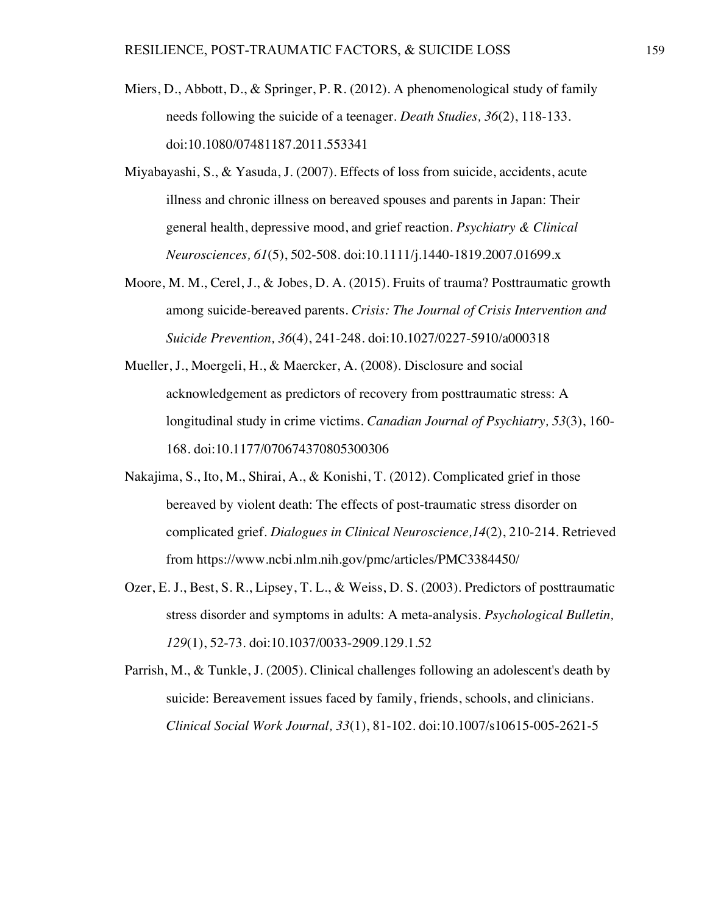Miers, D., Abbott, D., & Springer, P. R. (2012). A phenomenological study of family needs following the suicide of a teenager. *Death Studies, 36*(2), 118-133. doi:10.1080/07481187.2011.553341

Miyabayashi, S., & Yasuda, J. (2007). Effects of loss from suicide, accidents, acute illness and chronic illness on bereaved spouses and parents in Japan: Their general health, depressive mood, and grief reaction. *Psychiatry & Clinical Neurosciences, 61*(5), 502-508. doi:10.1111/j.1440-1819.2007.01699.x

Moore, M. M., Cerel, J., & Jobes, D. A. (2015). Fruits of trauma? Posttraumatic growth among suicide-bereaved parents. *Crisis: The Journal of Crisis Intervention and Suicide Prevention, 36*(4), 241-248. doi:10.1027/0227-5910/a000318

Mueller, J., Moergeli, H., & Maercker, A. (2008). Disclosure and social acknowledgement as predictors of recovery from posttraumatic stress: A longitudinal study in crime victims. *Canadian Journal of Psychiatry, 53*(3), 160-168. doi:10.1177/070674370805300306

Nakajima, S., Ito, M., Shirai, A., & Konishi, T. (2012). Complicated grief in those bereaved by violent death: The effects of post-traumatic stress disorder on complicated grief. *Dialogues in Clinical Neuroscience,14*(2), 210-214. Retrieved from https://www.ncbi.nlm.nih.gov/pmc/articles/PMC3384450/

Ozer, E. J., Best, S. R., Lipsey, T. L., & Weiss, D. S. (2003). Predictors of posttraumatic stress disorder and symptoms in adults: A meta-analysis. *Psychological Bulletin, 129*(1), 52-73. doi:10.1037/0033-2909.129.1.52

Parrish, M., & Tunkle, J. (2005). Clinical challenges following an adolescent's death by suicide: Bereavement issues faced by family, friends, schools, and clinicians. *Clinical Social Work Journal, 33*(1), 81-102. doi:10.1007/s10615-005-2621-5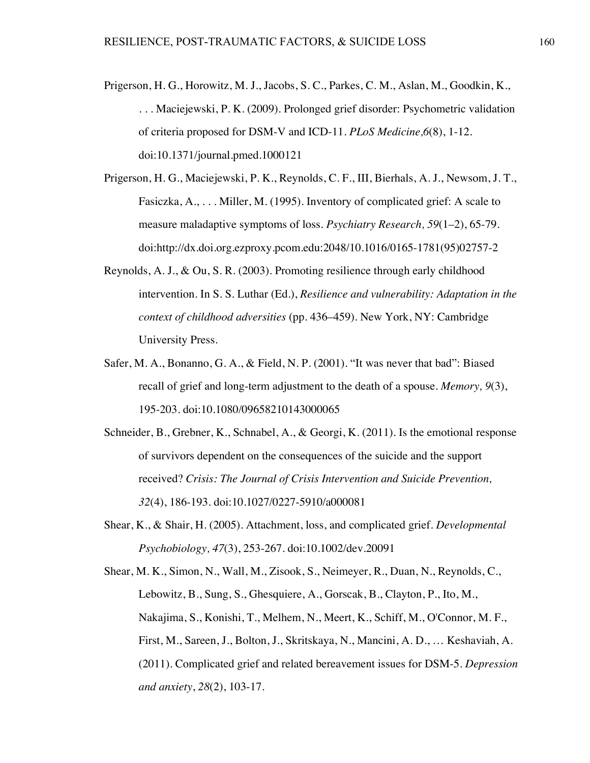Prigerson, H. G., Horowitz, M. J., Jacobs, S. C., Parkes, C. M., Aslan, M., Goodkin, K., . . . Maciejewski, P. K. (2009). Prolonged grief disorder: Psychometric validation of criteria proposed for DSM-V and ICD-11. *PLoS Medicine,6*(8), 1-12. doi:10.1371/journal.pmed.1000121

Prigerson, H. G., Maciejewski, P. K., Reynolds, C. F., III, Bierhals, A. J., Newsom, J. T., Fasiczka, A., . . . Miller, M. (1995). Inventory of complicated grief: A scale to measure maladaptive symptoms of loss. *Psychiatry Research, 59*(1–2), 65-79. doi:http://dx.doi.org.ezproxy.pcom.edu:2048/10.1016/0165-1781(95)02757-2

Reynolds, A. J., & Ou, S. R. (2003). Promoting resilience through early childhood intervention. In S. S. Luthar (Ed.), *Resilience and vulnerability: Adaptation in the context of childhood adversities* (pp. 436–459). New York, NY: Cambridge University Press.

Safer, M. A., Bonanno, G. A., & Field, N. P. (2001). "It was never that bad": Biased recall of grief and long-term adjustment to the death of a spouse. *Memory, 9*(3), 195-203. doi:10.1080/09658210143000065

Schneider, B., Grebner, K., Schnabel, A., & Georgi, K. (2011). Is the emotional response of survivors dependent on the consequences of the suicide and the support received? *Crisis: The Journal of Crisis Intervention and Suicide Prevention, 32*(4), 186-193. doi:10.1027/0227-5910/a000081

Shear, K., & Shair, H. (2005). Attachment, loss, and complicated grief. *Developmental Psychobiology, 47*(3), 253-267. doi:10.1002/dev.20091

Shear, M. K., Simon, N., Wall, M., Zisook, S., Neimeyer, R., Duan, N., Reynolds, C., Lebowitz, B., Sung, S., Ghesquiere, A., Gorscak, B., Clayton, P., Ito, M., Nakajima, S., Konishi, T., Melhem, N., Meert, K., Schiff, M., O'Connor, M. F., First, M., Sareen, J., Bolton, J., Skritskaya, N., Mancini, A. D., … Keshaviah, A. (2011). Complicated grief and related bereavement issues for DSM-5. *Depression and anxiety*, *28*(2), 103-17.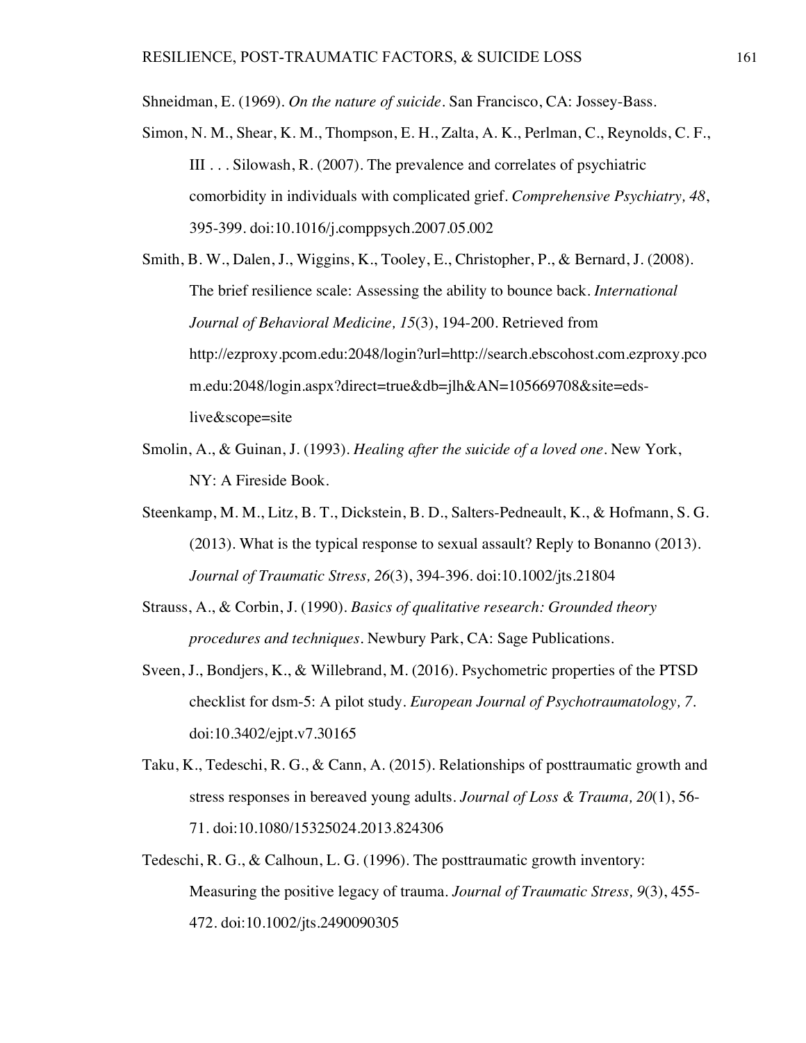Shneidman, E. (1969). *On the nature of suicide*. San Francisco, CA: Jossey-Bass.

Simon, N. M., Shear, K. M., Thompson, E. H., Zalta, A. K., Perlman, C., Reynolds, C. F., III . . . Silowash, R. (2007). The prevalence and correlates of psychiatric comorbidity in individuals with complicated grief. *Comprehensive Psychiatry, 48*, 395-399. doi:10.1016/j.comppsych.2007.05.002

Smith, B. W., Dalen, J., Wiggins, K., Tooley, E., Christopher, P., & Bernard, J. (2008). The brief resilience scale: Assessing the ability to bounce back. *International Journal of Behavioral Medicine, 15*(3), 194-200. Retrieved from http://ezproxy.pcom.edu:2048/login?url=http://search.ebscohost.com.ezproxy.pcom.edu:2048/login.aspx?direct=true&db=jlh&AN=105669708&site=eds-live&scope=site

Smolin, A., & Guinan, J. (1993). *Healing after the suicide of a loved one*. New York, NY: A Fireside Book.

Steenkamp, M. M., Litz, B. T., Dickstein, B. D., Salters-Pedneault, K., & Hofmann, S. G. (2013). What is the typical response to sexual assault? Reply to Bonanno (2013). *Journal of Traumatic Stress, 26*(3), 394-396. doi:10.1002/jts.21804

Strauss, A., & Corbin, J. (1990). *Basics of qualitative research: Grounded theory procedures and techniques*. Newbury Park, CA: Sage Publications.

Sveen, J., Bondjers, K., & Willebrand, M. (2016). Psychometric properties of the PTSD checklist for dsm-5: A pilot study. *European Journal of Psychotraumatology, 7*. doi:10.3402/ejpt.v7.30165

Taku, K., Tedeschi, R. G., & Cann, A. (2015). Relationships of posttraumatic growth and stress responses in bereaved young adults. *Journal of Loss & Trauma, 20*(1), 56-71. doi:10.1080/15325024.2013.824306

Tedeschi, R. G., & Calhoun, L. G. (1996). The posttraumatic growth inventory: Measuring the positive legacy of trauma. *Journal of Traumatic Stress, 9*(3), 455-472. doi:10.1002/jts.2490090305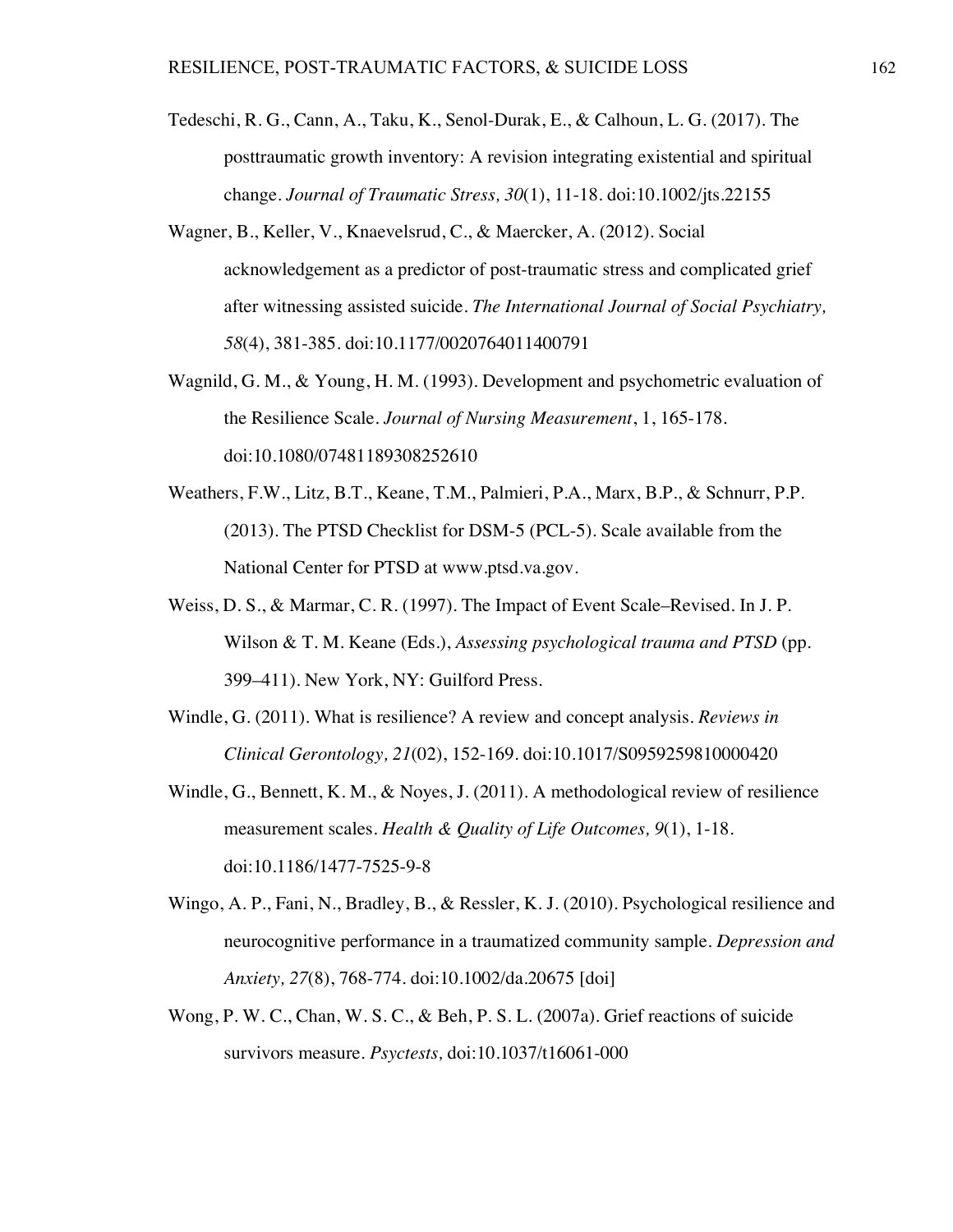Tedeschi, R. G., Cann, A., Taku, K., Senol-Durak, E., & Calhoun, L. G. (2017). The posttraumatic growth inventory: A revision integrating existential and spiritual change. *Journal of Traumatic Stress, 30*(1), 11-18. doi:10.1002/jts.22155

Wagner, B., Keller, V., Knaevelsrud, C., & Maercker, A. (2012). Social acknowledgement as a predictor of post-traumatic stress and complicated grief after witnessing assisted suicide. *The International Journal of Social Psychiatry, 58*(4), 381-385. doi:10.1177/0020764011400791

Wagnild, G. M., & Young, H. M. (1993). Development and psychometric evaluation of the Resilience Scale. *Journal of Nursing Measurement*, 1, 165-178. doi:10.1080/07481189308252610

Weathers, F.W., Litz, B.T., Keane, T.M., Palmieri, P.A., Marx, B.P., & Schnurr, P.P. (2013). The PTSD Checklist for DSM-5 (PCL-5). Scale available from the National Center for PTSD at www.ptsd.va.gov.

Weiss, D. S., & Marmar, C. R. (1997). The Impact of Event Scale–Revised. In J. P. Wilson & T. M. Keane (Eds.), *Assessing psychological trauma and PTSD* (pp. 399–411). New York, NY: Guilford Press.

Windle, G. (2011). What is resilience? A review and concept analysis. *Reviews in Clinical Gerontology, 21*(02), 152-169. doi:10.1017/S0959259810000420

Windle, G., Bennett, K. M., & Noyes, J. (2011). A methodological review of resilience measurement scales. *Health & Quality of Life Outcomes, 9*(1), 1-18. doi:10.1186/1477-7525-9-8

Wingo, A. P., Fani, N., Bradley, B., & Ressler, K. J. (2010). Psychological resilience and neurocognitive performance in a traumatized community sample. *Depression and Anxiety, 27*(8), 768-774. doi:10.1002/da.20675 [doi]

Wong, P. W. C., Chan, W. S. C., & Beh, P. S. L. (2007a). Grief reactions of suicide survivors measure. *Psyctests,* doi:10.1037/t16061-000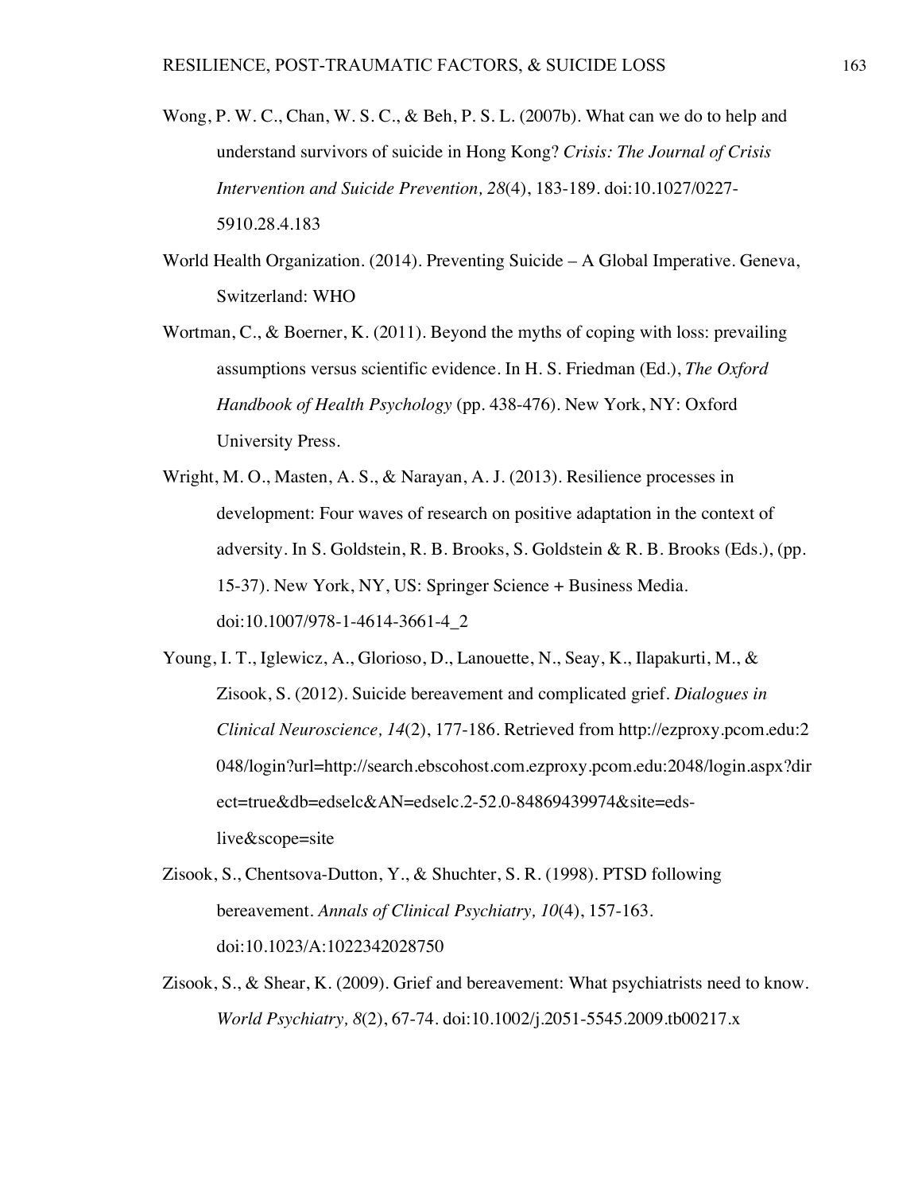Wong, P. W. C., Chan, W. S. C., & Beh, P. S. L. (2007b). What can we do to help and understand survivors of suicide in Hong Kong? *Crisis: The Journal of Crisis Intervention and Suicide Prevention, 28*(4), 183-189. doi:10.1027/0227-5910.28.4.183

World Health Organization. (2014). Preventing Suicide – A Global Imperative. Geneva, Switzerland: WHO

Wortman, C., & Boerner, K. (2011). Beyond the myths of coping with loss: prevailing assumptions versus scientific evidence. In H. S. Friedman (Ed.), *The Oxford Handbook of Health Psychology* (pp. 438-476). New York, NY: Oxford University Press.

Wright, M. O., Masten, A. S., & Narayan, A. J. (2013). Resilience processes in development: Four waves of research on positive adaptation in the context of adversity. In S. Goldstein, R. B. Brooks, S. Goldstein & R. B. Brooks (Eds.), (pp. 15-37). New York, NY, US: Springer Science + Business Media. doi:10.1007/978-1-4614-3661-4_2

Young, I. T., Iglewicz, A., Glorioso, D., Lanouette, N., Seay, K., Ilapakurti, M., & Zisook, S. (2012). Suicide bereavement and complicated grief. *Dialogues in Clinical Neuroscience, 14*(2), 177-186. Retrieved from http://ezproxy.pcom.edu:2048/login?url=http://search.ebscohost.com.ezproxy.pcom.edu:2048/login.aspx?direct=true&db=edselc&AN=edselc.2-52.0-84869439974&site=eds-live&scope=site

Zisook, S., Chentsova-Dutton, Y., & Shuchter, S. R. (1998). PTSD following bereavement. *Annals of Clinical Psychiatry, 10*(4), 157-163. doi:10.1023/A:1022342028750

Zisook, S., & Shear, K. (2009). Grief and bereavement: What psychiatrists need to know. *World Psychiatry, 8*(2), 67-74. doi:10.1002/j.2051-5545.2009.tb00217.x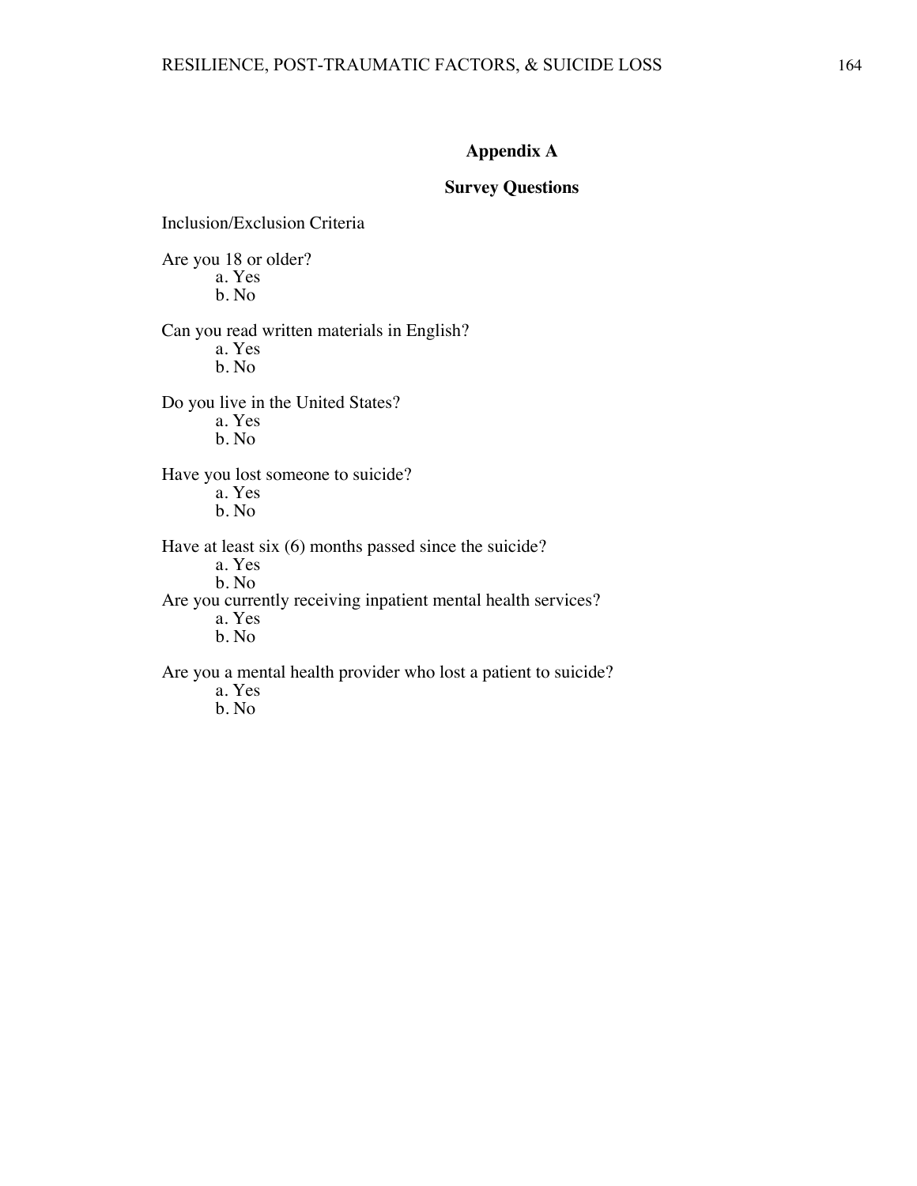## Appendix A

## Survey Questions

Inclusion/Exclusion Criteria

Are you 18 or older?
- a. Yes
- b. No

Can you read written materials in English?
- a. Yes
- b. No

Do you live in the United States?
- a. Yes
- b. No

Have you lost someone to suicide?
- a. Yes
- b. No

Have at least six (6) months passed since the suicide?
- a. Yes
- b. No

Are you currently receiving inpatient mental health services?
- a. Yes
- b. No

Are you a mental health provider who lost a patient to suicide?
- a. Yes
- b. No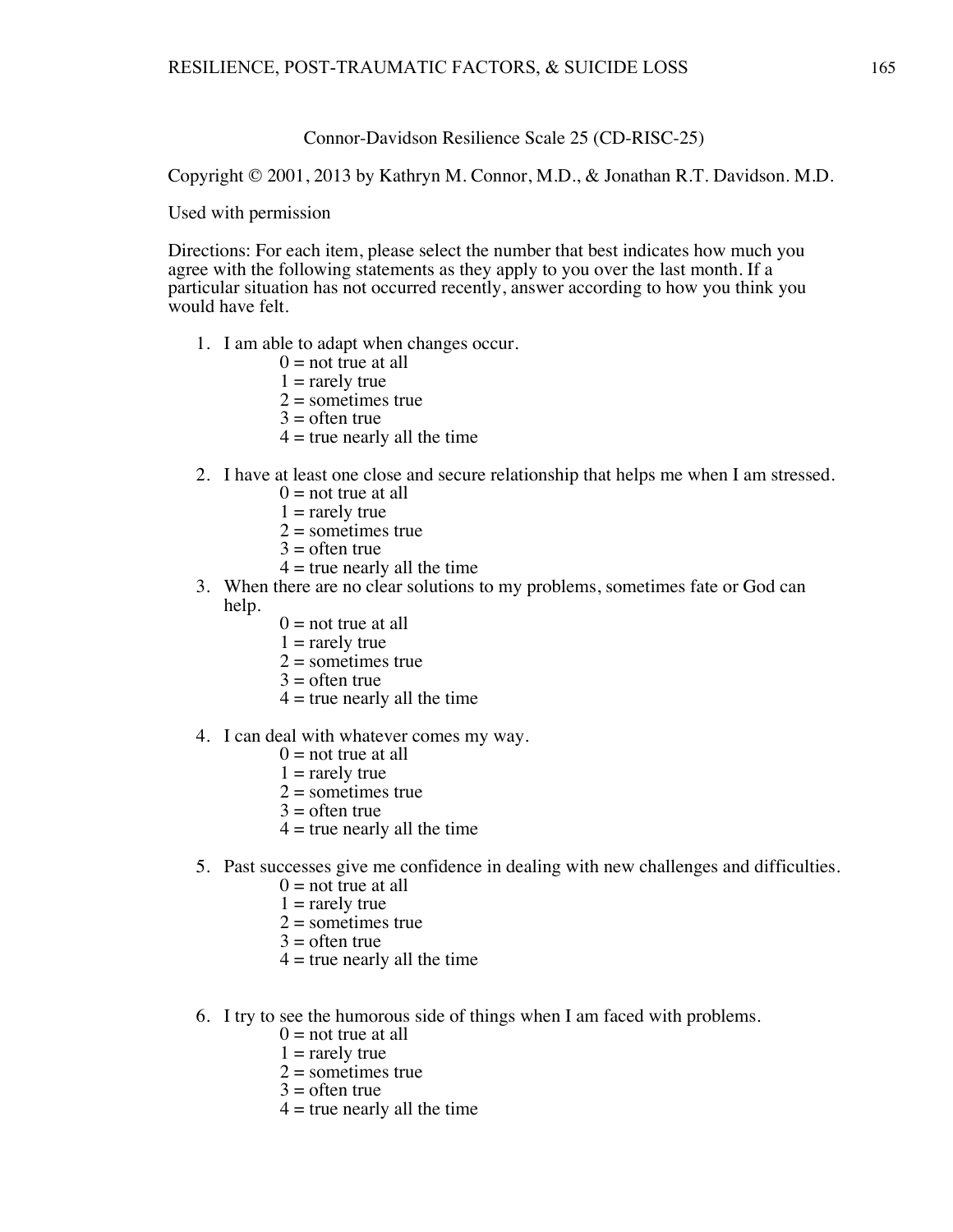Connor-Davidson Resilience Scale 25 (CD-RISC-25)

Copyright © 2001, 2013 by Kathryn M. Connor, M.D., & Jonathan R.T. Davidson. M.D.

Used with permission

Directions: For each item, please select the number that best indicates how much you agree with the following statements as they apply to you over the last month. If a particular situation has not occurred recently, answer according to how you think you would have felt.

1. I am able to adapt when changes occur.
   - 0 = not true at all
   - 1 = rarely true
   - 2 = sometimes true
   - 3 = often true
   - 4 = true nearly all the time

2. I have at least one close and secure relationship that helps me when I am stressed.
   - 0 = not true at all
   - 1 = rarely true
   - 2 = sometimes true
   - 3 = often true
   - 4 = true nearly all the time

3. When there are no clear solutions to my problems, sometimes fate or God can help.
   - 0 = not true at all
   - 1 = rarely true
   - 2 = sometimes true
   - 3 = often true
   - 4 = true nearly all the time

4. I can deal with whatever comes my way.
   - 0 = not true at all
   - 1 = rarely true
   - 2 = sometimes true
   - 3 = often true
   - 4 = true nearly all the time

5. Past successes give me confidence in dealing with new challenges and difficulties.
   - 0 = not true at all
   - 1 = rarely true
   - 2 = sometimes true
   - 3 = often true
   - 4 = true nearly all the time

6. I try to see the humorous side of things when I am faced with problems.
   - 0 = not true at all
   - 1 = rarely true
   - 2 = sometimes true
   - 3 = often true
   - 4 = true nearly all the time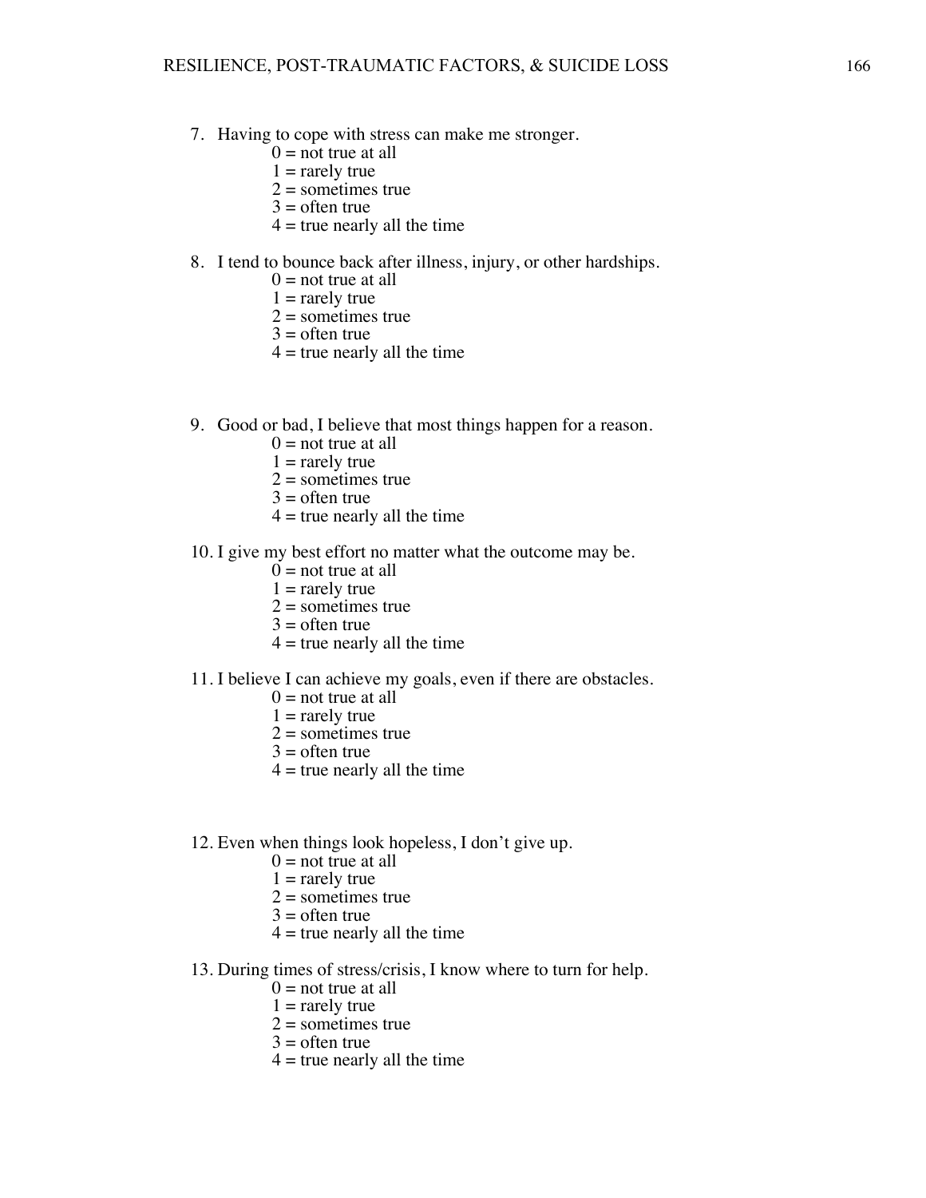7. Having to cope with stress can make me stronger.
   - 0 = not true at all
   - 1 = rarely true
   - 2 = sometimes true
   - 3 = often true
   - 4 = true nearly all the time

8. I tend to bounce back after illness, injury, or other hardships.
   - 0 = not true at all
   - 1 = rarely true
   - 2 = sometimes true
   - 3 = often true
   - 4 = true nearly all the time

9. Good or bad, I believe that most things happen for a reason.
   - 0 = not true at all
   - 1 = rarely true
   - 2 = sometimes true
   - 3 = often true
   - 4 = true nearly all the time

10. I give my best effort no matter what the outcome may be.
    - 0 = not true at all
    - 1 = rarely true
    - 2 = sometimes true
    - 3 = often true
    - 4 = true nearly all the time

11. I believe I can achieve my goals, even if there are obstacles.
    - 0 = not true at all
    - 1 = rarely true
    - 2 = sometimes true
    - 3 = often true
    - 4 = true nearly all the time

12. Even when things look hopeless, I don't give up.
    - 0 = not true at all
    - 1 = rarely true
    - 2 = sometimes true
    - 3 = often true
    - 4 = true nearly all the time

13. During times of stress/crisis, I know where to turn for help.
    - 0 = not true at all
    - 1 = rarely true
    - 2 = sometimes true
    - 3 = often true
    - 4 = true nearly all the time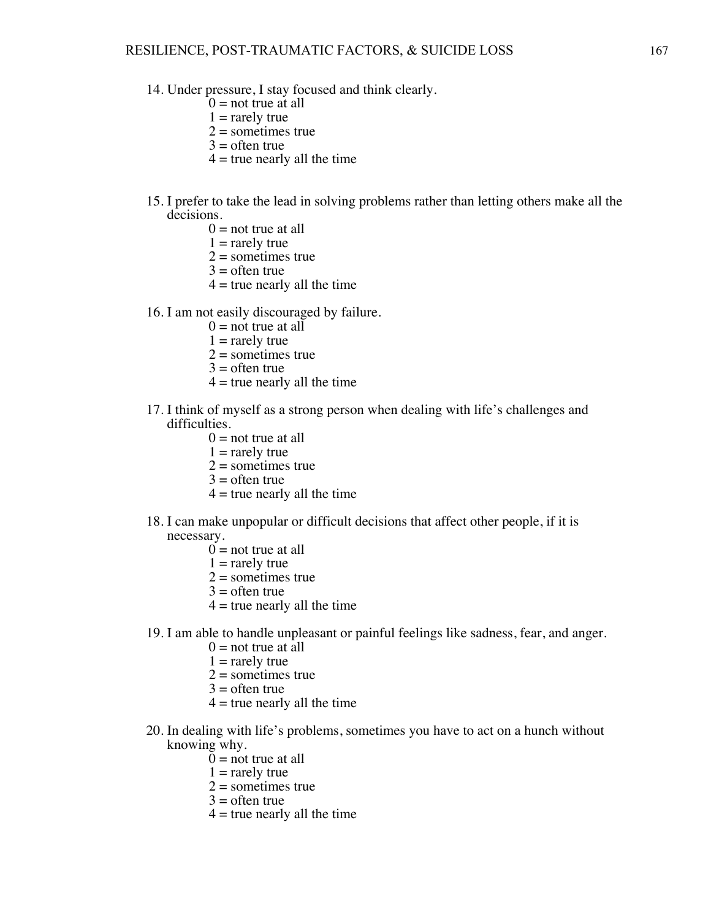14. Under pressure, I stay focused and think clearly.
    - 0 = not true at all
    - 1 = rarely true
    - 2 = sometimes true
    - 3 = often true
    - 4 = true nearly all the time

15. I prefer to take the lead in solving problems rather than letting others make all the decisions.
    - 0 = not true at all
    - 1 = rarely true
    - 2 = sometimes true
    - 3 = often true
    - 4 = true nearly all the time

16. I am not easily discouraged by failure.
    - 0 = not true at all
    - 1 = rarely true
    - 2 = sometimes true
    - 3 = often true
    - 4 = true nearly all the time

17. I think of myself as a strong person when dealing with life's challenges and difficulties.
    - 0 = not true at all
    - 1 = rarely true
    - 2 = sometimes true
    - 3 = often true
    - 4 = true nearly all the time

18. I can make unpopular or difficult decisions that affect other people, if it is necessary.
    - 0 = not true at all
    - 1 = rarely true
    - 2 = sometimes true
    - 3 = often true
    - 4 = true nearly all the time

19. I am able to handle unpleasant or painful feelings like sadness, fear, and anger.
    - 0 = not true at all
    - 1 = rarely true
    - 2 = sometimes true
    - 3 = often true
    - 4 = true nearly all the time

20. In dealing with life's problems, sometimes you have to act on a hunch without knowing why.
    - 0 = not true at all
    - 1 = rarely true
    - 2 = sometimes true
    - 3 = often true
    - 4 = true nearly all the time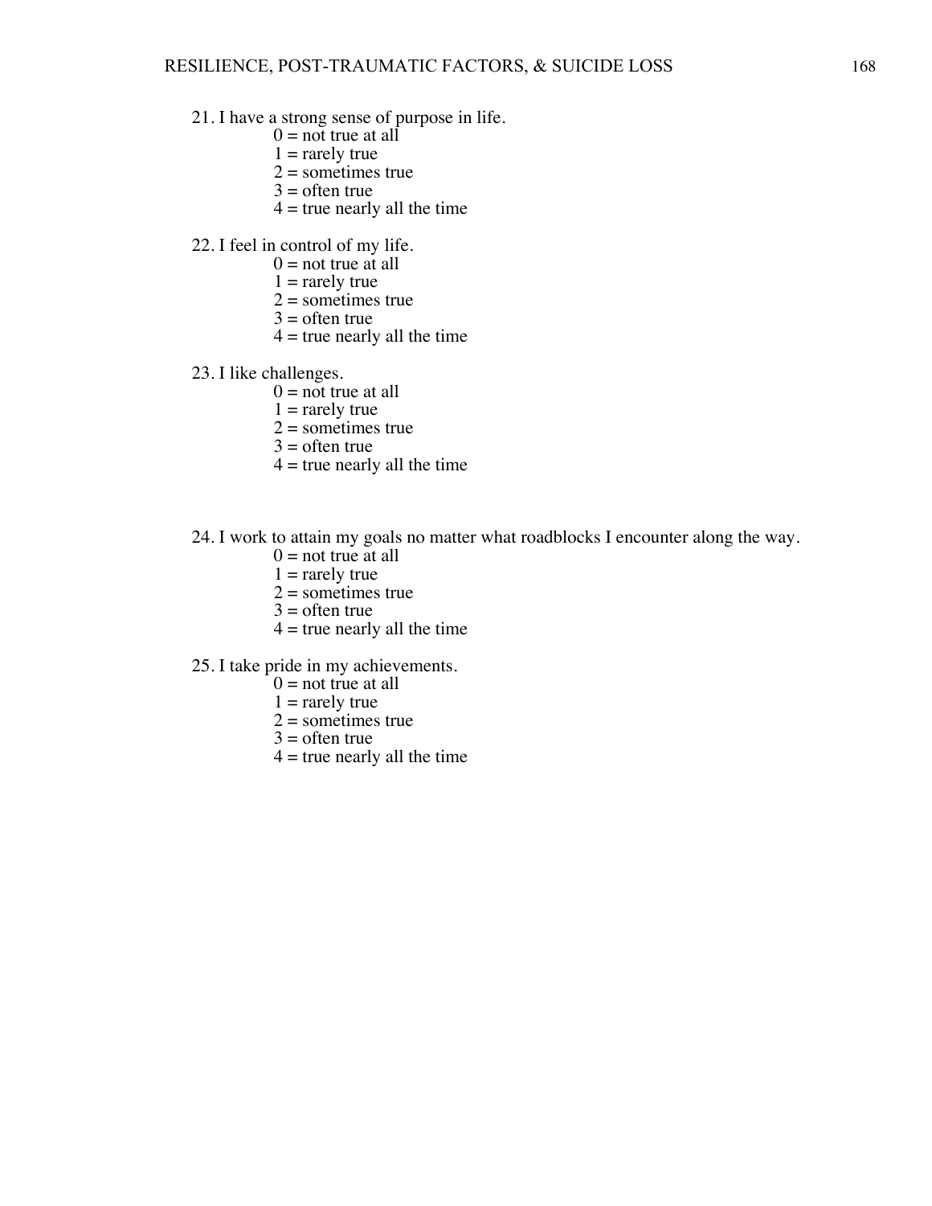21. I have a strong sense of purpose in life.
    - 0 = not true at all
    - 1 = rarely true
    - 2 = sometimes true
    - 3 = often true
    - 4 = true nearly all the time

22. I feel in control of my life.
    - 0 = not true at all
    - 1 = rarely true
    - 2 = sometimes true
    - 3 = often true
    - 4 = true nearly all the time

23. I like challenges.
    - 0 = not true at all
    - 1 = rarely true
    - 2 = sometimes true
    - 3 = often true
    - 4 = true nearly all the time

24. I work to attain my goals no matter what roadblocks I encounter along the way.
    - 0 = not true at all
    - 1 = rarely true
    - 2 = sometimes true
    - 3 = often true
    - 4 = true nearly all the time

25. I take pride in my achievements.
    - 0 = not true at all
    - 1 = rarely true
    - 2 = sometimes true
    - 3 = often true
    - 4 = true nearly all the time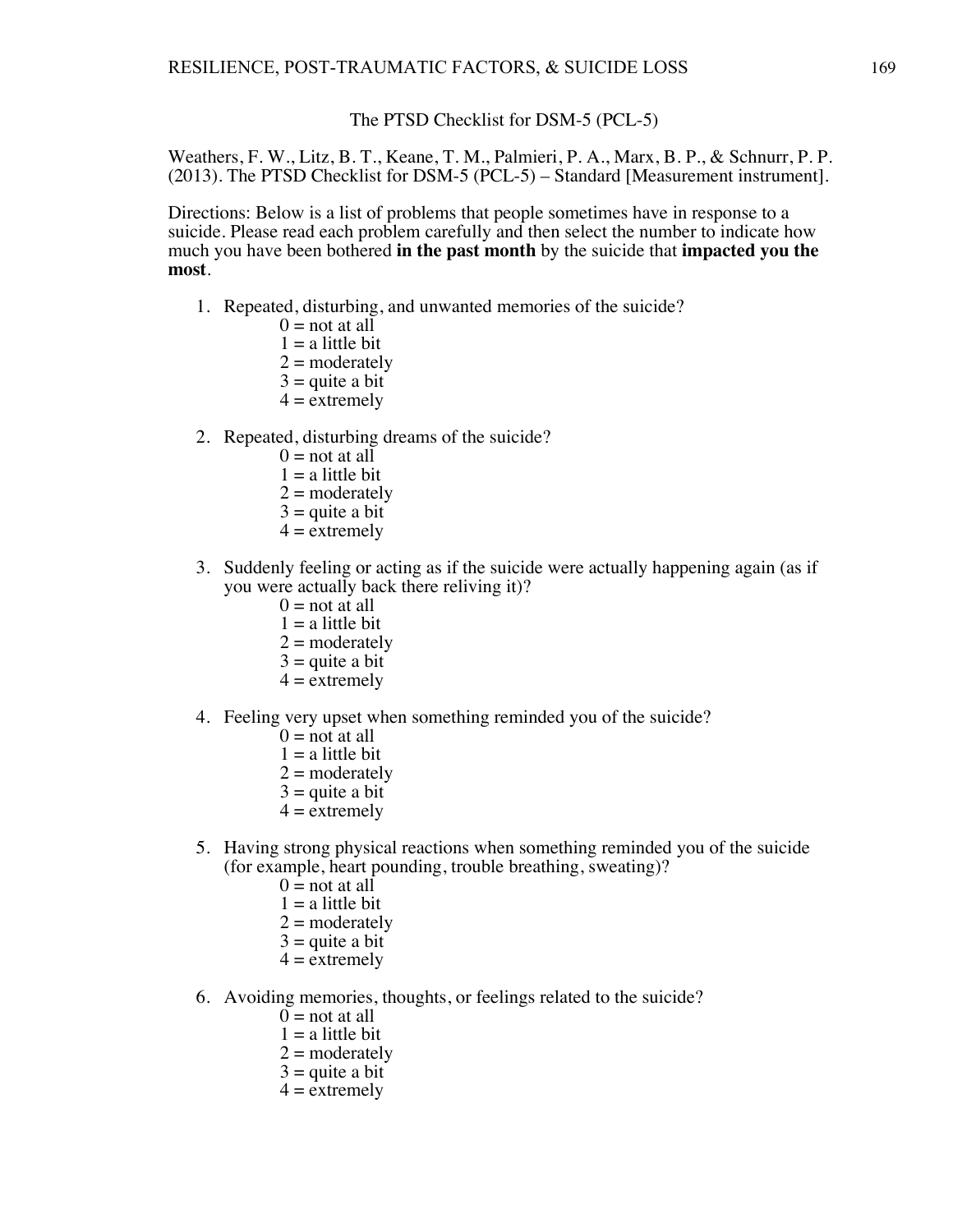The PTSD Checklist for DSM-5 (PCL-5)

Weathers, F. W., Litz, B. T., Keane, T. M., Palmieri, P. A., Marx, B. P., & Schnurr, P. P. (2013). The PTSD Checklist for DSM-5 (PCL-5) – Standard [Measurement instrument].

Directions: Below is a list of problems that people sometimes have in response to a suicide. Please read each problem carefully and then select the number to indicate how much you have been bothered **in the past month** by the suicide that **impacted you the most**.

1. Repeated, disturbing, and unwanted memories of the suicide?
   - 0 = not at all
   - 1 = a little bit
   - 2 = moderately
   - 3 = quite a bit
   - 4 = extremely

2. Repeated, disturbing dreams of the suicide?
   - 0 = not at all
   - 1 = a little bit
   - 2 = moderately
   - 3 = quite a bit
   - 4 = extremely

3. Suddenly feeling or acting as if the suicide were actually happening again (as if you were actually back there reliving it)?
   - 0 = not at all
   - 1 = a little bit
   - 2 = moderately
   - 3 = quite a bit
   - 4 = extremely

4. Feeling very upset when something reminded you of the suicide?
   - 0 = not at all
   - 1 = a little bit
   - 2 = moderately
   - 3 = quite a bit
   - 4 = extremely

5. Having strong physical reactions when something reminded you of the suicide (for example, heart pounding, trouble breathing, sweating)?
   - 0 = not at all
   - 1 = a little bit
   - 2 = moderately
   - 3 = quite a bit
   - 4 = extremely

6. Avoiding memories, thoughts, or feelings related to the suicide?
   - 0 = not at all
   - 1 = a little bit
   - 2 = moderately
   - 3 = quite a bit
   - 4 = extremely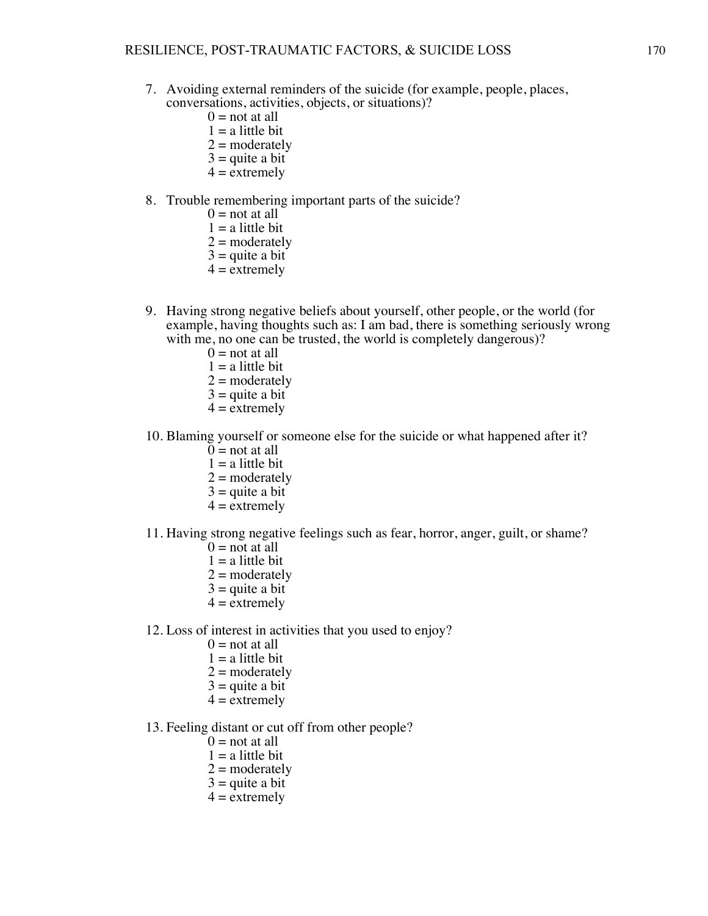7. Avoiding external reminders of the suicide (for example, people, places, conversations, activities, objects, or situations)?
   - 0 = not at all
   - 1 = a little bit
   - 2 = moderately
   - 3 = quite a bit
   - 4 = extremely

8. Trouble remembering important parts of the suicide?
   - 0 = not at all
   - 1 = a little bit
   - 2 = moderately
   - 3 = quite a bit
   - 4 = extremely

9. Having strong negative beliefs about yourself, other people, or the world (for example, having thoughts such as: I am bad, there is something seriously wrong with me, no one can be trusted, the world is completely dangerous)?
   - 0 = not at all
   - 1 = a little bit
   - 2 = moderately
   - 3 = quite a bit
   - 4 = extremely

10. Blaming yourself or someone else for the suicide or what happened after it?
    - 0 = not at all
    - 1 = a little bit
    - 2 = moderately
    - 3 = quite a bit
    - 4 = extremely

11. Having strong negative feelings such as fear, horror, anger, guilt, or shame?
    - 0 = not at all
    - 1 = a little bit
    - 2 = moderately
    - 3 = quite a bit
    - 4 = extremely

12. Loss of interest in activities that you used to enjoy?
    - 0 = not at all
    - 1 = a little bit
    - 2 = moderately
    - 3 = quite a bit
    - 4 = extremely

13. Feeling distant or cut off from other people?
    - 0 = not at all
    - 1 = a little bit
    - 2 = moderately
    - 3 = quite a bit
    - 4 = extremely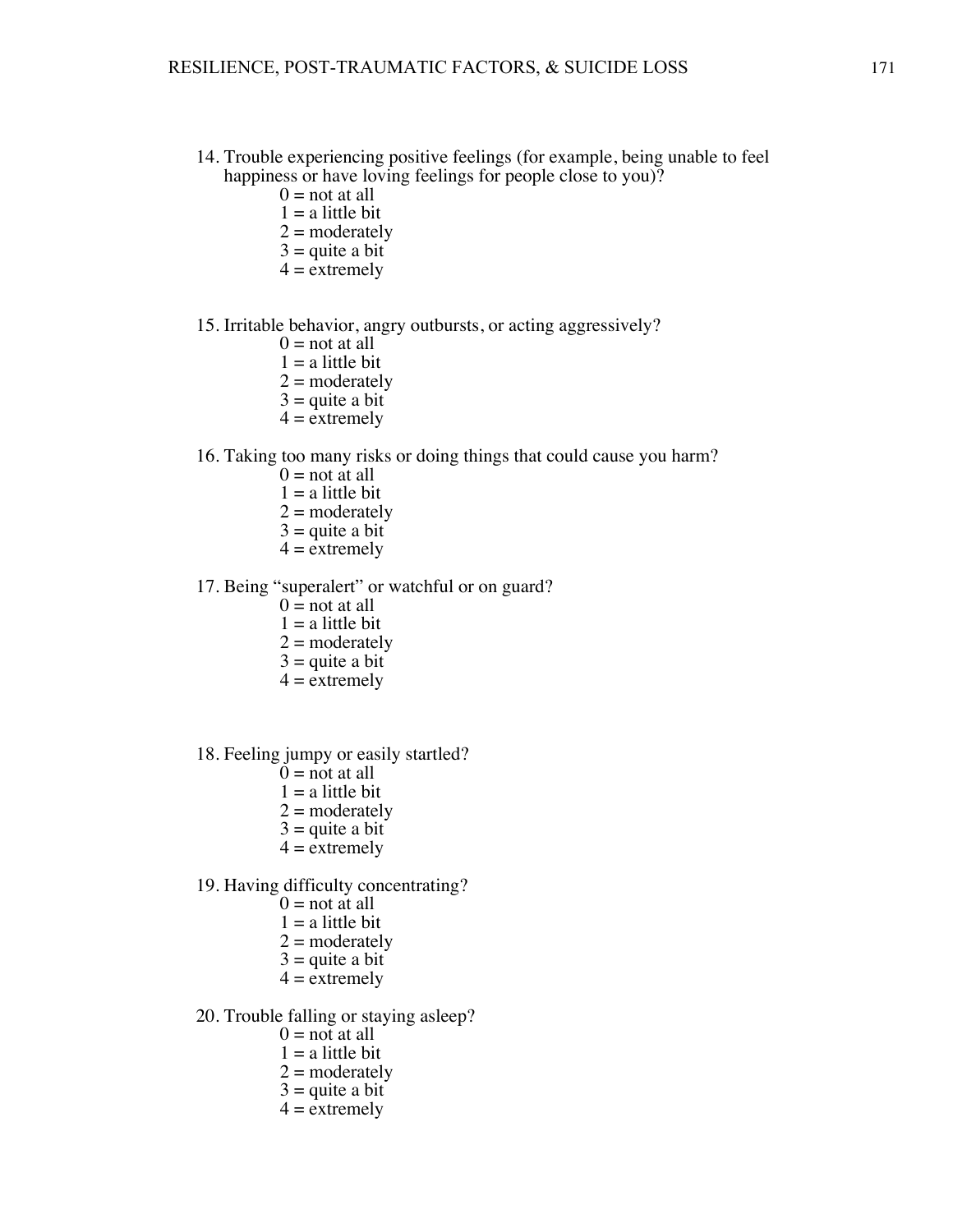14. Trouble experiencing positive feelings (for example, being unable to feel happiness or have loving feelings for people close to you)?

    0 = not at all
    1 = a little bit
    2 = moderately
    3 = quite a bit
    4 = extremely

15. Irritable behavior, angry outbursts, or acting aggressively?

    0 = not at all
    1 = a little bit
    2 = moderately
    3 = quite a bit
    4 = extremely

16. Taking too many risks or doing things that could cause you harm?

    0 = not at all
    1 = a little bit
    2 = moderately
    3 = quite a bit
    4 = extremely

17. Being "superalert" or watchful or on guard?

    0 = not at all
    1 = a little bit
    2 = moderately
    3 = quite a bit
    4 = extremely

18. Feeling jumpy or easily startled?

    0 = not at all
    1 = a little bit
    2 = moderately
    3 = quite a bit
    4 = extremely

19. Having difficulty concentrating?

    0 = not at all
    1 = a little bit
    2 = moderately
    3 = quite a bit
    4 = extremely

20. Trouble falling or staying asleep?

    0 = not at all
    1 = a little bit
    2 = moderately
    3 = quite a bit
    4 = extremely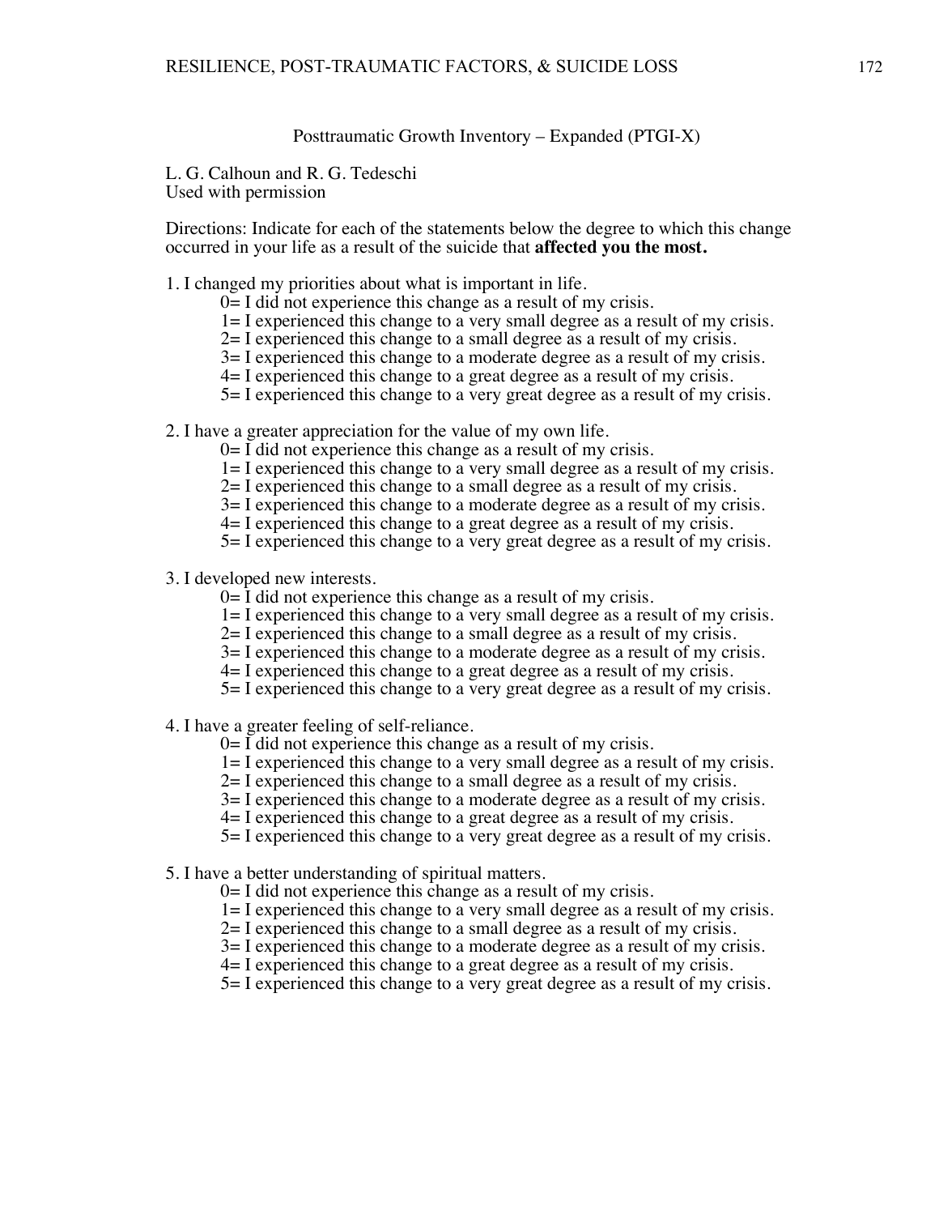Posttraumatic Growth Inventory – Expanded (PTGI-X)

L. G. Calhoun and R. G. Tedeschi
Used with permission

Directions: Indicate for each of the statements below the degree to which this change occurred in your life as a result of the suicide that **affected you the most.**

1. I changed my priorities about what is important in life.
   - 0= I did not experience this change as a result of my crisis.
   - 1= I experienced this change to a very small degree as a result of my crisis.
   - 2= I experienced this change to a small degree as a result of my crisis.
   - 3= I experienced this change to a moderate degree as a result of my crisis.
   - 4= I experienced this change to a great degree as a result of my crisis.
   - 5= I experienced this change to a very great degree as a result of my crisis.

2. I have a greater appreciation for the value of my own life.
   - 0= I did not experience this change as a result of my crisis.
   - 1= I experienced this change to a very small degree as a result of my crisis.
   - 2= I experienced this change to a small degree as a result of my crisis.
   - 3= I experienced this change to a moderate degree as a result of my crisis.
   - 4= I experienced this change to a great degree as a result of my crisis.
   - 5= I experienced this change to a very great degree as a result of my crisis.

3. I developed new interests.
   - 0= I did not experience this change as a result of my crisis.
   - 1= I experienced this change to a very small degree as a result of my crisis.
   - 2= I experienced this change to a small degree as a result of my crisis.
   - 3= I experienced this change to a moderate degree as a result of my crisis.
   - 4= I experienced this change to a great degree as a result of my crisis.
   - 5= I experienced this change to a very great degree as a result of my crisis.

4. I have a greater feeling of self-reliance.
   - 0= I did not experience this change as a result of my crisis.
   - 1= I experienced this change to a very small degree as a result of my crisis.
   - 2= I experienced this change to a small degree as a result of my crisis.
   - 3= I experienced this change to a moderate degree as a result of my crisis.
   - 4= I experienced this change to a great degree as a result of my crisis.
   - 5= I experienced this change to a very great degree as a result of my crisis.

5. I have a better understanding of spiritual matters.
   - 0= I did not experience this change as a result of my crisis.
   - 1= I experienced this change to a very small degree as a result of my crisis.
   - 2= I experienced this change to a small degree as a result of my crisis.
   - 3= I experienced this change to a moderate degree as a result of my crisis.
   - 4= I experienced this change to a great degree as a result of my crisis.
   - 5= I experienced this change to a very great degree as a result of my crisis.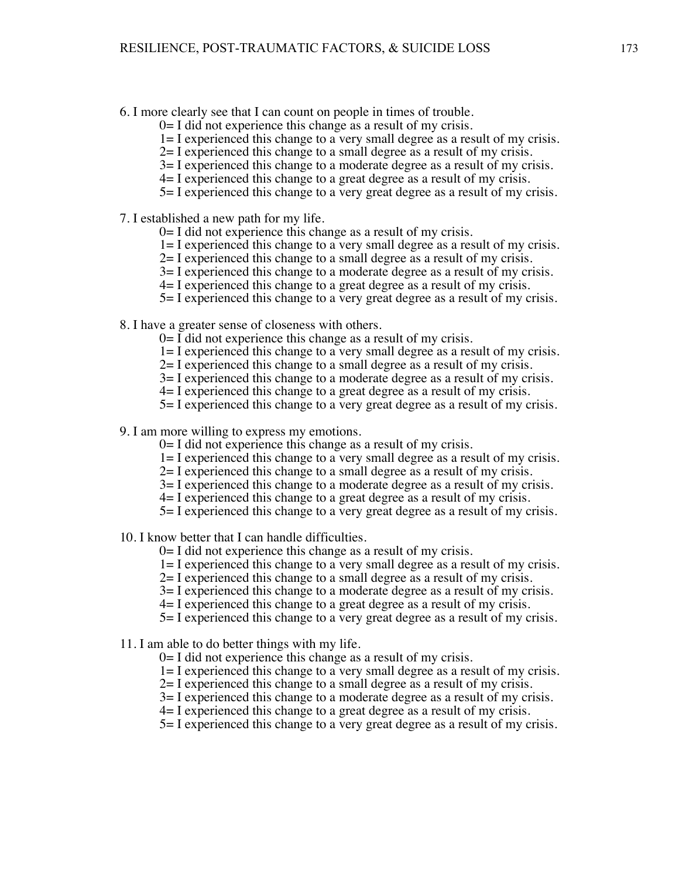6. I more clearly see that I can count on people in times of trouble.
   - 0= I did not experience this change as a result of my crisis.
   - 1= I experienced this change to a very small degree as a result of my crisis.
   - 2= I experienced this change to a small degree as a result of my crisis.
   - 3= I experienced this change to a moderate degree as a result of my crisis.
   - 4= I experienced this change to a great degree as a result of my crisis.
   - 5= I experienced this change to a very great degree as a result of my crisis.

7. I established a new path for my life.
   - 0= I did not experience this change as a result of my crisis.
   - 1= I experienced this change to a very small degree as a result of my crisis.
   - 2= I experienced this change to a small degree as a result of my crisis.
   - 3= I experienced this change to a moderate degree as a result of my crisis.
   - 4= I experienced this change to a great degree as a result of my crisis.
   - 5= I experienced this change to a very great degree as a result of my crisis.

8. I have a greater sense of closeness with others.
   - 0= I did not experience this change as a result of my crisis.
   - 1= I experienced this change to a very small degree as a result of my crisis.
   - 2= I experienced this change to a small degree as a result of my crisis.
   - 3= I experienced this change to a moderate degree as a result of my crisis.
   - 4= I experienced this change to a great degree as a result of my crisis.
   - 5= I experienced this change to a very great degree as a result of my crisis.

9. I am more willing to express my emotions.
   - 0= I did not experience this change as a result of my crisis.
   - 1= I experienced this change to a very small degree as a result of my crisis.
   - 2= I experienced this change to a small degree as a result of my crisis.
   - 3= I experienced this change to a moderate degree as a result of my crisis.
   - 4= I experienced this change to a great degree as a result of my crisis.
   - 5= I experienced this change to a very great degree as a result of my crisis.

10. I know better that I can handle difficulties.
    - 0= I did not experience this change as a result of my crisis.
    - 1= I experienced this change to a very small degree as a result of my crisis.
    - 2= I experienced this change to a small degree as a result of my crisis.
    - 3= I experienced this change to a moderate degree as a result of my crisis.
    - 4= I experienced this change to a great degree as a result of my crisis.
    - 5= I experienced this change to a very great degree as a result of my crisis.

11. I am able to do better things with my life.
    - 0= I did not experience this change as a result of my crisis.
    - 1= I experienced this change to a very small degree as a result of my crisis.
    - 2= I experienced this change to a small degree as a result of my crisis.
    - 3= I experienced this change to a moderate degree as a result of my crisis.
    - 4= I experienced this change to a great degree as a result of my crisis.
    - 5= I experienced this change to a very great degree as a result of my crisis.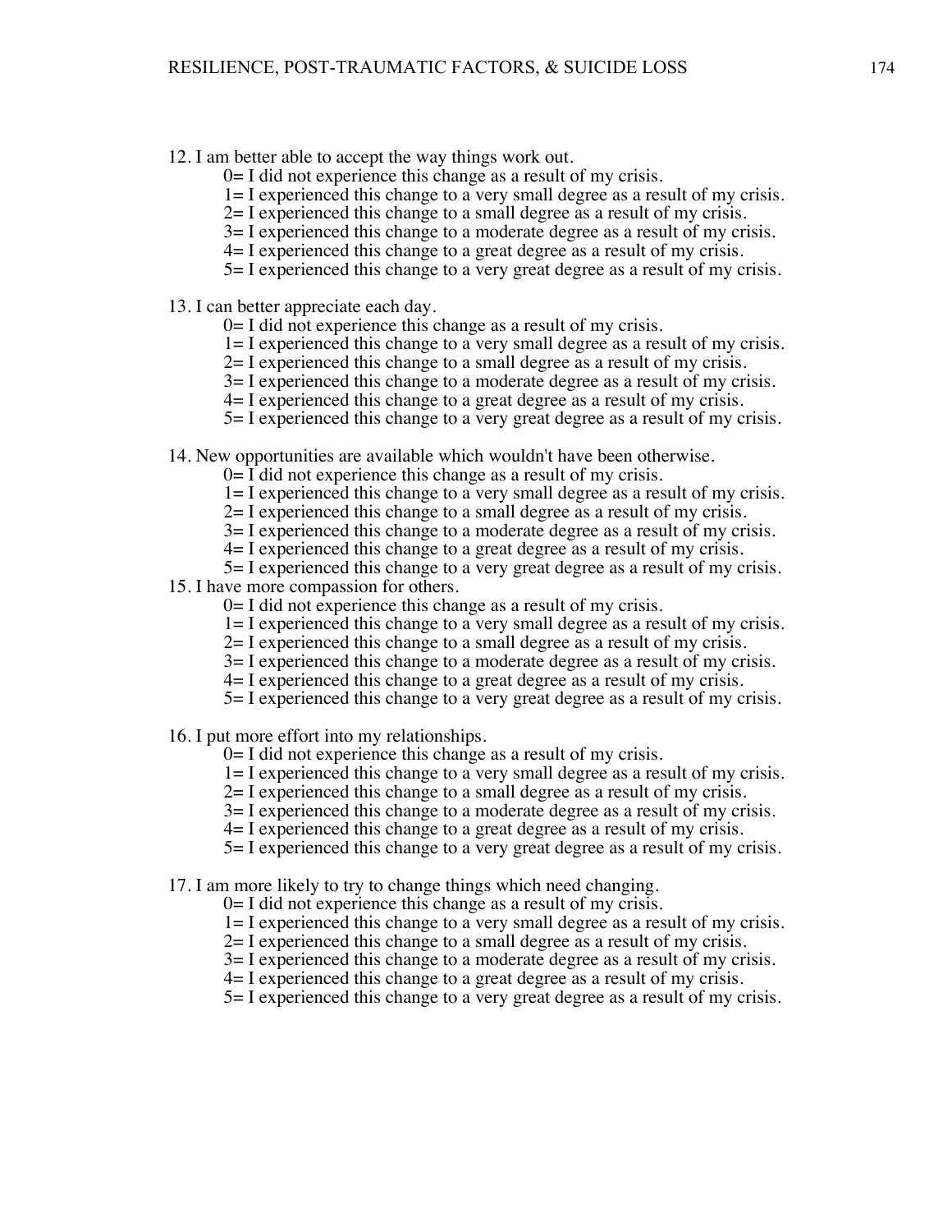12. I am better able to accept the way things work out.
    0= I did not experience this change as a result of my crisis.
    1= I experienced this change to a very small degree as a result of my crisis.
    2= I experienced this change to a small degree as a result of my crisis.
    3= I experienced this change to a moderate degree as a result of my crisis.
    4= I experienced this change to a great degree as a result of my crisis.
    5= I experienced this change to a very great degree as a result of my crisis.

13. I can better appreciate each day.
    0= I did not experience this change as a result of my crisis.
    1= I experienced this change to a very small degree as a result of my crisis.
    2= I experienced this change to a small degree as a result of my crisis.
    3= I experienced this change to a moderate degree as a result of my crisis.
    4= I experienced this change to a great degree as a result of my crisis.
    5= I experienced this change to a very great degree as a result of my crisis.

14. New opportunities are available which wouldn't have been otherwise.
    0= I did not experience this change as a result of my crisis.
    1= I experienced this change to a very small degree as a result of my crisis.
    2= I experienced this change to a small degree as a result of my crisis.
    3= I experienced this change to a moderate degree as a result of my crisis.
    4= I experienced this change to a great degree as a result of my crisis.
    5= I experienced this change to a very great degree as a result of my crisis.

15. I have more compassion for others.
    0= I did not experience this change as a result of my crisis.
    1= I experienced this change to a very small degree as a result of my crisis.
    2= I experienced this change to a small degree as a result of my crisis.
    3= I experienced this change to a moderate degree as a result of my crisis.
    4= I experienced this change to a great degree as a result of my crisis.
    5= I experienced this change to a very great degree as a result of my crisis.

16. I put more effort into my relationships.
    0= I did not experience this change as a result of my crisis.
    1= I experienced this change to a very small degree as a result of my crisis.
    2= I experienced this change to a small degree as a result of my crisis.
    3= I experienced this change to a moderate degree as a result of my crisis.
    4= I experienced this change to a great degree as a result of my crisis.
    5= I experienced this change to a very great degree as a result of my crisis.

17. I am more likely to try to change things which need changing.
    0= I did not experience this change as a result of my crisis.
    1= I experienced this change to a very small degree as a result of my crisis.
    2= I experienced this change to a small degree as a result of my crisis.
    3= I experienced this change to a moderate degree as a result of my crisis.
    4= I experienced this change to a great degree as a result of my crisis.
    5= I experienced this change to a very great degree as a result of my crisis.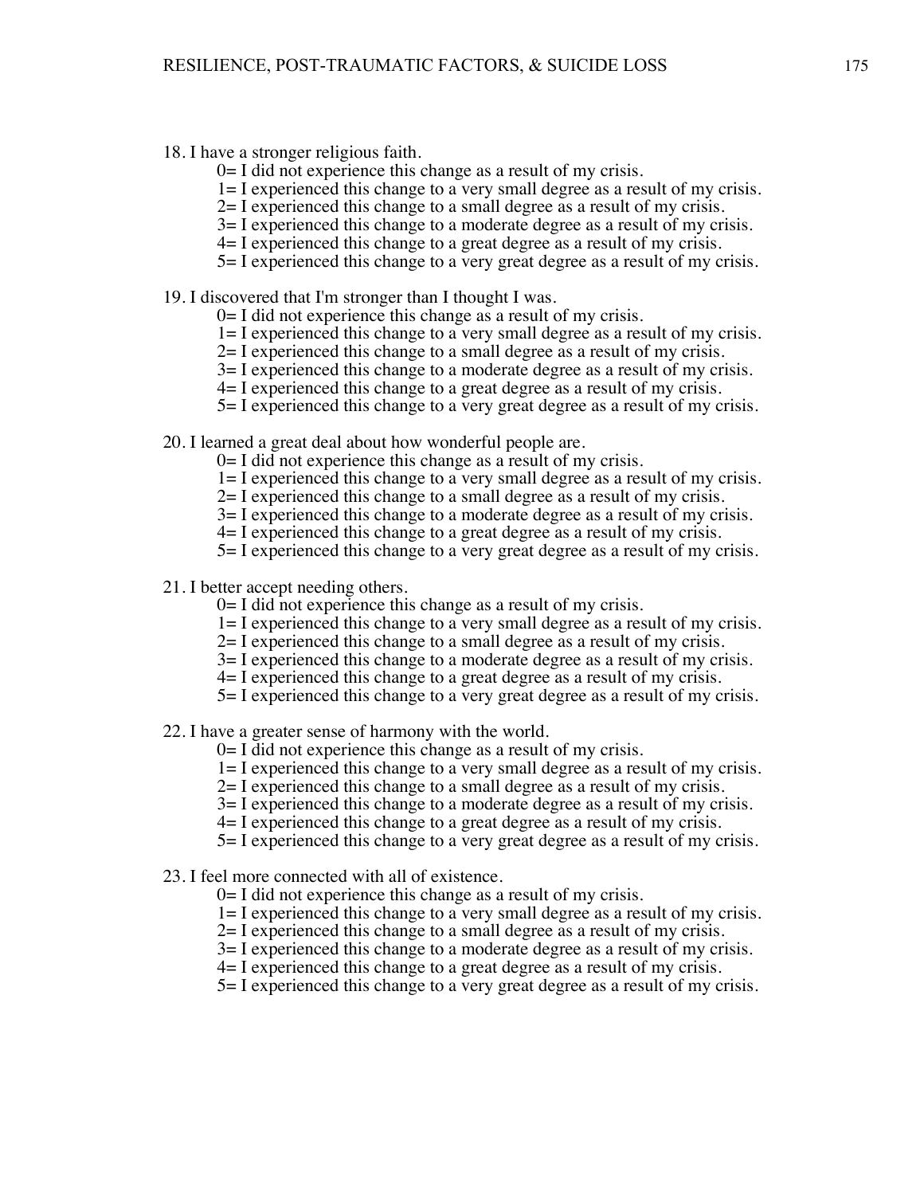18. I have a stronger religious faith.

    0= I did not experience this change as a result of my crisis.
    1= I experienced this change to a very small degree as a result of my crisis.
    2= I experienced this change to a small degree as a result of my crisis.
    3= I experienced this change to a moderate degree as a result of my crisis.
    4= I experienced this change to a great degree as a result of my crisis.
    5= I experienced this change to a very great degree as a result of my crisis.

19. I discovered that I'm stronger than I thought I was.

    0= I did not experience this change as a result of my crisis.
    1= I experienced this change to a very small degree as a result of my crisis.
    2= I experienced this change to a small degree as a result of my crisis.
    3= I experienced this change to a moderate degree as a result of my crisis.
    4= I experienced this change to a great degree as a result of my crisis.
    5= I experienced this change to a very great degree as a result of my crisis.

20. I learned a great deal about how wonderful people are.

    0= I did not experience this change as a result of my crisis.
    1= I experienced this change to a very small degree as a result of my crisis.
    2= I experienced this change to a small degree as a result of my crisis.
    3= I experienced this change to a moderate degree as a result of my crisis.
    4= I experienced this change to a great degree as a result of my crisis.
    5= I experienced this change to a very great degree as a result of my crisis.

21. I better accept needing others.

    0= I did not experience this change as a result of my crisis.
    1= I experienced this change to a very small degree as a result of my crisis.
    2= I experienced this change to a small degree as a result of my crisis.
    3= I experienced this change to a moderate degree as a result of my crisis.
    4= I experienced this change to a great degree as a result of my crisis.
    5= I experienced this change to a very great degree as a result of my crisis.

22. I have a greater sense of harmony with the world.

    0= I did not experience this change as a result of my crisis.
    1= I experienced this change to a very small degree as a result of my crisis.
    2= I experienced this change to a small degree as a result of my crisis.
    3= I experienced this change to a moderate degree as a result of my crisis.
    4= I experienced this change to a great degree as a result of my crisis.
    5= I experienced this change to a very great degree as a result of my crisis.

23. I feel more connected with all of existence.

    0= I did not experience this change as a result of my crisis.
    1= I experienced this change to a very small degree as a result of my crisis.
    2= I experienced this change to a small degree as a result of my crisis.
    3= I experienced this change to a moderate degree as a result of my crisis.
    4= I experienced this change to a great degree as a result of my crisis.
    5= I experienced this change to a very great degree as a result of my crisis.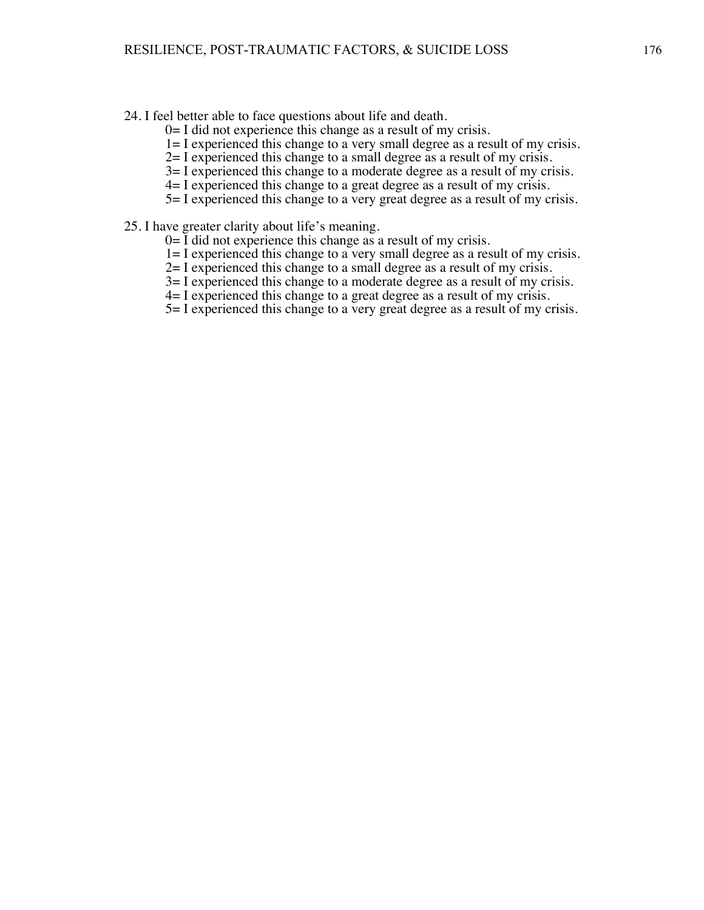24. I feel better able to face questions about life and death.

    0= I did not experience this change as a result of my crisis.
    1= I experienced this change to a very small degree as a result of my crisis.
    2= I experienced this change to a small degree as a result of my crisis.
    3= I experienced this change to a moderate degree as a result of my crisis.
    4= I experienced this change to a great degree as a result of my crisis.
    5= I experienced this change to a very great degree as a result of my crisis.

25. I have greater clarity about life's meaning.

    0= I did not experience this change as a result of my crisis.
    1= I experienced this change to a very small degree as a result of my crisis.
    2= I experienced this change to a small degree as a result of my crisis.
    3= I experienced this change to a moderate degree as a result of my crisis.
    4= I experienced this change to a great degree as a result of my crisis.
    5= I experienced this change to a very great degree as a result of my crisis.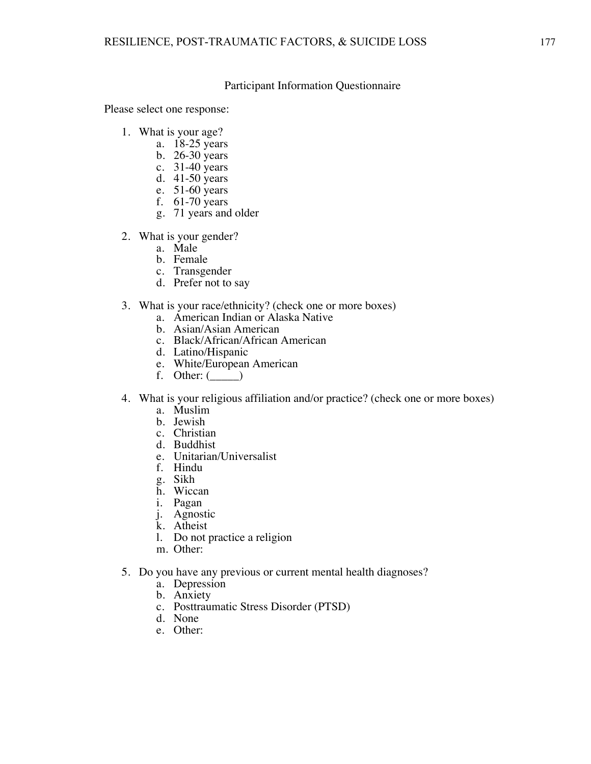## Participant Information Questionnaire

Please select one response:

1. What is your age?
   a. 18-25 years
   b. 26-30 years
   c. 31-40 years
   d. 41-50 years
   e. 51-60 years
   f. 61-70 years
   g. 71 years and older

2. What is your gender?
   a. Male
   b. Female
   c. Transgender
   d. Prefer not to say

3. What is your race/ethnicity? (check one or more boxes)
   a. American Indian or Alaska Native
   b. Asian/Asian American
   c. Black/African/African American
   d. Latino/Hispanic
   e. White/European American
   f. Other: (_____)

4. What is your religious affiliation and/or practice? (check one or more boxes)
   a. Muslim
   b. Jewish
   c. Christian
   d. Buddhist
   e. Unitarian/Universalist
   f. Hindu
   g. Sikh
   h. Wiccan
   i. Pagan
   j. Agnostic
   k. Atheist
   l. Do not practice a religion
   m. Other:

5. Do you have any previous or current mental health diagnoses?
   a. Depression
   b. Anxiety
   c. Posttraumatic Stress Disorder (PTSD)
   d. None
   e. Other: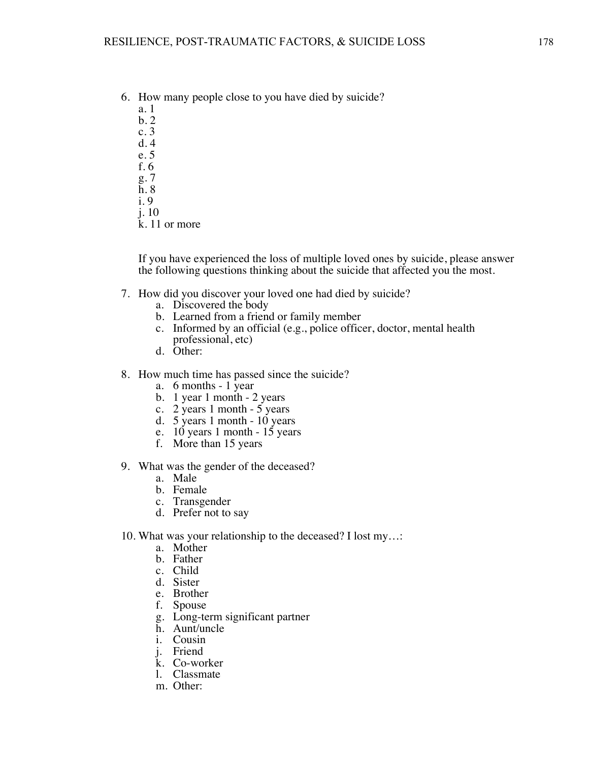6. How many people close to you have died by suicide?
   a. 1
   b. 2
   c. 3
   d. 4
   e. 5
   f. 6
   g. 7
   h. 8
   i. 9
   j. 10
   k. 11 or more

   If you have experienced the loss of multiple loved ones by suicide, please answer the following questions thinking about the suicide that affected you the most.

7. How did you discover your loved one had died by suicide?
   a. Discovered the body
   b. Learned from a friend or family member
   c. Informed by an official (e.g., police officer, doctor, mental health professional, etc)
   d. Other:

8. How much time has passed since the suicide?
   a. 6 months - 1 year
   b. 1 year 1 month - 2 years
   c. 2 years 1 month - 5 years
   d. 5 years 1 month - 10 years
   e. 10 years 1 month - 15 years
   f. More than 15 years

9. What was the gender of the deceased?
   a. Male
   b. Female
   c. Transgender
   d. Prefer not to say

10. What was your relationship to the deceased? I lost my…:
    a. Mother
    b. Father
    c. Child
    d. Sister
    e. Brother
    f. Spouse
    g. Long-term significant partner
    h. Aunt/uncle
    i. Cousin
    j. Friend
    k. Co-worker
    l. Classmate
    m. Other: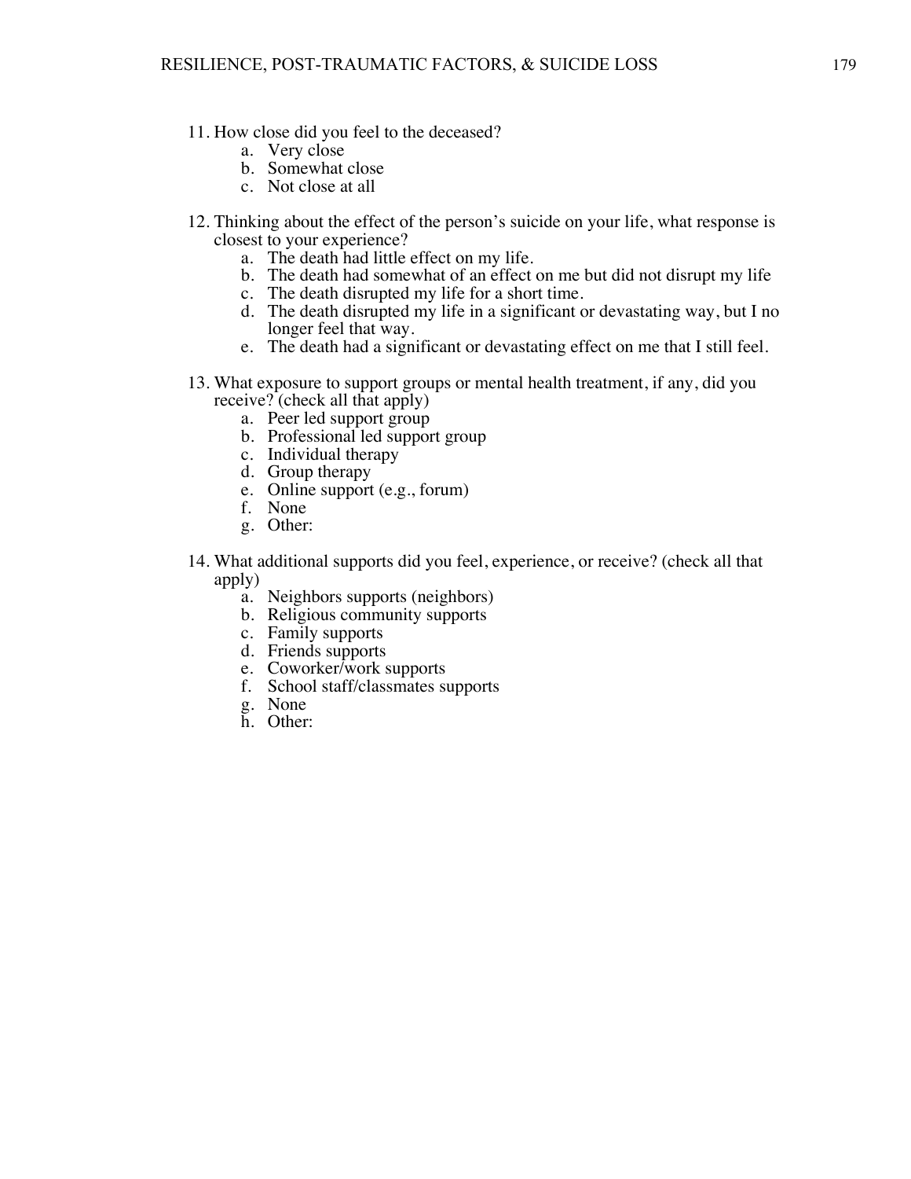11. How close did you feel to the deceased?
    a. Very close
    b. Somewhat close
    c. Not close at all

12. Thinking about the effect of the person's suicide on your life, what response is closest to your experience?
    a. The death had little effect on my life.
    b. The death had somewhat of an effect on me but did not disrupt my life
    c. The death disrupted my life for a short time.
    d. The death disrupted my life in a significant or devastating way, but I no longer feel that way.
    e. The death had a significant or devastating effect on me that I still feel.

13. What exposure to support groups or mental health treatment, if any, did you receive? (check all that apply)
    a. Peer led support group
    b. Professional led support group
    c. Individual therapy
    d. Group therapy
    e. Online support (e.g., forum)
    f. None
    g. Other:

14. What additional supports did you feel, experience, or receive? (check all that apply)
    a. Neighbors supports (neighbors)
    b. Religious community supports
    c. Family supports
    d. Friends supports
    e. Coworker/work supports
    f. School staff/classmates supports
    g. None
    h. Other: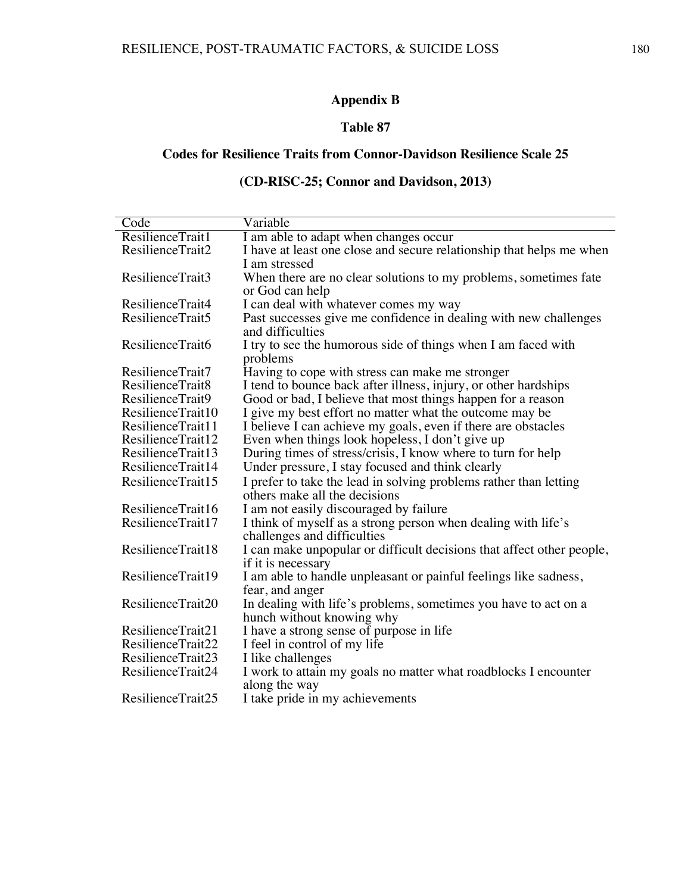## Appendix B

### Table 87

### Codes for Resilience Traits from Connor-Davidson Resilience Scale 25

### (CD-RISC-25; Connor and Davidson, 2013)

| Code | Variable |
|---|---|
| ResilienceTrait1 | I am able to adapt when changes occur |
| ResilienceTrait2 | I have at least one close and secure relationship that helps me when I am stressed |
| ResilienceTrait3 | When there are no clear solutions to my problems, sometimes fate or God can help |
| ResilienceTrait4 | I can deal with whatever comes my way |
| ResilienceTrait5 | Past successes give me confidence in dealing with new challenges and difficulties |
| ResilienceTrait6 | I try to see the humorous side of things when I am faced with problems |
| ResilienceTrait7 | Having to cope with stress can make me stronger |
| ResilienceTrait8 | I tend to bounce back after illness, injury, or other hardships |
| ResilienceTrait9 | Good or bad, I believe that most things happen for a reason |
| ResilienceTrait10 | I give my best effort no matter what the outcome may be |
| ResilienceTrait11 | I believe I can achieve my goals, even if there are obstacles |
| ResilienceTrait12 | Even when things look hopeless, I don't give up |
| ResilienceTrait13 | During times of stress/crisis, I know where to turn for help |
| ResilienceTrait14 | Under pressure, I stay focused and think clearly |
| ResilienceTrait15 | I prefer to take the lead in solving problems rather than letting others make all the decisions |
| ResilienceTrait16 | I am not easily discouraged by failure |
| ResilienceTrait17 | I think of myself as a strong person when dealing with life's challenges and difficulties |
| ResilienceTrait18 | I can make unpopular or difficult decisions that affect other people, if it is necessary |
| ResilienceTrait19 | I am able to handle unpleasant or painful feelings like sadness, fear, and anger |
| ResilienceTrait20 | In dealing with life's problems, sometimes you have to act on a hunch without knowing why |
| ResilienceTrait21 | I have a strong sense of purpose in life |
| ResilienceTrait22 | I feel in control of my life |
| ResilienceTrait23 | I like challenges |
| ResilienceTrait24 | I work to attain my goals no matter what roadblocks I encounter along the way |
| ResilienceTrait25 | I take pride in my achievements |